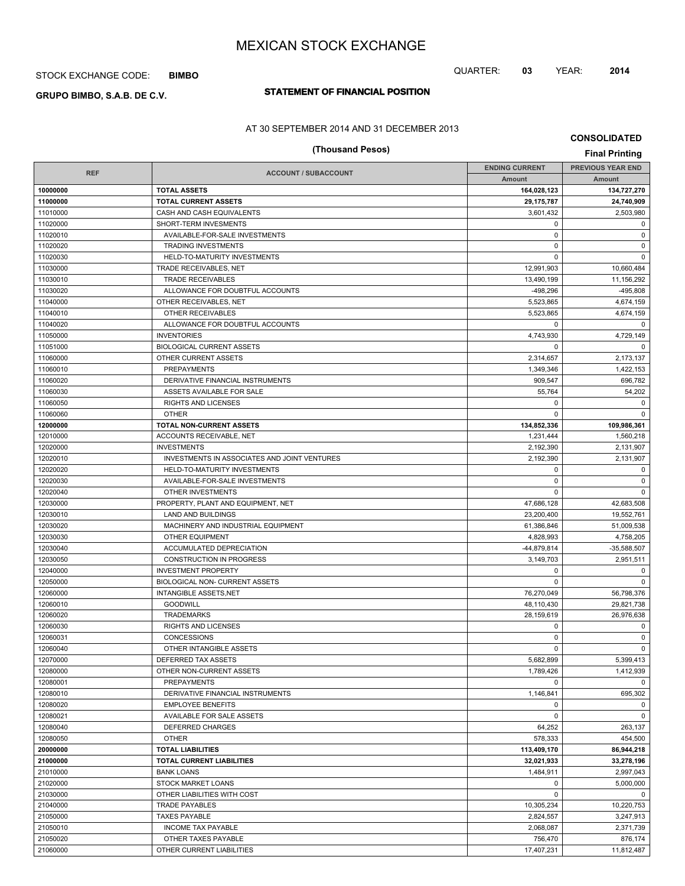# MEXICAN STOCK EXCHANGE

STOCK EXCHANGE CODE: **BIMBO**

QUARTER: **03** YEAR: **2014**

**GRUPO BIMBO, S.A.B. DE C.V.**

## STATEMENT OF FINANCIAL POSITION

AT 30 SEPTEMBER 2014 AND 31 DECEMBER 2013

**CONSOLIDATED**

**(Thousand Pesos)**

**Final Printing**

| REF | ACCOUNT / SUBACCOUNT | ENDING CURRENT | PREVIOUS YEAR END |
|---|---|---|---|
| | | Amount | Amount |
| **10000000** | **TOTAL ASSETS** | **164,028,123** | **134,727,270** |
| **11000000** | **TOTAL CURRENT ASSETS** | **29,175,787** | **24,740,909** |
| 11010000 | CASH AND CASH EQUIVALENTS | 3,601,432 | 2,503,980 |
| 11020000 | SHORT-TERM INVESMENTS | 0 | 0 |
| 11020010 | AVAILABLE-FOR-SALE INVESTMENTS | 0 | 0 |
| 11020020 | TRADING INVESTMENTS | 0 | 0 |
| 11020030 | HELD-TO-MATURITY INVESTMENTS | 0 | 0 |
| 11030000 | TRADE RECEIVABLES, NET | 12,991,903 | 10,660,484 |
| 11030010 | TRADE RECEIVABLES | 13,490,199 | 11,156,292 |
| 11030020 | ALLOWANCE FOR DOUBTFUL ACCOUNTS | -498,296 | -495,808 |
| 11040000 | OTHER RECEIVABLES, NET | 5,523,865 | 4,674,159 |
| 11040010 | OTHER RECEIVABLES | 5,523,865 | 4,674,159 |
| 11040020 | ALLOWANCE FOR DOUBTFUL ACCOUNTS | 0 | 0 |
| 11050000 | INVENTORIES | 4,743,930 | 4,729,149 |
| 11051000 | BIOLOGICAL CURRENT ASSETS | 0 | 0 |
| 11060000 | OTHER CURRENT ASSETS | 2,314,657 | 2,173,137 |
| 11060010 | PREPAYMENTS | 1,349,346 | 1,422,153 |
| 11060020 | DERIVATIVE FINANCIAL INSTRUMENTS | 909,547 | 696,782 |
| 11060030 | ASSETS AVAILABLE FOR SALE | 55,764 | 54,202 |
| 11060050 | RIGHTS AND LICENSES | 0 | 0 |
| 11060060 | OTHER | 0 | 0 |
| **12000000** | **TOTAL NON-CURRENT ASSETS** | **134,852,336** | **109,986,361** |
| 12010000 | ACCOUNTS RECEIVABLE, NET | 1,231,444 | 1,560,218 |
| 12020000 | INVESTMENTS | 2,192,390 | 2,131,907 |
| 12020010 | INVESTMENTS IN ASSOCIATES AND JOINT VENTURES | 2,192,390 | 2,131,907 |
| 12020020 | HELD-TO-MATURITY INVESTMENTS | 0 | 0 |
| 12020030 | AVAILABLE-FOR-SALE INVESTMENTS | 0 | 0 |
| 12020040 | OTHER INVESTMENTS | 0 | 0 |
| 12030000 | PROPERTY, PLANT AND EQUIPMENT, NET | 47,686,128 | 42,683,508 |
| 12030010 | LAND AND BUILDINGS | 23,200,400 | 19,552,761 |
| 12030020 | MACHINERY AND INDUSTRIAL EQUIPMENT | 61,386,846 | 51,009,538 |
| 12030030 | OTHER EQUIPMENT | 4,828,993 | 4,758,205 |
| 12030040 | ACCUMULATED DEPRECIATION | -44,879,814 | -35,588,507 |
| 12030050 | CONSTRUCTION IN PROGRESS | 3,149,703 | 2,951,511 |
| 12040000 | INVESTMENT PROPERTY | 0 | 0 |
| 12050000 | BIOLOGICAL NON- CURRENT ASSETS | 0 | 0 |
| 12060000 | INTANGIBLE ASSETS,NET | 76,270,049 | 56,798,376 |
| 12060010 | GOODWILL | 48,110,430 | 29,821,738 |
| 12060020 | TRADEMARKS | 28,159,619 | 26,976,638 |
| 12060030 | RIGHTS AND LICENSES | 0 | 0 |
| 12060031 | CONCESSIONS | 0 | 0 |
| 12060040 | OTHER INTANGIBLE ASSETS | 0 | 0 |
| 12070000 | DEFERRED TAX ASSETS | 5,682,899 | 5,399,413 |
| 12080000 | OTHER NON-CURRENT ASSETS | 1,789,426 | 1,412,939 |
| 12080001 | PREPAYMENTS | 0 | 0 |
| 12080010 | DERIVATIVE FINANCIAL INSTRUMENTS | 1,146,841 | 695,302 |
| 12080020 | EMPLOYEE BENEFITS | 0 | 0 |
| 12080021 | AVAILABLE FOR SALE ASSETS | 0 | 0 |
| 12080040 | DEFERRED CHARGES | 64,252 | 263,137 |
| 12080050 | OTHER | 578,333 | 454,500 |
| **20000000** | **TOTAL LIABILITIES** | **113,409,170** | **86,944,218** |
| **21000000** | **TOTAL CURRENT LIABILITIES** | **32,021,933** | **33,278,196** |
| 21010000 | BANK LOANS | 1,484,911 | 2,997,043 |
| 21020000 | STOCK MARKET LOANS | 0 | 5,000,000 |
| 21030000 | OTHER LIABILITIES WITH COST | 0 | 0 |
| 21040000 | TRADE PAYABLES | 10,305,234 | 10,220,753 |
| 21050000 | TAXES PAYABLE | 2,824,557 | 3,247,913 |
| 21050010 | INCOME TAX PAYABLE | 2,068,087 | 2,371,739 |
| 21050020 | OTHER TAXES PAYABLE | 756,470 | 876,174 |
| 21060000 | OTHER CURRENT LIABILITIES | 17,407,231 | 11,812,487 |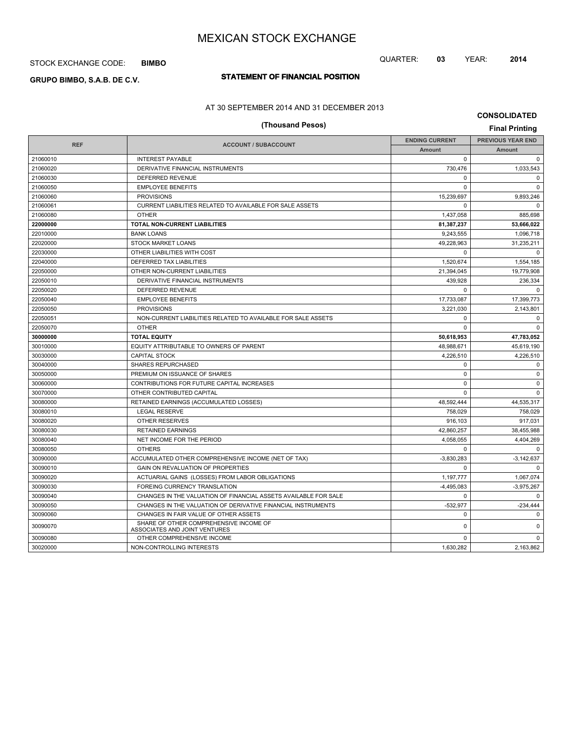# MEXICAN STOCK EXCHANGE

STOCK EXCHANGE CODE: **BIMBO**

QUARTER: **03** YEAR: **2014**

**GRUPO BIMBO, S.A.B. DE C.V.**

## STATEMENT OF FINANCIAL POSITION

AT 30 SEPTEMBER 2014 AND 31 DECEMBER 2013

**(Thousand Pesos)**

**CONSOLIDATED**

**Final Printing**

| REF | ACCOUNT / SUBACCOUNT | ENDING CURRENT | PREVIOUS YEAR END |
|---|---|---|---|
| | | Amount | Amount |
| 21060010 | INTEREST PAYABLE | 0 | 0 |
| 21060020 | DERIVATIVE FINANCIAL INSTRUMENTS | 730,476 | 1,033,543 |
| 21060030 | DEFERRED REVENUE | 0 | 0 |
| 21060050 | EMPLOYEE BENEFITS | 0 | 0 |
| 21060060 | PROVISIONS | 15,239,697 | 9,893,246 |
| 21060061 | CURRENT LIABILITIES RELATED TO AVAILABLE FOR SALE ASSETS | 0 | 0 |
| 21060080 | OTHER | 1,437,058 | 885,698 |
| **22000000** | **TOTAL NON-CURRENT LIABILITIES** | **81,387,237** | **53,666,022** |
| 22010000 | BANK LOANS | 9,243,555 | 1,096,718 |
| 22020000 | STOCK MARKET LOANS | 49,228,963 | 31,235,211 |
| 22030000 | OTHER LIABILITIES WITH COST | 0 | 0 |
| 22040000 | DEFERRED TAX LIABILITIES | 1,520,674 | 1,554,185 |
| 22050000 | OTHER NON-CURRENT LIABILITIES | 21,394,045 | 19,779,908 |
| 22050010 | DERIVATIVE FINANCIAL INSTRUMENTS | 439,928 | 236,334 |
| 22050020 | DEFERRED REVENUE | 0 | 0 |
| 22050040 | EMPLOYEE BENEFITS | 17,733,087 | 17,399,773 |
| 22050050 | PROVISIONS | 3,221,030 | 2,143,801 |
| 22050051 | NON-CURRENT LIABILITIES RELATED TO AVAILABLE FOR SALE ASSETS | 0 | 0 |
| 22050070 | OTHER | 0 | 0 |
| **30000000** | **TOTAL EQUITY** | **50,618,953** | **47,783,052** |
| 30010000 | EQUITY ATTRIBUTABLE TO OWNERS OF PARENT | 48,988,671 | 45,619,190 |
| 30030000 | CAPITAL STOCK | 4,226,510 | 4,226,510 |
| 30040000 | SHARES REPURCHASED | 0 | 0 |
| 30050000 | PREMIUM ON ISSUANCE OF SHARES | 0 | 0 |
| 30060000 | CONTRIBUTIONS FOR FUTURE CAPITAL INCREASES | 0 | 0 |
| 30070000 | OTHER CONTRIBUTED CAPITAL | 0 | 0 |
| 30080000 | RETAINED EARNINGS (ACCUMULATED LOSSES) | 48,592,444 | 44,535,317 |
| 30080010 | LEGAL RESERVE | 758,029 | 758,029 |
| 30080020 | OTHER RESERVES | 916,103 | 917,031 |
| 30080030 | RETAINED EARNINGS | 42,860,257 | 38,455,988 |
| 30080040 | NET INCOME FOR THE PERIOD | 4,058,055 | 4,404,269 |
| 30080050 | OTHERS | 0 | 0 |
| 30090000 | ACCUMULATED OTHER COMPREHENSIVE INCOME (NET OF TAX) | -3,830,283 | -3,142,637 |
| 30090010 | GAIN ON REVALUATION OF PROPERTIES | 0 | 0 |
| 30090020 | ACTUARIAL GAINS (LOSSES) FROM LABOR OBLIGATIONS | 1,197,777 | 1,067,074 |
| 30090030 | FOREING CURRENCY TRANSLATION | -4,495,083 | -3,975,267 |
| 30090040 | CHANGES IN THE VALUATION OF FINANCIAL ASSETS AVAILABLE FOR SALE | 0 | 0 |
| 30090050 | CHANGES IN THE VALUATION OF DERIVATIVE FINANCIAL INSTRUMENTS | -532,977 | -234,444 |
| 30090060 | CHANGES IN FAIR VALUE OF OTHER ASSETS | 0 | 0 |
| 30090070 | SHARE OF OTHER COMPREHENSIVE INCOME OF ASSOCIATES AND JOINT VENTURES | 0 | 0 |
| 30090080 | OTHER COMPREHENSIVE INCOME | 0 | 0 |
| 30020000 | NON-CONTROLLING INTERESTS | 1,630,282 | 2,163,862 |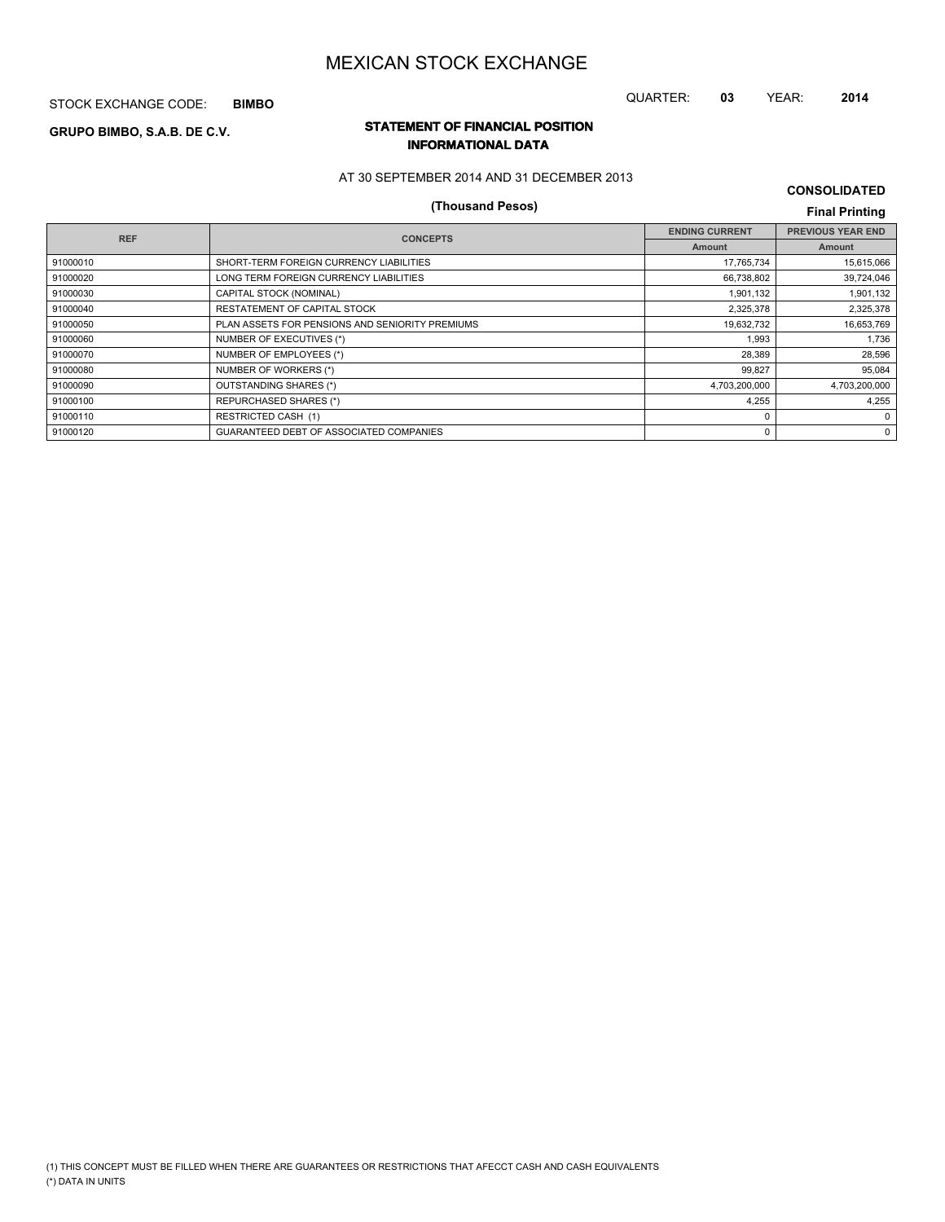# MEXICAN STOCK EXCHANGE

STOCK EXCHANGE CODE: **BIMBO**

QUARTER: **03** YEAR: **2014**

**GRUPO BIMBO, S.A.B. DE C.V.**

## STATEMENT OF FINANCIAL POSITION
## INFORMATIONAL DATA

AT 30 SEPTEMBER 2014 AND 31 DECEMBER 2013

**CONSOLIDATED**

**(Thousand Pesos)**

**Final Printing**

| REF | CONCEPTS | ENDING CURRENT | PREVIOUS YEAR END |
|---|---|---|---|
| | | Amount | Amount |
| 91000010 | SHORT-TERM FOREIGN CURRENCY LIABILITIES | 17,765,734 | 15,615,066 |
| 91000020 | LONG TERM FOREIGN CURRENCY LIABILITIES | 66,738,802 | 39,724,046 |
| 91000030 | CAPITAL STOCK (NOMINAL) | 1,901,132 | 1,901,132 |
| 91000040 | RESTATEMENT OF CAPITAL STOCK | 2,325,378 | 2,325,378 |
| 91000050 | PLAN ASSETS FOR PENSIONS AND SENIORITY PREMIUMS | 19,632,732 | 16,653,769 |
| 91000060 | NUMBER OF EXECUTIVES (*) | 1,993 | 1,736 |
| 91000070 | NUMBER OF EMPLOYEES (*) | 28,389 | 28,596 |
| 91000080 | NUMBER OF WORKERS (*) | 99,827 | 95,084 |
| 91000090 | OUTSTANDING SHARES (*) | 4,703,200,000 | 4,703,200,000 |
| 91000100 | REPURCHASED SHARES (*) | 4,255 | 4,255 |
| 91000110 | RESTRICTED CASH (1) | 0 | 0 |
| 91000120 | GUARANTEED DEBT OF ASSOCIATED COMPANIES | 0 | 0 |

(1) THIS CONCEPT MUST BE FILLED WHEN THERE ARE GUARANTEES OR RESTRICTIONS THAT AFECCT CASH AND CASH EQUIVALENTS

(*) DATA IN UNITS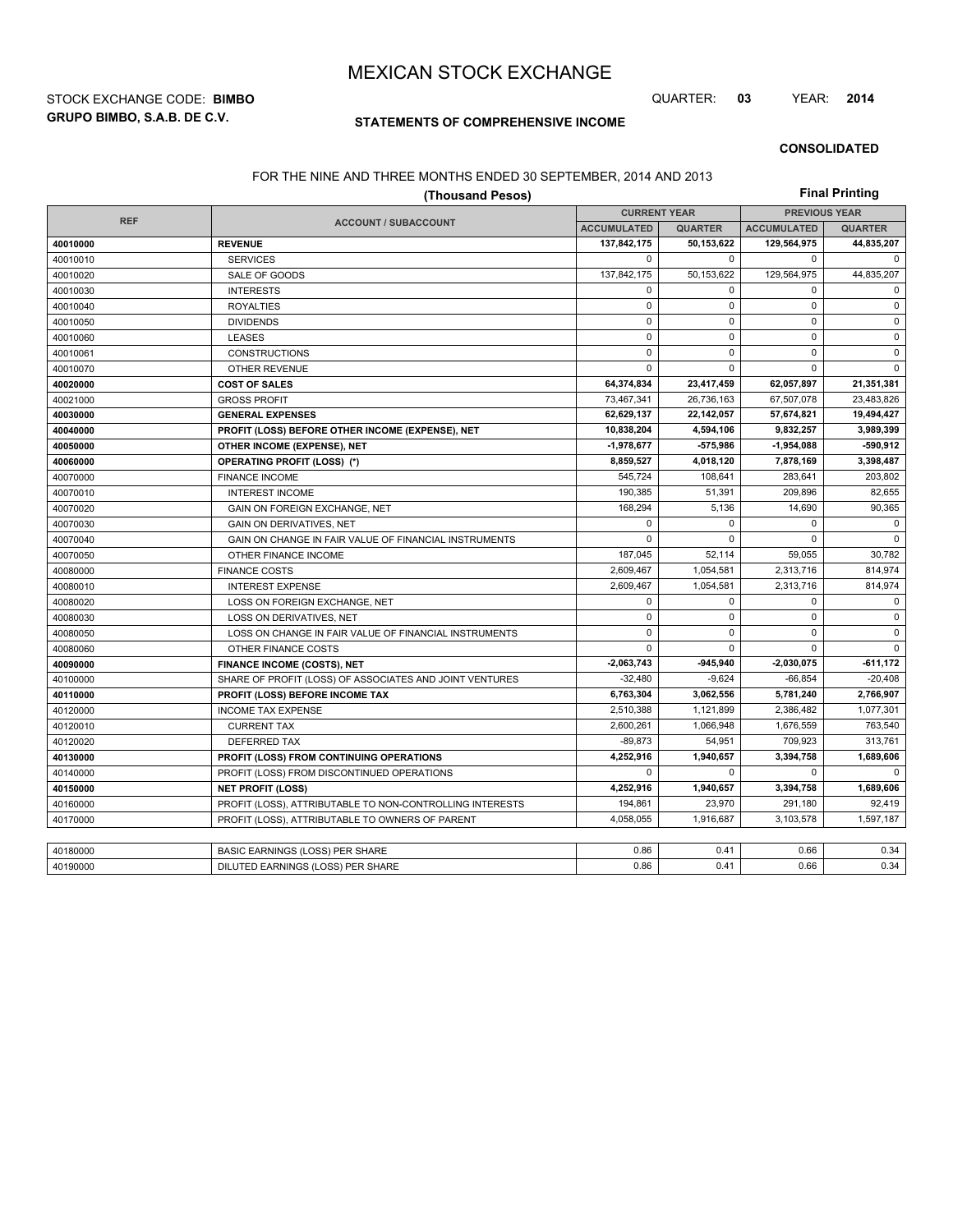# MEXICAN STOCK EXCHANGE

STOCK EXCHANGE CODE: **BIMBO**

QUARTER: **03** YEAR: **2014**

**GRUPO BIMBO, S.A.B. DE C.V.**

## STATEMENTS OF COMPREHENSIVE INCOME

**CONSOLIDATED**

FOR THE NINE AND THREE MONTHS ENDED 30 SEPTEMBER, 2014 AND 2013

**(Thousand Pesos)**

**Final Printing**

| REF | ACCOUNT / SUBACCOUNT | CURRENT YEAR | | PREVIOUS YEAR | |
|---|---|---|---|---|---|
| | | ACCUMULATED | QUARTER | ACCUMULATED | QUARTER |
| **40010000** | **REVENUE** | **137,842,175** | **50,153,622** | **129,564,975** | **44,835,207** |
| 40010010 | SERVICES | 0 | 0 | 0 | 0 |
| 40010020 | SALE OF GOODS | 137,842,175 | 50,153,622 | 129,564,975 | 44,835,207 |
| 40010030 | INTERESTS | 0 | 0 | 0 | 0 |
| 40010040 | ROYALTIES | 0 | 0 | 0 | 0 |
| 40010050 | DIVIDENDS | 0 | 0 | 0 | 0 |
| 40010060 | LEASES | 0 | 0 | 0 | 0 |
| 40010061 | CONSTRUCTIONS | 0 | 0 | 0 | 0 |
| 40010070 | OTHER REVENUE | 0 | 0 | 0 | 0 |
| **40020000** | **COST OF SALES** | **64,374,834** | **23,417,459** | **62,057,897** | **21,351,381** |
| 40021000 | GROSS PROFIT | 73,467,341 | 26,736,163 | 67,507,078 | 23,483,826 |
| **40030000** | **GENERAL EXPENSES** | **62,629,137** | **22,142,057** | **57,674,821** | **19,494,427** |
| **40040000** | **PROFIT (LOSS) BEFORE OTHER INCOME (EXPENSE), NET** | **10,838,204** | **4,594,106** | **9,832,257** | **3,989,399** |
| **40050000** | **OTHER INCOME (EXPENSE), NET** | **-1,978,677** | **-575,986** | **-1,954,088** | **-590,912** |
| **40060000** | **OPERATING PROFIT (LOSS) (*)** | **8,859,527** | **4,018,120** | **7,878,169** | **3,398,487** |
| 40070000 | FINANCE INCOME | 545,724 | 108,641 | 283,641 | 203,802 |
| 40070010 | INTEREST INCOME | 190,385 | 51,391 | 209,896 | 82,655 |
| 40070020 | GAIN ON FOREIGN EXCHANGE, NET | 168,294 | 5,136 | 14,690 | 90,365 |
| 40070030 | GAIN ON DERIVATIVES, NET | 0 | 0 | 0 | 0 |
| 40070040 | GAIN ON CHANGE IN FAIR VALUE OF FINANCIAL INSTRUMENTS | 0 | 0 | 0 | 0 |
| 40070050 | OTHER FINANCE INCOME | 187,045 | 52,114 | 59,055 | 30,782 |
| 40080000 | FINANCE COSTS | 2,609,467 | 1,054,581 | 2,313,716 | 814,974 |
| 40080010 | INTEREST EXPENSE | 2,609,467 | 1,054,581 | 2,313,716 | 814,974 |
| 40080020 | LOSS ON FOREIGN EXCHANGE, NET | 0 | 0 | 0 | 0 |
| 40080030 | LOSS ON DERIVATIVES, NET | 0 | 0 | 0 | 0 |
| 40080050 | LOSS ON CHANGE IN FAIR VALUE OF FINANCIAL INSTRUMENTS | 0 | 0 | 0 | 0 |
| 40080060 | OTHER FINANCE COSTS | 0 | 0 | 0 | 0 |
| **40090000** | **FINANCE INCOME (COSTS), NET** | **-2,063,743** | **-945,940** | **-2,030,075** | **-611,172** |
| 40100000 | SHARE OF PROFIT (LOSS) OF ASSOCIATES AND JOINT VENTURES | -32,480 | -9,624 | -66,854 | -20,408 |
| **40110000** | **PROFIT (LOSS) BEFORE INCOME TAX** | **6,763,304** | **3,062,556** | **5,781,240** | **2,766,907** |
| 40120000 | INCOME TAX EXPENSE | 2,510,388 | 1,121,899 | 2,386,482 | 1,077,301 |
| 40120010 | CURRENT TAX | 2,600,261 | 1,066,948 | 1,676,559 | 763,540 |
| 40120020 | DEFERRED TAX | -89,873 | 54,951 | 709,923 | 313,761 |
| **40130000** | **PROFIT (LOSS) FROM CONTINUING OPERATIONS** | **4,252,916** | **1,940,657** | **3,394,758** | **1,689,606** |
| 40140000 | PROFIT (LOSS) FROM DISCONTINUED OPERATIONS | 0 | 0 | 0 | 0 |
| **40150000** | **NET PROFIT (LOSS)** | **4,252,916** | **1,940,657** | **3,394,758** | **1,689,606** |
| 40160000 | PROFIT (LOSS), ATTRIBUTABLE TO NON-CONTROLLING INTERESTS | 194,861 | 23,970 | 291,180 | 92,419 |
| 40170000 | PROFIT (LOSS), ATTRIBUTABLE TO OWNERS OF PARENT | 4,058,055 | 1,916,687 | 3,103,578 | 1,597,187 |

| REF | ACCOUNT / SUBACCOUNT | CURRENT YEAR ACCUMULATED | CURRENT YEAR QUARTER | PREVIOUS YEAR ACCUMULATED | PREVIOUS YEAR QUARTER |
|---|---|---|---|---|---|
| 40180000 | BASIC EARNINGS (LOSS) PER SHARE | 0.86 | 0.41 | 0.66 | 0.34 |
| 40190000 | DILUTED EARNINGS (LOSS) PER SHARE | 0.86 | 0.41 | 0.66 | 0.34 |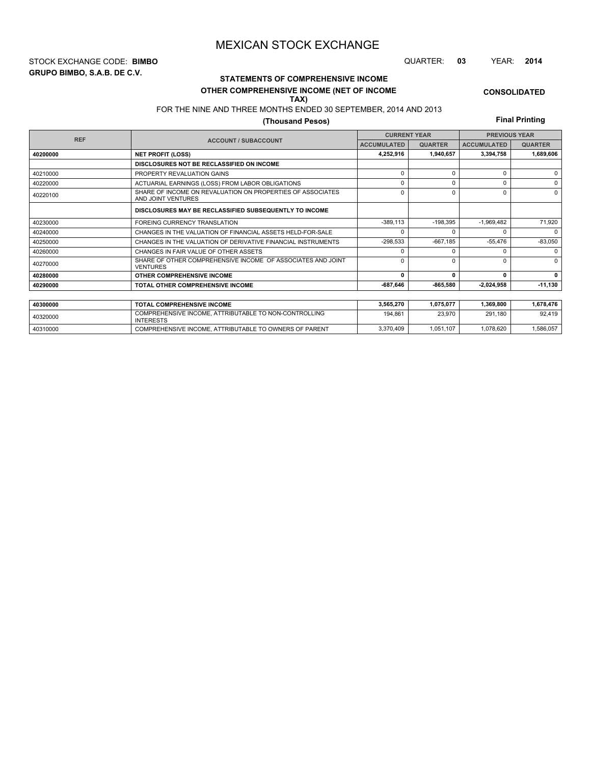# MEXICAN STOCK EXCHANGE

STOCK EXCHANGE CODE: **BIMBO**

QUARTER: **03** YEAR: **2014**

**GRUPO BIMBO, S.A.B. DE C.V.**

## STATEMENTS OF COMPREHENSIVE INCOME

### OTHER COMPREHENSIVE INCOME (NET OF INCOME TAX)

**CONSOLIDATED**

FOR THE NINE AND THREE MONTHS ENDED 30 SEPTEMBER, 2014 AND 2013

**(Thousand Pesos)**

**Final Printing**

| REF | ACCOUNT / SUBACCOUNT | CURRENT YEAR | | PREVIOUS YEAR | |
|---|---|---|---|---|---|
| | | ACCUMULATED | QUARTER | ACCUMULATED | QUARTER |
| **40200000** | **NET PROFIT (LOSS)** | **4,252,916** | **1,940,657** | **3,394,758** | **1,689,606** |
| | **DISCLOSURES NOT BE RECLASSIFIED ON INCOME** | | | | |
| 40210000 | PROPERTY REVALUATION GAINS | 0 | 0 | 0 | 0 |
| 40220000 | ACTUARIAL EARNINGS (LOSS) FROM LABOR OBLIGATIONS | 0 | 0 | 0 | 0 |
| 40220100 | SHARE OF INCOME ON REVALUATION ON PROPERTIES OF ASSOCIATES AND JOINT VENTURES | 0 | 0 | 0 | 0 |
| | **DISCLOSURES MAY BE RECLASSIFIED SUBSEQUENTLY TO INCOME** | | | | |
| 40230000 | FOREING CURRENCY TRANSLATION | -389,113 | -198,395 | -1,969,482 | 71,920 |
| 40240000 | CHANGES IN THE VALUATION OF FINANCIAL ASSETS HELD-FOR-SALE | 0 | 0 | 0 | 0 |
| 40250000 | CHANGES IN THE VALUATION OF DERIVATIVE FINANCIAL INSTRUMENTS | -298,533 | -667,185 | -55,476 | -83,050 |
| 40260000 | CHANGES IN FAIR VALUE OF OTHER ASSETS | 0 | 0 | 0 | 0 |
| 40270000 | SHARE OF OTHER COMPREHENSIVE INCOME OF ASSOCIATES AND JOINT VENTURES | 0 | 0 | 0 | 0 |
| **40280000** | **OTHER COMPREHENSIVE INCOME** | **0** | **0** | **0** | **0** |
| **40290000** | **TOTAL OTHER COMPREHENSIVE INCOME** | **-687,646** | **-865,580** | **-2,024,958** | **-11,130** |
| | | | | | |
| **40300000** | **TOTAL COMPREHENSIVE INCOME** | **3,565,270** | **1,075,077** | **1,369,800** | **1,678,476** |
| 40320000 | COMPREHENSIVE INCOME, ATTRIBUTABLE TO NON-CONTROLLING INTERESTS | 194,861 | 23,970 | 291,180 | 92,419 |
| 40310000 | COMPREHENSIVE INCOME, ATTRIBUTABLE TO OWNERS OF PARENT | 3,370,409 | 1,051,107 | 1,078,620 | 1,586,057 |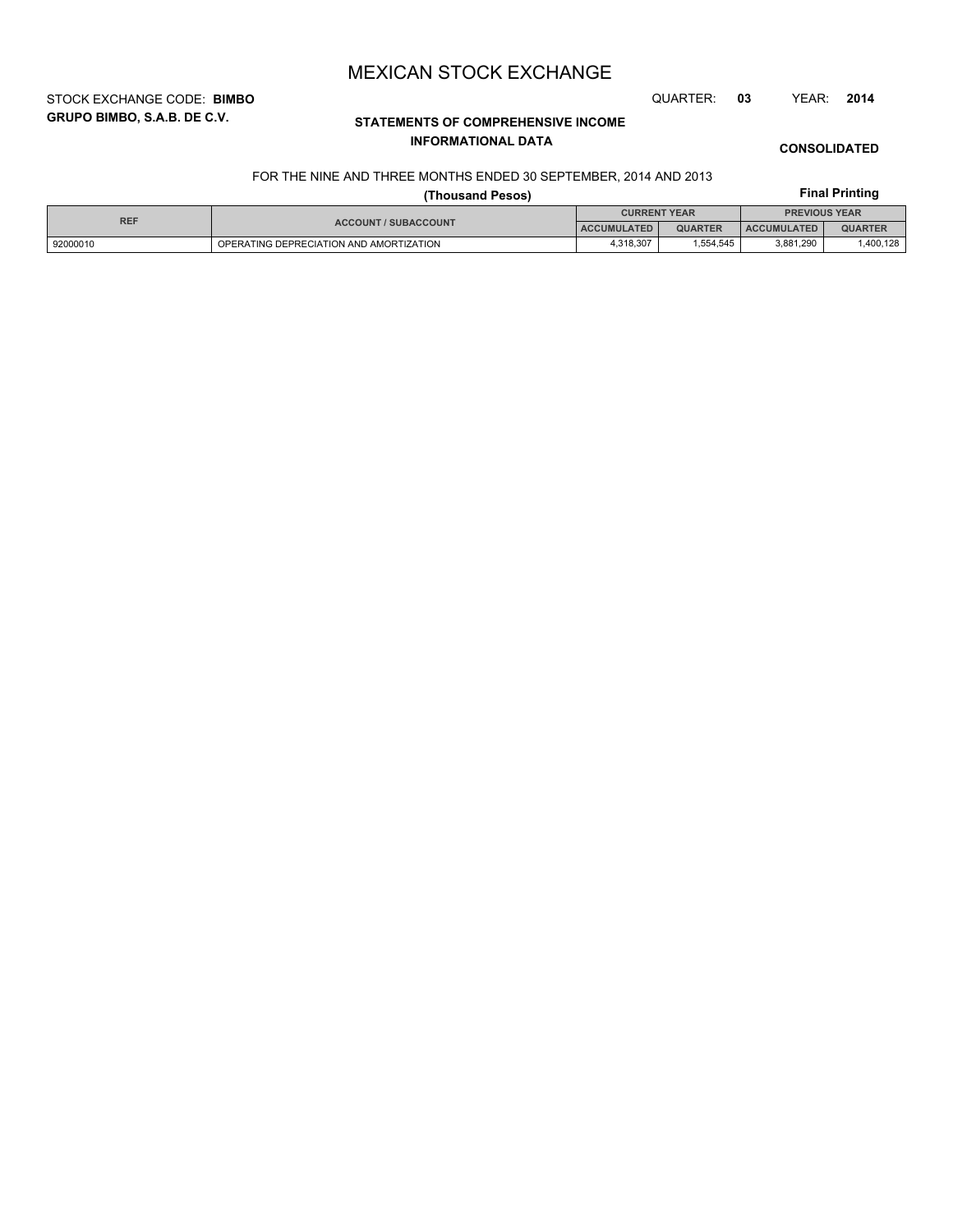# MEXICAN STOCK EXCHANGE

STOCK EXCHANGE CODE: **BIMBO**

**GRUPO BIMBO, S.A.B. DE C.V.**

QUARTER: **03** YEAR: **2014**

**STATEMENTS OF COMPREHENSIVE INCOME**

**INFORMATIONAL DATA**

**CONSOLIDATED**

FOR THE NINE AND THREE MONTHS ENDED 30 SEPTEMBER, 2014 AND 2013

**(Thousand Pesos)**

**Final Printing**

| REF | ACCOUNT / SUBACCOUNT | CURRENT YEAR | | PREVIOUS YEAR | |
|---|---|---|---|---|---|
| | | ACCUMULATED | QUARTER | ACCUMULATED | QUARTER |
| 92000010 | OPERATING DEPRECIATION AND AMORTIZATION | 4,318,307 | 1,554,545 | 3,881,290 | 1,400,128 |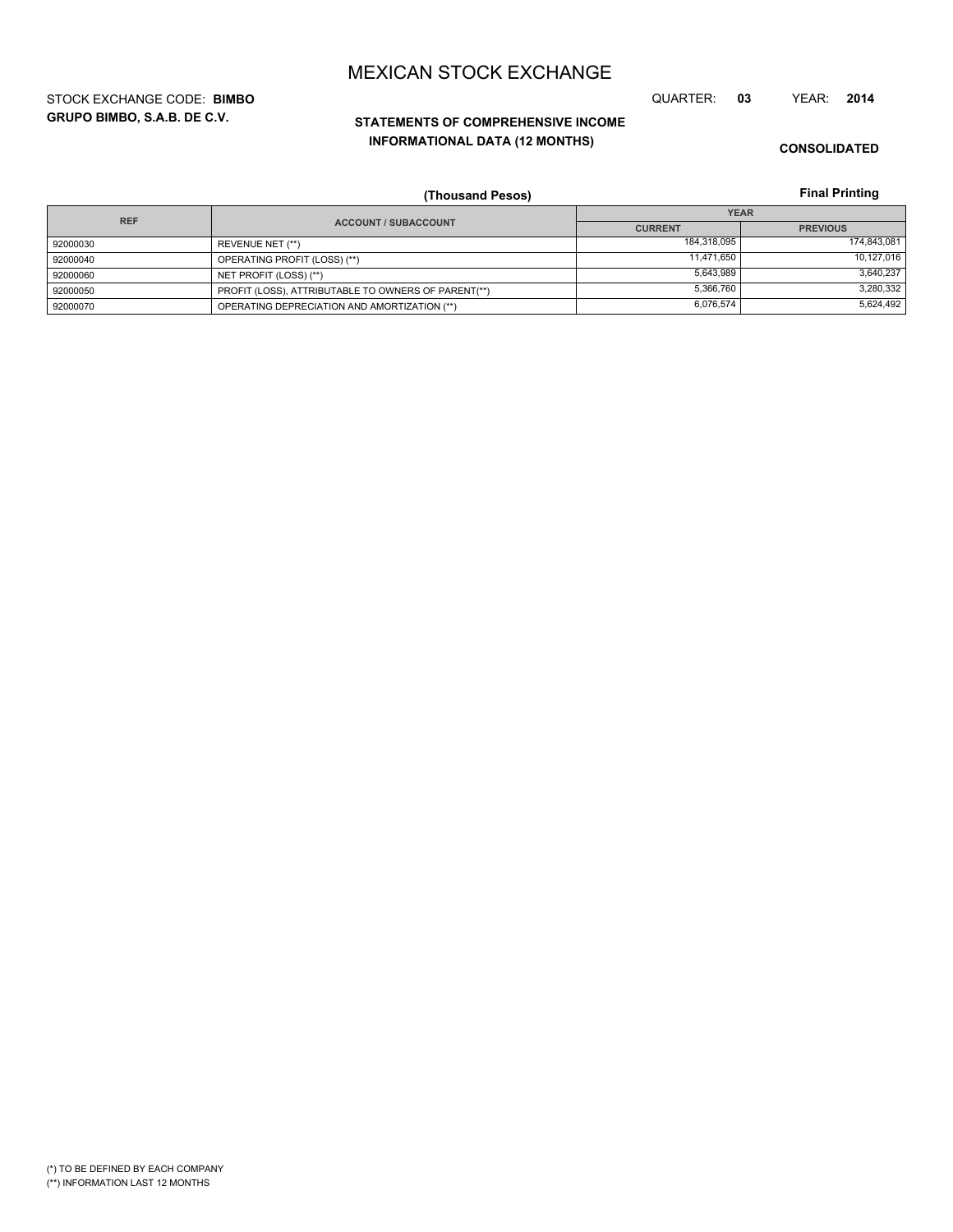# MEXICAN STOCK EXCHANGE

STOCK EXCHANGE CODE: **BIMBO**

**GRUPO BIMBO, S.A.B. DE C.V.**

QUARTER: **03** YEAR: **2014**

## STATEMENTS OF COMPREHENSIVE INCOME
## INFORMATIONAL DATA (12 MONTHS)

**CONSOLIDATED**

**(Thousand Pesos)**

**Final Printing**

| REF | ACCOUNT / SUBACCOUNT | YEAR | |
|---|---|---|---|
| | | CURRENT | PREVIOUS |
| 92000030 | REVENUE NET (**) | 184,318,095 | 174,843,081 |
| 92000040 | OPERATING PROFIT (LOSS) (**) | 11,471,650 | 10,127,016 |
| 92000060 | NET PROFIT (LOSS) (**) | 5,643,989 | 3,640,237 |
| 92000050 | PROFIT (LOSS), ATTRIBUTABLE TO OWNERS OF PARENT(**) | 5,366,760 | 3,280,332 |
| 92000070 | OPERATING DEPRECIATION AND AMORTIZATION (**) | 6,076,574 | 5,624,492 |

(*) TO BE DEFINED BY EACH COMPANY

(**) INFORMATION LAST 12 MONTHS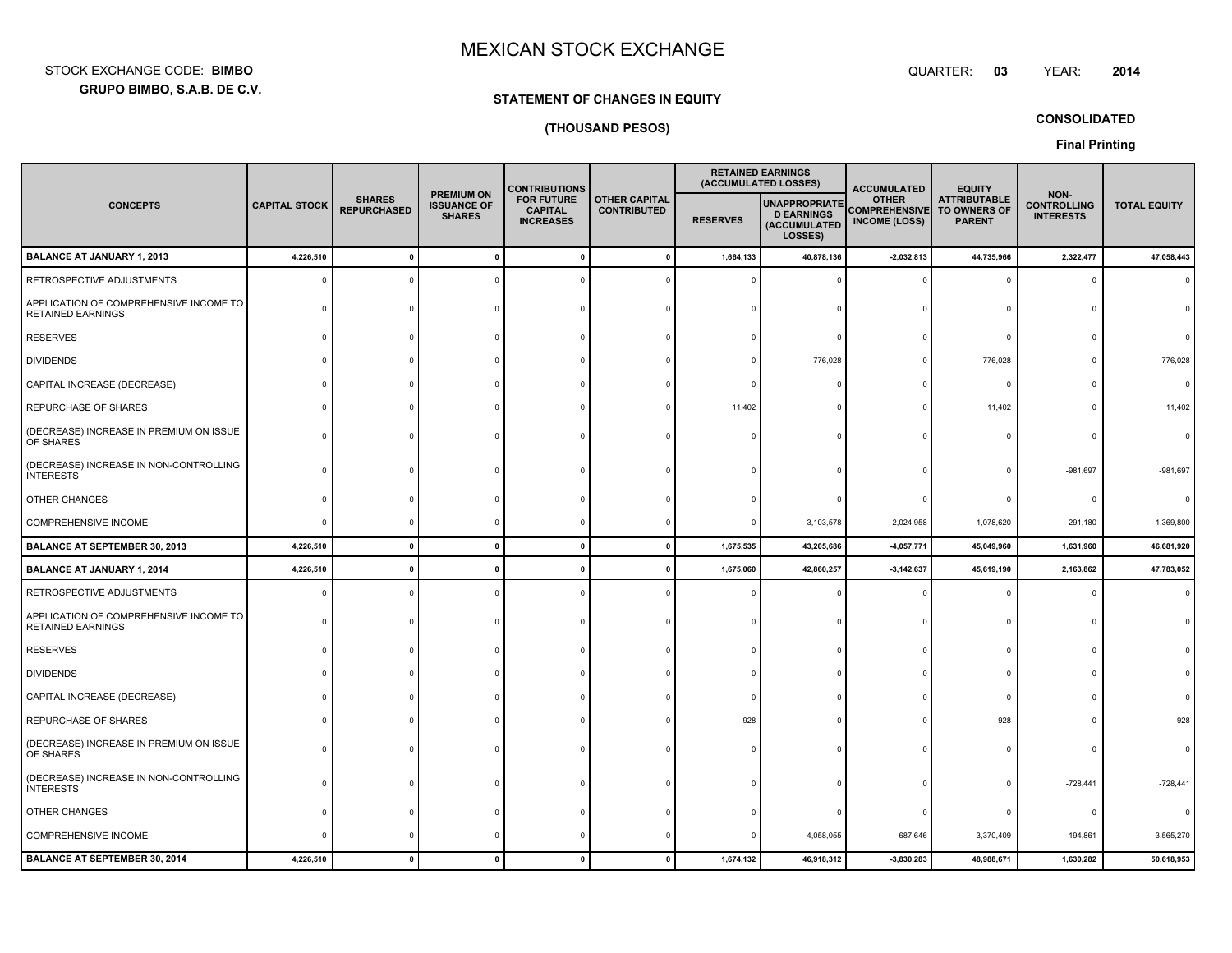# MEXICAN STOCK EXCHANGE

STOCK EXCHANGE CODE: **BIMBO**

**GRUPO BIMBO, S.A.B. DE C.V.**

QUARTER: **03** YEAR: **2014**

**STATEMENT OF CHANGES IN EQUITY**

**(THOUSAND PESOS)**

**CONSOLIDATED**

**Final Printing**

| CONCEPTS | CAPITAL STOCK | SHARES REPURCHASED | PREMIUM ON ISSUANCE OF SHARES | CONTRIBUTIONS FOR FUTURE CAPITAL INCREASES | OTHER CAPITAL CONTRIBUTED | RETAINED EARNINGS (ACCUMULATED LOSSES) | | ACCUMULATED OTHER COMPREHENSIVE INCOME (LOSS) | EQUITY ATTRIBUTABLE TO OWNERS OF PARENT | NON-CONTROLLING INTERESTS | TOTAL EQUITY |
|---|---|---|---|---|---|---|---|---|---|---|---|
| | | | | | | RESERVES | UNAPPROPRIATED EARNINGS (ACCUMULATED LOSSES) | | | | |
| **BALANCE AT JANUARY 1, 2013** | **4,226,510** | **0** | **0** | **0** | **0** | **1,664,133** | **40,878,136** | **-2,032,813** | **44,735,966** | **2,322,477** | **47,058,443** |
| RETROSPECTIVE ADJUSTMENTS | 0 | 0 | 0 | 0 | 0 | 0 | 0 | 0 | 0 | 0 | 0 |
| APPLICATION OF COMPREHENSIVE INCOME TO RETAINED EARNINGS | 0 | 0 | 0 | 0 | 0 | 0 | 0 | 0 | 0 | 0 | 0 |
| RESERVES | 0 | 0 | 0 | 0 | 0 | 0 | 0 | 0 | 0 | 0 | 0 |
| DIVIDENDS | 0 | 0 | 0 | 0 | 0 | 0 | -776,028 | 0 | -776,028 | 0 | -776,028 |
| CAPITAL INCREASE (DECREASE) | 0 | 0 | 0 | 0 | 0 | 0 | 0 | 0 | 0 | 0 | 0 |
| REPURCHASE OF SHARES | 0 | 0 | 0 | 0 | 0 | 11,402 | 0 | 0 | 11,402 | 0 | 11,402 |
| (DECREASE) INCREASE IN PREMIUM ON ISSUE OF SHARES | 0 | 0 | 0 | 0 | 0 | 0 | 0 | 0 | 0 | 0 | 0 |
| (DECREASE) INCREASE IN NON-CONTROLLING INTERESTS | 0 | 0 | 0 | 0 | 0 | 0 | 0 | 0 | 0 | -981,697 | -981,697 |
| OTHER CHANGES | 0 | 0 | 0 | 0 | 0 | 0 | 0 | 0 | 0 | 0 | 0 |
| COMPREHENSIVE INCOME | 0 | 0 | 0 | 0 | 0 | 0 | 3,103,578 | -2,024,958 | 1,078,620 | 291,180 | 1,369,800 |
| **BALANCE AT SEPTEMBER 30, 2013** | **4,226,510** | **0** | **0** | **0** | **0** | **1,675,535** | **43,205,686** | **-4,057,771** | **45,049,960** | **1,631,960** | **46,681,920** |
| **BALANCE AT JANUARY 1, 2014** | **4,226,510** | **0** | **0** | **0** | **0** | **1,675,060** | **42,860,257** | **-3,142,637** | **45,619,190** | **2,163,862** | **47,783,052** |
| RETROSPECTIVE ADJUSTMENTS | 0 | 0 | 0 | 0 | 0 | 0 | 0 | 0 | 0 | 0 | 0 |
| APPLICATION OF COMPREHENSIVE INCOME TO RETAINED EARNINGS | 0 | 0 | 0 | 0 | 0 | 0 | 0 | 0 | 0 | 0 | 0 |
| RESERVES | 0 | 0 | 0 | 0 | 0 | 0 | 0 | 0 | 0 | 0 | 0 |
| DIVIDENDS | 0 | 0 | 0 | 0 | 0 | 0 | 0 | 0 | 0 | 0 | 0 |
| CAPITAL INCREASE (DECREASE) | 0 | 0 | 0 | 0 | 0 | 0 | 0 | 0 | 0 | 0 | 0 |
| REPURCHASE OF SHARES | 0 | 0 | 0 | 0 | 0 | -928 | 0 | 0 | -928 | 0 | -928 |
| (DECREASE) INCREASE IN PREMIUM ON ISSUE OF SHARES | 0 | 0 | 0 | 0 | 0 | 0 | 0 | 0 | 0 | 0 | 0 |
| (DECREASE) INCREASE IN NON-CONTROLLING INTERESTS | 0 | 0 | 0 | 0 | 0 | 0 | 0 | 0 | 0 | -728,441 | -728,441 |
| OTHER CHANGES | 0 | 0 | 0 | 0 | 0 | 0 | 0 | 0 | 0 | 0 | 0 |
| COMPREHENSIVE INCOME | 0 | 0 | 0 | 0 | 0 | 0 | 4,058,055 | -687,646 | 3,370,409 | 194,861 | 3,565,270 |
| **BALANCE AT SEPTEMBER 30, 2014** | **4,226,510** | **0** | **0** | **0** | **0** | **1,674,132** | **46,918,312** | **-3,830,283** | **48,988,671** | **1,630,282** | **50,618,953** |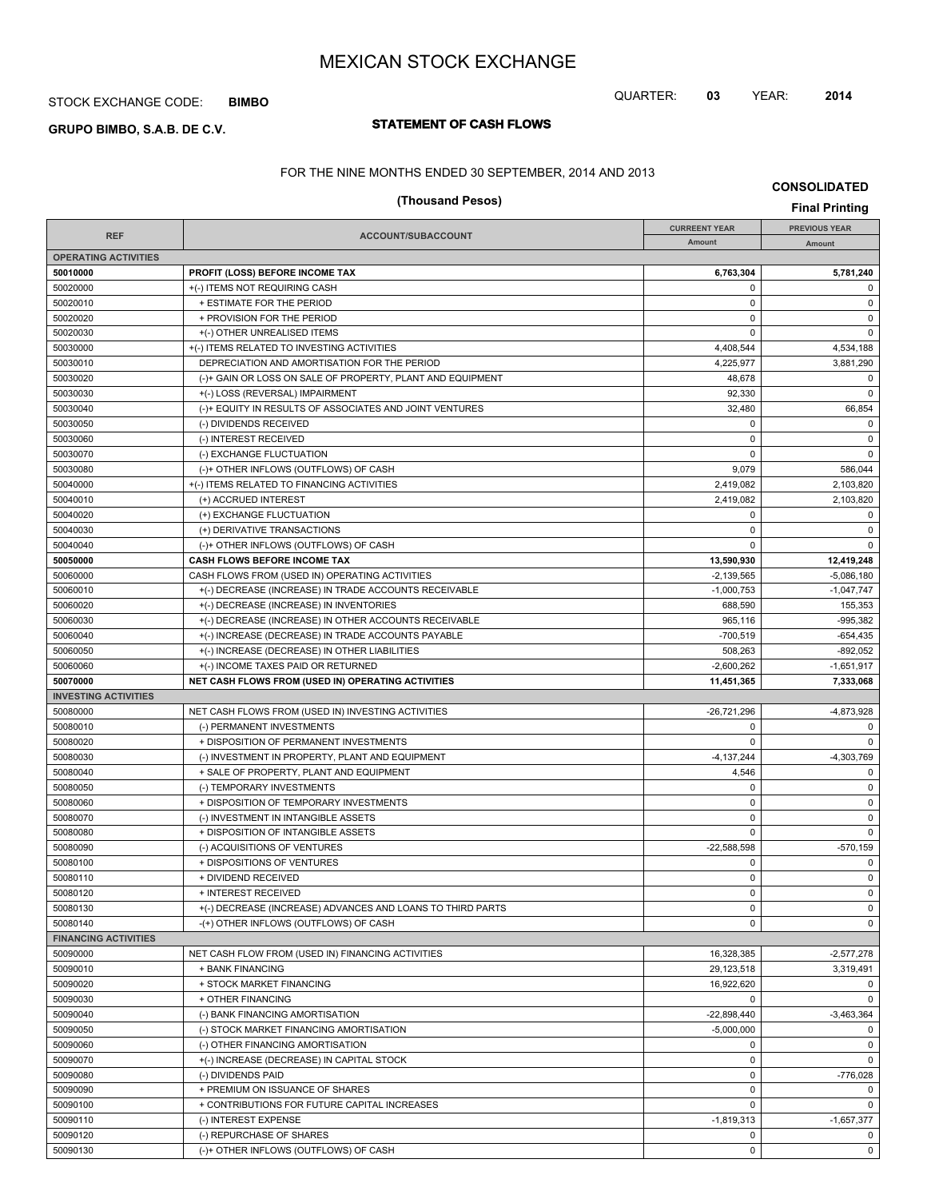# MEXICAN STOCK EXCHANGE

STOCK EXCHANGE CODE: **BIMBO**

QUARTER: **03** YEAR: **2014**

**GRUPO BIMBO, S.A.B. DE C.V.**

## STATEMENT OF CASH FLOWS

FOR THE NINE MONTHS ENDED 30 SEPTEMBER, 2014 AND 2013

**(Thousand Pesos)**

**CONSOLIDATED**

**Final Printing**

| REF | ACCOUNT/SUBACCOUNT | CURREENT YEAR Amount | PREVIOUS YEAR Amount |
|---|---|---|---|
| **OPERATING ACTIVITIES** | | | |
| **50010000** | **PROFIT (LOSS) BEFORE INCOME TAX** | **6,763,304** | **5,781,240** |
| 50020000 | +(-) ITEMS NOT REQUIRING CASH | 0 | 0 |
| 50020010 | + ESTIMATE FOR THE PERIOD | 0 | 0 |
| 50020020 | + PROVISION FOR THE PERIOD | 0 | 0 |
| 50020030 | +(-) OTHER UNREALISED ITEMS | 0 | 0 |
| 50030000 | +(-) ITEMS RELATED TO INVESTING ACTIVITIES | 4,408,544 | 4,534,188 |
| 50030010 | DEPRECIATION AND AMORTISATION FOR THE PERIOD | 4,225,977 | 3,881,290 |
| 50030020 | (-)+ GAIN OR LOSS ON SALE OF PROPERTY, PLANT AND EQUIPMENT | 48,678 | 0 |
| 50030030 | +(-) LOSS (REVERSAL) IMPAIRMENT | 92,330 | 0 |
| 50030040 | (-)+ EQUITY IN RESULTS OF ASSOCIATES AND JOINT VENTURES | 32,480 | 66,854 |
| 50030050 | (-) DIVIDENDS RECEIVED | 0 | 0 |
| 50030060 | (-) INTEREST RECEIVED | 0 | 0 |
| 50030070 | (-) EXCHANGE FLUCTUATION | 0 | 0 |
| 50030080 | (-)+ OTHER INFLOWS (OUTFLOWS) OF CASH | 9,079 | 586,044 |
| 50040000 | +(-) ITEMS RELATED TO FINANCING ACTIVITIES | 2,419,082 | 2,103,820 |
| 50040010 | (+) ACCRUED INTEREST | 2,419,082 | 2,103,820 |
| 50040020 | (+) EXCHANGE FLUCTUATION | 0 | 0 |
| 50040030 | (+) DERIVATIVE TRANSACTIONS | 0 | 0 |
| 50040040 | (-)+ OTHER INFLOWS (OUTFLOWS) OF CASH | 0 | 0 |
| **50050000** | **CASH FLOWS BEFORE INCOME TAX** | **13,590,930** | **12,419,248** |
| 50060000 | CASH FLOWS FROM (USED IN) OPERATING ACTIVITIES | -2,139,565 | -5,086,180 |
| 50060010 | +(-) DECREASE (INCREASE) IN TRADE ACCOUNTS RECEIVABLE | -1,000,753 | -1,047,747 |
| 50060020 | +(-) DECREASE (INCREASE) IN INVENTORIES | 688,590 | 155,353 |
| 50060030 | +(-) DECREASE (INCREASE) IN OTHER ACCOUNTS RECEIVABLE | 965,116 | -995,382 |
| 50060040 | +(-) INCREASE (DECREASE) IN TRADE ACCOUNTS PAYABLE | -700,519 | -654,435 |
| 50060050 | +(-) INCREASE (DECREASE) IN OTHER LIABILITIES | 508,263 | -892,052 |
| 50060060 | +(-) INCOME TAXES PAID OR RETURNED | -2,600,262 | -1,651,917 |
| **50070000** | **NET CASH FLOWS FROM (USED IN) OPERATING ACTIVITIES** | **11,451,365** | **7,333,068** |
| **INVESTING ACTIVITIES** | | | |
| 50080000 | NET CASH FLOWS FROM (USED IN) INVESTING ACTIVITIES | -26,721,296 | -4,873,928 |
| 50080010 | (-) PERMANENT INVESTMENTS | 0 | 0 |
| 50080020 | + DISPOSITION OF PERMANENT INVESTMENTS | 0 | 0 |
| 50080030 | (-) INVESTMENT IN PROPERTY, PLANT AND EQUIPMENT | -4,137,244 | -4,303,769 |
| 50080040 | + SALE OF PROPERTY, PLANT AND EQUIPMENT | 4,546 | 0 |
| 50080050 | (-) TEMPORARY INVESTMENTS | 0 | 0 |
| 50080060 | + DISPOSITION OF TEMPORARY INVESTMENTS | 0 | 0 |
| 50080070 | (-) INVESTMENT IN INTANGIBLE ASSETS | 0 | 0 |
| 50080080 | + DISPOSITION OF INTANGIBLE ASSETS | 0 | 0 |
| 50080090 | (-) ACQUISITIONS OF VENTURES | -22,588,598 | -570,159 |
| 50080100 | + DISPOSITIONS OF VENTURES | 0 | 0 |
| 50080110 | + DIVIDEND RECEIVED | 0 | 0 |
| 50080120 | + INTEREST RECEIVED | 0 | 0 |
| 50080130 | +(-) DECREASE (INCREASE) ADVANCES AND LOANS TO THIRD PARTS | 0 | 0 |
| 50080140 | -(+) OTHER INFLOWS (OUTFLOWS) OF CASH | 0 | 0 |
| **FINANCING ACTIVITIES** | | | |
| 50090000 | NET CASH FLOW FROM (USED IN) FINANCING ACTIVITIES | 16,328,385 | -2,577,278 |
| 50090010 | + BANK FINANCING | 29,123,518 | 3,319,491 |
| 50090020 | + STOCK MARKET FINANCING | 16,922,620 | 0 |
| 50090030 | + OTHER FINANCING | 0 | 0 |
| 50090040 | (-) BANK FINANCING AMORTISATION | -22,898,440 | -3,463,364 |
| 50090050 | (-) STOCK MARKET FINANCING AMORTISATION | -5,000,000 | 0 |
| 50090060 | (-) OTHER FINANCING AMORTISATION | 0 | 0 |
| 50090070 | +(-) INCREASE (DECREASE) IN CAPITAL STOCK | 0 | 0 |
| 50090080 | (-) DIVIDENDS PAID | 0 | -776,028 |
| 50090090 | + PREMIUM ON ISSUANCE OF SHARES | 0 | 0 |
| 50090100 | + CONTRIBUTIONS FOR FUTURE CAPITAL INCREASES | 0 | 0 |
| 50090110 | (-) INTEREST EXPENSE | -1,819,313 | -1,657,377 |
| 50090120 | (-) REPURCHASE OF SHARES | 0 | 0 |
| 50090130 | (-)+ OTHER INFLOWS (OUTFLOWS) OF CASH | 0 | 0 |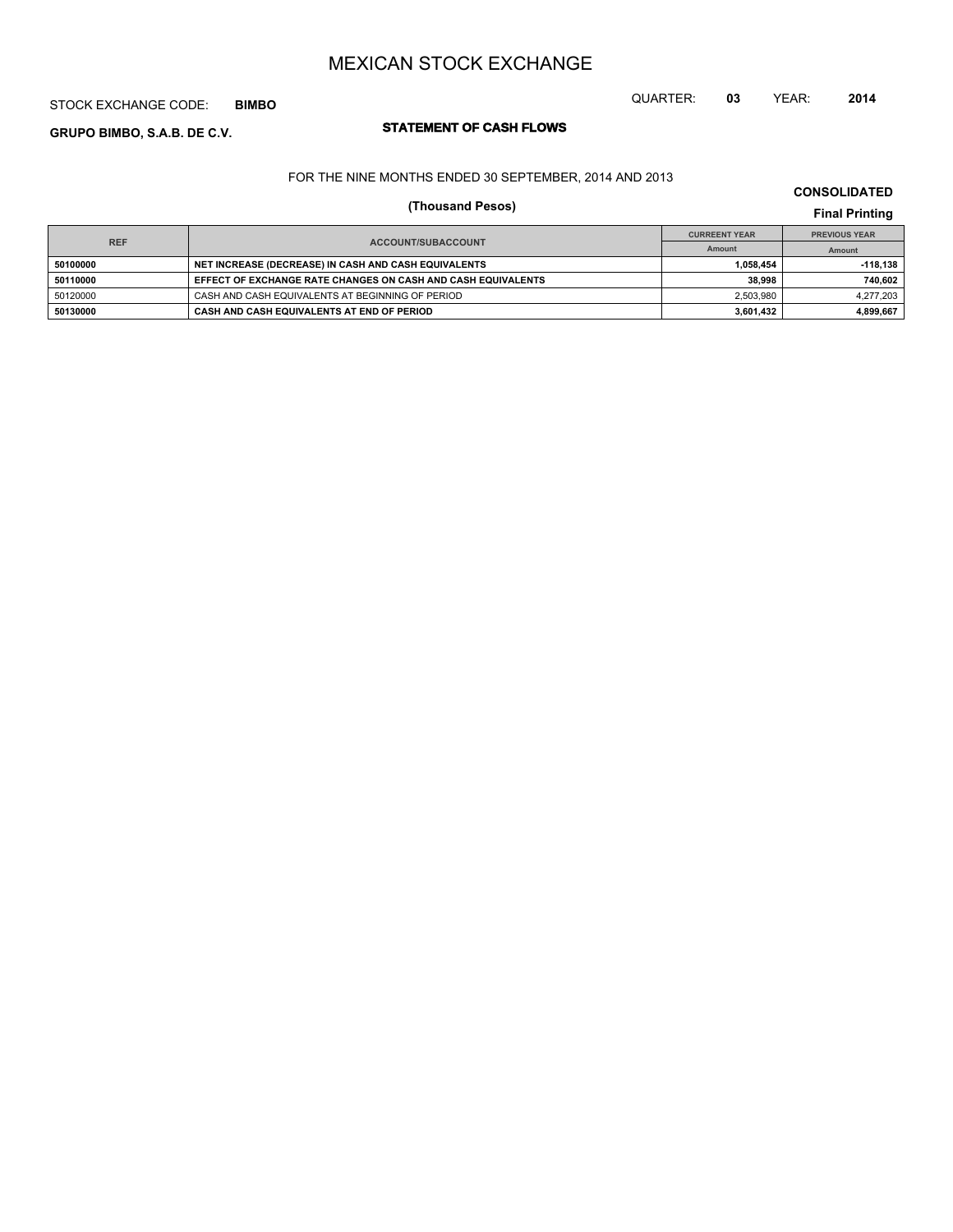# MEXICAN STOCK EXCHANGE

STOCK EXCHANGE CODE: **BIMBO**

QUARTER: **03** YEAR: **2014**

**GRUPO BIMBO, S.A.B. DE C.V.**

## STATEMENT OF CASH FLOWS

FOR THE NINE MONTHS ENDED 30 SEPTEMBER, 2014 AND 2013

**(Thousand Pesos)**

**CONSOLIDATED**

**Final Printing**

| REF | ACCOUNT/SUBACCOUNT | CURREENT YEAR | PREVIOUS YEAR |
|---|---|---|---|
| | | Amount | Amount |
| **50100000** | **NET INCREASE (DECREASE) IN CASH AND CASH EQUIVALENTS** | **1,058,454** | **-118,138** |
| **50110000** | **EFFECT OF EXCHANGE RATE CHANGES ON CASH AND CASH EQUIVALENTS** | **38,998** | **740,602** |
| 50120000 | CASH AND CASH EQUIVALENTS AT BEGINNING OF PERIOD | 2,503,980 | 4,277,203 |
| **50130000** | **CASH AND CASH EQUIVALENTS AT END OF PERIOD** | **3,601,432** | **4,899,667** |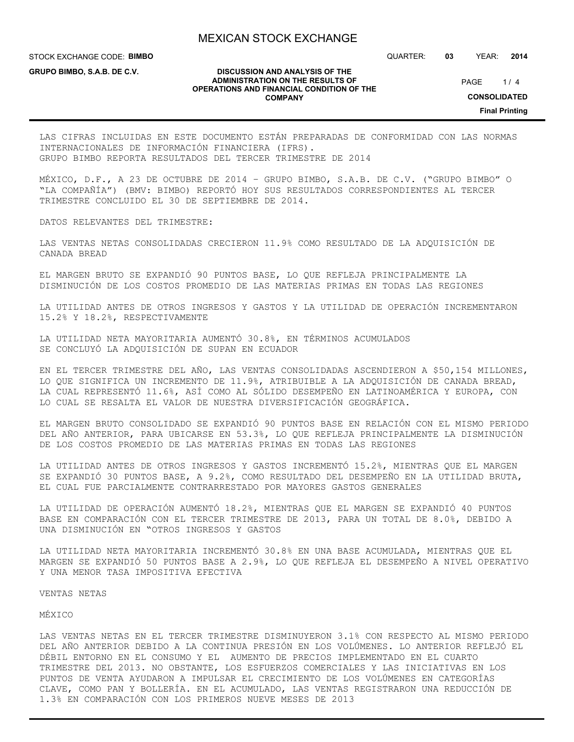LAS CIFRAS INCLUIDAS EN ESTE DOCUMENTO ESTÁN PREPARADAS DE CONFORMIDAD CON LAS NORMAS INTERNACIONALES DE INFORMACIÓN FINANCIERA (IFRS).
GRUPO BIMBO REPORTA RESULTADOS DEL TERCER TRIMESTRE DE 2014

MÉXICO, D.F., A 23 DE OCTUBRE DE 2014 – GRUPO BIMBO, S.A.B. DE C.V. ("GRUPO BIMBO" O "LA COMPAÑÍA") (BMV: BIMBO) REPORTÓ HOY SUS RESULTADOS CORRESPONDIENTES AL TERCER TRIMESTRE CONCLUIDO EL 30 DE SEPTIEMBRE DE 2014.

DATOS RELEVANTES DEL TRIMESTRE:

LAS VENTAS NETAS CONSOLIDADAS CRECIERON 11.9% COMO RESULTADO DE LA ADQUISICIÓN DE CANADA BREAD

EL MARGEN BRUTO SE EXPANDIÓ 90 PUNTOS BASE, LO QUE REFLEJA PRINCIPALMENTE LA DISMINUCIÓN DE LOS COSTOS PROMEDIO DE LAS MATERIAS PRIMAS EN TODAS LAS REGIONES

LA UTILIDAD ANTES DE OTROS INGRESOS Y GASTOS Y LA UTILIDAD DE OPERACIÓN INCREMENTARON 15.2% Y 18.2%, RESPECTIVAMENTE

LA UTILIDAD NETA MAYORITARIA AUMENTÓ 30.8%, EN TÉRMINOS ACUMULADOS
SE CONCLUYÓ LA ADQUISICIÓN DE SUPAN EN ECUADOR

EN EL TERCER TRIMESTRE DEL AÑO, LAS VENTAS CONSOLIDADAS ASCENDIERON A $50,154 MILLONES, LO QUE SIGNIFICA UN INCREMENTO DE 11.9%, ATRIBUIBLE A LA ADQUISICIÓN DE CANADA BREAD, LA CUAL REPRESENTÓ 11.6%, ASÍ COMO AL SÓLIDO DESEMPEÑO EN LATINOAMÉRICA Y EUROPA, CON LO CUAL SE RESALTA EL VALOR DE NUESTRA DIVERSIFICACIÓN GEOGRÁFICA.

EL MARGEN BRUTO CONSOLIDADO SE EXPANDIÓ 90 PUNTOS BASE EN RELACIÓN CON EL MISMO PERIODO DEL AÑO ANTERIOR, PARA UBICARSE EN 53.3%, LO QUE REFLEJA PRINCIPALMENTE LA DISMINUCIÓN DE LOS COSTOS PROMEDIO DE LAS MATERIAS PRIMAS EN TODAS LAS REGIONES

LA UTILIDAD ANTES DE OTROS INGRESOS Y GASTOS INCREMENTÓ 15.2%, MIENTRAS QUE EL MARGEN SE EXPANDIÓ 30 PUNTOS BASE, A 9.2%, COMO RESULTADO DEL DESEMPEÑO EN LA UTILIDAD BRUTA, EL CUAL FUE PARCIALMENTE CONTRARRESTADO POR MAYORES GASTOS GENERALES

LA UTILIDAD DE OPERACIÓN AUMENTÓ 18.2%, MIENTRAS QUE EL MARGEN SE EXPANDIÓ 40 PUNTOS BASE EN COMPARACIÓN CON EL TERCER TRIMESTRE DE 2013, PARA UN TOTAL DE 8.0%, DEBIDO A UNA DISMINUCIÓN EN "OTROS INGRESOS Y GASTOS

LA UTILIDAD NETA MAYORITARIA INCREMENTÓ 30.8% EN UNA BASE ACUMULADA, MIENTRAS QUE EL MARGEN SE EXPANDIÓ 50 PUNTOS BASE A 2.9%, LO QUE REFLEJA EL DESEMPEÑO A NIVEL OPERATIVO Y UNA MENOR TASA IMPOSITIVA EFECTIVA

VENTAS NETAS

MÉXICO

LAS VENTAS NETAS EN EL TERCER TRIMESTRE DISMINUYERON 3.1% CON RESPECTO AL MISMO PERIODO DEL AÑO ANTERIOR DEBIDO A LA CONTINUA PRESIÓN EN LOS VOLÚMENES. LO ANTERIOR REFLEJÓ EL DÉBIL ENTORNO EN EL CONSUMO Y EL AUMENTO DE PRECIOS IMPLEMENTADO EN EL CUARTO TRIMESTRE DEL 2013. NO OBSTANTE, LOS ESFUERZOS COMERCIALES Y LAS INICIATIVAS EN LOS PUNTOS DE VENTA AYUDARON A IMPULSAR EL CRECIMIENTO DE LOS VOLÚMENES EN CATEGORÍAS CLAVE, COMO PAN Y BOLLERÍA. EN EL ACUMULADO, LAS VENTAS REGISTRARON UNA REDUCCIÓN DE 1.3% EN COMPARACIÓN CON LOS PRIMEROS NUEVE MESES DE 2013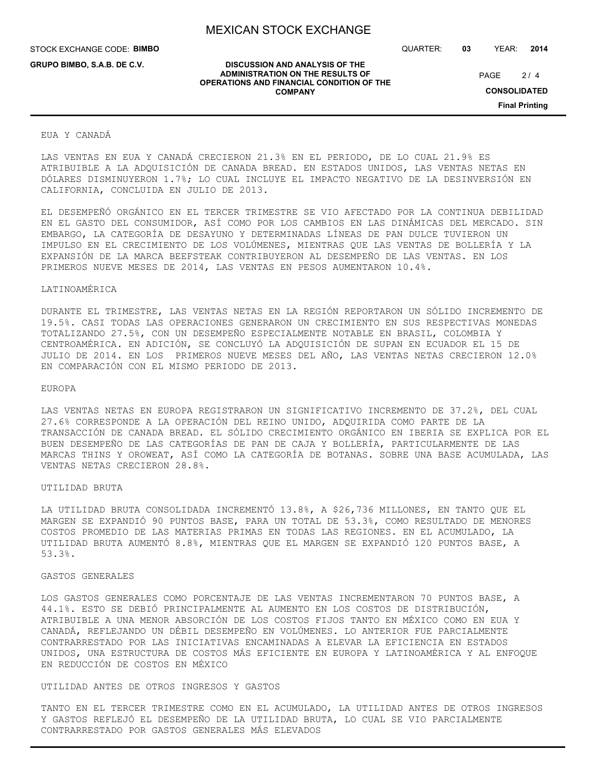EUA Y CANADÁ

LAS VENTAS EN EUA Y CANADÁ CRECIERON 21.3% EN EL PERIODO, DE LO CUAL 21.9% ES ATRIBUIBLE A LA ADQUISICIÓN DE CANADA BREAD. EN ESTADOS UNIDOS, LAS VENTAS NETAS EN DÓLARES DISMINUYERON 1.7%; LO CUAL INCLUYE EL IMPACTO NEGATIVO DE LA DESINVERSIÓN EN CALIFORNIA, CONCLUIDA EN JULIO DE 2013.

EL DESEMPEÑÓ ORGÁNICO EN EL TERCER TRIMESTRE SE VIO AFECTADO POR LA CONTINUA DEBILIDAD EN EL GASTO DEL CONSUMIDOR, ASÍ COMO POR LOS CAMBIOS EN LAS DINÁMICAS DEL MERCADO. SIN EMBARGO, LA CATEGORÍA DE DESAYUNO Y DETERMINADAS LÍNEAS DE PAN DULCE TUVIERON UN IMPULSO EN EL CRECIMIENTO DE LOS VOLÚMENES, MIENTRAS QUE LAS VENTAS DE BOLLERÍA Y LA EXPANSIÓN DE LA MARCA BEEFSTEAK CONTRIBUYERON AL DESEMPEÑO DE LAS VENTAS. EN LOS PRIMEROS NUEVE MESES DE 2014, LAS VENTAS EN PESOS AUMENTARON 10.4%.

LATINOAMÉRICA

DURANTE EL TRIMESTRE, LAS VENTAS NETAS EN LA REGIÓN REPORTARON UN SÓLIDO INCREMENTO DE 19.5%. CASI TODAS LAS OPERACIONES GENERARON UN CRECIMIENTO EN SUS RESPECTIVAS MONEDAS TOTALIZANDO 27.5%, CON UN DESEMPEÑO ESPECIALMENTE NOTABLE EN BRASIL, COLOMBIA Y CENTROAMÉRICA. EN ADICIÓN, SE CONCLUYÓ LA ADQUISICIÓN DE SUPAN EN ECUADOR EL 15 DE JULIO DE 2014. EN LOS PRIMEROS NUEVE MESES DEL AÑO, LAS VENTAS NETAS CRECIERON 12.0% EN COMPARACIÓN CON EL MISMO PERIODO DE 2013.

EUROPA

LAS VENTAS NETAS EN EUROPA REGISTRARON UN SIGNIFICATIVO INCREMENTO DE 37.2%, DEL CUAL 27.6% CORRESPONDE A LA OPERACIÓN DEL REINO UNIDO, ADQUIRIDA COMO PARTE DE LA TRANSACCIÓN DE CANADA BREAD. EL SÓLIDO CRECIMIENTO ORGÁNICO EN IBERIA SE EXPLICA POR EL BUEN DESEMPEÑO DE LAS CATEGORÍAS DE PAN DE CAJA Y BOLLERÍA, PARTICULARMENTE DE LAS MARCAS THINS Y OROWEAT, ASÍ COMO LA CATEGORÍA DE BOTANAS. SOBRE UNA BASE ACUMULADA, LAS VENTAS NETAS CRECIERON 28.8%.

UTILIDAD BRUTA

LA UTILIDAD BRUTA CONSOLIDADA INCREMENTÓ 13.8%, A $26,736 MILLONES, EN TANTO QUE EL MARGEN SE EXPANDIÓ 90 PUNTOS BASE, PARA UN TOTAL DE 53.3%, COMO RESULTADO DE MENORES COSTOS PROMEDIO DE LAS MATERIAS PRIMAS EN TODAS LAS REGIONES. EN EL ACUMULADO, LA UTILIDAD BRUTA AUMENTÓ 8.8%, MIENTRAS QUE EL MARGEN SE EXPANDIÓ 120 PUNTOS BASE, A 53.3%.

GASTOS GENERALES

LOS GASTOS GENERALES COMO PORCENTAJE DE LAS VENTAS INCREMENTARON 70 PUNTOS BASE, A 44.1%. ESTO SE DEBIÓ PRINCIPALMENTE AL AUMENTO EN LOS COSTOS DE DISTRIBUCIÓN, ATRIBUIBLE A UNA MENOR ABSORCIÓN DE LOS COSTOS FIJOS TANTO EN MÉXICO COMO EN EUA Y CANADÁ, REFLEJANDO UN DÉBIL DESEMPEÑO EN VOLÚMENES. LO ANTERIOR FUE PARCIALMENTE CONTRARRESTADO POR LAS INICIATIVAS ENCAMINADAS A ELEVAR LA EFICIENCIA EN ESTADOS UNIDOS, UNA ESTRUCTURA DE COSTOS MÁS EFICIENTE EN EUROPA Y LATINOAMÉRICA Y AL ENFOQUE EN REDUCCIÓN DE COSTOS EN MÉXICO

UTILIDAD ANTES DE OTROS INGRESOS Y GASTOS

TANTO EN EL TERCER TRIMESTRE COMO EN EL ACUMULADO, LA UTILIDAD ANTES DE OTROS INGRESOS Y GASTOS REFLEJÓ EL DESEMPEÑO DE LA UTILIDAD BRUTA, LO CUAL SE VIO PARCIALMENTE CONTRARRESTADO POR GASTOS GENERALES MÁS ELEVADOS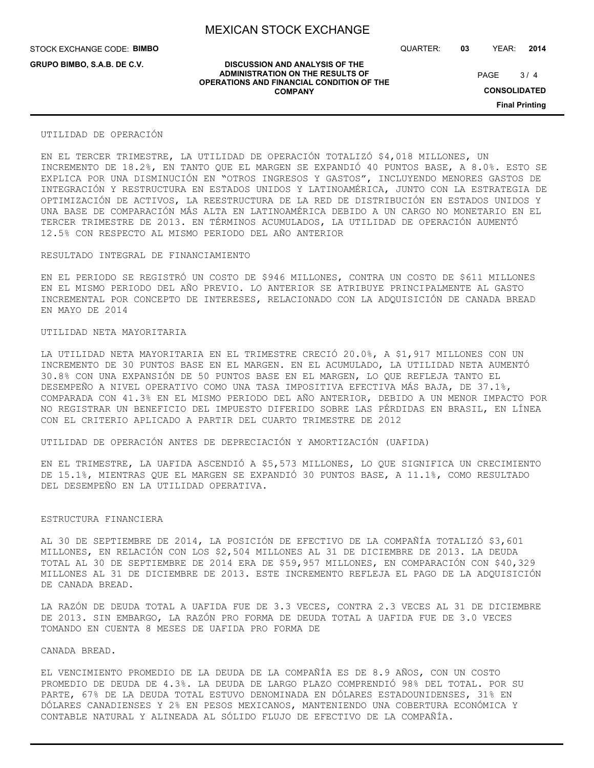## UTILIDAD DE OPERACIÓN

EN EL TERCER TRIMESTRE, LA UTILIDAD DE OPERACIÓN TOTALIZÓ $4,018 MILLONES, UN INCREMENTO DE 18.2%, EN TANTO QUE EL MARGEN SE EXPANDIÓ 40 PUNTOS BASE, A 8.0%. ESTO SE EXPLICA POR UNA DISMINUCIÓN EN “OTROS INGRESOS Y GASTOS”, INCLUYENDO MENORES GASTOS DE INTEGRACIÓN Y RESTRUCTURA EN ESTADOS UNIDOS Y LATINOAMÉRICA, JUNTO CON LA ESTRATEGIA DE OPTIMIZACIÓN DE ACTIVOS, LA REESTRUCTURA DE LA RED DE DISTRIBUCIÓN EN ESTADOS UNIDOS Y UNA BASE DE COMPARACIÓN MÁS ALTA EN LATINOAMÉRICA DEBIDO A UN CARGO NO MONETARIO EN EL TERCER TRIMESTRE DE 2013. EN TÉRMINOS ACUMULADOS, LA UTILIDAD DE OPERACIÓN AUMENTÓ 12.5% CON RESPECTO AL MISMO PERIODO DEL AÑO ANTERIOR

## RESULTADO INTEGRAL DE FINANCIAMIENTO

EN EL PERIODO SE REGISTRÓ UN COSTO DE $946 MILLONES, CONTRA UN COSTO DE $611 MILLONES EN EL MISMO PERIODO DEL AÑO PREVIO. LO ANTERIOR SE ATRIBUYE PRINCIPALMENTE AL GASTO INCREMENTAL POR CONCEPTO DE INTERESES, RELACIONADO CON LA ADQUISICIÓN DE CANADA BREAD EN MAYO DE 2014

## UTILIDAD NETA MAYORITARIA

LA UTILIDAD NETA MAYORITARIA EN EL TRIMESTRE CRECIÓ 20.0%, A $1,917 MILLONES CON UN INCREMENTO DE 30 PUNTOS BASE EN EL MARGEN. EN EL ACUMULADO, LA UTILIDAD NETA AUMENTÓ 30.8% CON UNA EXPANSIÓN DE 50 PUNTOS BASE EN EL MARGEN, LO QUE REFLEJA TANTO EL DESEMPEÑO A NIVEL OPERATIVO COMO UNA TASA IMPOSITIVA EFECTIVA MÁS BAJA, DE 37.1%, COMPARADA CON 41.3% EN EL MISMO PERIODO DEL AÑO ANTERIOR, DEBIDO A UN MENOR IMPACTO POR NO REGISTRAR UN BENEFICIO DEL IMPUESTO DIFERIDO SOBRE LAS PÉRDIDAS EN BRASIL, EN LÍNEA CON EL CRITERIO APLICADO A PARTIR DEL CUARTO TRIMESTRE DE 2012

## UTILIDAD DE OPERACIÓN ANTES DE DEPRECIACIÓN Y AMORTIZACIÓN (UAFIDA)

EN EL TRIMESTRE, LA UAFIDA ASCENDIÓ A $5,573 MILLONES, LO QUE SIGNIFICA UN CRECIMIENTO DE 15.1%, MIENTRAS QUE EL MARGEN SE EXPANDIÓ 30 PUNTOS BASE, A 11.1%, COMO RESULTADO DEL DESEMPEÑO EN LA UTILIDAD OPERATIVA.

## ESTRUCTURA FINANCIERA

AL 30 DE SEPTIEMBRE DE 2014, LA POSICIÓN DE EFECTIVO DE LA COMPAÑÍA TOTALIZÓ $3,601 MILLONES, EN RELACIÓN CON LOS $2,504 MILLONES AL 31 DE DICIEMBRE DE 2013. LA DEUDA TOTAL AL 30 DE SEPTIEMBRE DE 2014 ERA DE $59,957 MILLONES, EN COMPARACIÓN CON $40,329 MILLONES AL 31 DE DICIEMBRE DE 2013. ESTE INCREMENTO REFLEJA EL PAGO DE LA ADQUISICIÓN DE CANADA BREAD.

LA RAZÓN DE DEUDA TOTAL A UAFIDA FUE DE 3.3 VECES, CONTRA 2.3 VECES AL 31 DE DICIEMBRE DE 2013. SIN EMBARGO, LA RAZÓN PRO FORMA DE DEUDA TOTAL A UAFIDA FUE DE 3.0 VECES TOMANDO EN CUENTA 8 MESES DE UAFIDA PRO FORMA DE

CANADA BREAD.

EL VENCIMIENTO PROMEDIO DE LA DEUDA DE LA COMPAÑÍA ES DE 8.9 AÑOS, CON UN COSTO PROMEDIO DE DEUDA DE 4.3%. LA DEUDA DE LARGO PLAZO COMPRENDIÓ 98% DEL TOTAL. POR SU PARTE, 67% DE LA DEUDA TOTAL ESTUVO DENOMINADA EN DÓLARES ESTADOUNIDENSES, 31% EN DÓLARES CANADIENSES Y 2% EN PESOS MEXICANOS, MANTENIENDO UNA COBERTURA ECONÓMICA Y CONTABLE NATURAL Y ALINEADA AL SÓLIDO FLUJO DE EFECTIVO DE LA COMPAÑÍA.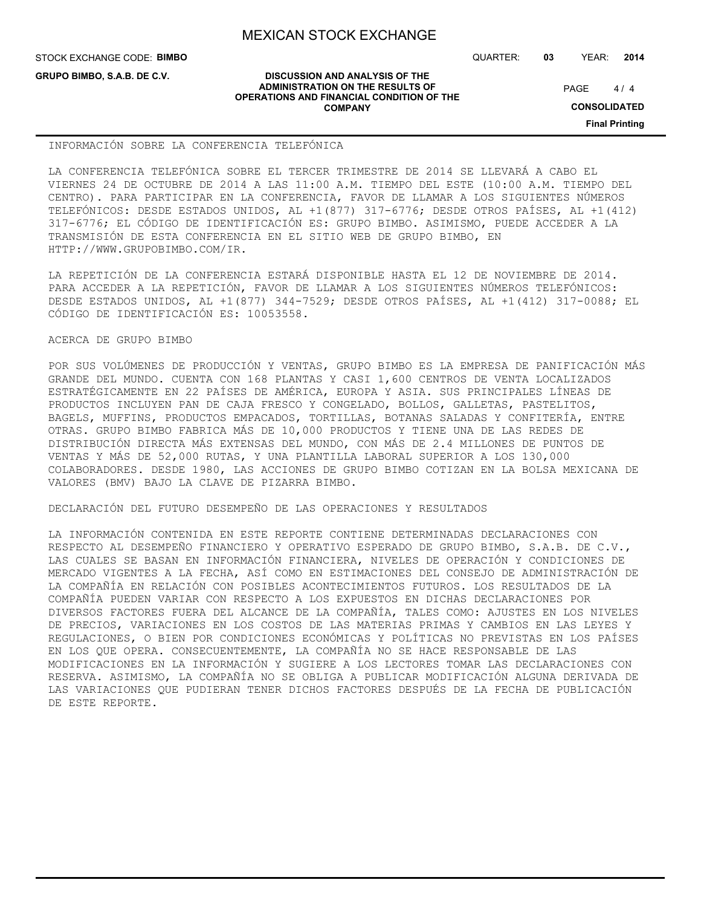## INFORMACIÓN SOBRE LA CONFERENCIA TELEFÓNICA

LA CONFERENCIA TELEFÓNICA SOBRE EL TERCER TRIMESTRE DE 2014 SE LLEVARÁ A CABO EL VIERNES 24 DE OCTUBRE DE 2014 A LAS 11:00 A.M. TIEMPO DEL ESTE (10:00 A.M. TIEMPO DEL CENTRO). PARA PARTICIPAR EN LA CONFERENCIA, FAVOR DE LLAMAR A LOS SIGUIENTES NÚMEROS TELEFÓNICOS: DESDE ESTADOS UNIDOS, AL +1(877) 317-6776; DESDE OTROS PAÍSES, AL +1(412) 317-6776; EL CÓDIGO DE IDENTIFICACIÓN ES: GRUPO BIMBO. ASIMISMO, PUEDE ACCEDER A LA TRANSMISIÓN DE ESTA CONFERENCIA EN EL SITIO WEB DE GRUPO BIMBO, EN HTTP://WWW.GRUPOBIMBO.COM/IR.

LA REPETICIÓN DE LA CONFERENCIA ESTARÁ DISPONIBLE HASTA EL 12 DE NOVIEMBRE DE 2014. PARA ACCEDER A LA REPETICIÓN, FAVOR DE LLAMAR A LOS SIGUIENTES NÚMEROS TELEFÓNICOS: DESDE ESTADOS UNIDOS, AL +1(877) 344-7529; DESDE OTROS PAÍSES, AL +1(412) 317-0088; EL CÓDIGO DE IDENTIFICACIÓN ES: 10053558.

## ACERCA DE GRUPO BIMBO

POR SUS VOLÚMENES DE PRODUCCIÓN Y VENTAS, GRUPO BIMBO ES LA EMPRESA DE PANIFICACIÓN MÁS GRANDE DEL MUNDO. CUENTA CON 168 PLANTAS Y CASI 1,600 CENTROS DE VENTA LOCALIZADOS ESTRATÉGICAMENTE EN 22 PAÍSES DE AMÉRICA, EUROPA Y ASIA. SUS PRINCIPALES LÍNEAS DE PRODUCTOS INCLUYEN PAN DE CAJA FRESCO Y CONGELADO, BOLLOS, GALLETAS, PASTELITOS, BAGELS, MUFFINS, PRODUCTOS EMPACADOS, TORTILLAS, BOTANAS SALADAS Y CONFITERÍA, ENTRE OTRAS. GRUPO BIMBO FABRICA MÁS DE 10,000 PRODUCTOS Y TIENE UNA DE LAS REDES DE DISTRIBUCIÓN DIRECTA MÁS EXTENSAS DEL MUNDO, CON MÁS DE 2.4 MILLONES DE PUNTOS DE VENTAS Y MÁS DE 52,000 RUTAS, Y UNA PLANTILLA LABORAL SUPERIOR A LOS 130,000 COLABORADORES. DESDE 1980, LAS ACCIONES DE GRUPO BIMBO COTIZAN EN LA BOLSA MEXICANA DE VALORES (BMV) BAJO LA CLAVE DE PIZARRA BIMBO.

## DECLARACIÓN DEL FUTURO DESEMPEÑO DE LAS OPERACIONES Y RESULTADOS

LA INFORMACIÓN CONTENIDA EN ESTE REPORTE CONTIENE DETERMINADAS DECLARACIONES CON RESPECTO AL DESEMPEÑO FINANCIERO Y OPERATIVO ESPERADO DE GRUPO BIMBO, S.A.B. DE C.V., LAS CUALES SE BASAN EN INFORMACIÓN FINANCIERA, NIVELES DE OPERACIÓN Y CONDICIONES DE MERCADO VIGENTES A LA FECHA, ASÍ COMO EN ESTIMACIONES DEL CONSEJO DE ADMINISTRACIÓN DE LA COMPAÑÍA EN RELACIÓN CON POSIBLES ACONTECIMIENTOS FUTUROS. LOS RESULTADOS DE LA COMPAÑÍA PUEDEN VARIAR CON RESPECTO A LOS EXPUESTOS EN DICHAS DECLARACIONES POR DIVERSOS FACTORES FUERA DEL ALCANCE DE LA COMPAÑÍA, TALES COMO: AJUSTES EN LOS NIVELES DE PRECIOS, VARIACIONES EN LOS COSTOS DE LAS MATERIAS PRIMAS Y CAMBIOS EN LAS LEYES Y REGULACIONES, O BIEN POR CONDICIONES ECONÓMICAS Y POLÍTICAS NO PREVISTAS EN LOS PAÍSES EN LOS QUE OPERA. CONSECUENTEMENTE, LA COMPAÑÍA NO SE HACE RESPONSABLE DE LAS MODIFICACIONES EN LA INFORMACIÓN Y SUGIERE A LOS LECTORES TOMAR LAS DECLARACIONES CON RESERVA. ASIMISMO, LA COMPAÑÍA NO SE OBLIGA A PUBLICAR MODIFICACIÓN ALGUNA DERIVADA DE LAS VARIACIONES QUE PUDIERAN TENER DICHOS FACTORES DESPUÉS DE LA FECHA DE PUBLICACIÓN DE ESTE REPORTE.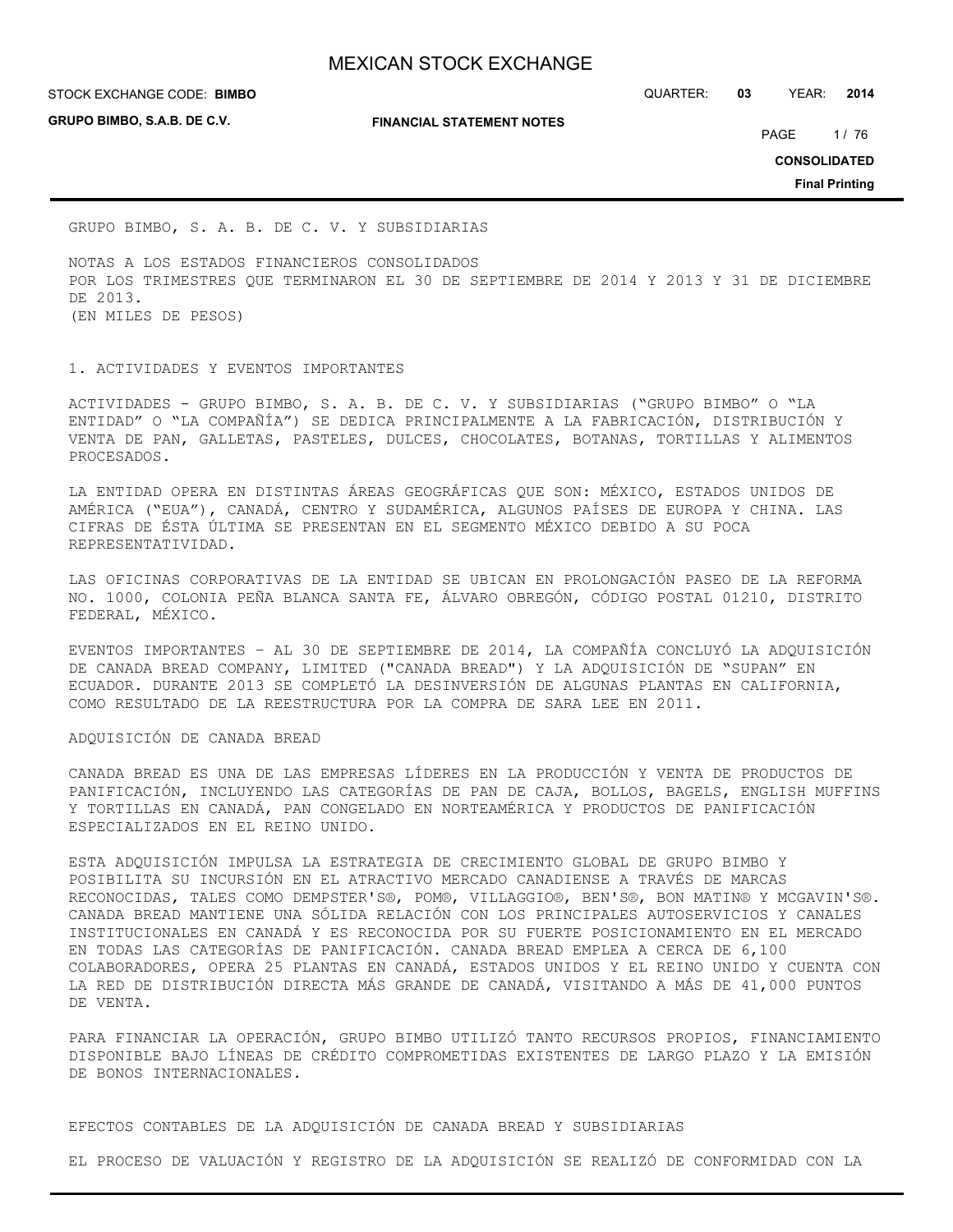GRUPO BIMBO, S. A. B. DE C. V. Y SUBSIDIARIAS

NOTAS A LOS ESTADOS FINANCIEROS CONSOLIDADOS
POR LOS TRIMESTRES QUE TERMINARON EL 30 DE SEPTIEMBRE DE 2014 Y 2013 Y 31 DE DICIEMBRE DE 2013.
(EN MILES DE PESOS)

1. ACTIVIDADES Y EVENTOS IMPORTANTES

ACTIVIDADES - GRUPO BIMBO, S. A. B. DE C. V. Y SUBSIDIARIAS ("GRUPO BIMBO" O "LA ENTIDAD" O "LA COMPAÑÍA") SE DEDICA PRINCIPALMENTE A LA FABRICACIÓN, DISTRIBUCIÓN Y VENTA DE PAN, GALLETAS, PASTELES, DULCES, CHOCOLATES, BOTANAS, TORTILLAS Y ALIMENTOS PROCESADOS.

LA ENTIDAD OPERA EN DISTINTAS ÁREAS GEOGRÁFICAS QUE SON: MÉXICO, ESTADOS UNIDOS DE AMÉRICA ("EUA"), CANADÁ, CENTRO Y SUDAMÉRICA, ALGUNOS PAÍSES DE EUROPA Y CHINA. LAS CIFRAS DE ÉSTA ÚLTIMA SE PRESENTAN EN EL SEGMENTO MÉXICO DEBIDO A SU POCA REPRESENTATIVIDAD.

LAS OFICINAS CORPORATIVAS DE LA ENTIDAD SE UBICAN EN PROLONGACIÓN PASEO DE LA REFORMA NO. 1000, COLONIA PEÑA BLANCA SANTA FE, ÁLVARO OBREGÓN, CÓDIGO POSTAL 01210, DISTRITO FEDERAL, MÉXICO.

EVENTOS IMPORTANTES – AL 30 DE SEPTIEMBRE DE 2014, LA COMPAÑÍA CONCLUYÓ LA ADQUISICIÓN DE CANADA BREAD COMPANY, LIMITED ("CANADA BREAD") Y LA ADQUISICIÓN DE "SUPAN" EN ECUADOR. DURANTE 2013 SE COMPLETÓ LA DESINVERSIÓN DE ALGUNAS PLANTAS EN CALIFORNIA, COMO RESULTADO DE LA REESTRUCTURA POR LA COMPRA DE SARA LEE EN 2011.

ADQUISICIÓN DE CANADA BREAD

CANADA BREAD ES UNA DE LAS EMPRESAS LÍDERES EN LA PRODUCCIÓN Y VENTA DE PRODUCTOS DE PANIFICACIÓN, INCLUYENDO LAS CATEGORÍAS DE PAN DE CAJA, BOLLOS, BAGELS, ENGLISH MUFFINS Y TORTILLAS EN CANADÁ, PAN CONGELADO EN NORTEAMÉRICA Y PRODUCTOS DE PANIFICACIÓN ESPECIALIZADOS EN EL REINO UNIDO.

ESTA ADQUISICIÓN IMPULSA LA ESTRATEGIA DE CRECIMIENTO GLOBAL DE GRUPO BIMBO Y POSIBILITA SU INCURSIÓN EN EL ATRACTIVO MERCADO CANADIENSE A TRAVÉS DE MARCAS RECONOCIDAS, TALES COMO DEMPSTER'S®, POM®, VILLAGGIO®, BEN'S®, BON MATIN® Y MCGAVIN'S®. CANADA BREAD MANTIENE UNA SÓLIDA RELACIÓN CON LOS PRINCIPALES AUTOSERVICIOS Y CANALES INSTITUCIONALES EN CANADÁ Y ES RECONOCIDA POR SU FUERTE POSICIONAMIENTO EN EL MERCADO EN TODAS LAS CATEGORÍAS DE PANIFICACIÓN. CANADA BREAD EMPLEA A CERCA DE 6,100 COLABORADORES, OPERA 25 PLANTAS EN CANADÁ, ESTADOS UNIDOS Y EL REINO UNIDO Y CUENTA CON LA RED DE DISTRIBUCIÓN DIRECTA MÁS GRANDE DE CANADÁ, VISITANDO A MÁS DE 41,000 PUNTOS DE VENTA.

PARA FINANCIAR LA OPERACIÓN, GRUPO BIMBO UTILIZÓ TANTO RECURSOS PROPIOS, FINANCIAMIENTO DISPONIBLE BAJO LÍNEAS DE CRÉDITO COMPROMETIDAS EXISTENTES DE LARGO PLAZO Y LA EMISIÓN DE BONOS INTERNACIONALES.

EFECTOS CONTABLES DE LA ADQUISICIÓN DE CANADA BREAD Y SUBSIDIARIAS

EL PROCESO DE VALUACIÓN Y REGISTRO DE LA ADQUISICIÓN SE REALIZÓ DE CONFORMIDAD CON LA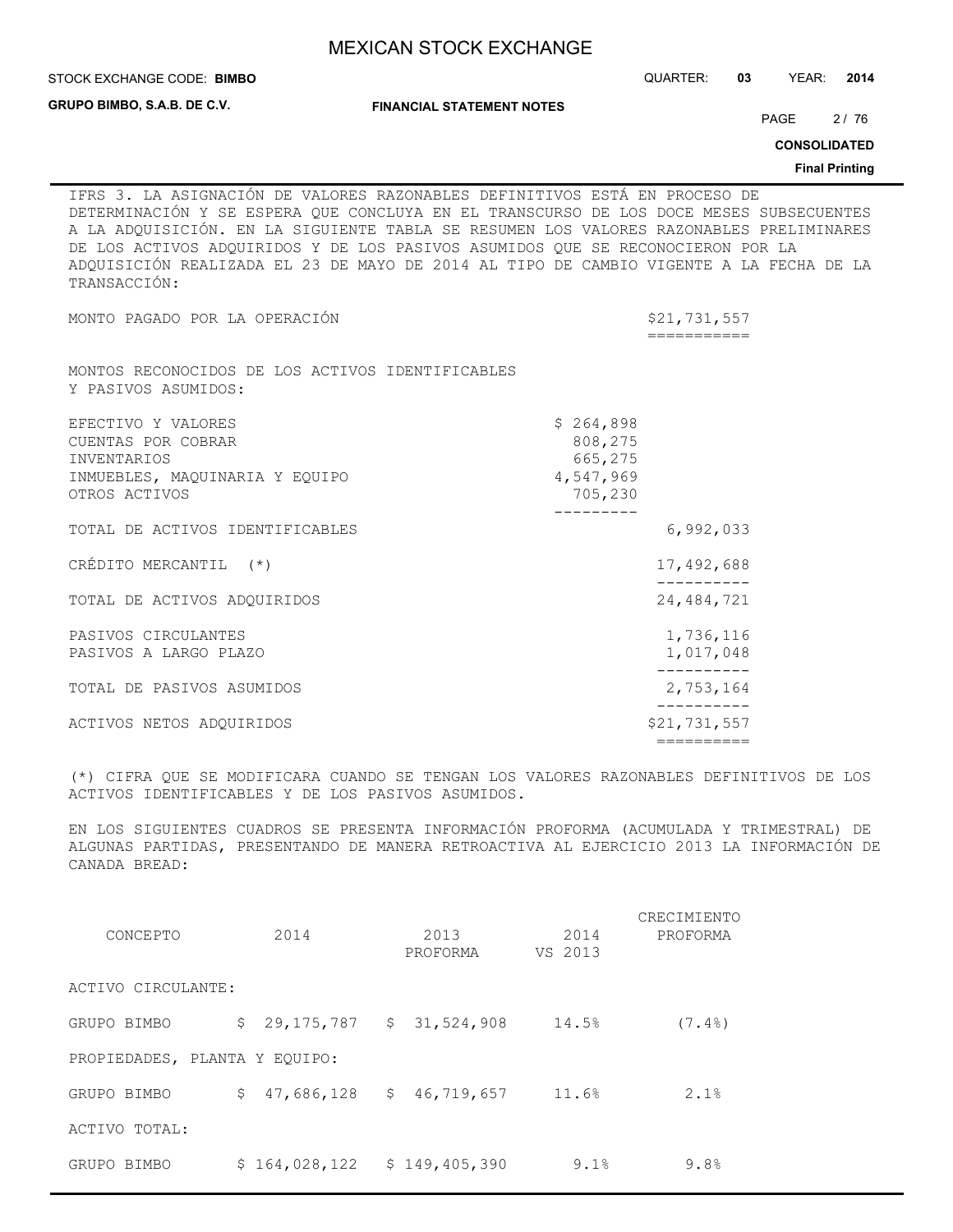IFRS 3. LA ASIGNACIÓN DE VALORES RAZONABLES DEFINITIVOS ESTÁ EN PROCESO DE DETERMINACIÓN Y SE ESPERA QUE CONCLUYA EN EL TRANSCURSO DE LOS DOCE MESES SUBSECUENTES A LA ADQUISICIÓN. EN LA SIGUIENTE TABLA SE RESUMEN LOS VALORES RAZONABLES PRELIMINARES DE LOS ACTIVOS ADQUIRIDOS Y DE LOS PASIVOS ASUMIDOS QUE SE RECONOCIERON POR LA ADQUISICIÓN REALIZADA EL 23 DE MAYO DE 2014 AL TIPO DE CAMBIO VIGENTE A LA FECHA DE LA TRANSACCIÓN:

| | | |
|---|---|---|
| MONTO PAGADO POR LA OPERACIÓN | | $21,731,557 |
| MONTOS RECONOCIDOS DE LOS ACTIVOS IDENTIFICABLES Y PASIVOS ASUMIDOS: | | |
| EFECTIVO Y VALORES | $ 264,898 | |
| CUENTAS POR COBRAR | 808,275 | |
| INVENTARIOS | 665,275 | |
| INMUEBLES, MAQUINARIA Y EQUIPO | 4,547,969 | |
| OTROS ACTIVOS | 705,230 | |
| TOTAL DE ACTIVOS IDENTIFICABLES | | 6,992,033 |
| CRÉDITO MERCANTIL (*) | | 17,492,688 |
| TOTAL DE ACTIVOS ADQUIRIDOS | | 24,484,721 |
| PASIVOS CIRCULANTES | | 1,736,116 |
| PASIVOS A LARGO PLAZO | | 1,017,048 |
| TOTAL DE PASIVOS ASUMIDOS | | 2,753,164 |
| ACTIVOS NETOS ADQUIRIDOS | | $21,731,557 |

(*) CIFRA QUE SE MODIFICARA CUANDO SE TENGAN LOS VALORES RAZONABLES DEFINITIVOS DE LOS ACTIVOS IDENTIFICABLES Y DE LOS PASIVOS ASUMIDOS.

EN LOS SIGUIENTES CUADROS SE PRESENTA INFORMACIÓN PROFORMA (ACUMULADA Y TRIMESTRAL) DE ALGUNAS PARTIDAS, PRESENTANDO DE MANERA RETROACTIVA AL EJERCICIO 2013 LA INFORMACIÓN DE CANADA BREAD:

| CONCEPTO | 2014 | 2013 PROFORMA | 2014 VS 2013 | CRECIMIENTO PROFORMA |
|---|---|---|---|---|
| ACTIVO CIRCULANTE: | | | | |
| GRUPO BIMBO | $ 29,175,787 | $ 31,524,908 | 14.5% | (7.4%) |
| PROPIEDADES, PLANTA Y EQUIPO: | | | | |
| GRUPO BIMBO | $ 47,686,128 | $ 46,719,657 | 11.6% | 2.1% |
| ACTIVO TOTAL: | | | | |
| GRUPO BIMBO | $ 164,028,122 | $ 149,405,390 | 9.1% | 9.8% |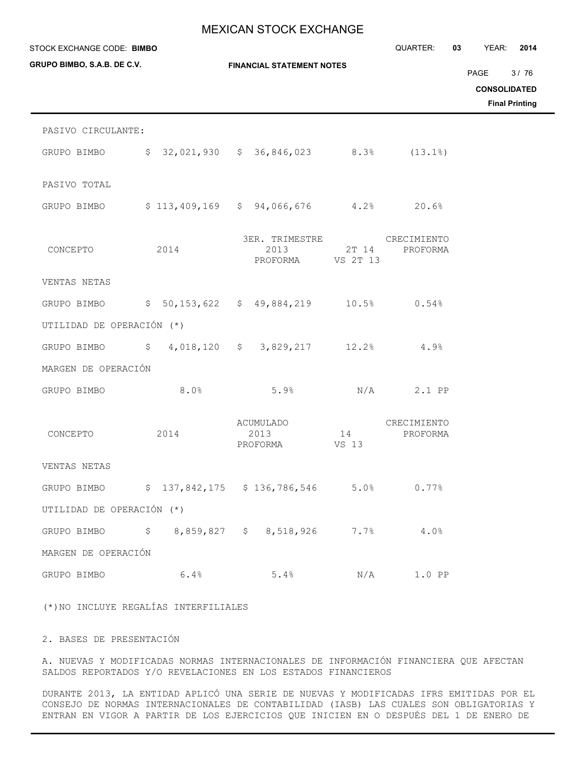| | | | | |
|---|---|---|---|---|
| PASIVO CIRCULANTE: | | | | |
| GRUPO BIMBO | $ 32,021,930 | $ 36,846,023 | 8.3% | (13.1%) |
| PASIVO TOTAL | | | | |
| GRUPO BIMBO | $ 113,409,169 | $ 94,066,676 | 4.2% | 20.6% |

| CONCEPTO | 2014 | 3ER. TRIMESTRE 2013 PROFORMA | 2T 14 VS 2T 13 | CRECIMIENTO PROFORMA |
|---|---|---|---|---|
| VENTAS NETAS | | | | |
| GRUPO BIMBO | $ 50,153,622 | $ 49,884,219 | 10.5% | 0.54% |
| UTILIDAD DE OPERACIÓN (*) | | | | |
| GRUPO BIMBO | $ 4,018,120 | $ 3,829,217 | 12.2% | 4.9% |
| MARGEN DE OPERACIÓN | | | | |
| GRUPO BIMBO | 8.0% | 5.9% | N/A | 2.1 PP |

| CONCEPTO | 2014 | ACUMULADO 2013 PROFORMA | 14 VS 13 | CRECIMIENTO PROFORMA |
|---|---|---|---|---|
| VENTAS NETAS | | | | |
| GRUPO BIMBO | $ 137,842,175 | $ 136,786,546 | 5.0% | 0.77% |
| UTILIDAD DE OPERACIÓN (*) | | | | |
| GRUPO BIMBO | $ 8,859,827 | $ 8,518,926 | 7.7% | 4.0% |
| MARGEN DE OPERACIÓN | | | | |
| GRUPO BIMBO | 6.4% | 5.4% | N/A | 1.0 PP |

(*)NO INCLUYE REGALÍAS INTERFILIALES

## 2. BASES DE PRESENTACIÓN

### A. NUEVAS Y MODIFICADAS NORMAS INTERNACIONALES DE INFORMACIÓN FINANCIERA QUE AFECTAN SALDOS REPORTADOS Y/O REVELACIONES EN LOS ESTADOS FINANCIEROS

DURANTE 2013, LA ENTIDAD APLICÓ UNA SERIE DE NUEVAS Y MODIFICADAS IFRS EMITIDAS POR EL CONSEJO DE NORMAS INTERNACIONALES DE CONTABILIDAD (IASB) LAS CUALES SON OBLIGATORIAS Y ENTRAN EN VIGOR A PARTIR DE LOS EJERCICIOS QUE INICIEN EN O DESPUÉS DEL 1 DE ENERO DE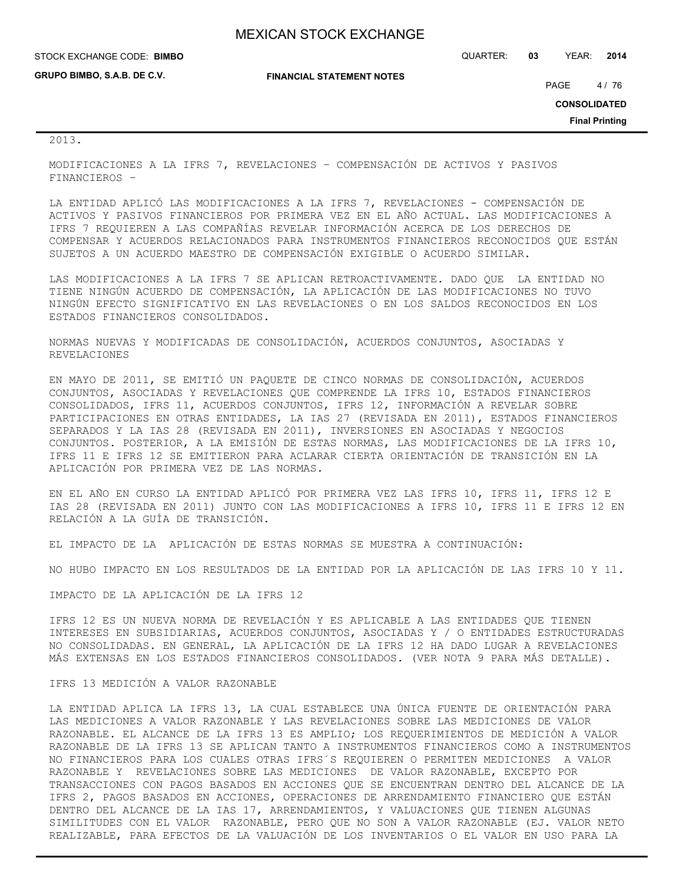2013.

MODIFICACIONES A LA IFRS 7, REVELACIONES – COMPENSACIÓN DE ACTIVOS Y PASIVOS FINANCIEROS –

LA ENTIDAD APLICÓ LAS MODIFICACIONES A LA IFRS 7, REVELACIONES - COMPENSACIÓN DE ACTIVOS Y PASIVOS FINANCIEROS POR PRIMERA VEZ EN EL AÑO ACTUAL. LAS MODIFICACIONES A IFRS 7 REQUIEREN A LAS COMPAÑÍAS REVELAR INFORMACIÓN ACERCA DE LOS DERECHOS DE COMPENSAR Y ACUERDOS RELACIONADOS PARA INSTRUMENTOS FINANCIEROS RECONOCIDOS QUE ESTÁN SUJETOS A UN ACUERDO MAESTRO DE COMPENSACIÓN EXIGIBLE O ACUERDO SIMILAR.

LAS MODIFICACIONES A LA IFRS 7 SE APLICAN RETROACTIVAMENTE. DADO QUE LA ENTIDAD NO TIENE NINGÚN ACUERDO DE COMPENSACIÓN, LA APLICACIÓN DE LAS MODIFICACIONES NO TUVO NINGÚN EFECTO SIGNIFICATIVO EN LAS REVELACIONES O EN LOS SALDOS RECONOCIDOS EN LOS ESTADOS FINANCIEROS CONSOLIDADOS.

NORMAS NUEVAS Y MODIFICADAS DE CONSOLIDACIÓN, ACUERDOS CONJUNTOS, ASOCIADAS Y REVELACIONES

EN MAYO DE 2011, SE EMITIÓ UN PAQUETE DE CINCO NORMAS DE CONSOLIDACIÓN, ACUERDOS CONJUNTOS, ASOCIADAS Y REVELACIONES QUE COMPRENDE LA IFRS 10, ESTADOS FINANCIEROS CONSOLIDADOS, IFRS 11, ACUERDOS CONJUNTOS, IFRS 12, INFORMACIÓN A REVELAR SOBRE PARTICIPACIONES EN OTRAS ENTIDADES, LA IAS 27 (REVISADA EN 2011), ESTADOS FINANCIEROS SEPARADOS Y LA IAS 28 (REVISADA EN 2011), INVERSIONES EN ASOCIADAS Y NEGOCIOS CONJUNTOS. POSTERIOR, A LA EMISIÓN DE ESTAS NORMAS, LAS MODIFICACIONES DE LA IFRS 10, IFRS 11 E IFRS 12 SE EMITIERON PARA ACLARAR CIERTA ORIENTACIÓN DE TRANSICIÓN EN LA APLICACIÓN POR PRIMERA VEZ DE LAS NORMAS.

EN EL AÑO EN CURSO LA ENTIDAD APLICÓ POR PRIMERA VEZ LAS IFRS 10, IFRS 11, IFRS 12 E IAS 28 (REVISADA EN 2011) JUNTO CON LAS MODIFICACIONES A IFRS 10, IFRS 11 E IFRS 12 EN RELACIÓN A LA GUÍA DE TRANSICIÓN.

EL IMPACTO DE LA APLICACIÓN DE ESTAS NORMAS SE MUESTRA A CONTINUACIÓN:

NO HUBO IMPACTO EN LOS RESULTADOS DE LA ENTIDAD POR LA APLICACIÓN DE LAS IFRS 10 Y 11.

IMPACTO DE LA APLICACIÓN DE LA IFRS 12

IFRS 12 ES UN NUEVA NORMA DE REVELACIÓN Y ES APLICABLE A LAS ENTIDADES QUE TIENEN INTERESES EN SUBSIDIARIAS, ACUERDOS CONJUNTOS, ASOCIADAS Y / O ENTIDADES ESTRUCTURADAS NO CONSOLIDADAS. EN GENERAL, LA APLICACIÓN DE LA IFRS 12 HA DADO LUGAR A REVELACIONES MÁS EXTENSAS EN LOS ESTADOS FINANCIEROS CONSOLIDADOS. (VER NOTA 9 PARA MÁS DETALLE).

IFRS 13 MEDICIÓN A VALOR RAZONABLE

LA ENTIDAD APLICA LA IFRS 13, LA CUAL ESTABLECE UNA ÚNICA FUENTE DE ORIENTACIÓN PARA LAS MEDICIONES A VALOR RAZONABLE Y LAS REVELACIONES SOBRE LAS MEDICIONES DE VALOR RAZONABLE. EL ALCANCE DE LA IFRS 13 ES AMPLIO; LOS REQUERIMIENTOS DE MEDICIÓN A VALOR RAZONABLE DE LA IFRS 13 SE APLICAN TANTO A INSTRUMENTOS FINANCIEROS COMO A INSTRUMENTOS NO FINANCIEROS PARA LOS CUALES OTRAS IFRS´S REQUIEREN O PERMITEN MEDICIONES A VALOR RAZONABLE Y REVELACIONES SOBRE LAS MEDICIONES DE VALOR RAZONABLE, EXCEPTO POR TRANSACCIONES CON PAGOS BASADOS EN ACCIONES QUE SE ENCUENTRAN DENTRO DEL ALCANCE DE LA IFRS 2, PAGOS BASADOS EN ACCIONES, OPERACIONES DE ARRENDAMIENTO FINANCIERO QUE ESTÁN DENTRO DEL ALCANCE DE LA IAS 17, ARRENDAMIENTOS, Y VALUACIONES QUE TIENEN ALGUNAS SIMILITUDES CON EL VALOR RAZONABLE, PERO QUE NO SON A VALOR RAZONABLE (EJ. VALOR NETO REALIZABLE, PARA EFECTOS DE LA VALUACIÓN DE LOS INVENTARIOS O EL VALOR EN USO PARA LA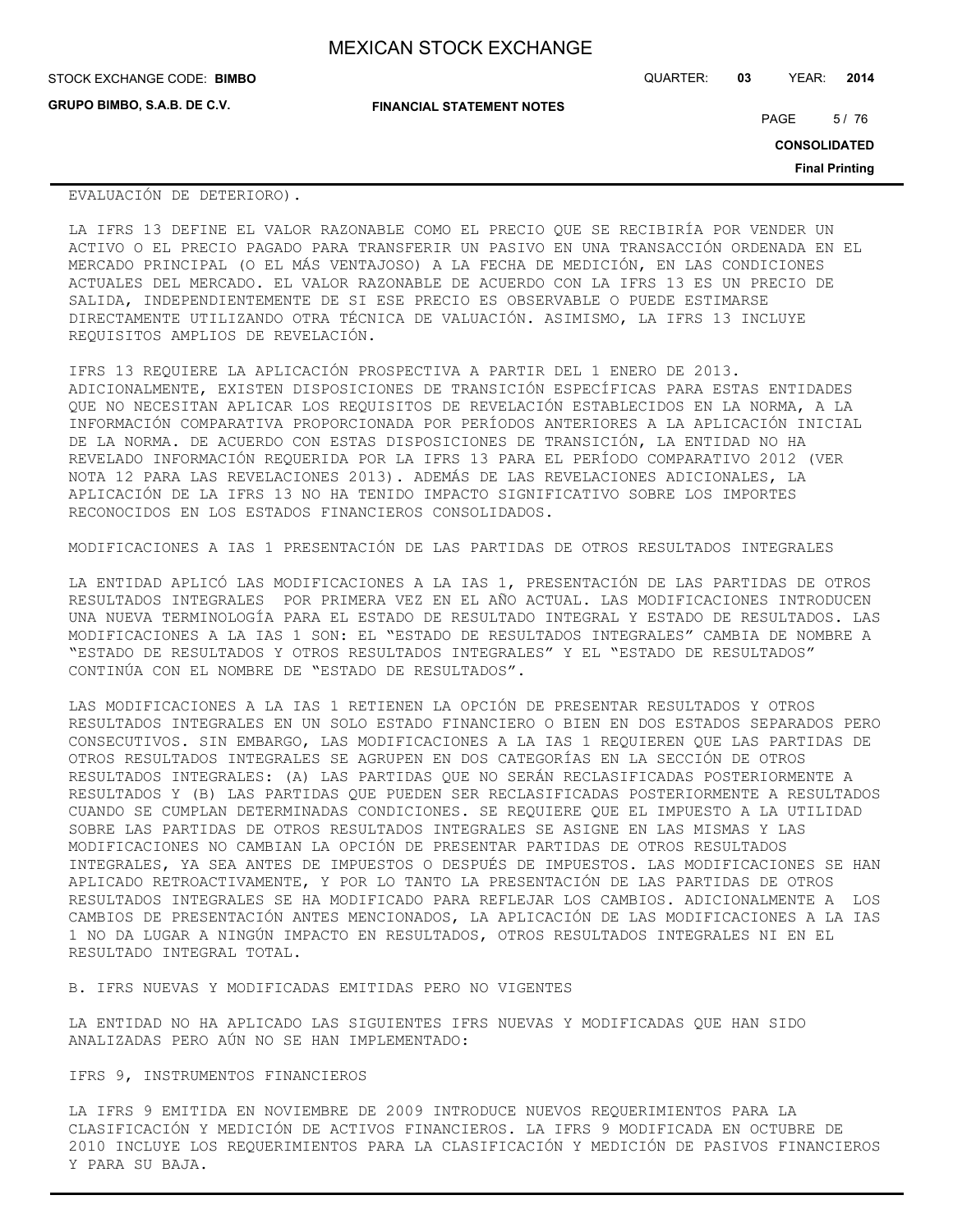EVALUACIÓN DE DETERIORO).

LA IFRS 13 DEFINE EL VALOR RAZONABLE COMO EL PRECIO QUE SE RECIBIRÍA POR VENDER UN ACTIVO O EL PRECIO PAGADO PARA TRANSFERIR UN PASIVO EN UNA TRANSACCIÓN ORDENADA EN EL MERCADO PRINCIPAL (O EL MÁS VENTAJOSO) A LA FECHA DE MEDICIÓN, EN LAS CONDICIONES ACTUALES DEL MERCADO. EL VALOR RAZONABLE DE ACUERDO CON LA IFRS 13 ES UN PRECIO DE SALIDA, INDEPENDIENTEMENTE DE SI ESE PRECIO ES OBSERVABLE O PUEDE ESTIMARSE DIRECTAMENTE UTILIZANDO OTRA TÉCNICA DE VALUACIÓN. ASIMISMO, LA IFRS 13 INCLUYE REQUISITOS AMPLIOS DE REVELACIÓN.

IFRS 13 REQUIERE LA APLICACIÓN PROSPECTIVA A PARTIR DEL 1 ENERO DE 2013. ADICIONALMENTE, EXISTEN DISPOSICIONES DE TRANSICIÓN ESPECÍFICAS PARA ESTAS ENTIDADES QUE NO NECESITAN APLICAR LOS REQUISITOS DE REVELACIÓN ESTABLECIDOS EN LA NORMA, A LA INFORMACIÓN COMPARATIVA PROPORCIONADA POR PERÍODOS ANTERIORES A LA APLICACIÓN INICIAL DE LA NORMA. DE ACUERDO CON ESTAS DISPOSICIONES DE TRANSICIÓN, LA ENTIDAD NO HA REVELADO INFORMACIÓN REQUERIDA POR LA IFRS 13 PARA EL PERÍODO COMPARATIVO 2012 (VER NOTA 12 PARA LAS REVELACIONES 2013). ADEMÁS DE LAS REVELACIONES ADICIONALES, LA APLICACIÓN DE LA IFRS 13 NO HA TENIDO IMPACTO SIGNIFICATIVO SOBRE LOS IMPORTES RECONOCIDOS EN LOS ESTADOS FINANCIEROS CONSOLIDADOS.

MODIFICACIONES A IAS 1 PRESENTACIÓN DE LAS PARTIDAS DE OTROS RESULTADOS INTEGRALES

LA ENTIDAD APLICÓ LAS MODIFICACIONES A LA IAS 1, PRESENTACIÓN DE LAS PARTIDAS DE OTROS RESULTADOS INTEGRALES POR PRIMERA VEZ EN EL AÑO ACTUAL. LAS MODIFICACIONES INTRODUCEN UNA NUEVA TERMINOLOGÍA PARA EL ESTADO DE RESULTADO INTEGRAL Y ESTADO DE RESULTADOS. LAS MODIFICACIONES A LA IAS 1 SON: EL "ESTADO DE RESULTADOS INTEGRALES" CAMBIA DE NOMBRE A "ESTADO DE RESULTADOS Y OTROS RESULTADOS INTEGRALES" Y EL "ESTADO DE RESULTADOS" CONTINÚA CON EL NOMBRE DE "ESTADO DE RESULTADOS".

LAS MODIFICACIONES A LA IAS 1 RETIENEN LA OPCIÓN DE PRESENTAR RESULTADOS Y OTROS RESULTADOS INTEGRALES EN UN SOLO ESTADO FINANCIERO O BIEN EN DOS ESTADOS SEPARADOS PERO CONSECUTIVOS. SIN EMBARGO, LAS MODIFICACIONES A LA IAS 1 REQUIEREN QUE LAS PARTIDAS DE OTROS RESULTADOS INTEGRALES SE AGRUPEN EN DOS CATEGORÍAS EN LA SECCIÓN DE OTROS RESULTADOS INTEGRALES: (A) LAS PARTIDAS QUE NO SERÁN RECLASIFICADAS POSTERIORMENTE A RESULTADOS Y (B) LAS PARTIDAS QUE PUEDEN SER RECLASIFICADAS POSTERIORMENTE A RESULTADOS CUANDO SE CUMPLAN DETERMINADAS CONDICIONES. SE REQUIERE QUE EL IMPUESTO A LA UTILIDAD SOBRE LAS PARTIDAS DE OTROS RESULTADOS INTEGRALES SE ASIGNE EN LAS MISMAS Y LAS MODIFICACIONES NO CAMBIAN LA OPCIÓN DE PRESENTAR PARTIDAS DE OTROS RESULTADOS INTEGRALES, YA SEA ANTES DE IMPUESTOS O DESPUÉS DE IMPUESTOS. LAS MODIFICACIONES SE HAN APLICADO RETROACTIVAMENTE, Y POR LO TANTO LA PRESENTACIÓN DE LAS PARTIDAS DE OTROS RESULTADOS INTEGRALES SE HA MODIFICADO PARA REFLEJAR LOS CAMBIOS. ADICIONALMENTE A LOS CAMBIOS DE PRESENTACIÓN ANTES MENCIONADOS, LA APLICACIÓN DE LAS MODIFICACIONES A LA IAS 1 NO DA LUGAR A NINGÚN IMPACTO EN RESULTADOS, OTROS RESULTADOS INTEGRALES NI EN EL RESULTADO INTEGRAL TOTAL.

B. IFRS NUEVAS Y MODIFICADAS EMITIDAS PERO NO VIGENTES

LA ENTIDAD NO HA APLICADO LAS SIGUIENTES IFRS NUEVAS Y MODIFICADAS QUE HAN SIDO ANALIZADAS PERO AÚN NO SE HAN IMPLEMENTADO:

IFRS 9, INSTRUMENTOS FINANCIEROS

LA IFRS 9 EMITIDA EN NOVIEMBRE DE 2009 INTRODUCE NUEVOS REQUERIMIENTOS PARA LA CLASIFICACIÓN Y MEDICIÓN DE ACTIVOS FINANCIEROS. LA IFRS 9 MODIFICADA EN OCTUBRE DE 2010 INCLUYE LOS REQUERIMIENTOS PARA LA CLASIFICACIÓN Y MEDICIÓN DE PASIVOS FINANCIEROS Y PARA SU BAJA.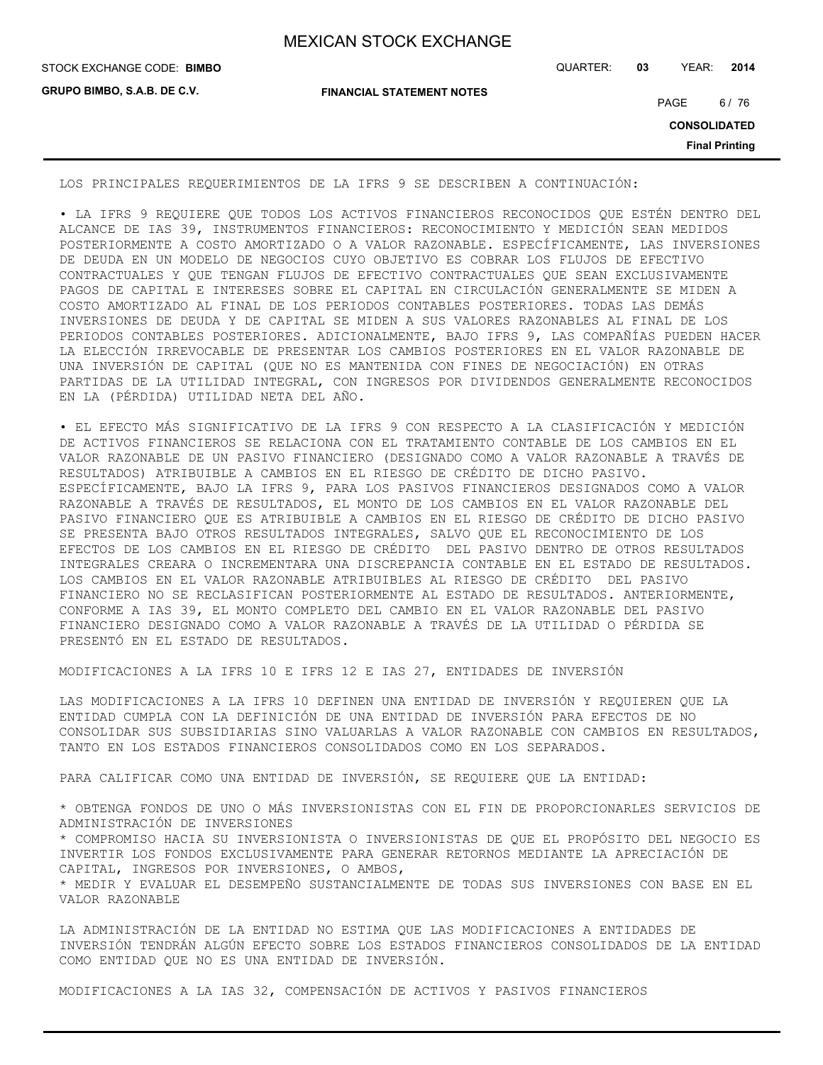LOS PRINCIPALES REQUERIMIENTOS DE LA IFRS 9 SE DESCRIBEN A CONTINUACIÓN:

• LA IFRS 9 REQUIERE QUE TODOS LOS ACTIVOS FINANCIEROS RECONOCIDOS QUE ESTÉN DENTRO DEL ALCANCE DE IAS 39, INSTRUMENTOS FINANCIEROS: RECONOCIMIENTO Y MEDICIÓN SEAN MEDIDOS POSTERIORMENTE A COSTO AMORTIZADO O A VALOR RAZONABLE. ESPECÍFICAMENTE, LAS INVERSIONES DE DEUDA EN UN MODELO DE NEGOCIOS CUYO OBJETIVO ES COBRAR LOS FLUJOS DE EFECTIVO CONTRACTUALES Y QUE TENGAN FLUJOS DE EFECTIVO CONTRACTUALES QUE SEAN EXCLUSIVAMENTE PAGOS DE CAPITAL E INTERESES SOBRE EL CAPITAL EN CIRCULACIÓN GENERALMENTE SE MIDEN A COSTO AMORTIZADO AL FINAL DE LOS PERIODOS CONTABLES POSTERIORES. TODAS LAS DEMÁS INVERSIONES DE DEUDA Y DE CAPITAL SE MIDEN A SUS VALORES RAZONABLES AL FINAL DE LOS PERIODOS CONTABLES POSTERIORES. ADICIONALMENTE, BAJO IFRS 9, LAS COMPAÑÍAS PUEDEN HACER LA ELECCIÓN IRREVOCABLE DE PRESENTAR LOS CAMBIOS POSTERIORES EN EL VALOR RAZONABLE DE UNA INVERSIÓN DE CAPITAL (QUE NO ES MANTENIDA CON FINES DE NEGOCIACIÓN) EN OTRAS PARTIDAS DE LA UTILIDAD INTEGRAL, CON INGRESOS POR DIVIDENDOS GENERALMENTE RECONOCIDOS EN LA (PÉRDIDA) UTILIDAD NETA DEL AÑO.

• EL EFECTO MÁS SIGNIFICATIVO DE LA IFRS 9 CON RESPECTO A LA CLASIFICACIÓN Y MEDICIÓN DE ACTIVOS FINANCIEROS SE RELACIONA CON EL TRATAMIENTO CONTABLE DE LOS CAMBIOS EN EL VALOR RAZONABLE DE UN PASIVO FINANCIERO (DESIGNADO COMO A VALOR RAZONABLE A TRAVÉS DE RESULTADOS) ATRIBUIBLE A CAMBIOS EN EL RIESGO DE CRÉDITO DE DICHO PASIVO. ESPECÍFICAMENTE, BAJO LA IFRS 9, PARA LOS PASIVOS FINANCIEROS DESIGNADOS COMO A VALOR RAZONABLE A TRAVÉS DE RESULTADOS, EL MONTO DE LOS CAMBIOS EN EL VALOR RAZONABLE DEL PASIVO FINANCIERO QUE ES ATRIBUIBLE A CAMBIOS EN EL RIESGO DE CRÉDITO DE DICHO PASIVO SE PRESENTA BAJO OTROS RESULTADOS INTEGRALES, SALVO QUE EL RECONOCIMIENTO DE LOS EFECTOS DE LOS CAMBIOS EN EL RIESGO DE CRÉDITO DEL PASIVO DENTRO DE OTROS RESULTADOS INTEGRALES CREARA O INCREMENTARA UNA DISCREPANCIA CONTABLE EN EL ESTADO DE RESULTADOS. LOS CAMBIOS EN EL VALOR RAZONABLE ATRIBUIBLES AL RIESGO DE CRÉDITO DEL PASIVO FINANCIERO NO SE RECLASIFICAN POSTERIORMENTE AL ESTADO DE RESULTADOS. ANTERIORMENTE, CONFORME A IAS 39, EL MONTO COMPLETO DEL CAMBIO EN EL VALOR RAZONABLE DEL PASIVO FINANCIERO DESIGNADO COMO A VALOR RAZONABLE A TRAVÉS DE LA UTILIDAD O PÉRDIDA SE PRESENTÓ EN EL ESTADO DE RESULTADOS.

MODIFICACIONES A LA IFRS 10 E IFRS 12 E IAS 27, ENTIDADES DE INVERSIÓN

LAS MODIFICACIONES A LA IFRS 10 DEFINEN UNA ENTIDAD DE INVERSIÓN Y REQUIEREN QUE LA ENTIDAD CUMPLA CON LA DEFINICIÓN DE UNA ENTIDAD DE INVERSIÓN PARA EFECTOS DE NO CONSOLIDAR SUS SUBSIDIARIAS SINO VALUARLAS A VALOR RAZONABLE CON CAMBIOS EN RESULTADOS, TANTO EN LOS ESTADOS FINANCIEROS CONSOLIDADOS COMO EN LOS SEPARADOS.

PARA CALIFICAR COMO UNA ENTIDAD DE INVERSIÓN, SE REQUIERE QUE LA ENTIDAD:

* OBTENGA FONDOS DE UNO O MÁS INVERSIONISTAS CON EL FIN DE PROPORCIONARLES SERVICIOS DE ADMINISTRACIÓN DE INVERSIONES
* COMPROMISO HACIA SU INVERSIONISTA O INVERSIONISTAS DE QUE EL PROPÓSITO DEL NEGOCIO ES INVERTIR LOS FONDOS EXCLUSIVAMENTE PARA GENERAR RETORNOS MEDIANTE LA APRECIACIÓN DE CAPITAL, INGRESOS POR INVERSIONES, O AMBOS,
* MEDIR Y EVALUAR EL DESEMPEÑO SUSTANCIALMENTE DE TODAS SUS INVERSIONES CON BASE EN EL VALOR RAZONABLE

LA ADMINISTRACIÓN DE LA ENTIDAD NO ESTIMA QUE LAS MODIFICACIONES A ENTIDADES DE INVERSIÓN TENDRÁN ALGÚN EFECTO SOBRE LOS ESTADOS FINANCIEROS CONSOLIDADOS DE LA ENTIDAD COMO ENTIDAD QUE NO ES UNA ENTIDAD DE INVERSIÓN.

MODIFICACIONES A LA IAS 32, COMPENSACIÓN DE ACTIVOS Y PASIVOS FINANCIEROS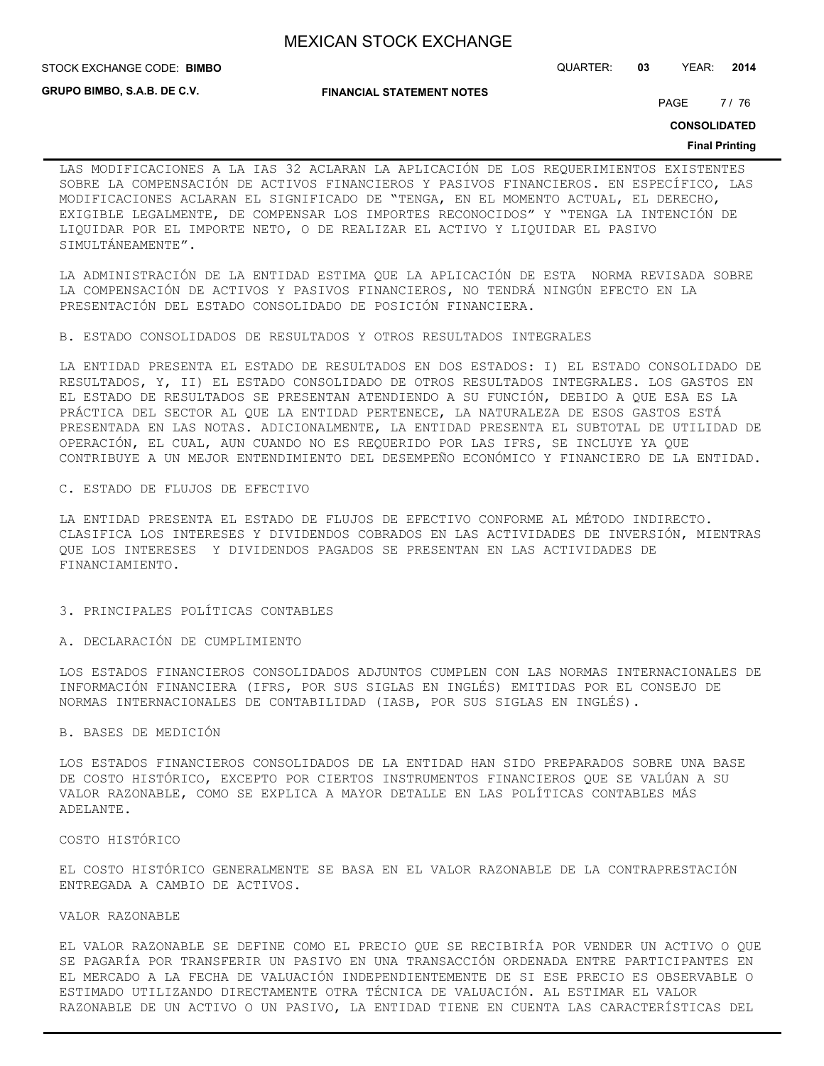LAS MODIFICACIONES A LA IAS 32 ACLARAN LA APLICACIÓN DE LOS REQUERIMIENTOS EXISTENTES SOBRE LA COMPENSACIÓN DE ACTIVOS FINANCIEROS Y PASIVOS FINANCIEROS. EN ESPECÍFICO, LAS MODIFICACIONES ACLARAN EL SIGNIFICADO DE "TENGA, EN EL MOMENTO ACTUAL, EL DERECHO, EXIGIBLE LEGALMENTE, DE COMPENSAR LOS IMPORTES RECONOCIDOS" Y "TENGA LA INTENCIÓN DE LIQUIDAR POR EL IMPORTE NETO, O DE REALIZAR EL ACTIVO Y LIQUIDAR EL PASIVO SIMULTÁNEAMENTE".

LA ADMINISTRACIÓN DE LA ENTIDAD ESTIMA QUE LA APLICACIÓN DE ESTA NORMA REVISADA SOBRE LA COMPENSACIÓN DE ACTIVOS Y PASIVOS FINANCIEROS, NO TENDRÁ NINGÚN EFECTO EN LA PRESENTACIÓN DEL ESTADO CONSOLIDADO DE POSICIÓN FINANCIERA.

B. ESTADO CONSOLIDADOS DE RESULTADOS Y OTROS RESULTADOS INTEGRALES

LA ENTIDAD PRESENTA EL ESTADO DE RESULTADOS EN DOS ESTADOS: I) EL ESTADO CONSOLIDADO DE RESULTADOS, Y, II) EL ESTADO CONSOLIDADO DE OTROS RESULTADOS INTEGRALES. LOS GASTOS EN EL ESTADO DE RESULTADOS SE PRESENTAN ATENDIENDO A SU FUNCIÓN, DEBIDO A QUE ESA ES LA PRÁCTICA DEL SECTOR AL QUE LA ENTIDAD PERTENECE, LA NATURALEZA DE ESOS GASTOS ESTÁ PRESENTADA EN LAS NOTAS. ADICIONALMENTE, LA ENTIDAD PRESENTA EL SUBTOTAL DE UTILIDAD DE OPERACIÓN, EL CUAL, AUN CUANDO NO ES REQUERIDO POR LAS IFRS, SE INCLUYE YA QUE CONTRIBUYE A UN MEJOR ENTENDIMIENTO DEL DESEMPEÑO ECONÓMICO Y FINANCIERO DE LA ENTIDAD.

C. ESTADO DE FLUJOS DE EFECTIVO

LA ENTIDAD PRESENTA EL ESTADO DE FLUJOS DE EFECTIVO CONFORME AL MÉTODO INDIRECTO. CLASIFICA LOS INTERESES Y DIVIDENDOS COBRADOS EN LAS ACTIVIDADES DE INVERSIÓN, MIENTRAS QUE LOS INTERESES Y DIVIDENDOS PAGADOS SE PRESENTAN EN LAS ACTIVIDADES DE FINANCIAMIENTO.

3. PRINCIPALES POLÍTICAS CONTABLES

A. DECLARACIÓN DE CUMPLIMIENTO

LOS ESTADOS FINANCIEROS CONSOLIDADOS ADJUNTOS CUMPLEN CON LAS NORMAS INTERNACIONALES DE INFORMACIÓN FINANCIERA (IFRS, POR SUS SIGLAS EN INGLÉS) EMITIDAS POR EL CONSEJO DE NORMAS INTERNACIONALES DE CONTABILIDAD (IASB, POR SUS SIGLAS EN INGLÉS).

B. BASES DE MEDICIÓN

LOS ESTADOS FINANCIEROS CONSOLIDADOS DE LA ENTIDAD HAN SIDO PREPARADOS SOBRE UNA BASE DE COSTO HISTÓRICO, EXCEPTO POR CIERTOS INSTRUMENTOS FINANCIEROS QUE SE VALÚAN A SU VALOR RAZONABLE, COMO SE EXPLICA A MAYOR DETALLE EN LAS POLÍTICAS CONTABLES MÁS ADELANTE.

COSTO HISTÓRICO

EL COSTO HISTÓRICO GENERALMENTE SE BASA EN EL VALOR RAZONABLE DE LA CONTRAPRESTACIÓN ENTREGADA A CAMBIO DE ACTIVOS.

VALOR RAZONABLE

EL VALOR RAZONABLE SE DEFINE COMO EL PRECIO QUE SE RECIBIRÍA POR VENDER UN ACTIVO O QUE SE PAGARÍA POR TRANSFERIR UN PASIVO EN UNA TRANSACCIÓN ORDENADA ENTRE PARTICIPANTES EN EL MERCADO A LA FECHA DE VALUACIÓN INDEPENDIENTEMENTE DE SI ESE PRECIO ES OBSERVABLE O ESTIMADO UTILIZANDO DIRECTAMENTE OTRA TÉCNICA DE VALUACIÓN. AL ESTIMAR EL VALOR RAZONABLE DE UN ACTIVO O UN PASIVO, LA ENTIDAD TIENE EN CUENTA LAS CARACTERÍSTICAS DEL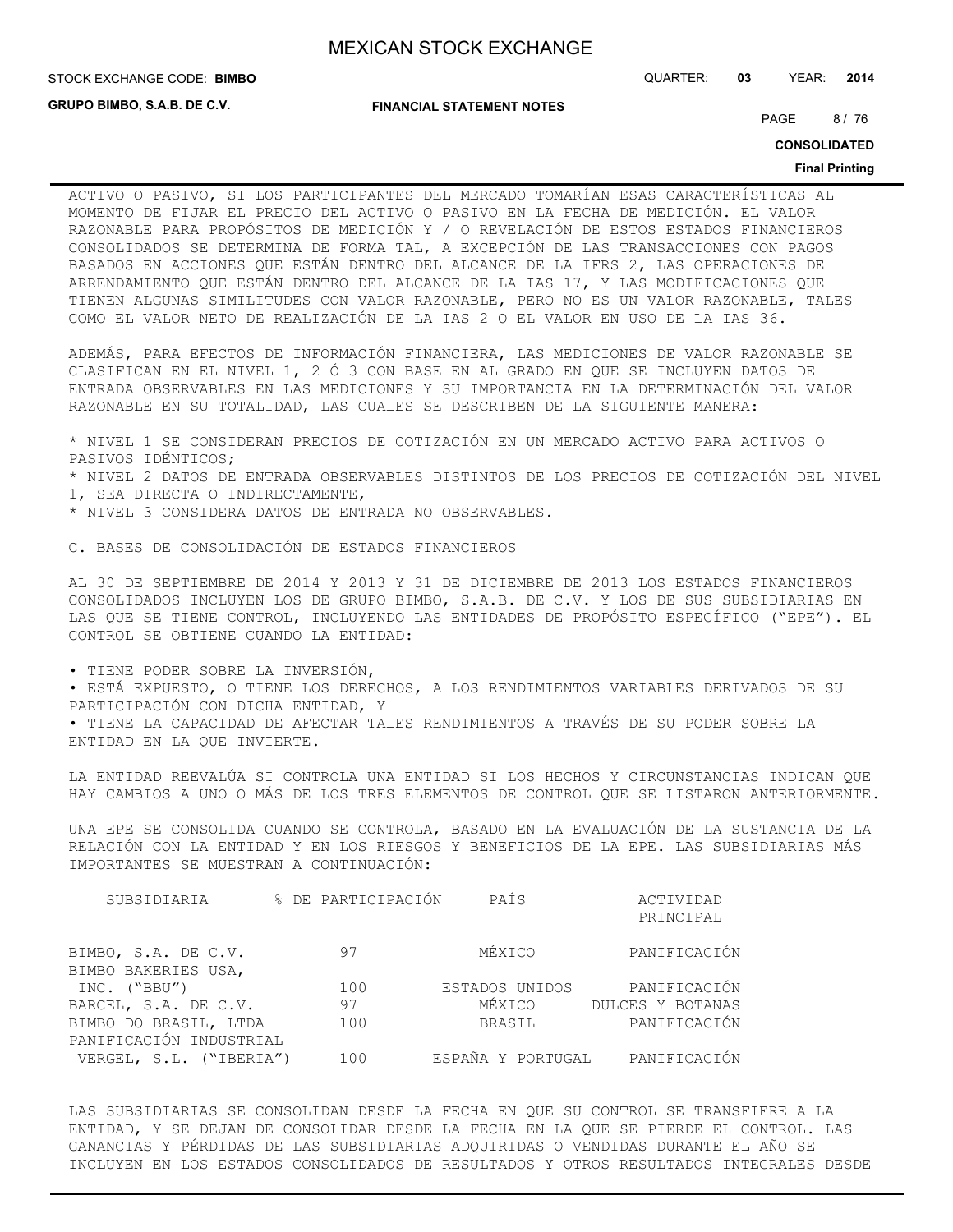ACTIVO O PASIVO, SI LOS PARTICIPANTES DEL MERCADO TOMARÍAN ESAS CARACTERÍSTICAS AL MOMENTO DE FIJAR EL PRECIO DEL ACTIVO O PASIVO EN LA FECHA DE MEDICIÓN. EL VALOR RAZONABLE PARA PROPÓSITOS DE MEDICIÓN Y / O REVELACIÓN DE ESTOS ESTADOS FINANCIEROS CONSOLIDADOS SE DETERMINA DE FORMA TAL, A EXCEPCIÓN DE LAS TRANSACCIONES CON PAGOS BASADOS EN ACCIONES QUE ESTÁN DENTRO DEL ALCANCE DE LA IFRS 2, LAS OPERACIONES DE ARRENDAMIENTO QUE ESTÁN DENTRO DEL ALCANCE DE LA IAS 17, Y LAS MODIFICACIONES QUE TIENEN ALGUNAS SIMILITUDES CON VALOR RAZONABLE, PERO NO ES UN VALOR RAZONABLE, TALES COMO EL VALOR NETO DE REALIZACIÓN DE LA IAS 2 O EL VALOR EN USO DE LA IAS 36.

ADEMÁS, PARA EFECTOS DE INFORMACIÓN FINANCIERA, LAS MEDICIONES DE VALOR RAZONABLE SE CLASIFICAN EN EL NIVEL 1, 2 Ó 3 CON BASE EN AL GRADO EN QUE SE INCLUYEN DATOS DE ENTRADA OBSERVABLES EN LAS MEDICIONES Y SU IMPORTANCIA EN LA DETERMINACIÓN DEL VALOR RAZONABLE EN SU TOTALIDAD, LAS CUALES SE DESCRIBEN DE LA SIGUIENTE MANERA:

* NIVEL 1 SE CONSIDERAN PRECIOS DE COTIZACIÓN EN UN MERCADO ACTIVO PARA ACTIVOS O PASIVOS IDÉNTICOS;
* NIVEL 2 DATOS DE ENTRADA OBSERVABLES DISTINTOS DE LOS PRECIOS DE COTIZACIÓN DEL NIVEL 1, SEA DIRECTA O INDIRECTAMENTE,
* NIVEL 3 CONSIDERA DATOS DE ENTRADA NO OBSERVABLES.

C. BASES DE CONSOLIDACIÓN DE ESTADOS FINANCIEROS

AL 30 DE SEPTIEMBRE DE 2014 Y 2013 Y 31 DE DICIEMBRE DE 2013 LOS ESTADOS FINANCIEROS CONSOLIDADOS INCLUYEN LOS DE GRUPO BIMBO, S.A.B. DE C.V. Y LOS DE SUS SUBSIDIARIAS EN LAS QUE SE TIENE CONTROL, INCLUYENDO LAS ENTIDADES DE PROPÓSITO ESPECÍFICO ("EPE"). EL CONTROL SE OBTIENE CUANDO LA ENTIDAD:

• TIENE PODER SOBRE LA INVERSIÓN,
• ESTÁ EXPUESTO, O TIENE LOS DERECHOS, A LOS RENDIMIENTOS VARIABLES DERIVADOS DE SU PARTICIPACIÓN CON DICHA ENTIDAD, Y
• TIENE LA CAPACIDAD DE AFECTAR TALES RENDIMIENTOS A TRAVÉS DE SU PODER SOBRE LA ENTIDAD EN LA QUE INVIERTE.

LA ENTIDAD REEVALÚA SI CONTROLA UNA ENTIDAD SI LOS HECHOS Y CIRCUNSTANCIAS INDICAN QUE HAY CAMBIOS A UNO O MÁS DE LOS TRES ELEMENTOS DE CONTROL QUE SE LISTARON ANTERIORMENTE.

UNA EPE SE CONSOLIDA CUANDO SE CONTROLA, BASADO EN LA EVALUACIÓN DE LA SUSTANCIA DE LA RELACIÓN CON LA ENTIDAD Y EN LOS RIESGOS Y BENEFICIOS DE LA EPE. LAS SUBSIDIARIAS MÁS IMPORTANTES SE MUESTRAN A CONTINUACIÓN:

| SUBSIDIARIA | % DE PARTICIPACIÓN | PAÍS | ACTIVIDAD PRINCIPAL |
|---|---|---|---|
| BIMBO, S.A. DE C.V. | 97 | MÉXICO | PANIFICACIÓN |
| BIMBO BAKERIES USA, INC. ("BBU") | 100 | ESTADOS UNIDOS | PANIFICACIÓN |
| BARCEL, S.A. DE C.V. | 97 | MÉXICO | DULCES Y BOTANAS |
| BIMBO DO BRASIL, LTDA | 100 | BRASIL | PANIFICACIÓN |
| PANIFICACIÓN INDUSTRIAL VERGEL, S.L. ("IBERIA") | 100 | ESPAÑA Y PORTUGAL | PANIFICACIÓN |

LAS SUBSIDIARIAS SE CONSOLIDAN DESDE LA FECHA EN QUE SU CONTROL SE TRANSFIERE A LA ENTIDAD, Y SE DEJAN DE CONSOLIDAR DESDE LA FECHA EN LA QUE SE PIERDE EL CONTROL. LAS GANANCIAS Y PÉRDIDAS DE LAS SUBSIDIARIAS ADQUIRIDAS O VENDIDAS DURANTE EL AÑO SE INCLUYEN EN LOS ESTADOS CONSOLIDADOS DE RESULTADOS Y OTROS RESULTADOS INTEGRALES DESDE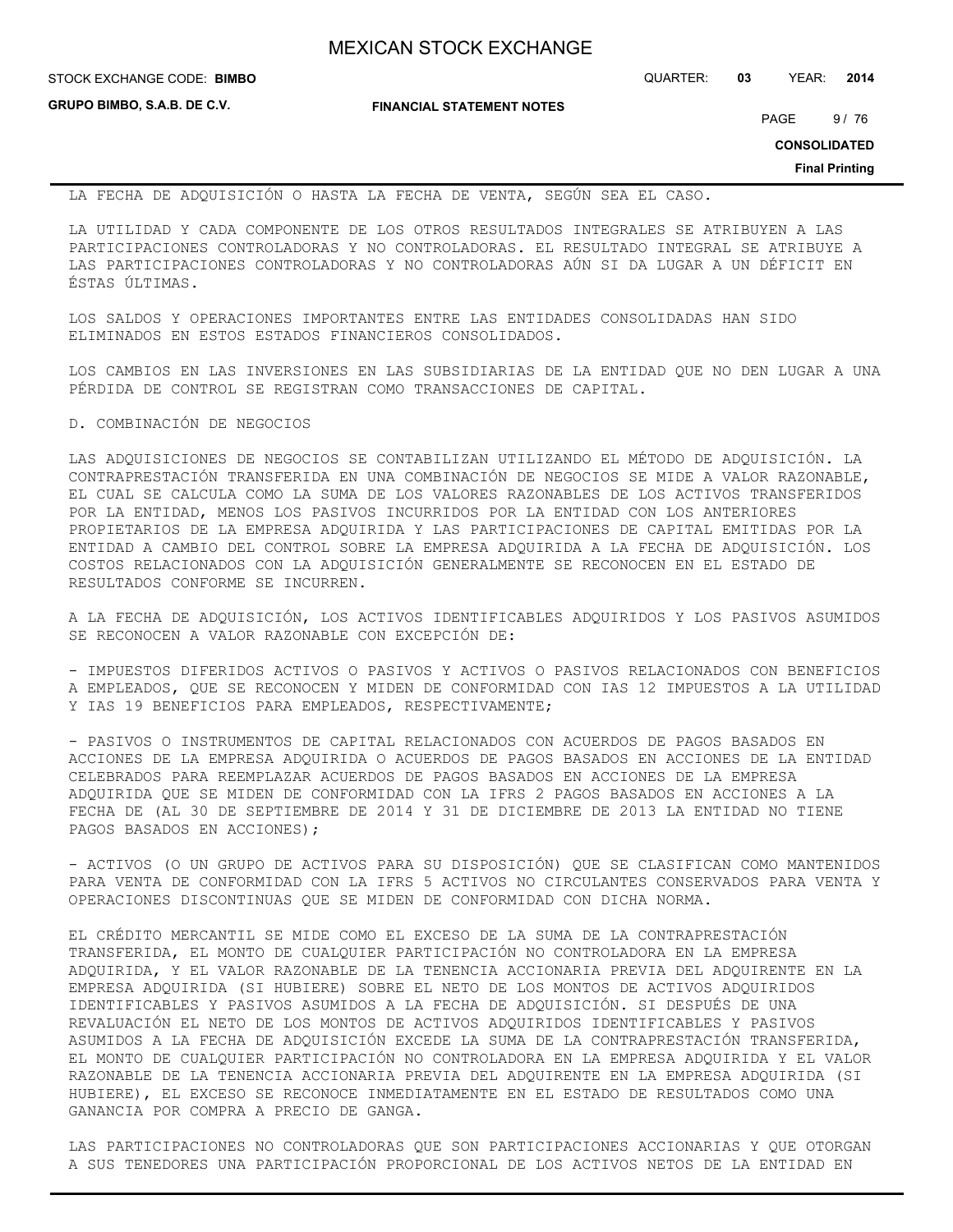LA FECHA DE ADQUISICIÓN O HASTA LA FECHA DE VENTA, SEGÚN SEA EL CASO.

LA UTILIDAD Y CADA COMPONENTE DE LOS OTROS RESULTADOS INTEGRALES SE ATRIBUYEN A LAS PARTICIPACIONES CONTROLADORAS Y NO CONTROLADORAS. EL RESULTADO INTEGRAL SE ATRIBUYE A LAS PARTICIPACIONES CONTROLADORAS Y NO CONTROLADORAS AÚN SI DA LUGAR A UN DÉFICIT EN ÉSTAS ÚLTIMAS.

LOS SALDOS Y OPERACIONES IMPORTANTES ENTRE LAS ENTIDADES CONSOLIDADAS HAN SIDO ELIMINADOS EN ESTOS ESTADOS FINANCIEROS CONSOLIDADOS.

LOS CAMBIOS EN LAS INVERSIONES EN LAS SUBSIDIARIAS DE LA ENTIDAD QUE NO DEN LUGAR A UNA PÉRDIDA DE CONTROL SE REGISTRAN COMO TRANSACCIONES DE CAPITAL.

D. COMBINACIÓN DE NEGOCIOS

LAS ADQUISICIONES DE NEGOCIOS SE CONTABILIZAN UTILIZANDO EL MÉTODO DE ADQUISICIÓN. LA CONTRAPRESTACIÓN TRANSFERIDA EN UNA COMBINACIÓN DE NEGOCIOS SE MIDE A VALOR RAZONABLE, EL CUAL SE CALCULA COMO LA SUMA DE LOS VALORES RAZONABLES DE LOS ACTIVOS TRANSFERIDOS POR LA ENTIDAD, MENOS LOS PASIVOS INCURRIDOS POR LA ENTIDAD CON LOS ANTERIORES PROPIETARIOS DE LA EMPRESA ADQUIRIDA Y LAS PARTICIPACIONES DE CAPITAL EMITIDAS POR LA ENTIDAD A CAMBIO DEL CONTROL SOBRE LA EMPRESA ADQUIRIDA A LA FECHA DE ADQUISICIÓN. LOS COSTOS RELACIONADOS CON LA ADQUISICIÓN GENERALMENTE SE RECONOCEN EN EL ESTADO DE RESULTADOS CONFORME SE INCURREN.

A LA FECHA DE ADQUISICIÓN, LOS ACTIVOS IDENTIFICABLES ADQUIRIDOS Y LOS PASIVOS ASUMIDOS SE RECONOCEN A VALOR RAZONABLE CON EXCEPCIÓN DE:

- IMPUESTOS DIFERIDOS ACTIVOS O PASIVOS Y ACTIVOS O PASIVOS RELACIONADOS CON BENEFICIOS A EMPLEADOS, QUE SE RECONOCEN Y MIDEN DE CONFORMIDAD CON IAS 12 IMPUESTOS A LA UTILIDAD Y IAS 19 BENEFICIOS PARA EMPLEADOS, RESPECTIVAMENTE;

- PASIVOS O INSTRUMENTOS DE CAPITAL RELACIONADOS CON ACUERDOS DE PAGOS BASADOS EN ACCIONES DE LA EMPRESA ADQUIRIDA O ACUERDOS DE PAGOS BASADOS EN ACCIONES DE LA ENTIDAD CELEBRADOS PARA REEMPLAZAR ACUERDOS DE PAGOS BASADOS EN ACCIONES DE LA EMPRESA ADQUIRIDA QUE SE MIDEN DE CONFORMIDAD CON LA IFRS 2 PAGOS BASADOS EN ACCIONES A LA FECHA DE (AL 30 DE SEPTIEMBRE DE 2014 Y 31 DE DICIEMBRE DE 2013 LA ENTIDAD NO TIENE PAGOS BASADOS EN ACCIONES);

- ACTIVOS (O UN GRUPO DE ACTIVOS PARA SU DISPOSICIÓN) QUE SE CLASIFICAN COMO MANTENIDOS PARA VENTA DE CONFORMIDAD CON LA IFRS 5 ACTIVOS NO CIRCULANTES CONSERVADOS PARA VENTA Y OPERACIONES DISCONTINUAS QUE SE MIDEN DE CONFORMIDAD CON DICHA NORMA.

EL CRÉDITO MERCANTIL SE MIDE COMO EL EXCESO DE LA SUMA DE LA CONTRAPRESTACIÓN TRANSFERIDA, EL MONTO DE CUALQUIER PARTICIPACIÓN NO CONTROLADORA EN LA EMPRESA ADQUIRIDA, Y EL VALOR RAZONABLE DE LA TENENCIA ACCIONARIA PREVIA DEL ADQUIRENTE EN LA EMPRESA ADQUIRIDA (SI HUBIERE) SOBRE EL NETO DE LOS MONTOS DE ACTIVOS ADQUIRIDOS IDENTIFICABLES Y PASIVOS ASUMIDOS A LA FECHA DE ADQUISICIÓN. SI DESPUÉS DE UNA REVALUACIÓN EL NETO DE LOS MONTOS DE ACTIVOS ADQUIRIDOS IDENTIFICABLES Y PASIVOS ASUMIDOS A LA FECHA DE ADQUISICIÓN EXCEDE LA SUMA DE LA CONTRAPRESTACIÓN TRANSFERIDA, EL MONTO DE CUALQUIER PARTICIPACIÓN NO CONTROLADORA EN LA EMPRESA ADQUIRIDA Y EL VALOR RAZONABLE DE LA TENENCIA ACCIONARIA PREVIA DEL ADQUIRENTE EN LA EMPRESA ADQUIRIDA (SI HUBIERE), EL EXCESO SE RECONOCE INMEDIATAMENTE EN EL ESTADO DE RESULTADOS COMO UNA GANANCIA POR COMPRA A PRECIO DE GANGA.

LAS PARTICIPACIONES NO CONTROLADORAS QUE SON PARTICIPACIONES ACCIONARIAS Y QUE OTORGAN A SUS TENEDORES UNA PARTICIPACIÓN PROPORCIONAL DE LOS ACTIVOS NETOS DE LA ENTIDAD EN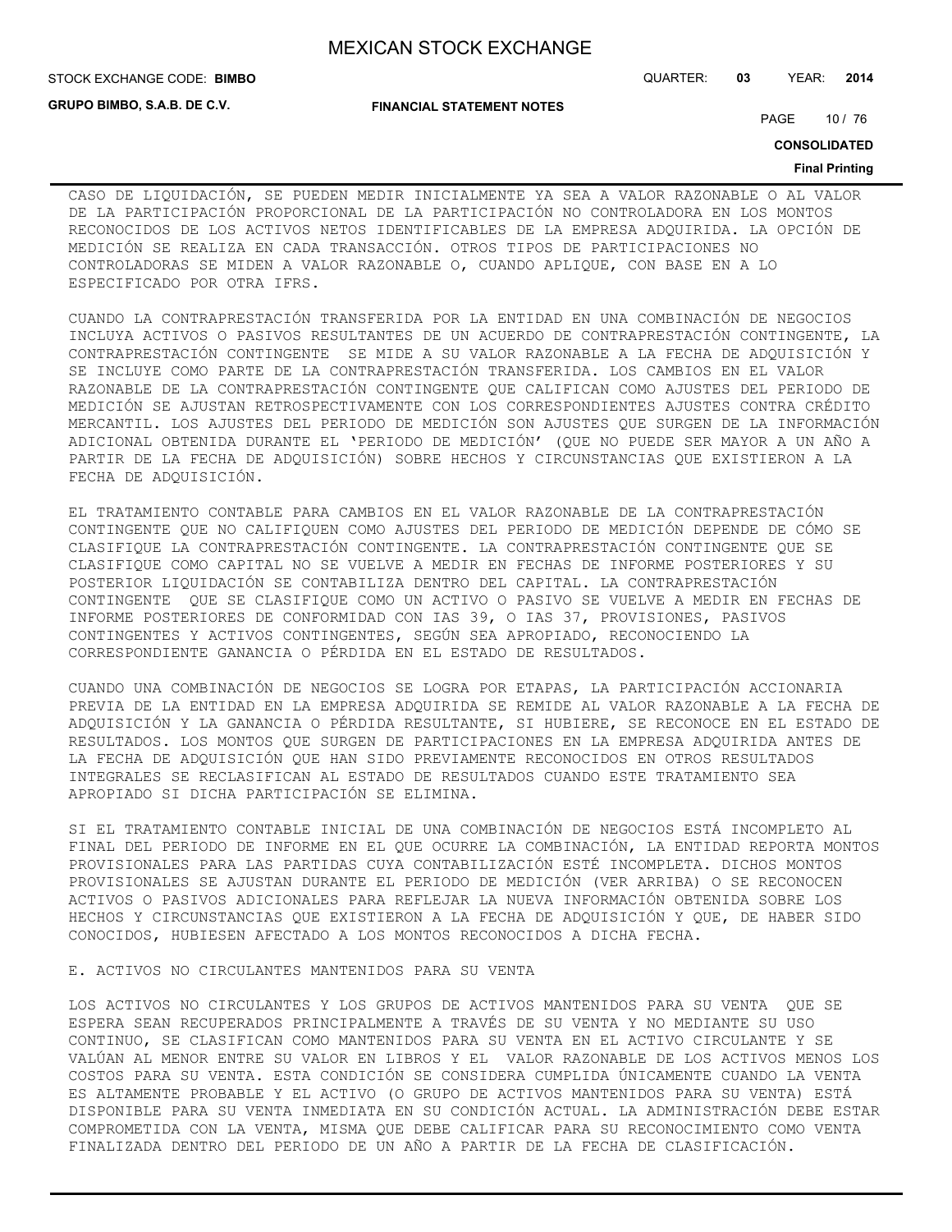CASO DE LIQUIDACIÓN, SE PUEDEN MEDIR INICIALMENTE YA SEA A VALOR RAZONABLE O AL VALOR DE LA PARTICIPACIÓN PROPORCIONAL DE LA PARTICIPACIÓN NO CONTROLADORA EN LOS MONTOS RECONOCIDOS DE LOS ACTIVOS NETOS IDENTIFICABLES DE LA EMPRESA ADQUIRIDA. LA OPCIÓN DE MEDICIÓN SE REALIZA EN CADA TRANSACCIÓN. OTROS TIPOS DE PARTICIPACIONES NO CONTROLADORAS SE MIDEN A VALOR RAZONABLE O, CUANDO APLIQUE, CON BASE EN A LO ESPECIFICADO POR OTRA IFRS.

CUANDO LA CONTRAPRESTACIÓN TRANSFERIDA POR LA ENTIDAD EN UNA COMBINACIÓN DE NEGOCIOS INCLUYA ACTIVOS O PASIVOS RESULTANTES DE UN ACUERDO DE CONTRAPRESTACIÓN CONTINGENTE, LA CONTRAPRESTACIÓN CONTINGENTE SE MIDE A SU VALOR RAZONABLE A LA FECHA DE ADQUISICIÓN Y SE INCLUYE COMO PARTE DE LA CONTRAPRESTACIÓN TRANSFERIDA. LOS CAMBIOS EN EL VALOR RAZONABLE DE LA CONTRAPRESTACIÓN CONTINGENTE QUE CALIFICAN COMO AJUSTES DEL PERIODO DE MEDICIÓN SE AJUSTAN RETROSPECTIVAMENTE CON LOS CORRESPONDIENTES AJUSTES CONTRA CRÉDITO MERCANTIL. LOS AJUSTES DEL PERIODO DE MEDICIÓN SON AJUSTES QUE SURGEN DE LA INFORMACIÓN ADICIONAL OBTENIDA DURANTE EL 'PERIODO DE MEDICIÓN' (QUE NO PUEDE SER MAYOR A UN AÑO A PARTIR DE LA FECHA DE ADQUISICIÓN) SOBRE HECHOS Y CIRCUNSTANCIAS QUE EXISTIERON A LA FECHA DE ADQUISICIÓN.

EL TRATAMIENTO CONTABLE PARA CAMBIOS EN EL VALOR RAZONABLE DE LA CONTRAPRESTACIÓN CONTINGENTE QUE NO CALIFIQUEN COMO AJUSTES DEL PERIODO DE MEDICIÓN DEPENDE DE CÓMO SE CLASIFIQUE LA CONTRAPRESTACIÓN CONTINGENTE. LA CONTRAPRESTACIÓN CONTINGENTE QUE SE CLASIFIQUE COMO CAPITAL NO SE VUELVE A MEDIR EN FECHAS DE INFORME POSTERIORES Y SU POSTERIOR LIQUIDACIÓN SE CONTABILIZA DENTRO DEL CAPITAL. LA CONTRAPRESTACIÓN CONTINGENTE QUE SE CLASIFIQUE COMO UN ACTIVO O PASIVO SE VUELVE A MEDIR EN FECHAS DE INFORME POSTERIORES DE CONFORMIDAD CON IAS 39, O IAS 37, PROVISIONES, PASIVOS CONTINGENTES Y ACTIVOS CONTINGENTES, SEGÚN SEA APROPIADO, RECONOCIENDO LA CORRESPONDIENTE GANANCIA O PÉRDIDA EN EL ESTADO DE RESULTADOS.

CUANDO UNA COMBINACIÓN DE NEGOCIOS SE LOGRA POR ETAPAS, LA PARTICIPACIÓN ACCIONARIA PREVIA DE LA ENTIDAD EN LA EMPRESA ADQUIRIDA SE REMIDE AL VALOR RAZONABLE A LA FECHA DE ADQUISICIÓN Y LA GANANCIA O PÉRDIDA RESULTANTE, SI HUBIERE, SE RECONOCE EN EL ESTADO DE RESULTADOS. LOS MONTOS QUE SURGEN DE PARTICIPACIONES EN LA EMPRESA ADQUIRIDA ANTES DE LA FECHA DE ADQUISICIÓN QUE HAN SIDO PREVIAMENTE RECONOCIDOS EN OTROS RESULTADOS INTEGRALES SE RECLASIFICAN AL ESTADO DE RESULTADOS CUANDO ESTE TRATAMIENTO SEA APROPIADO SI DICHA PARTICIPACIÓN SE ELIMINA.

SI EL TRATAMIENTO CONTABLE INICIAL DE UNA COMBINACIÓN DE NEGOCIOS ESTÁ INCOMPLETO AL FINAL DEL PERIODO DE INFORME EN EL QUE OCURRE LA COMBINACIÓN, LA ENTIDAD REPORTA MONTOS PROVISIONALES PARA LAS PARTIDAS CUYA CONTABILIZACIÓN ESTÉ INCOMPLETA. DICHOS MONTOS PROVISIONALES SE AJUSTAN DURANTE EL PERIODO DE MEDICIÓN (VER ARRIBA) O SE RECONOCEN ACTIVOS O PASIVOS ADICIONALES PARA REFLEJAR LA NUEVA INFORMACIÓN OBTENIDA SOBRE LOS HECHOS Y CIRCUNSTANCIAS QUE EXISTIERON A LA FECHA DE ADQUISICIÓN Y QUE, DE HABER SIDO CONOCIDOS, HUBIESEN AFECTADO A LOS MONTOS RECONOCIDOS A DICHA FECHA.

E. ACTIVOS NO CIRCULANTES MANTENIDOS PARA SU VENTA

LOS ACTIVOS NO CIRCULANTES Y LOS GRUPOS DE ACTIVOS MANTENIDOS PARA SU VENTA QUE SE ESPERA SEAN RECUPERADOS PRINCIPALMENTE A TRAVÉS DE SU VENTA Y NO MEDIANTE SU USO CONTINUO, SE CLASIFICAN COMO MANTENIDOS PARA SU VENTA EN EL ACTIVO CIRCULANTE Y SE VALÚAN AL MENOR ENTRE SU VALOR EN LIBROS Y EL VALOR RAZONABLE DE LOS ACTIVOS MENOS LOS COSTOS PARA SU VENTA. ESTA CONDICIÓN SE CONSIDERA CUMPLIDA ÚNICAMENTE CUANDO LA VENTA ES ALTAMENTE PROBABLE Y EL ACTIVO (O GRUPO DE ACTIVOS MANTENIDOS PARA SU VENTA) ESTÁ DISPONIBLE PARA SU VENTA INMEDIATA EN SU CONDICIÓN ACTUAL. LA ADMINISTRACIÓN DEBE ESTAR COMPROMETIDA CON LA VENTA, MISMA QUE DEBE CALIFICAR PARA SU RECONOCIMIENTO COMO VENTA FINALIZADA DENTRO DEL PERIODO DE UN AÑO A PARTIR DE LA FECHA DE CLASIFICACIÓN.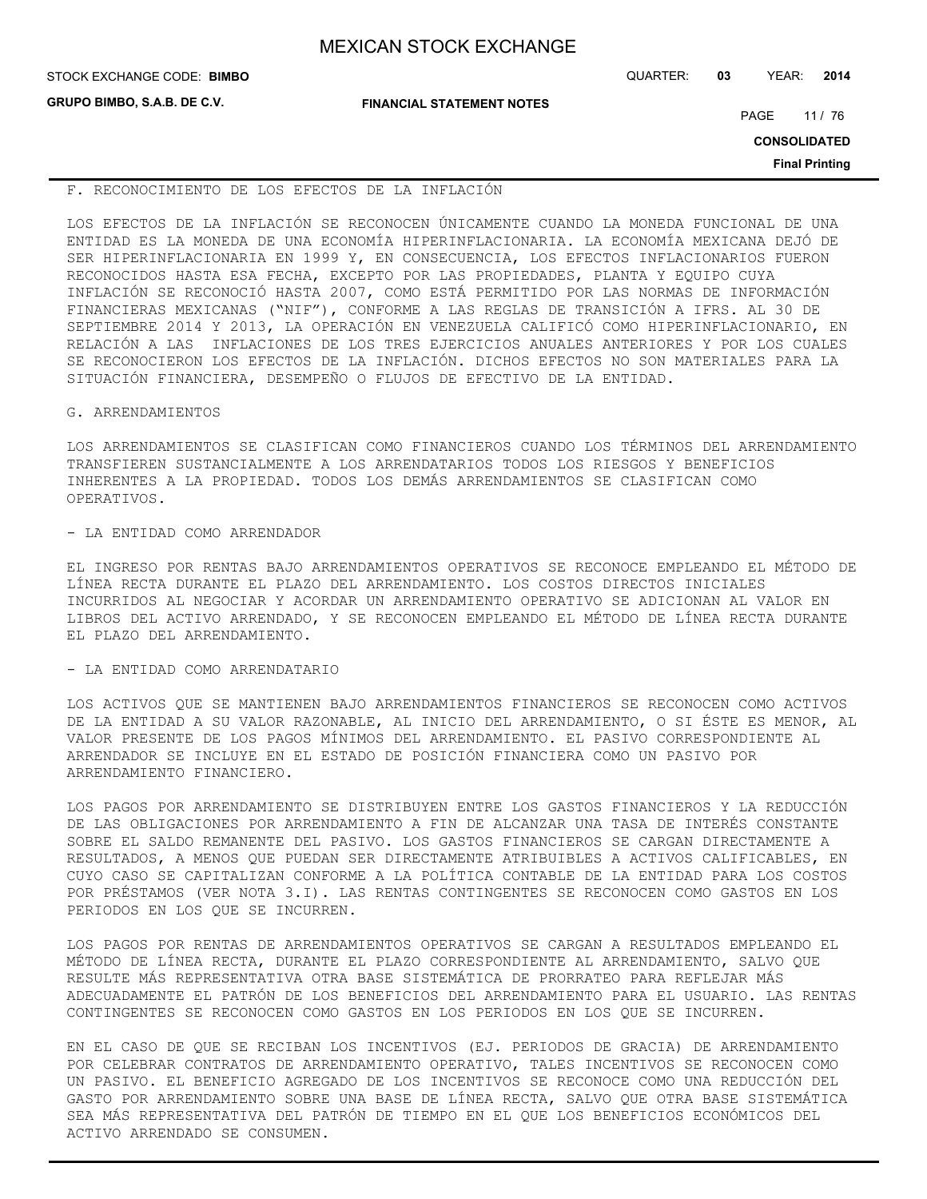F. RECONOCIMIENTO DE LOS EFECTOS DE LA INFLACIÓN

LOS EFECTOS DE LA INFLACIÓN SE RECONOCEN ÚNICAMENTE CUANDO LA MONEDA FUNCIONAL DE UNA ENTIDAD ES LA MONEDA DE UNA ECONOMÍA HIPERINFLACIONARIA. LA ECONOMÍA MEXICANA DEJÓ DE SER HIPERINFLACIONARIA EN 1999 Y, EN CONSECUENCIA, LOS EFECTOS INFLACIONARIOS FUERON RECONOCIDOS HASTA ESA FECHA, EXCEPTO POR LAS PROPIEDADES, PLANTA Y EQUIPO CUYA INFLACIÓN SE RECONOCIÓ HASTA 2007, COMO ESTÁ PERMITIDO POR LAS NORMAS DE INFORMACIÓN FINANCIERAS MEXICANAS ("NIF"), CONFORME A LAS REGLAS DE TRANSICIÓN A IFRS. AL 30 DE SEPTIEMBRE 2014 Y 2013, LA OPERACIÓN EN VENEZUELA CALIFICÓ COMO HIPERINFLACIONARIO, EN RELACIÓN A LAS INFLACIONES DE LOS TRES EJERCICIOS ANUALES ANTERIORES Y POR LOS CUALES SE RECONOCIERON LOS EFECTOS DE LA INFLACIÓN. DICHOS EFECTOS NO SON MATERIALES PARA LA SITUACIÓN FINANCIERA, DESEMPEÑO O FLUJOS DE EFECTIVO DE LA ENTIDAD.

G. ARRENDAMIENTOS

LOS ARRENDAMIENTOS SE CLASIFICAN COMO FINANCIEROS CUANDO LOS TÉRMINOS DEL ARRENDAMIENTO TRANSFIEREN SUSTANCIALMENTE A LOS ARRENDATARIOS TODOS LOS RIESGOS Y BENEFICIOS INHERENTES A LA PROPIEDAD. TODOS LOS DEMÁS ARRENDAMIENTOS SE CLASIFICAN COMO OPERATIVOS.

- LA ENTIDAD COMO ARRENDADOR

EL INGRESO POR RENTAS BAJO ARRENDAMIENTOS OPERATIVOS SE RECONOCE EMPLEANDO EL MÉTODO DE LÍNEA RECTA DURANTE EL PLAZO DEL ARRENDAMIENTO. LOS COSTOS DIRECTOS INICIALES INCURRIDOS AL NEGOCIAR Y ACORDAR UN ARRENDAMIENTO OPERATIVO SE ADICIONAN AL VALOR EN LIBROS DEL ACTIVO ARRENDADO, Y SE RECONOCEN EMPLEANDO EL MÉTODO DE LÍNEA RECTA DURANTE EL PLAZO DEL ARRENDAMIENTO.

- LA ENTIDAD COMO ARRENDATARIO

LOS ACTIVOS QUE SE MANTIENEN BAJO ARRENDAMIENTOS FINANCIEROS SE RECONOCEN COMO ACTIVOS DE LA ENTIDAD A SU VALOR RAZONABLE, AL INICIO DEL ARRENDAMIENTO, O SI ÉSTE ES MENOR, AL VALOR PRESENTE DE LOS PAGOS MÍNIMOS DEL ARRENDAMIENTO. EL PASIVO CORRESPONDIENTE AL ARRENDADOR SE INCLUYE EN EL ESTADO DE POSICIÓN FINANCIERA COMO UN PASIVO POR ARRENDAMIENTO FINANCIERO.

LOS PAGOS POR ARRENDAMIENTO SE DISTRIBUYEN ENTRE LOS GASTOS FINANCIEROS Y LA REDUCCIÓN DE LAS OBLIGACIONES POR ARRENDAMIENTO A FIN DE ALCANZAR UNA TASA DE INTERÉS CONSTANTE SOBRE EL SALDO REMANENTE DEL PASIVO. LOS GASTOS FINANCIEROS SE CARGAN DIRECTAMENTE A RESULTADOS, A MENOS QUE PUEDAN SER DIRECTAMENTE ATRIBUIBLES A ACTIVOS CALIFICABLES, EN CUYO CASO SE CAPITALIZAN CONFORME A LA POLÍTICA CONTABLE DE LA ENTIDAD PARA LOS COSTOS POR PRÉSTAMOS (VER NOTA 3.I). LAS RENTAS CONTINGENTES SE RECONOCEN COMO GASTOS EN LOS PERIODOS EN LOS QUE SE INCURREN.

LOS PAGOS POR RENTAS DE ARRENDAMIENTOS OPERATIVOS SE CARGAN A RESULTADOS EMPLEANDO EL MÉTODO DE LÍNEA RECTA, DURANTE EL PLAZO CORRESPONDIENTE AL ARRENDAMIENTO, SALVO QUE RESULTE MÁS REPRESENTATIVA OTRA BASE SISTEMÁTICA DE PRORRATEO PARA REFLEJAR MÁS ADECUADAMENTE EL PATRÓN DE LOS BENEFICIOS DEL ARRENDAMIENTO PARA EL USUARIO. LAS RENTAS CONTINGENTES SE RECONOCEN COMO GASTOS EN LOS PERIODOS EN LOS QUE SE INCURREN.

EN EL CASO DE QUE SE RECIBAN LOS INCENTIVOS (EJ. PERIODOS DE GRACIA) DE ARRENDAMIENTO POR CELEBRAR CONTRATOS DE ARRENDAMIENTO OPERATIVO, TALES INCENTIVOS SE RECONOCEN COMO UN PASIVO. EL BENEFICIO AGREGADO DE LOS INCENTIVOS SE RECONOCE COMO UNA REDUCCIÓN DEL GASTO POR ARRENDAMIENTO SOBRE UNA BASE DE LÍNEA RECTA, SALVO QUE OTRA BASE SISTEMÁTICA SEA MÁS REPRESENTATIVA DEL PATRÓN DE TIEMPO EN EL QUE LOS BENEFICIOS ECONÓMICOS DEL ACTIVO ARRENDADO SE CONSUMEN.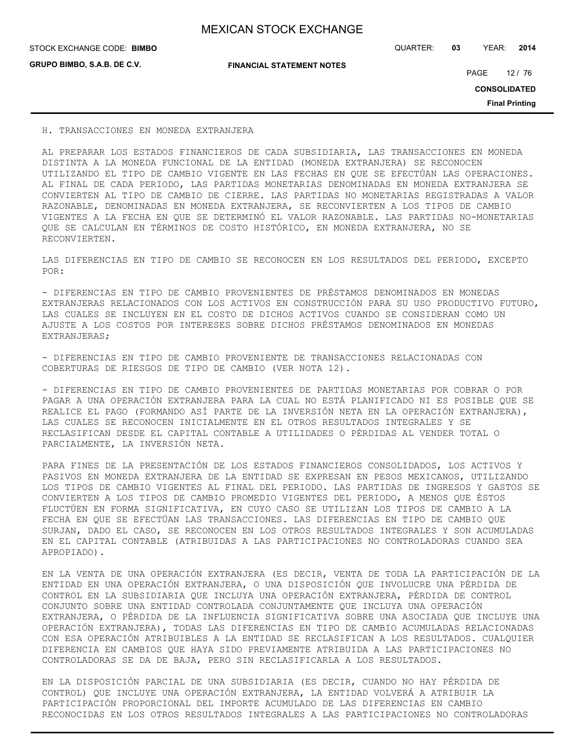H. TRANSACCIONES EN MONEDA EXTRANJERA

AL PREPARAR LOS ESTADOS FINANCIEROS DE CADA SUBSIDIARIA, LAS TRANSACCIONES EN MONEDA DISTINTA A LA MONEDA FUNCIONAL DE LA ENTIDAD (MONEDA EXTRANJERA) SE RECONOCEN UTILIZANDO EL TIPO DE CAMBIO VIGENTE EN LAS FECHAS EN QUE SE EFECTÚAN LAS OPERACIONES. AL FINAL DE CADA PERIODO, LAS PARTIDAS MONETARIAS DENOMINADAS EN MONEDA EXTRANJERA SE CONVIERTEN AL TIPO DE CAMBIO DE CIERRE. LAS PARTIDAS NO MONETARIAS REGISTRADAS A VALOR RAZONABLE, DENOMINADAS EN MONEDA EXTRANJERA, SE RECONVIERTEN A LOS TIPOS DE CAMBIO VIGENTES A LA FECHA EN QUE SE DETERMINÓ EL VALOR RAZONABLE. LAS PARTIDAS NO-MONETARIAS QUE SE CALCULAN EN TÉRMINOS DE COSTO HISTÓRICO, EN MONEDA EXTRANJERA, NO SE RECONVIERTEN.

LAS DIFERENCIAS EN TIPO DE CAMBIO SE RECONOCEN EN LOS RESULTADOS DEL PERIODO, EXCEPTO POR:

- DIFERENCIAS EN TIPO DE CAMBIO PROVENIENTES DE PRÉSTAMOS DENOMINADOS EN MONEDAS EXTRANJERAS RELACIONADOS CON LOS ACTIVOS EN CONSTRUCCIÓN PARA SU USO PRODUCTIVO FUTURO, LAS CUALES SE INCLUYEN EN EL COSTO DE DICHOS ACTIVOS CUANDO SE CONSIDERAN COMO UN AJUSTE A LOS COSTOS POR INTERESES SOBRE DICHOS PRÉSTAMOS DENOMINADOS EN MONEDAS EXTRANJERAS;

- DIFERENCIAS EN TIPO DE CAMBIO PROVENIENTE DE TRANSACCIONES RELACIONADAS CON COBERTURAS DE RIESGOS DE TIPO DE CAMBIO (VER NOTA 12).

- DIFERENCIAS EN TIPO DE CAMBIO PROVENIENTES DE PARTIDAS MONETARIAS POR COBRAR O POR PAGAR A UNA OPERACIÓN EXTRANJERA PARA LA CUAL NO ESTÁ PLANIFICADO NI ES POSIBLE QUE SE REALICE EL PAGO (FORMANDO ASÍ PARTE DE LA INVERSIÓN NETA EN LA OPERACIÓN EXTRANJERA), LAS CUALES SE RECONOCEN INICIALMENTE EN EL OTROS RESULTADOS INTEGRALES Y SE RECLASIFICAN DESDE EL CAPITAL CONTABLE A UTILIDADES O PÉRDIDAS AL VENDER TOTAL O PARCIALMENTE, LA INVERSIÓN NETA.

PARA FINES DE LA PRESENTACIÓN DE LOS ESTADOS FINANCIEROS CONSOLIDADOS, LOS ACTIVOS Y PASIVOS EN MONEDA EXTRANJERA DE LA ENTIDAD SE EXPRESAN EN PESOS MEXICANOS, UTILIZANDO LOS TIPOS DE CAMBIO VIGENTES AL FINAL DEL PERIODO. LAS PARTIDAS DE INGRESOS Y GASTOS SE CONVIERTEN A LOS TIPOS DE CAMBIO PROMEDIO VIGENTES DEL PERIODO, A MENOS QUE ÉSTOS FLUCTÚEN EN FORMA SIGNIFICATIVA, EN CUYO CASO SE UTILIZAN LOS TIPOS DE CAMBIO A LA FECHA EN QUE SE EFECTÚAN LAS TRANSACCIONES. LAS DIFERENCIAS EN TIPO DE CAMBIO QUE SURJAN, DADO EL CASO, SE RECONOCEN EN LOS OTROS RESULTADOS INTEGRALES Y SON ACUMULADAS EN EL CAPITAL CONTABLE (ATRIBUIDAS A LAS PARTICIPACIONES NO CONTROLADORAS CUANDO SEA APROPIADO).

EN LA VENTA DE UNA OPERACIÓN EXTRANJERA (ES DECIR, VENTA DE TODA LA PARTICIPACIÓN DE LA ENTIDAD EN UNA OPERACIÓN EXTRANJERA, O UNA DISPOSICIÓN QUE INVOLUCRE UNA PÉRDIDA DE CONTROL EN LA SUBSIDIARIA QUE INCLUYA UNA OPERACIÓN EXTRANJERA, PÉRDIDA DE CONTROL CONJUNTO SOBRE UNA ENTIDAD CONTROLADA CONJUNTAMENTE QUE INCLUYA UNA OPERACIÓN EXTRANJERA, O PÉRDIDA DE LA INFLUENCIA SIGNIFICATIVA SOBRE UNA ASOCIADA QUE INCLUYE UNA OPERACIÓN EXTRANJERA), TODAS LAS DIFERENCIAS EN TIPO DE CAMBIO ACUMULADAS RELACIONADAS CON ESA OPERACIÓN ATRIBUIBLES A LA ENTIDAD SE RECLASIFICAN A LOS RESULTADOS. CUALQUIER DIFERENCIA EN CAMBIOS QUE HAYA SIDO PREVIAMENTE ATRIBUIDA A LAS PARTICIPACIONES NO CONTROLADORAS SE DA DE BAJA, PERO SIN RECLASIFICARLA A LOS RESULTADOS.

EN LA DISPOSICIÓN PARCIAL DE UNA SUBSIDIARIA (ES DECIR, CUANDO NO HAY PÉRDIDA DE CONTROL) QUE INCLUYE UNA OPERACIÓN EXTRANJERA, LA ENTIDAD VOLVERÁ A ATRIBUIR LA PARTICIPACIÓN PROPORCIONAL DEL IMPORTE ACUMULADO DE LAS DIFERENCIAS EN CAMBIO RECONOCIDAS EN LOS OTROS RESULTADOS INTEGRALES A LAS PARTICIPACIONES NO CONTROLADORAS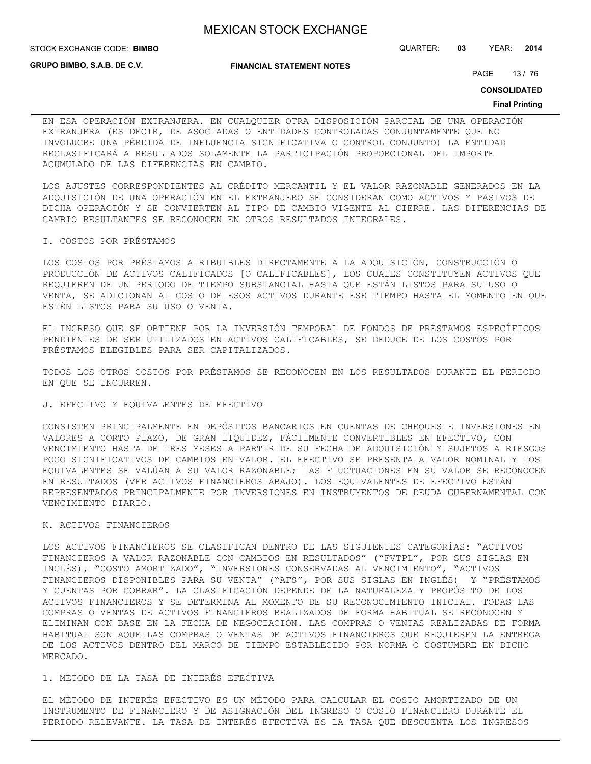EN ESA OPERACIÓN EXTRANJERA. EN CUALQUIER OTRA DISPOSICIÓN PARCIAL DE UNA OPERACIÓN EXTRANJERA (ES DECIR, DE ASOCIADAS O ENTIDADES CONTROLADAS CONJUNTAMENTE QUE NO INVOLUCRE UNA PÉRDIDA DE INFLUENCIA SIGNIFICATIVA O CONTROL CONJUNTO) LA ENTIDAD RECLASIFICARÁ A RESULTADOS SOLAMENTE LA PARTICIPACIÓN PROPORCIONAL DEL IMPORTE ACUMULADO DE LAS DIFERENCIAS EN CAMBIO.

LOS AJUSTES CORRESPONDIENTES AL CRÉDITO MERCANTIL Y EL VALOR RAZONABLE GENERADOS EN LA ADQUISICIÓN DE UNA OPERACIÓN EN EL EXTRANJERO SE CONSIDERAN COMO ACTIVOS Y PASIVOS DE DICHA OPERACIÓN Y SE CONVIERTEN AL TIPO DE CAMBIO VIGENTE AL CIERRE. LAS DIFERENCIAS DE CAMBIO RESULTANTES SE RECONOCEN EN OTROS RESULTADOS INTEGRALES.

I. COSTOS POR PRÉSTAMOS

LOS COSTOS POR PRÉSTAMOS ATRIBUIBLES DIRECTAMENTE A LA ADQUISICIÓN, CONSTRUCCIÓN O PRODUCCIÓN DE ACTIVOS CALIFICADOS [O CALIFICABLES], LOS CUALES CONSTITUYEN ACTIVOS QUE REQUIEREN DE UN PERIODO DE TIEMPO SUBSTANCIAL HASTA QUE ESTÁN LISTOS PARA SU USO O VENTA, SE ADICIONAN AL COSTO DE ESOS ACTIVOS DURANTE ESE TIEMPO HASTA EL MOMENTO EN QUE ESTÉN LISTOS PARA SU USO O VENTA.

EL INGRESO QUE SE OBTIENE POR LA INVERSIÓN TEMPORAL DE FONDOS DE PRÉSTAMOS ESPECÍFICOS PENDIENTES DE SER UTILIZADOS EN ACTIVOS CALIFICABLES, SE DEDUCE DE LOS COSTOS POR PRÉSTAMOS ELEGIBLES PARA SER CAPITALIZADOS.

TODOS LOS OTROS COSTOS POR PRÉSTAMOS SE RECONOCEN EN LOS RESULTADOS DURANTE EL PERIODO EN QUE SE INCURREN.

J. EFECTIVO Y EQUIVALENTES DE EFECTIVO

CONSISTEN PRINCIPALMENTE EN DEPÓSITOS BANCARIOS EN CUENTAS DE CHEQUES E INVERSIONES EN VALORES A CORTO PLAZO, DE GRAN LIQUIDEZ, FÁCILMENTE CONVERTIBLES EN EFECTIVO, CON VENCIMIENTO HASTA DE TRES MESES A PARTIR DE SU FECHA DE ADQUISICIÓN Y SUJETOS A RIESGOS POCO SIGNIFICATIVOS DE CAMBIOS EN VALOR. EL EFECTIVO SE PRESENTA A VALOR NOMINAL Y LOS EQUIVALENTES SE VALÚAN A SU VALOR RAZONABLE; LAS FLUCTUACIONES EN SU VALOR SE RECONOCEN EN RESULTADOS (VER ACTIVOS FINANCIEROS ABAJO). LOS EQUIVALENTES DE EFECTIVO ESTÁN REPRESENTADOS PRINCIPALMENTE POR INVERSIONES EN INSTRUMENTOS DE DEUDA GUBERNAMENTAL CON VENCIMIENTO DIARIO.

K. ACTIVOS FINANCIEROS

LOS ACTIVOS FINANCIEROS SE CLASIFICAN DENTRO DE LAS SIGUIENTES CATEGORÍAS: "ACTIVOS FINANCIEROS A VALOR RAZONABLE CON CAMBIOS EN RESULTADOS" ("FVTPL", POR SUS SIGLAS EN INGLÉS), "COSTO AMORTIZADO", "INVERSIONES CONSERVADAS AL VENCIMIENTO", "ACTIVOS FINANCIEROS DISPONIBLES PARA SU VENTA" ("AFS", POR SUS SIGLAS EN INGLÉS) Y "PRÉSTAMOS Y CUENTAS POR COBRAR". LA CLASIFICACIÓN DEPENDE DE LA NATURALEZA Y PROPÓSITO DE LOS ACTIVOS FINANCIEROS Y SE DETERMINA AL MOMENTO DE SU RECONOCIMIENTO INICIAL. TODAS LAS COMPRAS O VENTAS DE ACTIVOS FINANCIEROS REALIZADOS DE FORMA HABITUAL SE RECONOCEN Y ELIMINAN CON BASE EN LA FECHA DE NEGOCIACIÓN. LAS COMPRAS O VENTAS REALIZADAS DE FORMA HABITUAL SON AQUELLAS COMPRAS O VENTAS DE ACTIVOS FINANCIEROS QUE REQUIEREN LA ENTREGA DE LOS ACTIVOS DENTRO DEL MARCO DE TIEMPO ESTABLECIDO POR NORMA O COSTUMBRE EN DICHO MERCADO.

1. MÉTODO DE LA TASA DE INTERÉS EFECTIVA

EL MÉTODO DE INTERÉS EFECTIVO ES UN MÉTODO PARA CALCULAR EL COSTO AMORTIZADO DE UN INSTRUMENTO DE FINANCIERO Y DE ASIGNACIÓN DEL INGRESO O COSTO FINANCIERO DURANTE EL PERIODO RELEVANTE. LA TASA DE INTERÉS EFECTIVA ES LA TASA QUE DESCUENTA LOS INGRESOS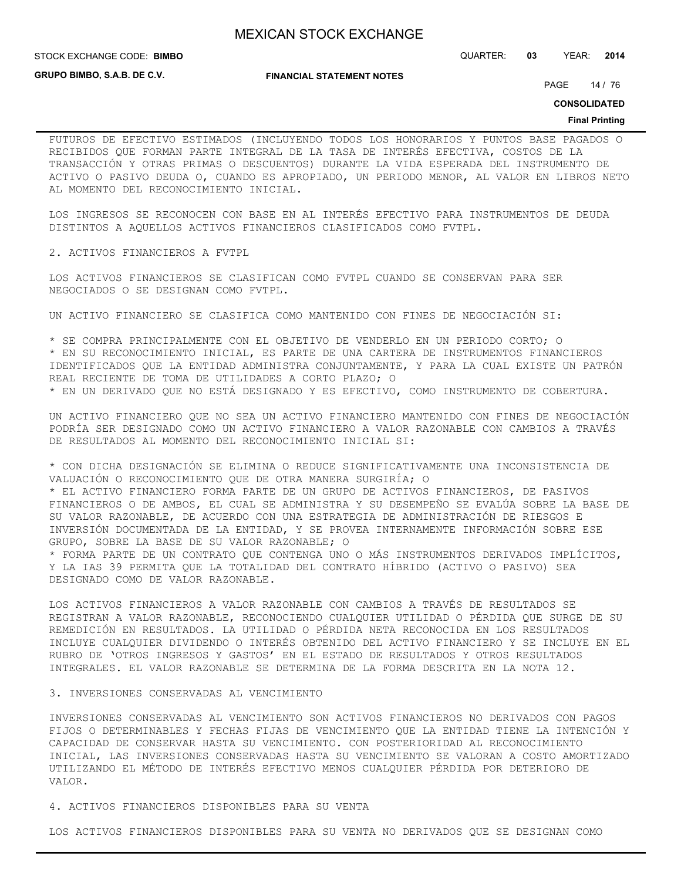FUTUROS DE EFECTIVO ESTIMADOS (INCLUYENDO TODOS LOS HONORARIOS Y PUNTOS BASE PAGADOS O RECIBIDOS QUE FORMAN PARTE INTEGRAL DE LA TASA DE INTERÉS EFECTIVA, COSTOS DE LA TRANSACCIÓN Y OTRAS PRIMAS O DESCUENTOS) DURANTE LA VIDA ESPERADA DEL INSTRUMENTO DE ACTIVO O PASIVO DEUDA O, CUANDO ES APROPIADO, UN PERIODO MENOR, AL VALOR EN LIBROS NETO AL MOMENTO DEL RECONOCIMIENTO INICIAL.

LOS INGRESOS SE RECONOCEN CON BASE EN AL INTERÉS EFECTIVO PARA INSTRUMENTOS DE DEUDA DISTINTOS A AQUELLOS ACTIVOS FINANCIEROS CLASIFICADOS COMO FVTPL.

2. ACTIVOS FINANCIEROS A FVTPL

LOS ACTIVOS FINANCIEROS SE CLASIFICAN COMO FVTPL CUANDO SE CONSERVAN PARA SER NEGOCIADOS O SE DESIGNAN COMO FVTPL.

UN ACTIVO FINANCIERO SE CLASIFICA COMO MANTENIDO CON FINES DE NEGOCIACIÓN SI:

* SE COMPRA PRINCIPALMENTE CON EL OBJETIVO DE VENDERLO EN UN PERIODO CORTO; O
* EN SU RECONOCIMIENTO INICIAL, ES PARTE DE UNA CARTERA DE INSTRUMENTOS FINANCIEROS IDENTIFICADOS QUE LA ENTIDAD ADMINISTRA CONJUNTAMENTE, Y PARA LA CUAL EXISTE UN PATRÓN REAL RECIENTE DE TOMA DE UTILIDADES A CORTO PLAZO; O
* EN UN DERIVADO QUE NO ESTÁ DESIGNADO Y ES EFECTIVO, COMO INSTRUMENTO DE COBERTURA.

UN ACTIVO FINANCIERO QUE NO SEA UN ACTIVO FINANCIERO MANTENIDO CON FINES DE NEGOCIACIÓN PODRÍA SER DESIGNADO COMO UN ACTIVO FINANCIERO A VALOR RAZONABLE CON CAMBIOS A TRAVÉS DE RESULTADOS AL MOMENTO DEL RECONOCIMIENTO INICIAL SI:

* CON DICHA DESIGNACIÓN SE ELIMINA O REDUCE SIGNIFICATIVAMENTE UNA INCONSISTENCIA DE VALUACIÓN O RECONOCIMIENTO QUE DE OTRA MANERA SURGIRÍA; O
* EL ACTIVO FINANCIERO FORMA PARTE DE UN GRUPO DE ACTIVOS FINANCIEROS, DE PASIVOS FINANCIEROS O DE AMBOS, EL CUAL SE ADMINISTRA Y SU DESEMPEÑO SE EVALÚA SOBRE LA BASE DE SU VALOR RAZONABLE, DE ACUERDO CON UNA ESTRATEGIA DE ADMINISTRACIÓN DE RIESGOS E INVERSIÓN DOCUMENTADA DE LA ENTIDAD, Y SE PROVEA INTERNAMENTE INFORMACIÓN SOBRE ESE GRUPO, SOBRE LA BASE DE SU VALOR RAZONABLE; O
* FORMA PARTE DE UN CONTRATO QUE CONTENGA UNO O MÁS INSTRUMENTOS DERIVADOS IMPLÍCITOS, Y LA IAS 39 PERMITA QUE LA TOTALIDAD DEL CONTRATO HÍBRIDO (ACTIVO O PASIVO) SEA DESIGNADO COMO DE VALOR RAZONABLE.

LOS ACTIVOS FINANCIEROS A VALOR RAZONABLE CON CAMBIOS A TRAVÉS DE RESULTADOS SE REGISTRAN A VALOR RAZONABLE, RECONOCIENDO CUALQUIER UTILIDAD O PÉRDIDA QUE SURGE DE SU REMEDICIÓN EN RESULTADOS. LA UTILIDAD O PÉRDIDA NETA RECONOCIDA EN LOS RESULTADOS INCLUYE CUALQUIER DIVIDENDO O INTERÉS OBTENIDO DEL ACTIVO FINANCIERO Y SE INCLUYE EN EL RUBRO DE 'OTROS INGRESOS Y GASTOS' EN EL ESTADO DE RESULTADOS Y OTROS RESULTADOS INTEGRALES. EL VALOR RAZONABLE SE DETERMINA DE LA FORMA DESCRITA EN LA NOTA 12.

3. INVERSIONES CONSERVADAS AL VENCIMIENTO

INVERSIONES CONSERVADAS AL VENCIMIENTO SON ACTIVOS FINANCIEROS NO DERIVADOS CON PAGOS FIJOS O DETERMINABLES Y FECHAS FIJAS DE VENCIMIENTO QUE LA ENTIDAD TIENE LA INTENCIÓN Y CAPACIDAD DE CONSERVAR HASTA SU VENCIMIENTO. CON POSTERIORIDAD AL RECONOCIMIENTO INICIAL, LAS INVERSIONES CONSERVADAS HASTA SU VENCIMIENTO SE VALORAN A COSTO AMORTIZADO UTILIZANDO EL MÉTODO DE INTERÉS EFECTIVO MENOS CUALQUIER PÉRDIDA POR DETERIORO DE VALOR.

4. ACTIVOS FINANCIEROS DISPONIBLES PARA SU VENTA

LOS ACTIVOS FINANCIEROS DISPONIBLES PARA SU VENTA NO DERIVADOS QUE SE DESIGNAN COMO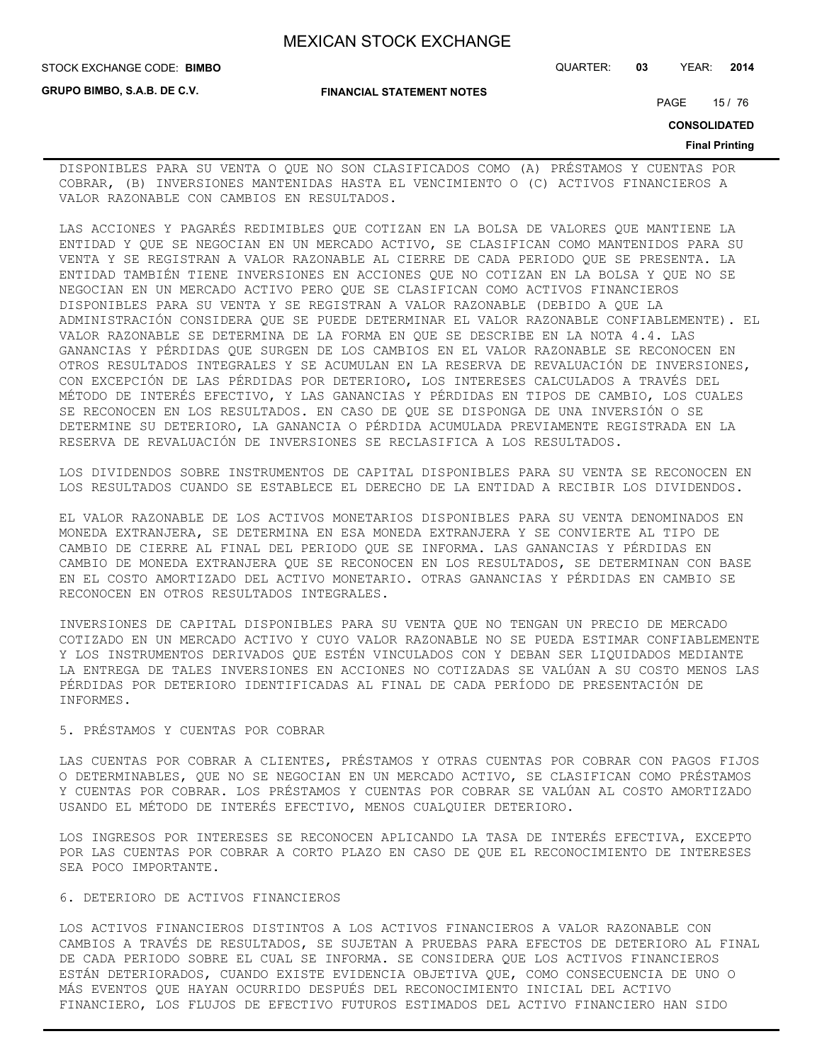DISPONIBLES PARA SU VENTA O QUE NO SON CLASIFICADOS COMO (A) PRÉSTAMOS Y CUENTAS POR COBRAR, (B) INVERSIONES MANTENIDAS HASTA EL VENCIMIENTO O (C) ACTIVOS FINANCIEROS A VALOR RAZONABLE CON CAMBIOS EN RESULTADOS.

LAS ACCIONES Y PAGARÉS REDIMIBLES QUE COTIZAN EN LA BOLSA DE VALORES QUE MANTIENE LA ENTIDAD Y QUE SE NEGOCIAN EN UN MERCADO ACTIVO, SE CLASIFICAN COMO MANTENIDOS PARA SU VENTA Y SE REGISTRAN A VALOR RAZONABLE AL CIERRE DE CADA PERIODO QUE SE PRESENTA. LA ENTIDAD TAMBIÉN TIENE INVERSIONES EN ACCIONES QUE NO COTIZAN EN LA BOLSA Y QUE NO SE NEGOCIAN EN UN MERCADO ACTIVO PERO QUE SE CLASIFICAN COMO ACTIVOS FINANCIEROS DISPONIBLES PARA SU VENTA Y SE REGISTRAN A VALOR RAZONABLE (DEBIDO A QUE LA ADMINISTRACIÓN CONSIDERA QUE SE PUEDE DETERMINAR EL VALOR RAZONABLE CONFIABLEMENTE). EL VALOR RAZONABLE SE DETERMINA DE LA FORMA EN QUE SE DESCRIBE EN LA NOTA 4.4. LAS GANANCIAS Y PÉRDIDAS QUE SURGEN DE LOS CAMBIOS EN EL VALOR RAZONABLE SE RECONOCEN EN OTROS RESULTADOS INTEGRALES Y SE ACUMULAN EN LA RESERVA DE REVALUACIÓN DE INVERSIONES, CON EXCEPCIÓN DE LAS PÉRDIDAS POR DETERIORO, LOS INTERESES CALCULADOS A TRAVÉS DEL MÉTODO DE INTERÉS EFECTIVO, Y LAS GANANCIAS Y PÉRDIDAS EN TIPOS DE CAMBIO, LOS CUALES SE RECONOCEN EN LOS RESULTADOS. EN CASO DE QUE SE DISPONGA DE UNA INVERSIÓN O SE DETERMINE SU DETERIORO, LA GANANCIA O PÉRDIDA ACUMULADA PREVIAMENTE REGISTRADA EN LA RESERVA DE REVALUACIÓN DE INVERSIONES SE RECLASIFICA A LOS RESULTADOS.

LOS DIVIDENDOS SOBRE INSTRUMENTOS DE CAPITAL DISPONIBLES PARA SU VENTA SE RECONOCEN EN LOS RESULTADOS CUANDO SE ESTABLECE EL DERECHO DE LA ENTIDAD A RECIBIR LOS DIVIDENDOS.

EL VALOR RAZONABLE DE LOS ACTIVOS MONETARIOS DISPONIBLES PARA SU VENTA DENOMINADOS EN MONEDA EXTRANJERA, SE DETERMINA EN ESA MONEDA EXTRANJERA Y SE CONVIERTE AL TIPO DE CAMBIO DE CIERRE AL FINAL DEL PERIODO QUE SE INFORMA. LAS GANANCIAS Y PÉRDIDAS EN CAMBIO DE MONEDA EXTRANJERA QUE SE RECONOCEN EN LOS RESULTADOS, SE DETERMINAN CON BASE EN EL COSTO AMORTIZADO DEL ACTIVO MONETARIO. OTRAS GANANCIAS Y PÉRDIDAS EN CAMBIO SE RECONOCEN EN OTROS RESULTADOS INTEGRALES.

INVERSIONES DE CAPITAL DISPONIBLES PARA SU VENTA QUE NO TENGAN UN PRECIO DE MERCADO COTIZADO EN UN MERCADO ACTIVO Y CUYO VALOR RAZONABLE NO SE PUEDA ESTIMAR CONFIABLEMENTE Y LOS INSTRUMENTOS DERIVADOS QUE ESTÉN VINCULADOS CON Y DEBAN SER LIQUIDADOS MEDIANTE LA ENTREGA DE TALES INVERSIONES EN ACCIONES NO COTIZADAS SE VALÚAN A SU COSTO MENOS LAS PÉRDIDAS POR DETERIORO IDENTIFICADAS AL FINAL DE CADA PERÍODO DE PRESENTACIÓN DE INFORMES.

5. PRÉSTAMOS Y CUENTAS POR COBRAR

LAS CUENTAS POR COBRAR A CLIENTES, PRÉSTAMOS Y OTRAS CUENTAS POR COBRAR CON PAGOS FIJOS O DETERMINABLES, QUE NO SE NEGOCIAN EN UN MERCADO ACTIVO, SE CLASIFICAN COMO PRÉSTAMOS Y CUENTAS POR COBRAR. LOS PRÉSTAMOS Y CUENTAS POR COBRAR SE VALÚAN AL COSTO AMORTIZADO USANDO EL MÉTODO DE INTERÉS EFECTIVO, MENOS CUALQUIER DETERIORO.

LOS INGRESOS POR INTERESES SE RECONOCEN APLICANDO LA TASA DE INTERÉS EFECTIVA, EXCEPTO POR LAS CUENTAS POR COBRAR A CORTO PLAZO EN CASO DE QUE EL RECONOCIMIENTO DE INTERESES SEA POCO IMPORTANTE.

6. DETERIORO DE ACTIVOS FINANCIEROS

LOS ACTIVOS FINANCIEROS DISTINTOS A LOS ACTIVOS FINANCIEROS A VALOR RAZONABLE CON CAMBIOS A TRAVÉS DE RESULTADOS, SE SUJETAN A PRUEBAS PARA EFECTOS DE DETERIORO AL FINAL DE CADA PERIODO SOBRE EL CUAL SE INFORMA. SE CONSIDERA QUE LOS ACTIVOS FINANCIEROS ESTÁN DETERIORADOS, CUANDO EXISTE EVIDENCIA OBJETIVA QUE, COMO CONSECUENCIA DE UNO O MÁS EVENTOS QUE HAYAN OCURRIDO DESPUÉS DEL RECONOCIMIENTO INICIAL DEL ACTIVO FINANCIERO, LOS FLUJOS DE EFECTIVO FUTUROS ESTIMADOS DEL ACTIVO FINANCIERO HAN SIDO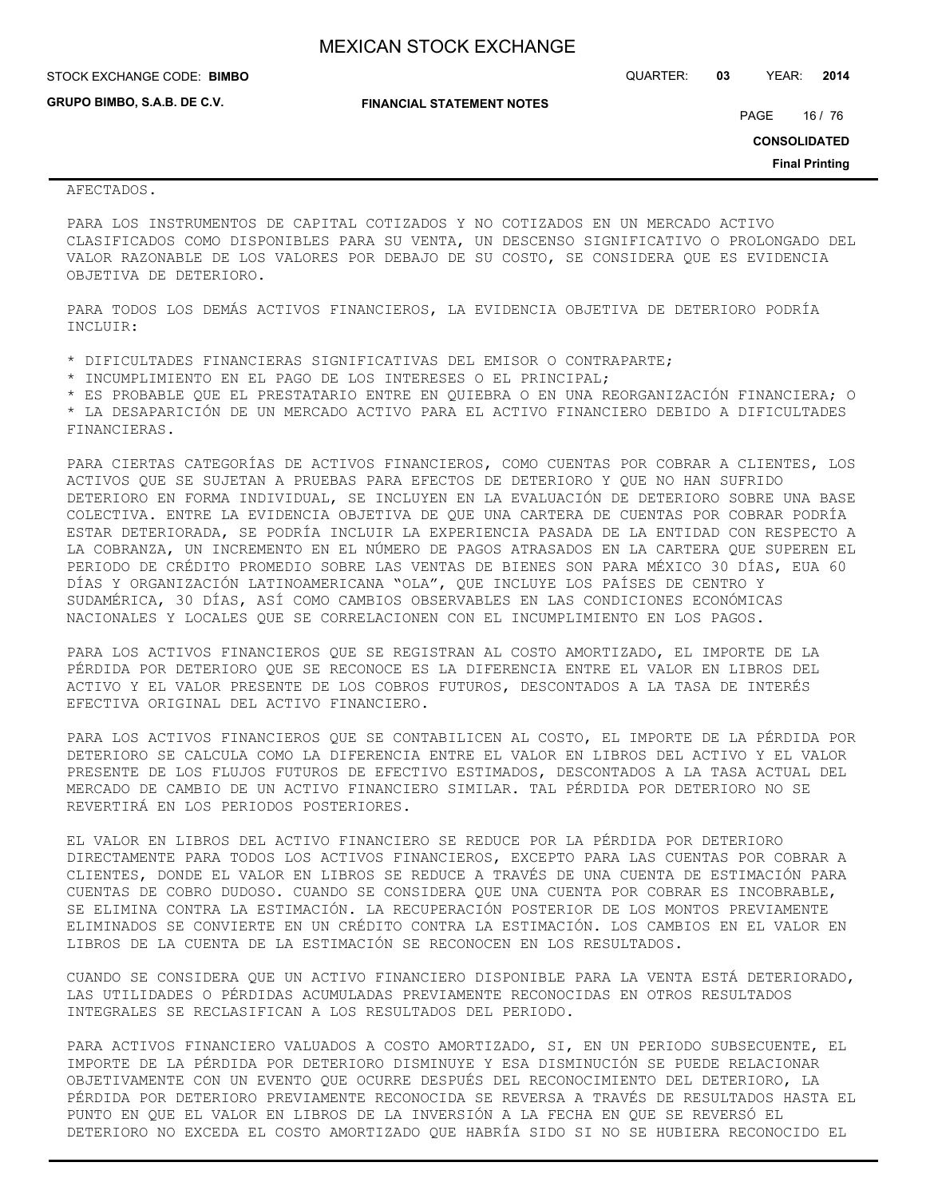AFECTADOS.

PARA LOS INSTRUMENTOS DE CAPITAL COTIZADOS Y NO COTIZADOS EN UN MERCADO ACTIVO CLASIFICADOS COMO DISPONIBLES PARA SU VENTA, UN DESCENSO SIGNIFICATIVO O PROLONGADO DEL VALOR RAZONABLE DE LOS VALORES POR DEBAJO DE SU COSTO, SE CONSIDERA QUE ES EVIDENCIA OBJETIVA DE DETERIORO.

PARA TODOS LOS DEMÁS ACTIVOS FINANCIEROS, LA EVIDENCIA OBJETIVA DE DETERIORO PODRÍA INCLUIR:

* DIFICULTADES FINANCIERAS SIGNIFICATIVAS DEL EMISOR O CONTRAPARTE;
* INCUMPLIMIENTO EN EL PAGO DE LOS INTERESES O EL PRINCIPAL;
* ES PROBABLE QUE EL PRESTATARIO ENTRE EN QUIEBRA O EN UNA REORGANIZACIÓN FINANCIERA; O
* LA DESAPARICIÓN DE UN MERCADO ACTIVO PARA EL ACTIVO FINANCIERO DEBIDO A DIFICULTADES FINANCIERAS.

PARA CIERTAS CATEGORÍAS DE ACTIVOS FINANCIEROS, COMO CUENTAS POR COBRAR A CLIENTES, LOS ACTIVOS QUE SE SUJETAN A PRUEBAS PARA EFECTOS DE DETERIORO Y QUE NO HAN SUFRIDO DETERIORO EN FORMA INDIVIDUAL, SE INCLUYEN EN LA EVALUACIÓN DE DETERIORO SOBRE UNA BASE COLECTIVA. ENTRE LA EVIDENCIA OBJETIVA DE QUE UNA CARTERA DE CUENTAS POR COBRAR PODRÍA ESTAR DETERIORADA, SE PODRÍA INCLUIR LA EXPERIENCIA PASADA DE LA ENTIDAD CON RESPECTO A LA COBRANZA, UN INCREMENTO EN EL NÚMERO DE PAGOS ATRASADOS EN LA CARTERA QUE SUPEREN EL PERIODO DE CRÉDITO PROMEDIO SOBRE LAS VENTAS DE BIENES SON PARA MÉXICO 30 DÍAS, EUA 60 DÍAS Y ORGANIZACIÓN LATINOAMERICANA “OLA”, QUE INCLUYE LOS PAÍSES DE CENTRO Y SUDAMÉRICA, 30 DÍAS, ASÍ COMO CAMBIOS OBSERVABLES EN LAS CONDICIONES ECONÓMICAS NACIONALES Y LOCALES QUE SE CORRELACIONEN CON EL INCUMPLIMIENTO EN LOS PAGOS.

PARA LOS ACTIVOS FINANCIEROS QUE SE REGISTRAN AL COSTO AMORTIZADO, EL IMPORTE DE LA PÉRDIDA POR DETERIORO QUE SE RECONOCE ES LA DIFERENCIA ENTRE EL VALOR EN LIBROS DEL ACTIVO Y EL VALOR PRESENTE DE LOS COBROS FUTUROS, DESCONTADOS A LA TASA DE INTERÉS EFECTIVA ORIGINAL DEL ACTIVO FINANCIERO.

PARA LOS ACTIVOS FINANCIEROS QUE SE CONTABILICEN AL COSTO, EL IMPORTE DE LA PÉRDIDA POR DETERIORO SE CALCULA COMO LA DIFERENCIA ENTRE EL VALOR EN LIBROS DEL ACTIVO Y EL VALOR PRESENTE DE LOS FLUJOS FUTUROS DE EFECTIVO ESTIMADOS, DESCONTADOS A LA TASA ACTUAL DEL MERCADO DE CAMBIO DE UN ACTIVO FINANCIERO SIMILAR. TAL PÉRDIDA POR DETERIORO NO SE REVERTIRÁ EN LOS PERIODOS POSTERIORES.

EL VALOR EN LIBROS DEL ACTIVO FINANCIERO SE REDUCE POR LA PÉRDIDA POR DETERIORO DIRECTAMENTE PARA TODOS LOS ACTIVOS FINANCIEROS, EXCEPTO PARA LAS CUENTAS POR COBRAR A CLIENTES, DONDE EL VALOR EN LIBROS SE REDUCE A TRAVÉS DE UNA CUENTA DE ESTIMACIÓN PARA CUENTAS DE COBRO DUDOSO. CUANDO SE CONSIDERA QUE UNA CUENTA POR COBRAR ES INCOBRABLE, SE ELIMINA CONTRA LA ESTIMACIÓN. LA RECUPERACIÓN POSTERIOR DE LOS MONTOS PREVIAMENTE ELIMINADOS SE CONVIERTE EN UN CRÉDITO CONTRA LA ESTIMACIÓN. LOS CAMBIOS EN EL VALOR EN LIBROS DE LA CUENTA DE LA ESTIMACIÓN SE RECONOCEN EN LOS RESULTADOS.

CUANDO SE CONSIDERA QUE UN ACTIVO FINANCIERO DISPONIBLE PARA LA VENTA ESTÁ DETERIORADO, LAS UTILIDADES O PÉRDIDAS ACUMULADAS PREVIAMENTE RECONOCIDAS EN OTROS RESULTADOS INTEGRALES SE RECLASIFICAN A LOS RESULTADOS DEL PERIODO.

PARA ACTIVOS FINANCIERO VALUADOS A COSTO AMORTIZADO, SI, EN UN PERIODO SUBSECUENTE, EL IMPORTE DE LA PÉRDIDA POR DETERIORO DISMINUYE Y ESA DISMINUCIÓN SE PUEDE RELACIONAR OBJETIVAMENTE CON UN EVENTO QUE OCURRE DESPUÉS DEL RECONOCIMIENTO DEL DETERIORO, LA PÉRDIDA POR DETERIORO PREVIAMENTE RECONOCIDA SE REVERSA A TRAVÉS DE RESULTADOS HASTA EL PUNTO EN QUE EL VALOR EN LIBROS DE LA INVERSIÓN A LA FECHA EN QUE SE REVERSÓ EL DETERIORO NO EXCEDA EL COSTO AMORTIZADO QUE HABRÍA SIDO SI NO SE HUBIERA RECONOCIDO EL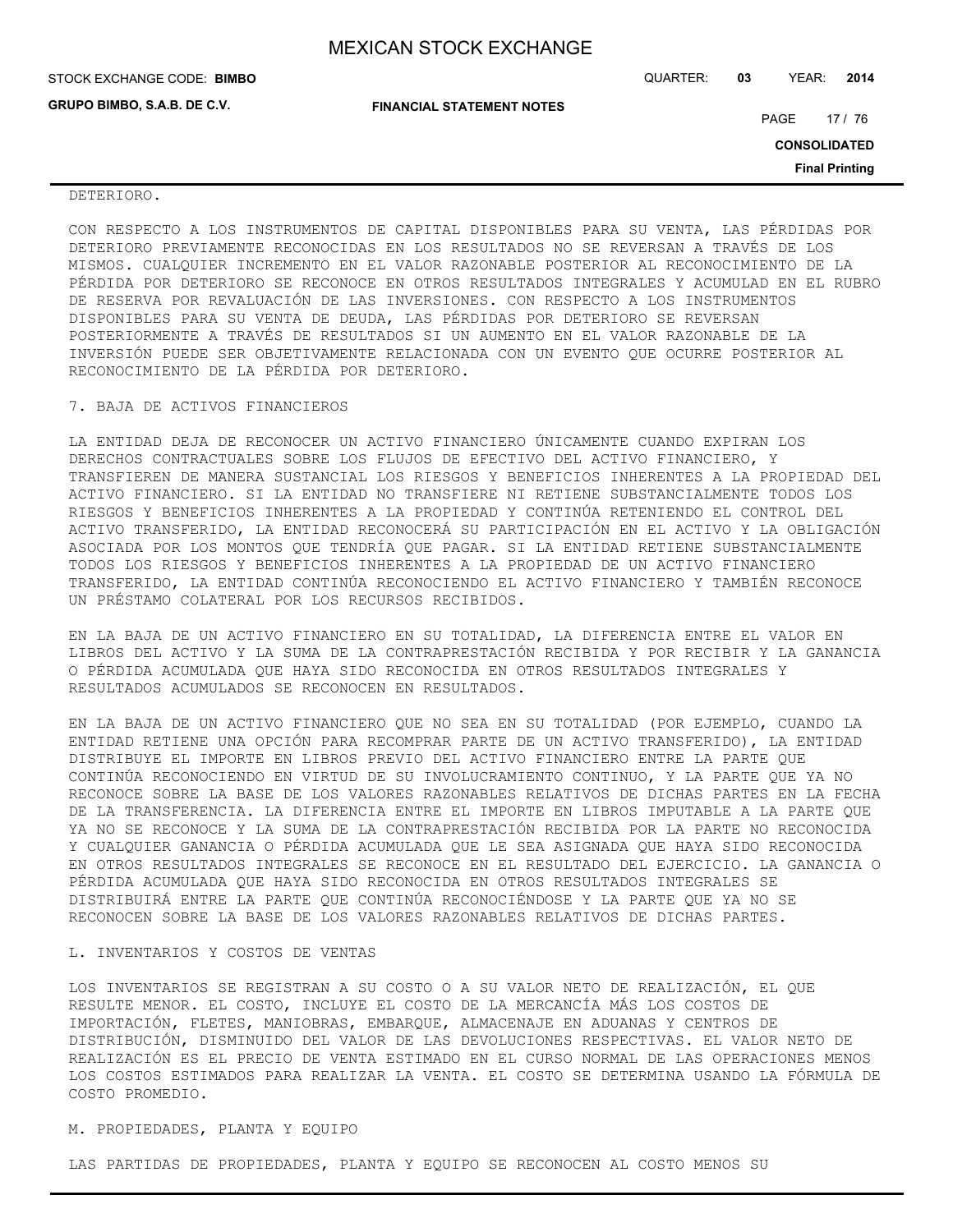DETERIORO.

CON RESPECTO A LOS INSTRUMENTOS DE CAPITAL DISPONIBLES PARA SU VENTA, LAS PÉRDIDAS POR DETERIORO PREVIAMENTE RECONOCIDAS EN LOS RESULTADOS NO SE REVERSAN A TRAVÉS DE LOS MISMOS. CUALQUIER INCREMENTO EN EL VALOR RAZONABLE POSTERIOR AL RECONOCIMIENTO DE LA PÉRDIDA POR DETERIORO SE RECONOCE EN OTROS RESULTADOS INTEGRALES Y ACUMULAD EN EL RUBRO DE RESERVA POR REVALUACIÓN DE LAS INVERSIONES. CON RESPECTO A LOS INSTRUMENTOS DISPONIBLES PARA SU VENTA DE DEUDA, LAS PÉRDIDAS POR DETERIORO SE REVERSAN POSTERIORMENTE A TRAVÉS DE RESULTADOS SI UN AUMENTO EN EL VALOR RAZONABLE DE LA INVERSIÓN PUEDE SER OBJETIVAMENTE RELACIONADA CON UN EVENTO QUE OCURRE POSTERIOR AL RECONOCIMIENTO DE LA PÉRDIDA POR DETERIORO.

7. BAJA DE ACTIVOS FINANCIEROS

LA ENTIDAD DEJA DE RECONOCER UN ACTIVO FINANCIERO ÚNICAMENTE CUANDO EXPIRAN LOS DERECHOS CONTRACTUALES SOBRE LOS FLUJOS DE EFECTIVO DEL ACTIVO FINANCIERO, Y TRANSFIEREN DE MANERA SUSTANCIAL LOS RIESGOS Y BENEFICIOS INHERENTES A LA PROPIEDAD DEL ACTIVO FINANCIERO. SI LA ENTIDAD NO TRANSFIERE NI RETIENE SUBSTANCIALMENTE TODOS LOS RIESGOS Y BENEFICIOS INHERENTES A LA PROPIEDAD Y CONTINÚA RETENIENDO EL CONTROL DEL ACTIVO TRANSFERIDO, LA ENTIDAD RECONOCERÁ SU PARTICIPACIÓN EN EL ACTIVO Y LA OBLIGACIÓN ASOCIADA POR LOS MONTOS QUE TENDRÍA QUE PAGAR. SI LA ENTIDAD RETIENE SUBSTANCIALMENTE TODOS LOS RIESGOS Y BENEFICIOS INHERENTES A LA PROPIEDAD DE UN ACTIVO FINANCIERO TRANSFERIDO, LA ENTIDAD CONTINÚA RECONOCIENDO EL ACTIVO FINANCIERO Y TAMBIÉN RECONOCE UN PRÉSTAMO COLATERAL POR LOS RECURSOS RECIBIDOS.

EN LA BAJA DE UN ACTIVO FINANCIERO EN SU TOTALIDAD, LA DIFERENCIA ENTRE EL VALOR EN LIBROS DEL ACTIVO Y LA SUMA DE LA CONTRAPRESTACIÓN RECIBIDA Y POR RECIBIR Y LA GANANCIA O PÉRDIDA ACUMULADA QUE HAYA SIDO RECONOCIDA EN OTROS RESULTADOS INTEGRALES Y RESULTADOS ACUMULADOS SE RECONOCEN EN RESULTADOS.

EN LA BAJA DE UN ACTIVO FINANCIERO QUE NO SEA EN SU TOTALIDAD (POR EJEMPLO, CUANDO LA ENTIDAD RETIENE UNA OPCIÓN PARA RECOMPRAR PARTE DE UN ACTIVO TRANSFERIDO), LA ENTIDAD DISTRIBUYE EL IMPORTE EN LIBROS PREVIO DEL ACTIVO FINANCIERO ENTRE LA PARTE QUE CONTINÚA RECONOCIENDO EN VIRTUD DE SU INVOLUCRAMIENTO CONTINUO, Y LA PARTE QUE YA NO RECONOCE SOBRE LA BASE DE LOS VALORES RAZONABLES RELATIVOS DE DICHAS PARTES EN LA FECHA DE LA TRANSFERENCIA. LA DIFERENCIA ENTRE EL IMPORTE EN LIBROS IMPUTABLE A LA PARTE QUE YA NO SE RECONOCE Y LA SUMA DE LA CONTRAPRESTACIÓN RECIBIDA POR LA PARTE NO RECONOCIDA Y CUALQUIER GANANCIA O PÉRDIDA ACUMULADA QUE LE SEA ASIGNADA QUE HAYA SIDO RECONOCIDA EN OTROS RESULTADOS INTEGRALES SE RECONOCE EN EL RESULTADO DEL EJERCICIO. LA GANANCIA O PÉRDIDA ACUMULADA QUE HAYA SIDO RECONOCIDA EN OTROS RESULTADOS INTEGRALES SE DISTRIBUIRÁ ENTRE LA PARTE QUE CONTINÚA RECONOCIÉNDOSE Y LA PARTE QUE YA NO SE RECONOCEN SOBRE LA BASE DE LOS VALORES RAZONABLES RELATIVOS DE DICHAS PARTES.

L. INVENTARIOS Y COSTOS DE VENTAS

LOS INVENTARIOS SE REGISTRAN A SU COSTO O A SU VALOR NETO DE REALIZACIÓN, EL QUE RESULTE MENOR. EL COSTO, INCLUYE EL COSTO DE LA MERCANCÍA MÁS LOS COSTOS DE IMPORTACIÓN, FLETES, MANIOBRAS, EMBARQUE, ALMACENAJE EN ADUANAS Y CENTROS DE DISTRIBUCIÓN, DISMINUIDO DEL VALOR DE LAS DEVOLUCIONES RESPECTIVAS. EL VALOR NETO DE REALIZACIÓN ES EL PRECIO DE VENTA ESTIMADO EN EL CURSO NORMAL DE LAS OPERACIONES MENOS LOS COSTOS ESTIMADOS PARA REALIZAR LA VENTA. EL COSTO SE DETERMINA USANDO LA FÓRMULA DE COSTO PROMEDIO.

M. PROPIEDADES, PLANTA Y EQUIPO

LAS PARTIDAS DE PROPIEDADES, PLANTA Y EQUIPO SE RECONOCEN AL COSTO MENOS SU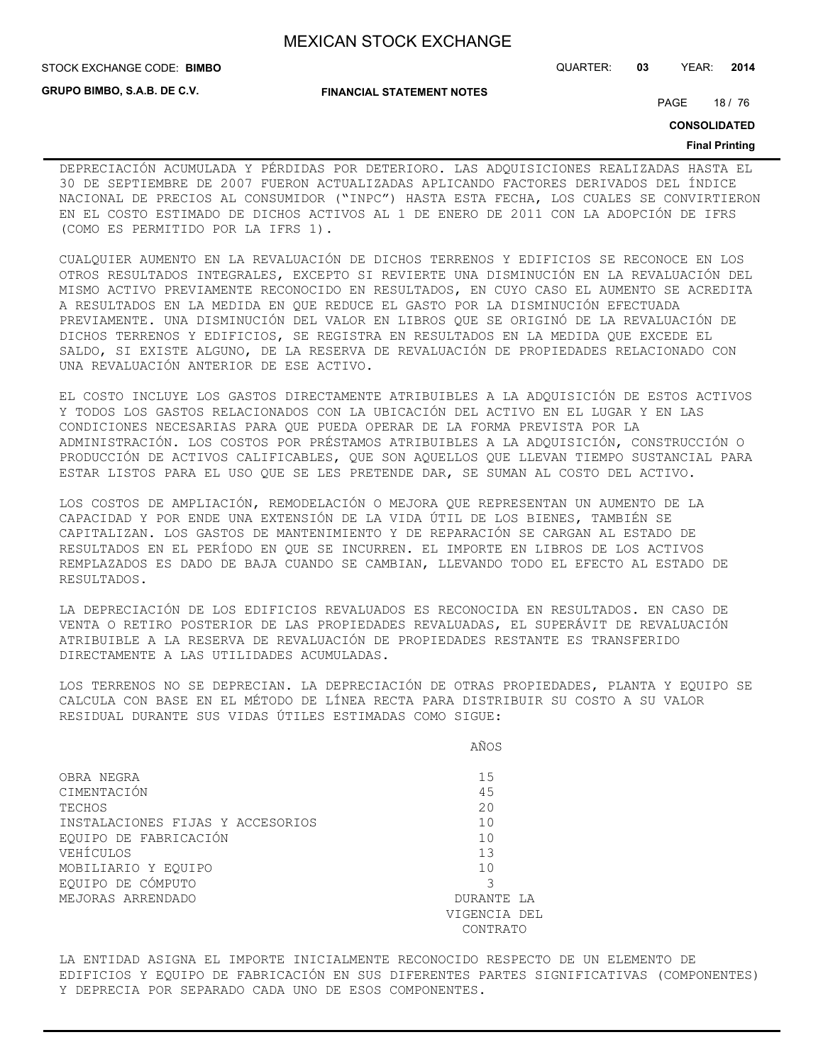DEPRECIACIÓN ACUMULADA Y PÉRDIDAS POR DETERIORO. LAS ADQUISICIONES REALIZADAS HASTA EL 30 DE SEPTIEMBRE DE 2007 FUERON ACTUALIZADAS APLICANDO FACTORES DERIVADOS DEL ÍNDICE NACIONAL DE PRECIOS AL CONSUMIDOR ("INPC") HASTA ESTA FECHA, LOS CUALES SE CONVIRTIERON EN EL COSTO ESTIMADO DE DICHOS ACTIVOS AL 1 DE ENERO DE 2011 CON LA ADOPCIÓN DE IFRS (COMO ES PERMITIDO POR LA IFRS 1).

CUALQUIER AUMENTO EN LA REVALUACIÓN DE DICHOS TERRENOS Y EDIFICIOS SE RECONOCE EN LOS OTROS RESULTADOS INTEGRALES, EXCEPTO SI REVIERTE UNA DISMINUCIÓN EN LA REVALUACIÓN DEL MISMO ACTIVO PREVIAMENTE RECONOCIDO EN RESULTADOS, EN CUYO CASO EL AUMENTO SE ACREDITA A RESULTADOS EN LA MEDIDA EN QUE REDUCE EL GASTO POR LA DISMINUCIÓN EFECTUADA PREVIAMENTE. UNA DISMINUCIÓN DEL VALOR EN LIBROS QUE SE ORIGINÓ DE LA REVALUACIÓN DE DICHOS TERRENOS Y EDIFICIOS, SE REGISTRA EN RESULTADOS EN LA MEDIDA QUE EXCEDE EL SALDO, SI EXISTE ALGUNO, DE LA RESERVA DE REVALUACIÓN DE PROPIEDADES RELACIONADO CON UNA REVALUACIÓN ANTERIOR DE ESE ACTIVO.

EL COSTO INCLUYE LOS GASTOS DIRECTAMENTE ATRIBUIBLES A LA ADQUISICIÓN DE ESTOS ACTIVOS Y TODOS LOS GASTOS RELACIONADOS CON LA UBICACIÓN DEL ACTIVO EN EL LUGAR Y EN LAS CONDICIONES NECESARIAS PARA QUE PUEDA OPERAR DE LA FORMA PREVISTA POR LA ADMINISTRACIÓN. LOS COSTOS POR PRÉSTAMOS ATRIBUIBLES A LA ADQUISICIÓN, CONSTRUCCIÓN O PRODUCCIÓN DE ACTIVOS CALIFICABLES, QUE SON AQUELLOS QUE LLEVAN TIEMPO SUSTANCIAL PARA ESTAR LISTOS PARA EL USO QUE SE LES PRETENDE DAR, SE SUMAN AL COSTO DEL ACTIVO.

LOS COSTOS DE AMPLIACIÓN, REMODELACIÓN O MEJORA QUE REPRESENTAN UN AUMENTO DE LA CAPACIDAD Y POR ENDE UNA EXTENSIÓN DE LA VIDA ÚTIL DE LOS BIENES, TAMBIÉN SE CAPITALIZAN. LOS GASTOS DE MANTENIMIENTO Y DE REPARACIÓN SE CARGAN AL ESTADO DE RESULTADOS EN EL PERÍODO EN QUE SE INCURREN. EL IMPORTE EN LIBROS DE LOS ACTIVOS REMPLAZADOS ES DADO DE BAJA CUANDO SE CAMBIAN, LLEVANDO TODO EL EFECTO AL ESTADO DE RESULTADOS.

LA DEPRECIACIÓN DE LOS EDIFICIOS REVALUADOS ES RECONOCIDA EN RESULTADOS. EN CASO DE VENTA O RETIRO POSTERIOR DE LAS PROPIEDADES REVALUADAS, EL SUPERÁVIT DE REVALUACIÓN ATRIBUIBLE A LA RESERVA DE REVALUACIÓN DE PROPIEDADES RESTANTE ES TRANSFERIDO DIRECTAMENTE A LAS UTILIDADES ACUMULADAS.

LOS TERRENOS NO SE DEPRECIAN. LA DEPRECIACIÓN DE OTRAS PROPIEDADES, PLANTA Y EQUIPO SE CALCULA CON BASE EN EL MÉTODO DE LÍNEA RECTA PARA DISTRIBUIR SU COSTO A SU VALOR RESIDUAL DURANTE SUS VIDAS ÚTILES ESTIMADAS COMO SIGUE:

| | AÑOS |
|---|---|
| OBRA NEGRA | 15 |
| CIMENTACIÓN | 45 |
| TECHOS | 20 |
| INSTALACIONES FIJAS Y ACCESORIOS | 10 |
| EQUIPO DE FABRICACIÓN | 10 |
| VEHÍCULOS | 13 |
| MOBILIARIO Y EQUIPO | 10 |
| EQUIPO DE CÓMPUTO | 3 |
| MEJORAS ARRENDADO | DURANTE LA VIGENCIA DEL CONTRATO |

LA ENTIDAD ASIGNA EL IMPORTE INICIALMENTE RECONOCIDO RESPECTO DE UN ELEMENTO DE EDIFICIOS Y EQUIPO DE FABRICACIÓN EN SUS DIFERENTES PARTES SIGNIFICATIVAS (COMPONENTES) Y DEPRECIA POR SEPARADO CADA UNO DE ESOS COMPONENTES.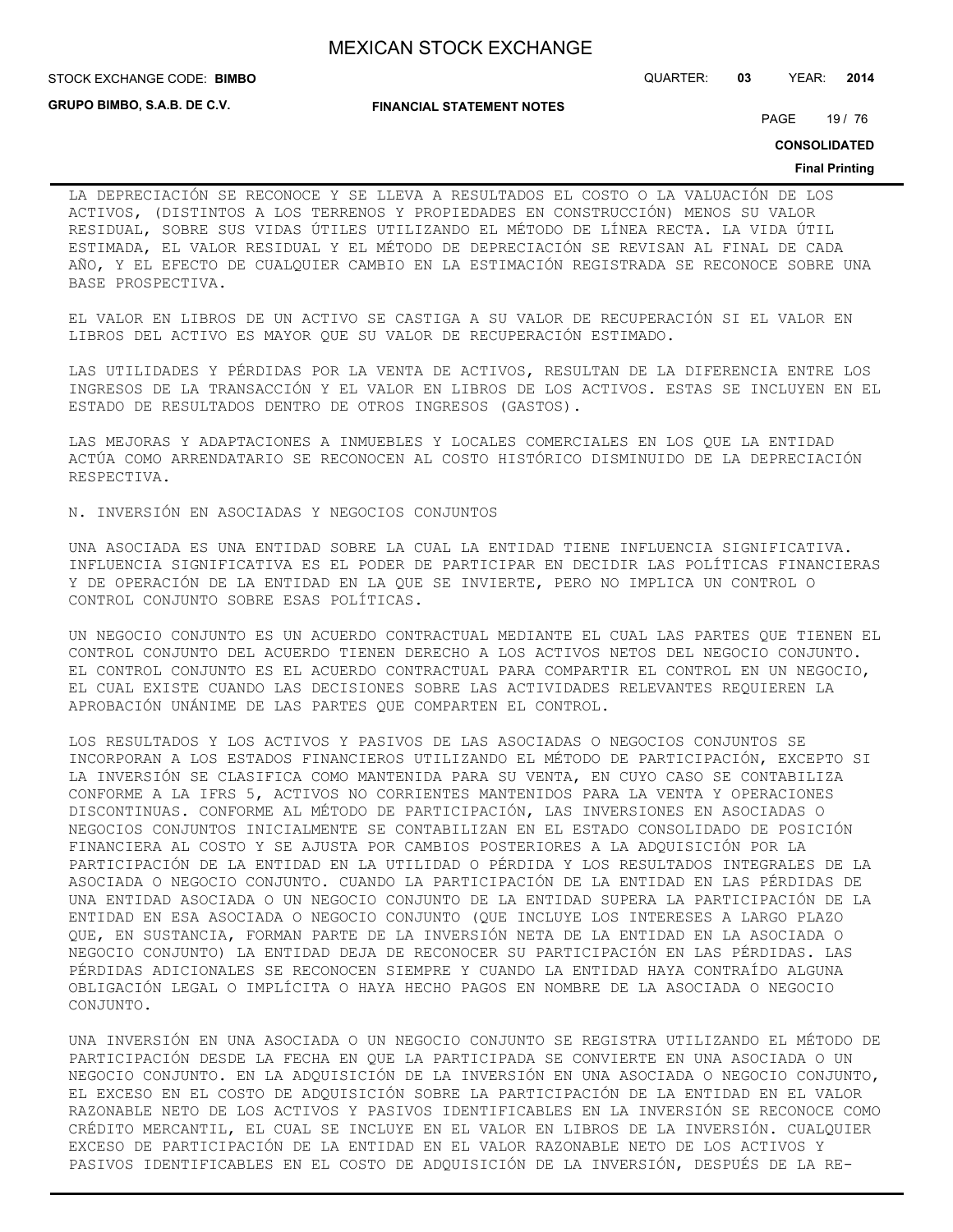LA DEPRECIACIÓN SE RECONOCE Y SE LLEVA A RESULTADOS EL COSTO O LA VALUACIÓN DE LOS ACTIVOS, (DISTINTOS A LOS TERRENOS Y PROPIEDADES EN CONSTRUCCIÓN) MENOS SU VALOR RESIDUAL, SOBRE SUS VIDAS ÚTILES UTILIZANDO EL MÉTODO DE LÍNEA RECTA. LA VIDA ÚTIL ESTIMADA, EL VALOR RESIDUAL Y EL MÉTODO DE DEPRECIACIÓN SE REVISAN AL FINAL DE CADA AÑO, Y EL EFECTO DE CUALQUIER CAMBIO EN LA ESTIMACIÓN REGISTRADA SE RECONOCE SOBRE UNA BASE PROSPECTIVA.

EL VALOR EN LIBROS DE UN ACTIVO SE CASTIGA A SU VALOR DE RECUPERACIÓN SI EL VALOR EN LIBROS DEL ACTIVO ES MAYOR QUE SU VALOR DE RECUPERACIÓN ESTIMADO.

LAS UTILIDADES Y PÉRDIDAS POR LA VENTA DE ACTIVOS, RESULTAN DE LA DIFERENCIA ENTRE LOS INGRESOS DE LA TRANSACCIÓN Y EL VALOR EN LIBROS DE LOS ACTIVOS. ESTAS SE INCLUYEN EN EL ESTADO DE RESULTADOS DENTRO DE OTROS INGRESOS (GASTOS).

LAS MEJORAS Y ADAPTACIONES A INMUEBLES Y LOCALES COMERCIALES EN LOS QUE LA ENTIDAD ACTÚA COMO ARRENDATARIO SE RECONOCEN AL COSTO HISTÓRICO DISMINUIDO DE LA DEPRECIACIÓN RESPECTIVA.

N. INVERSIÓN EN ASOCIADAS Y NEGOCIOS CONJUNTOS

UNA ASOCIADA ES UNA ENTIDAD SOBRE LA CUAL LA ENTIDAD TIENE INFLUENCIA SIGNIFICATIVA. INFLUENCIA SIGNIFICATIVA ES EL PODER DE PARTICIPAR EN DECIDIR LAS POLÍTICAS FINANCIERAS Y DE OPERACIÓN DE LA ENTIDAD EN LA QUE SE INVIERTE, PERO NO IMPLICA UN CONTROL O CONTROL CONJUNTO SOBRE ESAS POLÍTICAS.

UN NEGOCIO CONJUNTO ES UN ACUERDO CONTRACTUAL MEDIANTE EL CUAL LAS PARTES QUE TIENEN EL CONTROL CONJUNTO DEL ACUERDO TIENEN DERECHO A LOS ACTIVOS NETOS DEL NEGOCIO CONJUNTO. EL CONTROL CONJUNTO ES EL ACUERDO CONTRACTUAL PARA COMPARTIR EL CONTROL EN UN NEGOCIO, EL CUAL EXISTE CUANDO LAS DECISIONES SOBRE LAS ACTIVIDADES RELEVANTES REQUIEREN LA APROBACIÓN UNÁNIME DE LAS PARTES QUE COMPARTEN EL CONTROL.

LOS RESULTADOS Y LOS ACTIVOS Y PASIVOS DE LAS ASOCIADAS O NEGOCIOS CONJUNTOS SE INCORPORAN A LOS ESTADOS FINANCIEROS UTILIZANDO EL MÉTODO DE PARTICIPACIÓN, EXCEPTO SI LA INVERSIÓN SE CLASIFICA COMO MANTENIDA PARA SU VENTA, EN CUYO CASO SE CONTABILIZA CONFORME A LA IFRS 5, ACTIVOS NO CORRIENTES MANTENIDOS PARA LA VENTA Y OPERACIONES DISCONTINUAS. CONFORME AL MÉTODO DE PARTICIPACIÓN, LAS INVERSIONES EN ASOCIADAS O NEGOCIOS CONJUNTOS INICIALMENTE SE CONTABILIZAN EN EL ESTADO CONSOLIDADO DE POSICIÓN FINANCIERA AL COSTO Y SE AJUSTA POR CAMBIOS POSTERIORES A LA ADQUISICIÓN POR LA PARTICIPACIÓN DE LA ENTIDAD EN LA UTILIDAD O PÉRDIDA Y LOS RESULTADOS INTEGRALES DE LA ASOCIADA O NEGOCIO CONJUNTO. CUANDO LA PARTICIPACIÓN DE LA ENTIDAD EN LAS PÉRDIDAS DE UNA ENTIDAD ASOCIADA O UN NEGOCIO CONJUNTO DE LA ENTIDAD SUPERA LA PARTICIPACIÓN DE LA ENTIDAD EN ESA ASOCIADA O NEGOCIO CONJUNTO (QUE INCLUYE LOS INTERESES A LARGO PLAZO QUE, EN SUSTANCIA, FORMAN PARTE DE LA INVERSIÓN NETA DE LA ENTIDAD EN LA ASOCIADA O NEGOCIO CONJUNTO) LA ENTIDAD DEJA DE RECONOCER SU PARTICIPACIÓN EN LAS PÉRDIDAS. LAS PÉRDIDAS ADICIONALES SE RECONOCEN SIEMPRE Y CUANDO LA ENTIDAD HAYA CONTRAÍDO ALGUNA OBLIGACIÓN LEGAL O IMPLÍCITA O HAYA HECHO PAGOS EN NOMBRE DE LA ASOCIADA O NEGOCIO CONJUNTO.

UNA INVERSIÓN EN UNA ASOCIADA O UN NEGOCIO CONJUNTO SE REGISTRA UTILIZANDO EL MÉTODO DE PARTICIPACIÓN DESDE LA FECHA EN QUE LA PARTICIPADA SE CONVIERTE EN UNA ASOCIADA O UN NEGOCIO CONJUNTO. EN LA ADQUISICIÓN DE LA INVERSIÓN EN UNA ASOCIADA O NEGOCIO CONJUNTO, EL EXCESO EN EL COSTO DE ADQUISICIÓN SOBRE LA PARTICIPACIÓN DE LA ENTIDAD EN EL VALOR RAZONABLE NETO DE LOS ACTIVOS Y PASIVOS IDENTIFICABLES EN LA INVERSIÓN SE RECONOCE COMO CRÉDITO MERCANTIL, EL CUAL SE INCLUYE EN EL VALOR EN LIBROS DE LA INVERSIÓN. CUALQUIER EXCESO DE PARTICIPACIÓN DE LA ENTIDAD EN EL VALOR RAZONABLE NETO DE LOS ACTIVOS Y PASIVOS IDENTIFICABLES EN EL COSTO DE ADQUISICIÓN DE LA INVERSIÓN, DESPUÉS DE LA RE-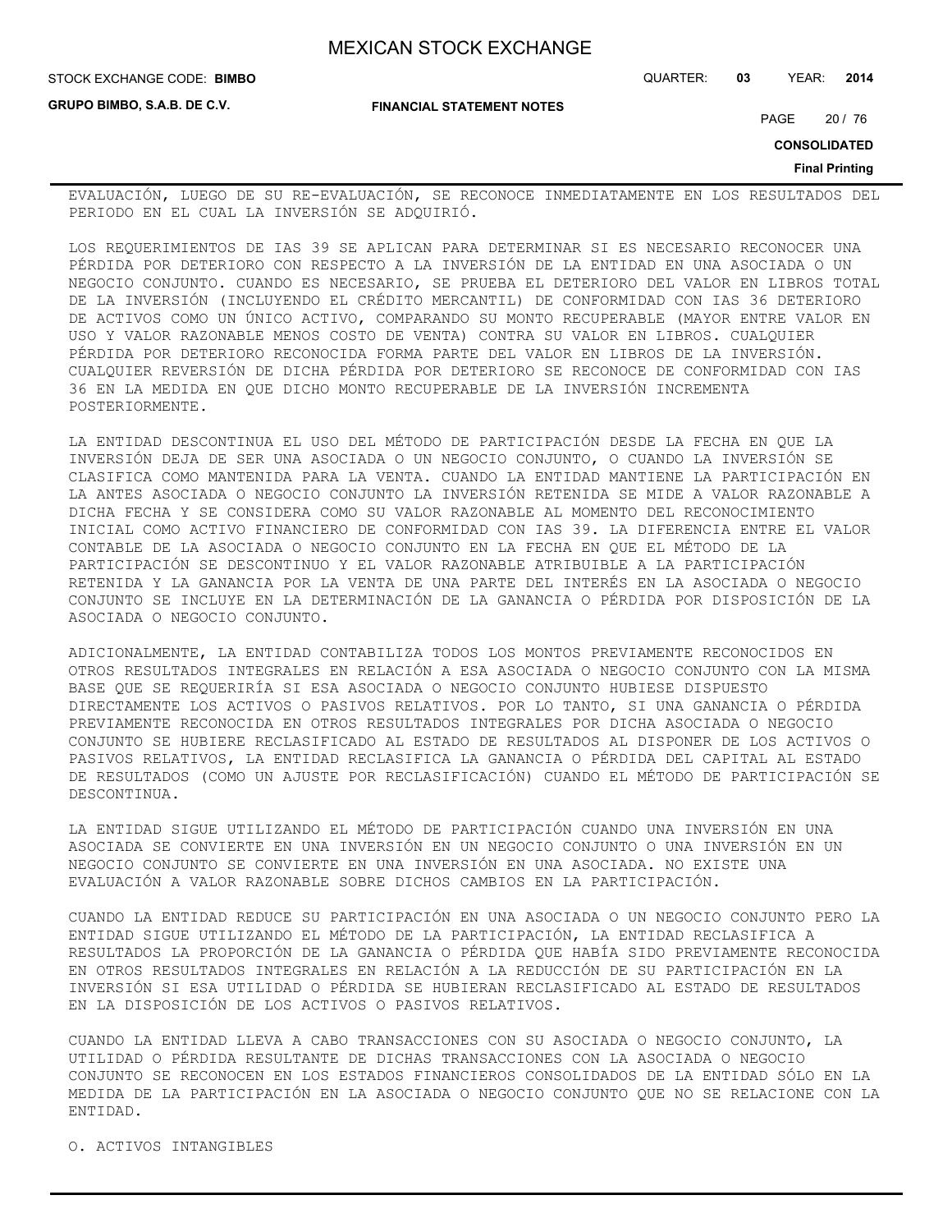EVALUACIÓN, LUEGO DE SU RE-EVALUACIÓN, SE RECONOCE INMEDIATAMENTE EN LOS RESULTADOS DEL PERIODO EN EL CUAL LA INVERSIÓN SE ADQUIRIÓ.

LOS REQUERIMIENTOS DE IAS 39 SE APLICAN PARA DETERMINAR SI ES NECESARIO RECONOCER UNA PÉRDIDA POR DETERIORO CON RESPECTO A LA INVERSIÓN DE LA ENTIDAD EN UNA ASOCIADA O UN NEGOCIO CONJUNTO. CUANDO ES NECESARIO, SE PRUEBA EL DETERIORO DEL VALOR EN LIBROS TOTAL DE LA INVERSIÓN (INCLUYENDO EL CRÉDITO MERCANTIL) DE CONFORMIDAD CON IAS 36 DETERIORO DE ACTIVOS COMO UN ÚNICO ACTIVO, COMPARANDO SU MONTO RECUPERABLE (MAYOR ENTRE VALOR EN USO Y VALOR RAZONABLE MENOS COSTO DE VENTA) CONTRA SU VALOR EN LIBROS. CUALQUIER PÉRDIDA POR DETERIORO RECONOCIDA FORMA PARTE DEL VALOR EN LIBROS DE LA INVERSIÓN. CUALQUIER REVERSIÓN DE DICHA PÉRDIDA POR DETERIORO SE RECONOCE DE CONFORMIDAD CON IAS 36 EN LA MEDIDA EN QUE DICHO MONTO RECUPERABLE DE LA INVERSIÓN INCREMENTA POSTERIORMENTE.

LA ENTIDAD DESCONTINUA EL USO DEL MÉTODO DE PARTICIPACIÓN DESDE LA FECHA EN QUE LA INVERSIÓN DEJA DE SER UNA ASOCIADA O UN NEGOCIO CONJUNTO, O CUANDO LA INVERSIÓN SE CLASIFICA COMO MANTENIDA PARA LA VENTA. CUANDO LA ENTIDAD MANTIENE LA PARTICIPACIÓN EN LA ANTES ASOCIADA O NEGOCIO CONJUNTO LA INVERSIÓN RETENIDA SE MIDE A VALOR RAZONABLE A DICHA FECHA Y SE CONSIDERA COMO SU VALOR RAZONABLE AL MOMENTO DEL RECONOCIMIENTO INICIAL COMO ACTIVO FINANCIERO DE CONFORMIDAD CON IAS 39. LA DIFERENCIA ENTRE EL VALOR CONTABLE DE LA ASOCIADA O NEGOCIO CONJUNTO EN LA FECHA EN QUE EL MÉTODO DE LA PARTICIPACIÓN SE DESCONTINUO Y EL VALOR RAZONABLE ATRIBUIBLE A LA PARTICIPACIÓN RETENIDA Y LA GANANCIA POR LA VENTA DE UNA PARTE DEL INTERÉS EN LA ASOCIADA O NEGOCIO CONJUNTO SE INCLUYE EN LA DETERMINACIÓN DE LA GANANCIA O PÉRDIDA POR DISPOSICIÓN DE LA ASOCIADA O NEGOCIO CONJUNTO.

ADICIONALMENTE, LA ENTIDAD CONTABILIZA TODOS LOS MONTOS PREVIAMENTE RECONOCIDOS EN OTROS RESULTADOS INTEGRALES EN RELACIÓN A ESA ASOCIADA O NEGOCIO CONJUNTO CON LA MISMA BASE QUE SE REQUERIRÍA SI ESA ASOCIADA O NEGOCIO CONJUNTO HUBIESE DISPUESTO DIRECTAMENTE LOS ACTIVOS O PASIVOS RELATIVOS. POR LO TANTO, SI UNA GANANCIA O PÉRDIDA PREVIAMENTE RECONOCIDA EN OTROS RESULTADOS INTEGRALES POR DICHA ASOCIADA O NEGOCIO CONJUNTO SE HUBIERE RECLASIFICADO AL ESTADO DE RESULTADOS AL DISPONER DE LOS ACTIVOS O PASIVOS RELATIVOS, LA ENTIDAD RECLASIFICA LA GANANCIA O PÉRDIDA DEL CAPITAL AL ESTADO DE RESULTADOS (COMO UN AJUSTE POR RECLASIFICACIÓN) CUANDO EL MÉTODO DE PARTICIPACIÓN SE DESCONTINUA.

LA ENTIDAD SIGUE UTILIZANDO EL MÉTODO DE PARTICIPACIÓN CUANDO UNA INVERSIÓN EN UNA ASOCIADA SE CONVIERTE EN UNA INVERSIÓN EN UN NEGOCIO CONJUNTO O UNA INVERSIÓN EN UN NEGOCIO CONJUNTO SE CONVIERTE EN UNA INVERSIÓN EN UNA ASOCIADA. NO EXISTE UNA EVALUACIÓN A VALOR RAZONABLE SOBRE DICHOS CAMBIOS EN LA PARTICIPACIÓN.

CUANDO LA ENTIDAD REDUCE SU PARTICIPACIÓN EN UNA ASOCIADA O UN NEGOCIO CONJUNTO PERO LA ENTIDAD SIGUE UTILIZANDO EL MÉTODO DE LA PARTICIPACIÓN, LA ENTIDAD RECLASIFICA A RESULTADOS LA PROPORCIÓN DE LA GANANCIA O PÉRDIDA QUE HABÍA SIDO PREVIAMENTE RECONOCIDA EN OTROS RESULTADOS INTEGRALES EN RELACIÓN A LA REDUCCIÓN DE SU PARTICIPACIÓN EN LA INVERSIÓN SI ESA UTILIDAD O PÉRDIDA SE HUBIERAN RECLASIFICADO AL ESTADO DE RESULTADOS EN LA DISPOSICIÓN DE LOS ACTIVOS O PASIVOS RELATIVOS.

CUANDO LA ENTIDAD LLEVA A CABO TRANSACCIONES CON SU ASOCIADA O NEGOCIO CONJUNTO, LA UTILIDAD O PÉRDIDA RESULTANTE DE DICHAS TRANSACCIONES CON LA ASOCIADA O NEGOCIO CONJUNTO SE RECONOCEN EN LOS ESTADOS FINANCIEROS CONSOLIDADOS DE LA ENTIDAD SÓLO EN LA MEDIDA DE LA PARTICIPACIÓN EN LA ASOCIADA O NEGOCIO CONJUNTO QUE NO SE RELACIONE CON LA ENTIDAD.

O. ACTIVOS INTANGIBLES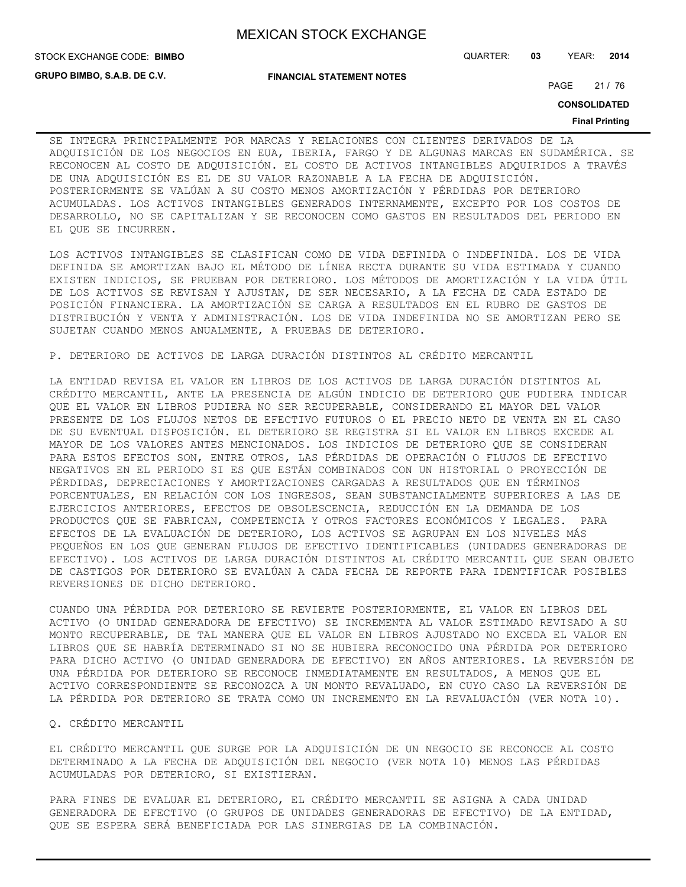SE INTEGRA PRINCIPALMENTE POR MARCAS Y RELACIONES CON CLIENTES DERIVADOS DE LA ADQUISICIÓN DE LOS NEGOCIOS EN EUA, IBERIA, FARGO Y DE ALGUNAS MARCAS EN SUDAMÉRICA. SE RECONOCEN AL COSTO DE ADQUISICIÓN. EL COSTO DE ACTIVOS INTANGIBLES ADQUIRIDOS A TRAVÉS DE UNA ADQUISICIÓN ES EL DE SU VALOR RAZONABLE A LA FECHA DE ADQUISICIÓN. POSTERIORMENTE SE VALÚAN A SU COSTO MENOS AMORTIZACIÓN Y PÉRDIDAS POR DETERIORO ACUMULADAS. LOS ACTIVOS INTANGIBLES GENERADOS INTERNAMENTE, EXCEPTO POR LOS COSTOS DE DESARROLLO, NO SE CAPITALIZAN Y SE RECONOCEN COMO GASTOS EN RESULTADOS DEL PERIODO EN EL QUE SE INCURREN.

LOS ACTIVOS INTANGIBLES SE CLASIFICAN COMO DE VIDA DEFINIDA O INDEFINIDA. LOS DE VIDA DEFINIDA SE AMORTIZAN BAJO EL MÉTODO DE LÍNEA RECTA DURANTE SU VIDA ESTIMADA Y CUANDO EXISTEN INDICIOS, SE PRUEBAN POR DETERIORO. LOS MÉTODOS DE AMORTIZACIÓN Y LA VIDA ÚTIL DE LOS ACTIVOS SE REVISAN Y AJUSTAN, DE SER NECESARIO, A LA FECHA DE CADA ESTADO DE POSICIÓN FINANCIERA. LA AMORTIZACIÓN SE CARGA A RESULTADOS EN EL RUBRO DE GASTOS DE DISTRIBUCIÓN Y VENTA Y ADMINISTRACIÓN. LOS DE VIDA INDEFINIDA NO SE AMORTIZAN PERO SE SUJETAN CUANDO MENOS ANUALMENTE, A PRUEBAS DE DETERIORO.

P. DETERIORO DE ACTIVOS DE LARGA DURACIÓN DISTINTOS AL CRÉDITO MERCANTIL

LA ENTIDAD REVISA EL VALOR EN LIBROS DE LOS ACTIVOS DE LARGA DURACIÓN DISTINTOS AL CRÉDITO MERCANTIL, ANTE LA PRESENCIA DE ALGÚN INDICIO DE DETERIORO QUE PUDIERA INDICAR QUE EL VALOR EN LIBROS PUDIERA NO SER RECUPERABLE, CONSIDERANDO EL MAYOR DEL VALOR PRESENTE DE LOS FLUJOS NETOS DE EFECTIVO FUTUROS O EL PRECIO NETO DE VENTA EN EL CASO DE SU EVENTUAL DISPOSICIÓN. EL DETERIORO SE REGISTRA SI EL VALOR EN LIBROS EXCEDE AL MAYOR DE LOS VALORES ANTES MENCIONADOS. LOS INDICIOS DE DETERIORO QUE SE CONSIDERAN PARA ESTOS EFECTOS SON, ENTRE OTROS, LAS PÉRDIDAS DE OPERACIÓN O FLUJOS DE EFECTIVO NEGATIVOS EN EL PERIODO SI ES QUE ESTÁN COMBINADOS CON UN HISTORIAL O PROYECCIÓN DE PÉRDIDAS, DEPRECIACIONES Y AMORTIZACIONES CARGADAS A RESULTADOS QUE EN TÉRMINOS PORCENTUALES, EN RELACIÓN CON LOS INGRESOS, SEAN SUBSTANCIALMENTE SUPERIORES A LAS DE EJERCICIOS ANTERIORES, EFECTOS DE OBSOLESCENCIA, REDUCCIÓN EN LA DEMANDA DE LOS PRODUCTOS QUE SE FABRICAN, COMPETENCIA Y OTROS FACTORES ECONÓMICOS Y LEGALES. PARA EFECTOS DE LA EVALUACIÓN DE DETERIORO, LOS ACTIVOS SE AGRUPAN EN LOS NIVELES MÁS PEQUEÑOS EN LOS QUE GENERAN FLUJOS DE EFECTIVO IDENTIFICABLES (UNIDADES GENERADORAS DE EFECTIVO). LOS ACTIVOS DE LARGA DURACIÓN DISTINTOS AL CRÉDITO MERCANTIL QUE SEAN OBJETO DE CASTIGOS POR DETERIORO SE EVALÚAN A CADA FECHA DE REPORTE PARA IDENTIFICAR POSIBLES REVERSIONES DE DICHO DETERIORO.

CUANDO UNA PÉRDIDA POR DETERIORO SE REVIERTE POSTERIORMENTE, EL VALOR EN LIBROS DEL ACTIVO (O UNIDAD GENERADORA DE EFECTIVO) SE INCREMENTA AL VALOR ESTIMADO REVISADO A SU MONTO RECUPERABLE, DE TAL MANERA QUE EL VALOR EN LIBROS AJUSTADO NO EXCEDA EL VALOR EN LIBROS QUE SE HABRÍA DETERMINADO SI NO SE HUBIERA RECONOCIDO UNA PÉRDIDA POR DETERIORO PARA DICHO ACTIVO (O UNIDAD GENERADORA DE EFECTIVO) EN AÑOS ANTERIORES. LA REVERSIÓN DE UNA PÉRDIDA POR DETERIORO SE RECONOCE INMEDIATAMENTE EN RESULTADOS, A MENOS QUE EL ACTIVO CORRESPONDIENTE SE RECONOZCA A UN MONTO REVALUADO, EN CUYO CASO LA REVERSIÓN DE LA PÉRDIDA POR DETERIORO SE TRATA COMO UN INCREMENTO EN LA REVALUACIÓN (VER NOTA 10).

Q. CRÉDITO MERCANTIL

EL CRÉDITO MERCANTIL QUE SURGE POR LA ADQUISICIÓN DE UN NEGOCIO SE RECONOCE AL COSTO DETERMINADO A LA FECHA DE ADQUISICIÓN DEL NEGOCIO (VER NOTA 10) MENOS LAS PÉRDIDAS ACUMULADAS POR DETERIORO, SI EXISTIERAN.

PARA FINES DE EVALUAR EL DETERIORO, EL CRÉDITO MERCANTIL SE ASIGNA A CADA UNIDAD GENERADORA DE EFECTIVO (O GRUPOS DE UNIDADES GENERADORAS DE EFECTIVO) DE LA ENTIDAD, QUE SE ESPERA SERÁ BENEFICIADA POR LAS SINERGIAS DE LA COMBINACIÓN.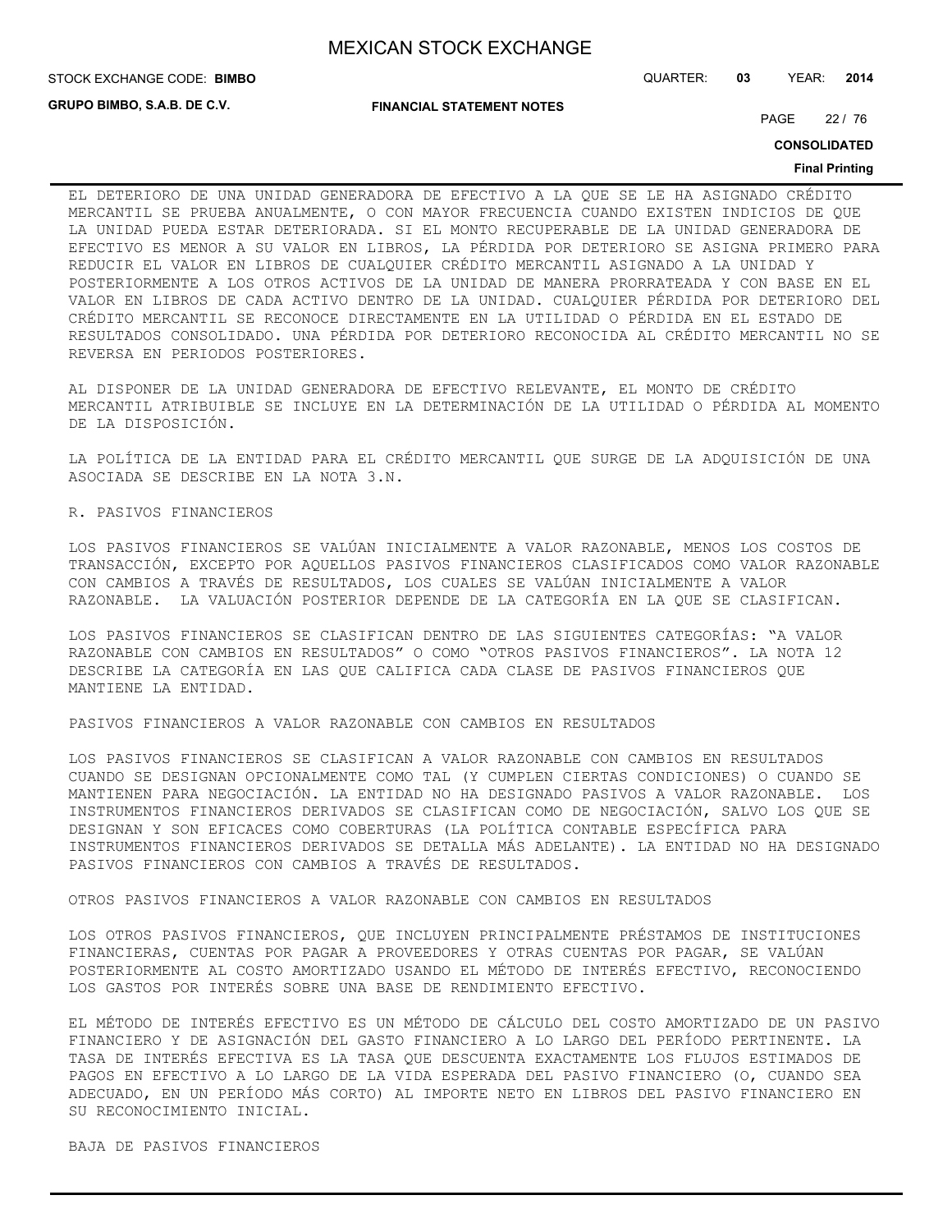EL DETERIORO DE UNA UNIDAD GENERADORA DE EFECTIVO A LA QUE SE LE HA ASIGNADO CRÉDITO MERCANTIL SE PRUEBA ANUALMENTE, O CON MAYOR FRECUENCIA CUANDO EXISTEN INDICIOS DE QUE LA UNIDAD PUEDA ESTAR DETERIORADA. SI EL MONTO RECUPERABLE DE LA UNIDAD GENERADORA DE EFECTIVO ES MENOR A SU VALOR EN LIBROS, LA PÉRDIDA POR DETERIORO SE ASIGNA PRIMERO PARA REDUCIR EL VALOR EN LIBROS DE CUALQUIER CRÉDITO MERCANTIL ASIGNADO A LA UNIDAD Y POSTERIORMENTE A LOS OTROS ACTIVOS DE LA UNIDAD DE MANERA PRORRATEADA Y CON BASE EN EL VALOR EN LIBROS DE CADA ACTIVO DENTRO DE LA UNIDAD. CUALQUIER PÉRDIDA POR DETERIORO DEL CRÉDITO MERCANTIL SE RECONOCE DIRECTAMENTE EN LA UTILIDAD O PÉRDIDA EN EL ESTADO DE RESULTADOS CONSOLIDADO. UNA PÉRDIDA POR DETERIORO RECONOCIDA AL CRÉDITO MERCANTIL NO SE REVERSA EN PERIODOS POSTERIORES.

AL DISPONER DE LA UNIDAD GENERADORA DE EFECTIVO RELEVANTE, EL MONTO DE CRÉDITO MERCANTIL ATRIBUIBLE SE INCLUYE EN LA DETERMINACIÓN DE LA UTILIDAD O PÉRDIDA AL MOMENTO DE LA DISPOSICIÓN.

LA POLÍTICA DE LA ENTIDAD PARA EL CRÉDITO MERCANTIL QUE SURGE DE LA ADQUISICIÓN DE UNA ASOCIADA SE DESCRIBE EN LA NOTA 3.N.

R. PASIVOS FINANCIEROS

LOS PASIVOS FINANCIEROS SE VALÚAN INICIALMENTE A VALOR RAZONABLE, MENOS LOS COSTOS DE TRANSACCIÓN, EXCEPTO POR AQUELLOS PASIVOS FINANCIEROS CLASIFICADOS COMO VALOR RAZONABLE CON CAMBIOS A TRAVÉS DE RESULTADOS, LOS CUALES SE VALÚAN INICIALMENTE A VALOR RAZONABLE. LA VALUACIÓN POSTERIOR DEPENDE DE LA CATEGORÍA EN LA QUE SE CLASIFICAN.

LOS PASIVOS FINANCIEROS SE CLASIFICAN DENTRO DE LAS SIGUIENTES CATEGORÍAS: "A VALOR RAZONABLE CON CAMBIOS EN RESULTADOS" O COMO "OTROS PASIVOS FINANCIEROS". LA NOTA 12 DESCRIBE LA CATEGORÍA EN LAS QUE CALIFICA CADA CLASE DE PASIVOS FINANCIEROS QUE MANTIENE LA ENTIDAD.

PASIVOS FINANCIEROS A VALOR RAZONABLE CON CAMBIOS EN RESULTADOS

LOS PASIVOS FINANCIEROS SE CLASIFICAN A VALOR RAZONABLE CON CAMBIOS EN RESULTADOS CUANDO SE DESIGNAN OPCIONALMENTE COMO TAL (Y CUMPLEN CIERTAS CONDICIONES) O CUANDO SE MANTIENEN PARA NEGOCIACIÓN. LA ENTIDAD NO HA DESIGNADO PASIVOS A VALOR RAZONABLE. LOS INSTRUMENTOS FINANCIEROS DERIVADOS SE CLASIFICAN COMO DE NEGOCIACIÓN, SALVO LOS QUE SE DESIGNAN Y SON EFICACES COMO COBERTURAS (LA POLÍTICA CONTABLE ESPECÍFICA PARA INSTRUMENTOS FINANCIEROS DERIVADOS SE DETALLA MÁS ADELANTE). LA ENTIDAD NO HA DESIGNADO PASIVOS FINANCIEROS CON CAMBIOS A TRAVÉS DE RESULTADOS.

OTROS PASIVOS FINANCIEROS A VALOR RAZONABLE CON CAMBIOS EN RESULTADOS

LOS OTROS PASIVOS FINANCIEROS, QUE INCLUYEN PRINCIPALMENTE PRÉSTAMOS DE INSTITUCIONES FINANCIERAS, CUENTAS POR PAGAR A PROVEEDORES Y OTRAS CUENTAS POR PAGAR, SE VALÚAN POSTERIORMENTE AL COSTO AMORTIZADO USANDO EL MÉTODO DE INTERÉS EFECTIVO, RECONOCIENDO LOS GASTOS POR INTERÉS SOBRE UNA BASE DE RENDIMIENTO EFECTIVO.

EL MÉTODO DE INTERÉS EFECTIVO ES UN MÉTODO DE CÁLCULO DEL COSTO AMORTIZADO DE UN PASIVO FINANCIERO Y DE ASIGNACIÓN DEL GASTO FINANCIERO A LO LARGO DEL PERÍODO PERTINENTE. LA TASA DE INTERÉS EFECTIVA ES LA TASA QUE DESCUENTA EXACTAMENTE LOS FLUJOS ESTIMADOS DE PAGOS EN EFECTIVO A LO LARGO DE LA VIDA ESPERADA DEL PASIVO FINANCIERO (O, CUANDO SEA ADECUADO, EN UN PERÍODO MÁS CORTO) AL IMPORTE NETO EN LIBROS DEL PASIVO FINANCIERO EN SU RECONOCIMIENTO INICIAL.

BAJA DE PASIVOS FINANCIEROS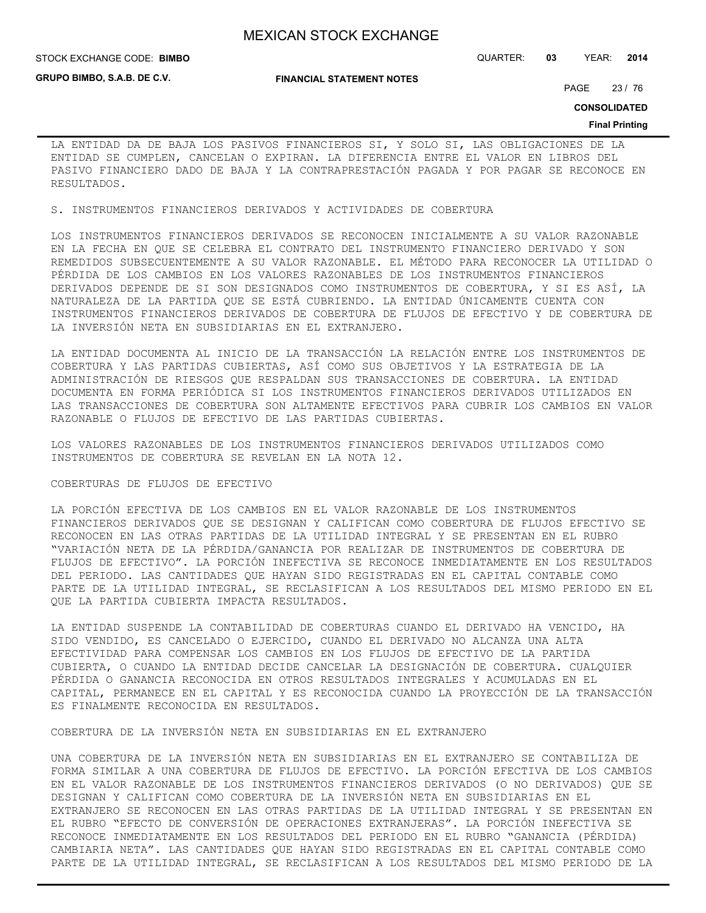LA ENTIDAD DA DE BAJA LOS PASIVOS FINANCIEROS SI, Y SOLO SI, LAS OBLIGACIONES DE LA ENTIDAD SE CUMPLEN, CANCELAN O EXPIRAN. LA DIFERENCIA ENTRE EL VALOR EN LIBROS DEL PASIVO FINANCIERO DADO DE BAJA Y LA CONTRAPRESTACIÓN PAGADA Y POR PAGAR SE RECONOCE EN RESULTADOS.

## S. INSTRUMENTOS FINANCIEROS DERIVADOS Y ACTIVIDADES DE COBERTURA

LOS INSTRUMENTOS FINANCIEROS DERIVADOS SE RECONOCEN INICIALMENTE A SU VALOR RAZONABLE EN LA FECHA EN QUE SE CELEBRA EL CONTRATO DEL INSTRUMENTO FINANCIERO DERIVADO Y SON REMEDIDOS SUBSECUENTEMENTE A SU VALOR RAZONABLE. EL MÉTODO PARA RECONOCER LA UTILIDAD O PÉRDIDA DE LOS CAMBIOS EN LOS VALORES RAZONABLES DE LOS INSTRUMENTOS FINANCIEROS DERIVADOS DEPENDE DE SI SON DESIGNADOS COMO INSTRUMENTOS DE COBERTURA, Y SI ES ASÍ, LA NATURALEZA DE LA PARTIDA QUE SE ESTÁ CUBRIENDO. LA ENTIDAD ÚNICAMENTE CUENTA CON INSTRUMENTOS FINANCIEROS DERIVADOS DE COBERTURA DE FLUJOS DE EFECTIVO Y DE COBERTURA DE LA INVERSIÓN NETA EN SUBSIDIARIAS EN EL EXTRANJERO.

LA ENTIDAD DOCUMENTA AL INICIO DE LA TRANSACCIÓN LA RELACIÓN ENTRE LOS INSTRUMENTOS DE COBERTURA Y LAS PARTIDAS CUBIERTAS, ASÍ COMO SUS OBJETIVOS Y LA ESTRATEGIA DE LA ADMINISTRACIÓN DE RIESGOS QUE RESPALDAN SUS TRANSACCIONES DE COBERTURA. LA ENTIDAD DOCUMENTA EN FORMA PERIÓDICA SI LOS INSTRUMENTOS FINANCIEROS DERIVADOS UTILIZADOS EN LAS TRANSACCIONES DE COBERTURA SON ALTAMENTE EFECTIVOS PARA CUBRIR LOS CAMBIOS EN VALOR RAZONABLE O FLUJOS DE EFECTIVO DE LAS PARTIDAS CUBIERTAS.

LOS VALORES RAZONABLES DE LOS INSTRUMENTOS FINANCIEROS DERIVADOS UTILIZADOS COMO INSTRUMENTOS DE COBERTURA SE REVELAN EN LA NOTA 12.

### COBERTURAS DE FLUJOS DE EFECTIVO

LA PORCIÓN EFECTIVA DE LOS CAMBIOS EN EL VALOR RAZONABLE DE LOS INSTRUMENTOS FINANCIEROS DERIVADOS QUE SE DESIGNAN Y CALIFICAN COMO COBERTURA DE FLUJOS EFECTIVO SE RECONOCEN EN LAS OTRAS PARTIDAS DE LA UTILIDAD INTEGRAL Y SE PRESENTAN EN EL RUBRO "VARIACIÓN NETA DE LA PÉRDIDA/GANANCIA POR REALIZAR DE INSTRUMENTOS DE COBERTURA DE FLUJOS DE EFECTIVO". LA PORCIÓN INEFECTIVA SE RECONOCE INMEDIATAMENTE EN LOS RESULTADOS DEL PERIODO. LAS CANTIDADES QUE HAYAN SIDO REGISTRADAS EN EL CAPITAL CONTABLE COMO PARTE DE LA UTILIDAD INTEGRAL, SE RECLASIFICAN A LOS RESULTADOS DEL MISMO PERIODO EN EL QUE LA PARTIDA CUBIERTA IMPACTA RESULTADOS.

LA ENTIDAD SUSPENDE LA CONTABILIDAD DE COBERTURAS CUANDO EL DERIVADO HA VENCIDO, HA SIDO VENDIDO, ES CANCELADO O EJERCIDO, CUANDO EL DERIVADO NO ALCANZA UNA ALTA EFECTIVIDAD PARA COMPENSAR LOS CAMBIOS EN LOS FLUJOS DE EFECTIVO DE LA PARTIDA CUBIERTA, O CUANDO LA ENTIDAD DECIDE CANCELAR LA DESIGNACIÓN DE COBERTURA. CUALQUIER PÉRDIDA O GANANCIA RECONOCIDA EN OTROS RESULTADOS INTEGRALES Y ACUMULADAS EN EL CAPITAL, PERMANECE EN EL CAPITAL Y ES RECONOCIDA CUANDO LA PROYECCIÓN DE LA TRANSACCIÓN ES FINALMENTE RECONOCIDA EN RESULTADOS.

### COBERTURA DE LA INVERSIÓN NETA EN SUBSIDIARIAS EN EL EXTRANJERO

UNA COBERTURA DE LA INVERSIÓN NETA EN SUBSIDIARIAS EN EL EXTRANJERO SE CONTABILIZA DE FORMA SIMILAR A UNA COBERTURA DE FLUJOS DE EFECTIVO. LA PORCIÓN EFECTIVA DE LOS CAMBIOS EN EL VALOR RAZONABLE DE LOS INSTRUMENTOS FINANCIEROS DERIVADOS (O NO DERIVADOS) QUE SE DESIGNAN Y CALIFICAN COMO COBERTURA DE LA INVERSIÓN NETA EN SUBSIDIARIAS EN EL EXTRANJERO SE RECONOCEN EN LAS OTRAS PARTIDAS DE LA UTILIDAD INTEGRAL Y SE PRESENTAN EN EL RUBRO "EFECTO DE CONVERSIÓN DE OPERACIONES EXTRANJERAS". LA PORCIÓN INEFECTIVA SE RECONOCE INMEDIATAMENTE EN LOS RESULTADOS DEL PERIODO EN EL RUBRO "GANANCIA (PÉRDIDA) CAMBIARIA NETA". LAS CANTIDADES QUE HAYAN SIDO REGISTRADAS EN EL CAPITAL CONTABLE COMO PARTE DE LA UTILIDAD INTEGRAL, SE RECLASIFICAN A LOS RESULTADOS DEL MISMO PERIODO DE LA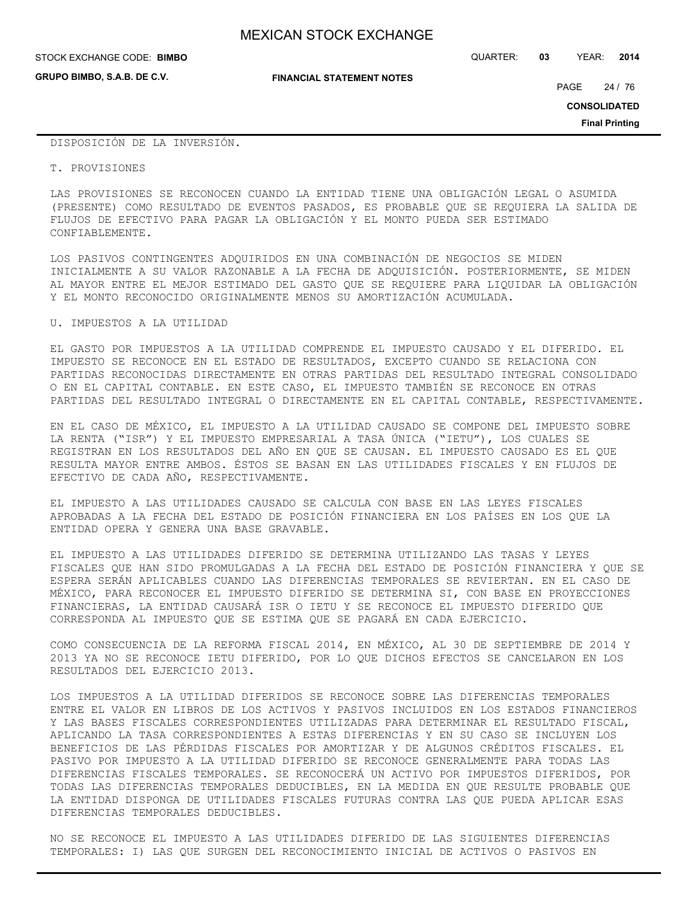DISPOSICIÓN DE LA INVERSIÓN.

T. PROVISIONES

LAS PROVISIONES SE RECONOCEN CUANDO LA ENTIDAD TIENE UNA OBLIGACIÓN LEGAL O ASUMIDA (PRESENTE) COMO RESULTADO DE EVENTOS PASADOS, ES PROBABLE QUE SE REQUIERA LA SALIDA DE FLUJOS DE EFECTIVO PARA PAGAR LA OBLIGACIÓN Y EL MONTO PUEDA SER ESTIMADO CONFIABLEMENTE.

LOS PASIVOS CONTINGENTES ADQUIRIDOS EN UNA COMBINACIÓN DE NEGOCIOS SE MIDEN INICIALMENTE A SU VALOR RAZONABLE A LA FECHA DE ADQUISICIÓN. POSTERIORMENTE, SE MIDEN AL MAYOR ENTRE EL MEJOR ESTIMADO DEL GASTO QUE SE REQUIERE PARA LIQUIDAR LA OBLIGACIÓN Y EL MONTO RECONOCIDO ORIGINALMENTE MENOS SU AMORTIZACIÓN ACUMULADA.

U. IMPUESTOS A LA UTILIDAD

EL GASTO POR IMPUESTOS A LA UTILIDAD COMPRENDE EL IMPUESTO CAUSADO Y EL DIFERIDO. EL IMPUESTO SE RECONOCE EN EL ESTADO DE RESULTADOS, EXCEPTO CUANDO SE RELACIONA CON PARTIDAS RECONOCIDAS DIRECTAMENTE EN OTRAS PARTIDAS DEL RESULTADO INTEGRAL CONSOLIDADO O EN EL CAPITAL CONTABLE. EN ESTE CASO, EL IMPUESTO TAMBIÉN SE RECONOCE EN OTRAS PARTIDAS DEL RESULTADO INTEGRAL O DIRECTAMENTE EN EL CAPITAL CONTABLE, RESPECTIVAMENTE.

EN EL CASO DE MÉXICO, EL IMPUESTO A LA UTILIDAD CAUSADO SE COMPONE DEL IMPUESTO SOBRE LA RENTA ("ISR") Y EL IMPUESTO EMPRESARIAL A TASA ÚNICA ("IETU"), LOS CUALES SE REGISTRAN EN LOS RESULTADOS DEL AÑO EN QUE SE CAUSAN. EL IMPUESTO CAUSADO ES EL QUE RESULTA MAYOR ENTRE AMBOS. ÉSTOS SE BASAN EN LAS UTILIDADES FISCALES Y EN FLUJOS DE EFECTIVO DE CADA AÑO, RESPECTIVAMENTE.

EL IMPUESTO A LAS UTILIDADES CAUSADO SE CALCULA CON BASE EN LAS LEYES FISCALES APROBADAS A LA FECHA DEL ESTADO DE POSICIÓN FINANCIERA EN LOS PAÍSES EN LOS QUE LA ENTIDAD OPERA Y GENERA UNA BASE GRAVABLE.

EL IMPUESTO A LAS UTILIDADES DIFERIDO SE DETERMINA UTILIZANDO LAS TASAS Y LEYES FISCALES QUE HAN SIDO PROMULGADAS A LA FECHA DEL ESTADO DE POSICIÓN FINANCIERA Y QUE SE ESPERA SERÁN APLICABLES CUANDO LAS DIFERENCIAS TEMPORALES SE REVIERTAN. EN EL CASO DE MÉXICO, PARA RECONOCER EL IMPUESTO DIFERIDO SE DETERMINA SI, CON BASE EN PROYECCIONES FINANCIERAS, LA ENTIDAD CAUSARÁ ISR O IETU Y SE RECONOCE EL IMPUESTO DIFERIDO QUE CORRESPONDA AL IMPUESTO QUE SE ESTIMA QUE SE PAGARÁ EN CADA EJERCICIO.

COMO CONSECUENCIA DE LA REFORMA FISCAL 2014, EN MÉXICO, AL 30 DE SEPTIEMBRE DE 2014 Y 2013 YA NO SE RECONOCE IETU DIFERIDO, POR LO QUE DICHOS EFECTOS SE CANCELARON EN LOS RESULTADOS DEL EJERCICIO 2013.

LOS IMPUESTOS A LA UTILIDAD DIFERIDOS SE RECONOCE SOBRE LAS DIFERENCIAS TEMPORALES ENTRE EL VALOR EN LIBROS DE LOS ACTIVOS Y PASIVOS INCLUIDOS EN LOS ESTADOS FINANCIEROS Y LAS BASES FISCALES CORRESPONDIENTES UTILIZADAS PARA DETERMINAR EL RESULTADO FISCAL, APLICANDO LA TASA CORRESPONDIENTES A ESTAS DIFERENCIAS Y EN SU CASO SE INCLUYEN LOS BENEFICIOS DE LAS PÉRDIDAS FISCALES POR AMORTIZAR Y DE ALGUNOS CRÉDITOS FISCALES. EL PASIVO POR IMPUESTO A LA UTILIDAD DIFERIDO SE RECONOCE GENERALMENTE PARA TODAS LAS DIFERENCIAS FISCALES TEMPORALES. SE RECONOCERÁ UN ACTIVO POR IMPUESTOS DIFERIDOS, POR TODAS LAS DIFERENCIAS TEMPORALES DEDUCIBLES, EN LA MEDIDA EN QUE RESULTE PROBABLE QUE LA ENTIDAD DISPONGA DE UTILIDADES FISCALES FUTURAS CONTRA LAS QUE PUEDA APLICAR ESAS DIFERENCIAS TEMPORALES DEDUCIBLES.

NO SE RECONOCE EL IMPUESTO A LAS UTILIDADES DIFERIDO DE LAS SIGUIENTES DIFERENCIAS TEMPORALES: I) LAS QUE SURGEN DEL RECONOCIMIENTO INICIAL DE ACTIVOS O PASIVOS EN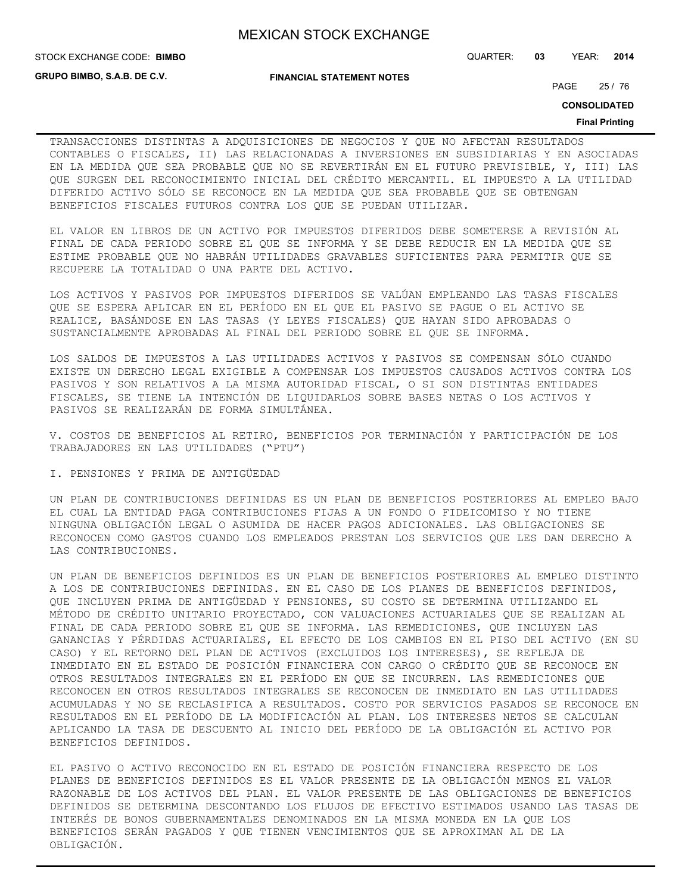TRANSACCIONES DISTINTAS A ADQUISICIONES DE NEGOCIOS Y QUE NO AFECTAN RESULTADOS CONTABLES O FISCALES, II) LAS RELACIONADAS A INVERSIONES EN SUBSIDIARIAS Y EN ASOCIADAS EN LA MEDIDA QUE SEA PROBABLE QUE NO SE REVERTIRÁN EN EL FUTURO PREVISIBLE, Y, III) LAS QUE SURGEN DEL RECONOCIMIENTO INICIAL DEL CRÉDITO MERCANTIL. EL IMPUESTO A LA UTILIDAD DIFERIDO ACTIVO SÓLO SE RECONOCE EN LA MEDIDA QUE SEA PROBABLE QUE SE OBTENGAN BENEFICIOS FISCALES FUTUROS CONTRA LOS QUE SE PUEDAN UTILIZAR.

EL VALOR EN LIBROS DE UN ACTIVO POR IMPUESTOS DIFERIDOS DEBE SOMETERSE A REVISIÓN AL FINAL DE CADA PERIODO SOBRE EL QUE SE INFORMA Y SE DEBE REDUCIR EN LA MEDIDA QUE SE ESTIME PROBABLE QUE NO HABRÁN UTILIDADES GRAVABLES SUFICIENTES PARA PERMITIR QUE SE RECUPERE LA TOTALIDAD O UNA PARTE DEL ACTIVO.

LOS ACTIVOS Y PASIVOS POR IMPUESTOS DIFERIDOS SE VALÚAN EMPLEANDO LAS TASAS FISCALES QUE SE ESPERA APLICAR EN EL PERÍODO EN EL QUE EL PASIVO SE PAGUE O EL ACTIVO SE REALICE, BASÁNDOSE EN LAS TASAS (Y LEYES FISCALES) QUE HAYAN SIDO APROBADAS O SUSTANCIALMENTE APROBADAS AL FINAL DEL PERIODO SOBRE EL QUE SE INFORMA.

LOS SALDOS DE IMPUESTOS A LAS UTILIDADES ACTIVOS Y PASIVOS SE COMPENSAN SÓLO CUANDO EXISTE UN DERECHO LEGAL EXIGIBLE A COMPENSAR LOS IMPUESTOS CAUSADOS ACTIVOS CONTRA LOS PASIVOS Y SON RELATIVOS A LA MISMA AUTORIDAD FISCAL, O SI SON DISTINTAS ENTIDADES FISCALES, SE TIENE LA INTENCIÓN DE LIQUIDARLOS SOBRE BASES NETAS O LOS ACTIVOS Y PASIVOS SE REALIZARÁN DE FORMA SIMULTÁNEA.

V. COSTOS DE BENEFICIOS AL RETIRO, BENEFICIOS POR TERMINACIÓN Y PARTICIPACIÓN DE LOS TRABAJADORES EN LAS UTILIDADES ("PTU")

I. PENSIONES Y PRIMA DE ANTIGÜEDAD

UN PLAN DE CONTRIBUCIONES DEFINIDAS ES UN PLAN DE BENEFICIOS POSTERIORES AL EMPLEO BAJO EL CUAL LA ENTIDAD PAGA CONTRIBUCIONES FIJAS A UN FONDO O FIDEICOMISO Y NO TIENE NINGUNA OBLIGACIÓN LEGAL O ASUMIDA DE HACER PAGOS ADICIONALES. LAS OBLIGACIONES SE RECONOCEN COMO GASTOS CUANDO LOS EMPLEADOS PRESTAN LOS SERVICIOS QUE LES DAN DERECHO A LAS CONTRIBUCIONES.

UN PLAN DE BENEFICIOS DEFINIDOS ES UN PLAN DE BENEFICIOS POSTERIORES AL EMPLEO DISTINTO A LOS DE CONTRIBUCIONES DEFINIDAS. EN EL CASO DE LOS PLANES DE BENEFICIOS DEFINIDOS, QUE INCLUYEN PRIMA DE ANTIGÜEDAD Y PENSIONES, SU COSTO SE DETERMINA UTILIZANDO EL MÉTODO DE CRÉDITO UNITARIO PROYECTADO, CON VALUACIONES ACTUARIALES QUE SE REALIZAN AL FINAL DE CADA PERIODO SOBRE EL QUE SE INFORMA. LAS REMEDICIONES, QUE INCLUYEN LAS GANANCIAS Y PÉRDIDAS ACTUARIALES, EL EFECTO DE LOS CAMBIOS EN EL PISO DEL ACTIVO (EN SU CASO) Y EL RETORNO DEL PLAN DE ACTIVOS (EXCLUIDOS LOS INTERESES), SE REFLEJA DE INMEDIATO EN EL ESTADO DE POSICIÓN FINANCIERA CON CARGO O CRÉDITO QUE SE RECONOCE EN OTROS RESULTADOS INTEGRALES EN EL PERÍODO EN QUE SE INCURREN. LAS REMEDICIONES QUE RECONOCEN EN OTROS RESULTADOS INTEGRALES SE RECONOCEN DE INMEDIATO EN LAS UTILIDADES ACUMULADAS Y NO SE RECLASIFICA A RESULTADOS. COSTO POR SERVICIOS PASADOS SE RECONOCE EN RESULTADOS EN EL PERÍODO DE LA MODIFICACIÓN AL PLAN. LOS INTERESES NETOS SE CALCULAN APLICANDO LA TASA DE DESCUENTO AL INICIO DEL PERÍODO DE LA OBLIGACIÓN EL ACTIVO POR BENEFICIOS DEFINIDOS.

EL PASIVO O ACTIVO RECONOCIDO EN EL ESTADO DE POSICIÓN FINANCIERA RESPECTO DE LOS PLANES DE BENEFICIOS DEFINIDOS ES EL VALOR PRESENTE DE LA OBLIGACIÓN MENOS EL VALOR RAZONABLE DE LOS ACTIVOS DEL PLAN. EL VALOR PRESENTE DE LAS OBLIGACIONES DE BENEFICIOS DEFINIDOS SE DETERMINA DESCONTANDO LOS FLUJOS DE EFECTIVO ESTIMADOS USANDO LAS TASAS DE INTERÉS DE BONOS GUBERNAMENTALES DENOMINADOS EN LA MISMA MONEDA EN LA QUE LOS BENEFICIOS SERÁN PAGADOS Y QUE TIENEN VENCIMIENTOS QUE SE APROXIMAN AL DE LA OBLIGACIÓN.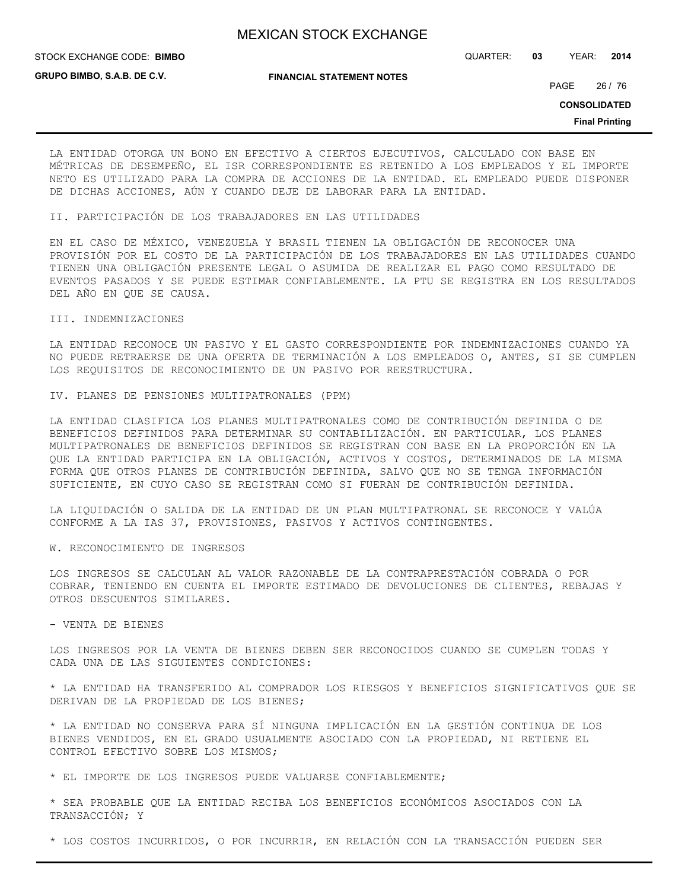LA ENTIDAD OTORGA UN BONO EN EFECTIVO A CIERTOS EJECUTIVOS, CALCULADO CON BASE EN MÉTRICAS DE DESEMPEÑO, EL ISR CORRESPONDIENTE ES RETENIDO A LOS EMPLEADOS Y EL IMPORTE NETO ES UTILIZADO PARA LA COMPRA DE ACCIONES DE LA ENTIDAD. EL EMPLEADO PUEDE DISPONER DE DICHAS ACCIONES, AÚN Y CUANDO DEJE DE LABORAR PARA LA ENTIDAD.

II. PARTICIPACIÓN DE LOS TRABAJADORES EN LAS UTILIDADES

EN EL CASO DE MÉXICO, VENEZUELA Y BRASIL TIENEN LA OBLIGACIÓN DE RECONOCER UNA PROVISIÓN POR EL COSTO DE LA PARTICIPACIÓN DE LOS TRABAJADORES EN LAS UTILIDADES CUANDO TIENEN UNA OBLIGACIÓN PRESENTE LEGAL O ASUMIDA DE REALIZAR EL PAGO COMO RESULTADO DE EVENTOS PASADOS Y SE PUEDE ESTIMAR CONFIABLEMENTE. LA PTU SE REGISTRA EN LOS RESULTADOS DEL AÑO EN QUE SE CAUSA.

III. INDEMNIZACIONES

LA ENTIDAD RECONOCE UN PASIVO Y EL GASTO CORRESPONDIENTE POR INDEMNIZACIONES CUANDO YA NO PUEDE RETRAERSE DE UNA OFERTA DE TERMINACIÓN A LOS EMPLEADOS O, ANTES, SI SE CUMPLEN LOS REQUISITOS DE RECONOCIMIENTO DE UN PASIVO POR REESTRUCTURA.

IV. PLANES DE PENSIONES MULTIPATRONALES (PPM)

LA ENTIDAD CLASIFICA LOS PLANES MULTIPATRONALES COMO DE CONTRIBUCIÓN DEFINIDA O DE BENEFICIOS DEFINIDOS PARA DETERMINAR SU CONTABILIZACIÓN. EN PARTICULAR, LOS PLANES MULTIPATRONALES DE BENEFICIOS DEFINIDOS SE REGISTRAN CON BASE EN LA PROPORCIÓN EN LA QUE LA ENTIDAD PARTICIPA EN LA OBLIGACIÓN, ACTIVOS Y COSTOS, DETERMINADOS DE LA MISMA FORMA QUE OTROS PLANES DE CONTRIBUCIÓN DEFINIDA, SALVO QUE NO SE TENGA INFORMACIÓN SUFICIENTE, EN CUYO CASO SE REGISTRAN COMO SI FUERAN DE CONTRIBUCIÓN DEFINIDA.

LA LIQUIDACIÓN O SALIDA DE LA ENTIDAD DE UN PLAN MULTIPATRONAL SE RECONOCE Y VALÚA CONFORME A LA IAS 37, PROVISIONES, PASIVOS Y ACTIVOS CONTINGENTES.

W. RECONOCIMIENTO DE INGRESOS

LOS INGRESOS SE CALCULAN AL VALOR RAZONABLE DE LA CONTRAPRESTACIÓN COBRADA O POR COBRAR, TENIENDO EN CUENTA EL IMPORTE ESTIMADO DE DEVOLUCIONES DE CLIENTES, REBAJAS Y OTROS DESCUENTOS SIMILARES.

- VENTA DE BIENES

LOS INGRESOS POR LA VENTA DE BIENES DEBEN SER RECONOCIDOS CUANDO SE CUMPLEN TODAS Y CADA UNA DE LAS SIGUIENTES CONDICIONES:

* LA ENTIDAD HA TRANSFERIDO AL COMPRADOR LOS RIESGOS Y BENEFICIOS SIGNIFICATIVOS QUE SE DERIVAN DE LA PROPIEDAD DE LOS BIENES;

* LA ENTIDAD NO CONSERVA PARA SÍ NINGUNA IMPLICACIÓN EN LA GESTIÓN CONTINUA DE LOS BIENES VENDIDOS, EN EL GRADO USUALMENTE ASOCIADO CON LA PROPIEDAD, NI RETIENE EL CONTROL EFECTIVO SOBRE LOS MISMOS;

* EL IMPORTE DE LOS INGRESOS PUEDE VALUARSE CONFIABLEMENTE;

* SEA PROBABLE QUE LA ENTIDAD RECIBA LOS BENEFICIOS ECONÓMICOS ASOCIADOS CON LA TRANSACCIÓN; Y

* LOS COSTOS INCURRIDOS, O POR INCURRIR, EN RELACIÓN CON LA TRANSACCIÓN PUEDEN SER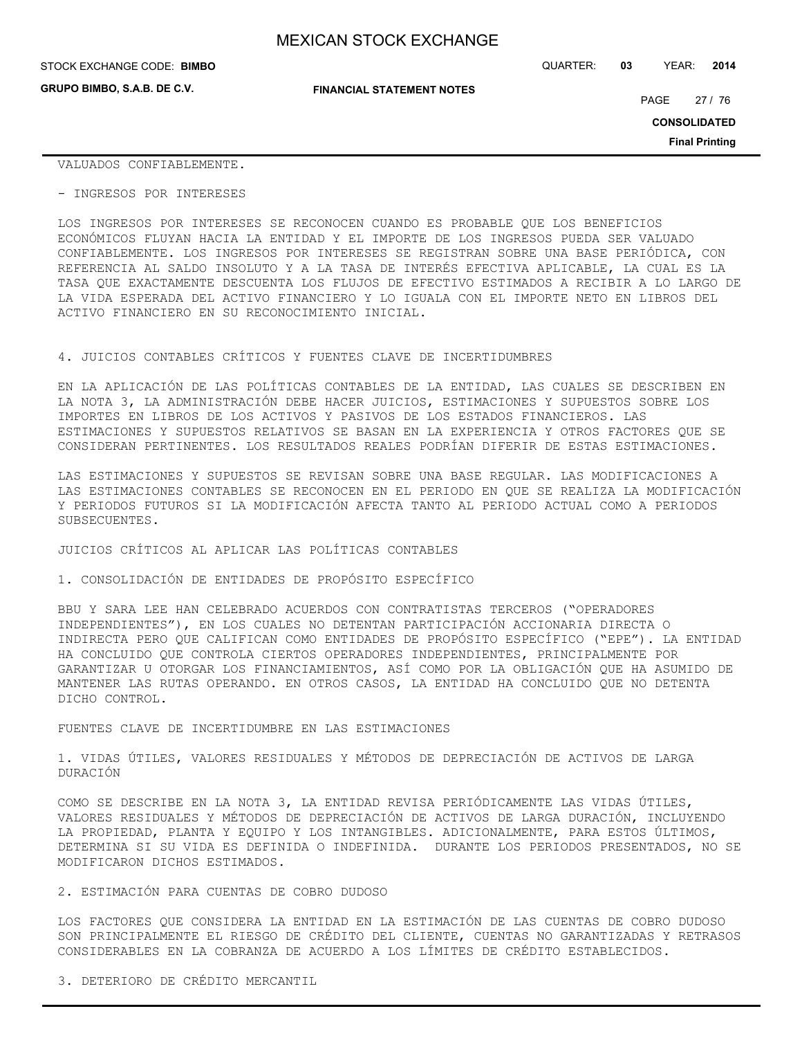VALUADOS CONFIABLEMENTE.

- INGRESOS POR INTERESES

LOS INGRESOS POR INTERESES SE RECONOCEN CUANDO ES PROBABLE QUE LOS BENEFICIOS ECONÓMICOS FLUYAN HACIA LA ENTIDAD Y EL IMPORTE DE LOS INGRESOS PUEDA SER VALUADO CONFIABLEMENTE. LOS INGRESOS POR INTERESES SE REGISTRAN SOBRE UNA BASE PERIÓDICA, CON REFERENCIA AL SALDO INSOLUTO Y A LA TASA DE INTERÉS EFECTIVA APLICABLE, LA CUAL ES LA TASA QUE EXACTAMENTE DESCUENTA LOS FLUJOS DE EFECTIVO ESTIMADOS A RECIBIR A LO LARGO DE LA VIDA ESPERADA DEL ACTIVO FINANCIERO Y LO IGUALA CON EL IMPORTE NETO EN LIBROS DEL ACTIVO FINANCIERO EN SU RECONOCIMIENTO INICIAL.

## 4. JUICIOS CONTABLES CRÍTICOS Y FUENTES CLAVE DE INCERTIDUMBRES

EN LA APLICACIÓN DE LAS POLÍTICAS CONTABLES DE LA ENTIDAD, LAS CUALES SE DESCRIBEN EN LA NOTA 3, LA ADMINISTRACIÓN DEBE HACER JUICIOS, ESTIMACIONES Y SUPUESTOS SOBRE LOS IMPORTES EN LIBROS DE LOS ACTIVOS Y PASIVOS DE LOS ESTADOS FINANCIEROS. LAS ESTIMACIONES Y SUPUESTOS RELATIVOS SE BASAN EN LA EXPERIENCIA Y OTROS FACTORES QUE SE CONSIDERAN PERTINENTES. LOS RESULTADOS REALES PODRÍAN DIFERIR DE ESTAS ESTIMACIONES.

LAS ESTIMACIONES Y SUPUESTOS SE REVISAN SOBRE UNA BASE REGULAR. LAS MODIFICACIONES A LAS ESTIMACIONES CONTABLES SE RECONOCEN EN EL PERIODO EN QUE SE REALIZA LA MODIFICACIÓN Y PERIODOS FUTUROS SI LA MODIFICACIÓN AFECTA TANTO AL PERIODO ACTUAL COMO A PERIODOS SUBSECUENTES.

### JUICIOS CRÍTICOS AL APLICAR LAS POLÍTICAS CONTABLES

1. CONSOLIDACIÓN DE ENTIDADES DE PROPÓSITO ESPECÍFICO

BBU Y SARA LEE HAN CELEBRADO ACUERDOS CON CONTRATISTAS TERCEROS ("OPERADORES INDEPENDIENTES"), EN LOS CUALES NO DETENTAN PARTICIPACIÓN ACCIONARIA DIRECTA O INDIRECTA PERO QUE CALIFICAN COMO ENTIDADES DE PROPÓSITO ESPECÍFICO ("EPE"). LA ENTIDAD HA CONCLUIDO QUE CONTROLA CIERTOS OPERADORES INDEPENDIENTES, PRINCIPALMENTE POR GARANTIZAR U OTORGAR LOS FINANCIAMIENTOS, ASÍ COMO POR LA OBLIGACIÓN QUE HA ASUMIDO DE MANTENER LAS RUTAS OPERANDO. EN OTROS CASOS, LA ENTIDAD HA CONCLUIDO QUE NO DETENTA DICHO CONTROL.

### FUENTES CLAVE DE INCERTIDUMBRE EN LAS ESTIMACIONES

1. VIDAS ÚTILES, VALORES RESIDUALES Y MÉTODOS DE DEPRECIACIÓN DE ACTIVOS DE LARGA DURACIÓN

COMO SE DESCRIBE EN LA NOTA 3, LA ENTIDAD REVISA PERIÓDICAMENTE LAS VIDAS ÚTILES, VALORES RESIDUALES Y MÉTODOS DE DEPRECIACIÓN DE ACTIVOS DE LARGA DURACIÓN, INCLUYENDO LA PROPIEDAD, PLANTA Y EQUIPO Y LOS INTANGIBLES. ADICIONALMENTE, PARA ESTOS ÚLTIMOS, DETERMINA SI SU VIDA ES DEFINIDA O INDEFINIDA. DURANTE LOS PERIODOS PRESENTADOS, NO SE MODIFICARON DICHOS ESTIMADOS.

2. ESTIMACIÓN PARA CUENTAS DE COBRO DUDOSO

LOS FACTORES QUE CONSIDERA LA ENTIDAD EN LA ESTIMACIÓN DE LAS CUENTAS DE COBRO DUDOSO SON PRINCIPALMENTE EL RIESGO DE CRÉDITO DEL CLIENTE, CUENTAS NO GARANTIZADAS Y RETRASOS CONSIDERABLES EN LA COBRANZA DE ACUERDO A LOS LÍMITES DE CRÉDITO ESTABLECIDOS.

3. DETERIORO DE CRÉDITO MERCANTIL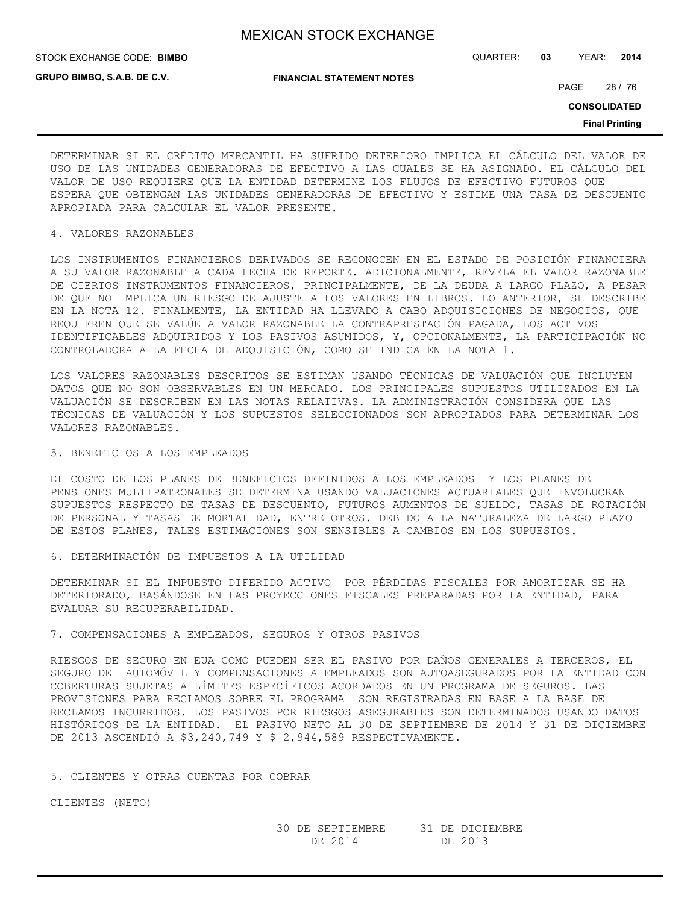DETERMINAR SI EL CRÉDITO MERCANTIL HA SUFRIDO DETERIORO IMPLICA EL CÁLCULO DEL VALOR DE USO DE LAS UNIDADES GENERADORAS DE EFECTIVO A LAS CUALES SE HA ASIGNADO. EL CÁLCULO DEL VALOR DE USO REQUIERE QUE LA ENTIDAD DETERMINE LOS FLUJOS DE EFECTIVO FUTUROS QUE ESPERA QUE OBTENGAN LAS UNIDADES GENERADORAS DE EFECTIVO Y ESTIME UNA TASA DE DESCUENTO APROPIADA PARA CALCULAR EL VALOR PRESENTE.

4. VALORES RAZONABLES

LOS INSTRUMENTOS FINANCIEROS DERIVADOS SE RECONOCEN EN EL ESTADO DE POSICIÓN FINANCIERA A SU VALOR RAZONABLE A CADA FECHA DE REPORTE. ADICIONALMENTE, REVELA EL VALOR RAZONABLE DE CIERTOS INSTRUMENTOS FINANCIEROS, PRINCIPALMENTE, DE LA DEUDA A LARGO PLAZO, A PESAR DE QUE NO IMPLICA UN RIESGO DE AJUSTE A LOS VALORES EN LIBROS. LO ANTERIOR, SE DESCRIBE EN LA NOTA 12. FINALMENTE, LA ENTIDAD HA LLEVADO A CABO ADQUISICIONES DE NEGOCIOS, QUE REQUIEREN QUE SE VALÚE A VALOR RAZONABLE LA CONTRAPRESTACIÓN PAGADA, LOS ACTIVOS IDENTIFICABLES ADQUIRIDOS Y LOS PASIVOS ASUMIDOS, Y, OPCIONALMENTE, LA PARTICIPACIÓN NO CONTROLADORA A LA FECHA DE ADQUISICIÓN, COMO SE INDICA EN LA NOTA 1.

LOS VALORES RAZONABLES DESCRITOS SE ESTIMAN USANDO TÉCNICAS DE VALUACIÓN QUE INCLUYEN DATOS QUE NO SON OBSERVABLES EN UN MERCADO. LOS PRINCIPALES SUPUESTOS UTILIZADOS EN LA VALUACIÓN SE DESCRIBEN EN LAS NOTAS RELATIVAS. LA ADMINISTRACIÓN CONSIDERA QUE LAS TÉCNICAS DE VALUACIÓN Y LOS SUPUESTOS SELECCIONADOS SON APROPIADOS PARA DETERMINAR LOS VALORES RAZONABLES.

5. BENEFICIOS A LOS EMPLEADOS

EL COSTO DE LOS PLANES DE BENEFICIOS DEFINIDOS A LOS EMPLEADOS Y LOS PLANES DE PENSIONES MULTIPATRONALES SE DETERMINA USANDO VALUACIONES ACTUARIALES QUE INVOLUCRAN SUPUESTOS RESPECTO DE TASAS DE DESCUENTO, FUTUROS AUMENTOS DE SUELDO, TASAS DE ROTACIÓN DE PERSONAL Y TASAS DE MORTALIDAD, ENTRE OTROS. DEBIDO A LA NATURALEZA DE LARGO PLAZO DE ESTOS PLANES, TALES ESTIMACIONES SON SENSIBLES A CAMBIOS EN LOS SUPUESTOS.

6. DETERMINACIÓN DE IMPUESTOS A LA UTILIDAD

DETERMINAR SI EL IMPUESTO DIFERIDO ACTIVO POR PÉRDIDAS FISCALES POR AMORTIZAR SE HA DETERIORADO, BASÁNDOSE EN LAS PROYECCIONES FISCALES PREPARADAS POR LA ENTIDAD, PARA EVALUAR SU RECUPERABILIDAD.

7. COMPENSACIONES A EMPLEADOS, SEGUROS Y OTROS PASIVOS

RIESGOS DE SEGURO EN EUA COMO PUEDEN SER EL PASIVO POR DAÑOS GENERALES A TERCEROS, EL SEGURO DEL AUTOMÓVIL Y COMPENSACIONES A EMPLEADOS SON AUTOASEGURADOS POR LA ENTIDAD CON COBERTURAS SUJETAS A LÍMITES ESPECÍFICOS ACORDADOS EN UN PROGRAMA DE SEGUROS. LAS PROVISIONES PARA RECLAMOS SOBRE EL PROGRAMA SON REGISTRADAS EN BASE A LA BASE DE RECLAMOS INCURRIDOS. LOS PASIVOS POR RIESGOS ASEGURABLES SON DETERMINADOS USANDO DATOS HISTÓRICOS DE LA ENTIDAD. EL PASIVO NETO AL 30 DE SEPTIEMBRE DE 2014 Y 31 DE DICIEMBRE DE 2013 ASCENDIÓ A $3,240,749 Y $ 2,944,589 RESPECTIVAMENTE.

5. CLIENTES Y OTRAS CUENTAS POR COBRAR

CLIENTES (NETO)

| | 30 DE SEPTIEMBRE DE 2014 | 31 DE DICIEMBRE DE 2013 |
|---|---|---|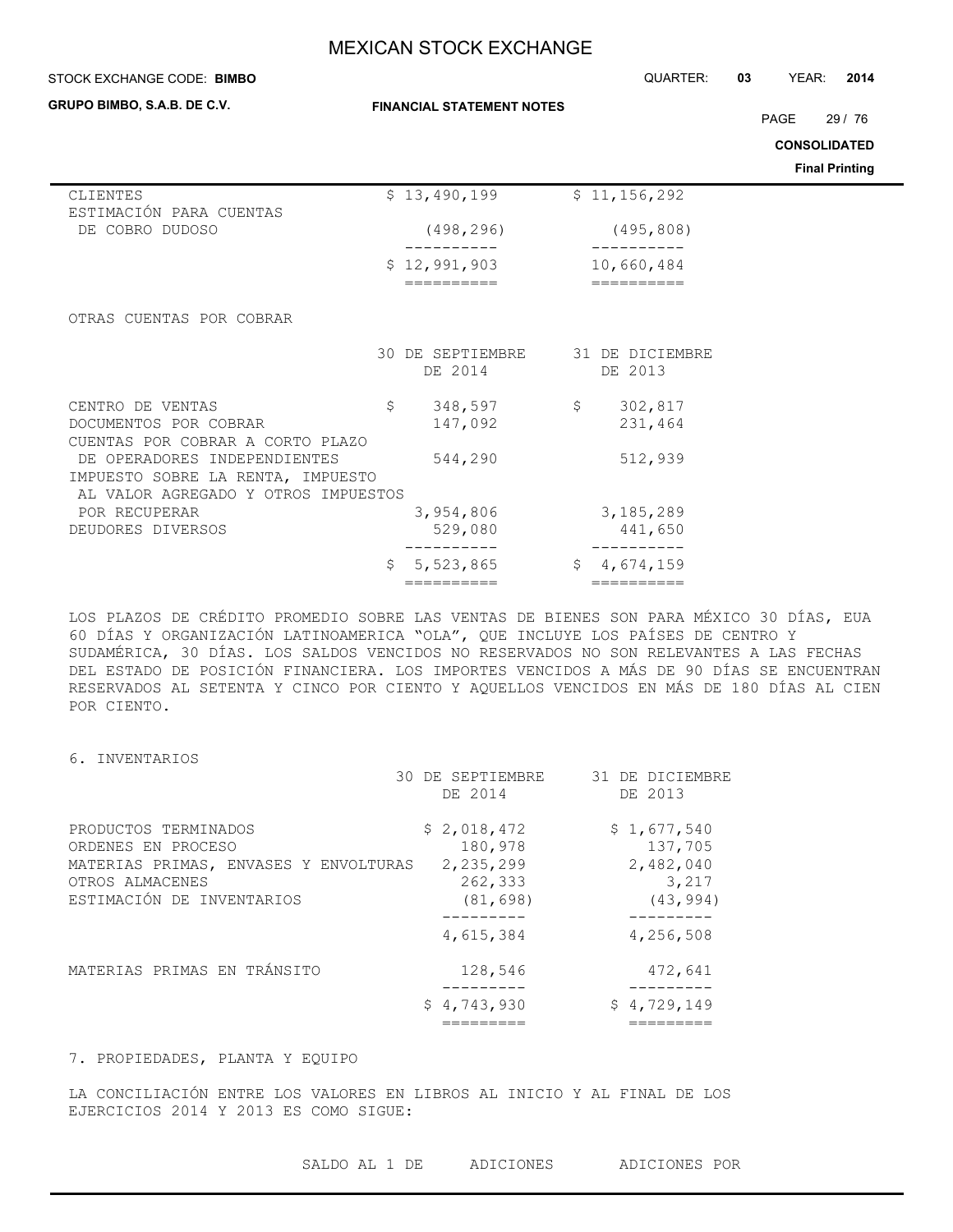| | | |
|---|---|---|
| CLIENTES | $ 13,490,199 | $ 11,156,292 |
| ESTIMACIÓN PARA CUENTAS DE COBRO DUDOSO | (498,296) | (495,808) |
| | $ 12,991,903 | 10,660,484 |

OTRAS CUENTAS POR COBRAR

| | 30 DE SEPTIEMBRE DE 2014 | 31 DE DICIEMBRE DE 2013 |
|---|---|---|
| CENTRO DE VENTAS | $ 348,597 | $ 302,817 |
| DOCUMENTOS POR COBRAR | 147,092 | 231,464 |
| CUENTAS POR COBRAR A CORTO PLAZO DE OPERADORES INDEPENDIENTES | 544,290 | 512,939 |
| IMPUESTO SOBRE LA RENTA, IMPUESTO AL VALOR AGREGADO Y OTROS IMPUESTOS POR RECUPERAR | 3,954,806 | 3,185,289 |
| DEUDORES DIVERSOS | 529,080 | 441,650 |
| | $ 5,523,865 | $ 4,674,159 |

LOS PLAZOS DE CRÉDITO PROMEDIO SOBRE LAS VENTAS DE BIENES SON PARA MÉXICO 30 DÍAS, EUA 60 DÍAS Y ORGANIZACIÓN LATINOAMERICA "OLA", QUE INCLUYE LOS PAÍSES DE CENTRO Y SUDAMÉRICA, 30 DÍAS. LOS SALDOS VENCIDOS NO RESERVADOS NO SON RELEVANTES A LAS FECHAS DEL ESTADO DE POSICIÓN FINANCIERA. LOS IMPORTES VENCIDOS A MÁS DE 90 DÍAS SE ENCUENTRAN RESERVADOS AL SETENTA Y CINCO POR CIENTO Y AQUELLOS VENCIDOS EN MÁS DE 180 DÍAS AL CIEN POR CIENTO.

## 6. INVENTARIOS

| | 30 DE SEPTIEMBRE DE 2014 | 31 DE DICIEMBRE DE 2013 |
|---|---|---|
| PRODUCTOS TERMINADOS | $ 2,018,472 | $ 1,677,540 |
| ORDENES EN PROCESO | 180,978 | 137,705 |
| MATERIAS PRIMAS, ENVASES Y ENVOLTURAS | 2,235,299 | 2,482,040 |
| OTROS ALMACENES | 262,333 | 3,217 |
| ESTIMACIÓN DE INVENTARIOS | (81,698) | (43,994) |
| | 4,615,384 | 4,256,508 |
| MATERIAS PRIMAS EN TRÁNSITO | 128,546 | 472,641 |
| | $ 4,743,930 | $ 4,729,149 |

## 7. PROPIEDADES, PLANTA Y EQUIPO

LA CONCILIACIÓN ENTRE LOS VALORES EN LIBROS AL INICIO Y AL FINAL DE LOS EJERCICIOS 2014 Y 2013 ES COMO SIGUE:

| SALDO AL 1 DE | ADICIONES | ADICIONES POR |
|---|---|---|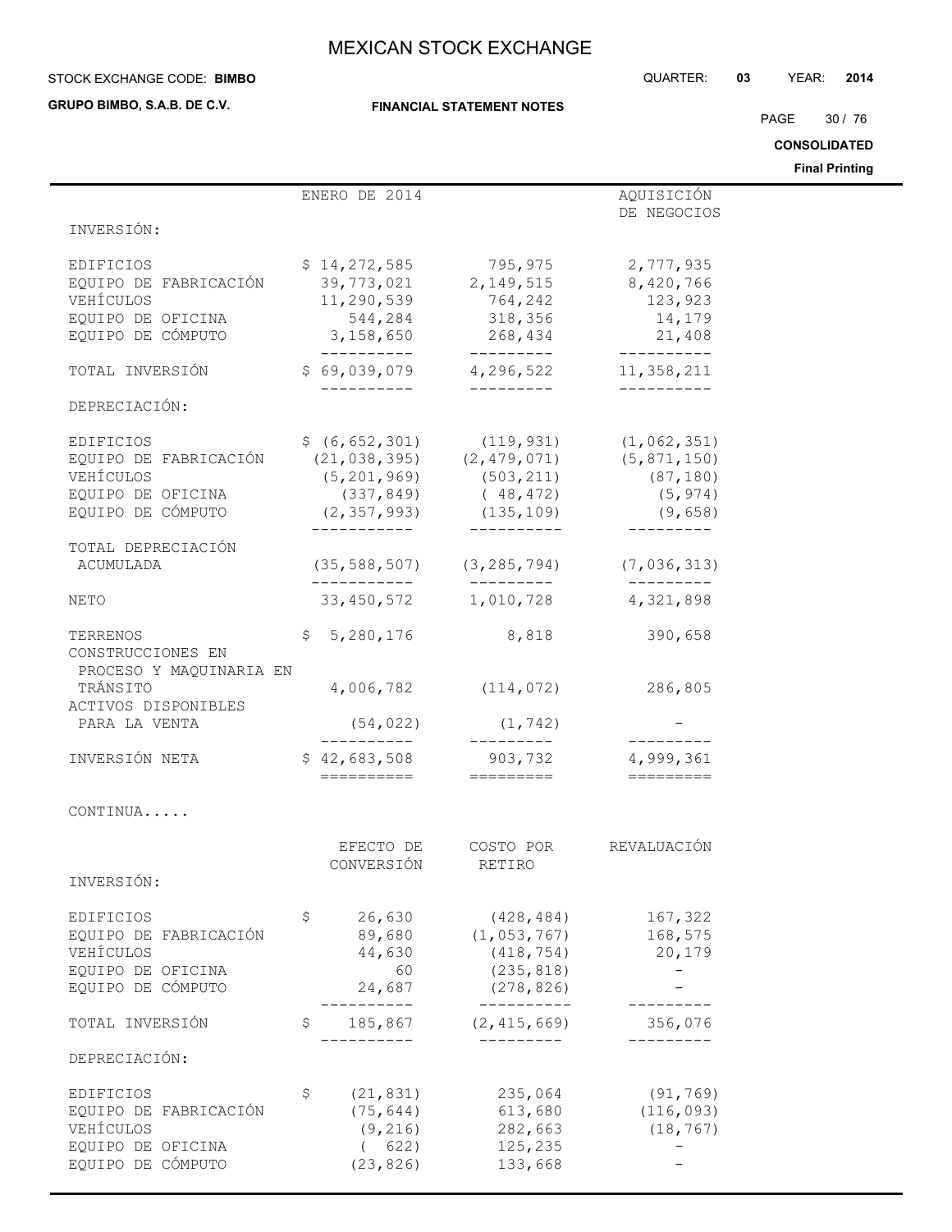| | ENERO DE 2014 | | AQUISICIÓN DE NEGOCIOS |
|---|---|---|---|
| INVERSIÓN: | | | |
| EDIFICIOS | $ 14,272,585 | 795,975 | 2,777,935 |
| EQUIPO DE FABRICACIÓN | 39,773,021 | 2,149,515 | 8,420,766 |
| VEHÍCULOS | 11,290,539 | 764,242 | 123,923 |
| EQUIPO DE OFICINA | 544,284 | 318,356 | 14,179 |
| EQUIPO DE CÓMPUTO | 3,158,650 | 268,434 | 21,408 |
| TOTAL INVERSIÓN | $ 69,039,079 | 4,296,522 | 11,358,211 |
| DEPRECIACIÓN: | | | |
| EDIFICIOS | $ (6,652,301) | (119,931) | (1,062,351) |
| EQUIPO DE FABRICACIÓN | (21,038,395) | (2,479,071) | (5,871,150) |
| VEHÍCULOS | (5,201,969) | (503,211) | (87,180) |
| EQUIPO DE OFICINA | (337,849) | ( 48,472) | (5,974) |
| EQUIPO DE CÓMPUTO | (2,357,993) | (135,109) | (9,658) |
| TOTAL DEPRECIACIÓN ACUMULADA | (35,588,507) | (3,285,794) | (7,036,313) |
| NETO | 33,450,572 | 1,010,728 | 4,321,898 |
| TERRENOS | $ 5,280,176 | 8,818 | 390,658 |
| CONSTRUCCIONES EN PROCESO Y MAQUINARIA EN TRÁNSITO | 4,006,782 | (114,072) | 286,805 |
| ACTIVOS DISPONIBLES PARA LA VENTA | (54,022) | (1,742) | - |
| INVERSIÓN NETA | $ 42,683,508 | 903,732 | 4,999,361 |

CONTINUA.....

| | EFECTO DE CONVERSIÓN | COSTO POR RETIRO | REVALUACIÓN |
|---|---|---|---|
| INVERSIÓN: | | | |
| EDIFICIOS | $ 26,630 | (428,484) | 167,322 |
| EQUIPO DE FABRICACIÓN | 89,680 | (1,053,767) | 168,575 |
| VEHÍCULOS | 44,630 | (418,754) | 20,179 |
| EQUIPO DE OFICINA | 60 | (235,818) | - |
| EQUIPO DE CÓMPUTO | 24,687 | (278,826) | - |
| TOTAL INVERSIÓN | $ 185,867 | (2,415,669) | 356,076 |
| DEPRECIACIÓN: | | | |
| EDIFICIOS | $ (21,831) | 235,064 | (91,769) |
| EQUIPO DE FABRICACIÓN | (75,644) | 613,680 | (116,093) |
| VEHÍCULOS | (9,216) | 282,663 | (18,767) |
| EQUIPO DE OFICINA | ( 622) | 125,235 | - |
| EQUIPO DE CÓMPUTO | (23,826) | 133,668 | - |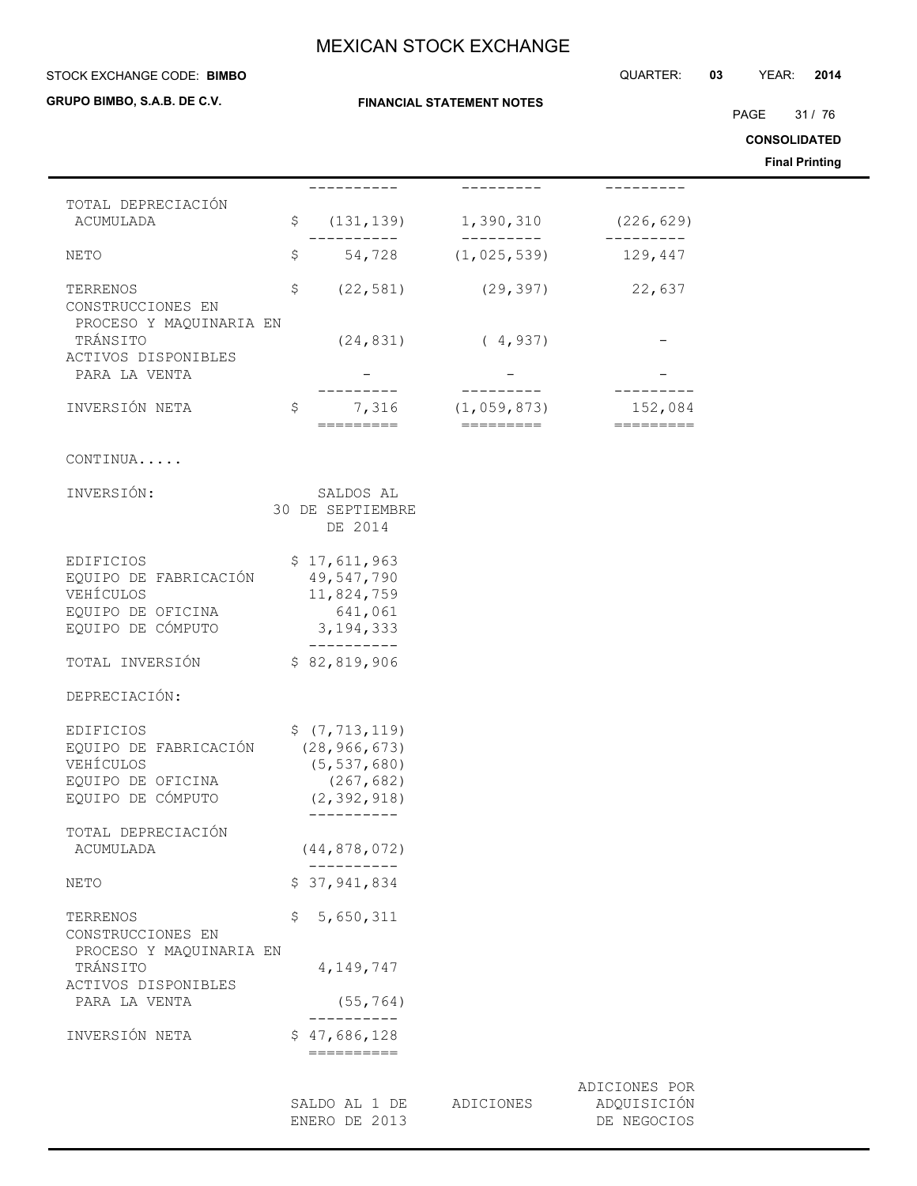| | | | |
|---|---|---|---|
| TOTAL DEPRECIACIÓN ACUMULADA | $ (131,139) | 1,390,310 | (226,629) |
| NETO | $ 54,728 | (1,025,539) | 129,447 |
| TERRENOS | $ (22,581) | (29,397) | 22,637 |
| CONSTRUCCIONES EN PROCESO Y MAQUINARIA EN TRÁNSITO | (24,831) | ( 4,937) | - |
| ACTIVOS DISPONIBLES PARA LA VENTA | - | - | - |
| INVERSIÓN NETA | $ 7,316 | (1,059,873) | 152,084 |

CONTINUA.....

| INVERSIÓN: | SALDOS AL 30 DE SEPTIEMBRE DE 2014 |
|---|---|
| EDIFICIOS | $ 17,611,963 |
| EQUIPO DE FABRICACIÓN | 49,547,790 |
| VEHÍCULOS | 11,824,759 |
| EQUIPO DE OFICINA | 641,061 |
| EQUIPO DE CÓMPUTO | 3,194,333 |
| TOTAL INVERSIÓN | $ 82,819,906 |
| DEPRECIACIÓN: | |
| EDIFICIOS | $ (7,713,119) |
| EQUIPO DE FABRICACIÓN | (28,966,673) |
| VEHÍCULOS | (5,537,680) |
| EQUIPO DE OFICINA | (267,682) |
| EQUIPO DE CÓMPUTO | (2,392,918) |
| TOTAL DEPRECIACIÓN ACUMULADA | (44,878,072) |
| NETO | $ 37,941,834 |
| TERRENOS | $ 5,650,311 |
| CONSTRUCCIONES EN PROCESO Y MAQUINARIA EN TRÁNSITO | 4,149,747 |
| ACTIVOS DISPONIBLES PARA LA VENTA | (55,764) |
| INVERSIÓN NETA | $ 47,686,128 |

| | SALDO AL 1 DE ENERO DE 2013 | ADICIONES | ADICIONES POR ADQUISICIÓN DE NEGOCIOS |
|---|---|---|---|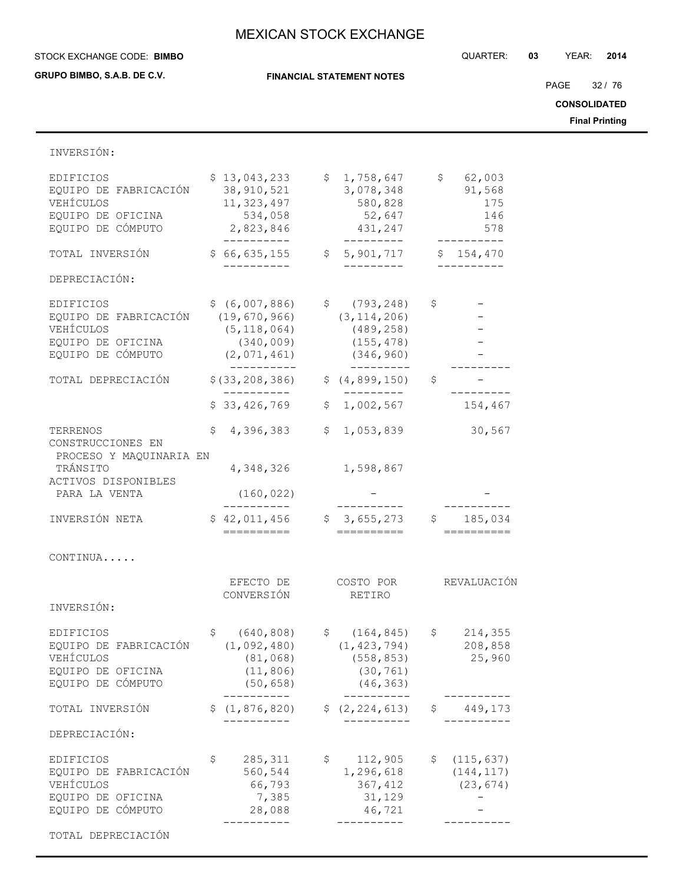| | | | |
|---|---|---|---|
| INVERSIÓN: | | | |
| EDIFICIOS | $ 13,043,233 | $ 1,758,647 | $ 62,003 |
| EQUIPO DE FABRICACIÓN | 38,910,521 | 3,078,348 | 91,568 |
| VEHÍCULOS | 11,323,497 | 580,828 | 175 |
| EQUIPO DE OFICINA | 534,058 | 52,647 | 146 |
| EQUIPO DE CÓMPUTO | 2,823,846 | 431,247 | 578 |
| TOTAL INVERSIÓN | $ 66,635,155 | $ 5,901,717 | $ 154,470 |
| DEPRECIACIÓN: | | | |
| EDIFICIOS | $ (6,007,886) | $ (793,248) | $ - |
| EQUIPO DE FABRICACIÓN | (19,670,966) | (3,114,206) | - |
| VEHÍCULOS | (5,118,064) | (489,258) | - |
| EQUIPO DE OFICINA | (340,009) | (155,478) | - |
| EQUIPO DE CÓMPUTO | (2,071,461) | (346,960) | - |
| TOTAL DEPRECIACIÓN | $(33,208,386) | $ (4,899,150) | $ - |
| | $ 33,426,769 | $ 1,002,567 | 154,467 |
| TERRENOS | $ 4,396,383 | $ 1,053,839 | 30,567 |
| CONSTRUCCIONES EN PROCESO Y MAQUINARIA EN TRÁNSITO | 4,348,326 | 1,598,867 | |
| ACTIVOS DISPONIBLES PARA LA VENTA | (160,022) | - | - |
| INVERSIÓN NETA | $ 42,011,456 | $ 3,655,273 | $ 185,034 |

CONTINUA.....

| | EFECTO DE CONVERSIÓN | COSTO POR RETIRO | REVALUACIÓN |
|---|---|---|---|
| INVERSIÓN: | | | |
| EDIFICIOS | $ (640,808) | $ (164,845) | $ 214,355 |
| EQUIPO DE FABRICACIÓN | (1,092,480) | (1,423,794) | 208,858 |
| VEHÍCULOS | (81,068) | (558,853) | 25,960 |
| EQUIPO DE OFICINA | (11,806) | (30,761) | |
| EQUIPO DE CÓMPUTO | (50,658) | (46,363) | |
| TOTAL INVERSIÓN | $ (1,876,820) | $ (2,224,613) | $ 449,173 |
| DEPRECIACIÓN: | | | |
| EDIFICIOS | $ 285,311 | $ 112,905 | $ (115,637) |
| EQUIPO DE FABRICACIÓN | 560,544 | 1,296,618 | (144,117) |
| VEHÍCULOS | 66,793 | 367,412 | (23,674) |
| EQUIPO DE OFICINA | 7,385 | 31,129 | - |
| EQUIPO DE CÓMPUTO | 28,088 | 46,721 | - |
| TOTAL DEPRECIACIÓN | | | |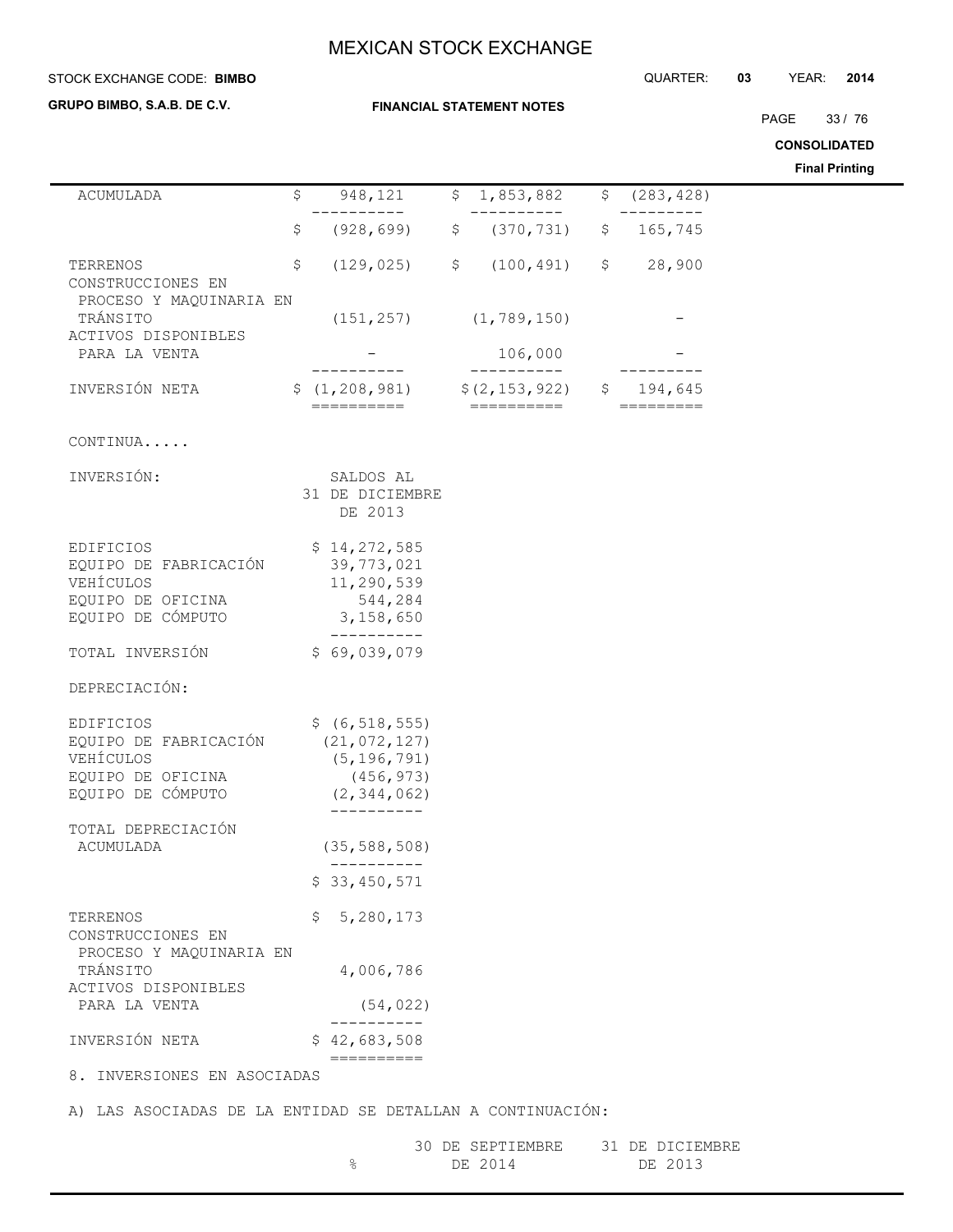| | | | |
|---|---|---|---|
| ACUMULADA | $ 948,121 | $ 1,853,882 | $ (283,428) |
| | $ (928,699) | $ (370,731) | $ 165,745 |
| TERRENOS | $ (129,025) | $ (100,491) | $ 28,900 |
| CONSTRUCCIONES EN PROCESO Y MAQUINARIA EN TRÁNSITO | (151,257) | (1,789,150) | - |
| ACTIVOS DISPONIBLES PARA LA VENTA | - | 106,000 | - |
| INVERSIÓN NETA | $ (1,208,981) | $(2,153,922) | $ 194,645 |

CONTINUA.....

| INVERSIÓN: | SALDOS AL 31 DE DICIEMBRE DE 2013 |
|---|---|
| EDIFICIOS | $ 14,272,585 |
| EQUIPO DE FABRICACIÓN | 39,773,021 |
| VEHÍCULOS | 11,290,539 |
| EQUIPO DE OFICINA | 544,284 |
| EQUIPO DE CÓMPUTO | 3,158,650 |
| TOTAL INVERSIÓN | $ 69,039,079 |
| DEPRECIACIÓN: | |
| EDIFICIOS | $ (6,518,555) |
| EQUIPO DE FABRICACIÓN | (21,072,127) |
| VEHÍCULOS | (5,196,791) |
| EQUIPO DE OFICINA | (456,973) |
| EQUIPO DE CÓMPUTO | (2,344,062) |
| TOTAL DEPRECIACIÓN ACUMULADA | (35,588,508) |
| | $ 33,450,571 |
| TERRENOS | $ 5,280,173 |
| CONSTRUCCIONES EN PROCESO Y MAQUINARIA EN TRÁNSITO | 4,006,786 |
| ACTIVOS DISPONIBLES PARA LA VENTA | (54,022) |
| INVERSIÓN NETA | $ 42,683,508 |

8. INVERSIONES EN ASOCIADAS

A) LAS ASOCIADAS DE LA ENTIDAD SE DETALLAN A CONTINUACIÓN:

| | % | 30 DE SEPTIEMBRE DE 2014 | 31 DE DICIEMBRE DE 2013 |
|---|---|---|---|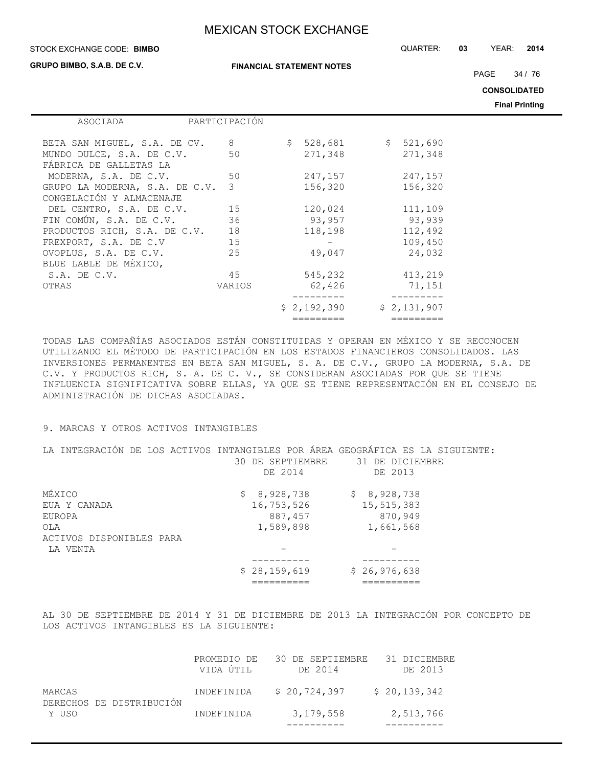| ASOCIADA | PARTICIPACIÓN | | |
|---|---|---|---|
| BETA SAN MIGUEL, S.A. DE CV. | 8 | $ 528,681 | $ 521,690 |
| MUNDO DULCE, S.A. DE C.V. | 50 | 271,348 | 271,348 |
| FÁBRICA DE GALLETAS LA MODERNA, S.A. DE C.V. | 50 | 247,157 | 247,157 |
| GRUPO LA MODERNA, S.A. DE C.V. | 3 | 156,320 | 156,320 |
| CONGELACIÓN Y ALMACENAJE DEL CENTRO, S.A. DE C.V. | 15 | 120,024 | 111,109 |
| FIN COMÚN, S.A. DE C.V. | 36 | 93,957 | 93,939 |
| PRODUCTOS RICH, S.A. DE C.V. | 18 | 118,198 | 112,492 |
| FREXPORT, S.A. DE C.V | 15 | - | 109,450 |
| OVOPLUS, S.A. DE C.V. | 25 | 49,047 | 24,032 |
| BLUE LABLE DE MÉXICO, S.A. DE C.V. | 45 | 545,232 | 413,219 |
| OTRAS | VARIOS | 62,426 | 71,151 |
| | | $ 2,192,390 | $ 2,131,907 |

TODAS LAS COMPAÑÍAS ASOCIADOS ESTÁN CONSTITUIDAS Y OPERAN EN MÉXICO Y SE RECONOCEN UTILIZANDO EL MÉTODO DE PARTICIPACIÓN EN LOS ESTADOS FINANCIEROS CONSOLIDADOS. LAS INVERSIONES PERMANENTES EN BETA SAN MIGUEL, S. A. DE C.V., GRUPO LA MODERNA, S.A. DE C.V. Y PRODUCTOS RICH, S. A. DE C. V., SE CONSIDERAN ASOCIADAS POR QUE SE TIENE INFLUENCIA SIGNIFICATIVA SOBRE ELLAS, YA QUE SE TIENE REPRESENTACIÓN EN EL CONSEJO DE ADMINISTRACIÓN DE DICHAS ASOCIADAS.

## 9. MARCAS Y OTROS ACTIVOS INTANGIBLES

LA INTEGRACIÓN DE LOS ACTIVOS INTANGIBLES POR ÁREA GEOGRÁFICA ES LA SIGUIENTE:

| | 30 DE SEPTIEMBRE DE 2014 | 31 DE DICIEMBRE DE 2013 |
|---|---|---|
| MÉXICO | $ 8,928,738 | $ 8,928,738 |
| EUA Y CANADA | 16,753,526 | 15,515,383 |
| EUROPA | 887,457 | 870,949 |
| OLA | 1,589,898 | 1,661,568 |
| ACTIVOS DISPONIBLES PARA LA VENTA | - | - |
| | $ 28,159,619 | $ 26,976,638 |

AL 30 DE SEPTIEMBRE DE 2014 Y 31 DE DICIEMBRE DE 2013 LA INTEGRACIÓN POR CONCEPTO DE LOS ACTIVOS INTANGIBLES ES LA SIGUIENTE:

| | PROMEDIO DE VIDA ÚTIL | 30 DE SEPTIEMBRE DE 2014 | 31 DICIEMBRE DE 2013 |
|---|---|---|---|
| MARCAS | INDEFINIDA | $ 20,724,397 | $ 20,139,342 |
| DERECHOS DE DISTRIBUCIÓN Y USO | INDEFINIDA | 3,179,558 | 2,513,766 |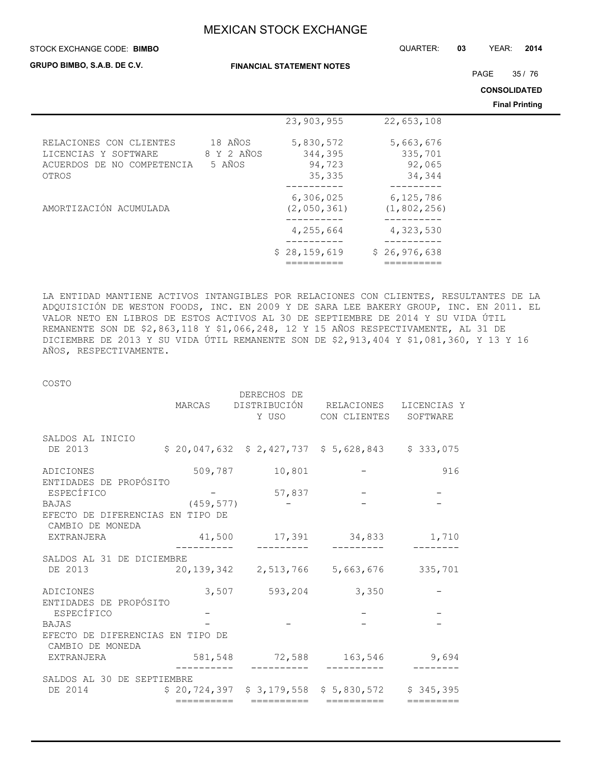| | | | |
|---|---|---|---|
| | | 23,903,955 | 22,653,108 |
| RELACIONES CON CLIENTES | 18 AÑOS | 5,830,572 | 5,663,676 |
| LICENCIAS Y SOFTWARE | 8 Y 2 AÑOS | 344,395 | 335,701 |
| ACUERDOS DE NO COMPETENCIA | 5 AÑOS | 94,723 | 92,065 |
| OTROS | | 35,335 | 34,344 |
| | | 6,306,025 | 6,125,786 |
| AMORTIZACIÓN ACUMULADA | | (2,050,361) | (1,802,256) |
| | | 4,255,664 | 4,323,530 |
| | | $ 28,159,619 | $ 26,976,638 |

LA ENTIDAD MANTIENE ACTIVOS INTANGIBLES POR RELACIONES CON CLIENTES, RESULTANTES DE LA ADQUISICIÓN DE WESTON FOODS, INC. EN 2009 Y DE SARA LEE BAKERY GROUP, INC. EN 2011. EL VALOR NETO EN LIBROS DE ESTOS ACTIVOS AL 30 DE SEPTIEMBRE DE 2014 Y SU VIDA ÚTIL REMANENTE SON DE $2,863,118 Y $1,066,248, 12 Y 15 AÑOS RESPECTIVAMENTE, AL 31 DE DICIEMBRE DE 2013 Y SU VIDA ÚTIL REMANENTE SON DE $2,913,404 Y $1,081,360, Y 13 Y 16 AÑOS, RESPECTIVAMENTE.

COSTO

| | MARCAS | DERECHOS DE DISTRIBUCIÓN Y USO | RELACIONES CON CLIENTES | LICENCIAS Y SOFTWARE |
|---|---|---|---|---|
| SALDOS AL INICIO DE 2013 | $ 20,047,632 | $ 2,427,737 | $ 5,628,843 | $ 333,075 |
| ADICIONES | 509,787 | 10,801 | - | 916 |
| ENTIDADES DE PROPÓSITO ESPECÍFICO | - | 57,837 | - | - |
| BAJAS | (459,577) | - | - | - |
| EFECTO DE DIFERENCIAS EN TIPO DE CAMBIO DE MONEDA EXTRANJERA | 41,500 | 17,391 | 34,833 | 1,710 |
| SALDOS AL 31 DE DICIEMBRE DE 2013 | 20,139,342 | 2,513,766 | 5,663,676 | 335,701 |
| ADICIONES | 3,507 | 593,204 | 3,350 | - |
| ENTIDADES DE PROPÓSITO ESPECÍFICO | - | | - | - |
| BAJAS | - | - | - | - |
| EFECTO DE DIFERENCIAS EN TIPO DE CAMBIO DE MONEDA EXTRANJERA | 581,548 | 72,588 | 163,546 | 9,694 |
| SALDOS AL 30 DE SEPTIEMBRE DE 2014 | $ 20,724,397 | $ 3,179,558 | $ 5,830,572 | $ 345,395 |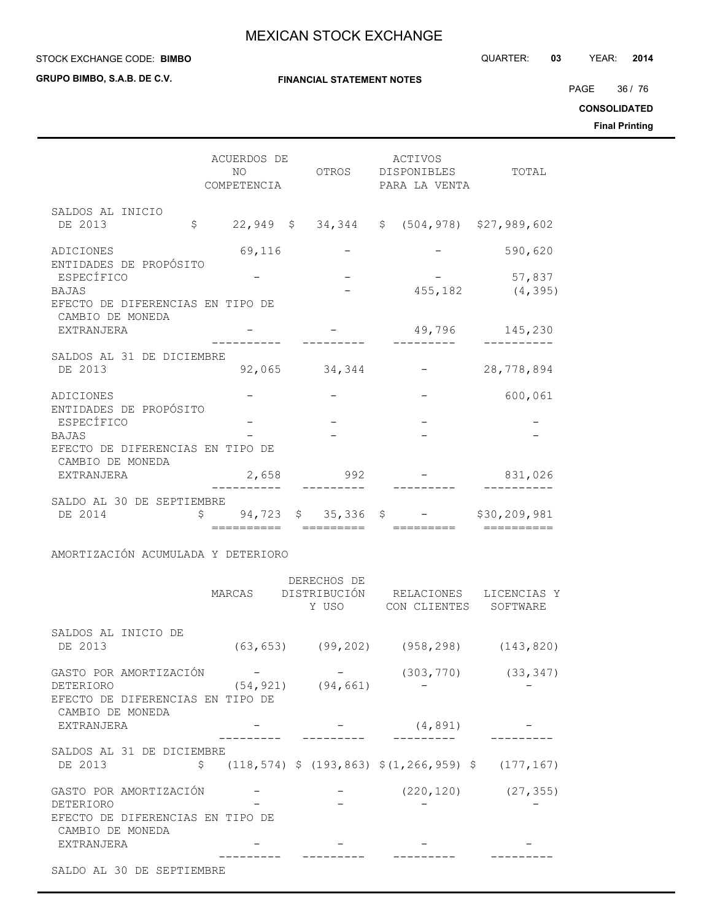| | ACUERDOS DE NO COMPETENCIA | OTROS | ACTIVOS DISPONIBLES PARA LA VENTA | TOTAL |
|---|---|---|---|---|
| SALDOS AL INICIO DE 2013 | $ 22,949 | $ 34,344 | $ (504,978) | $27,989,602 |
| ADICIONES | 69,116 | - | - | 590,620 |
| ENTIDADES DE PROPÓSITO ESPECÍFICO | - | - | - | 57,837 |
| BAJAS | | - | 455,182 | (4,395) |
| EFECTO DE DIFERENCIAS EN TIPO DE CAMBIO DE MONEDA EXTRANJERA | - | - | 49,796 | 145,230 |
| SALDOS AL 31 DE DICIEMBRE DE 2013 | 92,065 | 34,344 | - | 28,778,894 |
| ADICIONES | - | - | - | 600,061 |
| ENTIDADES DE PROPÓSITO ESPECÍFICO | - | - | - | - |
| BAJAS | - | - | - | - |
| EFECTO DE DIFERENCIAS EN TIPO DE CAMBIO DE MONEDA EXTRANJERA | 2,658 | 992 | - | 831,026 |
| SALDO AL 30 DE SEPTIEMBRE DE 2014 | $ 94,723 | $ 35,336 | $ - | $30,209,981 |

AMORTIZACIÓN ACUMULADA Y DETERIORO

| | MARCAS | DERECHOS DE DISTRIBUCIÓN Y USO | RELACIONES CON CLIENTES | LICENCIAS Y SOFTWARE |
|---|---|---|---|---|
| SALDOS AL INICIO DE 2013 | (63,653) | (99,202) | (958,298) | (143,820) |
| GASTO POR AMORTIZACIÓN | - | - | (303,770) | (33,347) |
| DETERIORO | (54,921) | (94,661) | - | - |
| EFECTO DE DIFERENCIAS EN TIPO DE CAMBIO DE MONEDA EXTRANJERA | - | - | (4,891) | - |
| SALDOS AL 31 DE DICIEMBRE DE 2013 | $ (118,574) | $ (193,863) | $(1,266,959) | $ (177,167) |
| GASTO POR AMORTIZACIÓN | - | - | (220,120) | (27,355) |
| DETERIORO | - | - | - | - |
| EFECTO DE DIFERENCIAS EN TIPO DE CAMBIO DE MONEDA EXTRANJERA | - | - | - | - |
| SALDO AL 30 DE SEPTIEMBRE | | | | |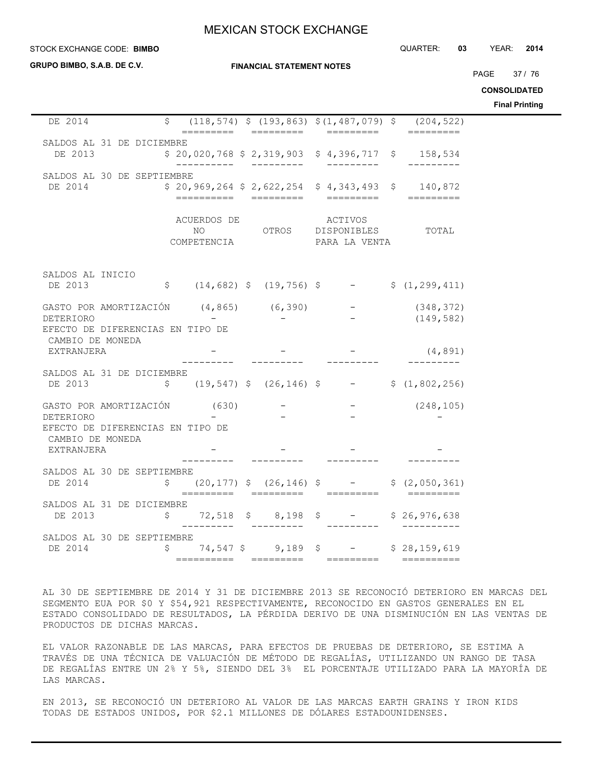| | | | | |
|---|---|---|---|---|
| DE 2014 | $ (118,574) | $ (193,863) | $(1,487,079) | $ (204,522) |
| SALDOS AL 31 DE DICIEMBRE DE 2013 | $ 20,020,768 | $ 2,319,903 | $ 4,396,717 | $ 158,534 |
| SALDOS AL 30 DE SEPTIEMBRE DE 2014 | $ 20,969,264 | $ 2,622,254 | $ 4,343,493 | $ 140,872 |

| | ACUERDOS DE NO COMPETENCIA | OTROS | ACTIVOS DISPONIBLES PARA LA VENTA | TOTAL |
|---|---|---|---|---|
| SALDOS AL INICIO DE 2013 | $ (14,682) | $ (19,756) | $ - | $ (1,299,411) |
| GASTO POR AMORTIZACIÓN | (4,865) | (6,390) | - | (348,372) |
| DETERIORO | - | - | - | (149,582) |
| EFECTO DE DIFERENCIAS EN TIPO DE CAMBIO DE MONEDA EXTRANJERA | - | - | - | (4,891) |
| SALDOS AL 31 DE DICIEMBRE DE 2013 | $ (19,547) | $ (26,146) | $ - | $ (1,802,256) |
| GASTO POR AMORTIZACIÓN | (630) | - | - | (248,105) |
| DETERIORO | - | - | - | - |
| EFECTO DE DIFERENCIAS EN TIPO DE CAMBIO DE MONEDA EXTRANJERA | - | - | - | - |
| SALDOS AL 30 DE SEPTIEMBRE DE 2014 | $ (20,177) | $ (26,146) | $ - | $ (2,050,361) |
| SALDOS AL 31 DE DICIEMBRE DE 2013 | $ 72,518 | $ 8,198 | $ - | $ 26,976,638 |
| SALDOS AL 30 DE SEPTIEMBRE DE 2014 | $ 74,547 | $ 9,189 | $ - | $ 28,159,619 |

AL 30 DE SEPTIEMBRE DE 2014 Y 31 DE DICIEMBRE 2013 SE RECONOCIÓ DETERIORO EN MARCAS DEL SEGMENTO EUA POR $0 Y $54,921 RESPECTIVAMENTE, RECONOCIDO EN GASTOS GENERALES EN EL ESTADO CONSOLIDADO DE RESULTADOS, LA PÉRDIDA DERIVO DE UNA DISMINUCIÓN EN LAS VENTAS DE PRODUCTOS DE DICHAS MARCAS.

EL VALOR RAZONABLE DE LAS MARCAS, PARA EFECTOS DE PRUEBAS DE DETERIORO, SE ESTIMA A TRAVÉS DE UNA TÉCNICA DE VALUACIÓN DE MÉTODO DE REGALÍAS, UTILIZANDO UN RANGO DE TASA DE REGALÍAS ENTRE UN 2% Y 5%, SIENDO DEL 3% EL PORCENTAJE UTILIZADO PARA LA MAYORÍA DE LAS MARCAS.

EN 2013, SE RECONOCIÓ UN DETERIORO AL VALOR DE LAS MARCAS EARTH GRAINS Y IRON KIDS TODAS DE ESTADOS UNIDOS, POR $2.1 MILLONES DE DÓLARES ESTADOUNIDENSES.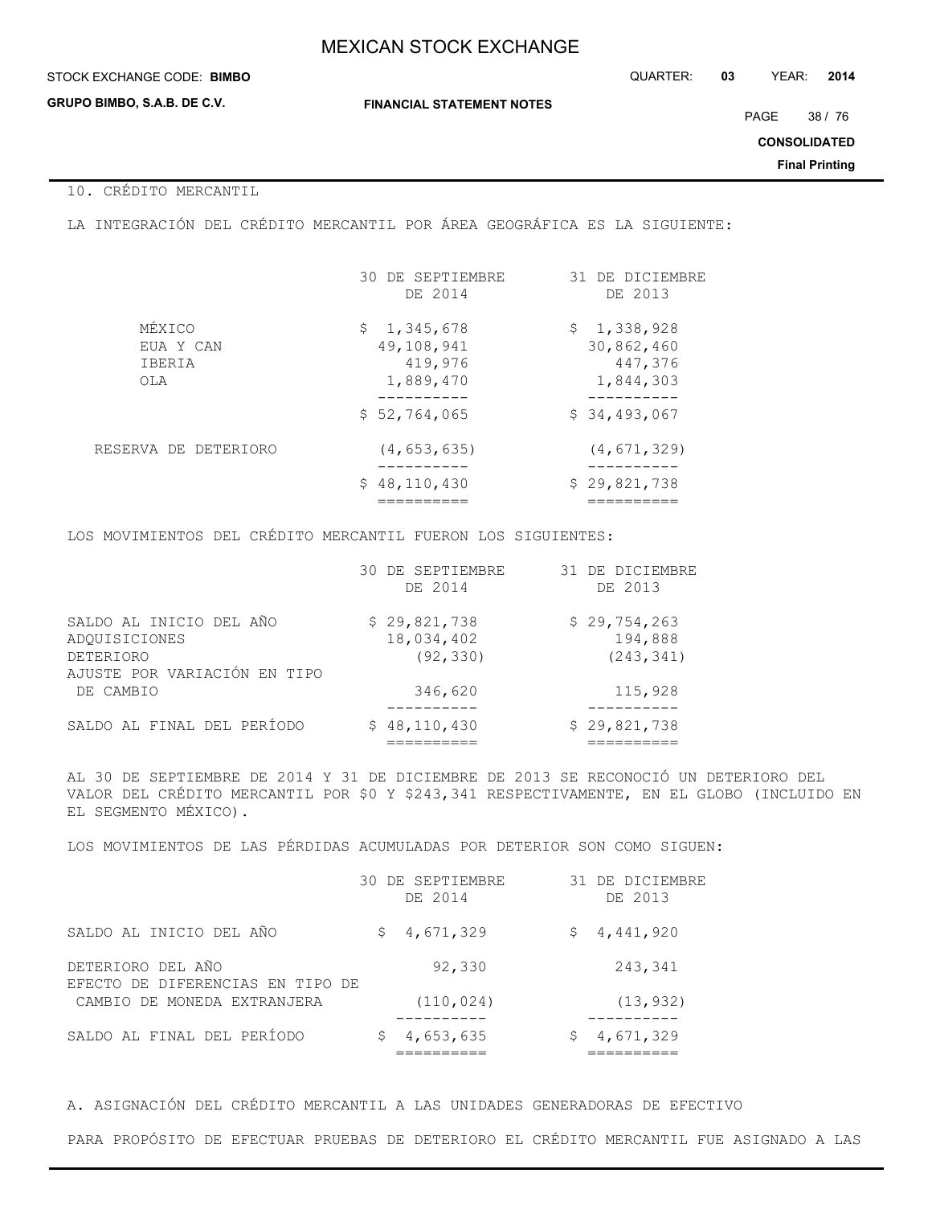## 10. CRÉDITO MERCANTIL

LA INTEGRACIÓN DEL CRÉDITO MERCANTIL POR ÁREA GEOGRÁFICA ES LA SIGUIENTE:

| | 30 DE SEPTIEMBRE DE 2014 | 31 DE DICIEMBRE DE 2013 |
|---|---|---|
| MÉXICO | $ 1,345,678 | $ 1,338,928 |
| EUA Y CAN | 49,108,941 | 30,862,460 |
| IBERIA | 419,976 | 447,376 |
| OLA | 1,889,470 | 1,844,303 |
| | $ 52,764,065 | $ 34,493,067 |
| RESERVA DE DETERIORO | (4,653,635) | (4,671,329) |
| | $ 48,110,430 | $ 29,821,738 |

LOS MOVIMIENTOS DEL CRÉDITO MERCANTIL FUERON LOS SIGUIENTES:

| | 30 DE SEPTIEMBRE DE 2014 | 31 DE DICIEMBRE DE 2013 |
|---|---|---|
| SALDO AL INICIO DEL AÑO | $ 29,821,738 | $ 29,754,263 |
| ADQUISICIONES | 18,034,402 | 194,888 |
| DETERIORO | (92,330) | (243,341) |
| AJUSTE POR VARIACIÓN EN TIPO DE CAMBIO | 346,620 | 115,928 |
| SALDO AL FINAL DEL PERÍODO | $ 48,110,430 | $ 29,821,738 |

AL 30 DE SEPTIEMBRE DE 2014 Y 31 DE DICIEMBRE DE 2013 SE RECONOCIÓ UN DETERIORO DEL VALOR DEL CRÉDITO MERCANTIL POR $0 Y $243,341 RESPECTIVAMENTE, EN EL GLOBO (INCLUIDO EN EL SEGMENTO MÉXICO).

LOS MOVIMIENTOS DE LAS PÉRDIDAS ACUMULADAS POR DETERIOR SON COMO SIGUEN:

| | 30 DE SEPTIEMBRE DE 2014 | 31 DE DICIEMBRE DE 2013 |
|---|---|---|
| SALDO AL INICIO DEL AÑO | $ 4,671,329 | $ 4,441,920 |
| DETERIORO DEL AÑO | 92,330 | 243,341 |
| EFECTO DE DIFERENCIAS EN TIPO DE CAMBIO DE MONEDA EXTRANJERA | (110,024) | (13,932) |
| SALDO AL FINAL DEL PERÍODO | $ 4,653,635 | $ 4,671,329 |

A. ASIGNACIÓN DEL CRÉDITO MERCANTIL A LAS UNIDADES GENERADORAS DE EFECTIVO

PARA PROPÓSITO DE EFECTUAR PRUEBAS DE DETERIORO EL CRÉDITO MERCANTIL FUE ASIGNADO A LAS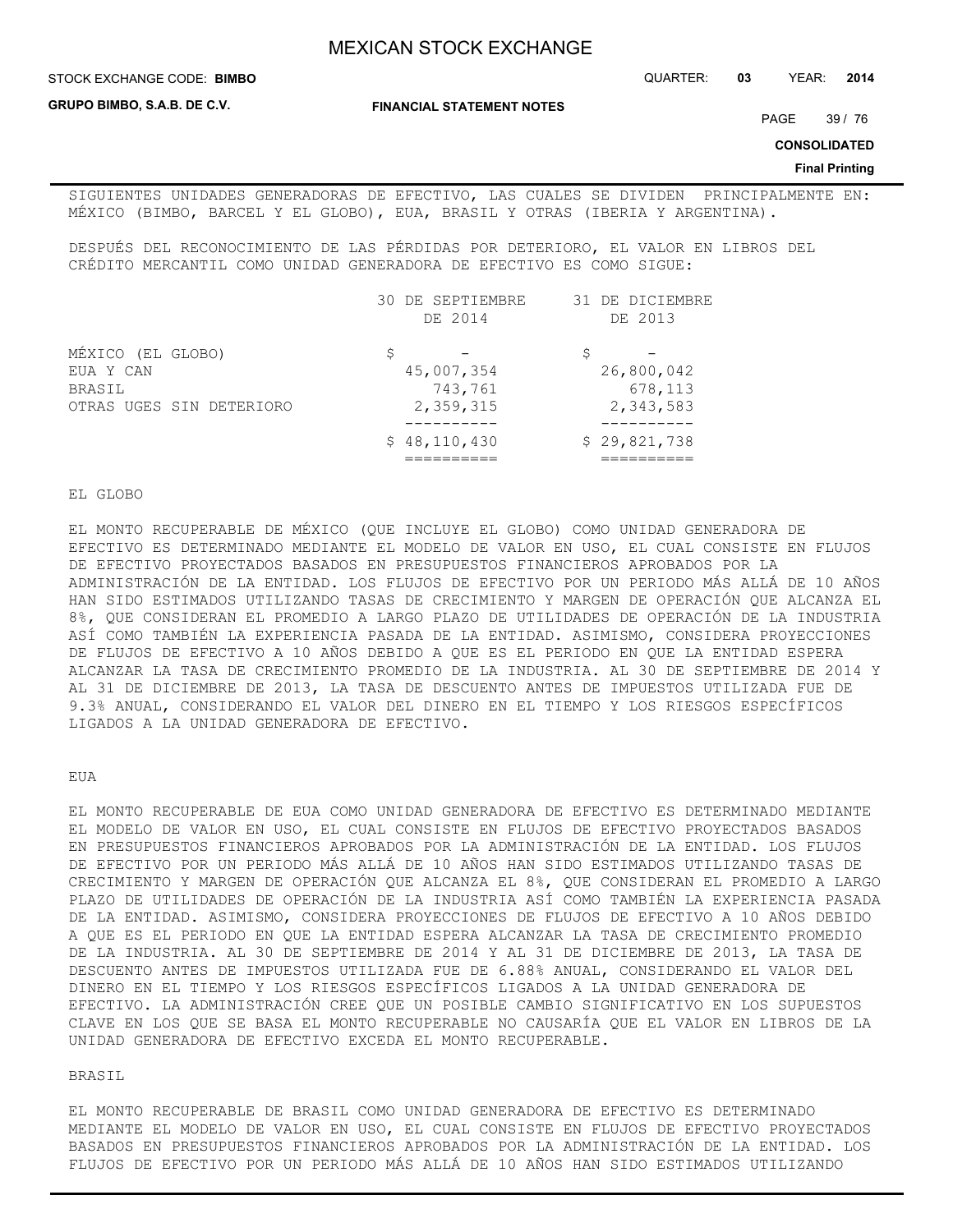SIGUIENTES UNIDADES GENERADORAS DE EFECTIVO, LAS CUALES SE DIVIDEN PRINCIPALMENTE EN: MÉXICO (BIMBO, BARCEL Y EL GLOBO), EUA, BRASIL Y OTRAS (IBERIA Y ARGENTINA).

DESPUÉS DEL RECONOCIMIENTO DE LAS PÉRDIDAS POR DETERIORO, EL VALOR EN LIBROS DEL CRÉDITO MERCANTIL COMO UNIDAD GENERADORA DE EFECTIVO ES COMO SIGUE:

| | 30 DE SEPTIEMBRE DE 2014 | 31 DE DICIEMBRE DE 2013 |
|---|---|---|
| MÉXICO (EL GLOBO) | $ - | $ - |
| EUA Y CAN | 45,007,354 | 26,800,042 |
| BRASIL | 743,761 | 678,113 |
| OTRAS UGES SIN DETERIORO | 2,359,315 | 2,343,583 |
| | $ 48,110,430 | $ 29,821,738 |

EL GLOBO

EL MONTO RECUPERABLE DE MÉXICO (QUE INCLUYE EL GLOBO) COMO UNIDAD GENERADORA DE EFECTIVO ES DETERMINADO MEDIANTE EL MODELO DE VALOR EN USO, EL CUAL CONSISTE EN FLUJOS DE EFECTIVO PROYECTADOS BASADOS EN PRESUPUESTOS FINANCIEROS APROBADOS POR LA ADMINISTRACIÓN DE LA ENTIDAD. LOS FLUJOS DE EFECTIVO POR UN PERIODO MÁS ALLÁ DE 10 AÑOS HAN SIDO ESTIMADOS UTILIZANDO TASAS DE CRECIMIENTO Y MARGEN DE OPERACIÓN QUE ALCANZA EL 8%, QUE CONSIDERAN EL PROMEDIO A LARGO PLAZO DE UTILIDADES DE OPERACIÓN DE LA INDUSTRIA ASÍ COMO TAMBIÉN LA EXPERIENCIA PASADA DE LA ENTIDAD. ASIMISMO, CONSIDERA PROYECCIONES DE FLUJOS DE EFECTIVO A 10 AÑOS DEBIDO A QUE ES EL PERIODO EN QUE LA ENTIDAD ESPERA ALCANZAR LA TASA DE CRECIMIENTO PROMEDIO DE LA INDUSTRIA. AL 30 DE SEPTIEMBRE DE 2014 Y AL 31 DE DICIEMBRE DE 2013, LA TASA DE DESCUENTO ANTES DE IMPUESTOS UTILIZADA FUE DE 9.3% ANUAL, CONSIDERANDO EL VALOR DEL DINERO EN EL TIEMPO Y LOS RIESGOS ESPECÍFICOS LIGADOS A LA UNIDAD GENERADORA DE EFECTIVO.

EUA

EL MONTO RECUPERABLE DE EUA COMO UNIDAD GENERADORA DE EFECTIVO ES DETERMINADO MEDIANTE EL MODELO DE VALOR EN USO, EL CUAL CONSISTE EN FLUJOS DE EFECTIVO PROYECTADOS BASADOS EN PRESUPUESTOS FINANCIEROS APROBADOS POR LA ADMINISTRACIÓN DE LA ENTIDAD. LOS FLUJOS DE EFECTIVO POR UN PERIODO MÁS ALLÁ DE 10 AÑOS HAN SIDO ESTIMADOS UTILIZANDO TASAS DE CRECIMIENTO Y MARGEN DE OPERACIÓN QUE ALCANZA EL 8%, QUE CONSIDERAN EL PROMEDIO A LARGO PLAZO DE UTILIDADES DE OPERACIÓN DE LA INDUSTRIA ASÍ COMO TAMBIÉN LA EXPERIENCIA PASADA DE LA ENTIDAD. ASIMISMO, CONSIDERA PROYECCIONES DE FLUJOS DE EFECTIVO A 10 AÑOS DEBIDO A QUE ES EL PERIODO EN QUE LA ENTIDAD ESPERA ALCANZAR LA TASA DE CRECIMIENTO PROMEDIO DE LA INDUSTRIA. AL 30 DE SEPTIEMBRE DE 2014 Y AL 31 DE DICIEMBRE DE 2013, LA TASA DE DESCUENTO ANTES DE IMPUESTOS UTILIZADA FUE DE 6.88% ANUAL, CONSIDERANDO EL VALOR DEL DINERO EN EL TIEMPO Y LOS RIESGOS ESPECÍFICOS LIGADOS A LA UNIDAD GENERADORA DE EFECTIVO. LA ADMINISTRACIÓN CREE QUE UN POSIBLE CAMBIO SIGNIFICATIVO EN LOS SUPUESTOS CLAVE EN LOS QUE SE BASA EL MONTO RECUPERABLE NO CAUSARÍA QUE EL VALOR EN LIBROS DE LA UNIDAD GENERADORA DE EFECTIVO EXCEDA EL MONTO RECUPERABLE.

BRASIL

EL MONTO RECUPERABLE DE BRASIL COMO UNIDAD GENERADORA DE EFECTIVO ES DETERMINADO MEDIANTE EL MODELO DE VALOR EN USO, EL CUAL CONSISTE EN FLUJOS DE EFECTIVO PROYECTADOS BASADOS EN PRESUPUESTOS FINANCIEROS APROBADOS POR LA ADMINISTRACIÓN DE LA ENTIDAD. LOS FLUJOS DE EFECTIVO POR UN PERIODO MÁS ALLÁ DE 10 AÑOS HAN SIDO ESTIMADOS UTILIZANDO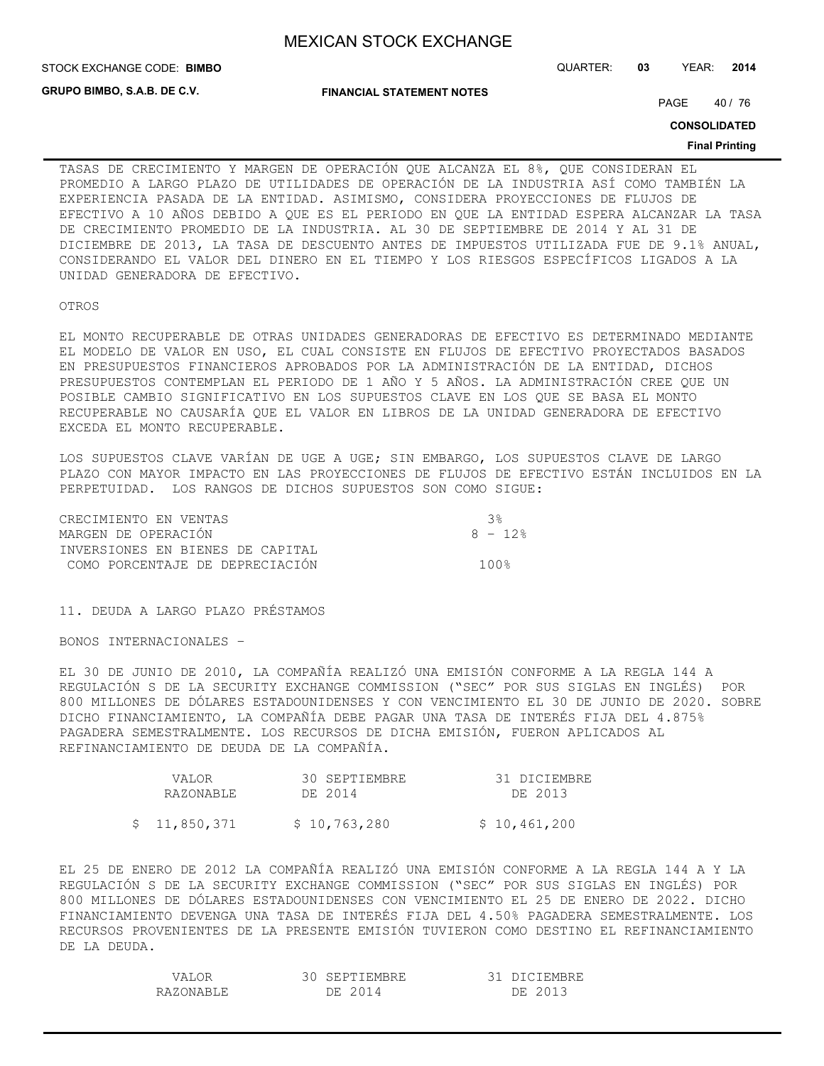TASAS DE CRECIMIENTO Y MARGEN DE OPERACIÓN QUE ALCANZA EL 8%, QUE CONSIDERAN EL PROMEDIO A LARGO PLAZO DE UTILIDADES DE OPERACIÓN DE LA INDUSTRIA ASÍ COMO TAMBIÉN LA EXPERIENCIA PASADA DE LA ENTIDAD. ASIMISMO, CONSIDERA PROYECCIONES DE FLUJOS DE EFECTIVO A 10 AÑOS DEBIDO A QUE ES EL PERIODO EN QUE LA ENTIDAD ESPERA ALCANZAR LA TASA DE CRECIMIENTO PROMEDIO DE LA INDUSTRIA. AL 30 DE SEPTIEMBRE DE 2014 Y AL 31 DE DICIEMBRE DE 2013, LA TASA DE DESCUENTO ANTES DE IMPUESTOS UTILIZADA FUE DE 9.1% ANUAL, CONSIDERANDO EL VALOR DEL DINERO EN EL TIEMPO Y LOS RIESGOS ESPECÍFICOS LIGADOS A LA UNIDAD GENERADORA DE EFECTIVO.

OTROS

EL MONTO RECUPERABLE DE OTRAS UNIDADES GENERADORAS DE EFECTIVO ES DETERMINADO MEDIANTE EL MODELO DE VALOR EN USO, EL CUAL CONSISTE EN FLUJOS DE EFECTIVO PROYECTADOS BASADOS EN PRESUPUESTOS FINANCIEROS APROBADOS POR LA ADMINISTRACIÓN DE LA ENTIDAD, DICHOS PRESUPUESTOS CONTEMPLAN EL PERIODO DE 1 AÑO Y 5 AÑOS. LA ADMINISTRACIÓN CREE QUE UN POSIBLE CAMBIO SIGNIFICATIVO EN LOS SUPUESTOS CLAVE EN LOS QUE SE BASA EL MONTO RECUPERABLE NO CAUSARÍA QUE EL VALOR EN LIBROS DE LA UNIDAD GENERADORA DE EFECTIVO EXCEDA EL MONTO RECUPERABLE.

LOS SUPUESTOS CLAVE VARÍAN DE UGE A UGE; SIN EMBARGO, LOS SUPUESTOS CLAVE DE LARGO PLAZO CON MAYOR IMPACTO EN LAS PROYECCIONES DE FLUJOS DE EFECTIVO ESTÁN INCLUIDOS EN LA PERPETUIDAD. LOS RANGOS DE DICHOS SUPUESTOS SON COMO SIGUE:

| | |
|---|---|
| CRECIMIENTO EN VENTAS | 3% |
| MARGEN DE OPERACIÓN | 8 - 12% |
| INVERSIONES EN BIENES DE CAPITAL COMO PORCENTAJE DE DEPRECIACIÓN | 100% |

11. DEUDA A LARGO PLAZO PRÉSTAMOS

BONOS INTERNACIONALES –

EL 30 DE JUNIO DE 2010, LA COMPAÑÍA REALIZÓ UNA EMISIÓN CONFORME A LA REGLA 144 A REGULACIÓN S DE LA SECURITY EXCHANGE COMMISSION ("SEC" POR SUS SIGLAS EN INGLÉS) POR 800 MILLONES DE DÓLARES ESTADOUNIDENSES Y CON VENCIMIENTO EL 30 DE JUNIO DE 2020. SOBRE DICHO FINANCIAMIENTO, LA COMPAÑÍA DEBE PAGAR UNA TASA DE INTERÉS FIJA DEL 4.875% PAGADERA SEMESTRALMENTE. LOS RECURSOS DE DICHA EMISIÓN, FUERON APLICADOS AL REFINANCIAMIENTO DE DEUDA DE LA COMPAÑÍA.

| VALOR RAZONABLE | 30 SEPTIEMBRE DE 2014 | 31 DICIEMBRE DE 2013 |
|---|---|---|
| $ 11,850,371 | $ 10,763,280 | $ 10,461,200 |

EL 25 DE ENERO DE 2012 LA COMPAÑÍA REALIZÓ UNA EMISIÓN CONFORME A LA REGLA 144 A Y LA REGULACIÓN S DE LA SECURITY EXCHANGE COMMISSION ("SEC" POR SUS SIGLAS EN INGLÉS) POR 800 MILLONES DE DÓLARES ESTADOUNIDENSES CON VENCIMIENTO EL 25 DE ENERO DE 2022. DICHO FINANCIAMIENTO DEVENGA UNA TASA DE INTERÉS FIJA DEL 4.50% PAGADERA SEMESTRALMENTE. LOS RECURSOS PROVENIENTES DE LA PRESENTE EMISIÓN TUVIERON COMO DESTINO EL REFINANCIAMIENTO DE LA DEUDA.

| VALOR RAZONABLE | 30 SEPTIEMBRE DE 2014 | 31 DICIEMBRE DE 2013 |
|---|---|---|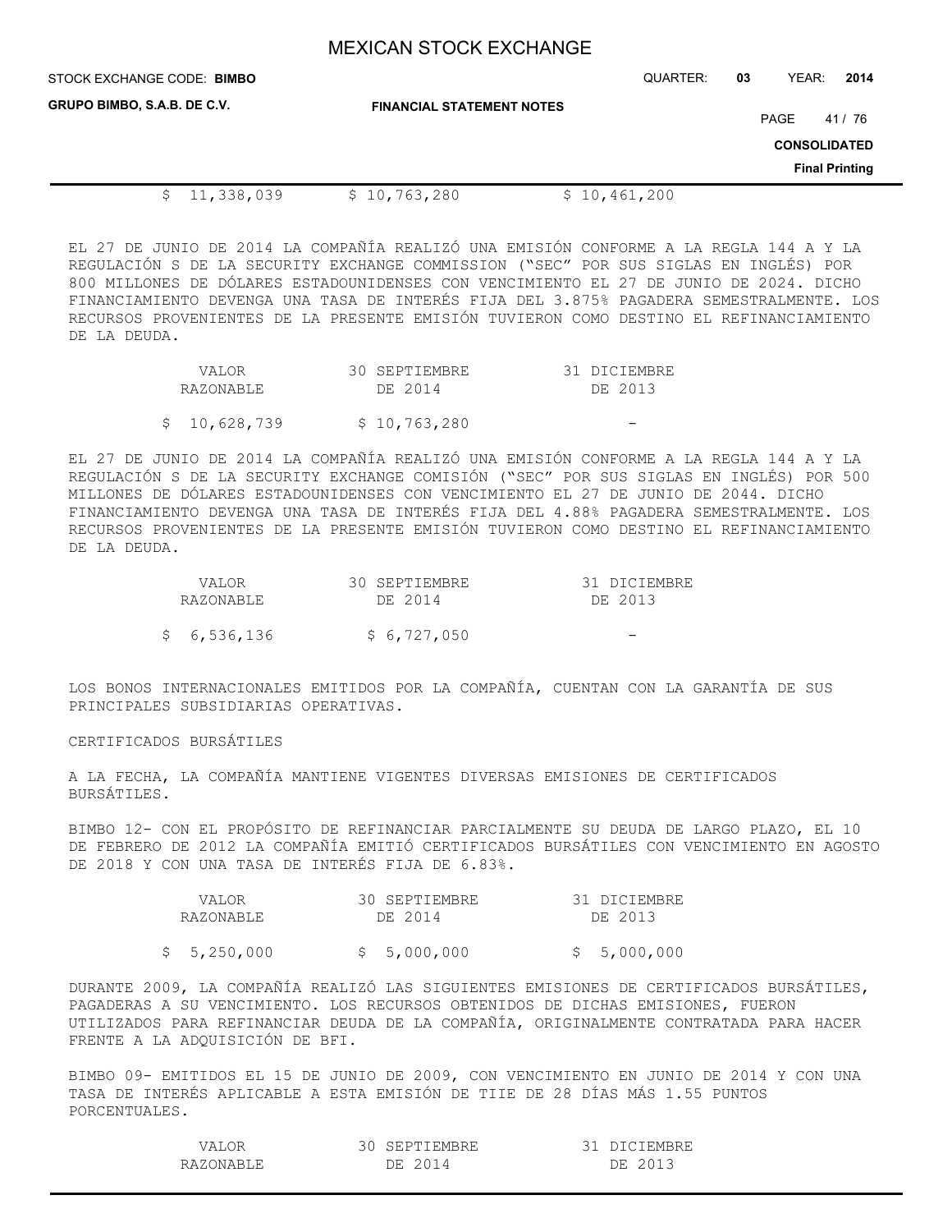| $ 11,338,039 | $ 10,763,280 | $ 10,461,200 |
|---|---|---|

EL 27 DE JUNIO DE 2014 LA COMPAÑÍA REALIZÓ UNA EMISIÓN CONFORME A LA REGLA 144 A Y LA REGULACIÓN S DE LA SECURITY EXCHANGE COMMISSION ("SEC" POR SUS SIGLAS EN INGLÉS) POR 800 MILLONES DE DÓLARES ESTADOUNIDENSES CON VENCIMIENTO EL 27 DE JUNIO DE 2024. DICHO FINANCIAMIENTO DEVENGA UNA TASA DE INTERÉS FIJA DEL 3.875% PAGADERA SEMESTRALMENTE. LOS RECURSOS PROVENIENTES DE LA PRESENTE EMISIÓN TUVIERON COMO DESTINO EL REFINANCIAMIENTO DE LA DEUDA.

| VALOR RAZONABLE | 30 SEPTIEMBRE DE 2014 | 31 DICIEMBRE DE 2013 |
|---|---|---|
| $ 10,628,739 | $ 10,763,280 | - |

EL 27 DE JUNIO DE 2014 LA COMPAÑÍA REALIZÓ UNA EMISIÓN CONFORME A LA REGLA 144 A Y LA REGULACIÓN S DE LA SECURITY EXCHANGE COMISIÓN ("SEC" POR SUS SIGLAS EN INGLÉS) POR 500 MILLONES DE DÓLARES ESTADOUNIDENSES CON VENCIMIENTO EL 27 DE JUNIO DE 2044. DICHO FINANCIAMIENTO DEVENGA UNA TASA DE INTERÉS FIJA DEL 4.88% PAGADERA SEMESTRALMENTE. LOS RECURSOS PROVENIENTES DE LA PRESENTE EMISIÓN TUVIERON COMO DESTINO EL REFINANCIAMIENTO DE LA DEUDA.

| VALOR RAZONABLE | 30 SEPTIEMBRE DE 2014 | 31 DICIEMBRE DE 2013 |
|---|---|---|
| $ 6,536,136 | $ 6,727,050 | - |

LOS BONOS INTERNACIONALES EMITIDOS POR LA COMPAÑÍA, CUENTAN CON LA GARANTÍA DE SUS PRINCIPALES SUBSIDIARIAS OPERATIVAS.

CERTIFICADOS BURSÁTILES

A LA FECHA, LA COMPAÑÍA MANTIENE VIGENTES DIVERSAS EMISIONES DE CERTIFICADOS BURSÁTILES.

BIMBO 12- CON EL PROPÓSITO DE REFINANCIAR PARCIALMENTE SU DEUDA DE LARGO PLAZO, EL 10 DE FEBRERO DE 2012 LA COMPAÑÍA EMITIÓ CERTIFICADOS BURSÁTILES CON VENCIMIENTO EN AGOSTO DE 2018 Y CON UNA TASA DE INTERÉS FIJA DE 6.83%.

| VALOR RAZONABLE | 30 SEPTIEMBRE DE 2014 | 31 DICIEMBRE DE 2013 |
|---|---|---|
| $ 5,250,000 | $ 5,000,000 | $ 5,000,000 |

DURANTE 2009, LA COMPAÑÍA REALIZÓ LAS SIGUIENTES EMISIONES DE CERTIFICADOS BURSÁTILES, PAGADERAS A SU VENCIMIENTO. LOS RECURSOS OBTENIDOS DE DICHAS EMISIONES, FUERON UTILIZADOS PARA REFINANCIAR DEUDA DE LA COMPAÑÍA, ORIGINALMENTE CONTRATADA PARA HACER FRENTE A LA ADQUISICIÓN DE BFI.

BIMBO 09- EMITIDOS EL 15 DE JUNIO DE 2009, CON VENCIMIENTO EN JUNIO DE 2014 Y CON UNA TASA DE INTERÉS APLICABLE A ESTA EMISIÓN DE TIIE DE 28 DÍAS MÁS 1.55 PUNTOS PORCENTUALES.

| VALOR RAZONABLE | 30 SEPTIEMBRE DE 2014 | 31 DICIEMBRE DE 2013 |
|---|---|---|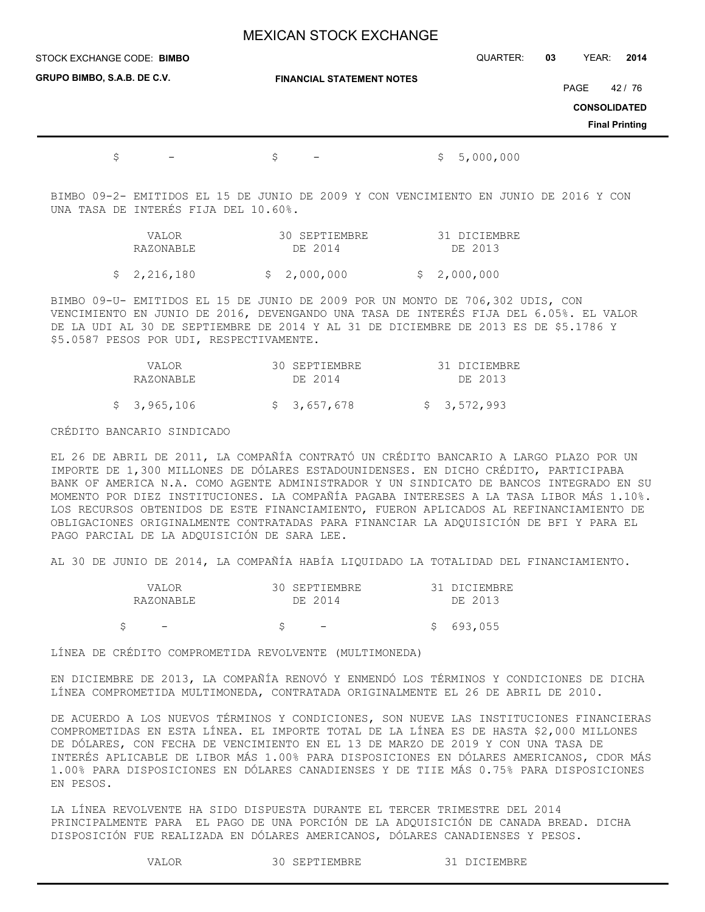| | | |
|---|---|---|
| $ - | $ - | $ 5,000,000 |

BIMBO 09-2- EMITIDOS EL 15 DE JUNIO DE 2009 Y CON VENCIMIENTO EN JUNIO DE 2016 Y CON UNA TASA DE INTERÉS FIJA DEL 10.60%.

| VALOR RAZONABLE | 30 SEPTIEMBRE DE 2014 | 31 DICIEMBRE DE 2013 |
|---|---|---|
| $ 2,216,180 | $ 2,000,000 | $ 2,000,000 |

BIMBO 09-U- EMITIDOS EL 15 DE JUNIO DE 2009 POR UN MONTO DE 706,302 UDIS, CON VENCIMIENTO EN JUNIO DE 2016, DEVENGANDO UNA TASA DE INTERÉS FIJA DEL 6.05%. EL VALOR DE LA UDI AL 30 DE SEPTIEMBRE DE 2014 Y AL 31 DE DICIEMBRE DE 2013 ES DE $5.1786 Y $5.0587 PESOS POR UDI, RESPECTIVAMENTE.

| VALOR RAZONABLE | 30 SEPTIEMBRE DE 2014 | 31 DICIEMBRE DE 2013 |
|---|---|---|
| $ 3,965,106 | $ 3,657,678 | $ 3,572,993 |

CRÉDITO BANCARIO SINDICADO

EL 26 DE ABRIL DE 2011, LA COMPAÑÍA CONTRATÓ UN CRÉDITO BANCARIO A LARGO PLAZO POR UN IMPORTE DE 1,300 MILLONES DE DÓLARES ESTADOUNIDENSES. EN DICHO CRÉDITO, PARTICIPABA BANK OF AMERICA N.A. COMO AGENTE ADMINISTRADOR Y UN SINDICATO DE BANCOS INTEGRADO EN SU MOMENTO POR DIEZ INSTITUCIONES. LA COMPAÑÍA PAGABA INTERESES A LA TASA LIBOR MÁS 1.10%. LOS RECURSOS OBTENIDOS DE ESTE FINANCIAMIENTO, FUERON APLICADOS AL REFINANCIAMIENTO DE OBLIGACIONES ORIGINALMENTE CONTRATADAS PARA FINANCIAR LA ADQUISICIÓN DE BFI Y PARA EL PAGO PARCIAL DE LA ADQUISICIÓN DE SARA LEE.

AL 30 DE JUNIO DE 2014, LA COMPAÑÍA HABÍA LIQUIDADO LA TOTALIDAD DEL FINANCIAMIENTO.

| VALOR RAZONABLE | 30 SEPTIEMBRE DE 2014 | 31 DICIEMBRE DE 2013 |
|---|---|---|
| $ - | $ - | $ 693,055 |

LÍNEA DE CRÉDITO COMPROMETIDA REVOLVENTE (MULTIMONEDA)

EN DICIEMBRE DE 2013, LA COMPAÑÍA RENOVÓ Y ENMENDÓ LOS TÉRMINOS Y CONDICIONES DE DICHA LÍNEA COMPROMETIDA MULTIMONEDA, CONTRATADA ORIGINALMENTE EL 26 DE ABRIL DE 2010.

DE ACUERDO A LOS NUEVOS TÉRMINOS Y CONDICIONES, SON NUEVE LAS INSTITUCIONES FINANCIERAS COMPROMETIDAS EN ESTA LÍNEA. EL IMPORTE TOTAL DE LA LÍNEA ES DE HASTA $2,000 MILLONES DE DÓLARES, CON FECHA DE VENCIMIENTO EN EL 13 DE MARZO DE 2019 Y CON UNA TASA DE INTERÉS APLICABLE DE LIBOR MÁS 1.00% PARA DISPOSICIONES EN DÓLARES AMERICANOS, CDOR MÁS 1.00% PARA DISPOSICIONES EN DÓLARES CANADIENSES Y DE TIIE MÁS 0.75% PARA DISPOSICIONES EN PESOS.

LA LÍNEA REVOLVENTE HA SIDO DISPUESTA DURANTE EL TERCER TRIMESTRE DEL 2014 PRINCIPALMENTE PARA EL PAGO DE UNA PORCIÓN DE LA ADQUISICIÓN DE CANADA BREAD. DICHA DISPOSICIÓN FUE REALIZADA EN DÓLARES AMERICANOS, DÓLARES CANADIENSES Y PESOS.

| VALOR | 30 SEPTIEMBRE | 31 DICIEMBRE |
|---|---|---|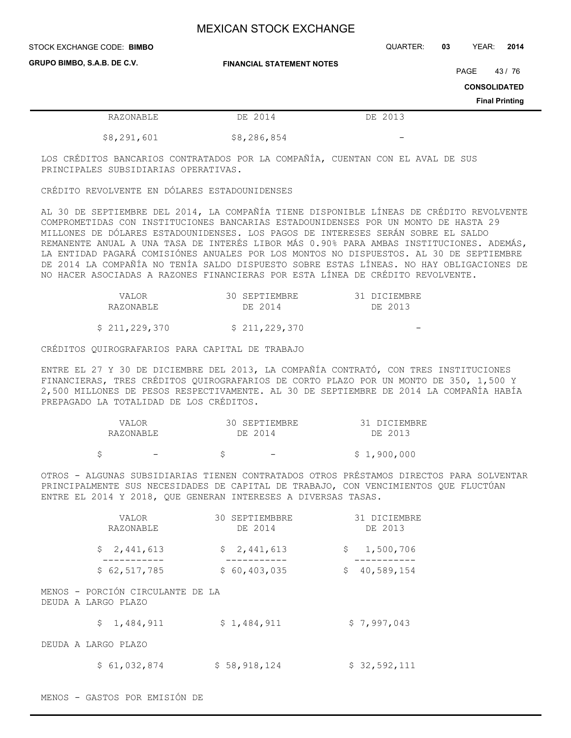| RAZONABLE | DE 2014 | DE 2013 |
|---|---|---|
| $8,291,601 | $8,286,854 | - |

LOS CRÉDITOS BANCARIOS CONTRATADOS POR LA COMPAÑÍA, CUENTAN CON EL AVAL DE SUS PRINCIPALES SUBSIDIARIAS OPERATIVAS.

CRÉDITO REVOLVENTE EN DÓLARES ESTADOUNIDENSES

AL 30 DE SEPTIEMBRE DEL 2014, LA COMPAÑÍA TIENE DISPONIBLE LÍNEAS DE CRÉDITO REVOLVENTE COMPROMETIDAS CON INSTITUCIONES BANCARIAS ESTADOUNIDENSES POR UN MONTO DE HASTA 29 MILLONES DE DÓLARES ESTADOUNIDENSES. LOS PAGOS DE INTERESES SERÁN SOBRE EL SALDO REMANENTE ANUAL A UNA TASA DE INTERÉS LIBOR MÁS 0.90% PARA AMBAS INSTITUCIONES. ADEMÁS, LA ENTIDAD PAGARÁ COMISIÓNES ANUALES POR LOS MONTOS NO DISPUESTOS. AL 30 DE SEPTIEMBRE DE 2014 LA COMPAÑÍA NO TENÍA SALDO DISPUESTO SOBRE ESTAS LÍNEAS. NO HAY OBLIGACIONES DE NO HACER ASOCIADAS A RAZONES FINANCIERAS POR ESTA LÍNEA DE CRÉDITO REVOLVENTE.

| VALOR RAZONABLE | 30 SEPTIEMBRE DE 2014 | 31 DICIEMBRE DE 2013 |
|---|---|---|
| $ 211,229,370 | $ 211,229,370 | - |

CRÉDITOS QUIROGRAFARIOS PARA CAPITAL DE TRABAJO

ENTRE EL 27 Y 30 DE DICIEMBRE DEL 2013, LA COMPAÑÍA CONTRATÓ, CON TRES INSTITUCIONES FINANCIERAS, TRES CRÉDITOS QUIROGRAFARIOS DE CORTO PLAZO POR UN MONTO DE 350, 1,500 Y 2,500 MILLONES DE PESOS RESPECTIVAMENTE. AL 30 DE SEPTIEMBRE DE 2014 LA COMPAÑÍA HABÍA PREPAGADO LA TOTALIDAD DE LOS CRÉDITOS.

| VALOR RAZONABLE | 30 SEPTIEMBRE DE 2014 | 31 DICIEMBRE DE 2013 |
|---|---|---|
| $ - | $ - | $ 1,900,000 |

OTROS - ALGUNAS SUBSIDIARIAS TIENEN CONTRATADOS OTROS PRÉSTAMOS DIRECTOS PARA SOLVENTAR PRINCIPALMENTE SUS NECESIDADES DE CAPITAL DE TRABAJO, CON VENCIMIENTOS QUE FLUCTÚAN ENTRE EL 2014 Y 2018, QUE GENERAN INTERESES A DIVERSAS TASAS.

| | VALOR RAZONABLE | 30 SEPTIEMBBRE DE 2014 | 31 DICIEMBRE DE 2013 |
|---|---|---|---|
| | $ 2,441,613 | $ 2,441,613 | $ 1,500,706 |
| | $ 62,517,785 | $ 60,403,035 | $ 40,589,154 |
| MENOS - PORCIÓN CIRCULANTE DE LA DEUDA A LARGO PLAZO | | | |
| | $ 1,484,911 | $ 1,484,911 | $ 7,997,043 |
| DEUDA A LARGO PLAZO | | | |
| | $ 61,032,874 | $ 58,918,124 | $ 32,592,111 |

MENOS - GASTOS POR EMISIÓN DE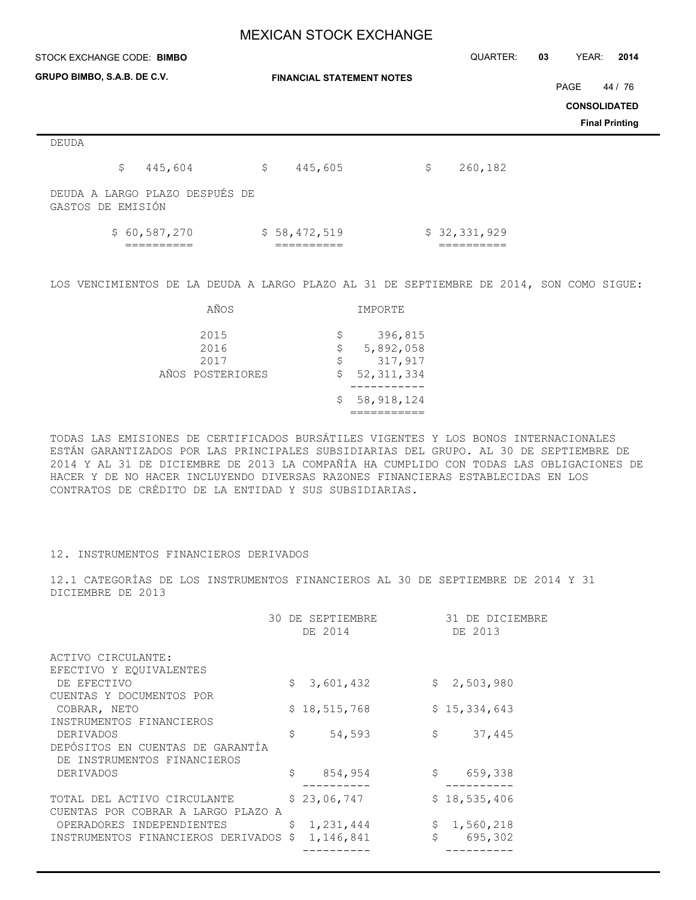| | | | |
|---|---|---|---|
| DEUDA | $ 445,604 | $ 445,605 | $ 260,182 |
| DEUDA A LARGO PLAZO DESPUÉS DE GASTOS DE EMISIÓN | $ 60,587,270 | $ 58,472,519 | $ 32,331,929 |

LOS VENCIMIENTOS DE LA DEUDA A LARGO PLAZO AL 31 DE SEPTIEMBRE DE 2014, SON COMO SIGUE:

| AÑOS | IMPORTE |
|---|---|
| 2015 | $ 396,815 |
| 2016 | $ 5,892,058 |
| 2017 | $ 317,917 |
| AÑOS POSTERIORES | $ 52,311,334 |
| | $ 58,918,124 |

TODAS LAS EMISIONES DE CERTIFICADOS BURSÁTILES VIGENTES Y LOS BONOS INTERNACIONALES ESTÁN GARANTIZADOS POR LAS PRINCIPALES SUBSIDIARIAS DEL GRUPO. AL 30 DE SEPTIEMBRE DE 2014 Y AL 31 DE DICIEMBRE DE 2013 LA COMPAÑÍA HA CUMPLIDO CON TODAS LAS OBLIGACIONES DE HACER Y DE NO HACER INCLUYENDO DIVERSAS RAZONES FINANCIERAS ESTABLECIDAS EN LOS CONTRATOS DE CRÉDITO DE LA ENTIDAD Y SUS SUBSIDIARIAS.

## 12. INSTRUMENTOS FINANCIEROS DERIVADOS

### 12.1 CATEGORÍAS DE LOS INSTRUMENTOS FINANCIEROS AL 30 DE SEPTIEMBRE DE 2014 Y 31 DICIEMBRE DE 2013

| | 30 DE SEPTIEMBRE DE 2014 | 31 DE DICIEMBRE DE 2013 |
|---|---|---|
| ACTIVO CIRCULANTE: | | |
| EFECTIVO Y EQUIVALENTES DE EFECTIVO | $ 3,601,432 | $ 2,503,980 |
| CUENTAS Y DOCUMENTOS POR COBRAR, NETO | $ 18,515,768 | $ 15,334,643 |
| INSTRUMENTOS FINANCIEROS DERIVADOS | $ 54,593 | $ 37,445 |
| DEPÓSITOS EN CUENTAS DE GARANTÍA DE INSTRUMENTOS FINANCIEROS DERIVADOS | $ 854,954 | $ 659,338 |
| TOTAL DEL ACTIVO CIRCULANTE | $ 23,06,747 | $ 18,535,406 |
| CUENTAS POR COBRAR A LARGO PLAZO A OPERADORES INDEPENDIENTES | $ 1,231,444 | $ 1,560,218 |
| INSTRUMENTOS FINANCIEROS DERIVADOS | $ 1,146,841 | $ 695,302 |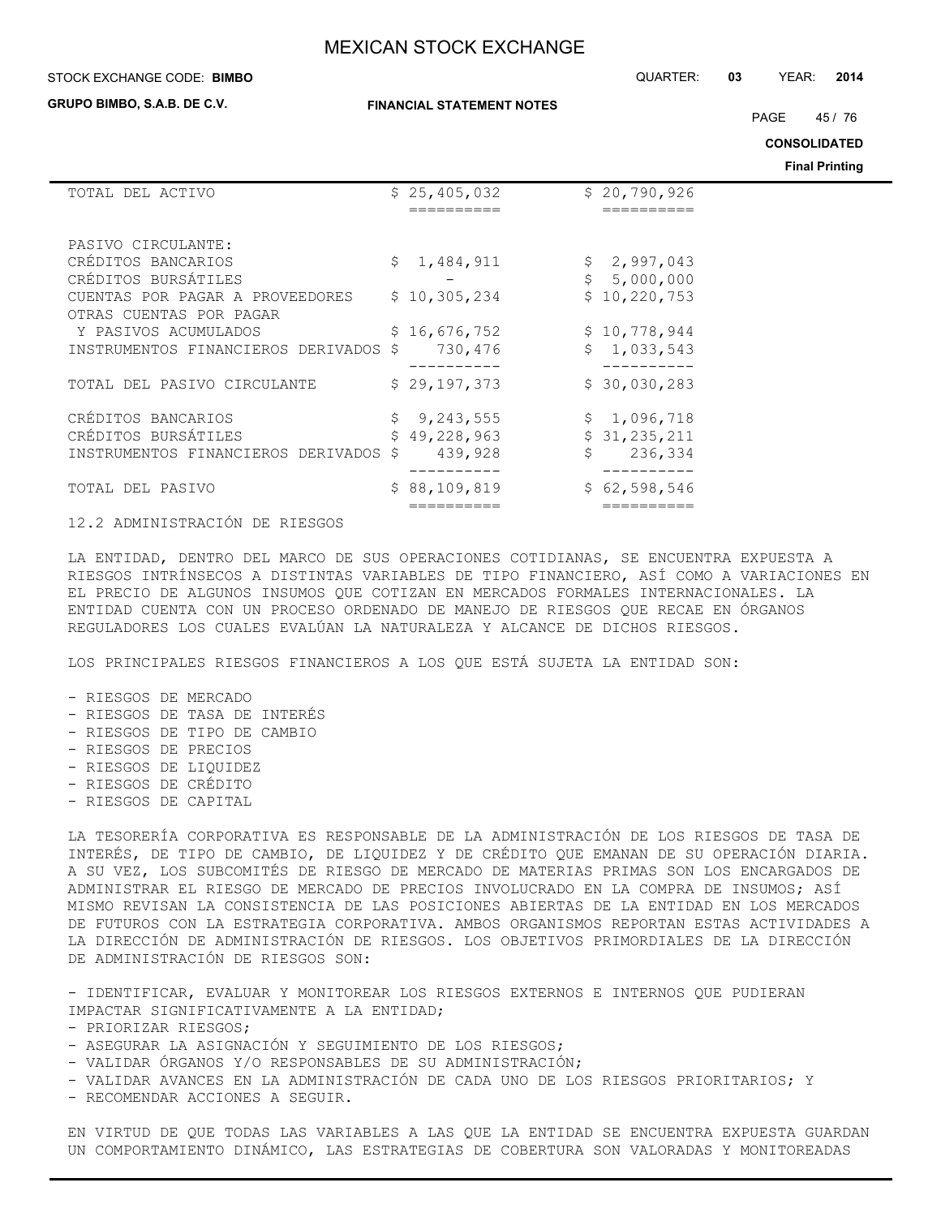| | | |
|---|---|---|
| TOTAL DEL ACTIVO | $ 25,405,032 | $ 20,790,926 |
| PASIVO CIRCULANTE: | | |
| CRÉDITOS BANCARIOS | $ 1,484,911 | $ 2,997,043 |
| CRÉDITOS BURSÁTILES | - | $ 5,000,000 |
| CUENTAS POR PAGAR A PROVEEDORES | $ 10,305,234 | $ 10,220,753 |
| OTRAS CUENTAS POR PAGAR Y PASIVOS ACUMULADOS | $ 16,676,752 | $ 10,778,944 |
| INSTRUMENTOS FINANCIEROS DERIVADOS | $ 730,476 | $ 1,033,543 |
| TOTAL DEL PASIVO CIRCULANTE | $ 29,197,373 | $ 30,030,283 |
| CRÉDITOS BANCARIOS | $ 9,243,555 | $ 1,096,718 |
| CRÉDITOS BURSÁTILES | $ 49,228,963 | $ 31,235,211 |
| INSTRUMENTOS FINANCIEROS DERIVADOS | $ 439,928 | $ 236,334 |
| TOTAL DEL PASIVO | $ 88,109,819 | $ 62,598,546 |

12.2 ADMINISTRACIÓN DE RIESGOS

LA ENTIDAD, DENTRO DEL MARCO DE SUS OPERACIONES COTIDIANAS, SE ENCUENTRA EXPUESTA A RIESGOS INTRÍNSECOS A DISTINTAS VARIABLES DE TIPO FINANCIERO, ASÍ COMO A VARIACIONES EN EL PRECIO DE ALGUNOS INSUMOS QUE COTIZAN EN MERCADOS FORMALES INTERNACIONALES. LA ENTIDAD CUENTA CON UN PROCESO ORDENADO DE MANEJO DE RIESGOS QUE RECAE EN ÓRGANOS REGULADORES LOS CUALES EVALÚAN LA NATURALEZA Y ALCANCE DE DICHOS RIESGOS.

LOS PRINCIPALES RIESGOS FINANCIEROS A LOS QUE ESTÁ SUJETA LA ENTIDAD SON:

- RIESGOS DE MERCADO
- RIESGOS DE TASA DE INTERÉS
- RIESGOS DE TIPO DE CAMBIO
- RIESGOS DE PRECIOS
- RIESGOS DE LIQUIDEZ
- RIESGOS DE CRÉDITO
- RIESGOS DE CAPITAL

LA TESORERÍA CORPORATIVA ES RESPONSABLE DE LA ADMINISTRACIÓN DE LOS RIESGOS DE TASA DE INTERÉS, DE TIPO DE CAMBIO, DE LIQUIDEZ Y DE CRÉDITO QUE EMANAN DE SU OPERACIÓN DIARIA. A SU VEZ, LOS SUBCOMITÉS DE RIESGO DE MERCADO DE MATERIAS PRIMAS SON LOS ENCARGADOS DE ADMINISTRAR EL RIESGO DE MERCADO DE PRECIOS INVOLUCRADO EN LA COMPRA DE INSUMOS; ASÍ MISMO REVISAN LA CONSISTENCIA DE LAS POSICIONES ABIERTAS DE LA ENTIDAD EN LOS MERCADOS DE FUTUROS CON LA ESTRATEGIA CORPORATIVA. AMBOS ORGANISMOS REPORTAN ESTAS ACTIVIDADES A LA DIRECCIÓN DE ADMINISTRACIÓN DE RIESGOS. LOS OBJETIVOS PRIMORDIALES DE LA DIRECCIÓN DE ADMINISTRACIÓN DE RIESGOS SON:

- IDENTIFICAR, EVALUAR Y MONITOREAR LOS RIESGOS EXTERNOS E INTERNOS QUE PUDIERAN IMPACTAR SIGNIFICATIVAMENTE A LA ENTIDAD;
- PRIORIZAR RIESGOS;
- ASEGURAR LA ASIGNACIÓN Y SEGUIMIENTO DE LOS RIESGOS;
- VALIDAR ÓRGANOS Y/O RESPONSABLES DE SU ADMINISTRACIÓN;
- VALIDAR AVANCES EN LA ADMINISTRACIÓN DE CADA UNO DE LOS RIESGOS PRIORITARIOS; Y
- RECOMENDAR ACCIONES A SEGUIR.

EN VIRTUD DE QUE TODAS LAS VARIABLES A LAS QUE LA ENTIDAD SE ENCUENTRA EXPUESTA GUARDAN UN COMPORTAMIENTO DINÁMICO, LAS ESTRATEGIAS DE COBERTURA SON VALORADAS Y MONITOREADAS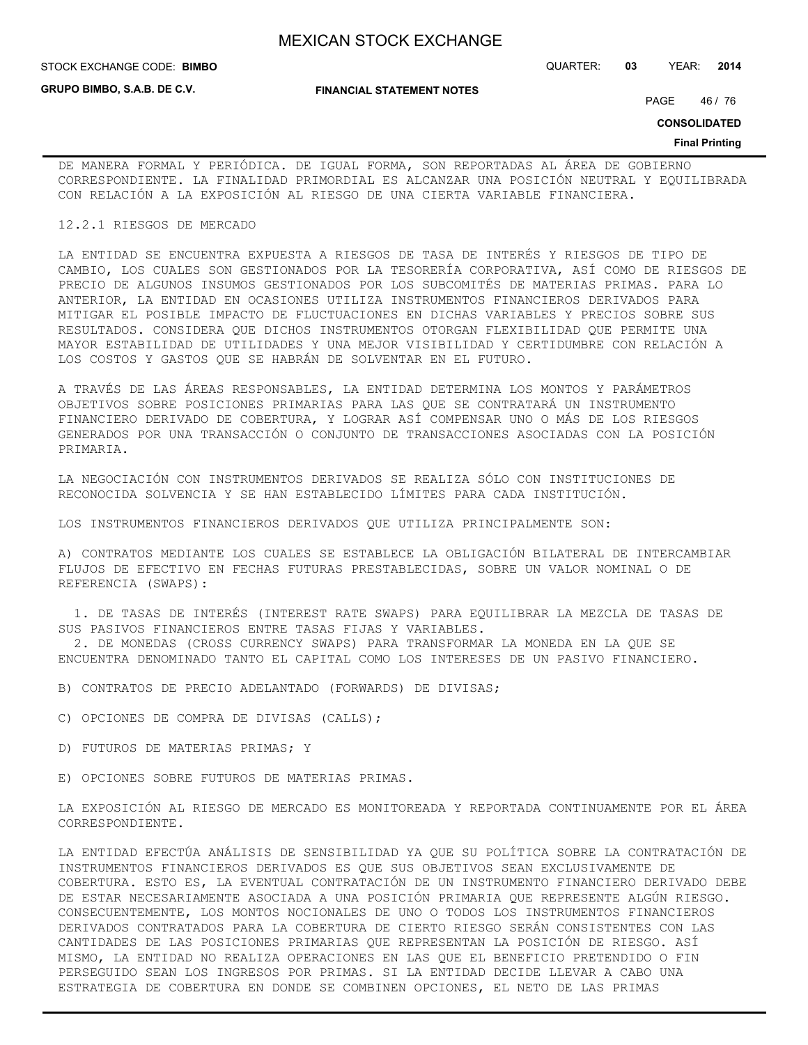DE MANERA FORMAL Y PERIÓDICA. DE IGUAL FORMA, SON REPORTADAS AL ÁREA DE GOBIERNO CORRESPONDIENTE. LA FINALIDAD PRIMORDIAL ES ALCANZAR UNA POSICIÓN NEUTRAL Y EQUILIBRADA CON RELACIÓN A LA EXPOSICIÓN AL RIESGO DE UNA CIERTA VARIABLE FINANCIERA.

12.2.1 RIESGOS DE MERCADO

LA ENTIDAD SE ENCUENTRA EXPUESTA A RIESGOS DE TASA DE INTERÉS Y RIESGOS DE TIPO DE CAMBIO, LOS CUALES SON GESTIONADOS POR LA TESORERÍA CORPORATIVA, ASÍ COMO DE RIESGOS DE PRECIO DE ALGUNOS INSUMOS GESTIONADOS POR LOS SUBCOMITÉS DE MATERIAS PRIMAS. PARA LO ANTERIOR, LA ENTIDAD EN OCASIONES UTILIZA INSTRUMENTOS FINANCIEROS DERIVADOS PARA MITIGAR EL POSIBLE IMPACTO DE FLUCTUACIONES EN DICHAS VARIABLES Y PRECIOS SOBRE SUS RESULTADOS. CONSIDERA QUE DICHOS INSTRUMENTOS OTORGAN FLEXIBILIDAD QUE PERMITE UNA MAYOR ESTABILIDAD DE UTILIDADES Y UNA MEJOR VISIBILIDAD Y CERTIDUMBRE CON RELACIÓN A LOS COSTOS Y GASTOS QUE SE HABRÁN DE SOLVENTAR EN EL FUTURO.

A TRAVÉS DE LAS ÁREAS RESPONSABLES, LA ENTIDAD DETERMINA LOS MONTOS Y PARÁMETROS OBJETIVOS SOBRE POSICIONES PRIMARIAS PARA LAS QUE SE CONTRATARÁ UN INSTRUMENTO FINANCIERO DERIVADO DE COBERTURA, Y LOGRAR ASÍ COMPENSAR UNO O MÁS DE LOS RIESGOS GENERADOS POR UNA TRANSACCIÓN O CONJUNTO DE TRANSACCIONES ASOCIADAS CON LA POSICIÓN PRIMARIA.

LA NEGOCIACIÓN CON INSTRUMENTOS DERIVADOS SE REALIZA SÓLO CON INSTITUCIONES DE RECONOCIDA SOLVENCIA Y SE HAN ESTABLECIDO LÍMITES PARA CADA INSTITUCIÓN.

LOS INSTRUMENTOS FINANCIEROS DERIVADOS QUE UTILIZA PRINCIPALMENTE SON:

A) CONTRATOS MEDIANTE LOS CUALES SE ESTABLECE LA OBLIGACIÓN BILATERAL DE INTERCAMBIAR FLUJOS DE EFECTIVO EN FECHAS FUTURAS PRESTABLECIDAS, SOBRE UN VALOR NOMINAL O DE REFERENCIA (SWAPS):

1. DE TASAS DE INTERÉS (INTEREST RATE SWAPS) PARA EQUILIBRAR LA MEZCLA DE TASAS DE SUS PASIVOS FINANCIEROS ENTRE TASAS FIJAS Y VARIABLES.
2. DE MONEDAS (CROSS CURRENCY SWAPS) PARA TRANSFORMAR LA MONEDA EN LA QUE SE ENCUENTRA DENOMINADO TANTO EL CAPITAL COMO LOS INTERESES DE UN PASIVO FINANCIERO.

B) CONTRATOS DE PRECIO ADELANTADO (FORWARDS) DE DIVISAS;

C) OPCIONES DE COMPRA DE DIVISAS (CALLS);

D) FUTUROS DE MATERIAS PRIMAS; Y

E) OPCIONES SOBRE FUTUROS DE MATERIAS PRIMAS.

LA EXPOSICIÓN AL RIESGO DE MERCADO ES MONITOREADA Y REPORTADA CONTINUAMENTE POR EL ÁREA CORRESPONDIENTE.

LA ENTIDAD EFECTÚA ANÁLISIS DE SENSIBILIDAD YA QUE SU POLÍTICA SOBRE LA CONTRATACIÓN DE INSTRUMENTOS FINANCIEROS DERIVADOS ES QUE SUS OBJETIVOS SEAN EXCLUSIVAMENTE DE COBERTURA. ESTO ES, LA EVENTUAL CONTRATACIÓN DE UN INSTRUMENTO FINANCIERO DERIVADO DEBE DE ESTAR NECESARIAMENTE ASOCIADA A UNA POSICIÓN PRIMARIA QUE REPRESENTE ALGÚN RIESGO. CONSECUENTEMENTE, LOS MONTOS NOCIONALES DE UNO O TODOS LOS INSTRUMENTOS FINANCIEROS DERIVADOS CONTRATADOS PARA LA COBERTURA DE CIERTO RIESGO SERÁN CONSISTENTES CON LAS CANTIDADES DE LAS POSICIONES PRIMARIAS QUE REPRESENTAN LA POSICIÓN DE RIESGO. ASÍ MISMO, LA ENTIDAD NO REALIZA OPERACIONES EN LAS QUE EL BENEFICIO PRETENDIDO O FIN PERSEGUIDO SEAN LOS INGRESOS POR PRIMAS. SI LA ENTIDAD DECIDE LLEVAR A CABO UNA ESTRATEGIA DE COBERTURA EN DONDE SE COMBINEN OPCIONES, EL NETO DE LAS PRIMAS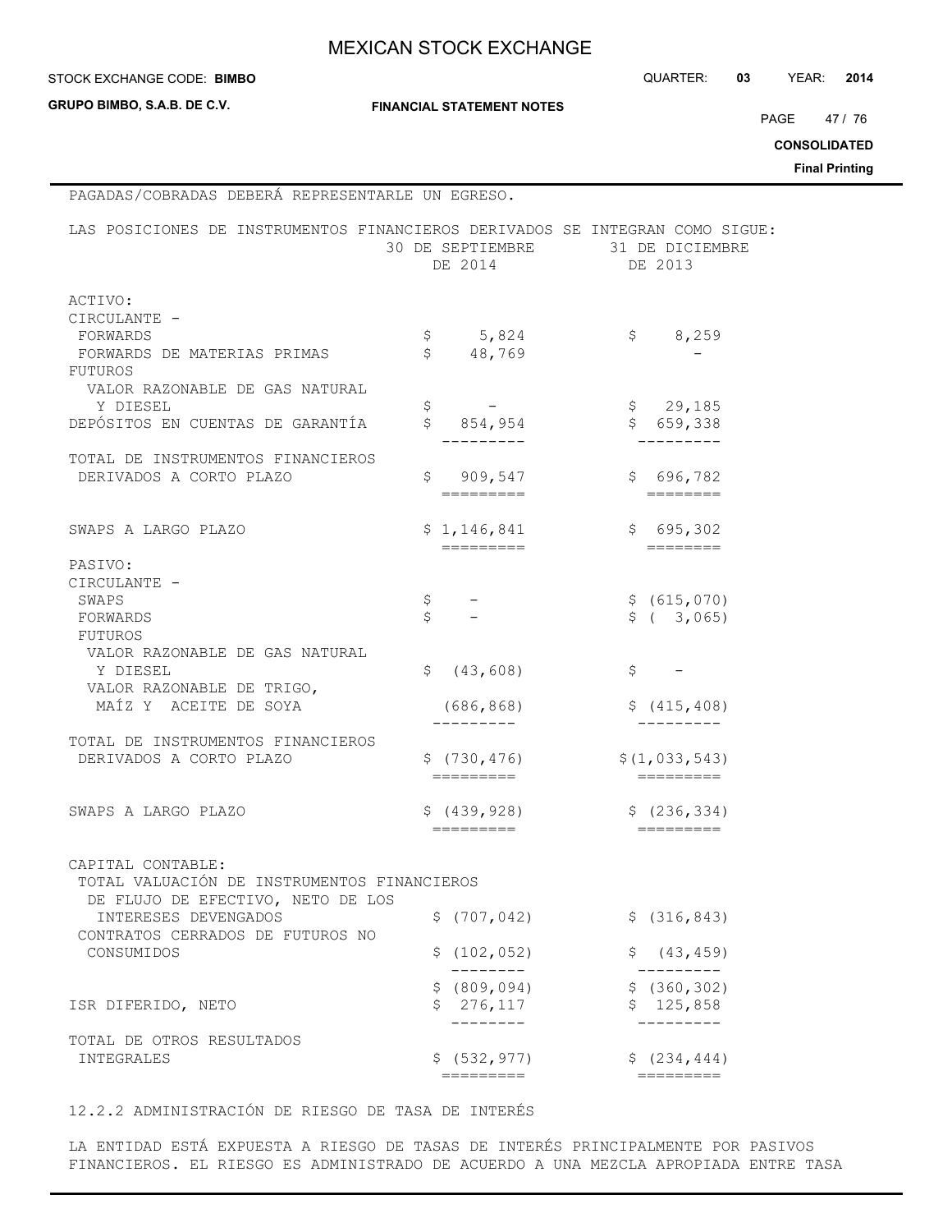PAGADAS/COBRADAS DEBERÁ REPRESENTARLE UN EGRESO.

LAS POSICIONES DE INSTRUMENTOS FINANCIEROS DERIVADOS SE INTEGRAN COMO SIGUE:

| | 30 DE SEPTIEMBRE DE 2014 | 31 DE DICIEMBRE DE 2013 |
|---|---|---|
| ACTIVO: | | |
| CIRCULANTE - | | |
| FORWARDS | $ 5,824 | $ 8,259 |
| FORWARDS DE MATERIAS PRIMAS | $ 48,769 | - |
| FUTUROS | | |
| VALOR RAZONABLE DE GAS NATURAL Y DIESEL | $ - | $ 29,185 |
| DEPÓSITOS EN CUENTAS DE GARANTÍA | $ 854,954 | $ 659,338 |
| TOTAL DE INSTRUMENTOS FINANCIEROS DERIVADOS A CORTO PLAZO | $ 909,547 | $ 696,782 |
| SWAPS A LARGO PLAZO | $ 1,146,841 | $ 695,302 |
| PASIVO: | | |
| CIRCULANTE - | | |
| SWAPS | $ - | $ (615,070) |
| FORWARDS | $ - | $ ( 3,065) |
| FUTUROS | | |
| VALOR RAZONABLE DE GAS NATURAL Y DIESEL | $ (43,608) | $ - |
| VALOR RAZONABLE DE TRIGO, MAÍZ Y ACEITE DE SOYA | (686,868) | $ (415,408) |
| TOTAL DE INSTRUMENTOS FINANCIEROS DERIVADOS A CORTO PLAZO | $ (730,476) | $(1,033,543) |
| SWAPS A LARGO PLAZO | $ (439,928) | $ (236,334) |
| CAPITAL CONTABLE: | | |
| TOTAL VALUACIÓN DE INSTRUMENTOS FINANCIEROS DE FLUJO DE EFECTIVO, NETO DE LOS INTERESES DEVENGADOS | $ (707,042) | $ (316,843) |
| CONTRATOS CERRADOS DE FUTUROS NO CONSUMIDOS | $ (102,052) | $ (43,459) |
| | $ (809,094) | $ (360,302) |
| ISR DIFERIDO, NETO | $ 276,117 | $ 125,858 |
| TOTAL DE OTROS RESULTADOS INTEGRALES | $ (532,977) | $ (234,444) |

12.2.2 ADMINISTRACIÓN DE RIESGO DE TASA DE INTERÉS

LA ENTIDAD ESTÁ EXPUESTA A RIESGO DE TASAS DE INTERÉS PRINCIPALMENTE POR PASIVOS FINANCIEROS. EL RIESGO ES ADMINISTRADO DE ACUERDO A UNA MEZCLA APROPIADA ENTRE TASA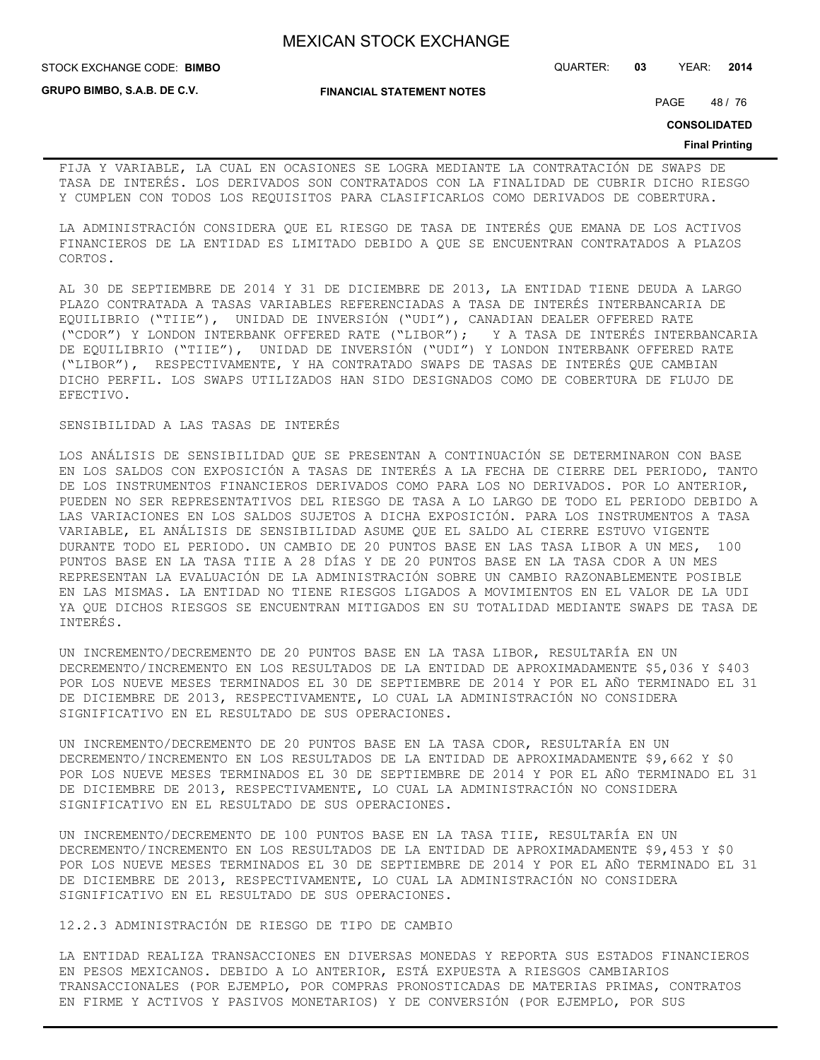FIJA Y VARIABLE, LA CUAL EN OCASIONES SE LOGRA MEDIANTE LA CONTRATACIÓN DE SWAPS DE TASA DE INTERÉS. LOS DERIVADOS SON CONTRATADOS CON LA FINALIDAD DE CUBRIR DICHO RIESGO Y CUMPLEN CON TODOS LOS REQUISITOS PARA CLASIFICARLOS COMO DERIVADOS DE COBERTURA.

LA ADMINISTRACIÓN CONSIDERA QUE EL RIESGO DE TASA DE INTERÉS QUE EMANA DE LOS ACTIVOS FINANCIEROS DE LA ENTIDAD ES LIMITADO DEBIDO A QUE SE ENCUENTRAN CONTRATADOS A PLAZOS CORTOS.

AL 30 DE SEPTIEMBRE DE 2014 Y 31 DE DICIEMBRE DE 2013, LA ENTIDAD TIENE DEUDA A LARGO PLAZO CONTRATADA A TASAS VARIABLES REFERENCIADAS A TASA DE INTERÉS INTERBANCARIA DE EQUILIBRIO ("TIIE"), UNIDAD DE INVERSIÓN ("UDI"), CANADIAN DEALER OFFERED RATE ("CDOR") Y LONDON INTERBANK OFFERED RATE ("LIBOR"); Y A TASA DE INTERÉS INTERBANCARIA DE EQUILIBRIO ("TIIE"), UNIDAD DE INVERSIÓN ("UDI") Y LONDON INTERBANK OFFERED RATE ("LIBOR"), RESPECTIVAMENTE, Y HA CONTRATADO SWAPS DE TASAS DE INTERÉS QUE CAMBIAN DICHO PERFIL. LOS SWAPS UTILIZADOS HAN SIDO DESIGNADOS COMO DE COBERTURA DE FLUJO DE EFECTIVO.

SENSIBILIDAD A LAS TASAS DE INTERÉS

LOS ANÁLISIS DE SENSIBILIDAD QUE SE PRESENTAN A CONTINUACIÓN SE DETERMINARON CON BASE EN LOS SALDOS CON EXPOSICIÓN A TASAS DE INTERÉS A LA FECHA DE CIERRE DEL PERIODO, TANTO DE LOS INSTRUMENTOS FINANCIEROS DERIVADOS COMO PARA LOS NO DERIVADOS. POR LO ANTERIOR, PUEDEN NO SER REPRESENTATIVOS DEL RIESGO DE TASA A LO LARGO DE TODO EL PERIODO DEBIDO A LAS VARIACIONES EN LOS SALDOS SUJETOS A DICHA EXPOSICIÓN. PARA LOS INSTRUMENTOS A TASA VARIABLE, EL ANÁLISIS DE SENSIBILIDAD ASUME QUE EL SALDO AL CIERRE ESTUVO VIGENTE DURANTE TODO EL PERIODO. UN CAMBIO DE 20 PUNTOS BASE EN LAS TASA LIBOR A UN MES, 100 PUNTOS BASE EN LA TASA TIIE A 28 DÍAS Y DE 20 PUNTOS BASE EN LA TASA CDOR A UN MES REPRESENTAN LA EVALUACIÓN DE LA ADMINISTRACIÓN SOBRE UN CAMBIO RAZONABLEMENTE POSIBLE EN LAS MISMAS. LA ENTIDAD NO TIENE RIESGOS LIGADOS A MOVIMIENTOS EN EL VALOR DE LA UDI YA QUE DICHOS RIESGOS SE ENCUENTRAN MITIGADOS EN SU TOTALIDAD MEDIANTE SWAPS DE TASA DE INTERÉS.

UN INCREMENTO/DECREMENTO DE 20 PUNTOS BASE EN LA TASA LIBOR, RESULTARÍA EN UN DECREMENTO/INCREMENTO EN LOS RESULTADOS DE LA ENTIDAD DE APROXIMADAMENTE $5,036 Y $403 POR LOS NUEVE MESES TERMINADOS EL 30 DE SEPTIEMBRE DE 2014 Y POR EL AÑO TERMINADO EL 31 DE DICIEMBRE DE 2013, RESPECTIVAMENTE, LO CUAL LA ADMINISTRACIÓN NO CONSIDERA SIGNIFICATIVO EN EL RESULTADO DE SUS OPERACIONES.

UN INCREMENTO/DECREMENTO DE 20 PUNTOS BASE EN LA TASA CDOR, RESULTARÍA EN UN DECREMENTO/INCREMENTO EN LOS RESULTADOS DE LA ENTIDAD DE APROXIMADAMENTE $9,662 Y $0 POR LOS NUEVE MESES TERMINADOS EL 30 DE SEPTIEMBRE DE 2014 Y POR EL AÑO TERMINADO EL 31 DE DICIEMBRE DE 2013, RESPECTIVAMENTE, LO CUAL LA ADMINISTRACIÓN NO CONSIDERA SIGNIFICATIVO EN EL RESULTADO DE SUS OPERACIONES.

UN INCREMENTO/DECREMENTO DE 100 PUNTOS BASE EN LA TASA TIIE, RESULTARÍA EN UN DECREMENTO/INCREMENTO EN LOS RESULTADOS DE LA ENTIDAD DE APROXIMADAMENTE $9,453 Y $0 POR LOS NUEVE MESES TERMINADOS EL 30 DE SEPTIEMBRE DE 2014 Y POR EL AÑO TERMINADO EL 31 DE DICIEMBRE DE 2013, RESPECTIVAMENTE, LO CUAL LA ADMINISTRACIÓN NO CONSIDERA SIGNIFICATIVO EN EL RESULTADO DE SUS OPERACIONES.

12.2.3 ADMINISTRACIÓN DE RIESGO DE TIPO DE CAMBIO

LA ENTIDAD REALIZA TRANSACCIONES EN DIVERSAS MONEDAS Y REPORTA SUS ESTADOS FINANCIEROS EN PESOS MEXICANOS. DEBIDO A LO ANTERIOR, ESTÁ EXPUESTA A RIESGOS CAMBIARIOS TRANSACCIONALES (POR EJEMPLO, POR COMPRAS PRONOSTICADAS DE MATERIAS PRIMAS, CONTRATOS EN FIRME Y ACTIVOS Y PASIVOS MONETARIOS) Y DE CONVERSIÓN (POR EJEMPLO, POR SUS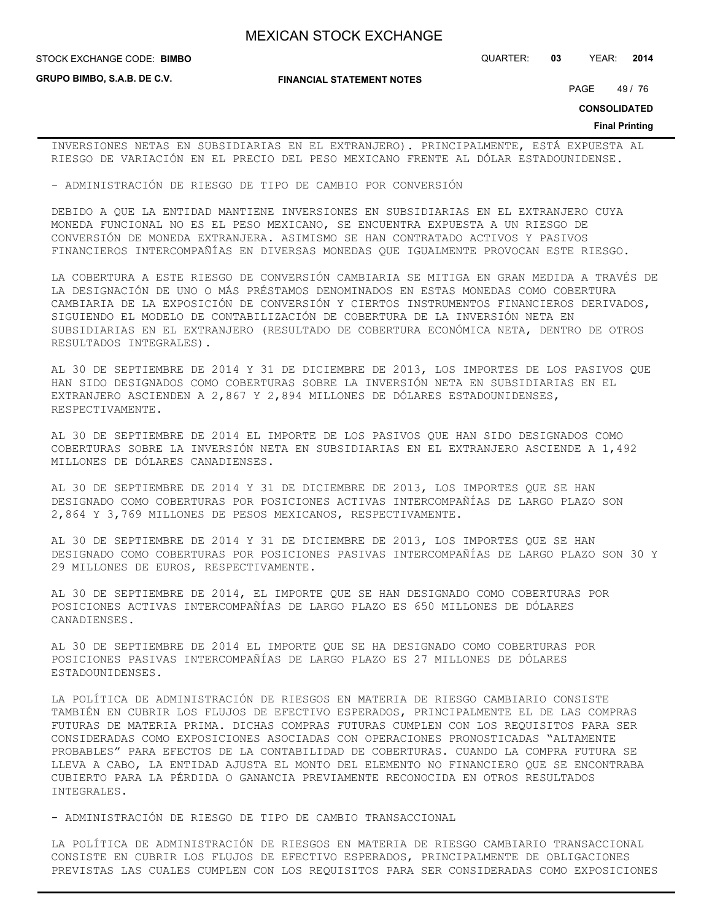INVERSIONES NETAS EN SUBSIDIARIAS EN EL EXTRANJERO). PRINCIPALMENTE, ESTÁ EXPUESTA AL RIESGO DE VARIACIÓN EN EL PRECIO DEL PESO MEXICANO FRENTE AL DÓLAR ESTADOUNIDENSE.

- ADMINISTRACIÓN DE RIESGO DE TIPO DE CAMBIO POR CONVERSIÓN

DEBIDO A QUE LA ENTIDAD MANTIENE INVERSIONES EN SUBSIDIARIAS EN EL EXTRANJERO CUYA MONEDA FUNCIONAL NO ES EL PESO MEXICANO, SE ENCUENTRA EXPUESTA A UN RIESGO DE CONVERSIÓN DE MONEDA EXTRANJERA. ASIMISMO SE HAN CONTRATADO ACTIVOS Y PASIVOS FINANCIEROS INTERCOMPAÑÍAS EN DIVERSAS MONEDAS QUE IGUALMENTE PROVOCAN ESTE RIESGO.

LA COBERTURA A ESTE RIESGO DE CONVERSIÓN CAMBIARIA SE MITIGA EN GRAN MEDIDA A TRAVÉS DE LA DESIGNACIÓN DE UNO O MÁS PRÉSTAMOS DENOMINADOS EN ESTAS MONEDAS COMO COBERTURA CAMBIARIA DE LA EXPOSICIÓN DE CONVERSIÓN Y CIERTOS INSTRUMENTOS FINANCIEROS DERIVADOS, SIGUIENDO EL MODELO DE CONTABILIZACIÓN DE COBERTURA DE LA INVERSIÓN NETA EN SUBSIDIARIAS EN EL EXTRANJERO (RESULTADO DE COBERTURA ECONÓMICA NETA, DENTRO DE OTROS RESULTADOS INTEGRALES).

AL 30 DE SEPTIEMBRE DE 2014 Y 31 DE DICIEMBRE DE 2013, LOS IMPORTES DE LOS PASIVOS QUE HAN SIDO DESIGNADOS COMO COBERTURAS SOBRE LA INVERSIÓN NETA EN SUBSIDIARIAS EN EL EXTRANJERO ASCIENDEN A 2,867 Y 2,894 MILLONES DE DÓLARES ESTADOUNIDENSES, RESPECTIVAMENTE.

AL 30 DE SEPTIEMBRE DE 2014 EL IMPORTE DE LOS PASIVOS QUE HAN SIDO DESIGNADOS COMO COBERTURAS SOBRE LA INVERSIÓN NETA EN SUBSIDIARIAS EN EL EXTRANJERO ASCIENDE A 1,492 MILLONES DE DÓLARES CANADIENSES.

AL 30 DE SEPTIEMBRE DE 2014 Y 31 DE DICIEMBRE DE 2013, LOS IMPORTES QUE SE HAN DESIGNADO COMO COBERTURAS POR POSICIONES ACTIVAS INTERCOMPAÑÍAS DE LARGO PLAZO SON 2,864 Y 3,769 MILLONES DE PESOS MEXICANOS, RESPECTIVAMENTE.

AL 30 DE SEPTIEMBRE DE 2014 Y 31 DE DICIEMBRE DE 2013, LOS IMPORTES QUE SE HAN DESIGNADO COMO COBERTURAS POR POSICIONES PASIVAS INTERCOMPAÑÍAS DE LARGO PLAZO SON 30 Y 29 MILLONES DE EUROS, RESPECTIVAMENTE.

AL 30 DE SEPTIEMBRE DE 2014, EL IMPORTE QUE SE HAN DESIGNADO COMO COBERTURAS POR POSICIONES ACTIVAS INTERCOMPAÑÍAS DE LARGO PLAZO ES 650 MILLONES DE DÓLARES CANADIENSES.

AL 30 DE SEPTIEMBRE DE 2014 EL IMPORTE QUE SE HA DESIGNADO COMO COBERTURAS POR POSICIONES PASIVAS INTERCOMPAÑÍAS DE LARGO PLAZO ES 27 MILLONES DE DÓLARES ESTADOUNIDENSES.

LA POLÍTICA DE ADMINISTRACIÓN DE RIESGOS EN MATERIA DE RIESGO CAMBIARIO CONSISTE TAMBIÉN EN CUBRIR LOS FLUJOS DE EFECTIVO ESPERADOS, PRINCIPALMENTE EL DE LAS COMPRAS FUTURAS DE MATERIA PRIMA. DICHAS COMPRAS FUTURAS CUMPLEN CON LOS REQUISITOS PARA SER CONSIDERADAS COMO EXPOSICIONES ASOCIADAS CON OPERACIONES PRONOSTICADAS "ALTAMENTE PROBABLES" PARA EFECTOS DE LA CONTABILIDAD DE COBERTURAS. CUANDO LA COMPRA FUTURA SE LLEVA A CABO, LA ENTIDAD AJUSTA EL MONTO DEL ELEMENTO NO FINANCIERO QUE SE ENCONTRABA CUBIERTO PARA LA PÉRDIDA O GANANCIA PREVIAMENTE RECONOCIDA EN OTROS RESULTADOS INTEGRALES.

- ADMINISTRACIÓN DE RIESGO DE TIPO DE CAMBIO TRANSACCIONAL

LA POLÍTICA DE ADMINISTRACIÓN DE RIESGOS EN MATERIA DE RIESGO CAMBIARIO TRANSACCIONAL CONSISTE EN CUBRIR LOS FLUJOS DE EFECTIVO ESPERADOS, PRINCIPALMENTE DE OBLIGACIONES PREVISTAS LAS CUALES CUMPLEN CON LOS REQUISITOS PARA SER CONSIDERADAS COMO EXPOSICIONES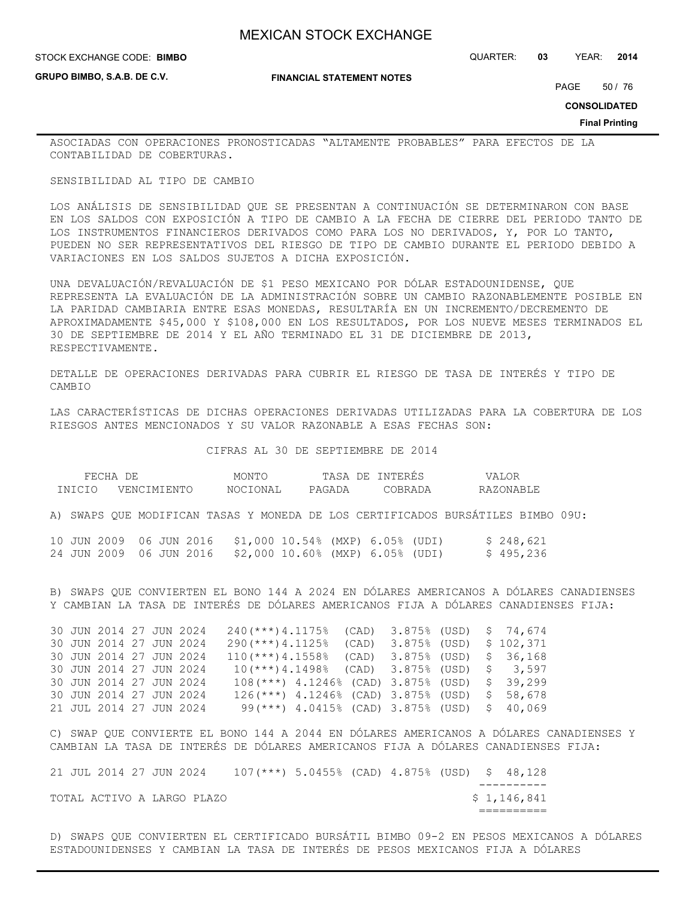ASOCIADAS CON OPERACIONES PRONOSTICADAS "ALTAMENTE PROBABLES" PARA EFECTOS DE LA CONTABILIDAD DE COBERTURAS.

SENSIBILIDAD AL TIPO DE CAMBIO

LOS ANÁLISIS DE SENSIBILIDAD QUE SE PRESENTAN A CONTINUACIÓN SE DETERMINARON CON BASE EN LOS SALDOS CON EXPOSICIÓN A TIPO DE CAMBIO A LA FECHA DE CIERRE DEL PERIODO TANTO DE LOS INSTRUMENTOS FINANCIEROS DERIVADOS COMO PARA LOS NO DERIVADOS, Y, POR LO TANTO, PUEDEN NO SER REPRESENTATIVOS DEL RIESGO DE TIPO DE CAMBIO DURANTE EL PERIODO DEBIDO A VARIACIONES EN LOS SALDOS SUJETOS A DICHA EXPOSICIÓN.

UNA DEVALUACIÓN/REVALUACIÓN DE $1 PESO MEXICANO POR DÓLAR ESTADOUNIDENSE, QUE REPRESENTA LA EVALUACIÓN DE LA ADMINISTRACIÓN SOBRE UN CAMBIO RAZONABLEMENTE POSIBLE EN LA PARIDAD CAMBIARIA ENTRE ESAS MONEDAS, RESULTARÍA EN UN INCREMENTO/DECREMENTO DE APROXIMADAMENTE $45,000 Y $108,000 EN LOS RESULTADOS, POR LOS NUEVE MESES TERMINADOS EL 30 DE SEPTIEMBRE DE 2014 Y EL AÑO TERMINADO EL 31 DE DICIEMBRE DE 2013, RESPECTIVAMENTE.

DETALLE DE OPERACIONES DERIVADAS PARA CUBRIR EL RIESGO DE TASA DE INTERÉS Y TIPO DE CAMBIO

LAS CARACTERÍSTICAS DE DICHAS OPERACIONES DERIVADAS UTILIZADAS PARA LA COBERTURA DE LOS RIESGOS ANTES MENCIONADOS Y SU VALOR RAZONABLE A ESAS FECHAS SON:

CIFRAS AL 30 DE SEPTIEMBRE DE 2014

| FECHA DE INICIO | VENCIMIENTO | MONTO NOCIONAL | TASA DE INTERÉS PAGADA | TASA DE INTERÉS COBRADA | VALOR RAZONABLE |
|---|---|---|---|---|---|
| A) SWAPS QUE MODIFICAN TASAS Y MONEDA DE LOS CERTIFICADOS BURSÁTILES BIMBO 09U: | | | | | |
| 10 JUN 2009 | 06 JUN 2016 | $1,000 | 10.54% (MXP) | 6.05% (UDI) | $ 248,621 |
| 24 JUN 2009 | 06 JUN 2016 | $2,000 | 10.60% (MXP) | 6.05% (UDI) | $ 495,236 |
| B) SWAPS QUE CONVIERTEN EL BONO 144 A 2024 EN DÓLARES AMERICANOS A DÓLARES CANADIENSES Y CAMBIAN LA TASA DE INTERÉS DE DÓLARES AMERICANOS FIJA A DÓLARES CANADIENSES FIJA: | | | | | |
| 30 JUN 2014 | 27 JUN 2024 | 240(***) | 4.1175% (CAD) | 3.875% (USD) | $ 74,674 |
| 30 JUN 2014 | 27 JUN 2024 | 290(***) | 4.1125% (CAD) | 3.875% (USD) | $ 102,371 |
| 30 JUN 2014 | 27 JUN 2024 | 110(***) | 4.1558% (CAD) | 3.875% (USD) | $ 36,168 |
| 30 JUN 2014 | 27 JUN 2024 | 10(***) | 4.1498% (CAD) | 3.875% (USD) | $ 3,597 |
| 30 JUN 2014 | 27 JUN 2024 | 108(***) | 4.1246% (CAD) | 3.875% (USD) | $ 39,299 |
| 30 JUN 2014 | 27 JUN 2024 | 126(***) | 4.1246% (CAD) | 3.875% (USD) | $ 58,678 |
| 21 JUL 2014 | 27 JUN 2024 | 99(***) | 4.0415% (CAD) | 3.875% (USD) | $ 40,069 |
| C) SWAP QUE CONVIERTE EL BONO 144 A 2044 EN DÓLARES AMERICANOS A DÓLARES CANADIENSES Y CAMBIAN LA TASA DE INTERÉS DE DÓLARES AMERICANOS FIJA A DÓLARES CANADIENSES FIJA: | | | | | |
| 21 JUL 2014 | 27 JUN 2024 | 107(***) | 5.0455% (CAD) | 4.875% (USD) | $ 48,128 |
| TOTAL ACTIVO A LARGO PLAZO | | | | | $ 1,146,841 |

D) SWAPS QUE CONVIERTEN EL CERTIFICADO BURSÁTIL BIMBO 09-2 EN PESOS MEXICANOS A DÓLARES ESTADOUNIDENSES Y CAMBIAN LA TASA DE INTERÉS DE PESOS MEXICANOS FIJA A DÓLARES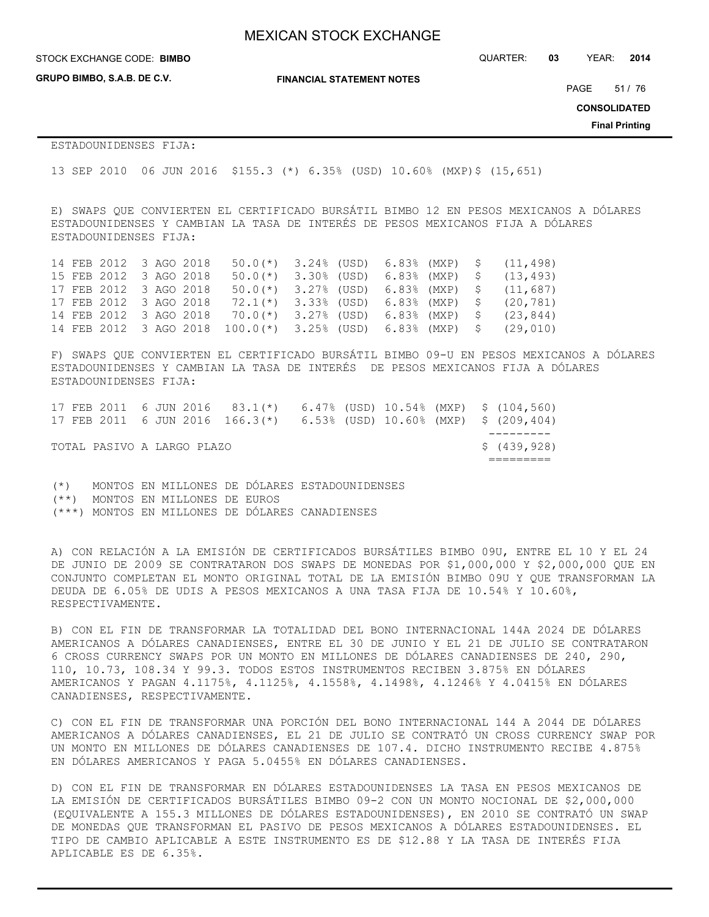ESTADOUNIDENSES FIJA:

| | | | | | |
|---|---|---|---|---|---|
| 13 SEP 2010 | 06 JUN 2016 | $155.3 (*) | 6.35% (USD) | 10.60% (MXP) | $ (15,651) |

E) SWAPS QUE CONVIERTEN EL CERTIFICADO BURSÁTIL BIMBO 12 EN PESOS MEXICANOS A DÓLARES ESTADOUNIDENSES Y CAMBIAN LA TASA DE INTERÉS DE PESOS MEXICANOS FIJA A DÓLARES ESTADOUNIDENSES FIJA:

| | | | | | |
|---|---|---|---|---|---|
| 14 FEB 2012 | 3 AGO 2018 | 50.0(*) | 3.24% (USD) | 6.83% (MXP) | $ (11,498) |
| 15 FEB 2012 | 3 AGO 2018 | 50.0(*) | 3.30% (USD) | 6.83% (MXP) | $ (13,493) |
| 17 FEB 2012 | 3 AGO 2018 | 50.0(*) | 3.27% (USD) | 6.83% (MXP) | $ (11,687) |
| 17 FEB 2012 | 3 AGO 2018 | 72.1(*) | 3.33% (USD) | 6.83% (MXP) | $ (20,781) |
| 14 FEB 2012 | 3 AGO 2018 | 70.0(*) | 3.27% (USD) | 6.83% (MXP) | $ (23,844) |
| 14 FEB 2012 | 3 AGO 2018 | 100.0(*) | 3.25% (USD) | 6.83% (MXP) | $ (29,010) |

F) SWAPS QUE CONVIERTEN EL CERTIFICADO BURSÁTIL BIMBO 09-U EN PESOS MEXICANOS A DÓLARES ESTADOUNIDENSES Y CAMBIAN LA TASA DE INTERÉS DE PESOS MEXICANOS FIJA A DÓLARES ESTADOUNIDENSES FIJA:

| | | | | | |
|---|---|---|---|---|---|
| 17 FEB 2011 | 6 JUN 2016 | 83.1(*) | 6.47% (USD) | 10.54% (MXP) | $ (104,560) |
| 17 FEB 2011 | 6 JUN 2016 | 166.3(*) | 6.53% (USD) | 10.60% (MXP) | $ (209,404) |
| TOTAL PASIVO A LARGO PLAZO | | | | | $ (439,928) |

(*) MONTOS EN MILLONES DE DÓLARES ESTADOUNIDENSES
(**) MONTOS EN MILLONES DE EUROS
(***) MONTOS EN MILLONES DE DÓLARES CANADIENSES

A) CON RELACIÓN A LA EMISIÓN DE CERTIFICADOS BURSÁTILES BIMBO 09U, ENTRE EL 10 Y EL 24 DE JUNIO DE 2009 SE CONTRATARON DOS SWAPS DE MONEDAS POR $1,000,000 Y $2,000,000 QUE EN CONJUNTO COMPLETAN EL MONTO ORIGINAL TOTAL DE LA EMISIÓN BIMBO 09U Y QUE TRANSFORMAN LA DEUDA DE 6.05% DE UDIS A PESOS MEXICANOS A UNA TASA FIJA DE 10.54% Y 10.60%, RESPECTIVAMENTE.

B) CON EL FIN DE TRANSFORMAR LA TOTALIDAD DEL BONO INTERNACIONAL 144A 2024 DE DÓLARES AMERICANOS A DÓLARES CANADIENSES, ENTRE EL 30 DE JUNIO Y EL 21 DE JULIO SE CONTRATARON 6 CROSS CURRENCY SWAPS POR UN MONTO EN MILLONES DE DÓLARES CANADIENSES DE 240, 290, 110, 10.73, 108.34 Y 99.3. TODOS ESTOS INSTRUMENTOS RECIBEN 3.875% EN DÓLARES AMERICANOS Y PAGAN 4.1175%, 4.1125%, 4.1558%, 4.1498%, 4.1246% Y 4.0415% EN DÓLARES CANADIENSES, RESPECTIVAMENTE.

C) CON EL FIN DE TRANSFORMAR UNA PORCIÓN DEL BONO INTERNACIONAL 144 A 2044 DE DÓLARES AMERICANOS A DÓLARES CANADIENSES, EL 21 DE JULIO SE CONTRATÓ UN CROSS CURRENCY SWAP POR UN MONTO EN MILLONES DE DÓLARES CANADIENSES DE 107.4. DICHO INSTRUMENTO RECIBE 4.875% EN DÓLARES AMERICANOS Y PAGA 5.0455% EN DÓLARES CANADIENSES.

D) CON EL FIN DE TRANSFORMAR EN DÓLARES ESTADOUNIDENSES LA TASA EN PESOS MEXICANOS DE LA EMISIÓN DE CERTIFICADOS BURSÁTILES BIMBO 09-2 CON UN MONTO NOCIONAL DE $2,000,000 (EQUIVALENTE A 155.3 MILLONES DE DÓLARES ESTADOUNIDENSES), EN 2010 SE CONTRATÓ UN SWAP DE MONEDAS QUE TRANSFORMAN EL PASIVO DE PESOS MEXICANOS A DÓLARES ESTADOUNIDENSES. EL TIPO DE CAMBIO APLICABLE A ESTE INSTRUMENTO ES DE $12.88 Y LA TASA DE INTERÉS FIJA APLICABLE ES DE 6.35%.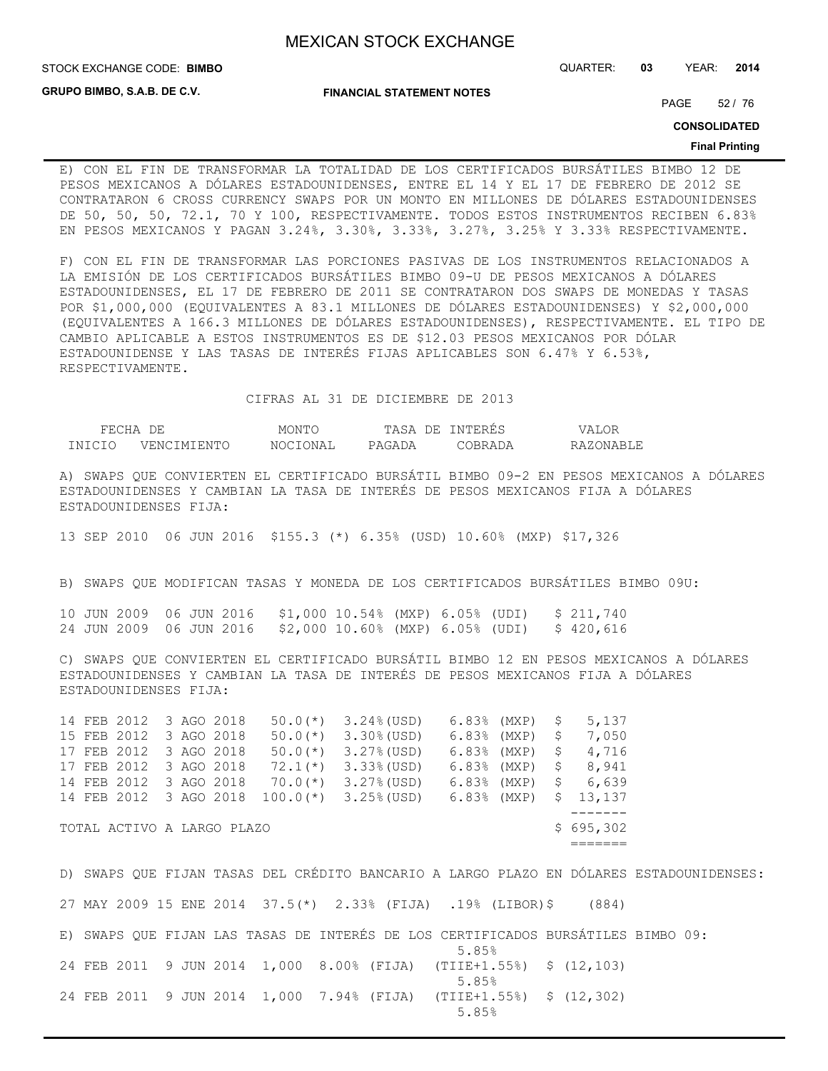E) CON EL FIN DE TRANSFORMAR LA TOTALIDAD DE LOS CERTIFICADOS BURSÁTILES BIMBO 12 DE PESOS MEXICANOS A DÓLARES ESTADOUNIDENSES, ENTRE EL 14 Y EL 17 DE FEBRERO DE 2012 SE CONTRATARON 6 CROSS CURRENCY SWAPS POR UN MONTO EN MILLONES DE DÓLARES ESTADOUNIDENSES DE 50, 50, 50, 72.1, 70 Y 100, RESPECTIVAMENTE. TODOS ESTOS INSTRUMENTOS RECIBEN 6.83% EN PESOS MEXICANOS Y PAGAN 3.24%, 3.30%, 3.33%, 3.27%, 3.25% Y 3.33% RESPECTIVAMENTE.

F) CON EL FIN DE TRANSFORMAR LAS PORCIONES PASIVAS DE LOS INSTRUMENTOS RELACIONADOS A LA EMISIÓN DE LOS CERTIFICADOS BURSÁTILES BIMBO 09-U DE PESOS MEXICANOS A DÓLARES ESTADOUNIDENSES, EL 17 DE FEBRERO DE 2011 SE CONTRATARON DOS SWAPS DE MONEDAS Y TASAS POR $1,000,000 (EQUIVALENTES A 83.1 MILLONES DE DÓLARES ESTADOUNIDENSES) Y $2,000,000 (EQUIVALENTES A 166.3 MILLONES DE DÓLARES ESTADOUNIDENSES), RESPECTIVAMENTE. EL TIPO DE CAMBIO APLICABLE A ESTOS INSTRUMENTOS ES DE $12.03 PESOS MEXICANOS POR DÓLAR ESTADOUNIDENSE Y LAS TASAS DE INTERÉS FIJAS APLICABLES SON 6.47% Y 6.53%, RESPECTIVAMENTE.

CIFRAS AL 31 DE DICIEMBRE DE 2013

| FECHA DE INICIO | VENCIMIENTO | MONTO NOCIONAL | TASA DE INTERÉS PAGADA | TASA DE INTERÉS COBRADA | VALOR RAZONABLE |
|---|---|---|---|---|---|
| A) SWAPS QUE CONVIERTEN EL CERTIFICADO BURSÁTIL BIMBO 09-2 EN PESOS MEXICANOS A DÓLARES ESTADOUNIDENSES Y CAMBIAN LA TASA DE INTERÉS DE PESOS MEXICANOS FIJA A DÓLARES ESTADOUNIDENSES FIJA: | | | | | |
| 13 SEP 2010 | 06 JUN 2016 | $155.3 (*) | 6.35% (USD) | 10.60% (MXP) | $17,326 |
| B) SWAPS QUE MODIFICAN TASAS Y MONEDA DE LOS CERTIFICADOS BURSÁTILES BIMBO 09U: | | | | | |
| 10 JUN 2009 | 06 JUN 2016 | $1,000 | 10.54% (MXP) | 6.05% (UDI) | $ 211,740 |
| 24 JUN 2009 | 06 JUN 2016 | $2,000 | 10.60% (MXP) | 6.05% (UDI) | $ 420,616 |
| C) SWAPS QUE CONVIERTEN EL CERTIFICADO BURSÁTIL BIMBO 12 EN PESOS MEXICANOS A DÓLARES ESTADOUNIDENSES Y CAMBIAN LA TASA DE INTERÉS DE PESOS MEXICANOS FIJA A DÓLARES ESTADOUNIDENSES FIJA: | | | | | |
| 14 FEB 2012 | 3 AGO 2018 | 50.0(*) | 3.24%(USD) | 6.83% (MXP) | $ 5,137 |
| 15 FEB 2012 | 3 AGO 2018 | 50.0(*) | 3.30%(USD) | 6.83% (MXP) | $ 7,050 |
| 17 FEB 2012 | 3 AGO 2018 | 50.0(*) | 3.27%(USD) | 6.83% (MXP) | $ 4,716 |
| 17 FEB 2012 | 3 AGO 2018 | 72.1(*) | 3.33%(USD) | 6.83% (MXP) | $ 8,941 |
| 14 FEB 2012 | 3 AGO 2018 | 70.0(*) | 3.27%(USD) | 6.83% (MXP) | $ 6,639 |
| 14 FEB 2012 | 3 AGO 2018 | 100.0(*) | 3.25%(USD) | 6.83% (MXP) | $ 13,137 |
| TOTAL ACTIVO A LARGO PLAZO | | | | | $ 695,302 |
| D) SWAPS QUE FIJAN TASAS DEL CRÉDITO BANCARIO A LARGO PLAZO EN DÓLARES ESTADOUNIDENSES: | | | | | |
| 27 MAY 2009 | 15 ENE 2014 | 37.5(*) | 2.33% (FIJA) | .19% (LIBOR) | $ (884) |
| E) SWAPS QUE FIJAN LAS TASAS DE INTERÉS DE LOS CERTIFICADOS BURSÁTILES BIMBO 09: | | | | | |
| 24 FEB 2011 | 9 JUN 2014 | 1,000 | 8.00% (FIJA) | 5.85% (TIIE+1.55%) | $ (12,103) |
| 24 FEB 2011 | 9 JUN 2014 | 1,000 | 7.94% (FIJA) | 5.85% (TIIE+1.55%) | $ (12,302) |
| | | | | 5.85% | |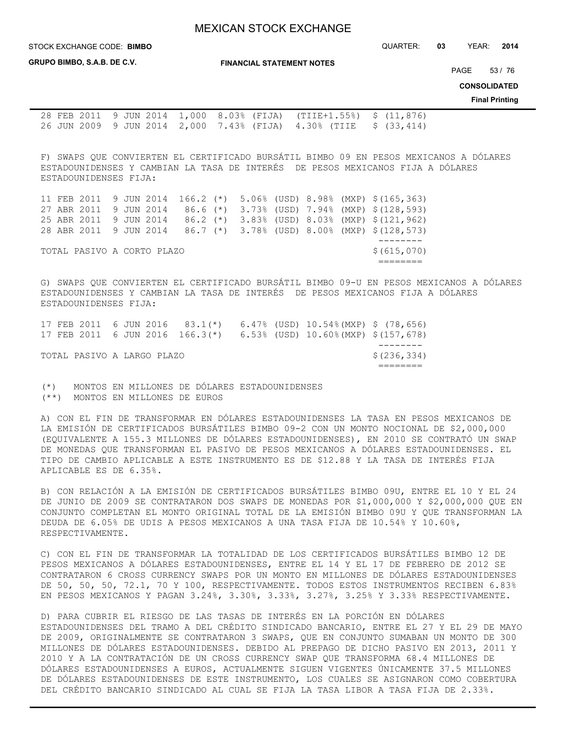| | | | | | |
|---|---|---|---|---|---|
| 28 FEB 2011 | 9 JUN 2014 | 1,000 | 8.03% (FIJA) | (TIIE+1.55%) | $ (11,876) |
| 26 JUN 2009 | 9 JUN 2014 | 2,000 | 7.43% (FIJA) | 4.30% (TIIE | $ (33,414) |

F) SWAPS QUE CONVIERTEN EL CERTIFICADO BURSÁTIL BIMBO 09 EN PESOS MEXICANOS A DÓLARES ESTADOUNIDENSES Y CAMBIAN LA TASA DE INTERÉS DE PESOS MEXICANOS FIJA A DÓLARES ESTADOUNIDENSES FIJA:

| | | | | | |
|---|---|---|---|---|---|
| 11 FEB 2011 | 9 JUN 2014 | 166.2 (*) | 5.06% (USD) | 8.98% (MXP) | $(165,363) |
| 27 ABR 2011 | 9 JUN 2014 | 86.6 (*) | 3.73% (USD) | 7.94% (MXP) | $(128,593) |
| 25 ABR 2011 | 9 JUN 2014 | 86.2 (*) | 3.83% (USD) | 8.03% (MXP) | $(121,962) |
| 28 ABR 2011 | 9 JUN 2014 | 86.7 (*) | 3.78% (USD) | 8.00% (MXP) | $(128,573) |
| TOTAL PASIVO A CORTO PLAZO | | | | | $(615,070) |

G) SWAPS QUE CONVIERTEN EL CERTIFICADO BURSÁTIL BIMBO 09-U EN PESOS MEXICANOS A DÓLARES ESTADOUNIDENSES Y CAMBIAN LA TASA DE INTERÉS DE PESOS MEXICANOS FIJA A DÓLARES ESTADOUNIDENSES FIJA:

| | | | | | |
|---|---|---|---|---|---|
| 17 FEB 2011 | 6 JUN 2016 | 83.1(*) | 6.47% (USD) | 10.54%(MXP) | $ (78,656) |
| 17 FEB 2011 | 6 JUN 2016 | 166.3(*) | 6.53% (USD) | 10.60%(MXP) | $(157,678) |
| TOTAL PASIVO A LARGO PLAZO | | | | | $(236,334) |

(*) MONTOS EN MILLONES DE DÓLARES ESTADOUNIDENSES
(**) MONTOS EN MILLONES DE EUROS

A) CON EL FIN DE TRANSFORMAR EN DÓLARES ESTADOUNIDENSES LA TASA EN PESOS MEXICANOS DE LA EMISIÓN DE CERTIFICADOS BURSÁTILES BIMBO 09-2 CON UN MONTO NOCIONAL DE $2,000,000 (EQUIVALENTE A 155.3 MILLONES DE DÓLARES ESTADOUNIDENSES), EN 2010 SE CONTRATÓ UN SWAP DE MONEDAS QUE TRANSFORMAN EL PASIVO DE PESOS MEXICANOS A DÓLARES ESTADOUNIDENSES. EL TIPO DE CAMBIO APLICABLE A ESTE INSTRUMENTO ES DE $12.88 Y LA TASA DE INTERÉS FIJA APLICABLE ES DE 6.35%.

B) CON RELACIÓN A LA EMISIÓN DE CERTIFICADOS BURSÁTILES BIMBO 09U, ENTRE EL 10 Y EL 24 DE JUNIO DE 2009 SE CONTRATARON DOS SWAPS DE MONEDAS POR $1,000,000 Y $2,000,000 QUE EN CONJUNTO COMPLETAN EL MONTO ORIGINAL TOTAL DE LA EMISIÓN BIMBO 09U Y QUE TRANSFORMAN LA DEUDA DE 6.05% DE UDIS A PESOS MEXICANOS A UNA TASA FIJA DE 10.54% Y 10.60%, RESPECTIVAMENTE.

C) CON EL FIN DE TRANSFORMAR LA TOTALIDAD DE LOS CERTIFICADOS BURSÁTILES BIMBO 12 DE PESOS MEXICANOS A DÓLARES ESTADOUNIDENSES, ENTRE EL 14 Y EL 17 DE FEBRERO DE 2012 SE CONTRATARON 6 CROSS CURRENCY SWAPS POR UN MONTO EN MILLONES DE DÓLARES ESTADOUNIDENSES DE 50, 50, 50, 72.1, 70 Y 100, RESPECTIVAMENTE. TODOS ESTOS INSTRUMENTOS RECIBEN 6.83% EN PESOS MEXICANOS Y PAGAN 3.24%, 3.30%, 3.33%, 3.27%, 3.25% Y 3.33% RESPECTIVAMENTE.

D) PARA CUBRIR EL RIESGO DE LAS TASAS DE INTERÉS EN LA PORCIÓN EN DÓLARES ESTADOUNIDENSES DEL TRAMO A DEL CRÉDITO SINDICADO BANCARIO, ENTRE EL 27 Y EL 29 DE MAYO DE 2009, ORIGINALMENTE SE CONTRATARON 3 SWAPS, QUE EN CONJUNTO SUMABAN UN MONTO DE 300 MILLONES DE DÓLARES ESTADOUNIDENSES. DEBIDO AL PREPAGO DE DICHO PASIVO EN 2013, 2011 Y 2010 Y A LA CONTRATACIÓN DE UN CROSS CURRENCY SWAP QUE TRANSFORMA 68.4 MILLONES DE DÓLARES ESTADOUNIDENSES A EUROS, ACTUALMENTE SIGUEN VIGENTES ÚNICAMENTE 37.5 MILLONES DE DÓLARES ESTADOUNIDENSES DE ESTE INSTRUMENTO, LOS CUALES SE ASIGNARON COMO COBERTURA DEL CRÉDITO BANCARIO SINDICADO AL CUAL SE FIJA LA TASA LIBOR A TASA FIJA DE 2.33%.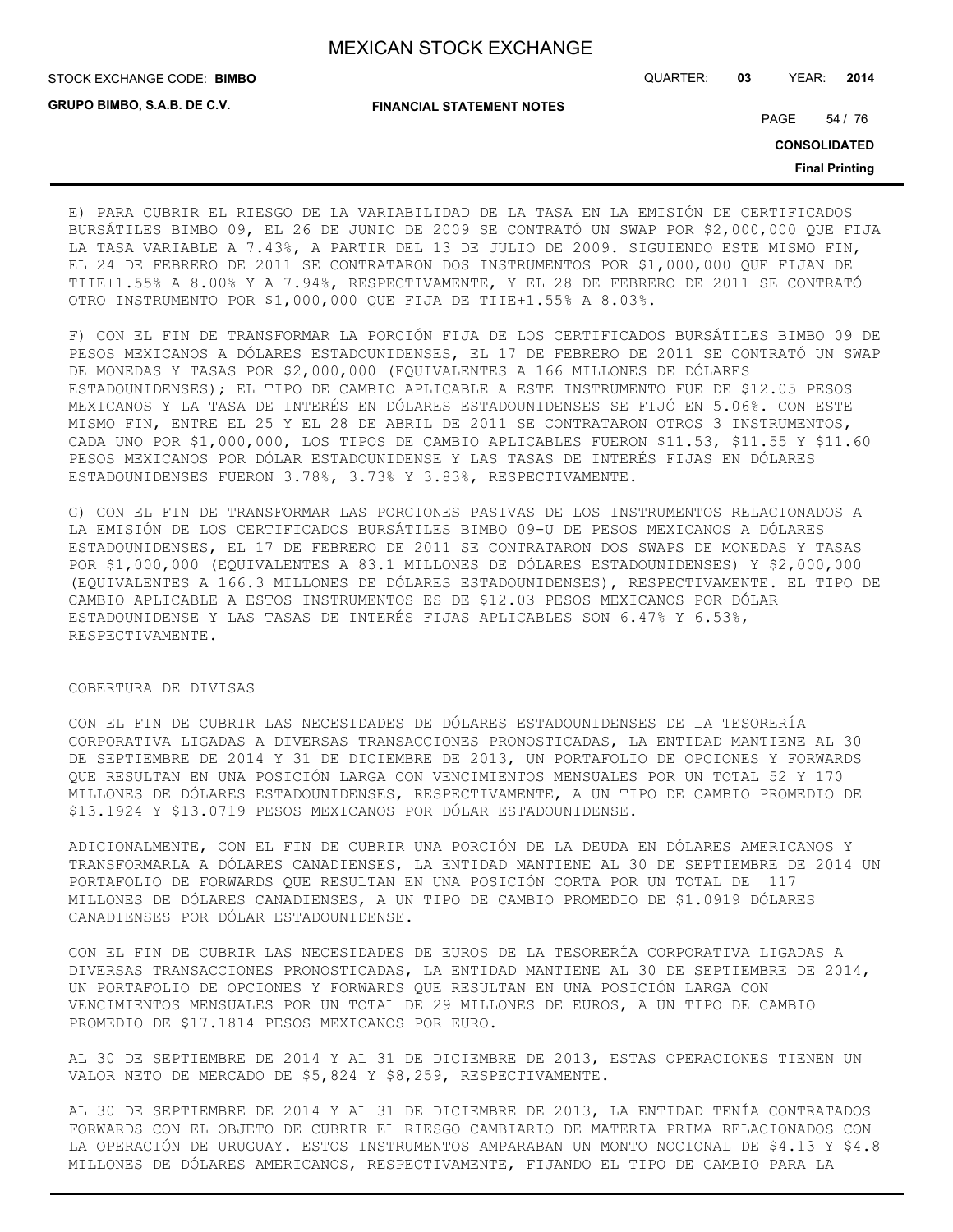E) PARA CUBRIR EL RIESGO DE LA VARIABILIDAD DE LA TASA EN LA EMISIÓN DE CERTIFICADOS BURSÁTILES BIMBO 09, EL 26 DE JUNIO DE 2009 SE CONTRATÓ UN SWAP POR $2,000,000 QUE FIJA LA TASA VARIABLE A 7.43%, A PARTIR DEL 13 DE JULIO DE 2009. SIGUIENDO ESTE MISMO FIN, EL 24 DE FEBRERO DE 2011 SE CONTRATARON DOS INSTRUMENTOS POR $1,000,000 QUE FIJAN DE TIIE+1.55% A 8.00% Y A 7.94%, RESPECTIVAMENTE, Y EL 28 DE FEBRERO DE 2011 SE CONTRATÓ OTRO INSTRUMENTO POR $1,000,000 QUE FIJA DE TIIE+1.55% A 8.03%.

F) CON EL FIN DE TRANSFORMAR LA PORCIÓN FIJA DE LOS CERTIFICADOS BURSÁTILES BIMBO 09 DE PESOS MEXICANOS A DÓLARES ESTADOUNIDENSES, EL 17 DE FEBRERO DE 2011 SE CONTRATÓ UN SWAP DE MONEDAS Y TASAS POR $2,000,000 (EQUIVALENTES A 166 MILLONES DE DÓLARES ESTADOUNIDENSES); EL TIPO DE CAMBIO APLICABLE A ESTE INSTRUMENTO FUE DE $12.05 PESOS MEXICANOS Y LA TASA DE INTERÉS EN DÓLARES ESTADOUNIDENSES SE FIJÓ EN 5.06%. CON ESTE MISMO FIN, ENTRE EL 25 Y EL 28 DE ABRIL DE 2011 SE CONTRATARON OTROS 3 INSTRUMENTOS, CADA UNO POR $1,000,000, LOS TIPOS DE CAMBIO APLICABLES FUERON $11.53, $11.55 Y $11.60 PESOS MEXICANOS POR DÓLAR ESTADOUNIDENSE Y LAS TASAS DE INTERÉS FIJAS EN DÓLARES ESTADOUNIDENSES FUERON 3.78%, 3.73% Y 3.83%, RESPECTIVAMENTE.

G) CON EL FIN DE TRANSFORMAR LAS PORCIONES PASIVAS DE LOS INSTRUMENTOS RELACIONADOS A LA EMISIÓN DE LOS CERTIFICADOS BURSÁTILES BIMBO 09-U DE PESOS MEXICANOS A DÓLARES ESTADOUNIDENSES, EL 17 DE FEBRERO DE 2011 SE CONTRATARON DOS SWAPS DE MONEDAS Y TASAS POR $1,000,000 (EQUIVALENTES A 83.1 MILLONES DE DÓLARES ESTADOUNIDENSES) Y $2,000,000 (EQUIVALENTES A 166.3 MILLONES DE DÓLARES ESTADOUNIDENSES), RESPECTIVAMENTE. EL TIPO DE CAMBIO APLICABLE A ESTOS INSTRUMENTOS ES DE $12.03 PESOS MEXICANOS POR DÓLAR ESTADOUNIDENSE Y LAS TASAS DE INTERÉS FIJAS APLICABLES SON 6.47% Y 6.53%, RESPECTIVAMENTE.

COBERTURA DE DIVISAS

CON EL FIN DE CUBRIR LAS NECESIDADES DE DÓLARES ESTADOUNIDENSES DE LA TESORERÍA CORPORATIVA LIGADAS A DIVERSAS TRANSACCIONES PRONOSTICADAS, LA ENTIDAD MANTIENE AL 30 DE SEPTIEMBRE DE 2014 Y 31 DE DICIEMBRE DE 2013, UN PORTAFOLIO DE OPCIONES Y FORWARDS QUE RESULTAN EN UNA POSICIÓN LARGA CON VENCIMIENTOS MENSUALES POR UN TOTAL 52 Y 170 MILLONES DE DÓLARES ESTADOUNIDENSES, RESPECTIVAMENTE, A UN TIPO DE CAMBIO PROMEDIO DE $13.1924 Y $13.0719 PESOS MEXICANOS POR DÓLAR ESTADOUNIDENSE.

ADICIONALMENTE, CON EL FIN DE CUBRIR UNA PORCIÓN DE LA DEUDA EN DÓLARES AMERICANOS Y TRANSFORMARLA A DÓLARES CANADIENSES, LA ENTIDAD MANTIENE AL 30 DE SEPTIEMBRE DE 2014 UN PORTAFOLIO DE FORWARDS QUE RESULTAN EN UNA POSICIÓN CORTA POR UN TOTAL DE 117 MILLONES DE DÓLARES CANADIENSES, A UN TIPO DE CAMBIO PROMEDIO DE $1.0919 DÓLARES CANADIENSES POR DÓLAR ESTADOUNIDENSE.

CON EL FIN DE CUBRIR LAS NECESIDADES DE EUROS DE LA TESORERÍA CORPORATIVA LIGADAS A DIVERSAS TRANSACCIONES PRONOSTICADAS, LA ENTIDAD MANTIENE AL 30 DE SEPTIEMBRE DE 2014, UN PORTAFOLIO DE OPCIONES Y FORWARDS QUE RESULTAN EN UNA POSICIÓN LARGA CON VENCIMIENTOS MENSUALES POR UN TOTAL DE 29 MILLONES DE EUROS, A UN TIPO DE CAMBIO PROMEDIO DE $17.1814 PESOS MEXICANOS POR EURO.

AL 30 DE SEPTIEMBRE DE 2014 Y AL 31 DE DICIEMBRE DE 2013, ESTAS OPERACIONES TIENEN UN VALOR NETO DE MERCADO DE $5,824 Y $8,259, RESPECTIVAMENTE.

AL 30 DE SEPTIEMBRE DE 2014 Y AL 31 DE DICIEMBRE DE 2013, LA ENTIDAD TENÍA CONTRATADOS FORWARDS CON EL OBJETO DE CUBRIR EL RIESGO CAMBIARIO DE MATERIA PRIMA RELACIONADOS CON LA OPERACIÓN DE URUGUAY. ESTOS INSTRUMENTOS AMPARABAN UN MONTO NOCIONAL DE $4.13 Y $4.8 MILLONES DE DÓLARES AMERICANOS, RESPECTIVAMENTE, FIJANDO EL TIPO DE CAMBIO PARA LA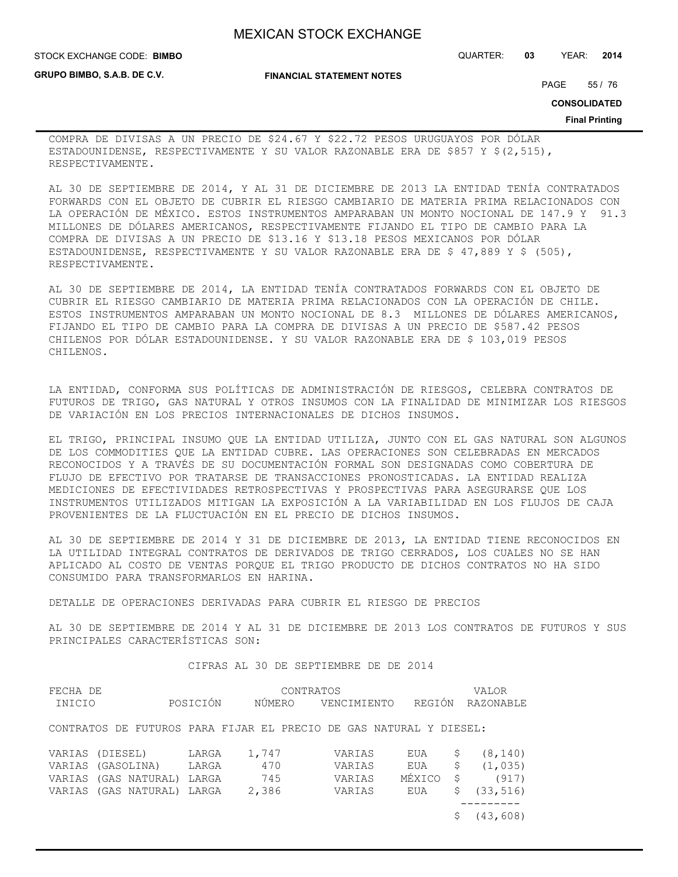COMPRA DE DIVISAS A UN PRECIO DE $24.67 Y $22.72 PESOS URUGUAYOS POR DÓLAR ESTADOUNIDENSE, RESPECTIVAMENTE Y SU VALOR RAZONABLE ERA DE $857 Y $(2,515), RESPECTIVAMENTE.

AL 30 DE SEPTIEMBRE DE 2014, Y AL 31 DE DICIEMBRE DE 2013 LA ENTIDAD TENÍA CONTRATADOS FORWARDS CON EL OBJETO DE CUBRIR EL RIESGO CAMBIARIO DE MATERIA PRIMA RELACIONADOS CON LA OPERACIÓN DE MÉXICO. ESTOS INSTRUMENTOS AMPARABAN UN MONTO NOCIONAL DE 147.9 Y 91.3 MILLONES DE DÓLARES AMERICANOS, RESPECTIVAMENTE FIJANDO EL TIPO DE CAMBIO PARA LA COMPRA DE DIVISAS A UN PRECIO DE $13.16 Y $13.18 PESOS MEXICANOS POR DÓLAR ESTADOUNIDENSE, RESPECTIVAMENTE Y SU VALOR RAZONABLE ERA DE $ 47,889 Y $ (505), RESPECTIVAMENTE.

AL 30 DE SEPTIEMBRE DE 2014, LA ENTIDAD TENÍA CONTRATADOS FORWARDS CON EL OBJETO DE CUBRIR EL RIESGO CAMBIARIO DE MATERIA PRIMA RELACIONADOS CON LA OPERACIÓN DE CHILE. ESTOS INSTRUMENTOS AMPARABAN UN MONTO NOCIONAL DE 8.3 MILLONES DE DÓLARES AMERICANOS, FIJANDO EL TIPO DE CAMBIO PARA LA COMPRA DE DIVISAS A UN PRECIO DE $587.42 PESOS CHILENOS POR DÓLAR ESTADOUNIDENSE. Y SU VALOR RAZONABLE ERA DE $ 103,019 PESOS CHILENOS.

LA ENTIDAD, CONFORMA SUS POLÍTICAS DE ADMINISTRACIÓN DE RIESGOS, CELEBRA CONTRATOS DE FUTUROS DE TRIGO, GAS NATURAL Y OTROS INSUMOS CON LA FINALIDAD DE MINIMIZAR LOS RIESGOS DE VARIACIÓN EN LOS PRECIOS INTERNACIONALES DE DICHOS INSUMOS.

EL TRIGO, PRINCIPAL INSUMO QUE LA ENTIDAD UTILIZA, JUNTO CON EL GAS NATURAL SON ALGUNOS DE LOS COMMODITIES QUE LA ENTIDAD CUBRE. LAS OPERACIONES SON CELEBRADAS EN MERCADOS RECONOCIDOS Y A TRAVÉS DE SU DOCUMENTACIÓN FORMAL SON DESIGNADAS COMO COBERTURA DE FLUJO DE EFECTIVO POR TRATARSE DE TRANSACCIONES PRONOSTICADAS. LA ENTIDAD REALIZA MEDICIONES DE EFECTIVIDADES RETROSPECTIVAS Y PROSPECTIVAS PARA ASEGURARSE QUE LOS INSTRUMENTOS UTILIZADOS MITIGAN LA EXPOSICIÓN A LA VARIABILIDAD EN LOS FLUJOS DE CAJA PROVENIENTES DE LA FLUCTUACIÓN EN EL PRECIO DE DICHOS INSUMOS.

AL 30 DE SEPTIEMBRE DE 2014 Y 31 DE DICIEMBRE DE 2013, LA ENTIDAD TIENE RECONOCIDOS EN LA UTILIDAD INTEGRAL CONTRATOS DE DERIVADOS DE TRIGO CERRADOS, LOS CUALES NO SE HAN APLICADO AL COSTO DE VENTAS PORQUE EL TRIGO PRODUCTO DE DICHOS CONTRATOS NO HA SIDO CONSUMIDO PARA TRANSFORMARLOS EN HARINA.

DETALLE DE OPERACIONES DERIVADAS PARA CUBRIR EL RIESGO DE PRECIOS

AL 30 DE SEPTIEMBRE DE 2014 Y AL 31 DE DICIEMBRE DE 2013 LOS CONTRATOS DE FUTUROS Y SUS PRINCIPALES CARACTERÍSTICAS SON:

CIFRAS AL 30 DE SEPTIEMBRE DE DE 2014

| FECHA DE INICIO | POSICIÓN | CONTRATOS NÚMERO | VENCIMIENTO | REGIÓN | VALOR RAZONABLE |
|---|---|---|---|---|---|
| CONTRATOS DE FUTUROS PARA FIJAR EL PRECIO DE GAS NATURAL Y DIESEL: | | | | | |
| VARIAS (DIESEL) | LARGA | 1,747 | VARIAS | EUA | $ (8,140) |
| VARIAS (GASOLINA) | LARGA | 470 | VARIAS | EUA | $ (1,035) |
| VARIAS (GAS NATURAL) | LARGA | 745 | VARIAS | MÉXICO | $ (917) |
| VARIAS (GAS NATURAL) | LARGA | 2,386 | VARIAS | EUA | $ (33,516) |
| | | | | | $ (43,608) |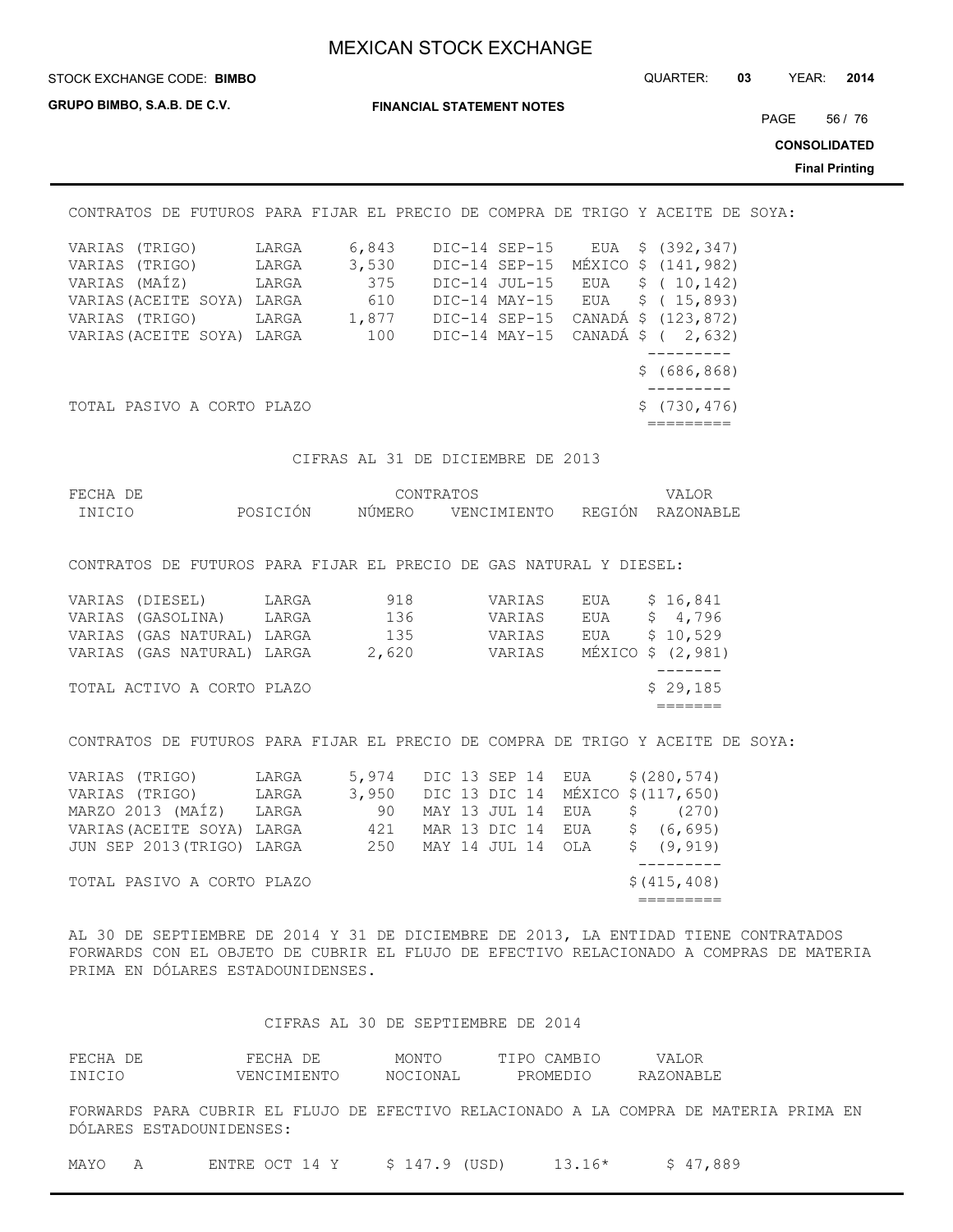CONTRATOS DE FUTUROS PARA FIJAR EL PRECIO DE COMPRA DE TRIGO Y ACEITE DE SOYA:

| | | | | | |
|---|---|---|---|---|---|
| VARIAS (TRIGO) | LARGA | 6,843 | DIC-14 SEP-15 | EUA | $ (392,347) |
| VARIAS (TRIGO) | LARGA | 3,530 | DIC-14 SEP-15 | MÉXICO | $ (141,982) |
| VARIAS (MAÍZ) | LARGA | 375 | DIC-14 JUL-15 | EUA | $ ( 10,142) |
| VARIAS(ACEITE SOYA) | LARGA | 610 | DIC-14 MAY-15 | EUA | $ ( 15,893) |
| VARIAS (TRIGO) | LARGA | 1,877 | DIC-14 SEP-15 | CANADÁ | $ (123,872) |
| VARIAS(ACEITE SOYA) | LARGA | 100 | DIC-14 MAY-15 | CANADÁ | $ ( 2,632) |
| | | | | | $ (686,868) |
| TOTAL PASIVO A CORTO PLAZO | | | | | $ (730,476) |

CIFRAS AL 31 DE DICIEMBRE DE 2013

| FECHA DE INICIO | POSICIÓN | CONTRATOS NÚMERO | VENCIMIENTO | REGIÓN | VALOR RAZONABLE |
|---|---|---|---|---|---|

CONTRATOS DE FUTUROS PARA FIJAR EL PRECIO DE GAS NATURAL Y DIESEL:

| | | | | | |
|---|---|---|---|---|---|
| VARIAS (DIESEL) | LARGA | 918 | VARIAS | EUA | $ 16,841 |
| VARIAS (GASOLINA) | LARGA | 136 | VARIAS | EUA | $ 4,796 |
| VARIAS (GAS NATURAL) | LARGA | 135 | VARIAS | EUA | $ 10,529 |
| VARIAS (GAS NATURAL) | LARGA | 2,620 | VARIAS | MÉXICO | $ (2,981) |
| TOTAL ACTIVO A CORTO PLAZO | | | | | $ 29,185 |

CONTRATOS DE FUTUROS PARA FIJAR EL PRECIO DE COMPRA DE TRIGO Y ACEITE DE SOYA:

| | | | | | |
|---|---|---|---|---|---|
| VARIAS (TRIGO) | LARGA | 5,974 | DIC 13 SEP 14 | EUA | $(280,574) |
| VARIAS (TRIGO) | LARGA | 3,950 | DIC 13 DIC 14 | MÉXICO | $(117,650) |
| MARZO 2013 (MAÍZ) | LARGA | 90 | MAY 13 JUL 14 | EUA | $ (270) |
| VARIAS(ACEITE SOYA) | LARGA | 421 | MAR 13 DIC 14 | EUA | $ (6,695) |
| JUN SEP 2013(TRIGO) | LARGA | 250 | MAY 14 JUL 14 | OLA | $ (9,919) |
| TOTAL PASIVO A CORTO PLAZO | | | | | $(415,408) |

AL 30 DE SEPTIEMBRE DE 2014 Y 31 DE DICIEMBRE DE 2013, LA ENTIDAD TIENE CONTRATADOS FORWARDS CON EL OBJETO DE CUBRIR EL FLUJO DE EFECTIVO RELACIONADO A COMPRAS DE MATERIA PRIMA EN DÓLARES ESTADOUNIDENSES.

CIFRAS AL 30 DE SEPTIEMBRE DE 2014

| FECHA DE INICIO | FECHA DE VENCIMIENTO | MONTO NOCIONAL | TIPO CAMBIO PROMEDIO | VALOR RAZONABLE |
|---|---|---|---|---|

FORWARDS PARA CUBRIR EL FLUJO DE EFECTIVO RELACIONADO A LA COMPRA DE MATERIA PRIMA EN DÓLARES ESTADOUNIDENSES:

| | | | | |
|---|---|---|---|---|
| MAYO A | ENTRE OCT 14 Y | $ 147.9 (USD) | 13.16* | $ 47,889 |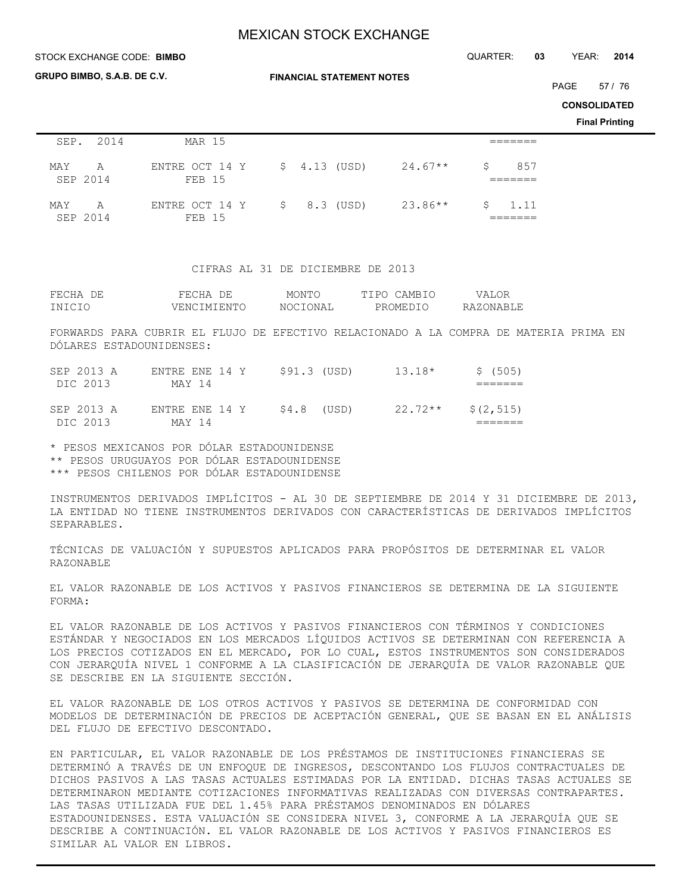| | | | | |
|---|---|---|---|---|
| SEP. 2014 | MAR 15 | | | ======= |
| MAY A SEP 2014 | ENTRE OCT 14 Y FEB 15 | $ 4.13 (USD) | 24.67** | $ 857 ======= |
| MAY A SEP 2014 | ENTRE OCT 14 Y FEB 15 | $ 8.3 (USD) | 23.86** | $ 1.11 ======= |

CIFRAS AL 31 DE DICIEMBRE DE 2013

| FECHA DE INICIO | FECHA DE VENCIMIENTO | MONTO NOCIONAL | TIPO CAMBIO PROMEDIO | VALOR RAZONABLE |
|---|---|---|---|---|
| FORWARDS PARA CUBRIR EL FLUJO DE EFECTIVO RELACIONADO A LA COMPRA DE MATERIA PRIMA EN DÓLARES ESTADOUNIDENSES: | | | | |
| SEP 2013 A DIC 2013 | ENTRE ENE 14 Y MAY 14 | $91.3 (USD) | 13.18* | $ (505) ======= |
| SEP 2013 A DIC 2013 | ENTRE ENE 14 Y MAY 14 | $4.8 (USD) | 22.72** | $(2,515) ======= |

* PESOS MEXICANOS POR DÓLAR ESTADOUNIDENSE
** PESOS URUGUAYOS POR DÓLAR ESTADOUNIDENSE
*** PESOS CHILENOS POR DÓLAR ESTADOUNIDENSE

INSTRUMENTOS DERIVADOS IMPLÍCITOS - AL 30 DE SEPTIEMBRE DE 2014 Y 31 DICIEMBRE DE 2013, LA ENTIDAD NO TIENE INSTRUMENTOS DERIVADOS CON CARACTERÍSTICAS DE DERIVADOS IMPLÍCITOS SEPARABLES.

TÉCNICAS DE VALUACIÓN Y SUPUESTOS APLICADOS PARA PROPÓSITOS DE DETERMINAR EL VALOR RAZONABLE

EL VALOR RAZONABLE DE LOS ACTIVOS Y PASIVOS FINANCIEROS SE DETERMINA DE LA SIGUIENTE FORMA:

EL VALOR RAZONABLE DE LOS ACTIVOS Y PASIVOS FINANCIEROS CON TÉRMINOS Y CONDICIONES ESTÁNDAR Y NEGOCIADOS EN LOS MERCADOS LÍQUIDOS ACTIVOS SE DETERMINAN CON REFERENCIA A LOS PRECIOS COTIZADOS EN EL MERCADO, POR LO CUAL, ESTOS INSTRUMENTOS SON CONSIDERADOS CON JERARQUÍA NIVEL 1 CONFORME A LA CLASIFICACIÓN DE JERARQUÍA DE VALOR RAZONABLE QUE SE DESCRIBE EN LA SIGUIENTE SECCIÓN.

EL VALOR RAZONABLE DE LOS OTROS ACTIVOS Y PASIVOS SE DETERMINA DE CONFORMIDAD CON MODELOS DE DETERMINACIÓN DE PRECIOS DE ACEPTACIÓN GENERAL, QUE SE BASAN EN EL ANÁLISIS DEL FLUJO DE EFECTIVO DESCONTADO.

EN PARTICULAR, EL VALOR RAZONABLE DE LOS PRÉSTAMOS DE INSTITUCIONES FINANCIERAS SE DETERMINÓ A TRAVÉS DE UN ENFOQUE DE INGRESOS, DESCONTANDO LOS FLUJOS CONTRACTUALES DE DICHOS PASIVOS A LAS TASAS ACTUALES ESTIMADAS POR LA ENTIDAD. DICHAS TASAS ACTUALES SE DETERMINARON MEDIANTE COTIZACIONES INFORMATIVAS REALIZADAS CON DIVERSAS CONTRAPARTES. LAS TASAS UTILIZADA FUE DEL 1.45% PARA PRÉSTAMOS DENOMINADOS EN DÓLARES ESTADOUNIDENSES. ESTA VALUACIÓN SE CONSIDERA NIVEL 3, CONFORME A LA JERARQUÍA QUE SE DESCRIBE A CONTINUACIÓN. EL VALOR RAZONABLE DE LOS ACTIVOS Y PASIVOS FINANCIEROS ES SIMILAR AL VALOR EN LIBROS.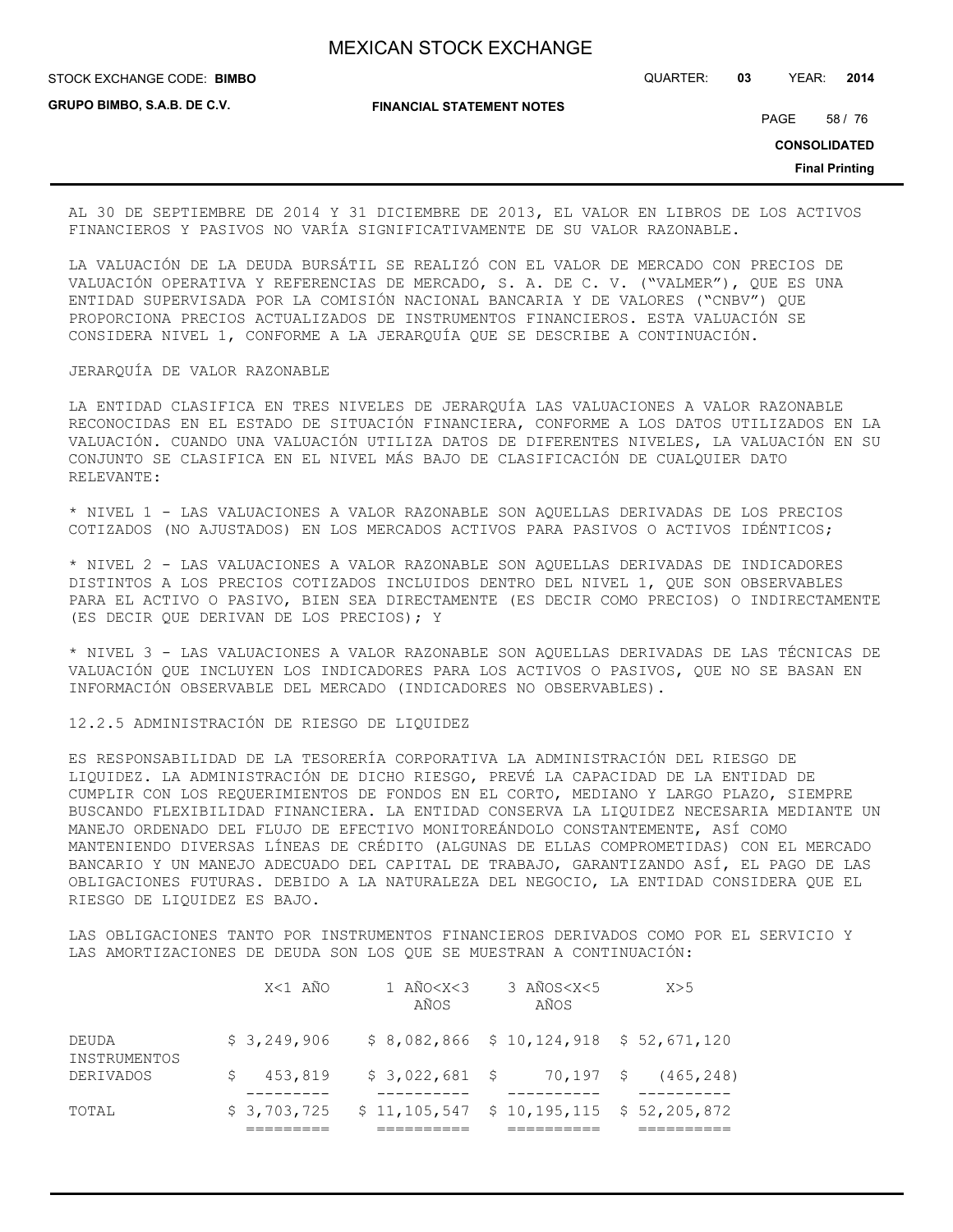AL 30 DE SEPTIEMBRE DE 2014 Y 31 DICIEMBRE DE 2013, EL VALOR EN LIBROS DE LOS ACTIVOS FINANCIEROS Y PASIVOS NO VARÍA SIGNIFICATIVAMENTE DE SU VALOR RAZONABLE.

LA VALUACIÓN DE LA DEUDA BURSÁTIL SE REALIZÓ CON EL VALOR DE MERCADO CON PRECIOS DE VALUACIÓN OPERATIVA Y REFERENCIAS DE MERCADO, S. A. DE C. V. ("VALMER"), QUE ES UNA ENTIDAD SUPERVISADA POR LA COMISIÓN NACIONAL BANCARIA Y DE VALORES ("CNBV") QUE PROPORCIONA PRECIOS ACTUALIZADOS DE INSTRUMENTOS FINANCIEROS. ESTA VALUACIÓN SE CONSIDERA NIVEL 1, CONFORME A LA JERARQUÍA QUE SE DESCRIBE A CONTINUACIÓN.

JERARQUÍA DE VALOR RAZONABLE

LA ENTIDAD CLASIFICA EN TRES NIVELES DE JERARQUÍA LAS VALUACIONES A VALOR RAZONABLE RECONOCIDAS EN EL ESTADO DE SITUACIÓN FINANCIERA, CONFORME A LOS DATOS UTILIZADOS EN LA VALUACIÓN. CUANDO UNA VALUACIÓN UTILIZA DATOS DE DIFERENTES NIVELES, LA VALUACIÓN EN SU CONJUNTO SE CLASIFICA EN EL NIVEL MÁS BAJO DE CLASIFICACIÓN DE CUALQUIER DATO RELEVANTE:

* NIVEL 1 - LAS VALUACIONES A VALOR RAZONABLE SON AQUELLAS DERIVADAS DE LOS PRECIOS COTIZADOS (NO AJUSTADOS) EN LOS MERCADOS ACTIVOS PARA PASIVOS O ACTIVOS IDÉNTICOS;

* NIVEL 2 - LAS VALUACIONES A VALOR RAZONABLE SON AQUELLAS DERIVADAS DE INDICADORES DISTINTOS A LOS PRECIOS COTIZADOS INCLUIDOS DENTRO DEL NIVEL 1, QUE SON OBSERVABLES PARA EL ACTIVO O PASIVO, BIEN SEA DIRECTAMENTE (ES DECIR COMO PRECIOS) O INDIRECTAMENTE (ES DECIR QUE DERIVAN DE LOS PRECIOS); Y

* NIVEL 3 - LAS VALUACIONES A VALOR RAZONABLE SON AQUELLAS DERIVADAS DE LAS TÉCNICAS DE VALUACIÓN QUE INCLUYEN LOS INDICADORES PARA LOS ACTIVOS O PASIVOS, QUE NO SE BASAN EN INFORMACIÓN OBSERVABLE DEL MERCADO (INDICADORES NO OBSERVABLES).

12.2.5 ADMINISTRACIÓN DE RIESGO DE LIQUIDEZ

ES RESPONSABILIDAD DE LA TESORERÍA CORPORATIVA LA ADMINISTRACIÓN DEL RIESGO DE LIQUIDEZ. LA ADMINISTRACIÓN DE DICHO RIESGO, PREVÉ LA CAPACIDAD DE LA ENTIDAD DE CUMPLIR CON LOS REQUERIMIENTOS DE FONDOS EN EL CORTO, MEDIANO Y LARGO PLAZO, SIEMPRE BUSCANDO FLEXIBILIDAD FINANCIERA. LA ENTIDAD CONSERVA LA LIQUIDEZ NECESARIA MEDIANTE UN MANEJO ORDENADO DEL FLUJO DE EFECTIVO MONITOREÁNDOLO CONSTANTEMENTE, ASÍ COMO MANTENIENDO DIVERSAS LÍNEAS DE CRÉDITO (ALGUNAS DE ELLAS COMPROMETIDAS) CON EL MERCADO BANCARIO Y UN MANEJO ADECUADO DEL CAPITAL DE TRABAJO, GARANTIZANDO ASÍ, EL PAGO DE LAS OBLIGACIONES FUTURAS. DEBIDO A LA NATURALEZA DEL NEGOCIO, LA ENTIDAD CONSIDERA QUE EL RIESGO DE LIQUIDEZ ES BAJO.

LAS OBLIGACIONES TANTO POR INSTRUMENTOS FINANCIEROS DERIVADOS COMO POR EL SERVICIO Y LAS AMORTIZACIONES DE DEUDA SON LOS QUE SE MUESTRAN A CONTINUACIÓN:

| | X<1 AÑO | 1 AÑO<X<3 AÑOS | 3 AÑOS<X<5 AÑOS | X>5 |
|---|---|---|---|---|
| DEUDA | $ 3,249,906 | $ 8,082,866 | $ 10,124,918 | $ 52,671,120 |
| INSTRUMENTOS DERIVADOS | $ 453,819 | $ 3,022,681 | $ 70,197 | $ (465,248) |
| TOTAL | $ 3,703,725 | $ 11,105,547 | $ 10,195,115 | $ 52,205,872 |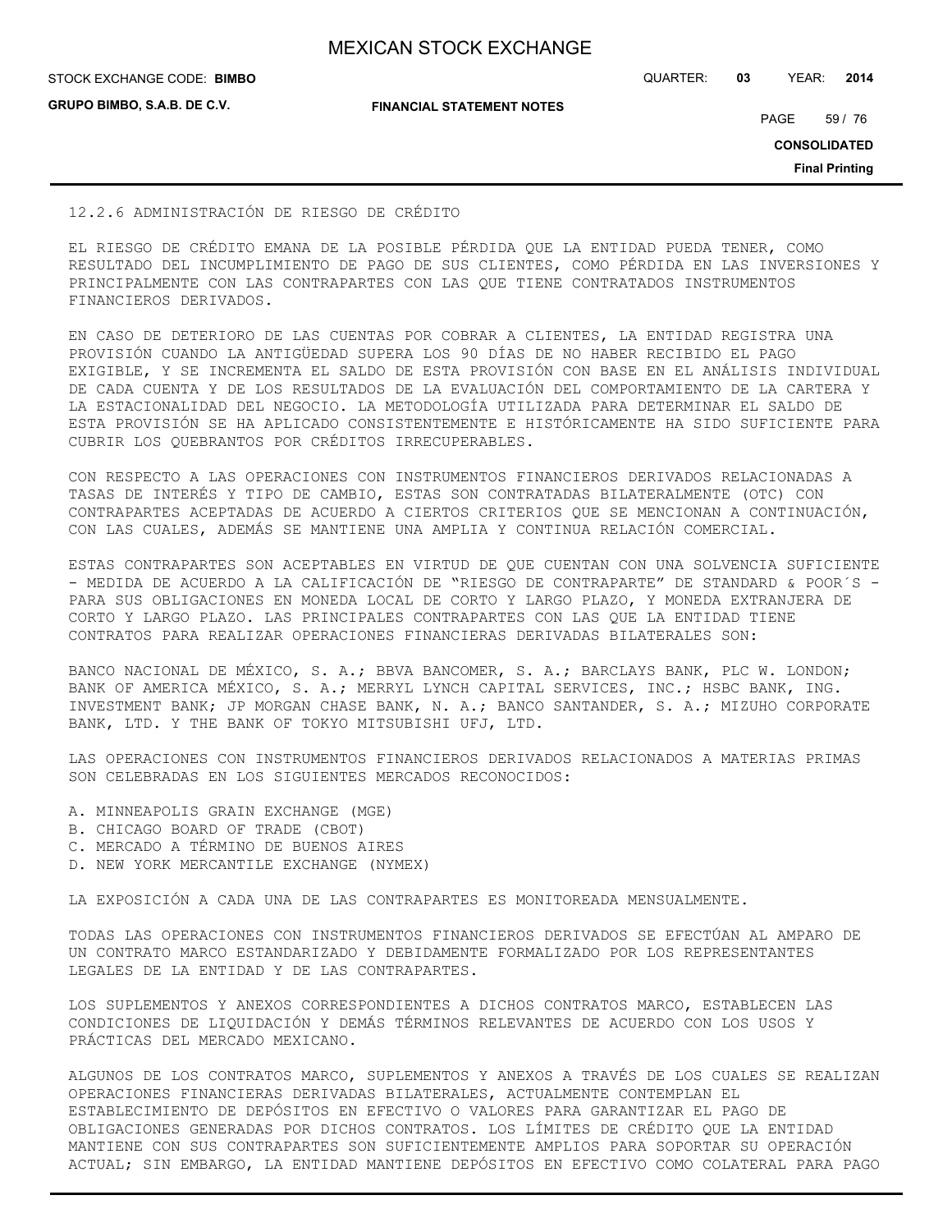### 12.2.6 ADMINISTRACIÓN DE RIESGO DE CRÉDITO

EL RIESGO DE CRÉDITO EMANA DE LA POSIBLE PÉRDIDA QUE LA ENTIDAD PUEDA TENER, COMO RESULTADO DEL INCUMPLIMIENTO DE PAGO DE SUS CLIENTES, COMO PÉRDIDA EN LAS INVERSIONES Y PRINCIPALMENTE CON LAS CONTRAPARTES CON LAS QUE TIENE CONTRATADOS INSTRUMENTOS FINANCIEROS DERIVADOS.

EN CASO DE DETERIORO DE LAS CUENTAS POR COBRAR A CLIENTES, LA ENTIDAD REGISTRA UNA PROVISIÓN CUANDO LA ANTIGÜEDAD SUPERA LOS 90 DÍAS DE NO HABER RECIBIDO EL PAGO EXIGIBLE, Y SE INCREMENTA EL SALDO DE ESTA PROVISIÓN CON BASE EN EL ANÁLISIS INDIVIDUAL DE CADA CUENTA Y DE LOS RESULTADOS DE LA EVALUACIÓN DEL COMPORTAMIENTO DE LA CARTERA Y LA ESTACIONALIDAD DEL NEGOCIO. LA METODOLOGÍA UTILIZADA PARA DETERMINAR EL SALDO DE ESTA PROVISIÓN SE HA APLICADO CONSISTENTEMENTE E HISTÓRICAMENTE HA SIDO SUFICIENTE PARA CUBRIR LOS QUEBRANTOS POR CRÉDITOS IRRECUPERABLES.

CON RESPECTO A LAS OPERACIONES CON INSTRUMENTOS FINANCIEROS DERIVADOS RELACIONADAS A TASAS DE INTERÉS Y TIPO DE CAMBIO, ESTAS SON CONTRATADAS BILATERALMENTE (OTC) CON CONTRAPARTES ACEPTADAS DE ACUERDO A CIERTOS CRITERIOS QUE SE MENCIONAN A CONTINUACIÓN, CON LAS CUALES, ADEMÁS SE MANTIENE UNA AMPLIA Y CONTINUA RELACIÓN COMERCIAL.

ESTAS CONTRAPARTES SON ACEPTABLES EN VIRTUD DE QUE CUENTAN CON UNA SOLVENCIA SUFICIENTE - MEDIDA DE ACUERDO A LA CALIFICACIÓN DE "RIESGO DE CONTRAPARTE" DE STANDARD & POOR´S - PARA SUS OBLIGACIONES EN MONEDA LOCAL DE CORTO Y LARGO PLAZO, Y MONEDA EXTRANJERA DE CORTO Y LARGO PLAZO. LAS PRINCIPALES CONTRAPARTES CON LAS QUE LA ENTIDAD TIENE CONTRATOS PARA REALIZAR OPERACIONES FINANCIERAS DERIVADAS BILATERALES SON:

BANCO NACIONAL DE MÉXICO, S. A.; BBVA BANCOMER, S. A.; BARCLAYS BANK, PLC W. LONDON; BANK OF AMERICA MÉXICO, S. A.; MERRYL LYNCH CAPITAL SERVICES, INC.; HSBC BANK, ING. INVESTMENT BANK; JP MORGAN CHASE BANK, N. A.; BANCO SANTANDER, S. A.; MIZUHO CORPORATE BANK, LTD. Y THE BANK OF TOKYO MITSUBISHI UFJ, LTD.

LAS OPERACIONES CON INSTRUMENTOS FINANCIEROS DERIVADOS RELACIONADOS A MATERIAS PRIMAS SON CELEBRADAS EN LOS SIGUIENTES MERCADOS RECONOCIDOS:

A. MINNEAPOLIS GRAIN EXCHANGE (MGE)
B. CHICAGO BOARD OF TRADE (CBOT)
C. MERCADO A TÉRMINO DE BUENOS AIRES
D. NEW YORK MERCANTILE EXCHANGE (NYMEX)

LA EXPOSICIÓN A CADA UNA DE LAS CONTRAPARTES ES MONITOREADA MENSUALMENTE.

TODAS LAS OPERACIONES CON INSTRUMENTOS FINANCIEROS DERIVADOS SE EFECTÚAN AL AMPARO DE UN CONTRATO MARCO ESTANDARIZADO Y DEBIDAMENTE FORMALIZADO POR LOS REPRESENTANTES LEGALES DE LA ENTIDAD Y DE LAS CONTRAPARTES.

LOS SUPLEMENTOS Y ANEXOS CORRESPONDIENTES A DICHOS CONTRATOS MARCO, ESTABLECEN LAS CONDICIONES DE LIQUIDACIÓN Y DEMÁS TÉRMINOS RELEVANTES DE ACUERDO CON LOS USOS Y PRÁCTICAS DEL MERCADO MEXICANO.

ALGUNOS DE LOS CONTRATOS MARCO, SUPLEMENTOS Y ANEXOS A TRAVÉS DE LOS CUALES SE REALIZAN OPERACIONES FINANCIERAS DERIVADAS BILATERALES, ACTUALMENTE CONTEMPLAN EL ESTABLECIMIENTO DE DEPÓSITOS EN EFECTIVO O VALORES PARA GARANTIZAR EL PAGO DE OBLIGACIONES GENERADAS POR DICHOS CONTRATOS. LOS LÍMITES DE CRÉDITO QUE LA ENTIDAD MANTIENE CON SUS CONTRAPARTES SON SUFICIENTEMENTE AMPLIOS PARA SOPORTAR SU OPERACIÓN ACTUAL; SIN EMBARGO, LA ENTIDAD MANTIENE DEPÓSITOS EN EFECTIVO COMO COLATERAL PARA PAGO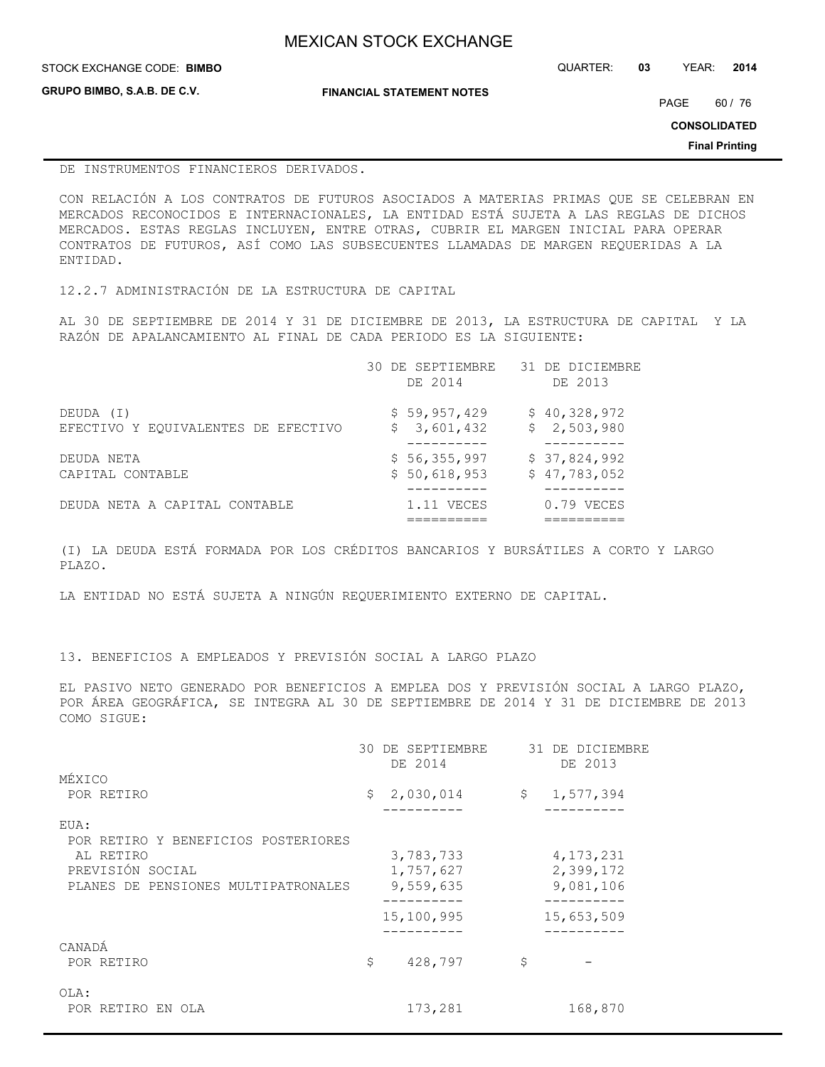DE INSTRUMENTOS FINANCIEROS DERIVADOS.

CON RELACIÓN A LOS CONTRATOS DE FUTUROS ASOCIADOS A MATERIAS PRIMAS QUE SE CELEBRAN EN MERCADOS RECONOCIDOS E INTERNACIONALES, LA ENTIDAD ESTÁ SUJETA A LAS REGLAS DE DICHOS MERCADOS. ESTAS REGLAS INCLUYEN, ENTRE OTRAS, CUBRIR EL MARGEN INICIAL PARA OPERAR CONTRATOS DE FUTUROS, ASÍ COMO LAS SUBSECUENTES LLAMADAS DE MARGEN REQUERIDAS A LA ENTIDAD.

12.2.7 ADMINISTRACIÓN DE LA ESTRUCTURA DE CAPITAL

AL 30 DE SEPTIEMBRE DE 2014 Y 31 DE DICIEMBRE DE 2013, LA ESTRUCTURA DE CAPITAL Y LA RAZÓN DE APALANCAMIENTO AL FINAL DE CADA PERIODO ES LA SIGUIENTE:

| | 30 DE SEPTIEMBRE DE 2014 | 31 DE DICIEMBRE DE 2013 |
|---|---|---|
| DEUDA (I) | $ 59,957,429 | $ 40,328,972 |
| EFECTIVO Y EQUIVALENTES DE EFECTIVO | $ 3,601,432 | $ 2,503,980 |
| DEUDA NETA | $ 56,355,997 | $ 37,824,992 |
| CAPITAL CONTABLE | $ 50,618,953 | $ 47,783,052 |
| DEUDA NETA A CAPITAL CONTABLE | 1.11 VECES | 0.79 VECES |

(I) LA DEUDA ESTÁ FORMADA POR LOS CRÉDITOS BANCARIOS Y BURSÁTILES A CORTO Y LARGO PLAZO.

LA ENTIDAD NO ESTÁ SUJETA A NINGÚN REQUERIMIENTO EXTERNO DE CAPITAL.

13. BENEFICIOS A EMPLEADOS Y PREVISIÓN SOCIAL A LARGO PLAZO

EL PASIVO NETO GENERADO POR BENEFICIOS A EMPLEA DOS Y PREVISIÓN SOCIAL A LARGO PLAZO, POR ÁREA GEOGRÁFICA, SE INTEGRA AL 30 DE SEPTIEMBRE DE 2014 Y 31 DE DICIEMBRE DE 2013 COMO SIGUE:

| | 30 DE SEPTIEMBRE DE 2014 | 31 DE DICIEMBRE DE 2013 |
|---|---|---|
| MÉXICO | | |
| POR RETIRO | $ 2,030,014 | $ 1,577,394 |
| EUA: | | |
| POR RETIRO Y BENEFICIOS POSTERIORES AL RETIRO | 3,783,733 | 4,173,231 |
| PREVISIÓN SOCIAL | 1,757,627 | 2,399,172 |
| PLANES DE PENSIONES MULTIPATRONALES | 9,559,635 | 9,081,106 |
| | 15,100,995 | 15,653,509 |
| CANADÁ | | |
| POR RETIRO | $ 428,797 | $ - |
| OLA: | | |
| POR RETIRO EN OLA | 173,281 | 168,870 |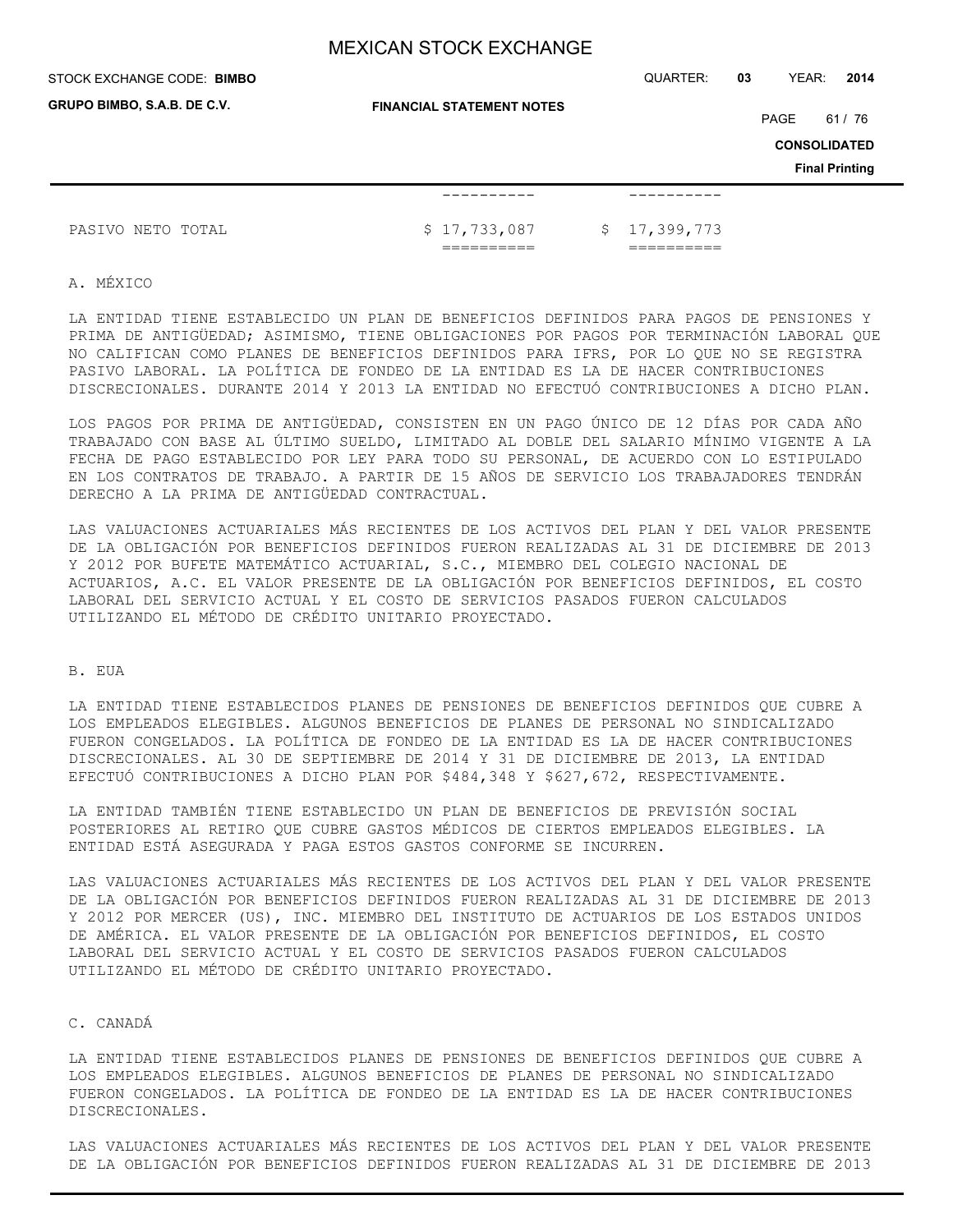| | | |
|---|---|---|
| PASIVO NETO TOTAL | $ 17,733,087 | $ 17,399,773 |

A. MÉXICO

LA ENTIDAD TIENE ESTABLECIDO UN PLAN DE BENEFICIOS DEFINIDOS PARA PAGOS DE PENSIONES Y PRIMA DE ANTIGÜEDAD; ASIMISMO, TIENE OBLIGACIONES POR PAGOS POR TERMINACIÓN LABORAL QUE NO CALIFICAN COMO PLANES DE BENEFICIOS DEFINIDOS PARA IFRS, POR LO QUE NO SE REGISTRA PASIVO LABORAL. LA POLÍTICA DE FONDEO DE LA ENTIDAD ES LA DE HACER CONTRIBUCIONES DISCRECIONALES. DURANTE 2014 Y 2013 LA ENTIDAD NO EFECTUÓ CONTRIBUCIONES A DICHO PLAN.

LOS PAGOS POR PRIMA DE ANTIGÜEDAD, CONSISTEN EN UN PAGO ÚNICO DE 12 DÍAS POR CADA AÑO TRABAJADO CON BASE AL ÚLTIMO SUELDO, LIMITADO AL DOBLE DEL SALARIO MÍNIMO VIGENTE A LA FECHA DE PAGO ESTABLECIDO POR LEY PARA TODO SU PERSONAL, DE ACUERDO CON LO ESTIPULADO EN LOS CONTRATOS DE TRABAJO. A PARTIR DE 15 AÑOS DE SERVICIO LOS TRABAJADORES TENDRÁN DERECHO A LA PRIMA DE ANTIGÜEDAD CONTRACTUAL.

LAS VALUACIONES ACTUARIALES MÁS RECIENTES DE LOS ACTIVOS DEL PLAN Y DEL VALOR PRESENTE DE LA OBLIGACIÓN POR BENEFICIOS DEFINIDOS FUERON REALIZADAS AL 31 DE DICIEMBRE DE 2013 Y 2012 POR BUFETE MATEMÁTICO ACTUARIAL, S.C., MIEMBRO DEL COLEGIO NACIONAL DE ACTUARIOS, A.C. EL VALOR PRESENTE DE LA OBLIGACIÓN POR BENEFICIOS DEFINIDOS, EL COSTO LABORAL DEL SERVICIO ACTUAL Y EL COSTO DE SERVICIOS PASADOS FUERON CALCULADOS UTILIZANDO EL MÉTODO DE CRÉDITO UNITARIO PROYECTADO.

B. EUA

LA ENTIDAD TIENE ESTABLECIDOS PLANES DE PENSIONES DE BENEFICIOS DEFINIDOS QUE CUBRE A LOS EMPLEADOS ELEGIBLES. ALGUNOS BENEFICIOS DE PLANES DE PERSONAL NO SINDICALIZADO FUERON CONGELADOS. LA POLÍTICA DE FONDEO DE LA ENTIDAD ES LA DE HACER CONTRIBUCIONES DISCRECIONALES. AL 30 DE SEPTIEMBRE DE 2014 Y 31 DE DICIEMBRE DE 2013, LA ENTIDAD EFECTUÓ CONTRIBUCIONES A DICHO PLAN POR $484,348 Y $627,672, RESPECTIVAMENTE.

LA ENTIDAD TAMBIÉN TIENE ESTABLECIDO UN PLAN DE BENEFICIOS DE PREVISIÓN SOCIAL POSTERIORES AL RETIRO QUE CUBRE GASTOS MÉDICOS DE CIERTOS EMPLEADOS ELEGIBLES. LA ENTIDAD ESTÁ ASEGURADA Y PAGA ESTOS GASTOS CONFORME SE INCURREN.

LAS VALUACIONES ACTUARIALES MÁS RECIENTES DE LOS ACTIVOS DEL PLAN Y DEL VALOR PRESENTE DE LA OBLIGACIÓN POR BENEFICIOS DEFINIDOS FUERON REALIZADAS AL 31 DE DICIEMBRE DE 2013 Y 2012 POR MERCER (US), INC. MIEMBRO DEL INSTITUTO DE ACTUARIOS DE LOS ESTADOS UNIDOS DE AMÉRICA. EL VALOR PRESENTE DE LA OBLIGACIÓN POR BENEFICIOS DEFINIDOS, EL COSTO LABORAL DEL SERVICIO ACTUAL Y EL COSTO DE SERVICIOS PASADOS FUERON CALCULADOS UTILIZANDO EL MÉTODO DE CRÉDITO UNITARIO PROYECTADO.

C. CANADÁ

LA ENTIDAD TIENE ESTABLECIDOS PLANES DE PENSIONES DE BENEFICIOS DEFINIDOS QUE CUBRE A LOS EMPLEADOS ELEGIBLES. ALGUNOS BENEFICIOS DE PLANES DE PERSONAL NO SINDICALIZADO FUERON CONGELADOS. LA POLÍTICA DE FONDEO DE LA ENTIDAD ES LA DE HACER CONTRIBUCIONES DISCRECIONALES.

LAS VALUACIONES ACTUARIALES MÁS RECIENTES DE LOS ACTIVOS DEL PLAN Y DEL VALOR PRESENTE DE LA OBLIGACIÓN POR BENEFICIOS DEFINIDOS FUERON REALIZADAS AL 31 DE DICIEMBRE DE 2013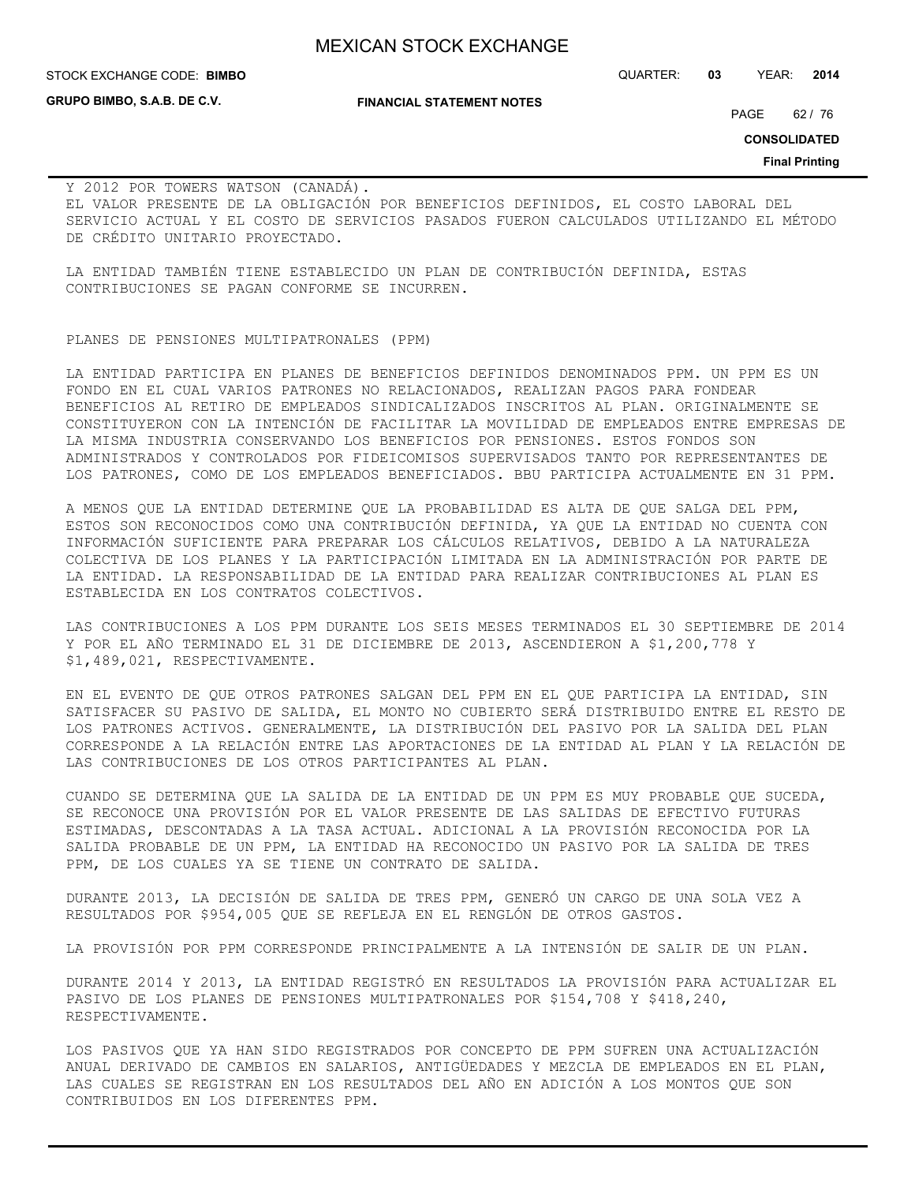Y 2012 POR TOWERS WATSON (CANADÁ).
EL VALOR PRESENTE DE LA OBLIGACIÓN POR BENEFICIOS DEFINIDOS, EL COSTO LABORAL DEL SERVICIO ACTUAL Y EL COSTO DE SERVICIOS PASADOS FUERON CALCULADOS UTILIZANDO EL MÉTODO DE CRÉDITO UNITARIO PROYECTADO.

LA ENTIDAD TAMBIÉN TIENE ESTABLECIDO UN PLAN DE CONTRIBUCIÓN DEFINIDA, ESTAS CONTRIBUCIONES SE PAGAN CONFORME SE INCURREN.

PLANES DE PENSIONES MULTIPATRONALES (PPM)

LA ENTIDAD PARTICIPA EN PLANES DE BENEFICIOS DEFINIDOS DENOMINADOS PPM. UN PPM ES UN FONDO EN EL CUAL VARIOS PATRONES NO RELACIONADOS, REALIZAN PAGOS PARA FONDEAR BENEFICIOS AL RETIRO DE EMPLEADOS SINDICALIZADOS INSCRITOS AL PLAN. ORIGINALMENTE SE CONSTITUYERON CON LA INTENCIÓN DE FACILITAR LA MOVILIDAD DE EMPLEADOS ENTRE EMPRESAS DE LA MISMA INDUSTRIA CONSERVANDO LOS BENEFICIOS POR PENSIONES. ESTOS FONDOS SON ADMINISTRADOS Y CONTROLADOS POR FIDEICOMISOS SUPERVISADOS TANTO POR REPRESENTANTES DE LOS PATRONES, COMO DE LOS EMPLEADOS BENEFICIADOS. BBU PARTICIPA ACTUALMENTE EN 31 PPM.

A MENOS QUE LA ENTIDAD DETERMINE QUE LA PROBABILIDAD ES ALTA DE QUE SALGA DEL PPM, ESTOS SON RECONOCIDOS COMO UNA CONTRIBUCIÓN DEFINIDA, YA QUE LA ENTIDAD NO CUENTA CON INFORMACIÓN SUFICIENTE PARA PREPARAR LOS CÁLCULOS RELATIVOS, DEBIDO A LA NATURALEZA COLECTIVA DE LOS PLANES Y LA PARTICIPACIÓN LIMITADA EN LA ADMINISTRACIÓN POR PARTE DE LA ENTIDAD. LA RESPONSABILIDAD DE LA ENTIDAD PARA REALIZAR CONTRIBUCIONES AL PLAN ES ESTABLECIDA EN LOS CONTRATOS COLECTIVOS.

LAS CONTRIBUCIONES A LOS PPM DURANTE LOS SEIS MESES TERMINADOS EL 30 SEPTIEMBRE DE 2014 Y POR EL AÑO TERMINADO EL 31 DE DICIEMBRE DE 2013, ASCENDIERON A $1,200,778 Y $1,489,021, RESPECTIVAMENTE.

EN EL EVENTO DE QUE OTROS PATRONES SALGAN DEL PPM EN EL QUE PARTICIPA LA ENTIDAD, SIN SATISFACER SU PASIVO DE SALIDA, EL MONTO NO CUBIERTO SERÁ DISTRIBUIDO ENTRE EL RESTO DE LOS PATRONES ACTIVOS. GENERALMENTE, LA DISTRIBUCIÓN DEL PASIVO POR LA SALIDA DEL PLAN CORRESPONDE A LA RELACIÓN ENTRE LAS APORTACIONES DE LA ENTIDAD AL PLAN Y LA RELACIÓN DE LAS CONTRIBUCIONES DE LOS OTROS PARTICIPANTES AL PLAN.

CUANDO SE DETERMINA QUE LA SALIDA DE LA ENTIDAD DE UN PPM ES MUY PROBABLE QUE SUCEDA, SE RECONOCE UNA PROVISIÓN POR EL VALOR PRESENTE DE LAS SALIDAS DE EFECTIVO FUTURAS ESTIMADAS, DESCONTADAS A LA TASA ACTUAL. ADICIONAL A LA PROVISIÓN RECONOCIDA POR LA SALIDA PROBABLE DE UN PPM, LA ENTIDAD HA RECONOCIDO UN PASIVO POR LA SALIDA DE TRES PPM, DE LOS CUALES YA SE TIENE UN CONTRATO DE SALIDA.

DURANTE 2013, LA DECISIÓN DE SALIDA DE TRES PPM, GENERÓ UN CARGO DE UNA SOLA VEZ A RESULTADOS POR $954,005 QUE SE REFLEJA EN EL RENGLÓN DE OTROS GASTOS.

LA PROVISIÓN POR PPM CORRESPONDE PRINCIPALMENTE A LA INTENSIÓN DE SALIR DE UN PLAN.

DURANTE 2014 Y 2013, LA ENTIDAD REGISTRÓ EN RESULTADOS LA PROVISIÓN PARA ACTUALIZAR EL PASIVO DE LOS PLANES DE PENSIONES MULTIPATRONALES POR $154,708 Y $418,240, RESPECTIVAMENTE.

LOS PASIVOS QUE YA HAN SIDO REGISTRADOS POR CONCEPTO DE PPM SUFREN UNA ACTUALIZACIÓN ANUAL DERIVADO DE CAMBIOS EN SALARIOS, ANTIGÜEDADES Y MEZCLA DE EMPLEADOS EN EL PLAN, LAS CUALES SE REGISTRAN EN LOS RESULTADOS DEL AÑO EN ADICIÓN A LOS MONTOS QUE SON CONTRIBUIDOS EN LOS DIFERENTES PPM.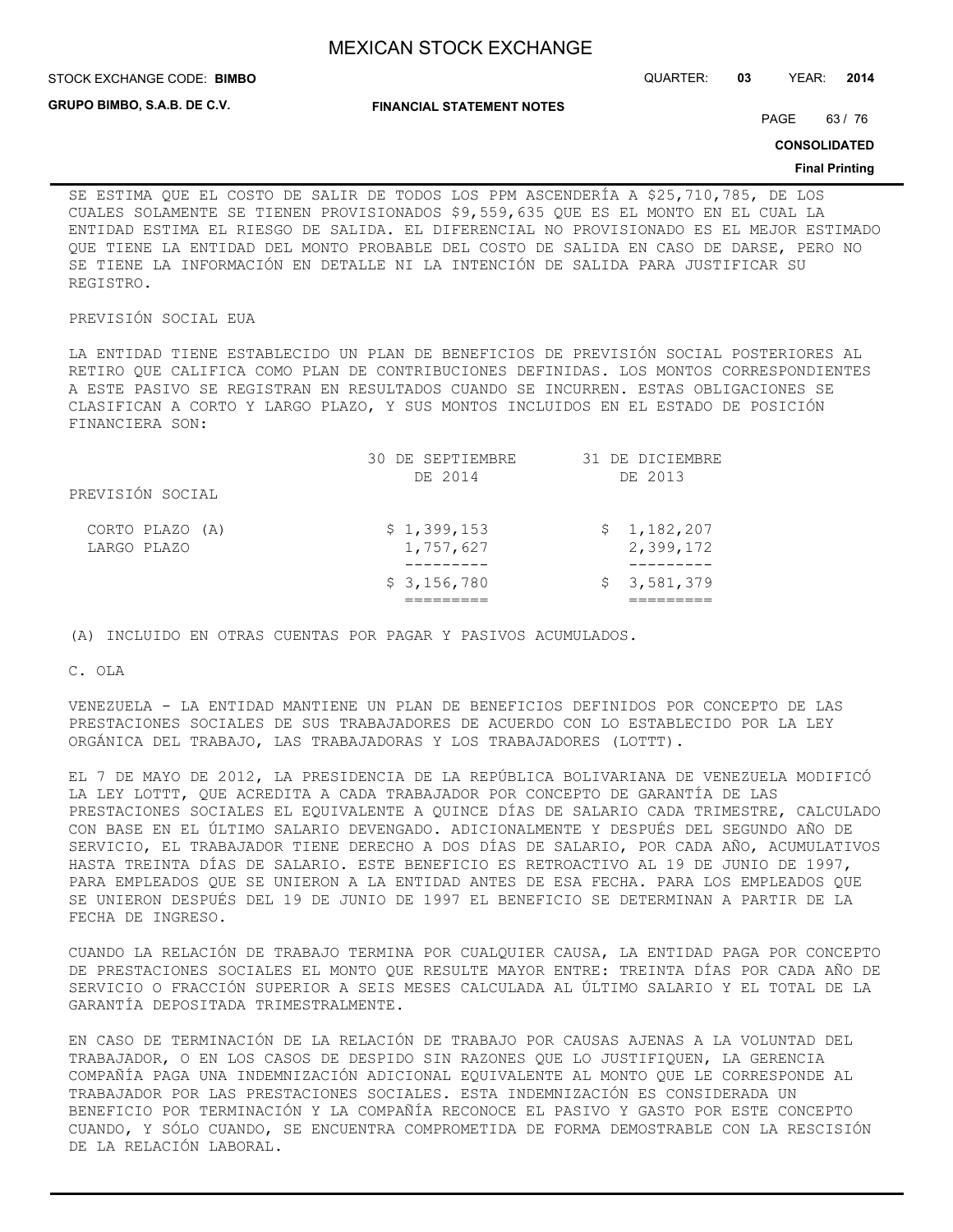SE ESTIMA QUE EL COSTO DE SALIR DE TODOS LOS PPM ASCENDERÍA A $25,710,785, DE LOS CUALES SOLAMENTE SE TIENEN PROVISIONADOS $9,559,635 QUE ES EL MONTO EN EL CUAL LA ENTIDAD ESTIMA EL RIESGO DE SALIDA. EL DIFERENCIAL NO PROVISIONADO ES EL MEJOR ESTIMADO QUE TIENE LA ENTIDAD DEL MONTO PROBABLE DEL COSTO DE SALIDA EN CASO DE DARSE, PERO NO SE TIENE LA INFORMACIÓN EN DETALLE NI LA INTENCIÓN DE SALIDA PARA JUSTIFICAR SU REGISTRO.

PREVISIÓN SOCIAL EUA

LA ENTIDAD TIENE ESTABLECIDO UN PLAN DE BENEFICIOS DE PREVISIÓN SOCIAL POSTERIORES AL RETIRO QUE CALIFICA COMO PLAN DE CONTRIBUCIONES DEFINIDAS. LOS MONTOS CORRESPONDIENTES A ESTE PASIVO SE REGISTRAN EN RESULTADOS CUANDO SE INCURREN. ESTAS OBLIGACIONES SE CLASIFICAN A CORTO Y LARGO PLAZO, Y SUS MONTOS INCLUIDOS EN EL ESTADO DE POSICIÓN FINANCIERA SON:

| | 30 DE SEPTIEMBRE DE 2014 | 31 DE DICIEMBRE DE 2013 |
|---|---|---|
| PREVISIÓN SOCIAL | | |
| CORTO PLAZO (A) | $ 1,399,153 | $ 1,182,207 |
| LARGO PLAZO | 1,757,627 | 2,399,172 |
| | $ 3,156,780 | $ 3,581,379 |

(A) INCLUIDO EN OTRAS CUENTAS POR PAGAR Y PASIVOS ACUMULADOS.

C. OLA

VENEZUELA - LA ENTIDAD MANTIENE UN PLAN DE BENEFICIOS DEFINIDOS POR CONCEPTO DE LAS PRESTACIONES SOCIALES DE SUS TRABAJADORES DE ACUERDO CON LO ESTABLECIDO POR LA LEY ORGÁNICA DEL TRABAJO, LAS TRABAJADORAS Y LOS TRABAJADORES (LOTTT).

EL 7 DE MAYO DE 2012, LA PRESIDENCIA DE LA REPÚBLICA BOLIVARIANA DE VENEZUELA MODIFICÓ LA LEY LOTTT, QUE ACREDITA A CADA TRABAJADOR POR CONCEPTO DE GARANTÍA DE LAS PRESTACIONES SOCIALES EL EQUIVALENTE A QUINCE DÍAS DE SALARIO CADA TRIMESTRE, CALCULADO CON BASE EN EL ÚLTIMO SALARIO DEVENGADO. ADICIONALMENTE Y DESPUÉS DEL SEGUNDO AÑO DE SERVICIO, EL TRABAJADOR TIENE DERECHO A DOS DÍAS DE SALARIO, POR CADA AÑO, ACUMULATIVOS HASTA TREINTA DÍAS DE SALARIO. ESTE BENEFICIO ES RETROACTIVO AL 19 DE JUNIO DE 1997, PARA EMPLEADOS QUE SE UNIERON A LA ENTIDAD ANTES DE ESA FECHA. PARA LOS EMPLEADOS QUE SE UNIERON DESPUÉS DEL 19 DE JUNIO DE 1997 EL BENEFICIO SE DETERMINAN A PARTIR DE LA FECHA DE INGRESO.

CUANDO LA RELACIÓN DE TRABAJO TERMINA POR CUALQUIER CAUSA, LA ENTIDAD PAGA POR CONCEPTO DE PRESTACIONES SOCIALES EL MONTO QUE RESULTE MAYOR ENTRE: TREINTA DÍAS POR CADA AÑO DE SERVICIO O FRACCIÓN SUPERIOR A SEIS MESES CALCULADA AL ÚLTIMO SALARIO Y EL TOTAL DE LA GARANTÍA DEPOSITADA TRIMESTRALMENTE.

EN CASO DE TERMINACIÓN DE LA RELACIÓN DE TRABAJO POR CAUSAS AJENAS A LA VOLUNTAD DEL TRABAJADOR, O EN LOS CASOS DE DESPIDO SIN RAZONES QUE LO JUSTIFIQUEN, LA GERENCIA COMPAÑÍA PAGA UNA INDEMNIZACIÓN ADICIONAL EQUIVALENTE AL MONTO QUE LE CORRESPONDE AL TRABAJADOR POR LAS PRESTACIONES SOCIALES. ESTA INDEMNIZACIÓN ES CONSIDERADA UN BENEFICIO POR TERMINACIÓN Y LA COMPAÑÍA RECONOCE EL PASIVO Y GASTO POR ESTE CONCEPTO CUANDO, Y SÓLO CUANDO, SE ENCUENTRA COMPROMETIDA DE FORMA DEMOSTRABLE CON LA RESCISIÓN DE LA RELACIÓN LABORAL.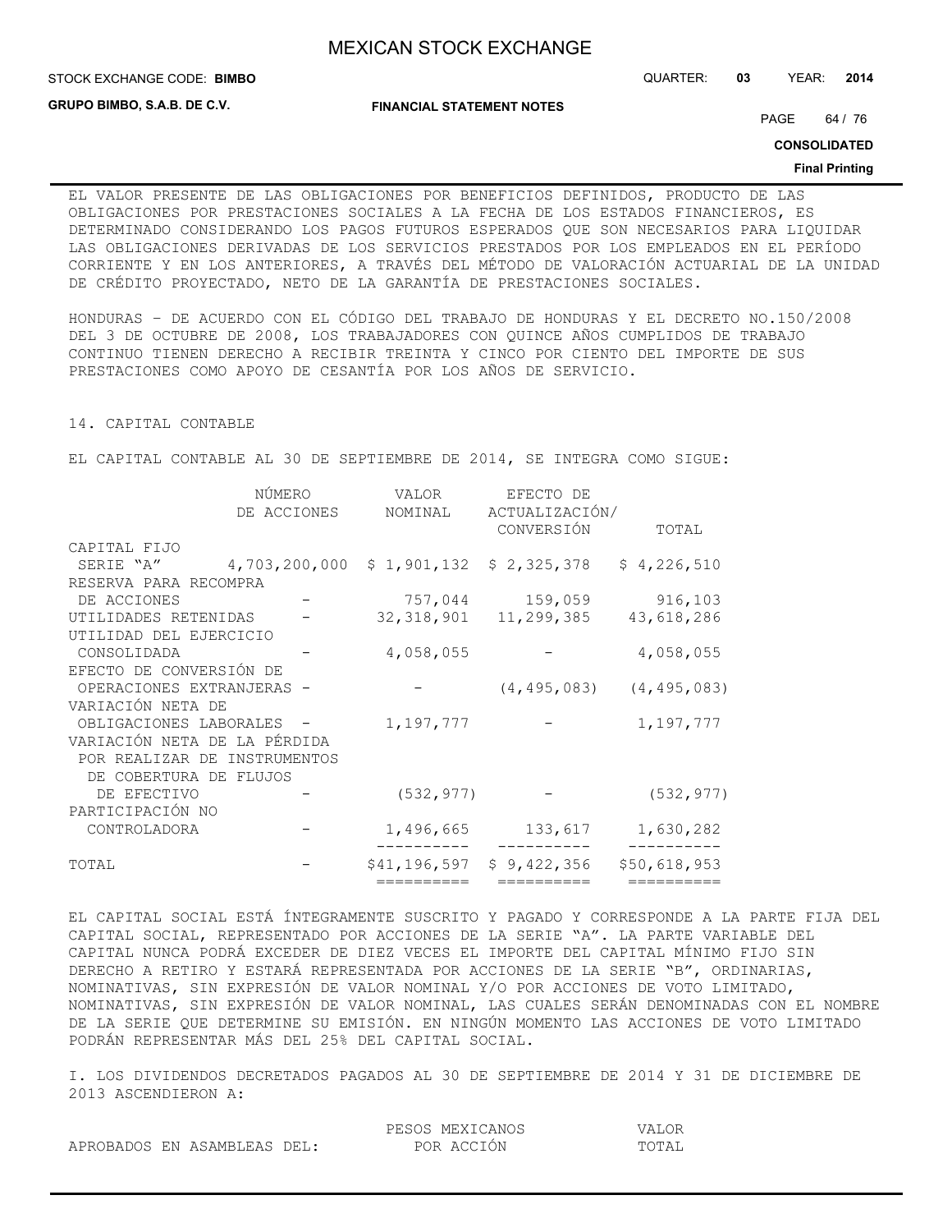EL VALOR PRESENTE DE LAS OBLIGACIONES POR BENEFICIOS DEFINIDOS, PRODUCTO DE LAS OBLIGACIONES POR PRESTACIONES SOCIALES A LA FECHA DE LOS ESTADOS FINANCIEROS, ES DETERMINADO CONSIDERANDO LOS PAGOS FUTUROS ESPERADOS QUE SON NECESARIOS PARA LIQUIDAR LAS OBLIGACIONES DERIVADAS DE LOS SERVICIOS PRESTADOS POR LOS EMPLEADOS EN EL PERÍODO CORRIENTE Y EN LOS ANTERIORES, A TRAVÉS DEL MÉTODO DE VALORACIÓN ACTUARIAL DE LA UNIDAD DE CRÉDITO PROYECTADO, NETO DE LA GARANTÍA DE PRESTACIONES SOCIALES.

HONDURAS – DE ACUERDO CON EL CÓDIGO DEL TRABAJO DE HONDURAS Y EL DECRETO NO.150/2008 DEL 3 DE OCTUBRE DE 2008, LOS TRABAJADORES CON QUINCE AÑOS CUMPLIDOS DE TRABAJO CONTINUO TIENEN DERECHO A RECIBIR TREINTA Y CINCO POR CIENTO DEL IMPORTE DE SUS PRESTACIONES COMO APOYO DE CESANTÍA POR LOS AÑOS DE SERVICIO.

## 14. CAPITAL CONTABLE

EL CAPITAL CONTABLE AL 30 DE SEPTIEMBRE DE 2014, SE INTEGRA COMO SIGUE:

| | NÚMERO DE ACCIONES | VALOR NOMINAL | EFECTO DE ACTUALIZACIÓN/ CONVERSIÓN | TOTAL |
|---|---|---|---|---|
| CAPITAL FIJO | | | | |
| SERIE "A" | 4,703,200,000 | $ 1,901,132 | $ 2,325,378 | $ 4,226,510 |
| RESERVA PARA RECOMPRA DE ACCIONES | - | 757,044 | 159,059 | 916,103 |
| UTILIDADES RETENIDAS | - | 32,318,901 | 11,299,385 | 43,618,286 |
| UTILIDAD DEL EJERCICIO CONSOLIDADA | - | 4,058,055 | - | 4,058,055 |
| EFECTO DE CONVERSIÓN DE OPERACIONES EXTRANJERAS | - | - | (4,495,083) | (4,495,083) |
| VARIACIÓN NETA DE OBLIGACIONES LABORALES | - | 1,197,777 | - | 1,197,777 |
| VARIACIÓN NETA DE LA PÉRDIDA POR REALIZAR DE INSTRUMENTOS DE COBERTURA DE FLUJOS DE EFECTIVO | - | (532,977) | - | (532,977) |
| PARTICIPACIÓN NO CONTROLADORA | - | 1,496,665 | 133,617 | 1,630,282 |
| TOTAL | - | $41,196,597 | $ 9,422,356 | $50,618,953 |

EL CAPITAL SOCIAL ESTÁ ÍNTEGRAMENTE SUSCRITO Y PAGADO Y CORRESPONDE A LA PARTE FIJA DEL CAPITAL SOCIAL, REPRESENTADO POR ACCIONES DE LA SERIE "A". LA PARTE VARIABLE DEL CAPITAL NUNCA PODRÁ EXCEDER DE DIEZ VECES EL IMPORTE DEL CAPITAL MÍNIMO FIJO SIN DERECHO A RETIRO Y ESTARÁ REPRESENTADA POR ACCIONES DE LA SERIE "B", ORDINARIAS, NOMINATIVAS, SIN EXPRESIÓN DE VALOR NOMINAL Y/O POR ACCIONES DE VOTO LIMITADO, NOMINATIVAS, SIN EXPRESIÓN DE VALOR NOMINAL, LAS CUALES SERÁN DENOMINADAS CON EL NOMBRE DE LA SERIE QUE DETERMINE SU EMISIÓN. EN NINGÚN MOMENTO LAS ACCIONES DE VOTO LIMITADO PODRÁN REPRESENTAR MÁS DEL 25% DEL CAPITAL SOCIAL.

I. LOS DIVIDENDOS DECRETADOS PAGADOS AL 30 DE SEPTIEMBRE DE 2014 Y 31 DE DICIEMBRE DE 2013 ASCENDIERON A:

| APROBADOS EN ASAMBLEAS DEL: | PESOS MEXICANOS POR ACCIÓN | VALOR TOTAL |
|---|---|---|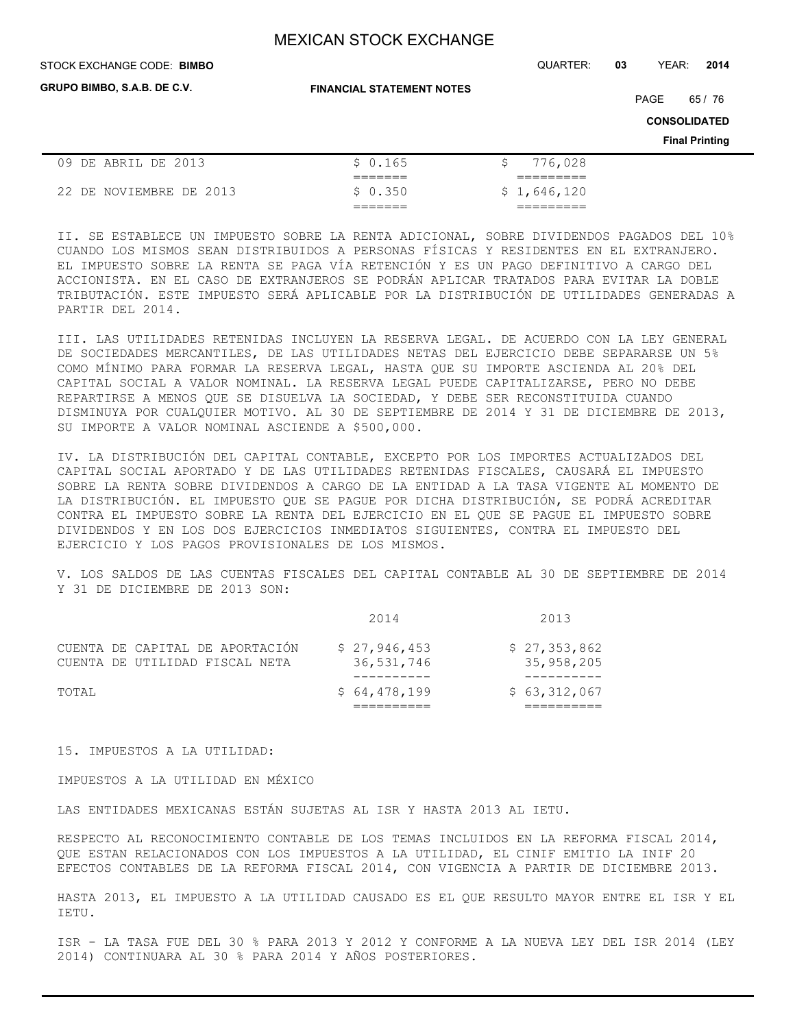| | | |
|---|---|---|
| 09 DE ABRIL DE 2013 | \$ 0.165 | \$ 776,028 |
| 22 DE NOVIEMBRE DE 2013 | \$ 0.350 | \$ 1,646,120 |

II. SE ESTABLECE UN IMPUESTO SOBRE LA RENTA ADICIONAL, SOBRE DIVIDENDOS PAGADOS DEL 10% CUANDO LOS MISMOS SEAN DISTRIBUIDOS A PERSONAS FÍSICAS Y RESIDENTES EN EL EXTRANJERO. EL IMPUESTO SOBRE LA RENTA SE PAGA VÍA RETENCIÓN Y ES UN PAGO DEFINITIVO A CARGO DEL ACCIONISTA. EN EL CASO DE EXTRANJEROS SE PODRÁN APLICAR TRATADOS PARA EVITAR LA DOBLE TRIBUTACIÓN. ESTE IMPUESTO SERÁ APLICABLE POR LA DISTRIBUCIÓN DE UTILIDADES GENERADAS A PARTIR DEL 2014.

III. LAS UTILIDADES RETENIDAS INCLUYEN LA RESERVA LEGAL. DE ACUERDO CON LA LEY GENERAL DE SOCIEDADES MERCANTILES, DE LAS UTILIDADES NETAS DEL EJERCICIO DEBE SEPARARSE UN 5% COMO MÍNIMO PARA FORMAR LA RESERVA LEGAL, HASTA QUE SU IMPORTE ASCIENDA AL 20% DEL CAPITAL SOCIAL A VALOR NOMINAL. LA RESERVA LEGAL PUEDE CAPITALIZARSE, PERO NO DEBE REPARTIRSE A MENOS QUE SE DISUELVA LA SOCIEDAD, Y DEBE SER RECONSTITUIDA CUANDO DISMINUYA POR CUALQUIER MOTIVO. AL 30 DE SEPTIEMBRE DE 2014 Y 31 DE DICIEMBRE DE 2013, SU IMPORTE A VALOR NOMINAL ASCIENDE A \$500,000.

IV. LA DISTRIBUCIÓN DEL CAPITAL CONTABLE, EXCEPTO POR LOS IMPORTES ACTUALIZADOS DEL CAPITAL SOCIAL APORTADO Y DE LAS UTILIDADES RETENIDAS FISCALES, CAUSARÁ EL IMPUESTO SOBRE LA RENTA SOBRE DIVIDENDOS A CARGO DE LA ENTIDAD A LA TASA VIGENTE AL MOMENTO DE LA DISTRIBUCIÓN. EL IMPUESTO QUE SE PAGUE POR DICHA DISTRIBUCIÓN, SE PODRÁ ACREDITAR CONTRA EL IMPUESTO SOBRE LA RENTA DEL EJERCICIO EN EL QUE SE PAGUE EL IMPUESTO SOBRE DIVIDENDOS Y EN LOS DOS EJERCICIOS INMEDIATOS SIGUIENTES, CONTRA EL IMPUESTO DEL EJERCICIO Y LOS PAGOS PROVISIONALES DE LOS MISMOS.

V. LOS SALDOS DE LAS CUENTAS FISCALES DEL CAPITAL CONTABLE AL 30 DE SEPTIEMBRE DE 2014 Y 31 DE DICIEMBRE DE 2013 SON:

| | 2014 | 2013 |
|---|---|---|
| CUENTA DE CAPITAL DE APORTACIÓN | \$ 27,946,453 | \$ 27,353,862 |
| CUENTA DE UTILIDAD FISCAL NETA | 36,531,746 | 35,958,205 |
| TOTAL | \$ 64,478,199 | \$ 63,312,067 |

15. IMPUESTOS A LA UTILIDAD:

IMPUESTOS A LA UTILIDAD EN MÉXICO

LAS ENTIDADES MEXICANAS ESTÁN SUJETAS AL ISR Y HASTA 2013 AL IETU.

RESPECTO AL RECONOCIMIENTO CONTABLE DE LOS TEMAS INCLUIDOS EN LA REFORMA FISCAL 2014, QUE ESTAN RELACIONADOS CON LOS IMPUESTOS A LA UTILIDAD, EL CINIF EMITIO LA INIF 20 EFECTOS CONTABLES DE LA REFORMA FISCAL 2014, CON VIGENCIA A PARTIR DE DICIEMBRE 2013.

HASTA 2013, EL IMPUESTO A LA UTILIDAD CAUSADO ES EL QUE RESULTO MAYOR ENTRE EL ISR Y EL IETU.

ISR - LA TASA FUE DEL 30 % PARA 2013 Y 2012 Y CONFORME A LA NUEVA LEY DEL ISR 2014 (LEY 2014) CONTINUARA AL 30 % PARA 2014 Y AÑOS POSTERIORES.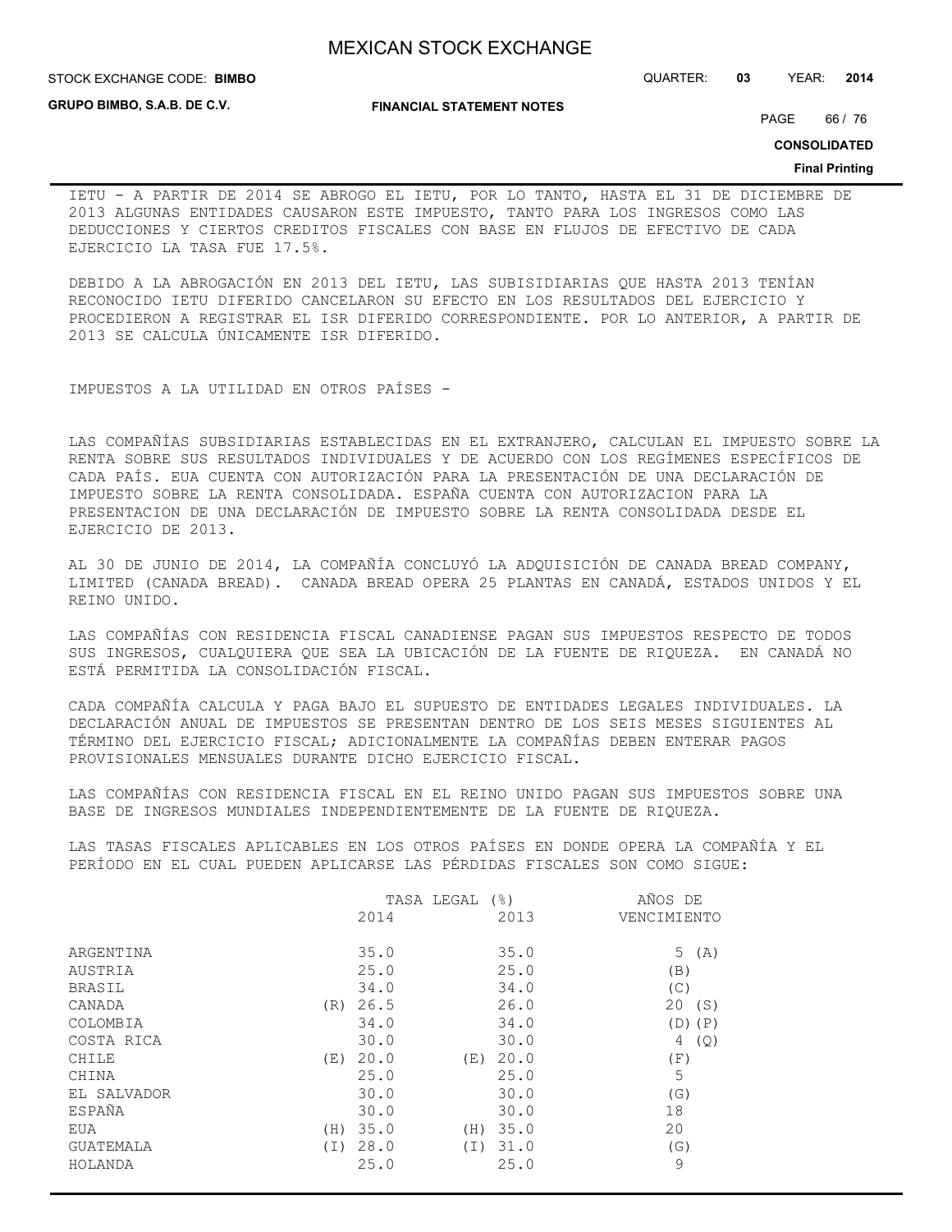IETU - A PARTIR DE 2014 SE ABROGO EL IETU, POR LO TANTO, HASTA EL 31 DE DICIEMBRE DE 2013 ALGUNAS ENTIDADES CAUSARON ESTE IMPUESTO, TANTO PARA LOS INGRESOS COMO LAS DEDUCCIONES Y CIERTOS CREDITOS FISCALES CON BASE EN FLUJOS DE EFECTIVO DE CADA EJERCICIO LA TASA FUE 17.5%.

DEBIDO A LA ABROGACIÓN EN 2013 DEL IETU, LAS SUBSIDIARIAS QUE HASTA 2013 TENÍAN RECONOCIDO IETU DIFERIDO CANCELARON SU EFECTO EN LOS RESULTADOS DEL EJERCICIO Y PROCEDIERON A REGISTRAR EL ISR DIFERIDO CORRESPONDIENTE. POR LO ANTERIOR, A PARTIR DE 2013 SE CALCULA ÚNICAMENTE ISR DIFERIDO.

IMPUESTOS A LA UTILIDAD EN OTROS PAÍSES -

LAS COMPAÑÍAS SUBSIDIARIAS ESTABLECIDAS EN EL EXTRANJERO, CALCULAN EL IMPUESTO SOBRE LA RENTA SOBRE SUS RESULTADOS INDIVIDUALES Y DE ACUERDO CON LOS REGÍMENES ESPECÍFICOS DE CADA PAÍS. EUA CUENTA CON AUTORIZACIÓN PARA LA PRESENTACIÓN DE UNA DECLARACIÓN DE IMPUESTO SOBRE LA RENTA CONSOLIDADA. ESPAÑA CUENTA CON AUTORIZACION PARA LA PRESENTACION DE UNA DECLARACIÓN DE IMPUESTO SOBRE LA RENTA CONSOLIDADA DESDE EL EJERCICIO DE 2013.

AL 30 DE JUNIO DE 2014, LA COMPAÑÍA CONCLUYÓ LA ADQUISICIÓN DE CANADA BREAD COMPANY, LIMITED (CANADA BREAD). CANADA BREAD OPERA 25 PLANTAS EN CANADÁ, ESTADOS UNIDOS Y EL REINO UNIDO.

LAS COMPAÑÍAS CON RESIDENCIA FISCAL CANADIENSE PAGAN SUS IMPUESTOS RESPECTO DE TODOS SUS INGRESOS, CUALQUIERA QUE SEA LA UBICACIÓN DE LA FUENTE DE RIQUEZA. EN CANADÁ NO ESTÁ PERMITIDA LA CONSOLIDACIÓN FISCAL.

CADA COMPAÑÍA CALCULA Y PAGA BAJO EL SUPUESTO DE ENTIDADES LEGALES INDIVIDUALES. LA DECLARACIÓN ANUAL DE IMPUESTOS SE PRESENTAN DENTRO DE LOS SEIS MESES SIGUIENTES AL TÉRMINO DEL EJERCICIO FISCAL; ADICIONALMENTE LA COMPAÑÍAS DEBEN ENTERAR PAGOS PROVISIONALES MENSUALES DURANTE DICHO EJERCICIO FISCAL.

LAS COMPAÑÍAS CON RESIDENCIA FISCAL EN EL REINO UNIDO PAGAN SUS IMPUESTOS SOBRE UNA BASE DE INGRESOS MUNDIALES INDEPENDIENTEMENTE DE LA FUENTE DE RIQUEZA.

LAS TASAS FISCALES APLICABLES EN LOS OTROS PAÍSES EN DONDE OPERA LA COMPAÑÍA Y EL PERÍODO EN EL CUAL PUEDEN APLICARSE LAS PÉRDIDAS FISCALES SON COMO SIGUE:

| | TASA LEGAL (%) | | AÑOS DE |
|---|---|---|---|
| | 2014 | 2013 | VENCIMIENTO |
| ARGENTINA | 35.0 | 35.0 | 5 (A) |
| AUSTRIA | 25.0 | 25.0 | (B) |
| BRASIL | 34.0 | 34.0 | (C) |
| CANADA | (R) 26.5 | 26.0 | 20 (S) |
| COLOMBIA | 34.0 | 34.0 | (D)(P) |
| COSTA RICA | 30.0 | 30.0 | 4 (Q) |
| CHILE | (E) 20.0 | (E) 20.0 | (F) |
| CHINA | 25.0 | 25.0 | 5 |
| EL SALVADOR | 30.0 | 30.0 | (G) |
| ESPAÑA | 30.0 | 30.0 | 18 |
| EUA | (H) 35.0 | (H) 35.0 | 20 |
| GUATEMALA | (I) 28.0 | (I) 31.0 | (G) |
| HOLANDA | 25.0 | 25.0 | 9 |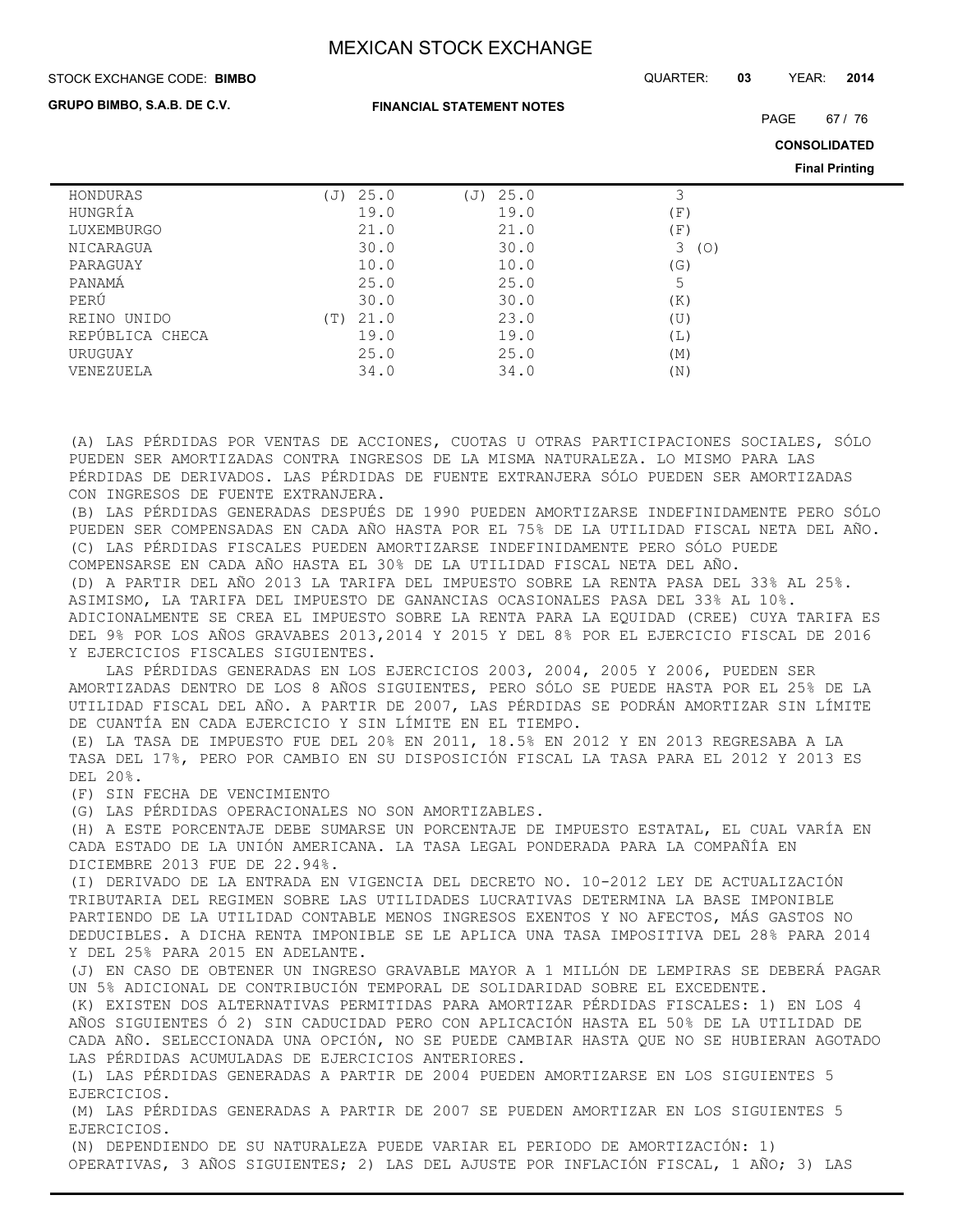| | | | |
|---|---|---|---|
| HONDURAS | (J) 25.0 | (J) 25.0 | 3 |
| HUNGRÍA | 19.0 | 19.0 | (F) |
| LUXEMBURGO | 21.0 | 21.0 | (F) |
| NICARAGUA | 30.0 | 30.0 | 3 (O) |
| PARAGUAY | 10.0 | 10.0 | (G) |
| PANAMÁ | 25.0 | 25.0 | 5 |
| PERÚ | 30.0 | 30.0 | (K) |
| REINO UNIDO | (T) 21.0 | 23.0 | (U) |
| REPÚBLICA CHECA | 19.0 | 19.0 | (L) |
| URUGUAY | 25.0 | 25.0 | (M) |
| VENEZUELA | 34.0 | 34.0 | (N) |

(A) LAS PÉRDIDAS POR VENTAS DE ACCIONES, CUOTAS U OTRAS PARTICIPACIONES SOCIALES, SÓLO PUEDEN SER AMORTIZADAS CONTRA INGRESOS DE LA MISMA NATURALEZA. LO MISMO PARA LAS PÉRDIDAS DE DERIVADOS. LAS PÉRDIDAS DE FUENTE EXTRANJERA SÓLO PUEDEN SER AMORTIZADAS CON INGRESOS DE FUENTE EXTRANJERA.

(B) LAS PÉRDIDAS GENERADAS DESPUÉS DE 1990 PUEDEN AMORTIZARSE INDEFINIDAMENTE PERO SÓLO PUEDEN SER COMPENSADAS EN CADA AÑO HASTA POR EL 75% DE LA UTILIDAD FISCAL NETA DEL AÑO.

(C) LAS PÉRDIDAS FISCALES PUEDEN AMORTIZARSE INDEFINIDAMENTE PERO SÓLO PUEDE COMPENSARSE EN CADA AÑO HASTA EL 30% DE LA UTILIDAD FISCAL NETA DEL AÑO.

(D) A PARTIR DEL AÑO 2013 LA TARIFA DEL IMPUESTO SOBRE LA RENTA PASA DEL 33% AL 25%. ASIMISMO, LA TARIFA DEL IMPUESTO DE GANANCIAS OCASIONALES PASA DEL 33% AL 10%. ADICIONALMENTE SE CREA EL IMPUESTO SOBRE LA RENTA PARA LA EQUIDAD (CREE) CUYA TARIFA ES DEL 9% POR LOS AÑOS GRAVABES 2013,2014 Y 2015 Y DEL 8% POR EL EJERCICIO FISCAL DE 2016 Y EJERCICIOS FISCALES SIGUIENTES.

LAS PÉRDIDAS GENERADAS EN LOS EJERCICIOS 2003, 2004, 2005 Y 2006, PUEDEN SER AMORTIZADAS DENTRO DE LOS 8 AÑOS SIGUIENTES, PERO SÓLO SE PUEDE HASTA POR EL 25% DE LA UTILIDAD FISCAL DEL AÑO. A PARTIR DE 2007, LAS PÉRDIDAS SE PODRÁN AMORTIZAR SIN LÍMITE DE CUANTÍA EN CADA EJERCICIO Y SIN LÍMITE EN EL TIEMPO.

(E) LA TASA DE IMPUESTO FUE DEL 20% EN 2011, 18.5% EN 2012 Y EN 2013 REGRESABA A LA TASA DEL 17%, PERO POR CAMBIO EN SU DISPOSICIÓN FISCAL LA TASA PARA EL 2012 Y 2013 ES DEL 20%.

(F) SIN FECHA DE VENCIMIENTO

(G) LAS PÉRDIDAS OPERACIONALES NO SON AMORTIZABLES.

(H) A ESTE PORCENTAJE DEBE SUMARSE UN PORCENTAJE DE IMPUESTO ESTATAL, EL CUAL VARÍA EN CADA ESTADO DE LA UNIÓN AMERICANA. LA TASA LEGAL PONDERADA PARA LA COMPAÑÍA EN DICIEMBRE 2013 FUE DE 22.94%.

(I) DERIVADO DE LA ENTRADA EN VIGENCIA DEL DECRETO NO. 10-2012 LEY DE ACTUALIZACIÓN TRIBUTARIA DEL REGIMEN SOBRE LAS UTILIDADES LUCRATIVAS DETERMINA LA BASE IMPONIBLE PARTIENDO DE LA UTILIDAD CONTABLE MENOS INGRESOS EXENTOS Y NO AFECTOS, MÁS GASTOS NO DEDUCIBLES. A DICHA RENTA IMPONIBLE SE LE APLICA UNA TASA IMPOSITIVA DEL 28% PARA 2014 Y DEL 25% PARA 2015 EN ADELANTE.

(J) EN CASO DE OBTENER UN INGRESO GRAVABLE MAYOR A 1 MILLÓN DE LEMPIRAS SE DEBERÁ PAGAR UN 5% ADICIONAL DE CONTRIBUCIÓN TEMPORAL DE SOLIDARIDAD SOBRE EL EXCEDENTE.

(K) EXISTEN DOS ALTERNATIVAS PERMITIDAS PARA AMORTIZAR PÉRDIDAS FISCALES: 1) EN LOS 4 AÑOS SIGUIENTES Ó 2) SIN CADUCIDAD PERO CON APLICACIÓN HASTA EL 50% DE LA UTILIDAD DE CADA AÑO. SELECCIONADA UNA OPCIÓN, NO SE PUEDE CAMBIAR HASTA QUE NO SE HUBIERAN AGOTADO LAS PÉRDIDAS ACUMULADAS DE EJERCICIOS ANTERIORES.

(L) LAS PÉRDIDAS GENERADAS A PARTIR DE 2004 PUEDEN AMORTIZARSE EN LOS SIGUIENTES 5 EJERCICIOS.

(M) LAS PÉRDIDAS GENERADAS A PARTIR DE 2007 SE PUEDEN AMORTIZAR EN LOS SIGUIENTES 5 EJERCICIOS.

(N) DEPENDIENDO DE SU NATURALEZA PUEDE VARIAR EL PERIODO DE AMORTIZACIÓN: 1) OPERATIVAS, 3 AÑOS SIGUIENTES; 2) LAS DEL AJUSTE POR INFLACIÓN FISCAL, 1 AÑO; 3) LAS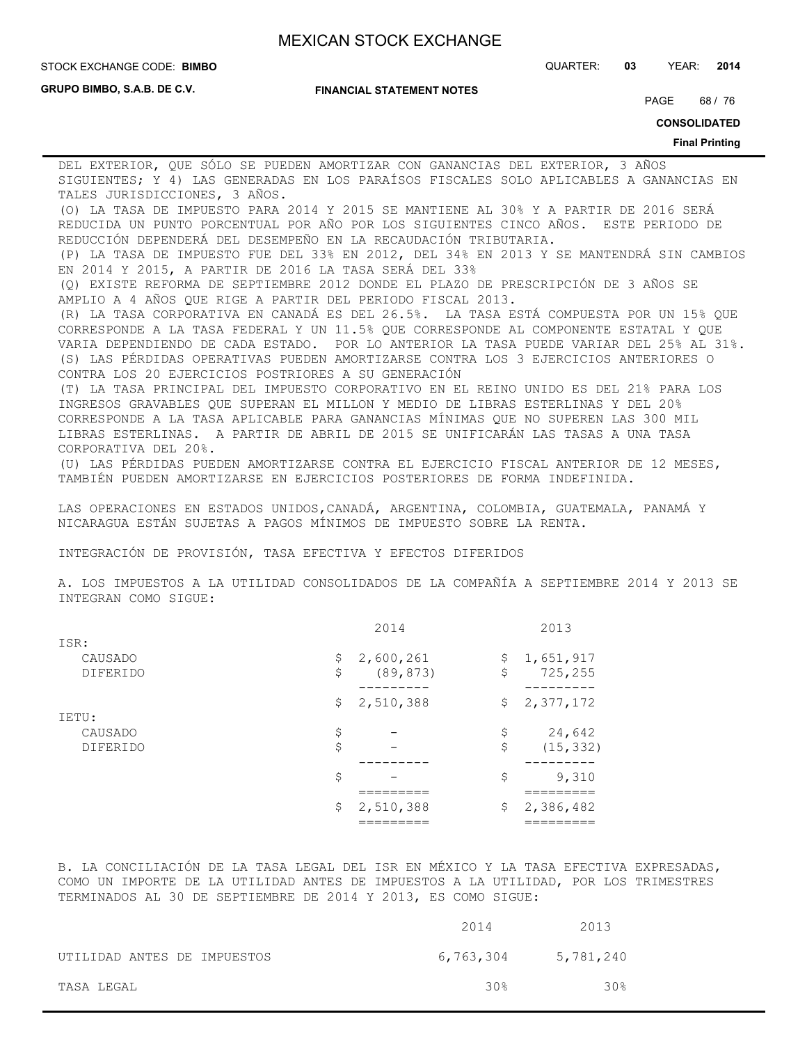DEL EXTERIOR, QUE SÓLO SE PUEDEN AMORTIZAR CON GANANCIAS DEL EXTERIOR, 3 AÑOS SIGUIENTES; Y 4) LAS GENERADAS EN LOS PARAÍSOS FISCALES SOLO APLICABLES A GANANCIAS EN TALES JURISDICCIONES, 3 AÑOS.

(O) LA TASA DE IMPUESTO PARA 2014 Y 2015 SE MANTIENE AL 30% Y A PARTIR DE 2016 SERÁ REDUCIDA UN PUNTO PORCENTUAL POR AÑO POR LOS SIGUIENTES CINCO AÑOS. ESTE PERIODO DE REDUCCIÓN DEPENDERÁ DEL DESEMPEÑO EN LA RECAUDACIÓN TRIBUTARIA.

(P) LA TASA DE IMPUESTO FUE DEL 33% EN 2012, DEL 34% EN 2013 Y SE MANTENDRÁ SIN CAMBIOS EN 2014 Y 2015, A PARTIR DE 2016 LA TASA SERÁ DEL 33%

(Q) EXISTE REFORMA DE SEPTIEMBRE 2012 DONDE EL PLAZO DE PRESCRIPCIÓN DE 3 AÑOS SE AMPLIO A 4 AÑOS QUE RIGE A PARTIR DEL PERIODO FISCAL 2013.

(R) LA TASA CORPORATIVA EN CANADÁ ES DEL 26.5%. LA TASA ESTÁ COMPUESTA POR UN 15% QUE CORRESPONDE A LA TASA FEDERAL Y UN 11.5% QUE CORRESPONDE AL COMPONENTE ESTATAL Y QUE VARIA DEPENDIENDO DE CADA ESTADO. POR LO ANTERIOR LA TASA PUEDE VARIAR DEL 25% AL 31%.

(S) LAS PÉRDIDAS OPERATIVAS PUEDEN AMORTIZARSE CONTRA LOS 3 EJERCICIOS ANTERIORES O CONTRA LOS 20 EJERCICIOS POSTRIORES A SU GENERACIÓN

(T) LA TASA PRINCIPAL DEL IMPUESTO CORPORATIVO EN EL REINO UNIDO ES DEL 21% PARA LOS INGRESOS GRAVABLES QUE SUPERAN EL MILLON Y MEDIO DE LIBRAS ESTERLINAS Y DEL 20% CORRESPONDE A LA TASA APLICABLE PARA GANANCIAS MÍNIMAS QUE NO SUPEREN LAS 300 MIL LIBRAS ESTERLINAS. A PARTIR DE ABRIL DE 2015 SE UNIFICARÁN LAS TASAS A UNA TASA CORPORATIVA DEL 20%.

(U) LAS PÉRDIDAS PUEDEN AMORTIZARSE CONTRA EL EJERCICIO FISCAL ANTERIOR DE 12 MESES, TAMBIÉN PUEDEN AMORTIZARSE EN EJERCICIOS POSTERIORES DE FORMA INDEFINIDA.

LAS OPERACIONES EN ESTADOS UNIDOS,CANADÁ, ARGENTINA, COLOMBIA, GUATEMALA, PANAMÁ Y NICARAGUA ESTÁN SUJETAS A PAGOS MÍNIMOS DE IMPUESTO SOBRE LA RENTA.

INTEGRACIÓN DE PROVISIÓN, TASA EFECTIVA Y EFECTOS DIFERIDOS

A. LOS IMPUESTOS A LA UTILIDAD CONSOLIDADOS DE LA COMPAÑÍA A SEPTIEMBRE 2014 Y 2013 SE INTEGRAN COMO SIGUE:

| | 2014 | 2013 |
|---|---|---|
| ISR: | | |
| CAUSADO | $ 2,600,261 | $ 1,651,917 |
| DIFERIDO | $ (89,873) | $ 725,255 |
| | $ 2,510,388 | $ 2,377,172 |
| IETU: | | |
| CAUSADO | $ - | $ 24,642 |
| DIFERIDO | $ - | $ (15,332) |
| | $ - | $ 9,310 |
| | $ 2,510,388 | $ 2,386,482 |

B. LA CONCILIACIÓN DE LA TASA LEGAL DEL ISR EN MÉXICO Y LA TASA EFECTIVA EXPRESADAS, COMO UN IMPORTE DE LA UTILIDAD ANTES DE IMPUESTOS A LA UTILIDAD, POR LOS TRIMESTRES TERMINADOS AL 30 DE SEPTIEMBRE DE 2014 Y 2013, ES COMO SIGUE:

| | 2014 | 2013 |
|---|---|---|
| UTILIDAD ANTES DE IMPUESTOS | 6,763,304 | 5,781,240 |
| TASA LEGAL | 30% | 30% |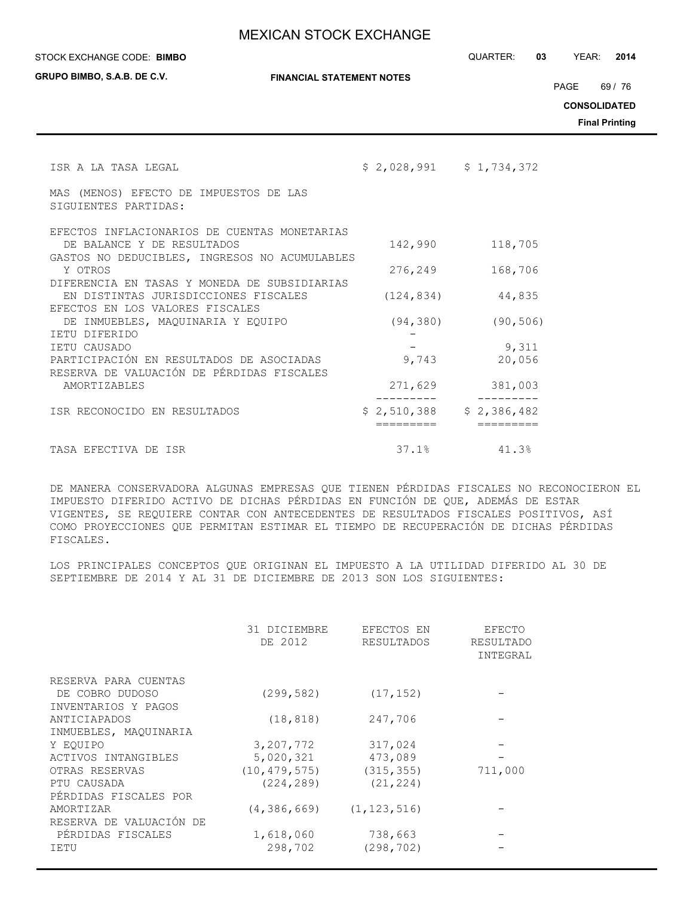| | | |
|---|---|---|
| ISR A LA TASA LEGAL | $ 2,028,991 | $ 1,734,372 |
| MAS (MENOS) EFECTO DE IMPUESTOS DE LAS SIGUIENTES PARTIDAS: | | |
| EFECTOS INFLACIONARIOS DE CUENTAS MONETARIAS DE BALANCE Y DE RESULTADOS | 142,990 | 118,705 |
| GASTOS NO DEDUCIBLES, INGRESOS NO ACUMULABLES Y OTROS | 276,249 | 168,706 |
| DIFERENCIA EN TASAS Y MONEDA DE SUBSIDIARIAS EN DISTINTAS JURISDICCIONES FISCALES | (124,834) | 44,835 |
| EFECTOS EN LOS VALORES FISCALES DE INMUEBLES, MAQUINARIA Y EQUIPO | (94,380) | (90,506) |
| IETU DIFERIDO | - | |
| IETU CAUSADO | - | 9,311 |
| PARTICIPACIÓN EN RESULTADOS DE ASOCIADAS | 9,743 | 20,056 |
| RESERVA DE VALUACIÓN DE PÉRDIDAS FISCALES AMORTIZABLES | 271,629 | 381,003 |
| ISR RECONOCIDO EN RESULTADOS | $ 2,510,388 | $ 2,386,482 |
| TASA EFECTIVA DE ISR | 37.1% | 41.3% |

DE MANERA CONSERVADORA ALGUNAS EMPRESAS QUE TIENEN PÉRDIDAS FISCALES NO RECONOCIERON EL IMPUESTO DIFERIDO ACTIVO DE DICHAS PÉRDIDAS EN FUNCIÓN DE QUE, ADEMÁS DE ESTAR VIGENTES, SE REQUIERE CONTAR CON ANTECEDENTES DE RESULTADOS FISCALES POSITIVOS, ASÍ COMO PROYECCIONES QUE PERMITAN ESTIMAR EL TIEMPO DE RECUPERACIÓN DE DICHAS PÉRDIDAS FISCALES.

LOS PRINCIPALES CONCEPTOS QUE ORIGINAN EL IMPUESTO A LA UTILIDAD DIFERIDO AL 30 DE SEPTIEMBRE DE 2014 Y AL 31 DE DICIEMBRE DE 2013 SON LOS SIGUIENTES:

| | 31 DICIEMBRE DE 2012 | EFECTOS EN RESULTADOS | EFECTO RESULTADO INTEGRAL |
|---|---|---|---|
| RESERVA PARA CUENTAS DE COBRO DUDOSO | (299,582) | (17,152) | - |
| INVENTARIOS Y PAGOS ANTICIAPADOS | (18,818) | 247,706 | - |
| INMUEBLES, MAQUINARIA Y EQUIPO | 3,207,772 | 317,024 | - |
| ACTIVOS INTANGIBLES | 5,020,321 | 473,089 | - |
| OTRAS RESERVAS | (10,479,575) | (315,355) | 711,000 |
| PTU CAUSADA | (224,289) | (21,224) | |
| PÉRDIDAS FISCALES POR AMORTIZAR | (4,386,669) | (1,123,516) | - |
| RESERVA DE VALUACIÓN DE PÉRDIDAS FISCALES | 1,618,060 | 738,663 | - |
| IETU | 298,702 | (298,702) | - |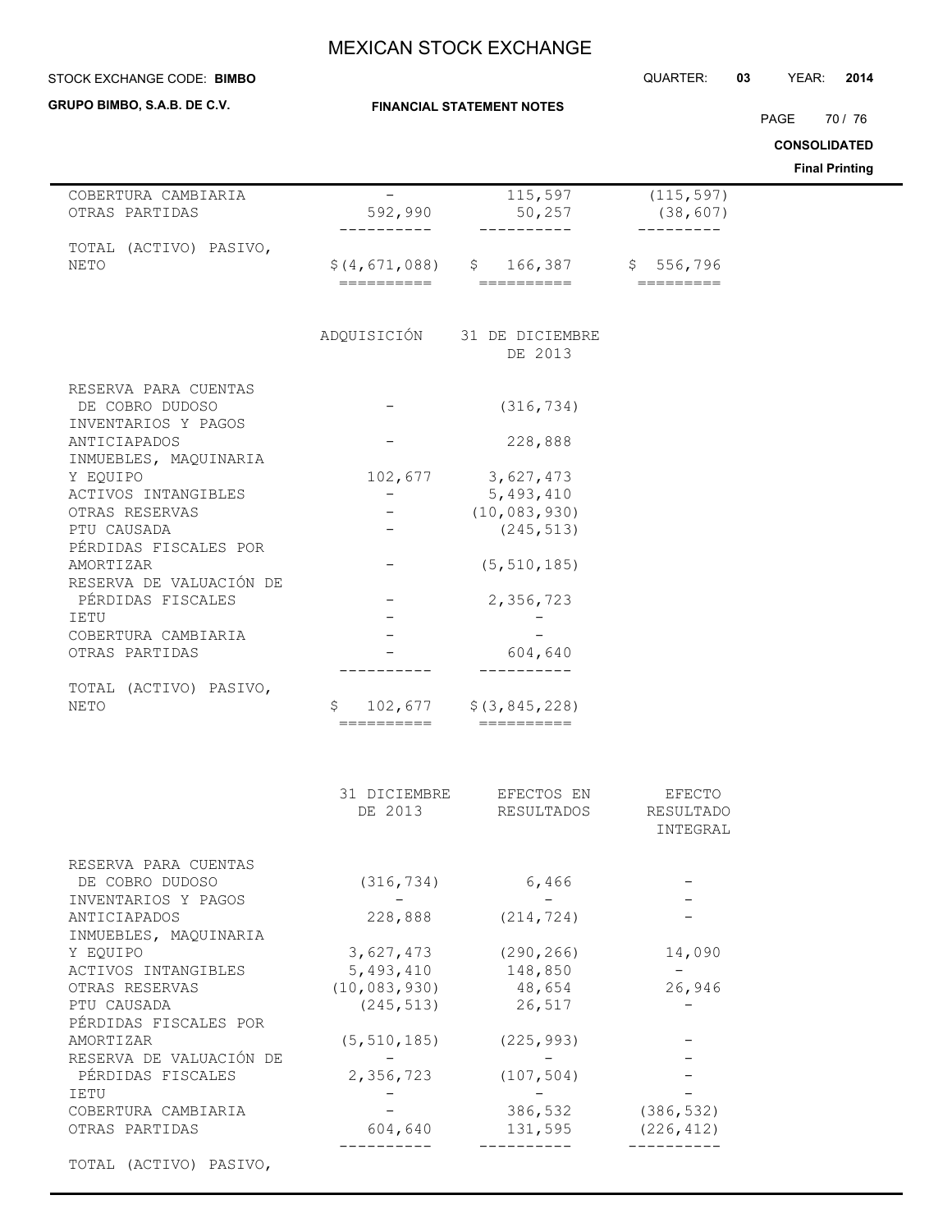| | | | |
|---|---|---|---|
| COBERTURA CAMBIARIA | - | 115,597 | (115,597) |
| OTRAS PARTIDAS | 592,990 | 50,257 | (38,607) |
| TOTAL (ACTIVO) PASIVO, NETO | $(4,671,088) | $ 166,387 | $ 556,796 |

| | ADQUISICIÓN | 31 DE DICIEMBRE DE 2013 |
|---|---|---|
| RESERVA PARA CUENTAS DE COBRO DUDOSO | - | (316,734) |
| INVENTARIOS Y PAGOS ANTICIAPADOS | - | 228,888 |
| INMUEBLES, MAQUINARIA Y EQUIPO | 102,677 | 3,627,473 |
| ACTIVOS INTANGIBLES | - | 5,493,410 |
| OTRAS RESERVAS | - | (10,083,930) |
| PTU CAUSADA | - | (245,513) |
| PÉRDIDAS FISCALES POR AMORTIZAR | - | (5,510,185) |
| RESERVA DE VALUACIÓN DE PÉRDIDAS FISCALES | - | 2,356,723 |
| IETU | - | - |
| COBERTURA CAMBIARIA | - | - |
| OTRAS PARTIDAS | - | 604,640 |
| TOTAL (ACTIVO) PASIVO, NETO | $ 102,677 | $(3,845,228) |

| | 31 DICIEMBRE DE 2013 | EFECTOS EN RESULTADOS | EFECTO RESULTADO INTEGRAL |
|---|---|---|---|
| RESERVA PARA CUENTAS DE COBRO DUDOSO | (316,734) | 6,466 | - |
| INVENTARIOS Y PAGOS ANTICIAPADOS | 228,888 | (214,724) | - |
| INMUEBLES, MAQUINARIA Y EQUIPO | 3,627,473 | (290,266) | 14,090 |
| ACTIVOS INTANGIBLES | 5,493,410 | 148,850 | - |
| OTRAS RESERVAS | (10,083,930) | 48,654 | 26,946 |
| PTU CAUSADA | (245,513) | 26,517 | - |
| PÉRDIDAS FISCALES POR AMORTIZAR | (5,510,185) | (225,993) | - |
| RESERVA DE VALUACIÓN DE PÉRDIDAS FISCALES | 2,356,723 | (107,504) | - |
| IETU | - | - | - |
| COBERTURA CAMBIARIA | - | 386,532 | (386,532) |
| OTRAS PARTIDAS | 604,640 | 131,595 | (226,412) |
| TOTAL (ACTIVO) PASIVO, | | | |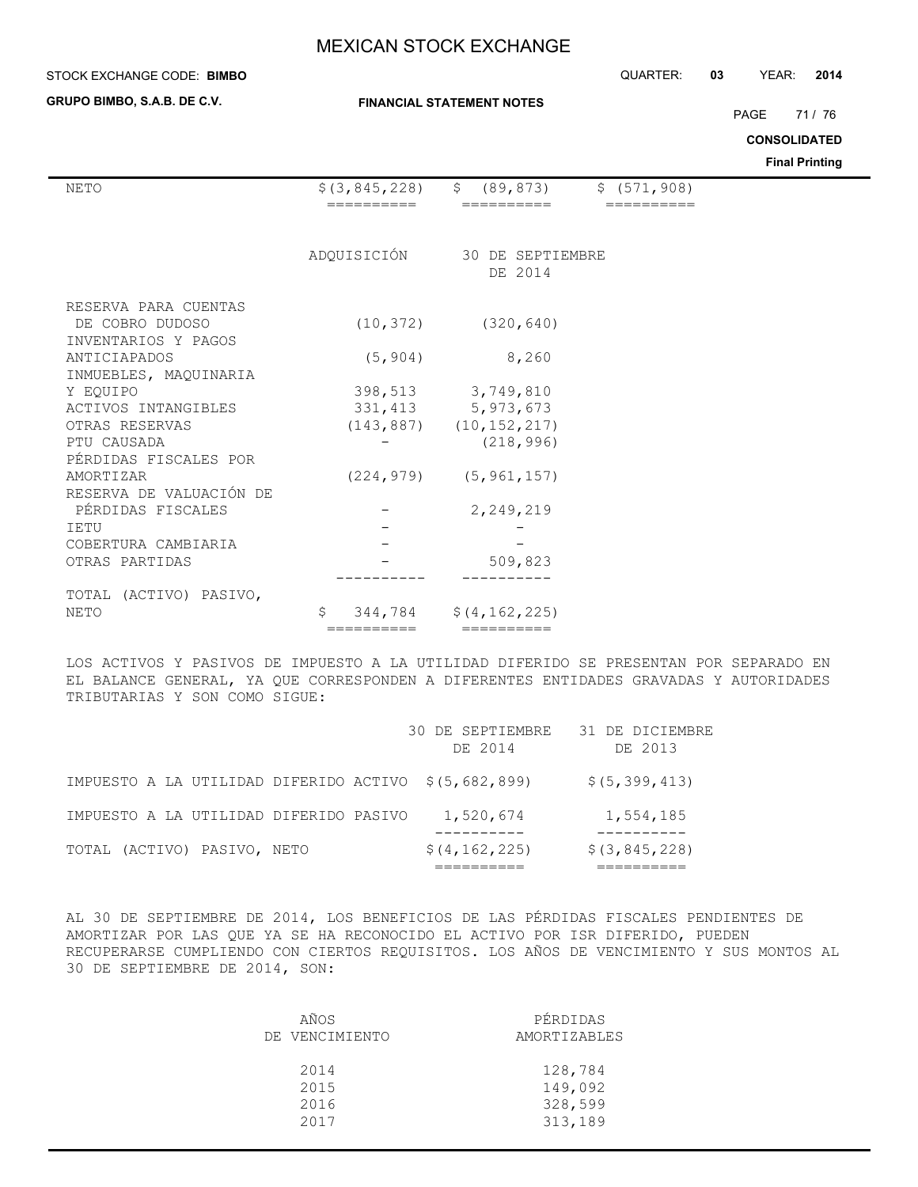| NETO | $(3,845,228) | $ (89,873) | $ (571,908) |
|---|---|---|---|

| | ADQUISICIÓN | 30 DE SEPTIEMBRE DE 2014 |
|---|---|---|
| RESERVA PARA CUENTAS DE COBRO DUDOSO | (10,372) | (320,640) |
| INVENTARIOS Y PAGOS ANTICIPADOS | (5,904) | 8,260 |
| INMUEBLES, MAQUINARIA Y EQUIPO | 398,513 | 3,749,810 |
| ACTIVOS INTANGIBLES | 331,413 | 5,973,673 |
| OTRAS RESERVAS | (143,887) | (10,152,217) |
| PTU CAUSADA | - | (218,996) |
| PÉRDIDAS FISCALES POR AMORTIZAR | (224,979) | (5,961,157) |
| RESERVA DE VALUACIÓN DE PÉRDIDAS FISCALES | - | 2,249,219 |
| IETU | - | - |
| COBERTURA CAMBIARIA | - | - |
| OTRAS PARTIDAS | - | 509,823 |
| TOTAL (ACTIVO) PASIVO, NETO | $ 344,784 | $(4,162,225) |

LOS ACTIVOS Y PASIVOS DE IMPUESTO A LA UTILIDAD DIFERIDO SE PRESENTAN POR SEPARADO EN EL BALANCE GENERAL, YA QUE CORRESPONDEN A DIFERENTES ENTIDADES GRAVADAS Y AUTORIDADES TRIBUTARIAS Y SON COMO SIGUE:

| | 30 DE SEPTIEMBRE DE 2014 | 31 DE DICIEMBRE DE 2013 |
|---|---|---|
| IMPUESTO A LA UTILIDAD DIFERIDO ACTIVO | $(5,682,899) | $(5,399,413) |
| IMPUESTO A LA UTILIDAD DIFERIDO PASIVO | 1,520,674 | 1,554,185 |
| TOTAL (ACTIVO) PASIVO, NETO | $(4,162,225) | $(3,845,228) |

AL 30 DE SEPTIEMBRE DE 2014, LOS BENEFICIOS DE LAS PÉRDIDAS FISCALES PENDIENTES DE AMORTIZAR POR LAS QUE YA SE HA RECONOCIDO EL ACTIVO POR ISR DIFERIDO, PUEDEN RECUPERARSE CUMPLIENDO CON CIERTOS REQUISITOS. LOS AÑOS DE VENCIMIENTO Y SUS MONTOS AL 30 DE SEPTIEMBRE DE 2014, SON:

| AÑOS DE VENCIMIENTO | PÉRDIDAS AMORTIZABLES |
|---|---|
| 2014 | 128,784 |
| 2015 | 149,092 |
| 2016 | 328,599 |
| 2017 | 313,189 |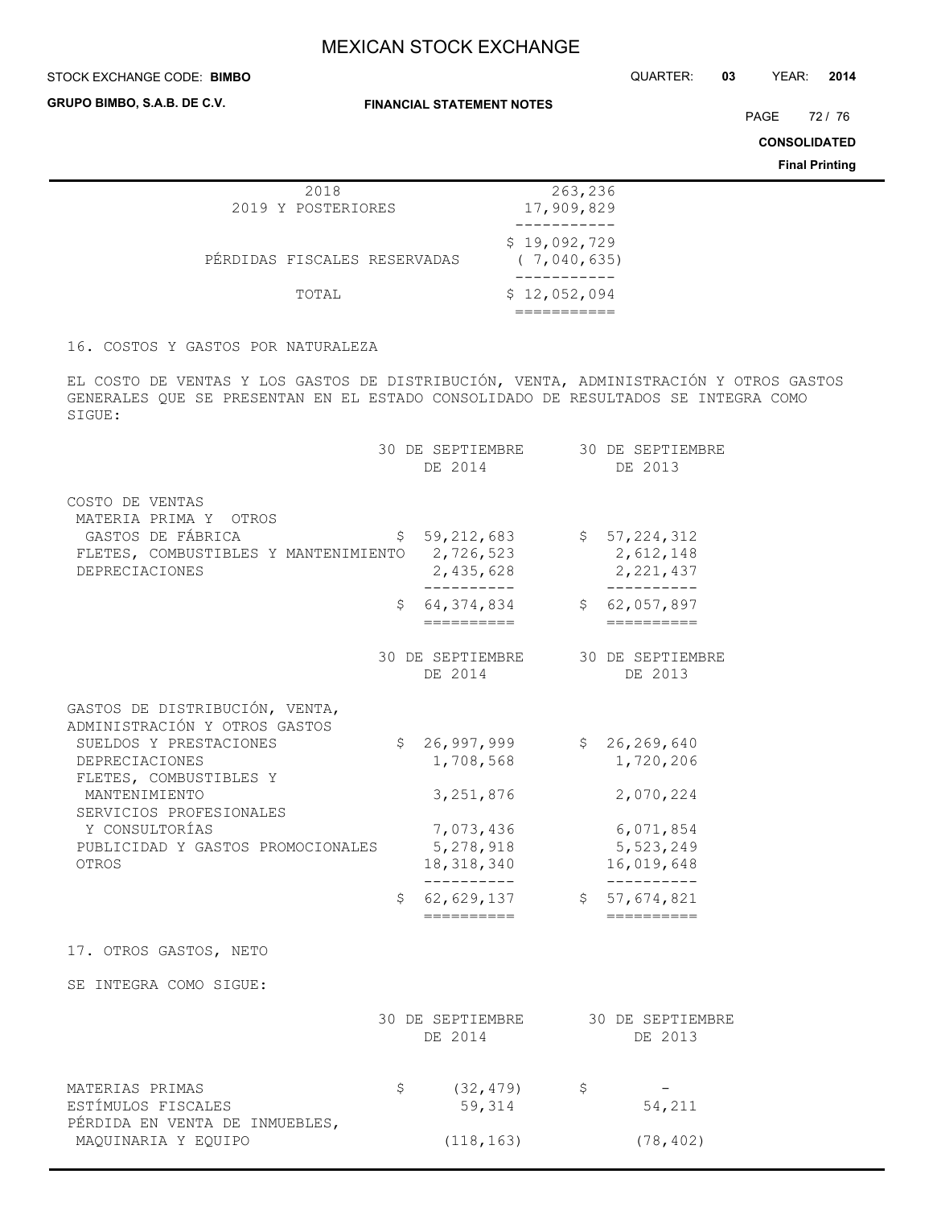| | |
|---|---|
| 2018 | 263,236 |
| 2019 Y POSTERIORES | 17,909,829 |
| | $ 19,092,729 |
| PÉRDIDAS FISCALES RESERVADAS | ( 7,040,635) |
| TOTAL | $ 12,052,094 |

16. COSTOS Y GASTOS POR NATURALEZA

EL COSTO DE VENTAS Y LOS GASTOS DE DISTRIBUCIÓN, VENTA, ADMINISTRACIÓN Y OTROS GASTOS GENERALES QUE SE PRESENTAN EN EL ESTADO CONSOLIDADO DE RESULTADOS SE INTEGRA COMO SIGUE:

| | 30 DE SEPTIEMBRE DE 2014 | 30 DE SEPTIEMBRE DE 2013 |
|---|---|---|
| COSTO DE VENTAS | | |
| MATERIA PRIMA Y OTROS GASTOS DE FÁBRICA | $ 59,212,683 | $ 57,224,312 |
| FLETES, COMBUSTIBLES Y MANTENIMIENTO | 2,726,523 | 2,612,148 |
| DEPRECIACIONES | 2,435,628 | 2,221,437 |
| | $ 64,374,834 | $ 62,057,897 |

| | 30 DE SEPTIEMBRE DE 2014 | 30 DE SEPTIEMBRE DE 2013 |
|---|---|---|
| GASTOS DE DISTRIBUCIÓN, VENTA, ADMINISTRACIÓN Y OTROS GASTOS | | |
| SUELDOS Y PRESTACIONES | $ 26,997,999 | $ 26,269,640 |
| DEPRECIACIONES | 1,708,568 | 1,720,206 |
| FLETES, COMBUSTIBLES Y MANTENIMIENTO | 3,251,876 | 2,070,224 |
| SERVICIOS PROFESIONALES Y CONSULTORÍAS | 7,073,436 | 6,071,854 |
| PUBLICIDAD Y GASTOS PROMOCIONALES | 5,278,918 | 5,523,249 |
| OTROS | 18,318,340 | 16,019,648 |
| | $ 62,629,137 | $ 57,674,821 |

17. OTROS GASTOS, NETO

SE INTEGRA COMO SIGUE:

| | 30 DE SEPTIEMBRE DE 2014 | 30 DE SEPTIEMBRE DE 2013 |
|---|---|---|
| MATERIAS PRIMAS | $ (32,479) | $ - |
| ESTÍMULOS FISCALES | 59,314 | 54,211 |
| PÉRDIDA EN VENTA DE INMUEBLES, MAQUINARIA Y EQUIPO | (118,163) | (78,402) |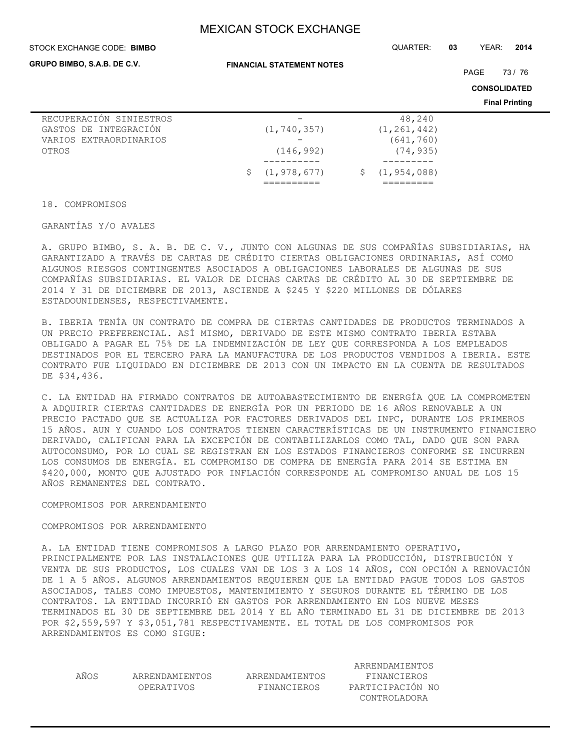| | | |
|---|---|---|
| RECUPERACIÓN SINIESTROS | - | 48,240 |
| GASTOS DE INTEGRACIÓN | (1,740,357) | (1,261,442) |
| VARIOS EXTRAORDINARIOS | - | (641,760) |
| OTROS | (146,992) | (74,935) |
| | $ (1,978,677) | $ (1,954,088) |

18. COMPROMISOS

GARANTÍAS Y/O AVALES

A. GRUPO BIMBO, S. A. B. DE C. V., JUNTO CON ALGUNAS DE SUS COMPAÑÍAS SUBSIDIARIAS, HA GARANTIZADO A TRAVÉS DE CARTAS DE CRÉDITO CIERTAS OBLIGACIONES ORDINARIAS, ASÍ COMO ALGUNOS RIESGOS CONTINGENTES ASOCIADOS A OBLIGACIONES LABORALES DE ALGUNAS DE SUS COMPAÑÍAS SUBSIDIARIAS. EL VALOR DE DICHAS CARTAS DE CRÉDITO AL 30 DE SEPTIEMBRE DE 2014 Y 31 DE DICIEMBRE DE 2013, ASCIENDE A $245 Y $220 MILLONES DE DÓLARES ESTADOUNIDENSES, RESPECTIVAMENTE.

B. IBERIA TENÍA UN CONTRATO DE COMPRA DE CIERTAS CANTIDADES DE PRODUCTOS TERMINADOS A UN PRECIO PREFERENCIAL. ASÍ MISMO, DERIVADO DE ESTE MISMO CONTRATO IBERIA ESTABA OBLIGADO A PAGAR EL 75% DE LA INDEMNIZACIÓN DE LEY QUE CORRESPONDA A LOS EMPLEADOS DESTINADOS POR EL TERCERO PARA LA MANUFACTURA DE LOS PRODUCTOS VENDIDOS A IBERIA. ESTE CONTRATO FUE LIQUIDADO EN DICIEMBRE DE 2013 CON UN IMPACTO EN LA CUENTA DE RESULTADOS DE $34,436.

C. LA ENTIDAD HA FIRMADO CONTRATOS DE AUTOABASTECIMIENTO DE ENERGÍA QUE LA COMPROMETEN A ADQUIRIR CIERTAS CANTIDADES DE ENERGÍA POR UN PERIODO DE 16 AÑOS RENOVABLE A UN PRECIO PACTADO QUE SE ACTUALIZA POR FACTORES DERIVADOS DEL INPC, DURANTE LOS PRIMEROS 15 AÑOS. AUN Y CUANDO LOS CONTRATOS TIENEN CARACTERÍSTICAS DE UN INSTRUMENTO FINANCIERO DERIVADO, CALIFICAN PARA LA EXCEPCIÓN DE CONTABILIZARLOS COMO TAL, DADO QUE SON PARA AUTOCONSUMO, POR LO CUAL SE REGISTRAN EN LOS ESTADOS FINANCIEROS CONFORME SE INCURREN LOS CONSUMOS DE ENERGÍA. EL COMPROMISO DE COMPRA DE ENERGÍA PARA 2014 SE ESTIMA EN $420,000, MONTO QUE AJUSTADO POR INFLACIÓN CORRESPONDE AL COMPROMISO ANUAL DE LOS 15 AÑOS REMANENTES DEL CONTRATO.

COMPROMISOS POR ARRENDAMIENTO

COMPROMISOS POR ARRENDAMIENTO

A. LA ENTIDAD TIENE COMPROMISOS A LARGO PLAZO POR ARRENDAMIENTO OPERATIVO, PRINCIPALMENTE POR LAS INSTALACIONES QUE UTILIZA PARA LA PRODUCCIÓN, DISTRIBUCIÓN Y VENTA DE SUS PRODUCTOS, LOS CUALES VAN DE LOS 3 A LOS 14 AÑOS, CON OPCIÓN A RENOVACIÓN DE 1 A 5 AÑOS. ALGUNOS ARRENDAMIENTOS REQUIEREN QUE LA ENTIDAD PAGUE TODOS LOS GASTOS ASOCIADOS, TALES COMO IMPUESTOS, MANTENIMIENTO Y SEGUROS DURANTE EL TÉRMINO DE LOS CONTRATOS. LA ENTIDAD INCURRIÓ EN GASTOS POR ARRENDAMIENTO EN LOS NUEVE MESES TERMINADOS EL 30 DE SEPTIEMBRE DEL 2014 Y EL AÑO TERMINADO EL 31 DE DICIEMBRE DE 2013 POR $2,559,597 Y $3,051,781 RESPECTIVAMENTE. EL TOTAL DE LOS COMPROMISOS POR ARRENDAMIENTOS ES COMO SIGUE:

| AÑOS | ARRENDAMIENTOS OPERATIVOS | ARRENDAMIENTOS FINANCIEROS | ARRENDAMIENTOS FINANCIEROS PARTICIPACIÓN NO CONTROLADORA |
|---|---|---|---|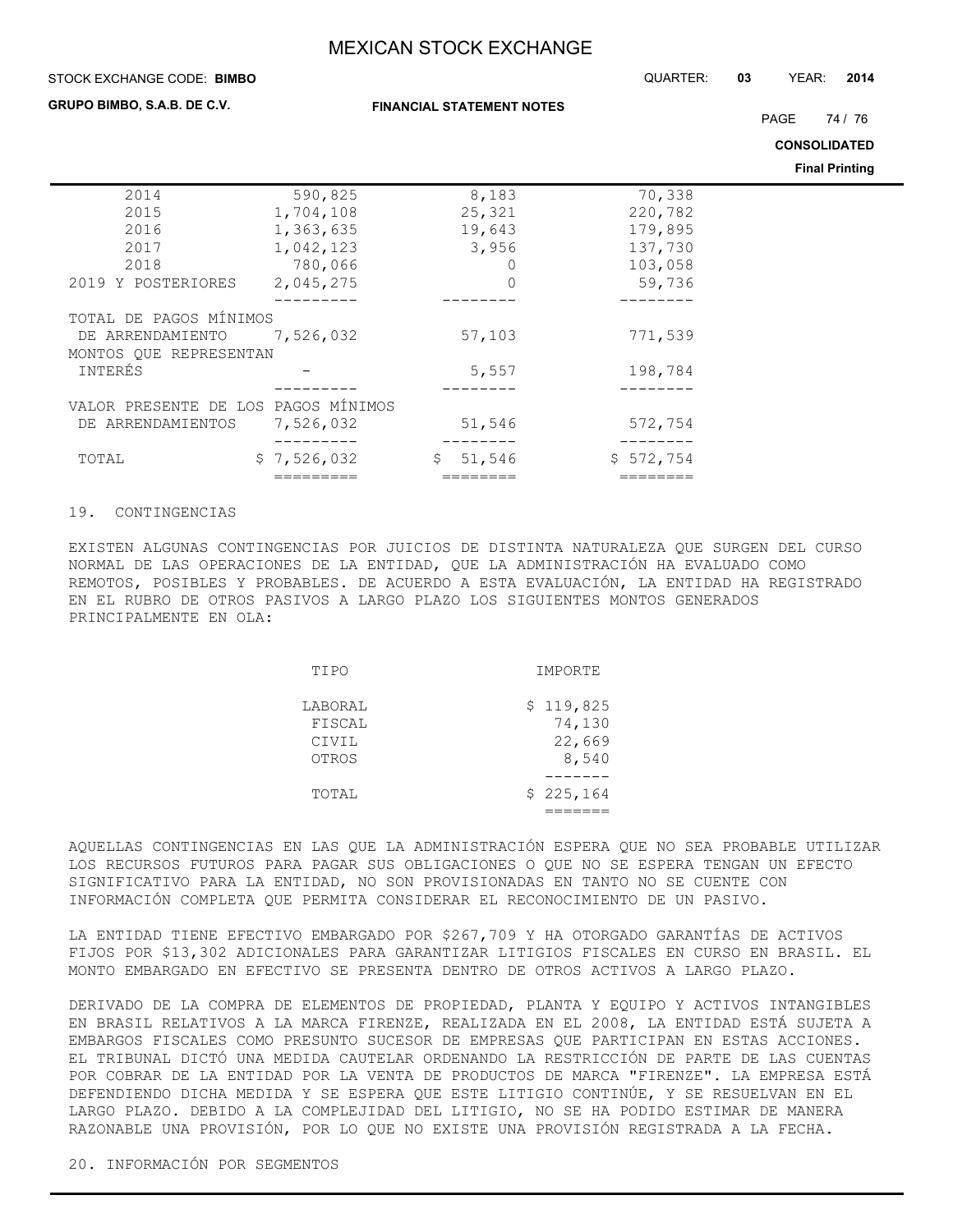| | | | |
|---|---|---|---|
| 2014 | 590,825 | 8,183 | 70,338 |
| 2015 | 1,704,108 | 25,321 | 220,782 |
| 2016 | 1,363,635 | 19,643 | 179,895 |
| 2017 | 1,042,123 | 3,956 | 137,730 |
| 2018 | 780,066 | 0 | 103,058 |
| 2019 Y POSTERIORES | 2,045,275 | 0 | 59,736 |
| TOTAL DE PAGOS MÍNIMOS DE ARRENDAMIENTO | 7,526,032 | 57,103 | 771,539 |
| MONTOS QUE REPRESENTAN INTERÉS | - | 5,557 | 198,784 |
| VALOR PRESENTE DE LOS PAGOS MÍNIMOS DE ARRENDAMIENTOS | 7,526,032 | 51,546 | 572,754 |
| TOTAL | $ 7,526,032 | $ 51,546 | $ 572,754 |

## 19. CONTINGENCIAS

EXISTEN ALGUNAS CONTINGENCIAS POR JUICIOS DE DISTINTA NATURALEZA QUE SURGEN DEL CURSO NORMAL DE LAS OPERACIONES DE LA ENTIDAD, QUE LA ADMINISTRACIÓN HA EVALUADO COMO REMOTOS, POSIBLES Y PROBABLES. DE ACUERDO A ESTA EVALUACIÓN, LA ENTIDAD HA REGISTRADO EN EL RUBRO DE OTROS PASIVOS A LARGO PLAZO LOS SIGUIENTES MONTOS GENERADOS PRINCIPALMENTE EN OLA:

| TIPO | IMPORTE |
|---|---|
| LABORAL | $ 119,825 |
| FISCAL | 74,130 |
| CIVIL | 22,669 |
| OTROS | 8,540 |
| TOTAL | $ 225,164 |

AQUELLAS CONTINGENCIAS EN LAS QUE LA ADMINISTRACIÓN ESPERA QUE NO SEA PROBABLE UTILIZAR LOS RECURSOS FUTUROS PARA PAGAR SUS OBLIGACIONES O QUE NO SE ESPERA TENGAN UN EFECTO SIGNIFICATIVO PARA LA ENTIDAD, NO SON PROVISIONADAS EN TANTO NO SE CUENTE CON INFORMACIÓN COMPLETA QUE PERMITA CONSIDERAR EL RECONOCIMIENTO DE UN PASIVO.

LA ENTIDAD TIENE EFECTIVO EMBARGADO POR $267,709 Y HA OTORGADO GARANTÍAS DE ACTIVOS FIJOS POR $13,302 ADICIONALES PARA GARANTIZAR LITIGIOS FISCALES EN CURSO EN BRASIL. EL MONTO EMBARGADO EN EFECTIVO SE PRESENTA DENTRO DE OTROS ACTIVOS A LARGO PLAZO.

DERIVADO DE LA COMPRA DE ELEMENTOS DE PROPIEDAD, PLANTA Y EQUIPO Y ACTIVOS INTANGIBLES EN BRASIL RELATIVOS A LA MARCA FIRENZE, REALIZADA EN EL 2008, LA ENTIDAD ESTÁ SUJETA A EMBARGOS FISCALES COMO PRESUNTO SUCESOR DE EMPRESAS QUE PARTICIPAN EN ESTAS ACCIONES. EL TRIBUNAL DICTÓ UNA MEDIDA CAUTELAR ORDENANDO LA RESTRICCIÓN DE PARTE DE LAS CUENTAS POR COBRAR DE LA ENTIDAD POR LA VENTA DE PRODUCTOS DE MARCA "FIRENZE". LA EMPRESA ESTÁ DEFENDIENDO DICHA MEDIDA Y SE ESPERA QUE ESTE LITIGIO CONTINÚE, Y SE RESUELVAN EN EL LARGO PLAZO. DEBIDO A LA COMPLEJIDAD DEL LITIGIO, NO SE HA PODIDO ESTIMAR DE MANERA RAZONABLE UNA PROVISIÓN, POR LO QUE NO EXISTE UNA PROVISIÓN REGISTRADA A LA FECHA.

## 20. INFORMACIÓN POR SEGMENTOS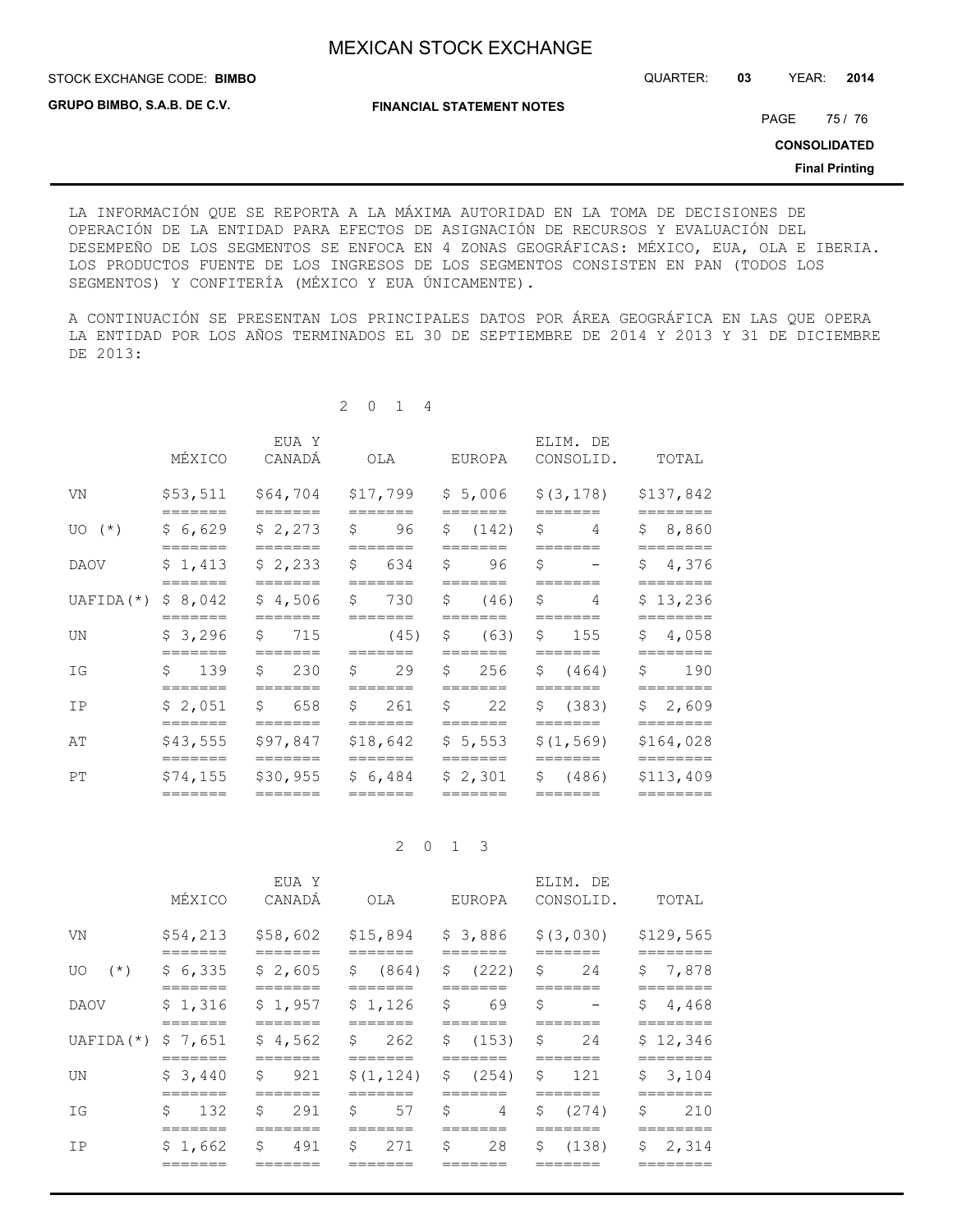LA INFORMACIÓN QUE SE REPORTA A LA MÁXIMA AUTORIDAD EN LA TOMA DE DECISIONES DE OPERACIÓN DE LA ENTIDAD PARA EFECTOS DE ASIGNACIÓN DE RECURSOS Y EVALUACIÓN DEL DESEMPEÑO DE LOS SEGMENTOS SE ENFOCA EN 4 ZONAS GEOGRÁFICAS: MÉXICO, EUA, OLA E IBERIA. LOS PRODUCTOS FUENTE DE LOS INGRESOS DE LOS SEGMENTOS CONSISTEN EN PAN (TODOS LOS SEGMENTOS) Y CONFITERÍA (MÉXICO Y EUA ÚNICAMENTE).

A CONTINUACIÓN SE PRESENTAN LOS PRINCIPALES DATOS POR ÁREA GEOGRÁFICA EN LAS QUE OPERA LA ENTIDAD POR LOS AÑOS TERMINADOS EL 30 DE SEPTIEMBRE DE 2014 Y 2013 Y 31 DE DICIEMBRE DE 2013:

2 0 1 4

| | MÉXICO | EUA Y CANADÁ | OLA | EUROPA | ELIM. DE CONSOLID. | TOTAL |
|---|---|---|---|---|---|---|
| VN | $53,511 | $64,704 | $17,799 | $ 5,006 | $(3,178) | $137,842 |
| UO (*) | $ 6,629 | $ 2,273 | $ 96 | $ (142) | $ 4 | $ 8,860 |
| DAOV | $ 1,413 | $ 2,233 | $ 634 | $ 96 | $ - | $ 4,376 |
| UAFIDA(*) | $ 8,042 | $ 4,506 | $ 730 | $ (46) | $ 4 | $ 13,236 |
| UN | $ 3,296 | $ 715 | (45) | $ (63) | $ 155 | $ 4,058 |
| IG | $ 139 | $ 230 | $ 29 | $ 256 | $ (464) | $ 190 |
| IP | $ 2,051 | $ 658 | $ 261 | $ 22 | $ (383) | $ 2,609 |
| AT | $43,555 | $97,847 | $18,642 | $ 5,553 | $(1,569) | $164,028 |
| PT | $74,155 | $30,955 | $ 6,484 | $ 2,301 | $ (486) | $113,409 |

2 0 1 3

| | MÉXICO | EUA Y CANADÁ | OLA | EUROPA | ELIM. DE CONSOLID. | TOTAL |
|---|---|---|---|---|---|---|
| VN | $54,213 | $58,602 | $15,894 | $ 3,886 | $(3,030) | $129,565 |
| UO (*) | $ 6,335 | $ 2,605 | $ (864) | $ (222) | $ 24 | $ 7,878 |
| DAOV | $ 1,316 | $ 1,957 | $ 1,126 | $ 69 | $ - | $ 4,468 |
| UAFIDA(*) | $ 7,651 | $ 4,562 | $ 262 | $ (153) | $ 24 | $ 12,346 |
| UN | $ 3,440 | $ 921 | $(1,124) | $ (254) | $ 121 | $ 3,104 |
| IG | $ 132 | $ 291 | $ 57 | $ 4 | $ (274) | $ 210 |
| IP | $ 1,662 | $ 491 | $ 271 | $ 28 | $ (138) | $ 2,314 |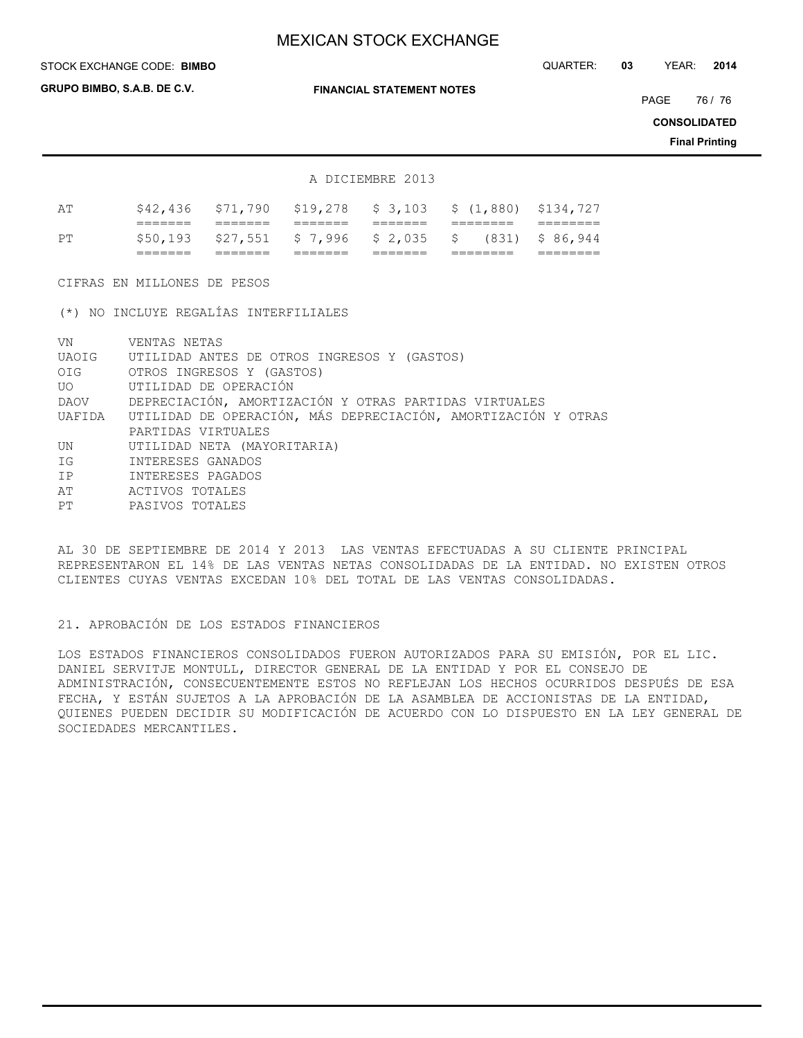A DICIEMBRE 2013

| | | | | | | |
|---|---|---|---|---|---|---|
| AT | $42,436 | $71,790 | $19,278 | $ 3,103 | $ (1,880) | $134,727 |
| PT | $50,193 | $27,551 | $ 7,996 | $ 2,035 | $ (831) | $ 86,944 |

CIFRAS EN MILLONES DE PESOS

(*) NO INCLUYE REGALÍAS INTERFILIALES

| | |
|---|---|
| VN | VENTAS NETAS |
| UAOIG | UTILIDAD ANTES DE OTROS INGRESOS Y (GASTOS) |
| OIG | OTROS INGRESOS Y (GASTOS) |
| UO | UTILIDAD DE OPERACIÓN |
| DAOV | DEPRECIACIÓN, AMORTIZACIÓN Y OTRAS PARTIDAS VIRTUALES |
| UAFIDA | UTILIDAD DE OPERACIÓN, MÁS DEPRECIACIÓN, AMORTIZACIÓN Y OTRAS PARTIDAS VIRTUALES |
| UN | UTILIDAD NETA (MAYORITARIA) |
| IG | INTERESES GANADOS |
| IP | INTERESES PAGADOS |
| AT | ACTIVOS TOTALES |
| PT | PASIVOS TOTALES |

AL 30 DE SEPTIEMBRE DE 2014 Y 2013 LAS VENTAS EFECTUADAS A SU CLIENTE PRINCIPAL REPRESENTARON EL 14% DE LAS VENTAS NETAS CONSOLIDADAS DE LA ENTIDAD. NO EXISTEN OTROS CLIENTES CUYAS VENTAS EXCEDAN 10% DEL TOTAL DE LAS VENTAS CONSOLIDADAS.

## 21. APROBACIÓN DE LOS ESTADOS FINANCIEROS

LOS ESTADOS FINANCIEROS CONSOLIDADOS FUERON AUTORIZADOS PARA SU EMISIÓN, POR EL LIC. DANIEL SERVITJE MONTULL, DIRECTOR GENERAL DE LA ENTIDAD Y POR EL CONSEJO DE ADMINISTRACIÓN, CONSECUENTEMENTE ESTOS NO REFLEJAN LOS HECHOS OCURRIDOS DESPUÉS DE ESA FECHA, Y ESTÁN SUJETOS A LA APROBACIÓN DE LA ASAMBLEA DE ACCIONISTAS DE LA ENTIDAD, QUIENES PUEDEN DECIDIR SU MODIFICACIÓN DE ACUERDO CON LO DISPUESTO EN LA LEY GENERAL DE SOCIEDADES MERCANTILES.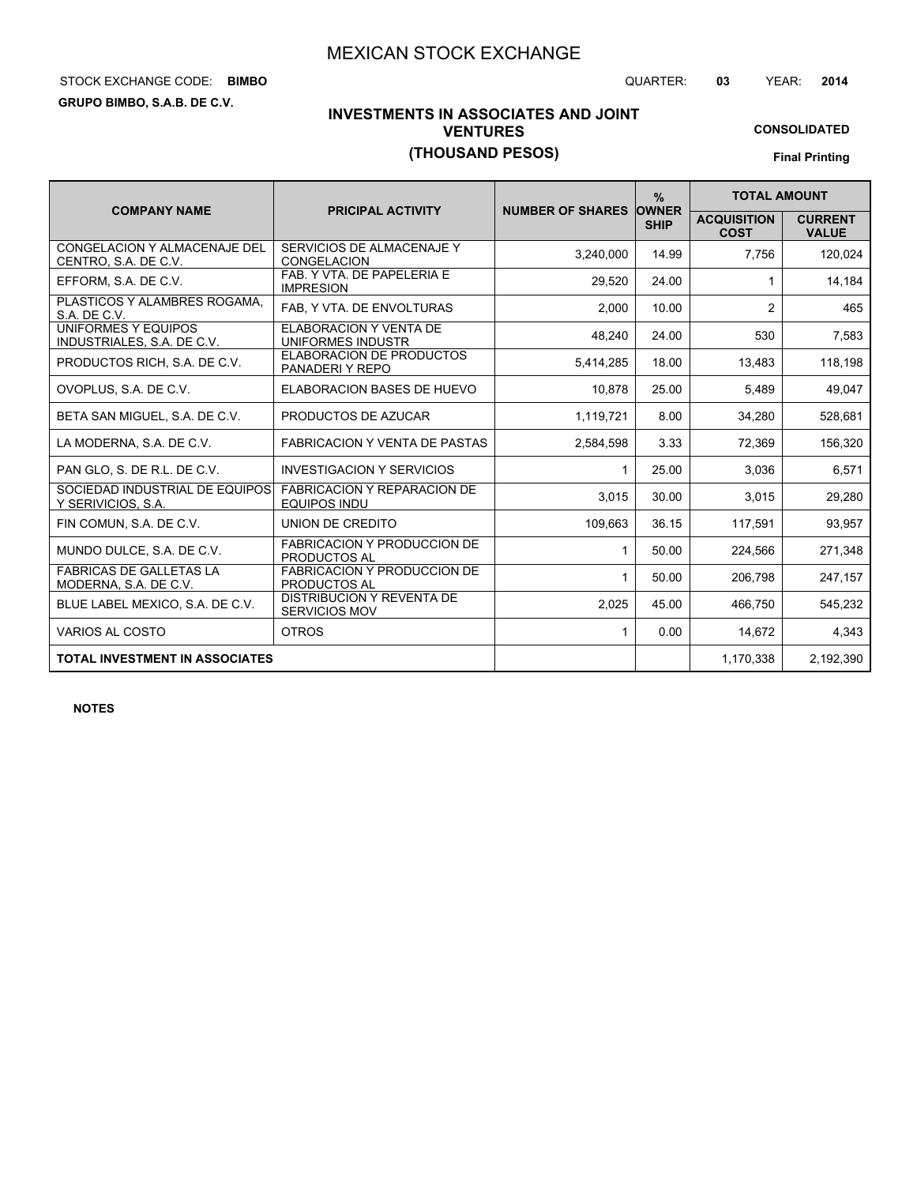# MEXICAN STOCK EXCHANGE

STOCK EXCHANGE CODE: **BIMBO**

QUARTER: **03** YEAR: **2014**

**GRUPO BIMBO, S.A.B. DE C.V.**

## INVESTMENTS IN ASSOCIATES AND JOINT VENTURES
## (THOUSAND PESOS)

**CONSOLIDATED**

**Final Printing**

| COMPANY NAME | PRICIPAL ACTIVITY | NUMBER OF SHARES | % OWNER SHIP | TOTAL AMOUNT | |
|---|---|---|---|---|---|
| | | | | ACQUISITION COST | CURRENT VALUE |
| CONGELACION Y ALMACENAJE DEL CENTRO, S.A. DE C.V. | SERVICIOS DE ALMACENAJE Y CONGELACION | 3,240,000 | 14.99 | 7,756 | 120,024 |
| EFFORM, S.A. DE C.V. | FAB. Y VTA. DE PAPELERIA E IMPRESION | 29,520 | 24.00 | 1 | 14,184 |
| PLASTICOS Y ALAMBRES ROGAMA, S.A. DE C.V. | FAB, Y VTA. DE ENVOLTURAS | 2,000 | 10.00 | 2 | 465 |
| UNIFORMES Y EQUIPOS INDUSTRIALES, S.A. DE C.V. | ELABORACION Y VENTA DE UNIFORMES INDUSTR | 48,240 | 24.00 | 530 | 7,583 |
| PRODUCTOS RICH, S.A. DE C.V. | ELABORACION DE PRODUCTOS PANADERI Y REPO | 5,414,285 | 18.00 | 13,483 | 118,198 |
| OVOPLUS, S.A. DE C.V. | ELABORACION BASES DE HUEVO | 10,878 | 25.00 | 5,489 | 49,047 |
| BETA SAN MIGUEL, S.A. DE C.V. | PRODUCTOS DE AZUCAR | 1,119,721 | 8.00 | 34,280 | 528,681 |
| LA MODERNA, S.A. DE C.V. | FABRICACION Y VENTA DE PASTAS | 2,584,598 | 3.33 | 72,369 | 156,320 |
| PAN GLO, S. DE R.L. DE C.V. | INVESTIGACION Y SERVICIOS | 1 | 25.00 | 3,036 | 6,571 |
| SOCIEDAD INDUSTRIAL DE EQUIPOS Y SERIVICIOS, S.A. | FABRICACION Y REPARACION DE EQUIPOS INDU | 3,015 | 30.00 | 3,015 | 29,280 |
| FIN COMUN, S.A. DE C.V. | UNION DE CREDITO | 109,663 | 36.15 | 117,591 | 93,957 |
| MUNDO DULCE, S.A. DE C.V. | FABRICACION Y PRODUCCION DE PRODUCTOS AL | 1 | 50.00 | 224,566 | 271,348 |
| FABRICAS DE GALLETAS LA MODERNA, S.A. DE C.V. | FABRICACION Y PRODUCCION DE PRODUCTOS AL | 1 | 50.00 | 206,798 | 247,157 |
| BLUE LABEL MEXICO, S.A. DE C.V. | DISTRIBUCION Y REVENTA DE SERVICIOS MOV | 2,025 | 45.00 | 466,750 | 545,232 |
| VARIOS AL COSTO | OTROS | 1 | 0.00 | 14,672 | 4,343 |
| **TOTAL INVESTMENT IN ASSOCIATES** | | | | 1,170,338 | 2,192,390 |

**NOTES**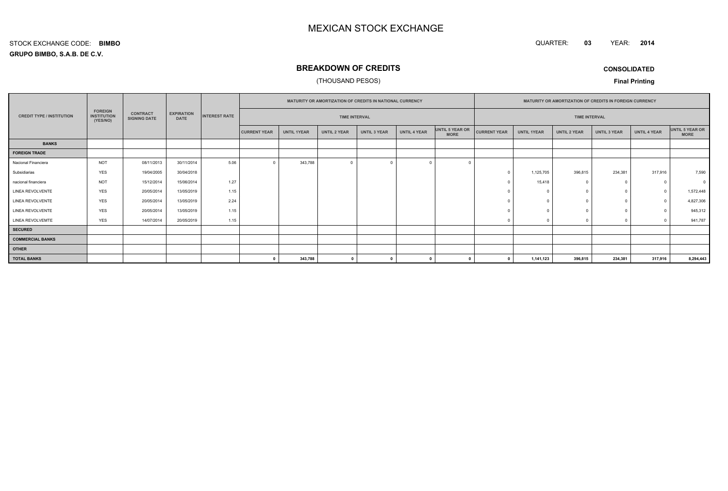# MEXICAN STOCK EXCHANGE

STOCK EXCHANGE CODE: **BIMBO**

**GRUPO BIMBO, S.A.B. DE C.V.**

QUARTER: **03** YEAR: **2014**

## BREAKDOWN OF CREDITS

(THOUSAND PESOS)

**CONSOLIDATED**

**Final Printing**

| CREDIT TYPE / INSTITUTION | FOREIGN INSTITUTION (YES/NO) | CONTRACT SIGNING DATE | EXPIRATION DATE | INTEREST RATE | MATURITY OR AMORTIZATION OF CREDITS IN NATIONAL CURRENCY | | | | | | MATURITY OR AMORTIZATION OF CREDITS IN FOREIGN CURRENCY | | | | | |
|---|---|---|---|---|---|---|---|---|---|---|---|---|---|---|---|---|
| | | | | | TIME INTERVAL | | | | | | TIME INTERVAL | | | | | |
| | | | | | CURRENT YEAR | UNTIL 1YEAR | UNTIL 2 YEAR | UNTIL 3 YEAR | UNTIL 4 YEAR | UNTIL 5 YEAR OR MORE | CURRENT YEAR | UNTIL 1YEAR | UNTIL 2 YEAR | UNTIL 3 YEAR | UNTIL 4 YEAR | UNTIL 5 YEAR OR MORE |
| **BANKS** | | | | | | | | | | | | | | | | |
| **FOREIGN TRADE** | | | | | | | | | | | | | | | | |
| Nacional Financiera | NOT | 08/11/2013 | 30/11/2014 | 5.06 | 0 | 343,788 | 0 | 0 | 0 | 0 | | | | | | |
| Subsidiarias | YES | 19/04/2005 | 30/04/2018 | | | | | | | | 0 | 1,125,705 | 396,815 | 234,381 | 317,916 | 7,590 |
| nacional financiera | NOT | 15/12/2014 | 15/06/2014 | 1.27 | | | | | | | 0 | 15,418 | 0 | 0 | 0 | 0 |
| LINEA REVOLVENTE | YES | 20/05/2014 | 13/05/2019 | 1.15 | | | | | | | 0 | 0 | 0 | 0 | 0 | 1,572,448 |
| LINEA REVOLVENTE | YES | 20/05/2014 | 13/05/2019 | 2.24 | | | | | | | 0 | 0 | 0 | 0 | 0 | 4,827,306 |
| LINEA REVOLVENTE | YES | 20/05/2014 | 13/05/2019 | 1.15 | | | | | | | 0 | 0 | 0 | 0 | 0 | 945,312 |
| LINEA REVOLVEMTE | YES | 14/07/2014 | 20/05/2019 | 1.15 | | | | | | | 0 | 0 | 0 | 0 | 0 | 941,787 |
| **SECURED** | | | | | | | | | | | | | | | | |
| **COMMERCIAL BANKS** | | | | | | | | | | | | | | | | |
| **OTHER** | | | | | | | | | | | | | | | | |
| **TOTAL BANKS** | | | | | **0** | **343,788** | **0** | **0** | **0** | **0** | **0** | **1,141,123** | **396,815** | **234,381** | **317,916** | **8,294,443** |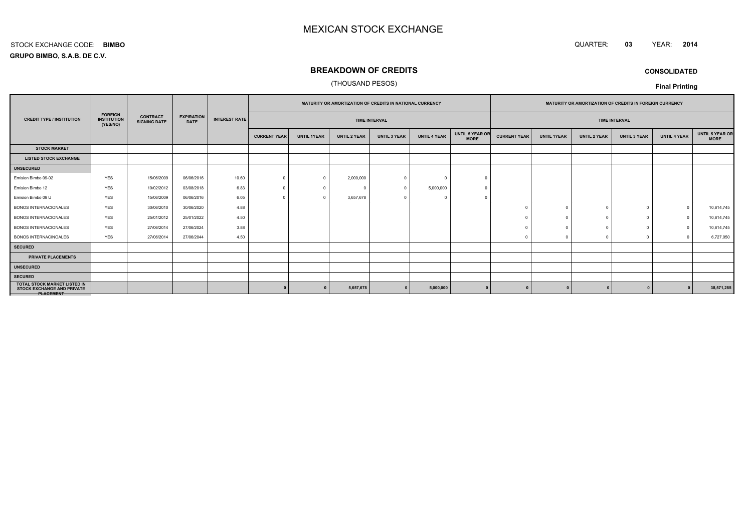# MEXICAN STOCK EXCHANGE

STOCK EXCHANGE CODE: **BIMBO**

QUARTER: **03** YEAR: **2014**

**GRUPO BIMBO, S.A.B. DE C.V.**

## BREAKDOWN OF CREDITS

(THOUSAND PESOS)

**CONSOLIDATED**

**Final Printing**

| CREDIT TYPE / INSTITUTION | FOREIGN INSTITUTION (YES/NO) | CONTRACT SIGNING DATE | EXPIRATION DATE | INTEREST RATE | MATURITY OR AMORTIZATION OF CREDITS IN NATIONAL CURRENCY | | | | | | MATURITY OR AMORTIZATION OF CREDITS IN FOREIGN CURRENCY | | | | | |
|---|---|---|---|---|---|---|---|---|---|---|---|---|---|---|---|---|
| | | | | | TIME INTERVAL | | | | | | TIME INTERVAL | | | | | |
| | | | | | CURRENT YEAR | UNTIL 1YEAR | UNTIL 2 YEAR | UNTIL 3 YEAR | UNTIL 4 YEAR | UNTIL 5 YEAR OR MORE | CURRENT YEAR | UNTIL 1YEAR | UNTIL 2 YEAR | UNTIL 3 YEAR | UNTIL 4 YEAR | UNTIL 5 YEAR OR MORE |
| **STOCK MARKET** | | | | | | | | | | | | | | | | |
| **LISTED STOCK EXCHANGE** | | | | | | | | | | | | | | | | |
| **UNSECURED** | | | | | | | | | | | | | | | | |
| Emision Bimbo 09-02 | YES | 15/06/2009 | 06/06/2016 | 10.60 | 0 | 0 | 2,000,000 | 0 | 0 | 0 | | | | | | |
| Emision Bimbo 12 | YES | 10/02/2012 | 03/08/2018 | 6.83 | 0 | 0 | 0 | 0 | 5,000,000 | 0 | | | | | | |
| Emision Bimbo 09 U | YES | 15/06/2009 | 06/06/2016 | 6.05 | 0 | 0 | 3,657,678 | 0 | 0 | 0 | | | | | | |
| BONOS INTERNACIONALES | YES | 30/06/2010 | 30/06/2020 | 4.88 | | | | | | | 0 | 0 | 0 | 0 | 0 | 10,614,745 |
| BONOS INTERNACIONALES | YES | 25/01/2012 | 25/01/2022 | 4.50 | | | | | | | 0 | 0 | 0 | 0 | 0 | 10,614,745 |
| BONOS INTERNACIONALES | YES | 27/06/2014 | 27/06/2024 | 3.88 | | | | | | | 0 | 0 | 0 | 0 | 0 | 10,614,745 |
| BONOS INTERNACINOALES | YES | 27/06/2014 | 27/06/2044 | 4.50 | | | | | | | 0 | 0 | 0 | 0 | 0 | 6,727,050 |
| **SECURED** | | | | | | | | | | | | | | | | |
| **PRIVATE PLACEMENTS** | | | | | | | | | | | | | | | | |
| **UNSECURED** | | | | | | | | | | | | | | | | |
| **SECURED** | | | | | | | | | | | | | | | | |
| **TOTAL STOCK MARKET LISTED IN STOCK EXCHANGE AND PRIVATE PLACEMENT** | | | | | **0** | **0** | **5,657,678** | **0** | **5,000,000** | **0** | **0** | **0** | **0** | **0** | **0** | **38,571,285** |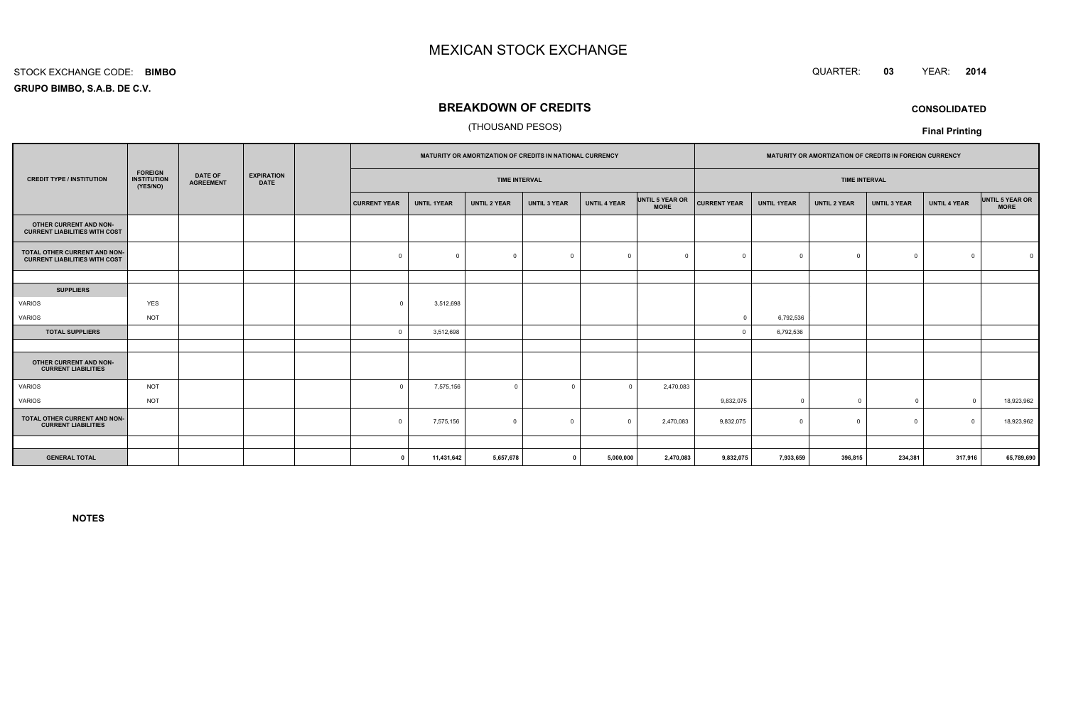# MEXICAN STOCK EXCHANGE

STOCK EXCHANGE CODE: **BIMBO**

QUARTER: **03** YEAR: **2014**

**GRUPO BIMBO, S.A.B. DE C.V.**

## BREAKDOWN OF CREDITS

(THOUSAND PESOS)

**CONSOLIDATED**

**Final Printing**

| CREDIT TYPE / INSTITUTION | FOREIGN INSTITUTION (YES/NO) | DATE OF AGREEMENT | EXPIRATION DATE | | MATURITY OR AMORTIZATION OF CREDITS IN NATIONAL CURRENCY | | | | | | MATURITY OR AMORTIZATION OF CREDITS IN FOREIGN CURRENCY | | | | | |
|---|---|---|---|---|---|---|---|---|---|---|---|---|---|---|---|---|
| | | | | | TIME INTERVAL | | | | | | TIME INTERVAL | | | | | |
| | | | | | CURRENT YEAR | UNTIL 1YEAR | UNTIL 2 YEAR | UNTIL 3 YEAR | UNTIL 4 YEAR | UNTIL 5 YEAR OR MORE | CURRENT YEAR | UNTIL 1YEAR | UNTIL 2 YEAR | UNTIL 3 YEAR | UNTIL 4 YEAR | UNTIL 5 YEAR OR MORE |
| **OTHER CURRENT AND NON-CURRENT LIABILITIES WITH COST** | | | | | | | | | | | | | | | | |
| **TOTAL OTHER CURRENT AND NON-CURRENT LIABILITIES WITH COST** | | | | | 0 | 0 | 0 | 0 | 0 | 0 | 0 | 0 | 0 | 0 | 0 | 0 |
| | | | | | | | | | | | | | | | | |
| **SUPPLIERS** | | | | | | | | | | | | | | | | |
| VARIOS | YES | | | | 0 | 3,512,698 | | | | | | | | | | |
| VARIOS | NOT | | | | | | | | | | 0 | 6,792,536 | | | | |
| **TOTAL SUPPLIERS** | | | | | 0 | 3,512,698 | | | | | 0 | 6,792,536 | | | | |
| | | | | | | | | | | | | | | | | |
| **OTHER CURRENT AND NON-CURRENT LIABILITIES** | | | | | | | | | | | | | | | | |
| VARIOS | NOT | | | | 0 | 7,575,156 | 0 | 0 | 0 | 2,470,083 | | | | | | |
| VARIOS | NOT | | | | | | | | | | 9,832,075 | 0 | 0 | 0 | 0 | 18,923,962 |
| **TOTAL OTHER CURRENT AND NON-CURRENT LIABILITIES** | | | | | 0 | 7,575,156 | 0 | 0 | 0 | 2,470,083 | 9,832,075 | 0 | 0 | 0 | 0 | 18,923,962 |
| | | | | | | | | | | | | | | | | |
| **GENERAL TOTAL** | | | | | **0** | **11,431,642** | **5,657,678** | **0** | **5,000,000** | **2,470,083** | **9,832,075** | **7,933,659** | **396,815** | **234,381** | **317,916** | **65,789,690** |

**NOTES**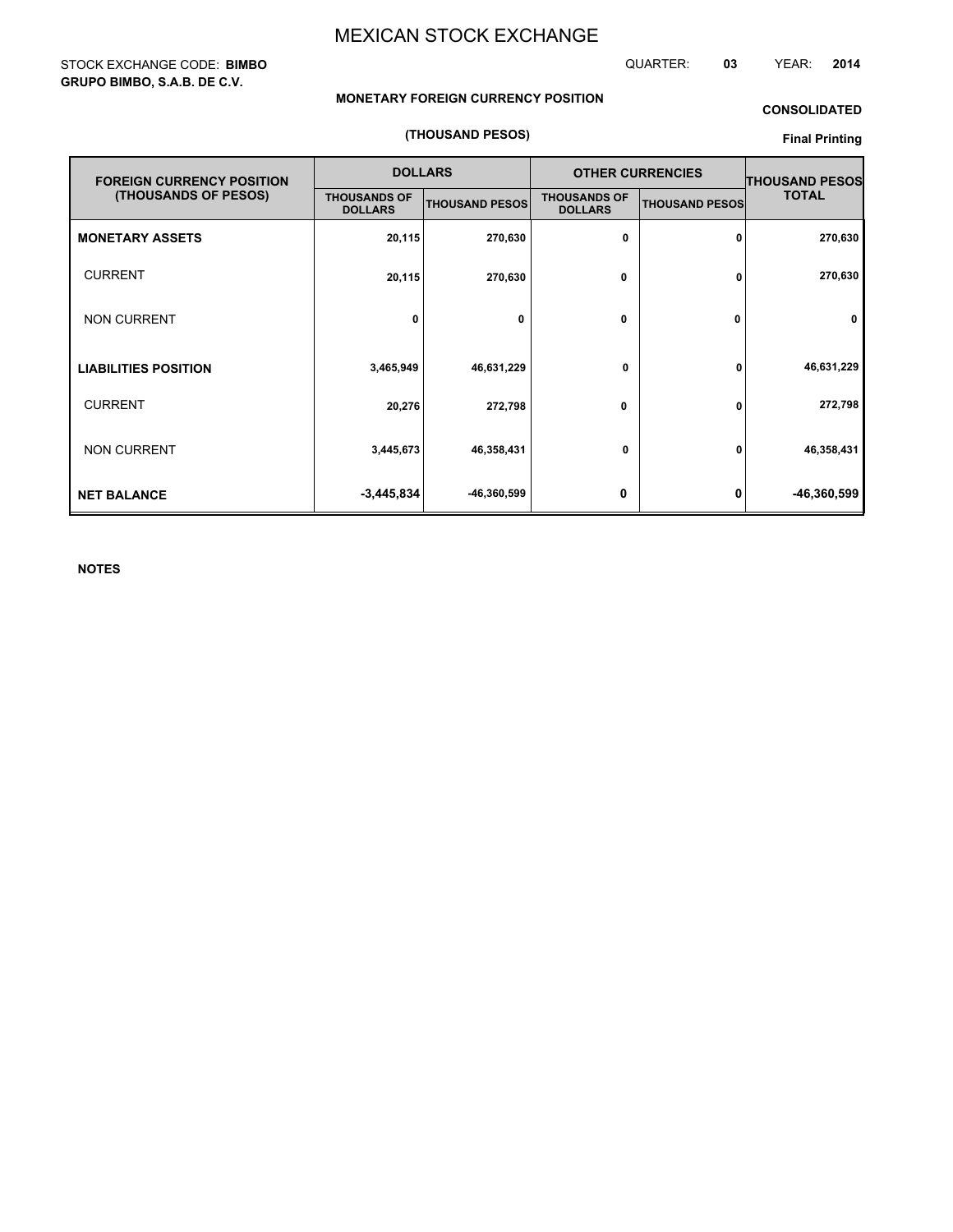# MEXICAN STOCK EXCHANGE

STOCK EXCHANGE CODE: **BIMBO**
**GRUPO BIMBO, S.A.B. DE C.V.**

QUARTER: **03** YEAR: **2014**

**MONETARY FOREIGN CURRENCY POSITION**

**(THOUSAND PESOS)**

**CONSOLIDATED**

**Final Printing**

| FOREIGN CURRENCY POSITION (THOUSANDS OF PESOS) | DOLLARS | | OTHER CURRENCIES | | THOUSAND PESOS TOTAL |
|---|---|---|---|---|---|
| | THOUSANDS OF DOLLARS | THOUSAND PESOS | THOUSANDS OF DOLLARS | THOUSAND PESOS | |
| **MONETARY ASSETS** | 20,115 | 270,630 | 0 | 0 | 270,630 |
| CURRENT | 20,115 | 270,630 | 0 | 0 | 270,630 |
| NON CURRENT | 0 | 0 | 0 | 0 | 0 |
| **LIABILITIES POSITION** | 3,465,949 | 46,631,229 | 0 | 0 | 46,631,229 |
| CURRENT | 20,276 | 272,798 | 0 | 0 | 272,798 |
| NON CURRENT | 3,445,673 | 46,358,431 | 0 | 0 | 46,358,431 |
| **NET BALANCE** | -3,445,834 | -46,360,599 | 0 | 0 | -46,360,599 |

**NOTES**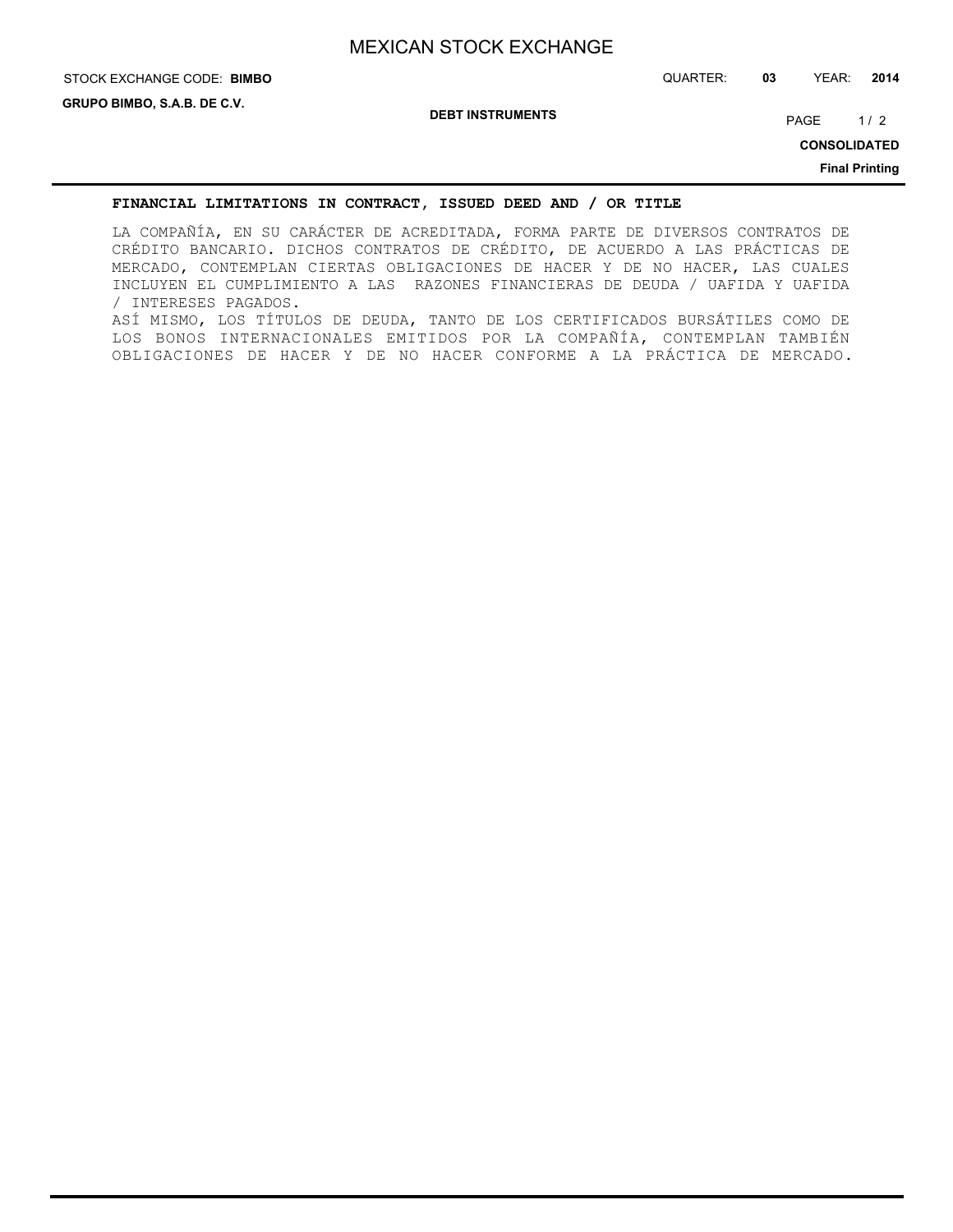## FINANCIAL LIMITATIONS IN CONTRACT, ISSUED DEED AND / OR TITLE

LA COMPAÑÍA, EN SU CARÁCTER DE ACREDITADA, FORMA PARTE DE DIVERSOS CONTRATOS DE CRÉDITO BANCARIO. DICHOS CONTRATOS DE CRÉDITO, DE ACUERDO A LAS PRÁCTICAS DE MERCADO, CONTEMPLAN CIERTAS OBLIGACIONES DE HACER Y DE NO HACER, LAS CUALES INCLUYEN EL CUMPLIMIENTO A LAS RAZONES FINANCIERAS DE DEUDA / UAFIDA Y UAFIDA / INTERESES PAGADOS.

ASÍ MISMO, LOS TÍTULOS DE DEUDA, TANTO DE LOS CERTIFICADOS BURSÁTILES COMO DE LOS BONOS INTERNACIONALES EMITIDOS POR LA COMPAÑÍA, CONTEMPLAN TAMBIÉN OBLIGACIONES DE HACER Y DE NO HACER CONFORME A LA PRÁCTICA DE MERCADO.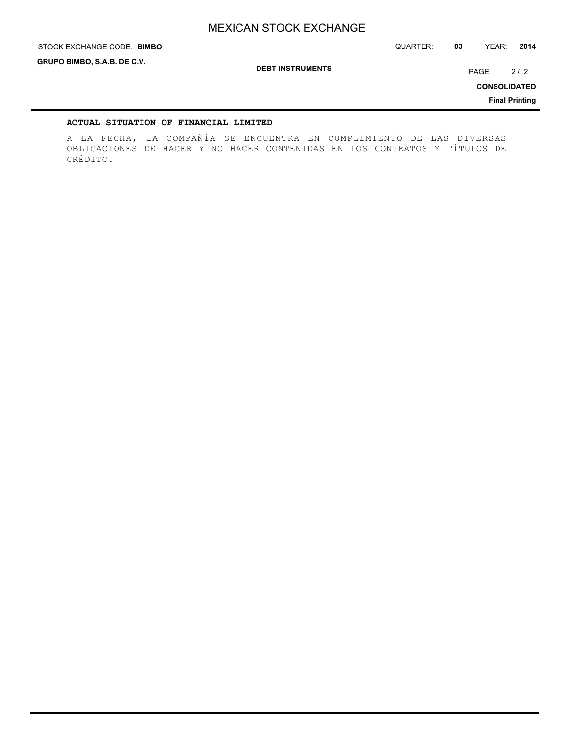**ACTUAL SITUATION OF FINANCIAL LIMITED**

A LA FECHA, LA COMPAÑÍA SE ENCUENTRA EN CUMPLIMIENTO DE LAS DIVERSAS OBLIGACIONES DE HACER Y NO HACER CONTENIDAS EN LOS CONTRATOS Y TÍTULOS DE CRÉDITO.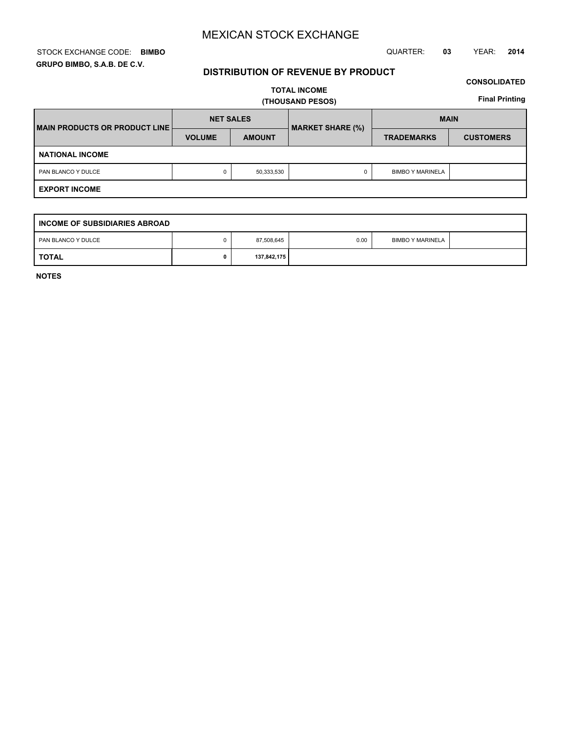# MEXICAN STOCK EXCHANGE

STOCK EXCHANGE CODE: **BIMBO**

QUARTER: **03** YEAR: **2014**

**GRUPO BIMBO, S.A.B. DE C.V.**

## DISTRIBUTION OF REVENUE BY PRODUCT

**CONSOLIDATED**

**TOTAL INCOME**
**(THOUSAND PESOS)**

**Final Printing**

| MAIN PRODUCTS OR PRODUCT LINE | NET SALES | | MARKET SHARE (%) | MAIN | |
|---|---|---|---|---|---|
| | VOLUME | AMOUNT | | TRADEMARKS | CUSTOMERS |
| **NATIONAL INCOME** | | | | | |
| PAN BLANCO Y DULCE | 0 | 50,333,530 | 0 | BIMBO Y MARINELA | |
| **EXPORT INCOME** | | | | | |

| INCOME OF SUBSIDIARIES ABROAD | | | | | |
|---|---|---|---|---|---|
| PAN BLANCO Y DULCE | 0 | 87,508,645 | 0.00 | BIMBO Y MARINELA | |
| **TOTAL** | **0** | **137,842,175** | | | |

**NOTES**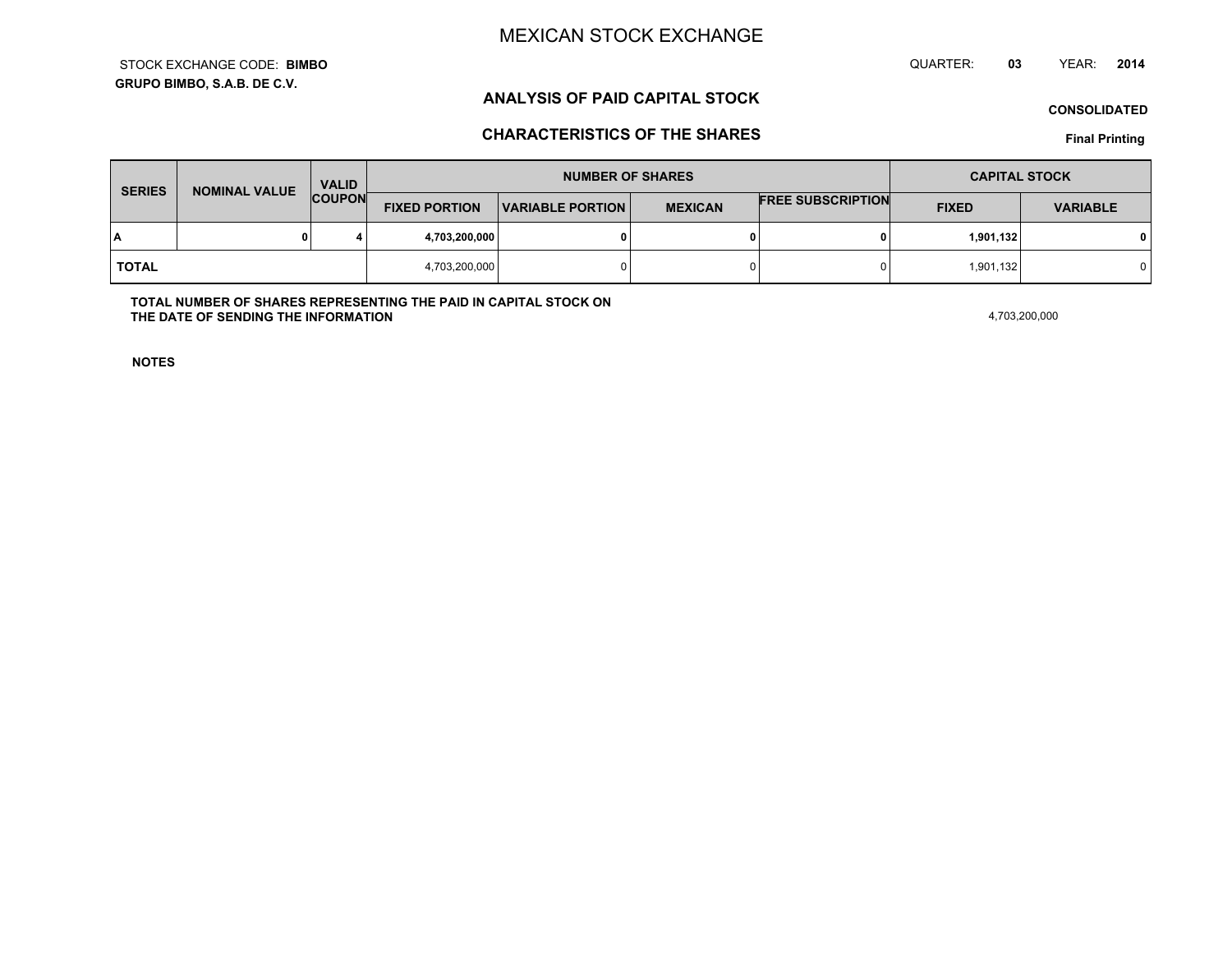# MEXICAN STOCK EXCHANGE

STOCK EXCHANGE CODE: **BIMBO**

**GRUPO BIMBO, S.A.B. DE C.V.**

QUARTER: **03** YEAR: **2014**

## ANALYSIS OF PAID CAPITAL STOCK

**CONSOLIDATED**

## CHARACTERISTICS OF THE SHARES

**Final Printing**

| SERIES | NOMINAL VALUE | VALID COUPON | NUMBER OF SHARES | | | | CAPITAL STOCK | |
|---|---|---|---|---|---|---|---|---|
| | | | FIXED PORTION | VARIABLE PORTION | MEXICAN | FREE SUBSCRIPTION | FIXED | VARIABLE |
| **A** | **0** | **4** | **4,703,200,000** | **0** | **0** | **0** | **1,901,132** | **0** |
| **TOTAL** | | | 4,703,200,000 | 0 | 0 | 0 | 1,901,132 | 0 |

**TOTAL NUMBER OF SHARES REPRESENTING THE PAID IN CAPITAL STOCK ON THE DATE OF SENDING THE INFORMATION** 4,703,200,000

**NOTES**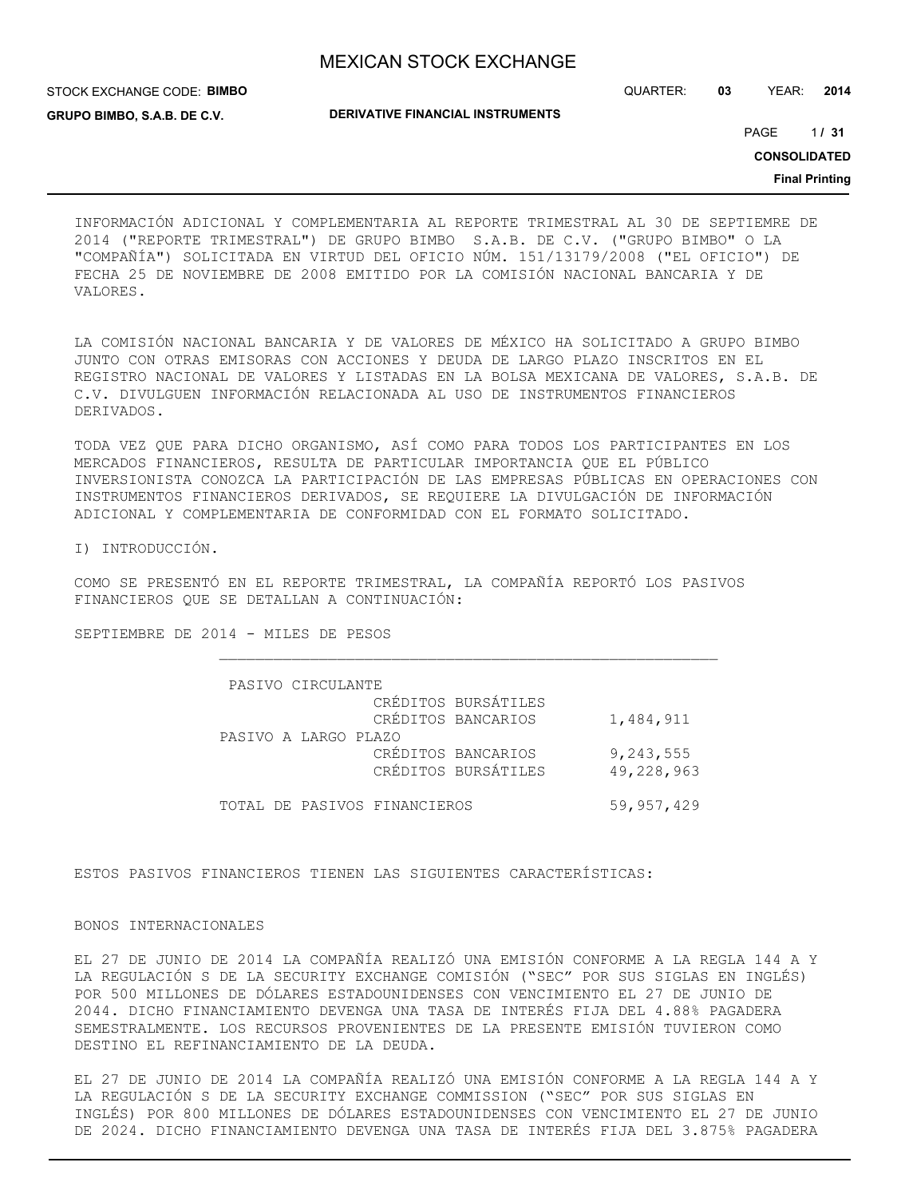INFORMACIÓN ADICIONAL Y COMPLEMENTARIA AL REPORTE TRIMESTRAL AL 30 DE SEPTIEMRE DE 2014 ("REPORTE TRIMESTRAL") DE GRUPO BIMBO S.A.B. DE C.V. ("GRUPO BIMBO" O LA "COMPAÑÍA") SOLICITADA EN VIRTUD DEL OFICIO NÚM. 151/13179/2008 ("EL OFICIO") DE FECHA 25 DE NOVIEMBRE DE 2008 EMITIDO POR LA COMISIÓN NACIONAL BANCARIA Y DE VALORES.

LA COMISIÓN NACIONAL BANCARIA Y DE VALORES DE MÉXICO HA SOLICITADO A GRUPO BIMBO JUNTO CON OTRAS EMISORAS CON ACCIONES Y DEUDA DE LARGO PLAZO INSCRITOS EN EL REGISTRO NACIONAL DE VALORES Y LISTADAS EN LA BOLSA MEXICANA DE VALORES, S.A.B. DE C.V. DIVULGUEN INFORMACIÓN RELACIONADA AL USO DE INSTRUMENTOS FINANCIEROS DERIVADOS.

TODA VEZ QUE PARA DICHO ORGANISMO, ASÍ COMO PARA TODOS LOS PARTICIPANTES EN LOS MERCADOS FINANCIEROS, RESULTA DE PARTICULAR IMPORTANCIA QUE EL PÚBLICO INVERSIONISTA CONOZCA LA PARTICIPACIÓN DE LAS EMPRESAS PÚBLICAS EN OPERACIONES CON INSTRUMENTOS FINANCIEROS DERIVADOS, SE REQUIERE LA DIVULGACIÓN DE INFORMACIÓN ADICIONAL Y COMPLEMENTARIA DE CONFORMIDAD CON EL FORMATO SOLICITADO.

I) INTRODUCCIÓN.

COMO SE PRESENTÓ EN EL REPORTE TRIMESTRAL, LA COMPAÑÍA REPORTÓ LOS PASIVOS FINANCIEROS QUE SE DETALLAN A CONTINUACIÓN:

SEPTIEMBRE DE 2014 - MILES DE PESOS

| | | |
|---|---|---|
| PASIVO CIRCULANTE | | |
| | CRÉDITOS BURSÁTILES | |
| | CRÉDITOS BANCARIOS | 1,484,911 |
| PASIVO A LARGO PLAZO | | |
| | CRÉDITOS BANCARIOS | 9,243,555 |
| | CRÉDITOS BURSÁTILES | 49,228,963 |
| TOTAL DE PASIVOS FINANCIEROS | | 59,957,429 |

ESTOS PASIVOS FINANCIEROS TIENEN LAS SIGUIENTES CARACTERÍSTICAS:

BONOS INTERNACIONALES

EL 27 DE JUNIO DE 2014 LA COMPAÑÍA REALIZÓ UNA EMISIÓN CONFORME A LA REGLA 144 A Y LA REGULACIÓN S DE LA SECURITY EXCHANGE COMISIÓN ("SEC" POR SUS SIGLAS EN INGLÉS) POR 500 MILLONES DE DÓLARES ESTADOUNIDENSES CON VENCIMIENTO EL 27 DE JUNIO DE 2044. DICHO FINANCIAMIENTO DEVENGA UNA TASA DE INTERÉS FIJA DEL 4.88% PAGADERA SEMESTRALMENTE. LOS RECURSOS PROVENIENTES DE LA PRESENTE EMISIÓN TUVIERON COMO DESTINO EL REFINANCIAMIENTO DE LA DEUDA.

EL 27 DE JUNIO DE 2014 LA COMPAÑÍA REALIZÓ UNA EMISIÓN CONFORME A LA REGLA 144 A Y LA REGULACIÓN S DE LA SECURITY EXCHANGE COMMISSION ("SEC" POR SUS SIGLAS EN INGLÉS) POR 800 MILLONES DE DÓLARES ESTADOUNIDENSES CON VENCIMIENTO EL 27 DE JUNIO DE 2024. DICHO FINANCIAMIENTO DEVENGA UNA TASA DE INTERÉS FIJA DEL 3.875% PAGADERA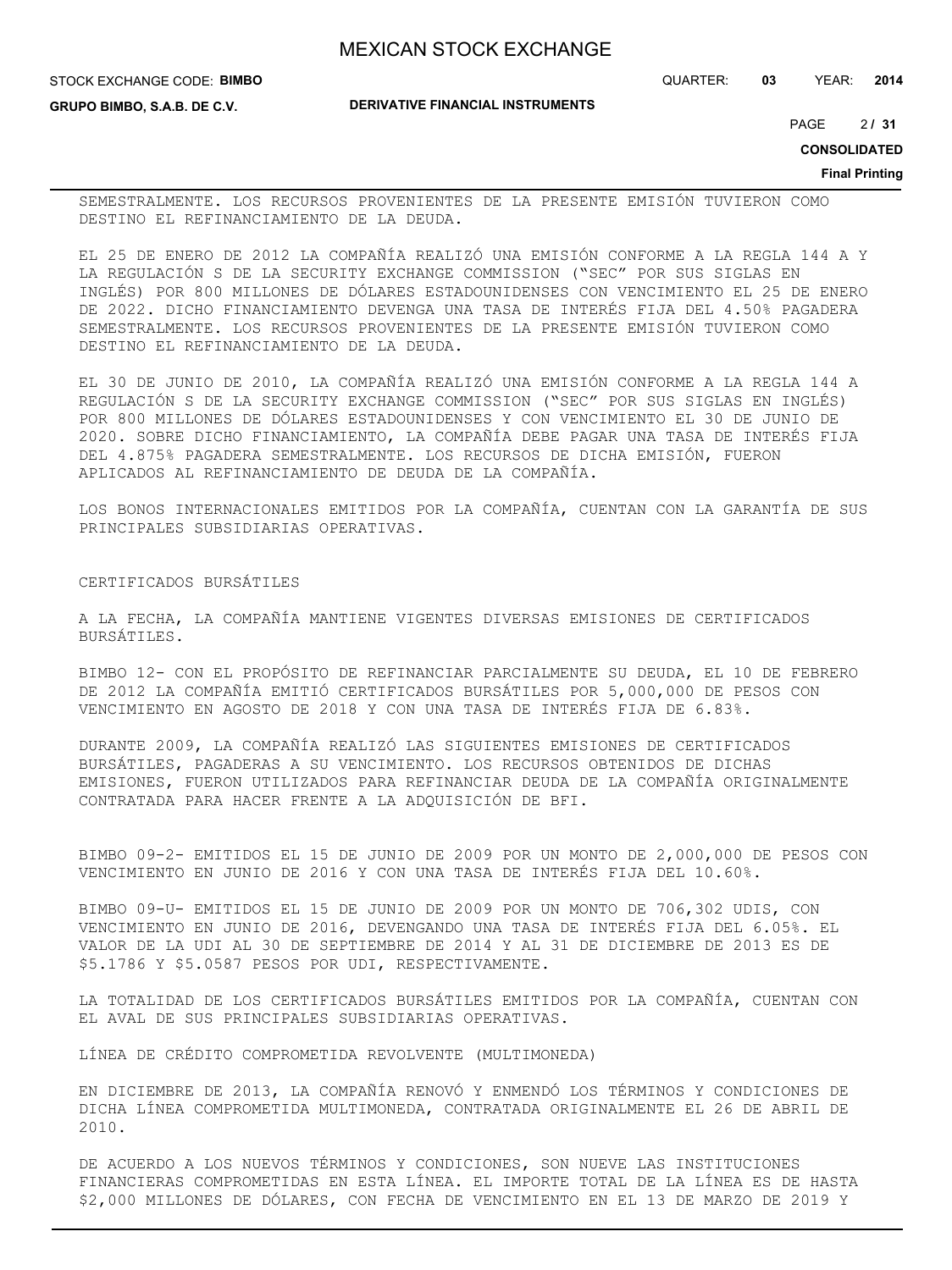SEMESTRALMENTE. LOS RECURSOS PROVENIENTES DE LA PRESENTE EMISIÓN TUVIERON COMO DESTINO EL REFINANCIAMIENTO DE LA DEUDA.

EL 25 DE ENERO DE 2012 LA COMPAÑÍA REALIZÓ UNA EMISIÓN CONFORME A LA REGLA 144 A Y LA REGULACIÓN S DE LA SECURITY EXCHANGE COMMISSION ("SEC" POR SUS SIGLAS EN INGLÉS) POR 800 MILLONES DE DÓLARES ESTADOUNIDENSES CON VENCIMIENTO EL 25 DE ENERO DE 2022. DICHO FINANCIAMIENTO DEVENGA UNA TASA DE INTERÉS FIJA DEL 4.50% PAGADERA SEMESTRALMENTE. LOS RECURSOS PROVENIENTES DE LA PRESENTE EMISIÓN TUVIERON COMO DESTINO EL REFINANCIAMIENTO DE LA DEUDA.

EL 30 DE JUNIO DE 2010, LA COMPAÑÍA REALIZÓ UNA EMISIÓN CONFORME A LA REGLA 144 A REGULACIÓN S DE LA SECURITY EXCHANGE COMMISSION ("SEC" POR SUS SIGLAS EN INGLÉS) POR 800 MILLONES DE DÓLARES ESTADOUNIDENSES Y CON VENCIMIENTO EL 30 DE JUNIO DE 2020. SOBRE DICHO FINANCIAMIENTO, LA COMPAÑÍA DEBE PAGAR UNA TASA DE INTERÉS FIJA DEL 4.875% PAGADERA SEMESTRALMENTE. LOS RECURSOS DE DICHA EMISIÓN, FUERON APLICADOS AL REFINANCIAMIENTO DE DEUDA DE LA COMPAÑÍA.

LOS BONOS INTERNACIONALES EMITIDOS POR LA COMPAÑÍA, CUENTAN CON LA GARANTÍA DE SUS PRINCIPALES SUBSIDIARIAS OPERATIVAS.

CERTIFICADOS BURSÁTILES

A LA FECHA, LA COMPAÑÍA MANTIENE VIGENTES DIVERSAS EMISIONES DE CERTIFICADOS BURSÁTILES.

BIMBO 12- CON EL PROPÓSITO DE REFINANCIAR PARCIALMENTE SU DEUDA, EL 10 DE FEBRERO DE 2012 LA COMPAÑÍA EMITIÓ CERTIFICADOS BURSÁTILES POR 5,000,000 DE PESOS CON VENCIMIENTO EN AGOSTO DE 2018 Y CON UNA TASA DE INTERÉS FIJA DE 6.83%.

DURANTE 2009, LA COMPAÑÍA REALIZÓ LAS SIGUIENTES EMISIONES DE CERTIFICADOS BURSÁTILES, PAGADERAS A SU VENCIMIENTO. LOS RECURSOS OBTENIDOS DE DICHAS EMISIONES, FUERON UTILIZADOS PARA REFINANCIAR DEUDA DE LA COMPAÑÍA ORIGINALMENTE CONTRATADA PARA HACER FRENTE A LA ADQUISICIÓN DE BFI.

BIMBO 09-2- EMITIDOS EL 15 DE JUNIO DE 2009 POR UN MONTO DE 2,000,000 DE PESOS CON VENCIMIENTO EN JUNIO DE 2016 Y CON UNA TASA DE INTERÉS FIJA DEL 10.60%.

BIMBO 09-U- EMITIDOS EL 15 DE JUNIO DE 2009 POR UN MONTO DE 706,302 UDIS, CON VENCIMIENTO EN JUNIO DE 2016, DEVENGANDO UNA TASA DE INTERÉS FIJA DEL 6.05%. EL VALOR DE LA UDI AL 30 DE SEPTIEMBRE DE 2014 Y AL 31 DE DICIEMBRE DE 2013 ES DE $5.1786 Y $5.0587 PESOS POR UDI, RESPECTIVAMENTE.

LA TOTALIDAD DE LOS CERTIFICADOS BURSÁTILES EMITIDOS POR LA COMPAÑÍA, CUENTAN CON EL AVAL DE SUS PRINCIPALES SUBSIDIARIAS OPERATIVAS.

LÍNEA DE CRÉDITO COMPROMETIDA REVOLVENTE (MULTIMONEDA)

EN DICIEMBRE DE 2013, LA COMPAÑÍA RENOVÓ Y ENMENDÓ LOS TÉRMINOS Y CONDICIONES DE DICHA LÍNEA COMPROMETIDA MULTIMONEDA, CONTRATADA ORIGINALMENTE EL 26 DE ABRIL DE 2010.

DE ACUERDO A LOS NUEVOS TÉRMINOS Y CONDICIONES, SON NUEVE LAS INSTITUCIONES FINANCIERAS COMPROMETIDAS EN ESTA LÍNEA. EL IMPORTE TOTAL DE LA LÍNEA ES DE HASTA $2,000 MILLONES DE DÓLARES, CON FECHA DE VENCIMIENTO EN EL 13 DE MARZO DE 2019 Y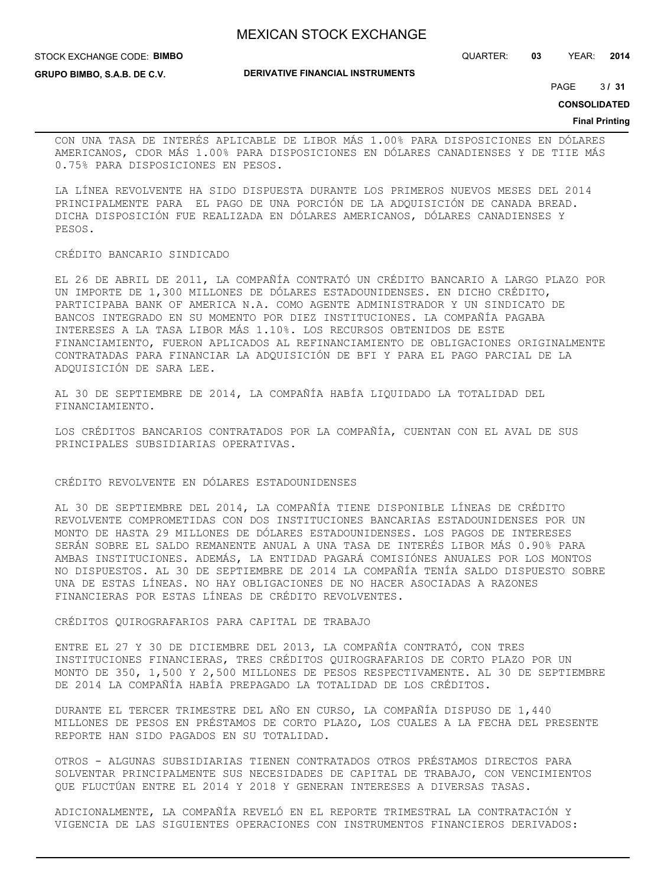CON UNA TASA DE INTERÉS APLICABLE DE LIBOR MÁS 1.00% PARA DISPOSICIONES EN DÓLARES AMERICANOS, CDOR MÁS 1.00% PARA DISPOSICIONES EN DÓLARES CANADIENSES Y DE TIIE MÁS 0.75% PARA DISPOSICIONES EN PESOS.

LA LÍNEA REVOLVENTE HA SIDO DISPUESTA DURANTE LOS PRIMEROS NUEVOS MESES DEL 2014 PRINCIPALMENTE PARA EL PAGO DE UNA PORCIÓN DE LA ADQUISICIÓN DE CANADA BREAD. DICHA DISPOSICIÓN FUE REALIZADA EN DÓLARES AMERICANOS, DÓLARES CANADIENSES Y PESOS.

CRÉDITO BANCARIO SINDICADO

EL 26 DE ABRIL DE 2011, LA COMPAÑÍA CONTRATÓ UN CRÉDITO BANCARIO A LARGO PLAZO POR UN IMPORTE DE 1,300 MILLONES DE DÓLARES ESTADOUNIDENSES. EN DICHO CRÉDITO, PARTICIPABA BANK OF AMERICA N.A. COMO AGENTE ADMINISTRADOR Y UN SINDICATO DE BANCOS INTEGRADO EN SU MOMENTO POR DIEZ INSTITUCIONES. LA COMPAÑÍA PAGABA INTERESES A LA TASA LIBOR MÁS 1.10%. LOS RECURSOS OBTENIDOS DE ESTE FINANCIAMIENTO, FUERON APLICADOS AL REFINANCIAMIENTO DE OBLIGACIONES ORIGINALMENTE CONTRATADAS PARA FINANCIAR LA ADQUISICIÓN DE BFI Y PARA EL PAGO PARCIAL DE LA ADQUISICIÓN DE SARA LEE.

AL 30 DE SEPTIEMBRE DE 2014, LA COMPAÑÍA HABÍA LIQUIDADO LA TOTALIDAD DEL FINANCIAMIENTO.

LOS CRÉDITOS BANCARIOS CONTRATADOS POR LA COMPAÑÍA, CUENTAN CON EL AVAL DE SUS PRINCIPALES SUBSIDIARIAS OPERATIVAS.

CRÉDITO REVOLVENTE EN DÓLARES ESTADOUNIDENSES

AL 30 DE SEPTIEMBRE DEL 2014, LA COMPAÑÍA TIENE DISPONIBLE LÍNEAS DE CRÉDITO REVOLVENTE COMPROMETIDAS CON DOS INSTITUCIONES BANCARIAS ESTADOUNIDENSES POR UN MONTO DE HASTA 29 MILLONES DE DÓLARES ESTADOUNIDENSES. LOS PAGOS DE INTERESES SERÁN SOBRE EL SALDO REMANENTE ANUAL A UNA TASA DE INTERÉS LIBOR MÁS 0.90% PARA AMBAS INSTITUCIONES. ADEMÁS, LA ENTIDAD PAGARÁ COMISIÓNES ANUALES POR LOS MONTOS NO DISPUESTOS. AL 30 DE SEPTIEMBRE DE 2014 LA COMPAÑÍA TENÍA SALDO DISPUESTO SOBRE UNA DE ESTAS LÍNEAS. NO HAY OBLIGACIONES DE NO HACER ASOCIADAS A RAZONES FINANCIERAS POR ESTAS LÍNEAS DE CRÉDITO REVOLVENTES.

CRÉDITOS QUIROGRAFARIOS PARA CAPITAL DE TRABAJO

ENTRE EL 27 Y 30 DE DICIEMBRE DEL 2013, LA COMPAÑÍA CONTRATÓ, CON TRES INSTITUCIONES FINANCIERAS, TRES CRÉDITOS QUIROGRAFARIOS DE CORTO PLAZO POR UN MONTO DE 350, 1,500 Y 2,500 MILLONES DE PESOS RESPECTIVAMENTE. AL 30 DE SEPTIEMBRE DE 2014 LA COMPAÑÍA HABÍA PREPAGADO LA TOTALIDAD DE LOS CRÉDITOS.

DURANTE EL TERCER TRIMESTRE DEL AÑO EN CURSO, LA COMPAÑÍA DISPUSO DE 1,440 MILLONES DE PESOS EN PRÉSTAMOS DE CORTO PLAZO, LOS CUALES A LA FECHA DEL PRESENTE REPORTE HAN SIDO PAGADOS EN SU TOTALIDAD.

OTROS - ALGUNAS SUBSIDIARIAS TIENEN CONTRATADOS OTROS PRÉSTAMOS DIRECTOS PARA SOLVENTAR PRINCIPALMENTE SUS NECESIDADES DE CAPITAL DE TRABAJO, CON VENCIMIENTOS QUE FLUCTÚAN ENTRE EL 2014 Y 2018 Y GENERAN INTERESES A DIVERSAS TASAS.

ADICIONALMENTE, LA COMPAÑÍA REVELÓ EN EL REPORTE TRIMESTRAL LA CONTRATACIÓN Y VIGENCIA DE LAS SIGUIENTES OPERACIONES CON INSTRUMENTOS FINANCIEROS DERIVADOS: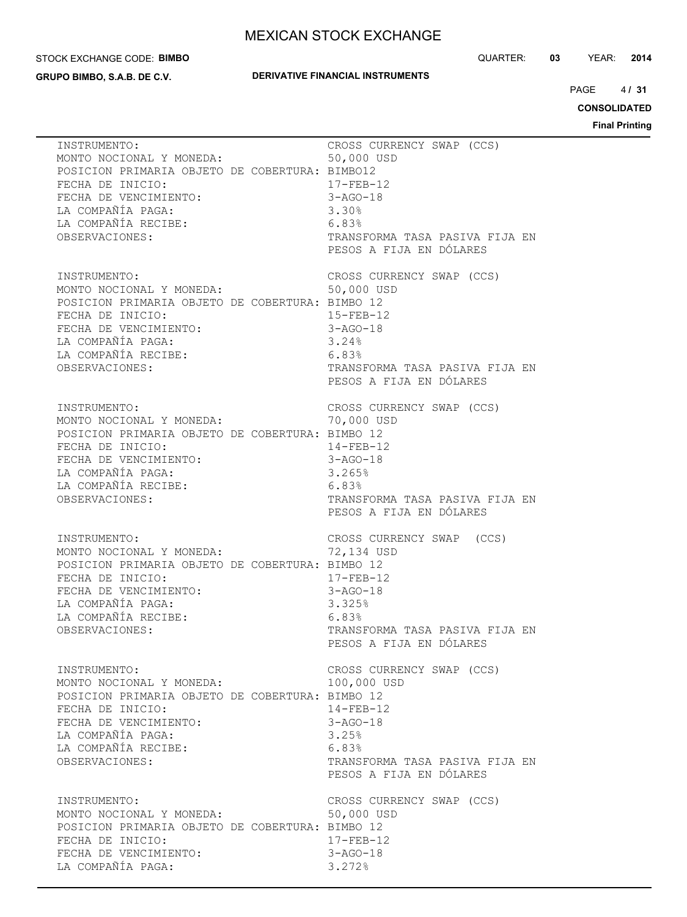INSTRUMENTO: CROSS CURRENCY SWAP (CCS)
MONTO NOCIONAL Y MONEDA: 50,000 USD
POSICION PRIMARIA OBJETO DE COBERTURA: BIMBO12
FECHA DE INICIO: 17-FEB-12
FECHA DE VENCIMIENTO: 3-AGO-18
LA COMPAÑÍA PAGA: 3.30%
LA COMPAÑÍA RECIBE: 6.83%
OBSERVACIONES: TRANSFORMA TASA PASIVA FIJA EN PESOS A FIJA EN DÓLARES

INSTRUMENTO: CROSS CURRENCY SWAP (CCS)
MONTO NOCIONAL Y MONEDA: 50,000 USD
POSICION PRIMARIA OBJETO DE COBERTURA: BIMBO 12
FECHA DE INICIO: 15-FEB-12
FECHA DE VENCIMIENTO: 3-AGO-18
LA COMPAÑÍA PAGA: 3.24%
LA COMPAÑÍA RECIBE: 6.83%
OBSERVACIONES: TRANSFORMA TASA PASIVA FIJA EN PESOS A FIJA EN DÓLARES

INSTRUMENTO: CROSS CURRENCY SWAP (CCS)
MONTO NOCIONAL Y MONEDA: 70,000 USD
POSICION PRIMARIA OBJETO DE COBERTURA: BIMBO 12
FECHA DE INICIO: 14-FEB-12
FECHA DE VENCIMIENTO: 3-AGO-18
LA COMPAÑÍA PAGA: 3.265%
LA COMPAÑÍA RECIBE: 6.83%
OBSERVACIONES: TRANSFORMA TASA PASIVA FIJA EN PESOS A FIJA EN DÓLARES

INSTRUMENTO: CROSS CURRENCY SWAP (CCS)
MONTO NOCIONAL Y MONEDA: 72,134 USD
POSICION PRIMARIA OBJETO DE COBERTURA: BIMBO 12
FECHA DE INICIO: 17-FEB-12
FECHA DE VENCIMIENTO: 3-AGO-18
LA COMPAÑÍA PAGA: 3.325%
LA COMPAÑÍA RECIBE: 6.83%
OBSERVACIONES: TRANSFORMA TASA PASIVA FIJA EN PESOS A FIJA EN DÓLARES

INSTRUMENTO: CROSS CURRENCY SWAP (CCS)
MONTO NOCIONAL Y MONEDA: 100,000 USD
POSICION PRIMARIA OBJETO DE COBERTURA: BIMBO 12
FECHA DE INICIO: 14-FEB-12
FECHA DE VENCIMIENTO: 3-AGO-18
LA COMPAÑÍA PAGA: 3.25%
LA COMPAÑÍA RECIBE: 6.83%
OBSERVACIONES: TRANSFORMA TASA PASIVA FIJA EN PESOS A FIJA EN DÓLARES

INSTRUMENTO: CROSS CURRENCY SWAP (CCS)
MONTO NOCIONAL Y MONEDA: 50,000 USD
POSICION PRIMARIA OBJETO DE COBERTURA: BIMBO 12
FECHA DE INICIO: 17-FEB-12
FECHA DE VENCIMIENTO: 3-AGO-18
LA COMPAÑÍA PAGA: 3.272%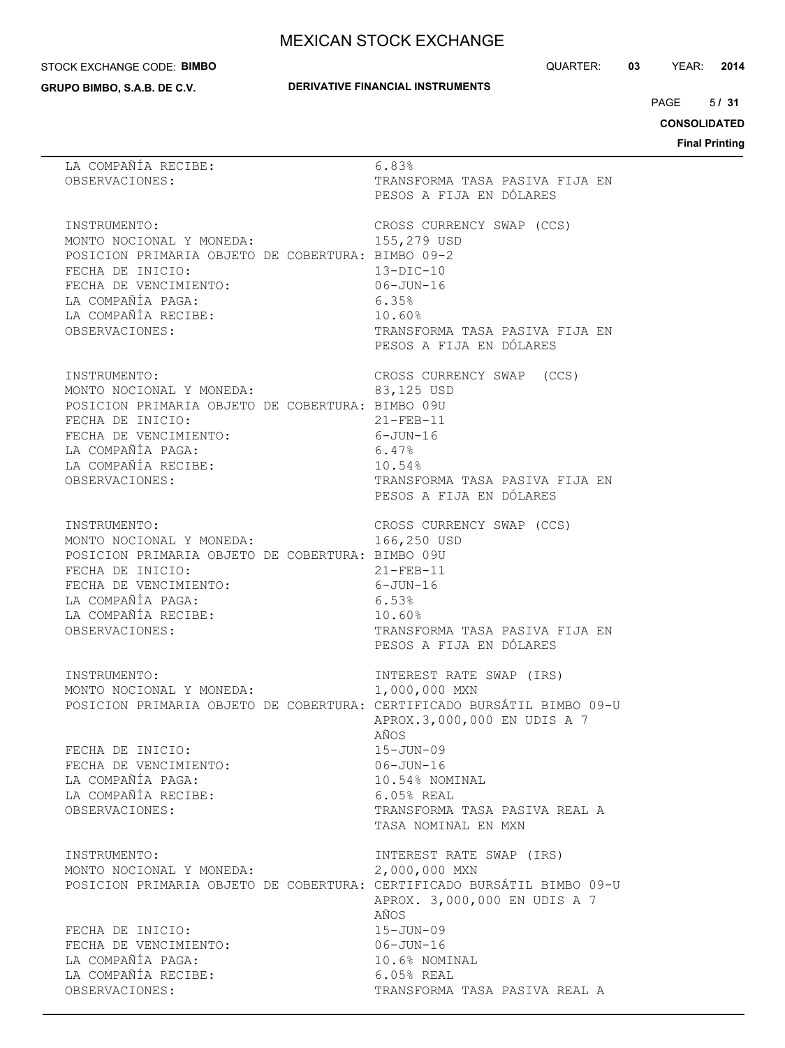LA COMPAÑÍA RECIBE: 6.83%
OBSERVACIONES: TRANSFORMA TASA PASIVA FIJA EN PESOS A FIJA EN DÓLARES

INSTRUMENTO: CROSS CURRENCY SWAP (CCS)
MONTO NOCIONAL Y MONEDA: 155,279 USD
POSICION PRIMARIA OBJETO DE COBERTURA: BIMBO 09-2
FECHA DE INICIO: 13-DIC-10
FECHA DE VENCIMIENTO: 06-JUN-16
LA COMPAÑÍA PAGA: 6.35%
LA COMPAÑÍA RECIBE: 10.60%
OBSERVACIONES: TRANSFORMA TASA PASIVA FIJA EN PESOS A FIJA EN DÓLARES

INSTRUMENTO: CROSS CURRENCY SWAP (CCS)
MONTO NOCIONAL Y MONEDA: 83,125 USD
POSICION PRIMARIA OBJETO DE COBERTURA: BIMBO 09U
FECHA DE INICIO: 21-FEB-11
FECHA DE VENCIMIENTO: 6-JUN-16
LA COMPAÑÍA PAGA: 6.47%
LA COMPAÑÍA RECIBE: 10.54%
OBSERVACIONES: TRANSFORMA TASA PASIVA FIJA EN PESOS A FIJA EN DÓLARES

INSTRUMENTO: CROSS CURRENCY SWAP (CCS)
MONTO NOCIONAL Y MONEDA: 166,250 USD
POSICION PRIMARIA OBJETO DE COBERTURA: BIMBO 09U
FECHA DE INICIO: 21-FEB-11
FECHA DE VENCIMIENTO: 6-JUN-16
LA COMPAÑÍA PAGA: 6.53%
LA COMPAÑÍA RECIBE: 10.60%
OBSERVACIONES: TRANSFORMA TASA PASIVA FIJA EN PESOS A FIJA EN DÓLARES

INSTRUMENTO: INTEREST RATE SWAP (IRS)
MONTO NOCIONAL Y MONEDA: 1,000,000 MXN
POSICION PRIMARIA OBJETO DE COBERTURA: CERTIFICADO BURSÁTIL BIMBO 09-U APROX.3,000,000 EN UDIS A 7 AÑOS
FECHA DE INICIO: 15-JUN-09
FECHA DE VENCIMIENTO: 06-JUN-16
LA COMPAÑÍA PAGA: 10.54% NOMINAL
LA COMPAÑÍA RECIBE: 6.05% REAL
OBSERVACIONES: TRANSFORMA TASA PASIVA REAL A TASA NOMINAL EN MXN

INSTRUMENTO: INTEREST RATE SWAP (IRS)
MONTO NOCIONAL Y MONEDA: 2,000,000 MXN
POSICION PRIMARIA OBJETO DE COBERTURA: CERTIFICADO BURSÁTIL BIMBO 09-U APROX. 3,000,000 EN UDIS A 7 AÑOS
FECHA DE INICIO: 15-JUN-09
FECHA DE VENCIMIENTO: 06-JUN-16
LA COMPAÑÍA PAGA: 10.6% NOMINAL
LA COMPAÑÍA RECIBE: 6.05% REAL
OBSERVACIONES: TRANSFORMA TASA PASIVA REAL A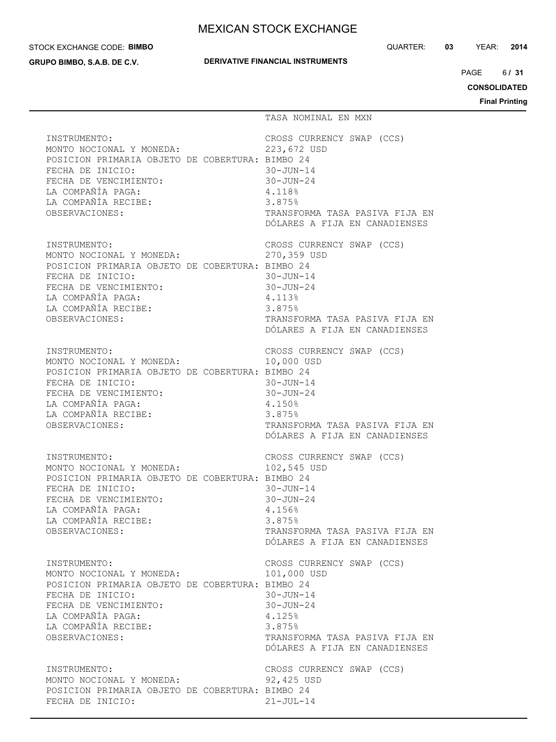TASA NOMINAL EN MXN

| | |
|---|---|
| INSTRUMENTO: | CROSS CURRENCY SWAP (CCS) |
| MONTO NOCIONAL Y MONEDA: | 223,672 USD |
| POSICION PRIMARIA OBJETO DE COBERTURA: | BIMBO 24 |
| FECHA DE INICIO: | 30-JUN-14 |
| FECHA DE VENCIMIENTO: | 30-JUN-24 |
| LA COMPAÑÍA PAGA: | 4.118% |
| LA COMPAÑÍA RECIBE: | 3.875% |
| OBSERVACIONES: | TRANSFORMA TASA PASIVA FIJA EN DÓLARES A FIJA EN CANADIENSES |

| | |
|---|---|
| INSTRUMENTO: | CROSS CURRENCY SWAP (CCS) |
| MONTO NOCIONAL Y MONEDA: | 270,359 USD |
| POSICION PRIMARIA OBJETO DE COBERTURA: | BIMBO 24 |
| FECHA DE INICIO: | 30-JUN-14 |
| FECHA DE VENCIMIENTO: | 30-JUN-24 |
| LA COMPAÑÍA PAGA: | 4.113% |
| LA COMPAÑÍA RECIBE: | 3.875% |
| OBSERVACIONES: | TRANSFORMA TASA PASIVA FIJA EN DÓLARES A FIJA EN CANADIENSES |

| | |
|---|---|
| INSTRUMENTO: | CROSS CURRENCY SWAP (CCS) |
| MONTO NOCIONAL Y MONEDA: | 10,000 USD |
| POSICION PRIMARIA OBJETO DE COBERTURA: | BIMBO 24 |
| FECHA DE INICIO: | 30-JUN-14 |
| FECHA DE VENCIMIENTO: | 30-JUN-24 |
| LA COMPAÑÍA PAGA: | 4.150% |
| LA COMPAÑÍA RECIBE: | 3.875% |
| OBSERVACIONES: | TRANSFORMA TASA PASIVA FIJA EN DÓLARES A FIJA EN CANADIENSES |

| | |
|---|---|
| INSTRUMENTO: | CROSS CURRENCY SWAP (CCS) |
| MONTO NOCIONAL Y MONEDA: | 102,545 USD |
| POSICION PRIMARIA OBJETO DE COBERTURA: | BIMBO 24 |
| FECHA DE INICIO: | 30-JUN-14 |
| FECHA DE VENCIMIENTO: | 30-JUN-24 |
| LA COMPAÑÍA PAGA: | 4.156% |
| LA COMPAÑÍA RECIBE: | 3.875% |
| OBSERVACIONES: | TRANSFORMA TASA PASIVA FIJA EN DÓLARES A FIJA EN CANADIENSES |

| | |
|---|---|
| INSTRUMENTO: | CROSS CURRENCY SWAP (CCS) |
| MONTO NOCIONAL Y MONEDA: | 101,000 USD |
| POSICION PRIMARIA OBJETO DE COBERTURA: | BIMBO 24 |
| FECHA DE INICIO: | 30-JUN-14 |
| FECHA DE VENCIMIENTO: | 30-JUN-24 |
| LA COMPAÑÍA PAGA: | 4.125% |
| LA COMPAÑÍA RECIBE: | 3.875% |
| OBSERVACIONES: | TRANSFORMA TASA PASIVA FIJA EN DÓLARES A FIJA EN CANADIENSES |

| | |
|---|---|
| INSTRUMENTO: | CROSS CURRENCY SWAP (CCS) |
| MONTO NOCIONAL Y MONEDA: | 92,425 USD |
| POSICION PRIMARIA OBJETO DE COBERTURA: | BIMBO 24 |
| FECHA DE INICIO: | 21-JUL-14 |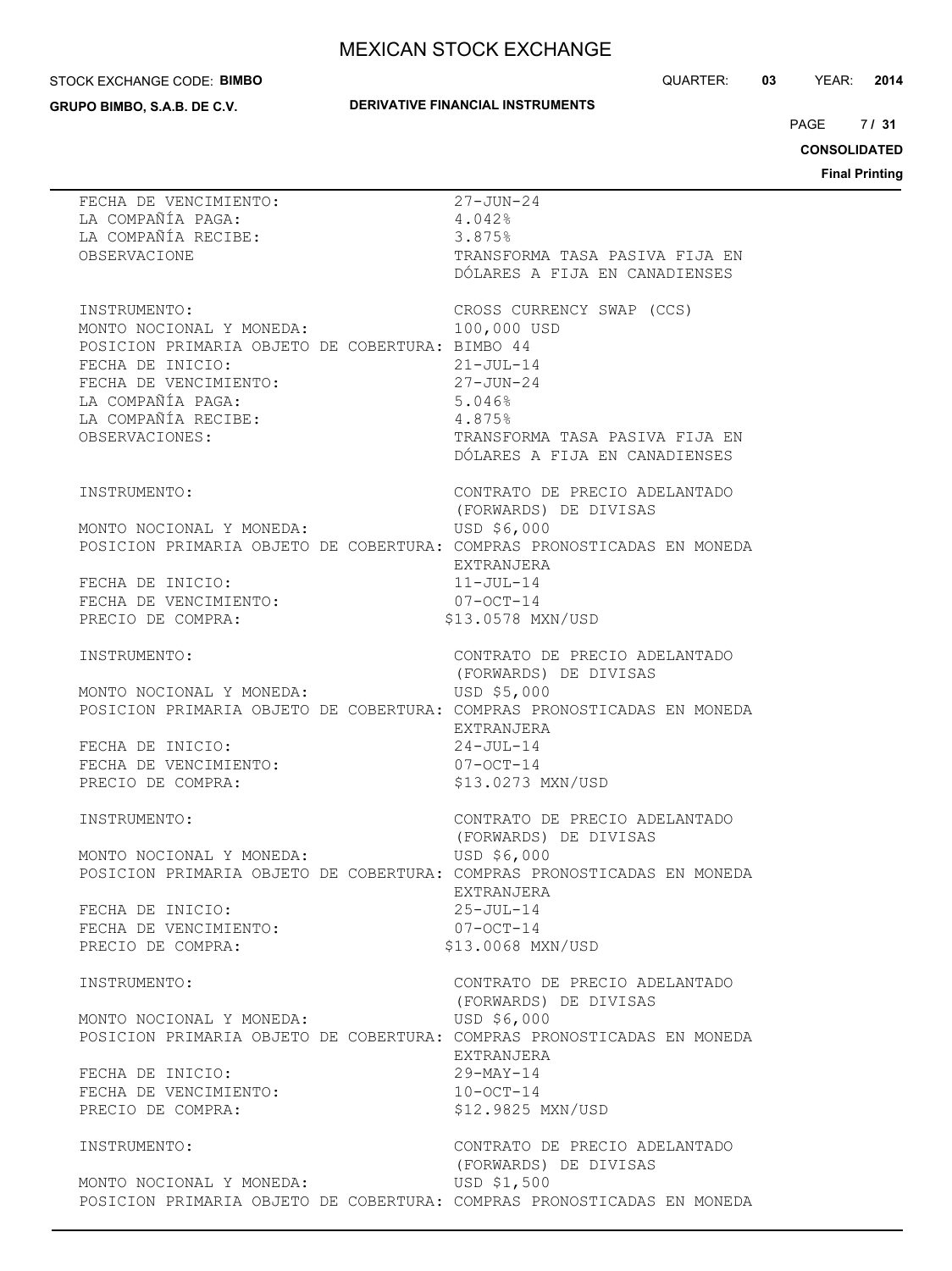FECHA DE VENCIMIENTO: 27-JUN-24
LA COMPAÑÍA PAGA: 4.042%
LA COMPAÑÍA RECIBE: 3.875%
OBSERVACIONE TRANSFORMA TASA PASIVA FIJA EN DÓLARES A FIJA EN CANADIENSES

INSTRUMENTO: CROSS CURRENCY SWAP (CCS)
MONTO NOCIONAL Y MONEDA: 100,000 USD
POSICION PRIMARIA OBJETO DE COBERTURA: BIMBO 44
FECHA DE INICIO: 21-JUL-14
FECHA DE VENCIMIENTO: 27-JUN-24
LA COMPAÑÍA PAGA: 5.046%
LA COMPAÑÍA RECIBE: 4.875%
OBSERVACIONES: TRANSFORMA TASA PASIVA FIJA EN DÓLARES A FIJA EN CANADIENSES

INSTRUMENTO: CONTRATO DE PRECIO ADELANTADO (FORWARDS) DE DIVISAS
MONTO NOCIONAL Y MONEDA: USD $6,000
POSICION PRIMARIA OBJETO DE COBERTURA: COMPRAS PRONOSTICADAS EN MONEDA EXTRANJERA
FECHA DE INICIO: 11-JUL-14
FECHA DE VENCIMIENTO: 07-OCT-14
PRECIO DE COMPRA: $13.0578 MXN/USD

INSTRUMENTO: CONTRATO DE PRECIO ADELANTADO (FORWARDS) DE DIVISAS
MONTO NOCIONAL Y MONEDA: USD $5,000
POSICION PRIMARIA OBJETO DE COBERTURA: COMPRAS PRONOSTICADAS EN MONEDA EXTRANJERA
FECHA DE INICIO: 24-JUL-14
FECHA DE VENCIMIENTO: 07-OCT-14
PRECIO DE COMPRA: $13.0273 MXN/USD

INSTRUMENTO: CONTRATO DE PRECIO ADELANTADO (FORWARDS) DE DIVISAS
MONTO NOCIONAL Y MONEDA: USD $6,000
POSICION PRIMARIA OBJETO DE COBERTURA: COMPRAS PRONOSTICADAS EN MONEDA EXTRANJERA
FECHA DE INICIO: 25-JUL-14
FECHA DE VENCIMIENTO: 07-OCT-14
PRECIO DE COMPRA: $13.0068 MXN/USD

INSTRUMENTO: CONTRATO DE PRECIO ADELANTADO (FORWARDS) DE DIVISAS
MONTO NOCIONAL Y MONEDA: USD $6,000
POSICION PRIMARIA OBJETO DE COBERTURA: COMPRAS PRONOSTICADAS EN MONEDA EXTRANJERA
FECHA DE INICIO: 29-MAY-14
FECHA DE VENCIMIENTO: 10-OCT-14
PRECIO DE COMPRA: $12.9825 MXN/USD

INSTRUMENTO: CONTRATO DE PRECIO ADELANTADO (FORWARDS) DE DIVISAS
MONTO NOCIONAL Y MONEDA: USD $1,500
POSICION PRIMARIA OBJETO DE COBERTURA: COMPRAS PRONOSTICADAS EN MONEDA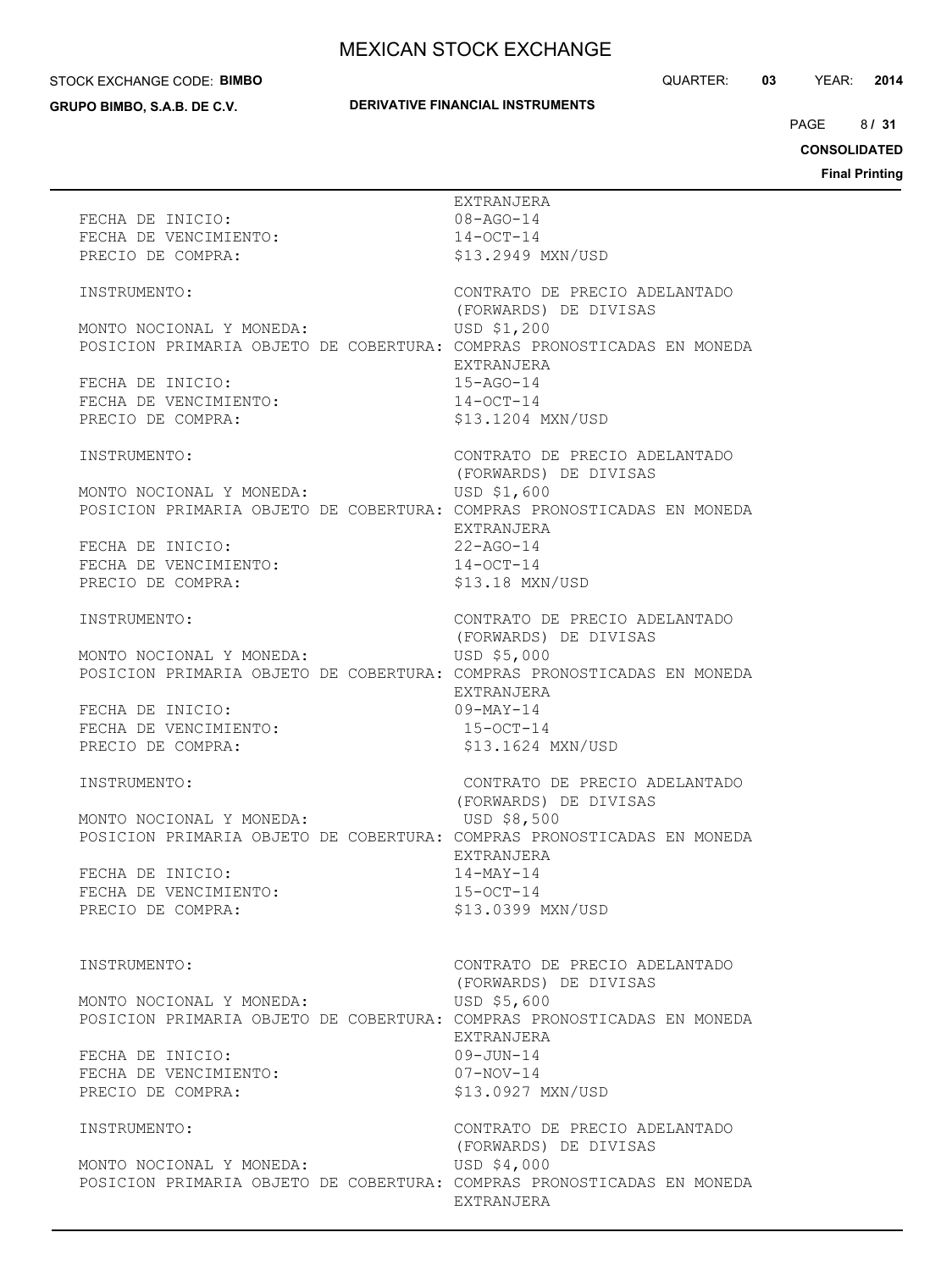EXTRANJERA
FECHA DE INICIO: 08-AGO-14
FECHA DE VENCIMIENTO: 14-OCT-14
PRECIO DE COMPRA: $13.2949 MXN/USD

INSTRUMENTO: CONTRATO DE PRECIO ADELANTADO (FORWARDS) DE DIVISAS
MONTO NOCIONAL Y MONEDA: USD $1,200
POSICION PRIMARIA OBJETO DE COBERTURA: COMPRAS PRONOSTICADAS EN MONEDA EXTRANJERA
FECHA DE INICIO: 15-AGO-14
FECHA DE VENCIMIENTO: 14-OCT-14
PRECIO DE COMPRA: $13.1204 MXN/USD

INSTRUMENTO: CONTRATO DE PRECIO ADELANTADO (FORWARDS) DE DIVISAS
MONTO NOCIONAL Y MONEDA: USD $1,600
POSICION PRIMARIA OBJETO DE COBERTURA: COMPRAS PRONOSTICADAS EN MONEDA EXTRANJERA
FECHA DE INICIO: 22-AGO-14
FECHA DE VENCIMIENTO: 14-OCT-14
PRECIO DE COMPRA: $13.18 MXN/USD

INSTRUMENTO: CONTRATO DE PRECIO ADELANTADO (FORWARDS) DE DIVISAS
MONTO NOCIONAL Y MONEDA: USD $5,000
POSICION PRIMARIA OBJETO DE COBERTURA: COMPRAS PRONOSTICADAS EN MONEDA EXTRANJERA
FECHA DE INICIO: 09-MAY-14
FECHA DE VENCIMIENTO: 15-OCT-14
PRECIO DE COMPRA: $13.1624 MXN/USD

INSTRUMENTO: CONTRATO DE PRECIO ADELANTADO (FORWARDS) DE DIVISAS
MONTO NOCIONAL Y MONEDA: USD $8,500
POSICION PRIMARIA OBJETO DE COBERTURA: COMPRAS PRONOSTICADAS EN MONEDA EXTRANJERA
FECHA DE INICIO: 14-MAY-14
FECHA DE VENCIMIENTO: 15-OCT-14
PRECIO DE COMPRA: $13.0399 MXN/USD

INSTRUMENTO: CONTRATO DE PRECIO ADELANTADO (FORWARDS) DE DIVISAS
MONTO NOCIONAL Y MONEDA: USD $5,600
POSICION PRIMARIA OBJETO DE COBERTURA: COMPRAS PRONOSTICADAS EN MONEDA EXTRANJERA
FECHA DE INICIO: 09-JUN-14
FECHA DE VENCIMIENTO: 07-NOV-14
PRECIO DE COMPRA: $13.0927 MXN/USD

INSTRUMENTO: CONTRATO DE PRECIO ADELANTADO (FORWARDS) DE DIVISAS
MONTO NOCIONAL Y MONEDA: USD $4,000
POSICION PRIMARIA OBJETO DE COBERTURA: COMPRAS PRONOSTICADAS EN MONEDA EXTRANJERA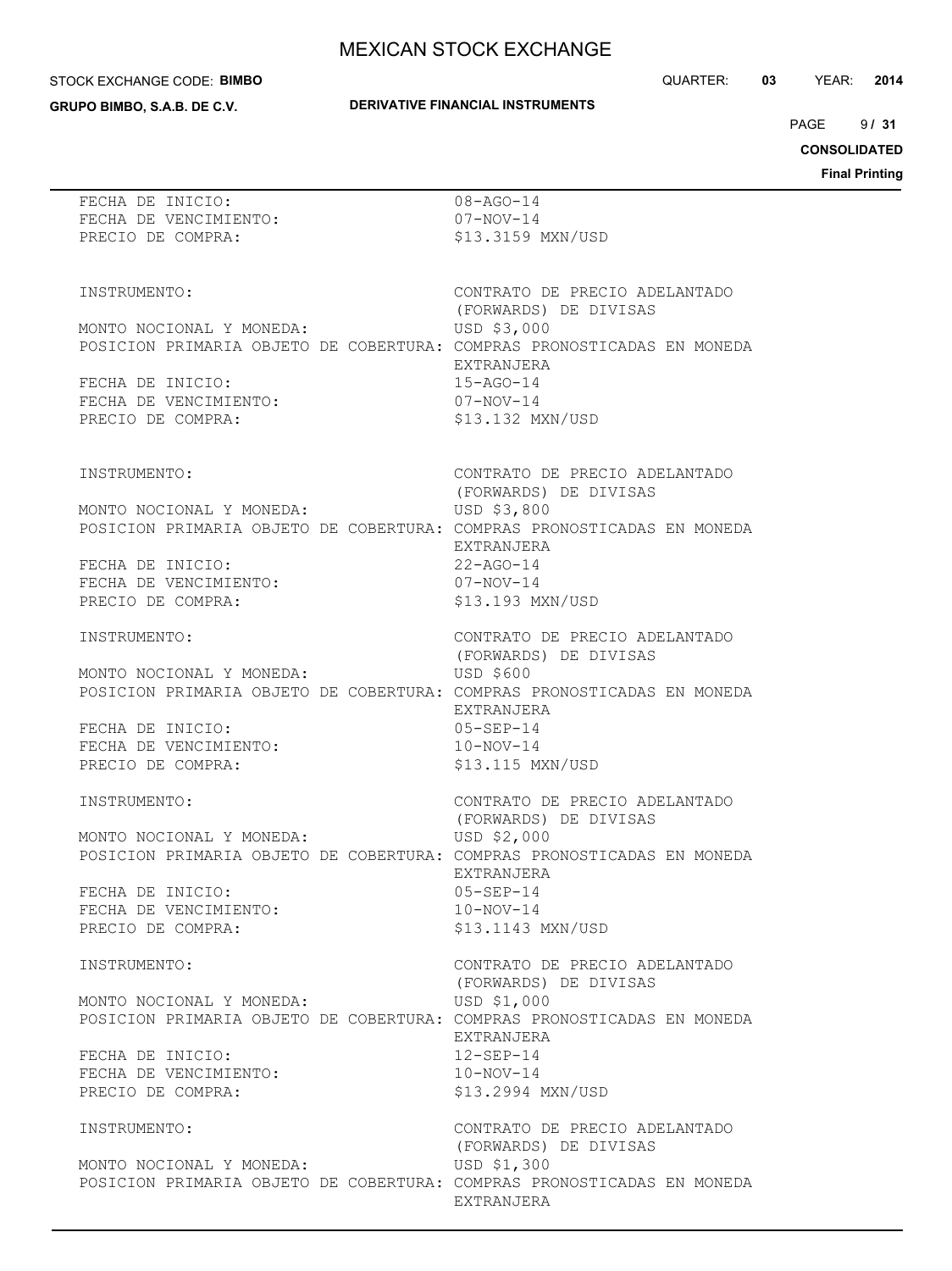FECHA DE INICIO: 08-AGO-14
FECHA DE VENCIMIENTO: 07-NOV-14
PRECIO DE COMPRA: $13.3159 MXN/USD

INSTRUMENTO: CONTRATO DE PRECIO ADELANTADO (FORWARDS) DE DIVISAS
MONTO NOCIONAL Y MONEDA: USD $3,000
POSICION PRIMARIA OBJETO DE COBERTURA: COMPRAS PRONOSTICADAS EN MONEDA EXTRANJERA
FECHA DE INICIO: 15-AGO-14
FECHA DE VENCIMIENTO: 07-NOV-14
PRECIO DE COMPRA: $13.132 MXN/USD

INSTRUMENTO: CONTRATO DE PRECIO ADELANTADO (FORWARDS) DE DIVISAS
MONTO NOCIONAL Y MONEDA: USD $3,800
POSICION PRIMARIA OBJETO DE COBERTURA: COMPRAS PRONOSTICADAS EN MONEDA EXTRANJERA
FECHA DE INICIO: 22-AGO-14
FECHA DE VENCIMIENTO: 07-NOV-14
PRECIO DE COMPRA: $13.193 MXN/USD

INSTRUMENTO: CONTRATO DE PRECIO ADELANTADO (FORWARDS) DE DIVISAS
MONTO NOCIONAL Y MONEDA: USD $600
POSICION PRIMARIA OBJETO DE COBERTURA: COMPRAS PRONOSTICADAS EN MONEDA EXTRANJERA
FECHA DE INICIO: 05-SEP-14
FECHA DE VENCIMIENTO: 10-NOV-14
PRECIO DE COMPRA: $13.115 MXN/USD

INSTRUMENTO: CONTRATO DE PRECIO ADELANTADO (FORWARDS) DE DIVISAS
MONTO NOCIONAL Y MONEDA: USD $2,000
POSICION PRIMARIA OBJETO DE COBERTURA: COMPRAS PRONOSTICADAS EN MONEDA EXTRANJERA
FECHA DE INICIO: 05-SEP-14
FECHA DE VENCIMIENTO: 10-NOV-14
PRECIO DE COMPRA: $13.1143 MXN/USD

INSTRUMENTO: CONTRATO DE PRECIO ADELANTADO (FORWARDS) DE DIVISAS
MONTO NOCIONAL Y MONEDA: USD $1,000
POSICION PRIMARIA OBJETO DE COBERTURA: COMPRAS PRONOSTICADAS EN MONEDA EXTRANJERA
FECHA DE INICIO: 12-SEP-14
FECHA DE VENCIMIENTO: 10-NOV-14
PRECIO DE COMPRA: $13.2994 MXN/USD

INSTRUMENTO: CONTRATO DE PRECIO ADELANTADO (FORWARDS) DE DIVISAS
MONTO NOCIONAL Y MONEDA: USD $1,300
POSICION PRIMARIA OBJETO DE COBERTURA: COMPRAS PRONOSTICADAS EN MONEDA EXTRANJERA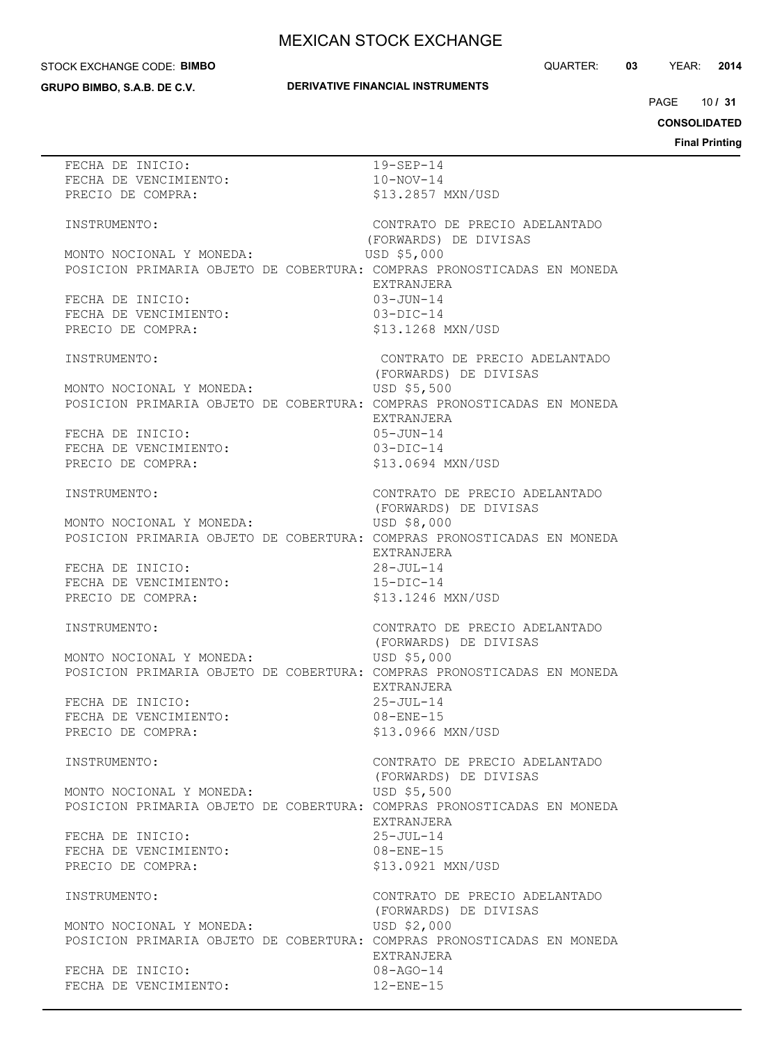FECHA DE INICIO: 19-SEP-14
FECHA DE VENCIMIENTO: 10-NOV-14
PRECIO DE COMPRA: $13.2857 MXN/USD

INSTRUMENTO: CONTRATO DE PRECIO ADELANTADO (FORWARDS) DE DIVISAS
MONTO NOCIONAL Y MONEDA: USD $5,000
POSICION PRIMARIA OBJETO DE COBERTURA: COMPRAS PRONOSTICADAS EN MONEDA EXTRANJERA
FECHA DE INICIO: 03-JUN-14
FECHA DE VENCIMIENTO: 03-DIC-14
PRECIO DE COMPRA: $13.1268 MXN/USD

INSTRUMENTO: CONTRATO DE PRECIO ADELANTADO (FORWARDS) DE DIVISAS
MONTO NOCIONAL Y MONEDA: USD $5,500
POSICION PRIMARIA OBJETO DE COBERTURA: COMPRAS PRONOSTICADAS EN MONEDA EXTRANJERA
FECHA DE INICIO: 05-JUN-14
FECHA DE VENCIMIENTO: 03-DIC-14
PRECIO DE COMPRA: $13.0694 MXN/USD

INSTRUMENTO: CONTRATO DE PRECIO ADELANTADO (FORWARDS) DE DIVISAS
MONTO NOCIONAL Y MONEDA: USD $8,000
POSICION PRIMARIA OBJETO DE COBERTURA: COMPRAS PRONOSTICADAS EN MONEDA EXTRANJERA
FECHA DE INICIO: 28-JUL-14
FECHA DE VENCIMIENTO: 15-DIC-14
PRECIO DE COMPRA: $13.1246 MXN/USD

INSTRUMENTO: CONTRATO DE PRECIO ADELANTADO (FORWARDS) DE DIVISAS
MONTO NOCIONAL Y MONEDA: USD $5,000
POSICION PRIMARIA OBJETO DE COBERTURA: COMPRAS PRONOSTICADAS EN MONEDA EXTRANJERA
FECHA DE INICIO: 25-JUL-14
FECHA DE VENCIMIENTO: 08-ENE-15
PRECIO DE COMPRA: $13.0966 MXN/USD

INSTRUMENTO: CONTRATO DE PRECIO ADELANTADO (FORWARDS) DE DIVISAS
MONTO NOCIONAL Y MONEDA: USD $5,500
POSICION PRIMARIA OBJETO DE COBERTURA: COMPRAS PRONOSTICADAS EN MONEDA EXTRANJERA
FECHA DE INICIO: 25-JUL-14
FECHA DE VENCIMIENTO: 08-ENE-15
PRECIO DE COMPRA: $13.0921 MXN/USD

INSTRUMENTO: CONTRATO DE PRECIO ADELANTADO (FORWARDS) DE DIVISAS
MONTO NOCIONAL Y MONEDA: USD $2,000
POSICION PRIMARIA OBJETO DE COBERTURA: COMPRAS PRONOSTICADAS EN MONEDA EXTRANJERA
FECHA DE INICIO: 08-AGO-14
FECHA DE VENCIMIENTO: 12-ENE-15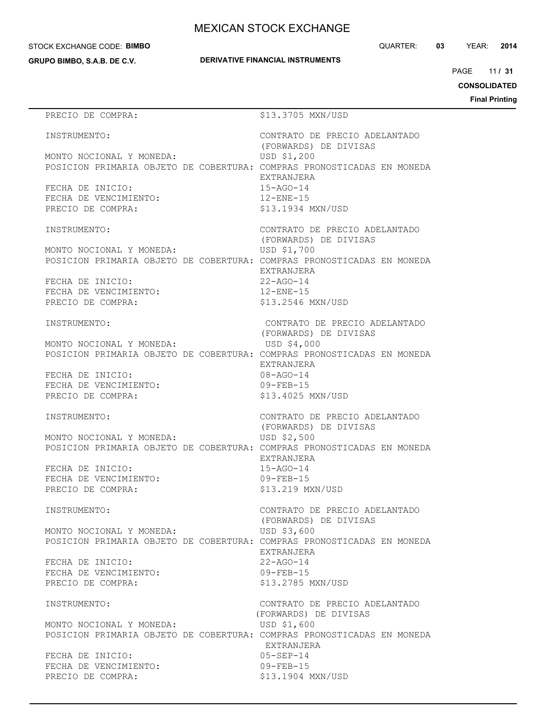PRECIO DE COMPRA: $13.3705 MXN/USD

INSTRUMENTO: CONTRATO DE PRECIO ADELANTADO (FORWARDS) DE DIVISAS
MONTO NOCIONAL Y MONEDA: USD $1,200
POSICION PRIMARIA OBJETO DE COBERTURA: COMPRAS PRONOSTICADAS EN MONEDA EXTRANJERA
FECHA DE INICIO: 15-AGO-14
FECHA DE VENCIMIENTO: 12-ENE-15
PRECIO DE COMPRA: $13.1934 MXN/USD

INSTRUMENTO: CONTRATO DE PRECIO ADELANTADO (FORWARDS) DE DIVISAS
MONTO NOCIONAL Y MONEDA: USD $1,700
POSICION PRIMARIA OBJETO DE COBERTURA: COMPRAS PRONOSTICADAS EN MONEDA EXTRANJERA
FECHA DE INICIO: 22-AGO-14
FECHA DE VENCIMIENTO: 12-ENE-15
PRECIO DE COMPRA: $13.2546 MXN/USD

INSTRUMENTO: CONTRATO DE PRECIO ADELANTADO (FORWARDS) DE DIVISAS
MONTO NOCIONAL Y MONEDA: USD $4,000
POSICION PRIMARIA OBJETO DE COBERTURA: COMPRAS PRONOSTICADAS EN MONEDA EXTRANJERA
FECHA DE INICIO: 08-AGO-14
FECHA DE VENCIMIENTO: 09-FEB-15
PRECIO DE COMPRA: $13.4025 MXN/USD

INSTRUMENTO: CONTRATO DE PRECIO ADELANTADO (FORWARDS) DE DIVISAS
MONTO NOCIONAL Y MONEDA: USD $2,500
POSICION PRIMARIA OBJETO DE COBERTURA: COMPRAS PRONOSTICADAS EN MONEDA EXTRANJERA
FECHA DE INICIO: 15-AGO-14
FECHA DE VENCIMIENTO: 09-FEB-15
PRECIO DE COMPRA: $13.219 MXN/USD

INSTRUMENTO: CONTRATO DE PRECIO ADELANTADO (FORWARDS) DE DIVISAS
MONTO NOCIONAL Y MONEDA: USD $3,600
POSICION PRIMARIA OBJETO DE COBERTURA: COMPRAS PRONOSTICADAS EN MONEDA EXTRANJERA
FECHA DE INICIO: 22-AGO-14
FECHA DE VENCIMIENTO: 09-FEB-15
PRECIO DE COMPRA: $13.2785 MXN/USD

INSTRUMENTO: CONTRATO DE PRECIO ADELANTADO (FORWARDS) DE DIVISAS
MONTO NOCIONAL Y MONEDA: USD $1,600
POSICION PRIMARIA OBJETO DE COBERTURA: COMPRAS PRONOSTICADAS EN MONEDA EXTRANJERA
FECHA DE INICIO: 05-SEP-14
FECHA DE VENCIMIENTO: 09-FEB-15
PRECIO DE COMPRA: $13.1904 MXN/USD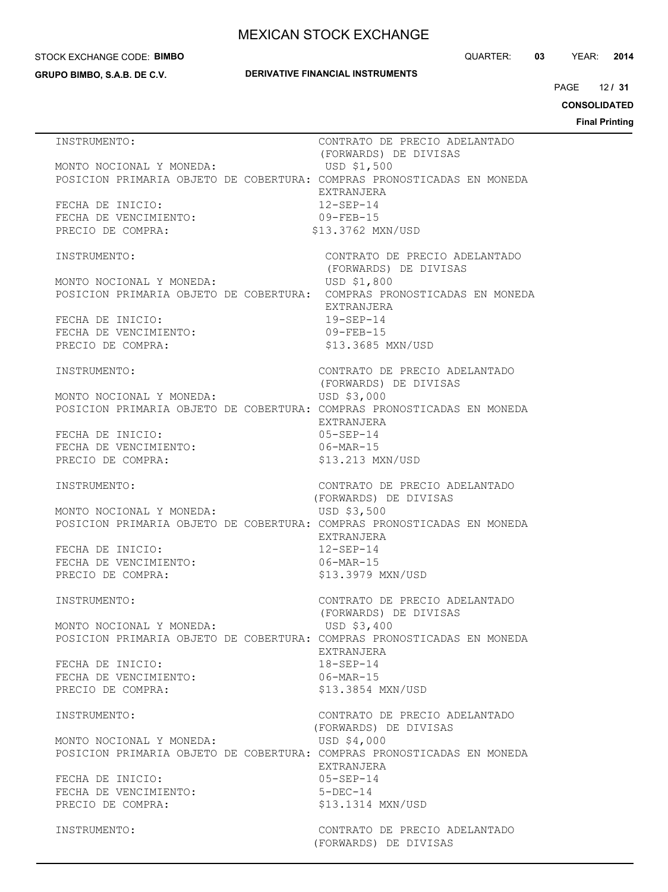INSTRUMENTO: CONTRATO DE PRECIO ADELANTADO (FORWARDS) DE DIVISAS
MONTO NOCIONAL Y MONEDA: USD $1,500
POSICION PRIMARIA OBJETO DE COBERTURA: COMPRAS PRONOSTICADAS EN MONEDA EXTRANJERA
FECHA DE INICIO: 12-SEP-14
FECHA DE VENCIMIENTO: 09-FEB-15
PRECIO DE COMPRA: $13.3762 MXN/USD

INSTRUMENTO: CONTRATO DE PRECIO ADELANTADO (FORWARDS) DE DIVISAS
MONTO NOCIONAL Y MONEDA: USD $1,800
POSICION PRIMARIA OBJETO DE COBERTURA: COMPRAS PRONOSTICADAS EN MONEDA EXTRANJERA
FECHA DE INICIO: 19-SEP-14
FECHA DE VENCIMIENTO: 09-FEB-15
PRECIO DE COMPRA: $13.3685 MXN/USD

INSTRUMENTO: CONTRATO DE PRECIO ADELANTADO (FORWARDS) DE DIVISAS
MONTO NOCIONAL Y MONEDA: USD $3,000
POSICION PRIMARIA OBJETO DE COBERTURA: COMPRAS PRONOSTICADAS EN MONEDA EXTRANJERA
FECHA DE INICIO: 05-SEP-14
FECHA DE VENCIMIENTO: 06-MAR-15
PRECIO DE COMPRA: $13.213 MXN/USD

INSTRUMENTO: CONTRATO DE PRECIO ADELANTADO (FORWARDS) DE DIVISAS
MONTO NOCIONAL Y MONEDA: USD $3,500
POSICION PRIMARIA OBJETO DE COBERTURA: COMPRAS PRONOSTICADAS EN MONEDA EXTRANJERA
FECHA DE INICIO: 12-SEP-14
FECHA DE VENCIMIENTO: 06-MAR-15
PRECIO DE COMPRA: $13.3979 MXN/USD

INSTRUMENTO: CONTRATO DE PRECIO ADELANTADO (FORWARDS) DE DIVISAS
MONTO NOCIONAL Y MONEDA: USD $3,400
POSICION PRIMARIA OBJETO DE COBERTURA: COMPRAS PRONOSTICADAS EN MONEDA EXTRANJERA
FECHA DE INICIO: 18-SEP-14
FECHA DE VENCIMIENTO: 06-MAR-15
PRECIO DE COMPRA: $13.3854 MXN/USD

INSTRUMENTO: CONTRATO DE PRECIO ADELANTADO (FORWARDS) DE DIVISAS
MONTO NOCIONAL Y MONEDA: USD $4,000
POSICION PRIMARIA OBJETO DE COBERTURA: COMPRAS PRONOSTICADAS EN MONEDA EXTRANJERA
FECHA DE INICIO: 05-SEP-14
FECHA DE VENCIMIENTO: 5-DEC-14
PRECIO DE COMPRA: $13.1314 MXN/USD

INSTRUMENTO: CONTRATO DE PRECIO ADELANTADO (FORWARDS) DE DIVISAS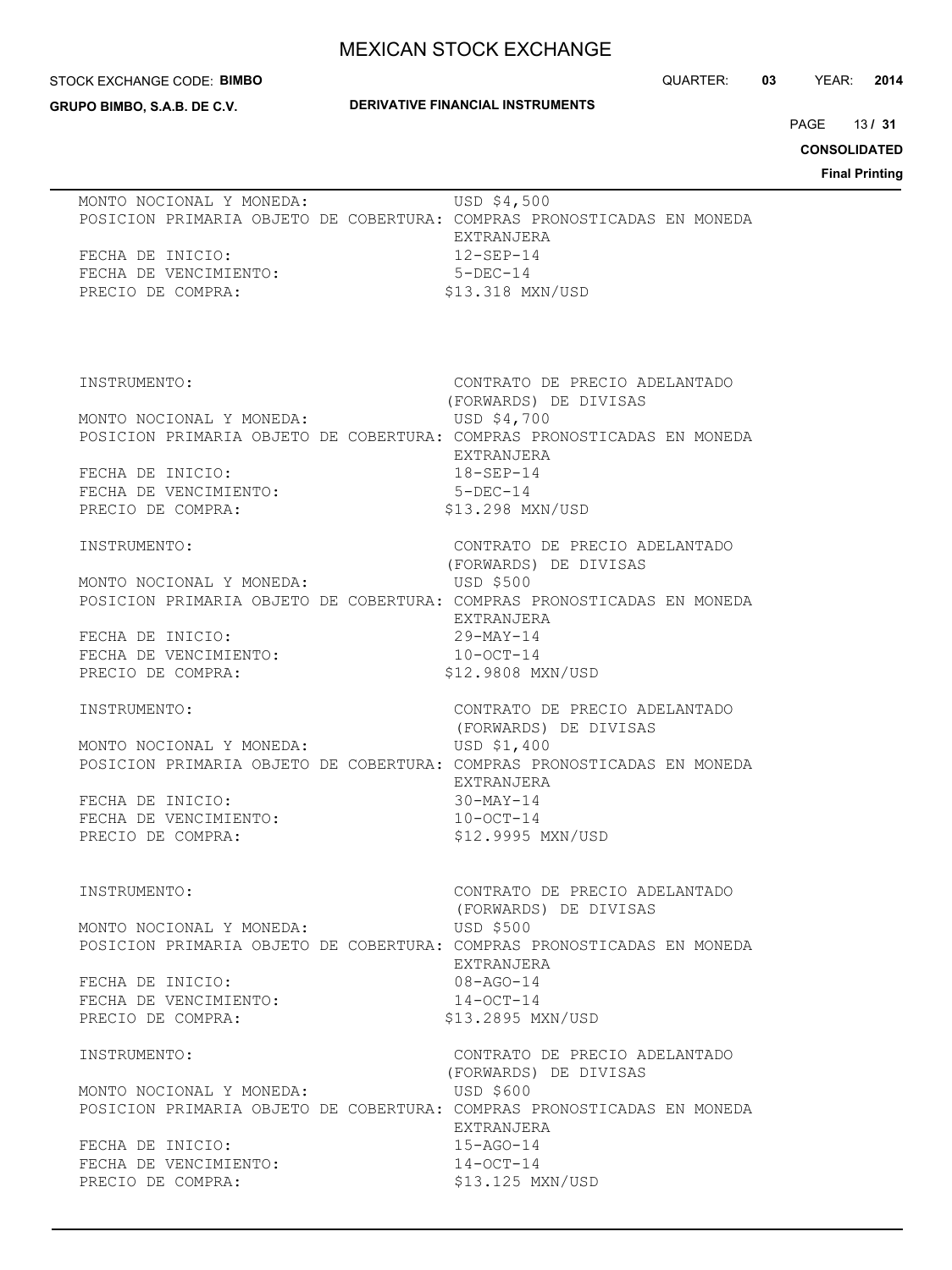MONTO NOCIONAL Y MONEDA: USD $4,500
POSICION PRIMARIA OBJETO DE COBERTURA: COMPRAS PRONOSTICADAS EN MONEDA EXTRANJERA
FECHA DE INICIO: 12-SEP-14
FECHA DE VENCIMIENTO: 5-DEC-14
PRECIO DE COMPRA: $13.318 MXN/USD

INSTRUMENTO: CONTRATO DE PRECIO ADELANTADO (FORWARDS) DE DIVISAS
MONTO NOCIONAL Y MONEDA: USD $4,700
POSICION PRIMARIA OBJETO DE COBERTURA: COMPRAS PRONOSTICADAS EN MONEDA EXTRANJERA
FECHA DE INICIO: 18-SEP-14
FECHA DE VENCIMIENTO: 5-DEC-14
PRECIO DE COMPRA: $13.298 MXN/USD

INSTRUMENTO: CONTRATO DE PRECIO ADELANTADO (FORWARDS) DE DIVISAS
MONTO NOCIONAL Y MONEDA: USD $500
POSICION PRIMARIA OBJETO DE COBERTURA: COMPRAS PRONOSTICADAS EN MONEDA EXTRANJERA
FECHA DE INICIO: 29-MAY-14
FECHA DE VENCIMIENTO: 10-OCT-14
PRECIO DE COMPRA: $12.9808 MXN/USD

INSTRUMENTO: CONTRATO DE PRECIO ADELANTADO (FORWARDS) DE DIVISAS
MONTO NOCIONAL Y MONEDA: USD $1,400
POSICION PRIMARIA OBJETO DE COBERTURA: COMPRAS PRONOSTICADAS EN MONEDA EXTRANJERA
FECHA DE INICIO: 30-MAY-14
FECHA DE VENCIMIENTO: 10-OCT-14
PRECIO DE COMPRA: $12.9995 MXN/USD

INSTRUMENTO: CONTRATO DE PRECIO ADELANTADO (FORWARDS) DE DIVISAS
MONTO NOCIONAL Y MONEDA: USD $500
POSICION PRIMARIA OBJETO DE COBERTURA: COMPRAS PRONOSTICADAS EN MONEDA EXTRANJERA
FECHA DE INICIO: 08-AGO-14
FECHA DE VENCIMIENTO: 14-OCT-14
PRECIO DE COMPRA: $13.2895 MXN/USD

INSTRUMENTO: CONTRATO DE PRECIO ADELANTADO (FORWARDS) DE DIVISAS
MONTO NOCIONAL Y MONEDA: USD $600
POSICION PRIMARIA OBJETO DE COBERTURA: COMPRAS PRONOSTICADAS EN MONEDA EXTRANJERA
FECHA DE INICIO: 15-AGO-14
FECHA DE VENCIMIENTO: 14-OCT-14
PRECIO DE COMPRA: $13.125 MXN/USD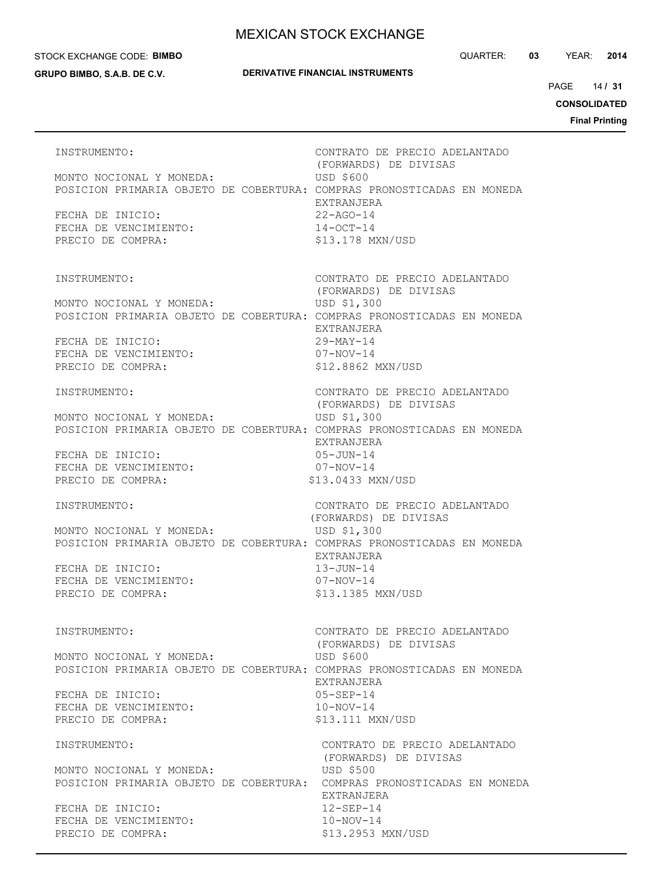INSTRUMENTO: CONTRATO DE PRECIO ADELANTADO (FORWARDS) DE DIVISAS
MONTO NOCIONAL Y MONEDA: USD $600
POSICION PRIMARIA OBJETO DE COBERTURA: COMPRAS PRONOSTICADAS EN MONEDA EXTRANJERA
FECHA DE INICIO: 22-AGO-14
FECHA DE VENCIMIENTO: 14-OCT-14
PRECIO DE COMPRA: $13.178 MXN/USD

INSTRUMENTO: CONTRATO DE PRECIO ADELANTADO (FORWARDS) DE DIVISAS
MONTO NOCIONAL Y MONEDA: USD $1,300
POSICION PRIMARIA OBJETO DE COBERTURA: COMPRAS PRONOSTICADAS EN MONEDA EXTRANJERA
FECHA DE INICIO: 29-MAY-14
FECHA DE VENCIMIENTO: 07-NOV-14
PRECIO DE COMPRA: $12.8862 MXN/USD

INSTRUMENTO: CONTRATO DE PRECIO ADELANTADO (FORWARDS) DE DIVISAS
MONTO NOCIONAL Y MONEDA: USD $1,300
POSICION PRIMARIA OBJETO DE COBERTURA: COMPRAS PRONOSTICADAS EN MONEDA EXTRANJERA
FECHA DE INICIO: 05-JUN-14
FECHA DE VENCIMIENTO: 07-NOV-14
PRECIO DE COMPRA: $13.0433 MXN/USD

INSTRUMENTO: CONTRATO DE PRECIO ADELANTADO (FORWARDS) DE DIVISAS
MONTO NOCIONAL Y MONEDA: USD $1,300
POSICION PRIMARIA OBJETO DE COBERTURA: COMPRAS PRONOSTICADAS EN MONEDA EXTRANJERA
FECHA DE INICIO: 13-JUN-14
FECHA DE VENCIMIENTO: 07-NOV-14
PRECIO DE COMPRA: $13.1385 MXN/USD

INSTRUMENTO: CONTRATO DE PRECIO ADELANTADO (FORWARDS) DE DIVISAS
MONTO NOCIONAL Y MONEDA: USD $600
POSICION PRIMARIA OBJETO DE COBERTURA: COMPRAS PRONOSTICADAS EN MONEDA EXTRANJERA
FECHA DE INICIO: 05-SEP-14
FECHA DE VENCIMIENTO: 10-NOV-14
PRECIO DE COMPRA: $13.111 MXN/USD

INSTRUMENTO: CONTRATO DE PRECIO ADELANTADO (FORWARDS) DE DIVISAS
MONTO NOCIONAL Y MONEDA: USD $500
POSICION PRIMARIA OBJETO DE COBERTURA: COMPRAS PRONOSTICADAS EN MONEDA EXTRANJERA
FECHA DE INICIO: 12-SEP-14
FECHA DE VENCIMIENTO: 10-NOV-14
PRECIO DE COMPRA: $13.2953 MXN/USD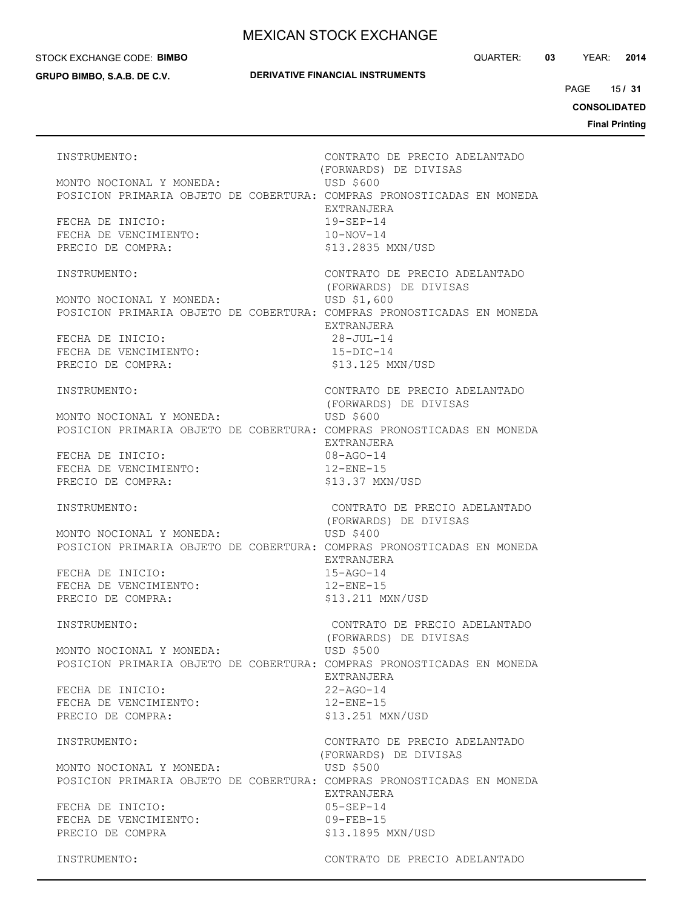INSTRUMENTO: CONTRATO DE PRECIO ADELANTADO (FORWARDS) DE DIVISAS
MONTO NOCIONAL Y MONEDA: USD $600
POSICION PRIMARIA OBJETO DE COBERTURA: COMPRAS PRONOSTICADAS EN MONEDA EXTRANJERA
FECHA DE INICIO: 19-SEP-14
FECHA DE VENCIMIENTO: 10-NOV-14
PRECIO DE COMPRA: $13.2835 MXN/USD

INSTRUMENTO: CONTRATO DE PRECIO ADELANTADO (FORWARDS) DE DIVISAS
MONTO NOCIONAL Y MONEDA: USD $1,600
POSICION PRIMARIA OBJETO DE COBERTURA: COMPRAS PRONOSTICADAS EN MONEDA EXTRANJERA
FECHA DE INICIO: 28-JUL-14
FECHA DE VENCIMIENTO: 15-DIC-14
PRECIO DE COMPRA: $13.125 MXN/USD

INSTRUMENTO: CONTRATO DE PRECIO ADELANTADO (FORWARDS) DE DIVISAS
MONTO NOCIONAL Y MONEDA: USD $600
POSICION PRIMARIA OBJETO DE COBERTURA: COMPRAS PRONOSTICADAS EN MONEDA EXTRANJERA
FECHA DE INICIO: 08-AGO-14
FECHA DE VENCIMIENTO: 12-ENE-15
PRECIO DE COMPRA: $13.37 MXN/USD

INSTRUMENTO: CONTRATO DE PRECIO ADELANTADO (FORWARDS) DE DIVISAS
MONTO NOCIONAL Y MONEDA: USD $400
POSICION PRIMARIA OBJETO DE COBERTURA: COMPRAS PRONOSTICADAS EN MONEDA EXTRANJERA
FECHA DE INICIO: 15-AGO-14
FECHA DE VENCIMIENTO: 12-ENE-15
PRECIO DE COMPRA: $13.211 MXN/USD

INSTRUMENTO: CONTRATO DE PRECIO ADELANTADO (FORWARDS) DE DIVISAS
MONTO NOCIONAL Y MONEDA: USD $500
POSICION PRIMARIA OBJETO DE COBERTURA: COMPRAS PRONOSTICADAS EN MONEDA EXTRANJERA
FECHA DE INICIO: 22-AGO-14
FECHA DE VENCIMIENTO: 12-ENE-15
PRECIO DE COMPRA: $13.251 MXN/USD

INSTRUMENTO: CONTRATO DE PRECIO ADELANTADO (FORWARDS) DE DIVISAS
MONTO NOCIONAL Y MONEDA: USD $500
POSICION PRIMARIA OBJETO DE COBERTURA: COMPRAS PRONOSTICADAS EN MONEDA EXTRANJERA
FECHA DE INICIO: 05-SEP-14
FECHA DE VENCIMIENTO: 09-FEB-15
PRECIO DE COMPRA $13.1895 MXN/USD

INSTRUMENTO: CONTRATO DE PRECIO ADELANTADO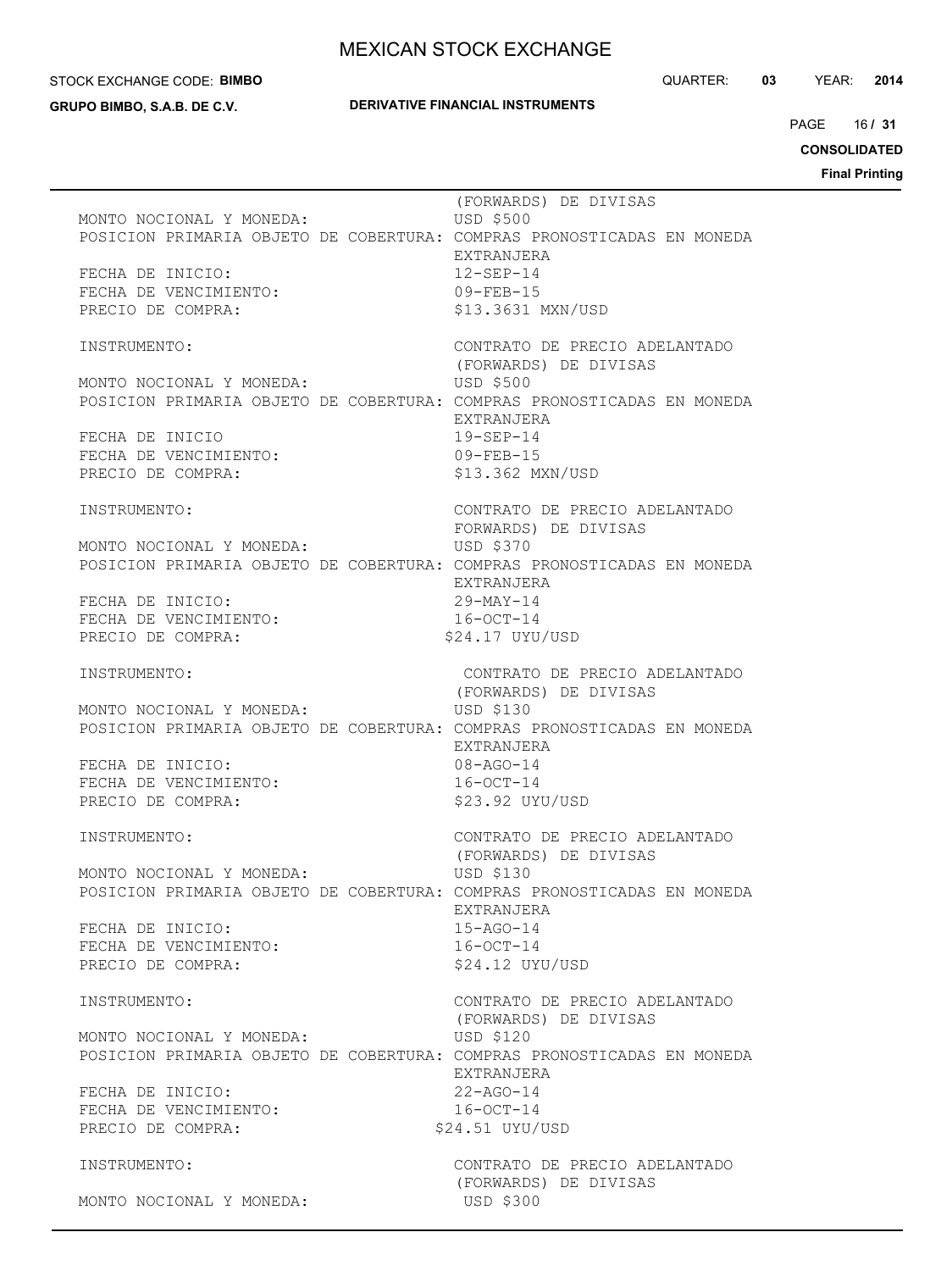(FORWARDS) DE DIVISAS

MONTO NOCIONAL Y MONEDA: USD $500

POSICION PRIMARIA OBJETO DE COBERTURA: COMPRAS PRONOSTICADAS EN MONEDA EXTRANJERA

FECHA DE INICIO: 12-SEP-14

FECHA DE VENCIMIENTO: 09-FEB-15

PRECIO DE COMPRA: $13.3631 MXN/USD

INSTRUMENTO: CONTRATO DE PRECIO ADELANTADO (FORWARDS) DE DIVISAS

MONTO NOCIONAL Y MONEDA: USD $500

POSICION PRIMARIA OBJETO DE COBERTURA: COMPRAS PRONOSTICADAS EN MONEDA EXTRANJERA

FECHA DE INICIO 19-SEP-14

FECHA DE VENCIMIENTO: 09-FEB-15

PRECIO DE COMPRA: $13.362 MXN/USD

INSTRUMENTO: CONTRATO DE PRECIO ADELANTADO FORWARDS) DE DIVISAS

MONTO NOCIONAL Y MONEDA: USD $370

POSICION PRIMARIA OBJETO DE COBERTURA: COMPRAS PRONOSTICADAS EN MONEDA EXTRANJERA

FECHA DE INICIO: 29-MAY-14

FECHA DE VENCIMIENTO: 16-OCT-14

PRECIO DE COMPRA: $24.17 UYU/USD

INSTRUMENTO: CONTRATO DE PRECIO ADELANTADO (FORWARDS) DE DIVISAS

MONTO NOCIONAL Y MONEDA: USD $130

POSICION PRIMARIA OBJETO DE COBERTURA: COMPRAS PRONOSTICADAS EN MONEDA EXTRANJERA

FECHA DE INICIO: 08-AGO-14

FECHA DE VENCIMIENTO: 16-OCT-14

PRECIO DE COMPRA: $23.92 UYU/USD

INSTRUMENTO: CONTRATO DE PRECIO ADELANTADO (FORWARDS) DE DIVISAS

MONTO NOCIONAL Y MONEDA: USD $130

POSICION PRIMARIA OBJETO DE COBERTURA: COMPRAS PRONOSTICADAS EN MONEDA EXTRANJERA

FECHA DE INICIO: 15-AGO-14

FECHA DE VENCIMIENTO: 16-OCT-14

PRECIO DE COMPRA: $24.12 UYU/USD

INSTRUMENTO: CONTRATO DE PRECIO ADELANTADO (FORWARDS) DE DIVISAS

MONTO NOCIONAL Y MONEDA: USD $120

POSICION PRIMARIA OBJETO DE COBERTURA: COMPRAS PRONOSTICADAS EN MONEDA EXTRANJERA

FECHA DE INICIO: 22-AGO-14

FECHA DE VENCIMIENTO: 16-OCT-14

PRECIO DE COMPRA: $24.51 UYU/USD

INSTRUMENTO: CONTRATO DE PRECIO ADELANTADO (FORWARDS) DE DIVISAS

MONTO NOCIONAL Y MONEDA: USD $300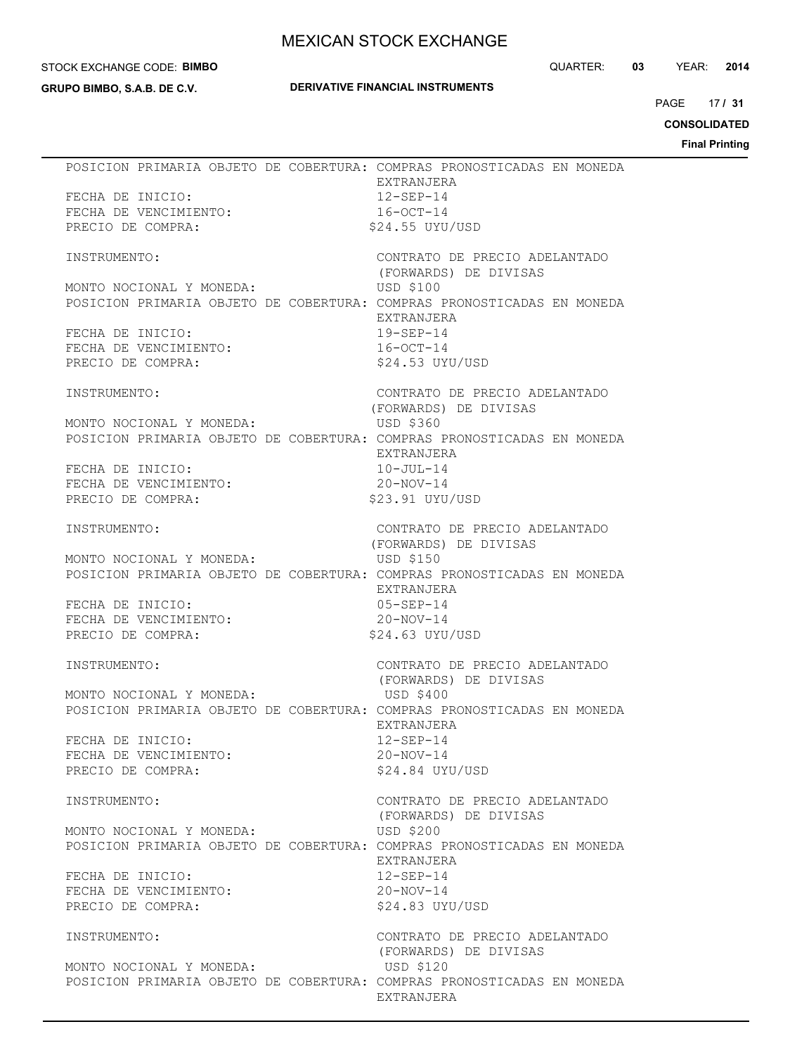POSICION PRIMARIA OBJETO DE COBERTURA: COMPRAS PRONOSTICADAS EN MONEDA EXTRANJERA
FECHA DE INICIO: 12-SEP-14
FECHA DE VENCIMIENTO: 16-OCT-14
PRECIO DE COMPRA: $24.55 UYU/USD

INSTRUMENTO: CONTRATO DE PRECIO ADELANTADO (FORWARDS) DE DIVISAS
MONTO NOCIONAL Y MONEDA: USD $100
POSICION PRIMARIA OBJETO DE COBERTURA: COMPRAS PRONOSTICADAS EN MONEDA EXTRANJERA
FECHA DE INICIO: 19-SEP-14
FECHA DE VENCIMIENTO: 16-OCT-14
PRECIO DE COMPRA: $24.53 UYU/USD

INSTRUMENTO: CONTRATO DE PRECIO ADELANTADO (FORWARDS) DE DIVISAS
MONTO NOCIONAL Y MONEDA: USD $360
POSICION PRIMARIA OBJETO DE COBERTURA: COMPRAS PRONOSTICADAS EN MONEDA EXTRANJERA
FECHA DE INICIO: 10-JUL-14
FECHA DE VENCIMIENTO: 20-NOV-14
PRECIO DE COMPRA: $23.91 UYU/USD

INSTRUMENTO: CONTRATO DE PRECIO ADELANTADO (FORWARDS) DE DIVISAS
MONTO NOCIONAL Y MONEDA: USD $150
POSICION PRIMARIA OBJETO DE COBERTURA: COMPRAS PRONOSTICADAS EN MONEDA EXTRANJERA
FECHA DE INICIO: 05-SEP-14
FECHA DE VENCIMIENTO: 20-NOV-14
PRECIO DE COMPRA: $24.63 UYU/USD

INSTRUMENTO: CONTRATO DE PRECIO ADELANTADO (FORWARDS) DE DIVISAS
MONTO NOCIONAL Y MONEDA: USD $400
POSICION PRIMARIA OBJETO DE COBERTURA: COMPRAS PRONOSTICADAS EN MONEDA EXTRANJERA
FECHA DE INICIO: 12-SEP-14
FECHA DE VENCIMIENTO: 20-NOV-14
PRECIO DE COMPRA: $24.84 UYU/USD

INSTRUMENTO: CONTRATO DE PRECIO ADELANTADO (FORWARDS) DE DIVISAS
MONTO NOCIONAL Y MONEDA: USD $200
POSICION PRIMARIA OBJETO DE COBERTURA: COMPRAS PRONOSTICADAS EN MONEDA EXTRANJERA
FECHA DE INICIO: 12-SEP-14
FECHA DE VENCIMIENTO: 20-NOV-14
PRECIO DE COMPRA: $24.83 UYU/USD

INSTRUMENTO: CONTRATO DE PRECIO ADELANTADO (FORWARDS) DE DIVISAS
MONTO NOCIONAL Y MONEDA: USD $120
POSICION PRIMARIA OBJETO DE COBERTURA: COMPRAS PRONOSTICADAS EN MONEDA EXTRANJERA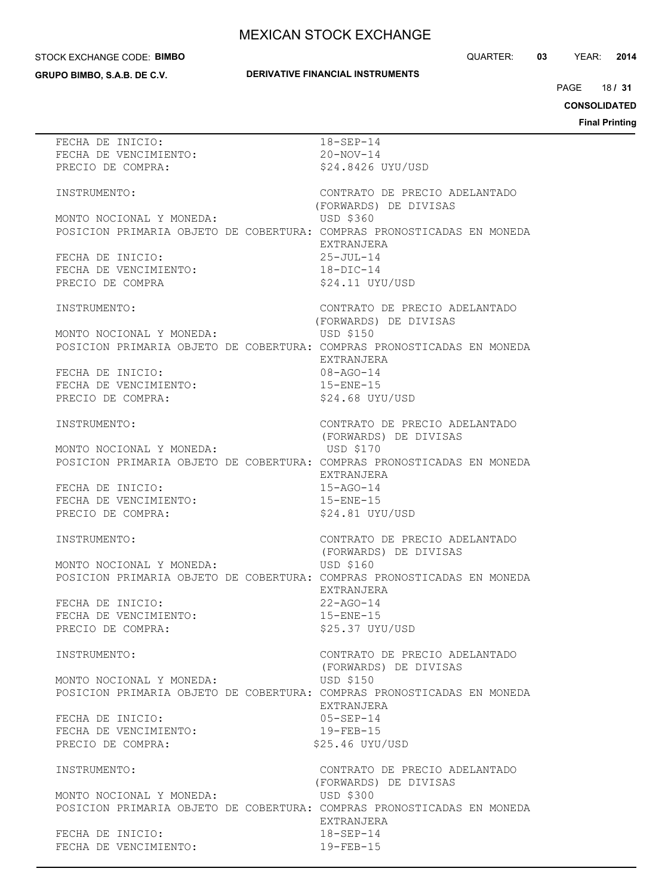FECHA DE INICIO: 18-SEP-14
FECHA DE VENCIMIENTO: 20-NOV-14
PRECIO DE COMPRA: $24.8426 UYU/USD

INSTRUMENTO: CONTRATO DE PRECIO ADELANTADO (FORWARDS) DE DIVISAS
MONTO NOCIONAL Y MONEDA: USD $360
POSICION PRIMARIA OBJETO DE COBERTURA: COMPRAS PRONOSTICADAS EN MONEDA EXTRANJERA
FECHA DE INICIO: 25-JUL-14
FECHA DE VENCIMIENTO: 18-DIC-14
PRECIO DE COMPRA $24.11 UYU/USD

INSTRUMENTO: CONTRATO DE PRECIO ADELANTADO (FORWARDS) DE DIVISAS
MONTO NOCIONAL Y MONEDA: USD $150
POSICION PRIMARIA OBJETO DE COBERTURA: COMPRAS PRONOSTICADAS EN MONEDA EXTRANJERA
FECHA DE INICIO: 08-AGO-14
FECHA DE VENCIMIENTO: 15-ENE-15
PRECIO DE COMPRA: $24.68 UYU/USD

INSTRUMENTO: CONTRATO DE PRECIO ADELANTADO (FORWARDS) DE DIVISAS
MONTO NOCIONAL Y MONEDA: USD $170
POSICION PRIMARIA OBJETO DE COBERTURA: COMPRAS PRONOSTICADAS EN MONEDA EXTRANJERA
FECHA DE INICIO: 15-AGO-14
FECHA DE VENCIMIENTO: 15-ENE-15
PRECIO DE COMPRA: $24.81 UYU/USD

INSTRUMENTO: CONTRATO DE PRECIO ADELANTADO (FORWARDS) DE DIVISAS
MONTO NOCIONAL Y MONEDA: USD $160
POSICION PRIMARIA OBJETO DE COBERTURA: COMPRAS PRONOSTICADAS EN MONEDA EXTRANJERA
FECHA DE INICIO: 22-AGO-14
FECHA DE VENCIMIENTO: 15-ENE-15
PRECIO DE COMPRA: $25.37 UYU/USD

INSTRUMENTO: CONTRATO DE PRECIO ADELANTADO (FORWARDS) DE DIVISAS
MONTO NOCIONAL Y MONEDA: USD $150
POSICION PRIMARIA OBJETO DE COBERTURA: COMPRAS PRONOSTICADAS EN MONEDA EXTRANJERA
FECHA DE INICIO: 05-SEP-14
FECHA DE VENCIMIENTO: 19-FEB-15
PRECIO DE COMPRA: $25.46 UYU/USD

INSTRUMENTO: CONTRATO DE PRECIO ADELANTADO (FORWARDS) DE DIVISAS
MONTO NOCIONAL Y MONEDA: USD $300
POSICION PRIMARIA OBJETO DE COBERTURA: COMPRAS PRONOSTICADAS EN MONEDA EXTRANJERA
FECHA DE INICIO: 18-SEP-14
FECHA DE VENCIMIENTO: 19-FEB-15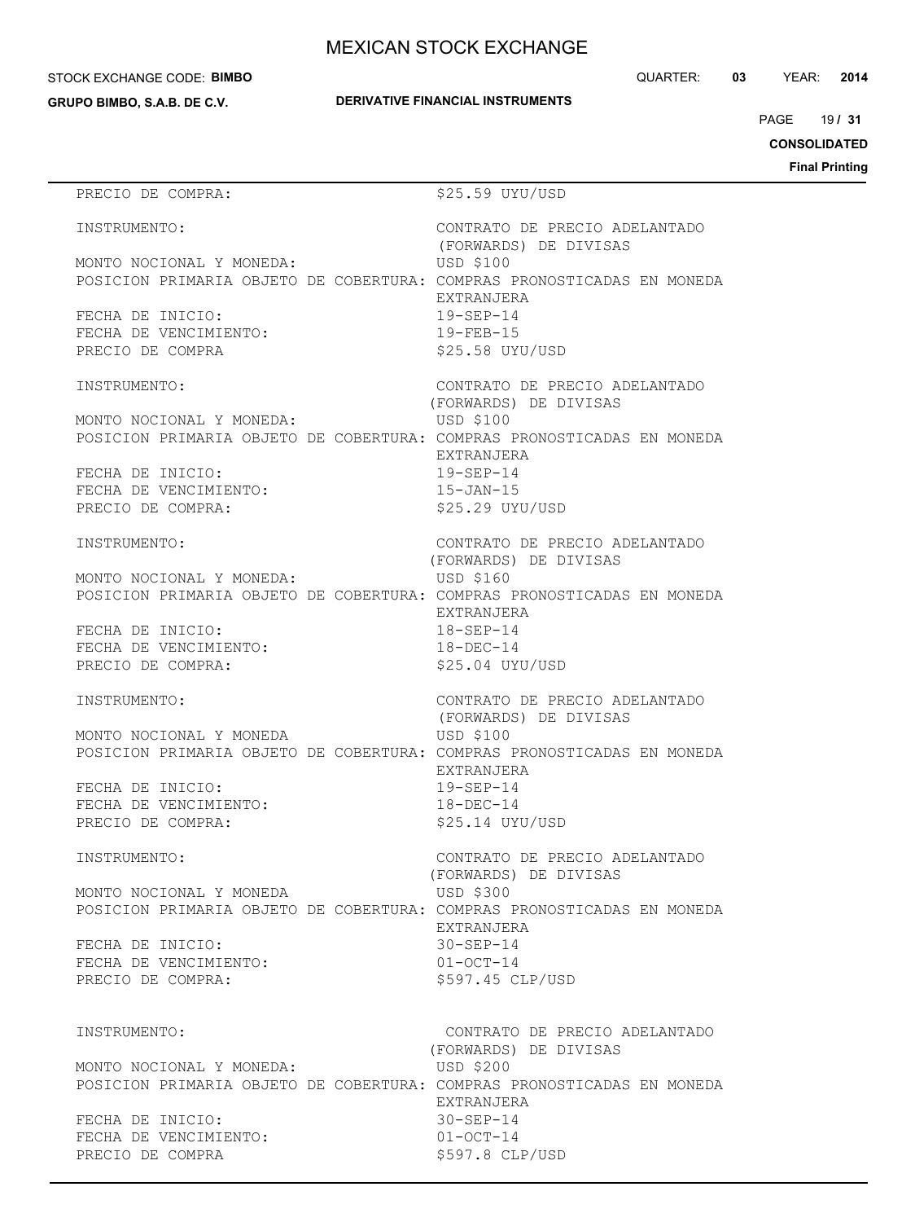PRECIO DE COMPRA: $25.59 UYU/USD

INSTRUMENTO: CONTRATO DE PRECIO ADELANTADO (FORWARDS) DE DIVISAS
MONTO NOCIONAL Y MONEDA: USD $100
POSICION PRIMARIA OBJETO DE COBERTURA: COMPRAS PRONOSTICADAS EN MONEDA EXTRANJERA
FECHA DE INICIO: 19-SEP-14
FECHA DE VENCIMIENTO: 19-FEB-15
PRECIO DE COMPRA $25.58 UYU/USD

INSTRUMENTO: CONTRATO DE PRECIO ADELANTADO (FORWARDS) DE DIVISAS
MONTO NOCIONAL Y MONEDA: USD $100
POSICION PRIMARIA OBJETO DE COBERTURA: COMPRAS PRONOSTICADAS EN MONEDA EXTRANJERA
FECHA DE INICIO: 19-SEP-14
FECHA DE VENCIMIENTO: 15-JAN-15
PRECIO DE COMPRA: $25.29 UYU/USD

INSTRUMENTO: CONTRATO DE PRECIO ADELANTADO (FORWARDS) DE DIVISAS
MONTO NOCIONAL Y MONEDA: USD $160
POSICION PRIMARIA OBJETO DE COBERTURA: COMPRAS PRONOSTICADAS EN MONEDA EXTRANJERA
FECHA DE INICIO: 18-SEP-14
FECHA DE VENCIMIENTO: 18-DEC-14
PRECIO DE COMPRA: $25.04 UYU/USD

INSTRUMENTO: CONTRATO DE PRECIO ADELANTADO (FORWARDS) DE DIVISAS
MONTO NOCIONAL Y MONEDA USD $100
POSICION PRIMARIA OBJETO DE COBERTURA: COMPRAS PRONOSTICADAS EN MONEDA EXTRANJERA
FECHA DE INICIO: 19-SEP-14
FECHA DE VENCIMIENTO: 18-DEC-14
PRECIO DE COMPRA: $25.14 UYU/USD

INSTRUMENTO: CONTRATO DE PRECIO ADELANTADO (FORWARDS) DE DIVISAS
MONTO NOCIONAL Y MONEDA USD $300
POSICION PRIMARIA OBJETO DE COBERTURA: COMPRAS PRONOSTICADAS EN MONEDA EXTRANJERA
FECHA DE INICIO: 30-SEP-14
FECHA DE VENCIMIENTO: 01-OCT-14
PRECIO DE COMPRA: $597.45 CLP/USD

INSTRUMENTO: CONTRATO DE PRECIO ADELANTADO (FORWARDS) DE DIVISAS
MONTO NOCIONAL Y MONEDA: USD $200
POSICION PRIMARIA OBJETO DE COBERTURA: COMPRAS PRONOSTICADAS EN MONEDA EXTRANJERA
FECHA DE INICIO: 30-SEP-14
FECHA DE VENCIMIENTO: 01-OCT-14
PRECIO DE COMPRA $597.8 CLP/USD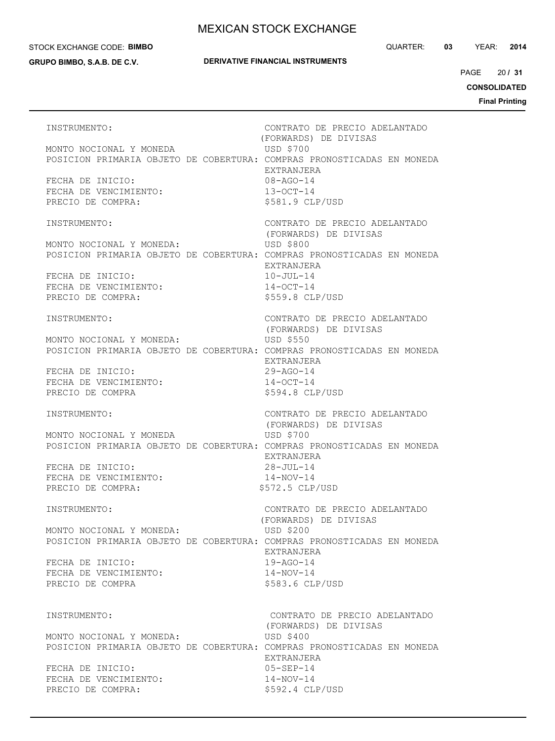INSTRUMENTO: CONTRATO DE PRECIO ADELANTADO (FORWARDS) DE DIVISAS
MONTO NOCIONAL Y MONEDA USD $700
POSICION PRIMARIA OBJETO DE COBERTURA: COMPRAS PRONOSTICADAS EN MONEDA EXTRANJERA
FECHA DE INICIO: 08-AGO-14
FECHA DE VENCIMIENTO: 13-OCT-14
PRECIO DE COMPRA: $581.9 CLP/USD

INSTRUMENTO: CONTRATO DE PRECIO ADELANTADO (FORWARDS) DE DIVISAS
MONTO NOCIONAL Y MONEDA: USD $800
POSICION PRIMARIA OBJETO DE COBERTURA: COMPRAS PRONOSTICADAS EN MONEDA EXTRANJERA
FECHA DE INICIO: 10-JUL-14
FECHA DE VENCIMIENTO: 14-OCT-14
PRECIO DE COMPRA: $559.8 CLP/USD

INSTRUMENTO: CONTRATO DE PRECIO ADELANTADO (FORWARDS) DE DIVISAS
MONTO NOCIONAL Y MONEDA: USD $550
POSICION PRIMARIA OBJETO DE COBERTURA: COMPRAS PRONOSTICADAS EN MONEDA EXTRANJERA
FECHA DE INICIO: 29-AGO-14
FECHA DE VENCIMIENTO: 14-OCT-14
PRECIO DE COMPRA $594.8 CLP/USD

INSTRUMENTO: CONTRATO DE PRECIO ADELANTADO (FORWARDS) DE DIVISAS
MONTO NOCIONAL Y MONEDA USD $700
POSICION PRIMARIA OBJETO DE COBERTURA: COMPRAS PRONOSTICADAS EN MONEDA EXTRANJERA
FECHA DE INICIO: 28-JUL-14
FECHA DE VENCIMIENTO: 14-NOV-14
PRECIO DE COMPRA: $572.5 CLP/USD

INSTRUMENTO: CONTRATO DE PRECIO ADELANTADO (FORWARDS) DE DIVISAS
MONTO NOCIONAL Y MONEDA: USD $200
POSICION PRIMARIA OBJETO DE COBERTURA: COMPRAS PRONOSTICADAS EN MONEDA EXTRANJERA
FECHA DE INICIO: 19-AGO-14
FECHA DE VENCIMIENTO: 14-NOV-14
PRECIO DE COMPRA $583.6 CLP/USD

INSTRUMENTO: CONTRATO DE PRECIO ADELANTADO (FORWARDS) DE DIVISAS
MONTO NOCIONAL Y MONEDA: USD $400
POSICION PRIMARIA OBJETO DE COBERTURA: COMPRAS PRONOSTICADAS EN MONEDA EXTRANJERA
FECHA DE INICIO: 05-SEP-14
FECHA DE VENCIMIENTO: 14-NOV-14
PRECIO DE COMPRA: $592.4 CLP/USD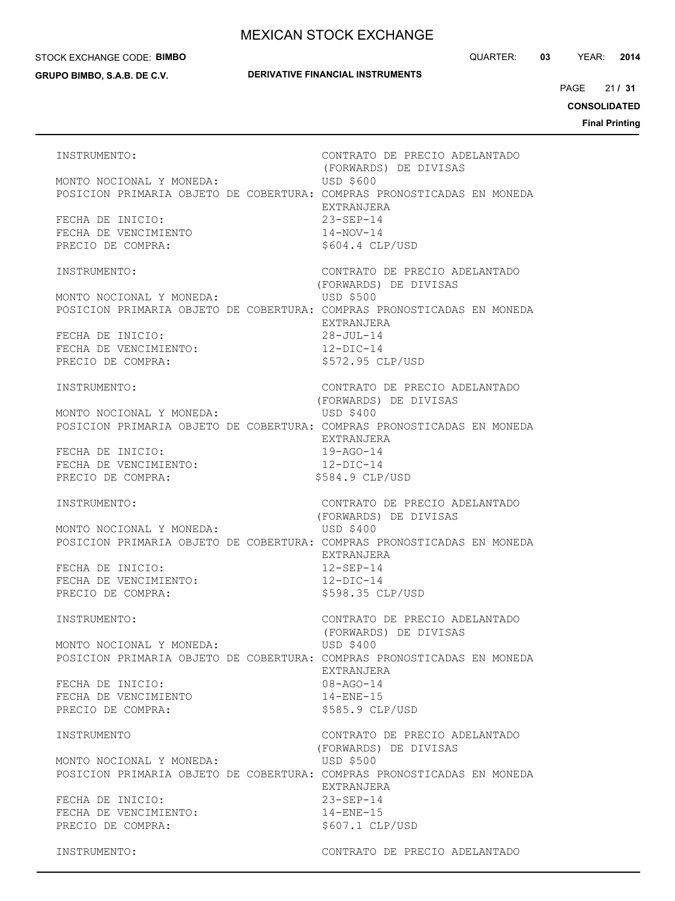INSTRUMENTO: CONTRATO DE PRECIO ADELANTADO (FORWARDS) DE DIVISAS
MONTO NOCIONAL Y MONEDA: USD $600
POSICION PRIMARIA OBJETO DE COBERTURA: COMPRAS PRONOSTICADAS EN MONEDA EXTRANJERA
FECHA DE INICIO: 23-SEP-14
FECHA DE VENCIMIENTO 14-NOV-14
PRECIO DE COMPRA: $604.4 CLP/USD

INSTRUMENTO: CONTRATO DE PRECIO ADELANTADO (FORWARDS) DE DIVISAS
MONTO NOCIONAL Y MONEDA: USD $500
POSICION PRIMARIA OBJETO DE COBERTURA: COMPRAS PRONOSTICADAS EN MONEDA EXTRANJERA
FECHA DE INICIO: 28-JUL-14
FECHA DE VENCIMIENTO: 12-DIC-14
PRECIO DE COMPRA: $572.95 CLP/USD

INSTRUMENTO: CONTRATO DE PRECIO ADELANTADO (FORWARDS) DE DIVISAS
MONTO NOCIONAL Y MONEDA: USD $400
POSICION PRIMARIA OBJETO DE COBERTURA: COMPRAS PRONOSTICADAS EN MONEDA EXTRANJERA
FECHA DE INICIO: 19-AGO-14
FECHA DE VENCIMIENTO: 12-DIC-14
PRECIO DE COMPRA: $584.9 CLP/USD

INSTRUMENTO: CONTRATO DE PRECIO ADELANTADO (FORWARDS) DE DIVISAS
MONTO NOCIONAL Y MONEDA: USD $400
POSICION PRIMARIA OBJETO DE COBERTURA: COMPRAS PRONOSTICADAS EN MONEDA EXTRANJERA
FECHA DE INICIO: 12-SEP-14
FECHA DE VENCIMIENTO: 12-DIC-14
PRECIO DE COMPRA: $598.35 CLP/USD

INSTRUMENTO: CONTRATO DE PRECIO ADELANTADO (FORWARDS) DE DIVISAS
MONTO NOCIONAL Y MONEDA: USD $400
POSICION PRIMARIA OBJETO DE COBERTURA: COMPRAS PRONOSTICADAS EN MONEDA EXTRANJERA
FECHA DE INICIO: 08-AGO-14
FECHA DE VENCIMIENTO 14-ENE-15
PRECIO DE COMPRA: $585.9 CLP/USD

INSTRUMENTO CONTRATO DE PRECIO ADELANTADO (FORWARDS) DE DIVISAS
MONTO NOCIONAL Y MONEDA: USD $500
POSICION PRIMARIA OBJETO DE COBERTURA: COMPRAS PRONOSTICADAS EN MONEDA EXTRANJERA
FECHA DE INICIO: 23-SEP-14
FECHA DE VENCIMIENTO: 14-ENE-15
PRECIO DE COMPRA: $607.1 CLP/USD

INSTRUMENTO: CONTRATO DE PRECIO ADELANTADO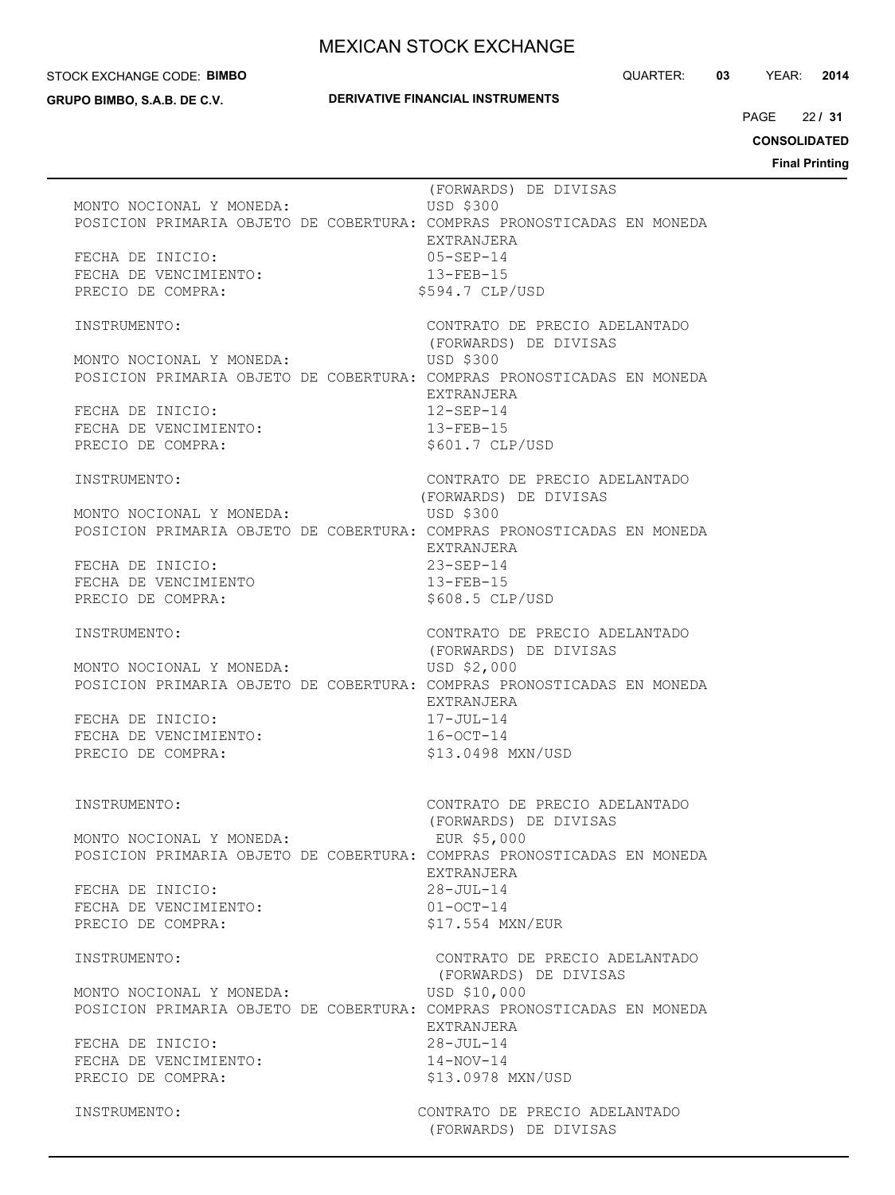(FORWARDS) DE DIVISAS

MONTO NOCIONAL Y MONEDA: USD $300
POSICION PRIMARIA OBJETO DE COBERTURA: COMPRAS PRONOSTICADAS EN MONEDA EXTRANJERA
FECHA DE INICIO: 05-SEP-14
FECHA DE VENCIMIENTO: 13-FEB-15
PRECIO DE COMPRA: $594.7 CLP/USD

INSTRUMENTO: CONTRATO DE PRECIO ADELANTADO (FORWARDS) DE DIVISAS
MONTO NOCIONAL Y MONEDA: USD $300
POSICION PRIMARIA OBJETO DE COBERTURA: COMPRAS PRONOSTICADAS EN MONEDA EXTRANJERA
FECHA DE INICIO: 12-SEP-14
FECHA DE VENCIMIENTO: 13-FEB-15
PRECIO DE COMPRA: $601.7 CLP/USD

INSTRUMENTO: CONTRATO DE PRECIO ADELANTADO (FORWARDS) DE DIVISAS
MONTO NOCIONAL Y MONEDA: USD $300
POSICION PRIMARIA OBJETO DE COBERTURA: COMPRAS PRONOSTICADAS EN MONEDA EXTRANJERA
FECHA DE INICIO: 23-SEP-14
FECHA DE VENCIMIENTO 13-FEB-15
PRECIO DE COMPRA: $608.5 CLP/USD

INSTRUMENTO: CONTRATO DE PRECIO ADELANTADO (FORWARDS) DE DIVISAS
MONTO NOCIONAL Y MONEDA: USD $2,000
POSICION PRIMARIA OBJETO DE COBERTURA: COMPRAS PRONOSTICADAS EN MONEDA EXTRANJERA
FECHA DE INICIO: 17-JUL-14
FECHA DE VENCIMIENTO: 16-OCT-14
PRECIO DE COMPRA: $13.0498 MXN/USD

INSTRUMENTO: CONTRATO DE PRECIO ADELANTADO (FORWARDS) DE DIVISAS
MONTO NOCIONAL Y MONEDA: EUR $5,000
POSICION PRIMARIA OBJETO DE COBERTURA: COMPRAS PRONOSTICADAS EN MONEDA EXTRANJERA
FECHA DE INICIO: 28-JUL-14
FECHA DE VENCIMIENTO: 01-OCT-14
PRECIO DE COMPRA: $17.554 MXN/EUR

INSTRUMENTO: CONTRATO DE PRECIO ADELANTADO (FORWARDS) DE DIVISAS
MONTO NOCIONAL Y MONEDA: USD $10,000
POSICION PRIMARIA OBJETO DE COBERTURA: COMPRAS PRONOSTICADAS EN MONEDA EXTRANJERA
FECHA DE INICIO: 28-JUL-14
FECHA DE VENCIMIENTO: 14-NOV-14
PRECIO DE COMPRA: $13.0978 MXN/USD

INSTRUMENTO: CONTRATO DE PRECIO ADELANTADO (FORWARDS) DE DIVISAS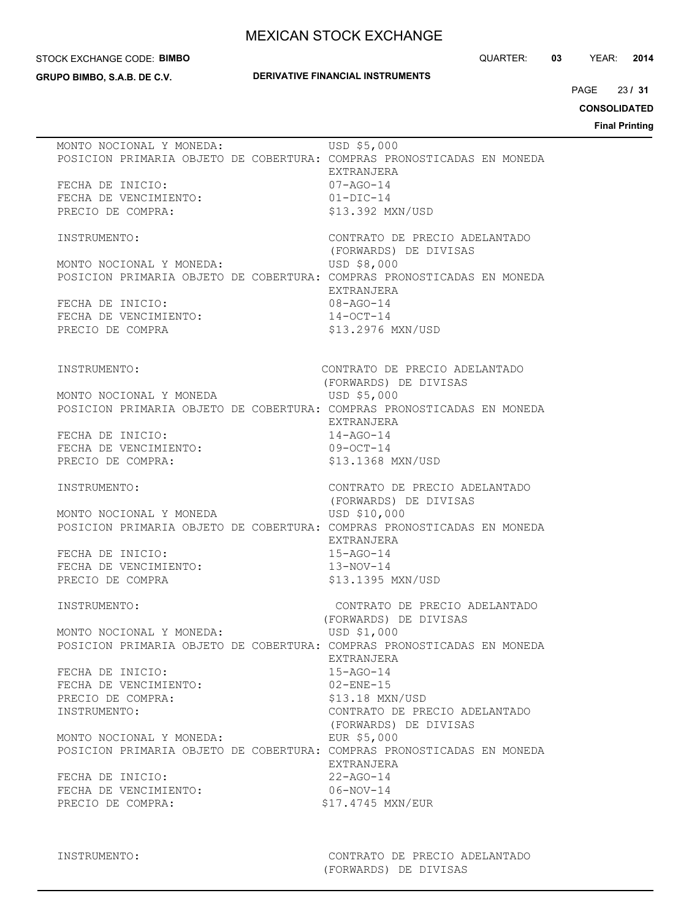MONTO NOCIONAL Y MONEDA: USD $5,000
POSICION PRIMARIA OBJETO DE COBERTURA: COMPRAS PRONOSTICADAS EN MONEDA EXTRANJERA
FECHA DE INICIO: 07-AGO-14
FECHA DE VENCIMIENTO: 01-DIC-14
PRECIO DE COMPRA: $13.392 MXN/USD

INSTRUMENTO: CONTRATO DE PRECIO ADELANTADO (FORWARDS) DE DIVISAS
MONTO NOCIONAL Y MONEDA: USD $8,000
POSICION PRIMARIA OBJETO DE COBERTURA: COMPRAS PRONOSTICADAS EN MONEDA EXTRANJERA
FECHA DE INICIO: 08-AGO-14
FECHA DE VENCIMIENTO: 14-OCT-14
PRECIO DE COMPRA $13.2976 MXN/USD

INSTRUMENTO: CONTRATO DE PRECIO ADELANTADO (FORWARDS) DE DIVISAS
MONTO NOCIONAL Y MONEDA USD $5,000
POSICION PRIMARIA OBJETO DE COBERTURA: COMPRAS PRONOSTICADAS EN MONEDA EXTRANJERA
FECHA DE INICIO: 14-AGO-14
FECHA DE VENCIMIENTO: 09-OCT-14
PRECIO DE COMPRA: $13.1368 MXN/USD

INSTRUMENTO: CONTRATO DE PRECIO ADELANTADO (FORWARDS) DE DIVISAS
MONTO NOCIONAL Y MONEDA USD $10,000
POSICION PRIMARIA OBJETO DE COBERTURA: COMPRAS PRONOSTICADAS EN MONEDA EXTRANJERA
FECHA DE INICIO: 15-AGO-14
FECHA DE VENCIMIENTO: 13-NOV-14
PRECIO DE COMPRA $13.1395 MXN/USD

INSTRUMENTO: CONTRATO DE PRECIO ADELANTADO (FORWARDS) DE DIVISAS
MONTO NOCIONAL Y MONEDA: USD $1,000
POSICION PRIMARIA OBJETO DE COBERTURA: COMPRAS PRONOSTICADAS EN MONEDA EXTRANJERA
FECHA DE INICIO: 15-AGO-14
FECHA DE VENCIMIENTO: 02-ENE-15
PRECIO DE COMPRA: $13.18 MXN/USD
INSTRUMENTO: CONTRATO DE PRECIO ADELANTADO (FORWARDS) DE DIVISAS
MONTO NOCIONAL Y MONEDA: EUR $5,000
POSICION PRIMARIA OBJETO DE COBERTURA: COMPRAS PRONOSTICADAS EN MONEDA EXTRANJERA
FECHA DE INICIO: 22-AGO-14
FECHA DE VENCIMIENTO: 06-NOV-14
PRECIO DE COMPRA: $17.4745 MXN/EUR

INSTRUMENTO: CONTRATO DE PRECIO ADELANTADO (FORWARDS) DE DIVISAS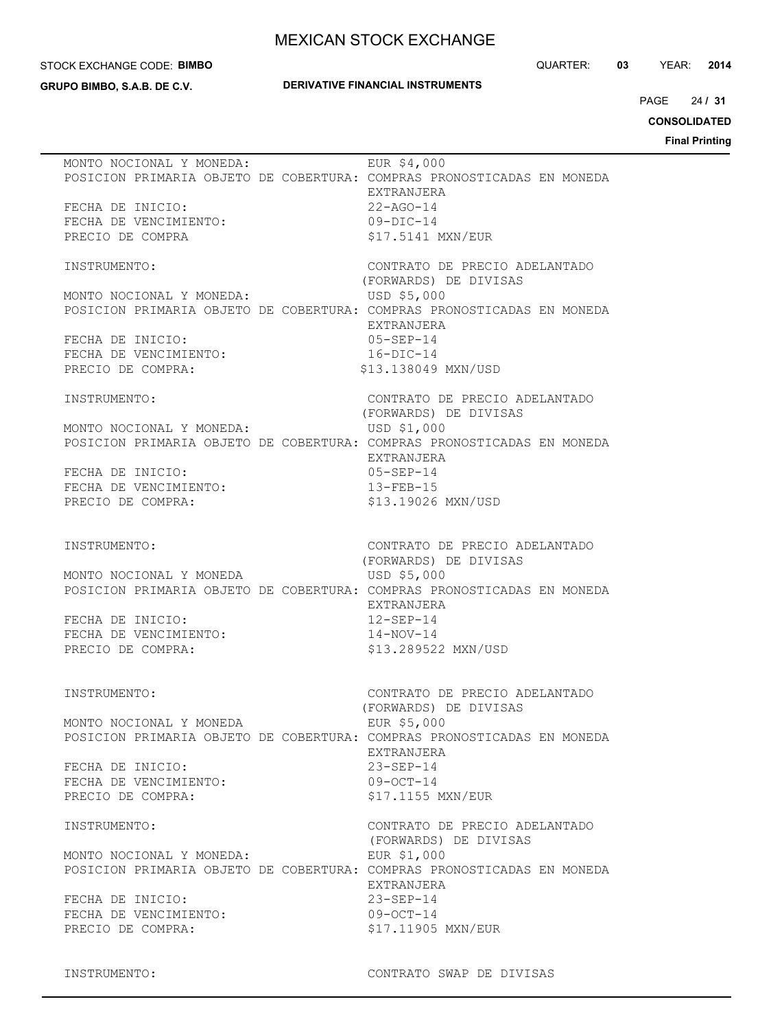MONTO NOCIONAL Y MONEDA: EUR $4,000
POSICION PRIMARIA OBJETO DE COBERTURA: COMPRAS PRONOSTICADAS EN MONEDA EXTRANJERA
FECHA DE INICIO: 22-AGO-14
FECHA DE VENCIMIENTO: 09-DIC-14
PRECIO DE COMPRA $17.5141 MXN/EUR

INSTRUMENTO: CONTRATO DE PRECIO ADELANTADO (FORWARDS) DE DIVISAS
MONTO NOCIONAL Y MONEDA: USD $5,000
POSICION PRIMARIA OBJETO DE COBERTURA: COMPRAS PRONOSTICADAS EN MONEDA EXTRANJERA
FECHA DE INICIO: 05-SEP-14
FECHA DE VENCIMIENTO: 16-DIC-14
PRECIO DE COMPRA: $13.138049 MXN/USD

INSTRUMENTO: CONTRATO DE PRECIO ADELANTADO (FORWARDS) DE DIVISAS
MONTO NOCIONAL Y MONEDA: USD $1,000
POSICION PRIMARIA OBJETO DE COBERTURA: COMPRAS PRONOSTICADAS EN MONEDA EXTRANJERA
FECHA DE INICIO: 05-SEP-14
FECHA DE VENCIMIENTO: 13-FEB-15
PRECIO DE COMPRA: $13.19026 MXN/USD

INSTRUMENTO: CONTRATO DE PRECIO ADELANTADO (FORWARDS) DE DIVISAS
MONTO NOCIONAL Y MONEDA USD $5,000
POSICION PRIMARIA OBJETO DE COBERTURA: COMPRAS PRONOSTICADAS EN MONEDA EXTRANJERA
FECHA DE INICIO: 12-SEP-14
FECHA DE VENCIMIENTO: 14-NOV-14
PRECIO DE COMPRA: $13.289522 MXN/USD

INSTRUMENTO: CONTRATO DE PRECIO ADELANTADO (FORWARDS) DE DIVISAS
MONTO NOCIONAL Y MONEDA EUR $5,000
POSICION PRIMARIA OBJETO DE COBERTURA: COMPRAS PRONOSTICADAS EN MONEDA EXTRANJERA
FECHA DE INICIO: 23-SEP-14
FECHA DE VENCIMIENTO: 09-OCT-14
PRECIO DE COMPRA: $17.1155 MXN/EUR

INSTRUMENTO: CONTRATO DE PRECIO ADELANTADO (FORWARDS) DE DIVISAS
MONTO NOCIONAL Y MONEDA: EUR $1,000
POSICION PRIMARIA OBJETO DE COBERTURA: COMPRAS PRONOSTICADAS EN MONEDA EXTRANJERA
FECHA DE INICIO: 23-SEP-14
FECHA DE VENCIMIENTO: 09-OCT-14
PRECIO DE COMPRA: $17.11905 MXN/EUR

INSTRUMENTO: CONTRATO SWAP DE DIVISAS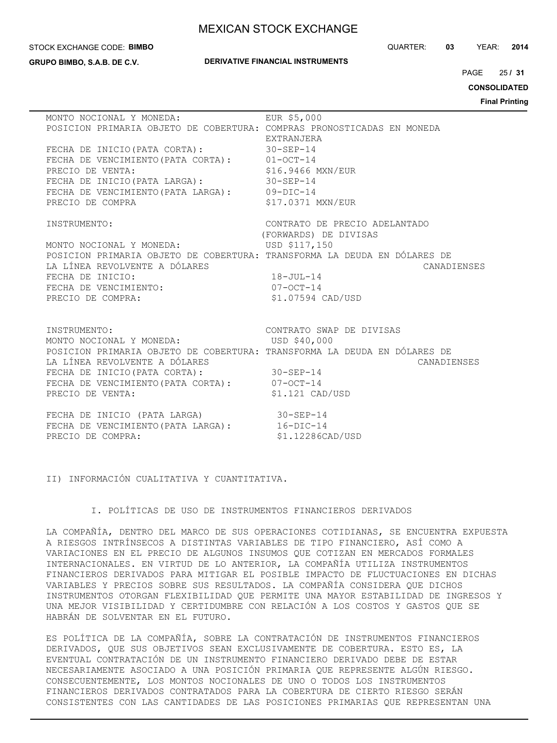MONTO NOCIONAL Y MONEDA: EUR $5,000
POSICION PRIMARIA OBJETO DE COBERTURA: COMPRAS PRONOSTICADAS EN MONEDA EXTRANJERA
FECHA DE INICIO(PATA CORTA): 30-SEP-14
FECHA DE VENCIMIENTO(PATA CORTA): 01-OCT-14
PRECIO DE VENTA: $16.9466 MXN/EUR
FECHA DE INICIO(PATA LARGA): 30-SEP-14
FECHA DE VENCIMIENTO(PATA LARGA): 09-DIC-14
PRECIO DE COMPRA $17.0371 MXN/EUR

INSTRUMENTO: CONTRATO DE PRECIO ADELANTADO (FORWARDS) DE DIVISAS
MONTO NOCIONAL Y MONEDA: USD $117,150
POSICION PRIMARIA OBJETO DE COBERTURA: TRANSFORMA LA DEUDA EN DÓLARES DE LA LÍNEA REVOLVENTE A DÓLARES CANADIENSES
FECHA DE INICIO: 18-JUL-14
FECHA DE VENCIMIENTO: 07-OCT-14
PRECIO DE COMPRA: $1.07594 CAD/USD

INSTRUMENTO: CONTRATO SWAP DE DIVISAS
MONTO NOCIONAL Y MONEDA: USD $40,000
POSICION PRIMARIA OBJETO DE COBERTURA: TRANSFORMA LA DEUDA EN DÓLARES DE LA LÍNEA REVOLVENTE A DÓLARES CANADIENSES
FECHA DE INICIO(PATA CORTA): 30-SEP-14
FECHA DE VENCIMIENTO(PATA CORTA): 07-OCT-14
PRECIO DE VENTA: $1.121 CAD/USD

FECHA DE INICIO (PATA LARGA) 30-SEP-14
FECHA DE VENCIMIENTO(PATA LARGA): 16-DIC-14
PRECIO DE COMPRA: $1.12286CAD/USD

## II) INFORMACIÓN CUALITATIVA Y CUANTITATIVA.

### I. POLÍTICAS DE USO DE INSTRUMENTOS FINANCIEROS DERIVADOS

LA COMPAÑÍA, DENTRO DEL MARCO DE SUS OPERACIONES COTIDIANAS, SE ENCUENTRA EXPUESTA A RIESGOS INTRÍNSECOS A DISTINTAS VARIABLES DE TIPO FINANCIERO, ASÍ COMO A VARIACIONES EN EL PRECIO DE ALGUNOS INSUMOS QUE COTIZAN EN MERCADOS FORMALES INTERNACIONALES. EN VIRTUD DE LO ANTERIOR, LA COMPAÑÍA UTILIZA INSTRUMENTOS FINANCIEROS DERIVADOS PARA MITIGAR EL POSIBLE IMPACTO DE FLUCTUACIONES EN DICHAS VARIABLES Y PRECIOS SOBRE SUS RESULTADOS. LA COMPAÑÍA CONSIDERA QUE DICHOS INSTRUMENTOS OTORGAN FLEXIBILIDAD QUE PERMITE UNA MAYOR ESTABILIDAD DE INGRESOS Y UNA MEJOR VISIBILIDAD Y CERTIDUMBRE CON RELACIÓN A LOS COSTOS Y GASTOS QUE SE HABRÁN DE SOLVENTAR EN EL FUTURO.

ES POLÍTICA DE LA COMPAÑÍA, SOBRE LA CONTRATACIÓN DE INSTRUMENTOS FINANCIEROS DERIVADOS, QUE SUS OBJETIVOS SEAN EXCLUSIVAMENTE DE COBERTURA. ESTO ES, LA EVENTUAL CONTRATACIÓN DE UN INSTRUMENTO FINANCIERO DERIVADO DEBE DE ESTAR NECESARIAMENTE ASOCIADO A UNA POSICIÓN PRIMARIA QUE REPRESENTE ALGÚN RIESGO. CONSECUENTEMENTE, LOS MONTOS NOCIONALES DE UNO O TODOS LOS INSTRUMENTOS FINANCIEROS DERIVADOS CONTRATADOS PARA LA COBERTURA DE CIERTO RIESGO SERÁN CONSISTENTES CON LAS CANTIDADES DE LAS POSICIONES PRIMARIAS QUE REPRESENTAN UNA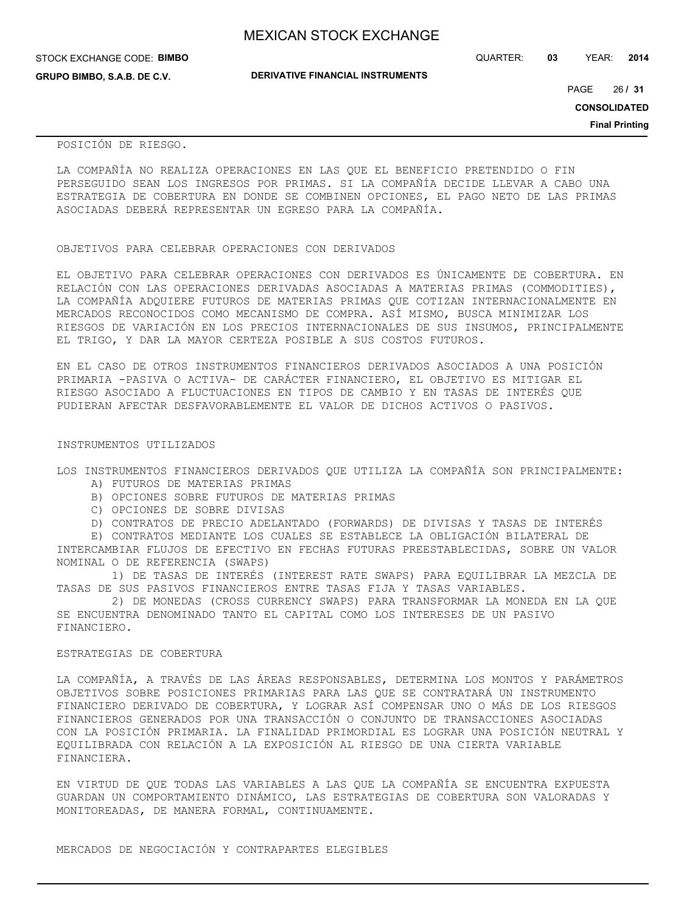POSICIÓN DE RIESGO.

LA COMPAÑÍA NO REALIZA OPERACIONES EN LAS QUE EL BENEFICIO PRETENDIDO O FIN PERSEGUIDO SEAN LOS INGRESOS POR PRIMAS. SI LA COMPAÑÍA DECIDE LLEVAR A CABO UNA ESTRATEGIA DE COBERTURA EN DONDE SE COMBINEN OPCIONES, EL PAGO NETO DE LAS PRIMAS ASOCIADAS DEBERÁ REPRESENTAR UN EGRESO PARA LA COMPAÑÍA.

## OBJETIVOS PARA CELEBRAR OPERACIONES CON DERIVADOS

EL OBJETIVO PARA CELEBRAR OPERACIONES CON DERIVADOS ES ÚNICAMENTE DE COBERTURA. EN RELACIÓN CON LAS OPERACIONES DERIVADAS ASOCIADAS A MATERIAS PRIMAS (COMMODITIES), LA COMPAÑÍA ADQUIERE FUTUROS DE MATERIAS PRIMAS QUE COTIZAN INTERNACIONALMENTE EN MERCADOS RECONOCIDOS COMO MECANISMO DE COMPRA. ASÍ MISMO, BUSCA MINIMIZAR LOS RIESGOS DE VARIACIÓN EN LOS PRECIOS INTERNACIONALES DE SUS INSUMOS, PRINCIPALMENTE EL TRIGO, Y DAR LA MAYOR CERTEZA POSIBLE A SUS COSTOS FUTUROS.

EN EL CASO DE OTROS INSTRUMENTOS FINANCIEROS DERIVADOS ASOCIADOS A UNA POSICIÓN PRIMARIA -PASIVA O ACTIVA- DE CARÁCTER FINANCIERO, EL OBJETIVO ES MITIGAR EL RIESGO ASOCIADO A FLUCTUACIONES EN TIPOS DE CAMBIO Y EN TASAS DE INTERÉS QUE PUDIERAN AFECTAR DESFAVORABLEMENTE EL VALOR DE DICHOS ACTIVOS O PASIVOS.

## INSTRUMENTOS UTILIZADOS

LOS INSTRUMENTOS FINANCIEROS DERIVADOS QUE UTILIZA LA COMPAÑÍA SON PRINCIPALMENTE:

A) FUTUROS DE MATERIAS PRIMAS
B) OPCIONES SOBRE FUTUROS DE MATERIAS PRIMAS
C) OPCIONES DE SOBRE DIVISAS
D) CONTRATOS DE PRECIO ADELANTADO (FORWARDS) DE DIVISAS Y TASAS DE INTERÉS
E) CONTRATOS MEDIANTE LOS CUALES SE ESTABLECE LA OBLIGACIÓN BILATERAL DE INTERCAMBIAR FLUJOS DE EFECTIVO EN FECHAS FUTURAS PREESTABLECIDAS, SOBRE UN VALOR NOMINAL O DE REFERENCIA (SWAPS)

1) DE TASAS DE INTERÉS (INTEREST RATE SWAPS) PARA EQUILIBRAR LA MEZCLA DE TASAS DE SUS PASIVOS FINANCIEROS ENTRE TASAS FIJA Y TASAS VARIABLES.
2) DE MONEDAS (CROSS CURRENCY SWAPS) PARA TRANSFORMAR LA MONEDA EN LA QUE SE ENCUENTRA DENOMINADO TANTO EL CAPITAL COMO LOS INTERESES DE UN PASIVO FINANCIERO.

## ESTRATEGIAS DE COBERTURA

LA COMPAÑÍA, A TRAVÉS DE LAS ÁREAS RESPONSABLES, DETERMINA LOS MONTOS Y PARÁMETROS OBJETIVOS SOBRE POSICIONES PRIMARIAS PARA LAS QUE SE CONTRATARÁ UN INSTRUMENTO FINANCIERO DERIVADO DE COBERTURA, Y LOGRAR ASÍ COMPENSAR UNO O MÁS DE LOS RIESGOS FINANCIEROS GENERADOS POR UNA TRANSACCIÓN O CONJUNTO DE TRANSACCIONES ASOCIADAS CON LA POSICIÓN PRIMARIA. LA FINALIDAD PRIMORDIAL ES LOGRAR UNA POSICIÓN NEUTRAL Y EQUILIBRADA CON RELACIÓN A LA EXPOSICIÓN AL RIESGO DE UNA CIERTA VARIABLE FINANCIERA.

EN VIRTUD DE QUE TODAS LAS VARIABLES A LAS QUE LA COMPAÑÍA SE ENCUENTRA EXPUESTA GUARDAN UN COMPORTAMIENTO DINÁMICO, LAS ESTRATEGIAS DE COBERTURA SON VALORADAS Y MONITOREADAS, DE MANERA FORMAL, CONTINUAMENTE.

## MERCADOS DE NEGOCIACIÓN Y CONTRAPARTES ELEGIBLES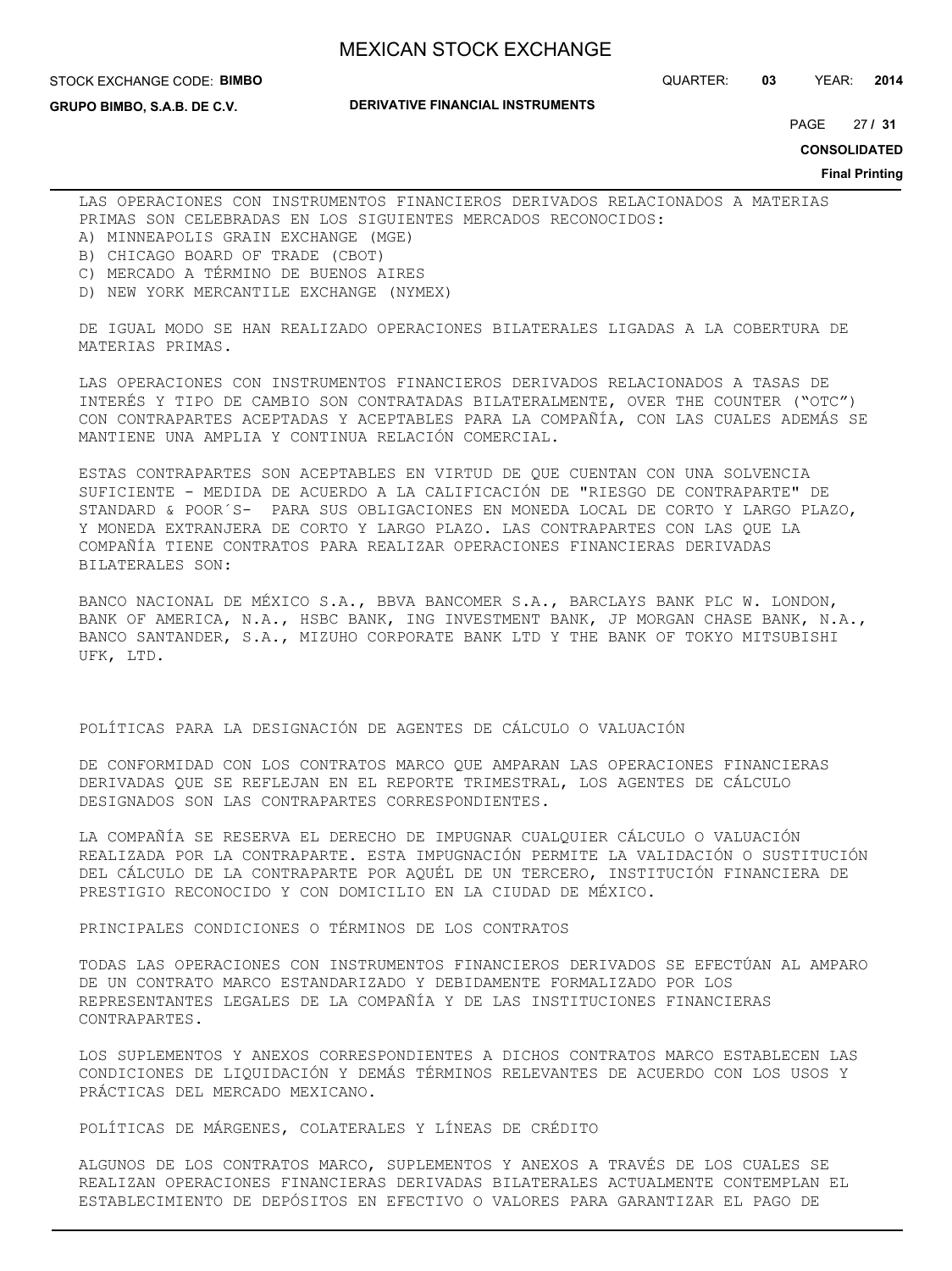LAS OPERACIONES CON INSTRUMENTOS FINANCIEROS DERIVADOS RELACIONADOS A MATERIAS PRIMAS SON CELEBRADAS EN LOS SIGUIENTES MERCADOS RECONOCIDOS:

A) MINNEAPOLIS GRAIN EXCHANGE (MGE)
B) CHICAGO BOARD OF TRADE (CBOT)
C) MERCADO A TÉRMINO DE BUENOS AIRES
D) NEW YORK MERCANTILE EXCHANGE (NYMEX)

DE IGUAL MODO SE HAN REALIZADO OPERACIONES BILATERALES LIGADAS A LA COBERTURA DE MATERIAS PRIMAS.

LAS OPERACIONES CON INSTRUMENTOS FINANCIEROS DERIVADOS RELACIONADOS A TASAS DE INTERÉS Y TIPO DE CAMBIO SON CONTRATADAS BILATERALMENTE, OVER THE COUNTER ("OTC") CON CONTRAPARTES ACEPTADAS Y ACEPTABLES PARA LA COMPAÑÍA, CON LAS CUALES ADEMÁS SE MANTIENE UNA AMPLIA Y CONTINUA RELACIÓN COMERCIAL.

ESTAS CONTRAPARTES SON ACEPTABLES EN VIRTUD DE QUE CUENTAN CON UNA SOLVENCIA SUFICIENTE - MEDIDA DE ACUERDO A LA CALIFICACIÓN DE "RIESGO DE CONTRAPARTE" DE STANDARD & POOR´S- PARA SUS OBLIGACIONES EN MONEDA LOCAL DE CORTO Y LARGO PLAZO, Y MONEDA EXTRANJERA DE CORTO Y LARGO PLAZO. LAS CONTRAPARTES CON LAS QUE LA COMPAÑÍA TIENE CONTRATOS PARA REALIZAR OPERACIONES FINANCIERAS DERIVADAS BILATERALES SON:

BANCO NACIONAL DE MÉXICO S.A., BBVA BANCOMER S.A., BARCLAYS BANK PLC W. LONDON, BANK OF AMERICA, N.A., HSBC BANK, ING INVESTMENT BANK, JP MORGAN CHASE BANK, N.A., BANCO SANTANDER, S.A., MIZUHO CORPORATE BANK LTD Y THE BANK OF TOKYO MITSUBISHI UFK, LTD.

POLÍTICAS PARA LA DESIGNACIÓN DE AGENTES DE CÁLCULO O VALUACIÓN

DE CONFORMIDAD CON LOS CONTRATOS MARCO QUE AMPARAN LAS OPERACIONES FINANCIERAS DERIVADAS QUE SE REFLEJAN EN EL REPORTE TRIMESTRAL, LOS AGENTES DE CÁLCULO DESIGNADOS SON LAS CONTRAPARTES CORRESPONDIENTES.

LA COMPAÑÍA SE RESERVA EL DERECHO DE IMPUGNAR CUALQUIER CÁLCULO O VALUACIÓN REALIZADA POR LA CONTRAPARTE. ESTA IMPUGNACIÓN PERMITE LA VALIDACIÓN O SUSTITUCIÓN DEL CÁLCULO DE LA CONTRAPARTE POR AQUÉL DE UN TERCERO, INSTITUCIÓN FINANCIERA DE PRESTIGIO RECONOCIDO Y CON DOMICILIO EN LA CIUDAD DE MÉXICO.

PRINCIPALES CONDICIONES O TÉRMINOS DE LOS CONTRATOS

TODAS LAS OPERACIONES CON INSTRUMENTOS FINANCIEROS DERIVADOS SE EFECTÚAN AL AMPARO DE UN CONTRATO MARCO ESTANDARIZADO Y DEBIDAMENTE FORMALIZADO POR LOS REPRESENTANTES LEGALES DE LA COMPAÑÍA Y DE LAS INSTITUCIONES FINANCIERAS CONTRAPARTES.

LOS SUPLEMENTOS Y ANEXOS CORRESPONDIENTES A DICHOS CONTRATOS MARCO ESTABLECEN LAS CONDICIONES DE LIQUIDACIÓN Y DEMÁS TÉRMINOS RELEVANTES DE ACUERDO CON LOS USOS Y PRÁCTICAS DEL MERCADO MEXICANO.

POLÍTICAS DE MÁRGENES, COLATERALES Y LÍNEAS DE CRÉDITO

ALGUNOS DE LOS CONTRATOS MARCO, SUPLEMENTOS Y ANEXOS A TRAVÉS DE LOS CUALES SE REALIZAN OPERACIONES FINANCIERAS DERIVADAS BILATERALES ACTUALMENTE CONTEMPLAN EL ESTABLECIMIENTO DE DEPÓSITOS EN EFECTIVO O VALORES PARA GARANTIZAR EL PAGO DE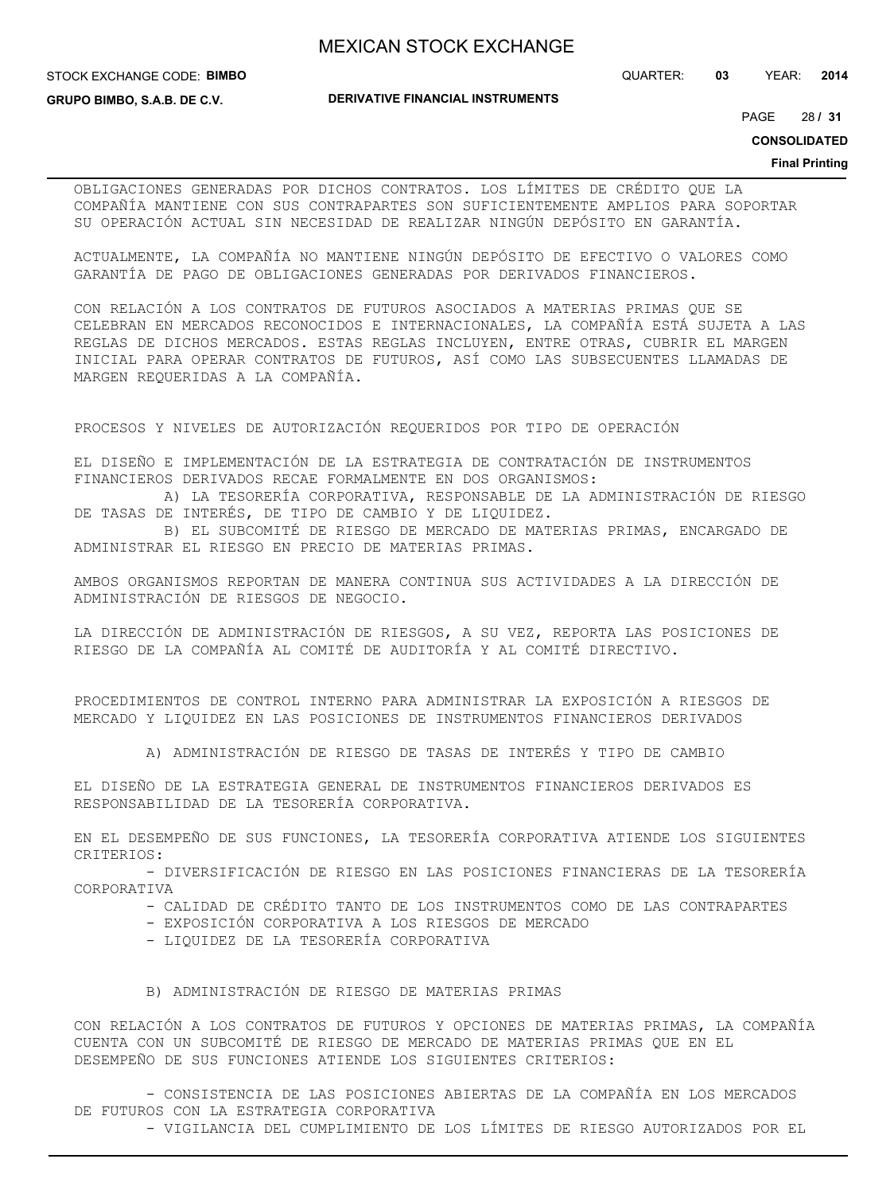OBLIGACIONES GENERADAS POR DICHOS CONTRATOS. LOS LÍMITES DE CRÉDITO QUE LA COMPAÑÍA MANTIENE CON SUS CONTRAPARTES SON SUFICIENTEMENTE AMPLIOS PARA SOPORTAR SU OPERACIÓN ACTUAL SIN NECESIDAD DE REALIZAR NINGÚN DEPÓSITO EN GARANTÍA.

ACTUALMENTE, LA COMPAÑÍA NO MANTIENE NINGÚN DEPÓSITO DE EFECTIVO O VALORES COMO GARANTÍA DE PAGO DE OBLIGACIONES GENERADAS POR DERIVADOS FINANCIEROS.

CON RELACIÓN A LOS CONTRATOS DE FUTUROS ASOCIADOS A MATERIAS PRIMAS QUE SE CELEBRAN EN MERCADOS RECONOCIDOS E INTERNACIONALES, LA COMPAÑÍA ESTÁ SUJETA A LAS REGLAS DE DICHOS MERCADOS. ESTAS REGLAS INCLUYEN, ENTRE OTRAS, CUBRIR EL MARGEN INICIAL PARA OPERAR CONTRATOS DE FUTUROS, ASÍ COMO LAS SUBSECUENTES LLAMADAS DE MARGEN REQUERIDAS A LA COMPAÑÍA.

PROCESOS Y NIVELES DE AUTORIZACIÓN REQUERIDOS POR TIPO DE OPERACIÓN

EL DISEÑO E IMPLEMENTACIÓN DE LA ESTRATEGIA DE CONTRATACIÓN DE INSTRUMENTOS FINANCIEROS DERIVADOS RECAE FORMALMENTE EN DOS ORGANISMOS:

A) LA TESORERÍA CORPORATIVA, RESPONSABLE DE LA ADMINISTRACIÓN DE RIESGO DE TASAS DE INTERÉS, DE TIPO DE CAMBIO Y DE LIQUIDEZ.

B) EL SUBCOMITÉ DE RIESGO DE MERCADO DE MATERIAS PRIMAS, ENCARGADO DE ADMINISTRAR EL RIESGO EN PRECIO DE MATERIAS PRIMAS.

AMBOS ORGANISMOS REPORTAN DE MANERA CONTINUA SUS ACTIVIDADES A LA DIRECCIÓN DE ADMINISTRACIÓN DE RIESGOS DE NEGOCIO.

LA DIRECCIÓN DE ADMINISTRACIÓN DE RIESGOS, A SU VEZ, REPORTA LAS POSICIONES DE RIESGO DE LA COMPAÑÍA AL COMITÉ DE AUDITORÍA Y AL COMITÉ DIRECTIVO.

PROCEDIMIENTOS DE CONTROL INTERNO PARA ADMINISTRAR LA EXPOSICIÓN A RIESGOS DE MERCADO Y LIQUIDEZ EN LAS POSICIONES DE INSTRUMENTOS FINANCIEROS DERIVADOS

A) ADMINISTRACIÓN DE RIESGO DE TASAS DE INTERÉS Y TIPO DE CAMBIO

EL DISEÑO DE LA ESTRATEGIA GENERAL DE INSTRUMENTOS FINANCIEROS DERIVADOS ES RESPONSABILIDAD DE LA TESORERÍA CORPORATIVA.

EN EL DESEMPEÑO DE SUS FUNCIONES, LA TESORERÍA CORPORATIVA ATIENDE LOS SIGUIENTES CRITERIOS:

- DIVERSIFICACIÓN DE RIESGO EN LAS POSICIONES FINANCIERAS DE LA TESORERÍA CORPORATIVA
- CALIDAD DE CRÉDITO TANTO DE LOS INSTRUMENTOS COMO DE LAS CONTRAPARTES
- EXPOSICIÓN CORPORATIVA A LOS RIESGOS DE MERCADO
- LIQUIDEZ DE LA TESORERÍA CORPORATIVA

B) ADMINISTRACIÓN DE RIESGO DE MATERIAS PRIMAS

CON RELACIÓN A LOS CONTRATOS DE FUTUROS Y OPCIONES DE MATERIAS PRIMAS, LA COMPAÑÍA CUENTA CON UN SUBCOMITÉ DE RIESGO DE MERCADO DE MATERIAS PRIMAS QUE EN EL DESEMPEÑO DE SUS FUNCIONES ATIENDE LOS SIGUIENTES CRITERIOS:

- CONSISTENCIA DE LAS POSICIONES ABIERTAS DE LA COMPAÑÍA EN LOS MERCADOS DE FUTUROS CON LA ESTRATEGIA CORPORATIVA
- VIGILANCIA DEL CUMPLIMIENTO DE LOS LÍMITES DE RIESGO AUTORIZADOS POR EL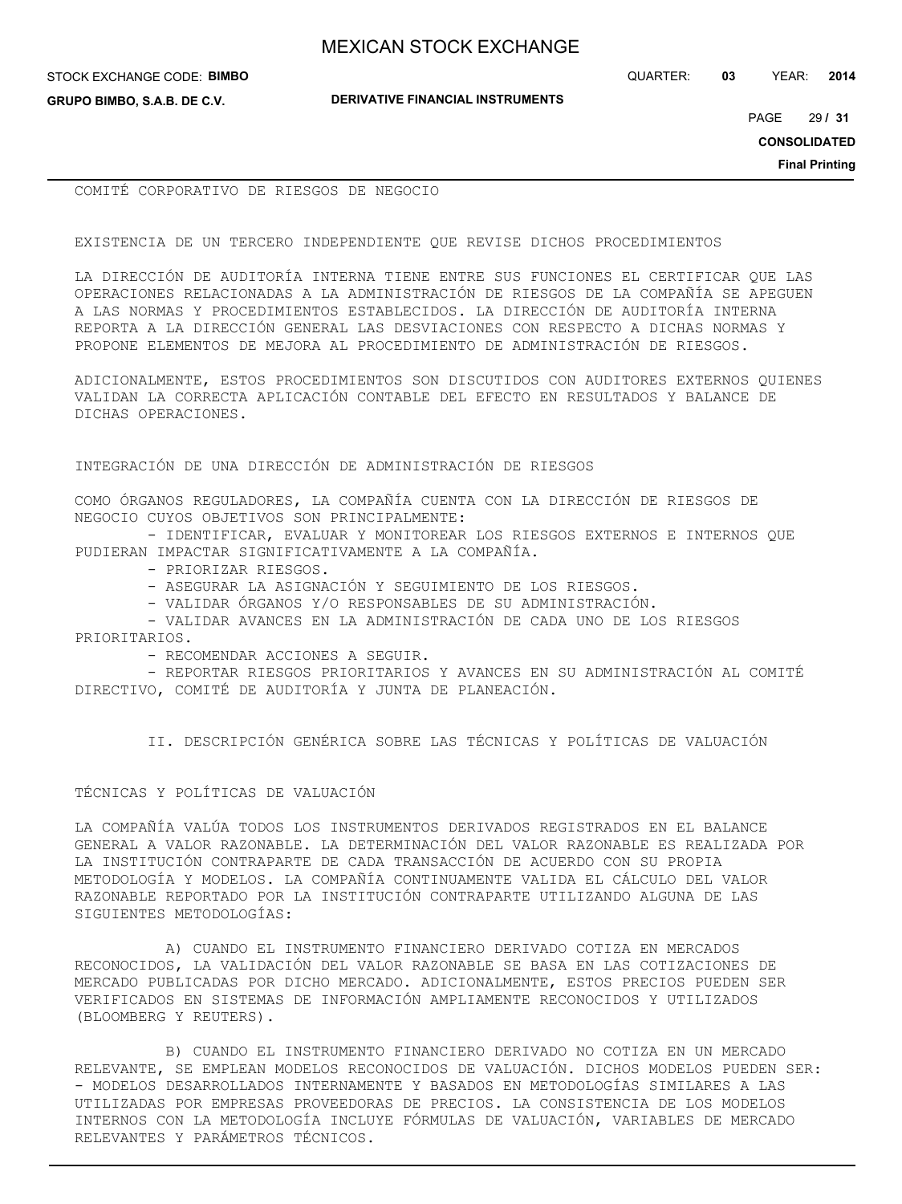COMITÉ CORPORATIVO DE RIESGOS DE NEGOCIO

EXISTENCIA DE UN TERCERO INDEPENDIENTE QUE REVISE DICHOS PROCEDIMIENTOS

LA DIRECCIÓN DE AUDITORÍA INTERNA TIENE ENTRE SUS FUNCIONES EL CERTIFICAR QUE LAS OPERACIONES RELACIONADAS A LA ADMINISTRACIÓN DE RIESGOS DE LA COMPAÑÍA SE APEGUEN A LAS NORMAS Y PROCEDIMIENTOS ESTABLECIDOS. LA DIRECCIÓN DE AUDITORÍA INTERNA REPORTA A LA DIRECCIÓN GENERAL LAS DESVIACIONES CON RESPECTO A DICHAS NORMAS Y PROPONE ELEMENTOS DE MEJORA AL PROCEDIMIENTO DE ADMINISTRACIÓN DE RIESGOS.

ADICIONALMENTE, ESTOS PROCEDIMIENTOS SON DISCUTIDOS CON AUDITORES EXTERNOS QUIENES VALIDAN LA CORRECTA APLICACIÓN CONTABLE DEL EFECTO EN RESULTADOS Y BALANCE DE DICHAS OPERACIONES.

INTEGRACIÓN DE UNA DIRECCIÓN DE ADMINISTRACIÓN DE RIESGOS

COMO ÓRGANOS REGULADORES, LA COMPAÑÍA CUENTA CON LA DIRECCIÓN DE RIESGOS DE NEGOCIO CUYOS OBJETIVOS SON PRINCIPALMENTE:

- IDENTIFICAR, EVALUAR Y MONITOREAR LOS RIESGOS EXTERNOS E INTERNOS QUE PUDIERAN IMPACTAR SIGNIFICATIVAMENTE A LA COMPAÑÍA.
- PRIORIZAR RIESGOS.
- ASEGURAR LA ASIGNACIÓN Y SEGUIMIENTO DE LOS RIESGOS.
- VALIDAR ÓRGANOS Y/O RESPONSABLES DE SU ADMINISTRACIÓN.
- VALIDAR AVANCES EN LA ADMINISTRACIÓN DE CADA UNO DE LOS RIESGOS PRIORITARIOS.
- RECOMENDAR ACCIONES A SEGUIR.
- REPORTAR RIESGOS PRIORITARIOS Y AVANCES EN SU ADMINISTRACIÓN AL COMITÉ DIRECTIVO, COMITÉ DE AUDITORÍA Y JUNTA DE PLANEACIÓN.

## II. DESCRIPCIÓN GENÉRICA SOBRE LAS TÉCNICAS Y POLÍTICAS DE VALUACIÓN

TÉCNICAS Y POLÍTICAS DE VALUACIÓN

LA COMPAÑÍA VALÚA TODOS LOS INSTRUMENTOS DERIVADOS REGISTRADOS EN EL BALANCE GENERAL A VALOR RAZONABLE. LA DETERMINACIÓN DEL VALOR RAZONABLE ES REALIZADA POR LA INSTITUCIÓN CONTRAPARTE DE CADA TRANSACCIÓN DE ACUERDO CON SU PROPIA METODOLOGÍA Y MODELOS. LA COMPAÑÍA CONTINUAMENTE VALIDA EL CÁLCULO DEL VALOR RAZONABLE REPORTADO POR LA INSTITUCIÓN CONTRAPARTE UTILIZANDO ALGUNA DE LAS SIGUIENTES METODOLOGÍAS:

A) CUANDO EL INSTRUMENTO FINANCIERO DERIVADO COTIZA EN MERCADOS RECONOCIDOS, LA VALIDACIÓN DEL VALOR RAZONABLE SE BASA EN LAS COTIZACIONES DE MERCADO PUBLICADAS POR DICHO MERCADO. ADICIONALMENTE, ESTOS PRECIOS PUEDEN SER VERIFICADOS EN SISTEMAS DE INFORMACIÓN AMPLIAMENTE RECONOCIDOS Y UTILIZADOS (BLOOMBERG Y REUTERS).

B) CUANDO EL INSTRUMENTO FINANCIERO DERIVADO NO COTIZA EN UN MERCADO RELEVANTE, SE EMPLEAN MODELOS RECONOCIDOS DE VALUACIÓN. DICHOS MODELOS PUEDEN SER:
- MODELOS DESARROLLADOS INTERNAMENTE Y BASADOS EN METODOLOGÍAS SIMILARES A LAS UTILIZADAS POR EMPRESAS PROVEEDORAS DE PRECIOS. LA CONSISTENCIA DE LOS MODELOS INTERNOS CON LA METODOLOGÍA INCLUYE FÓRMULAS DE VALUACIÓN, VARIABLES DE MERCADO RELEVANTES Y PARÁMETROS TÉCNICOS.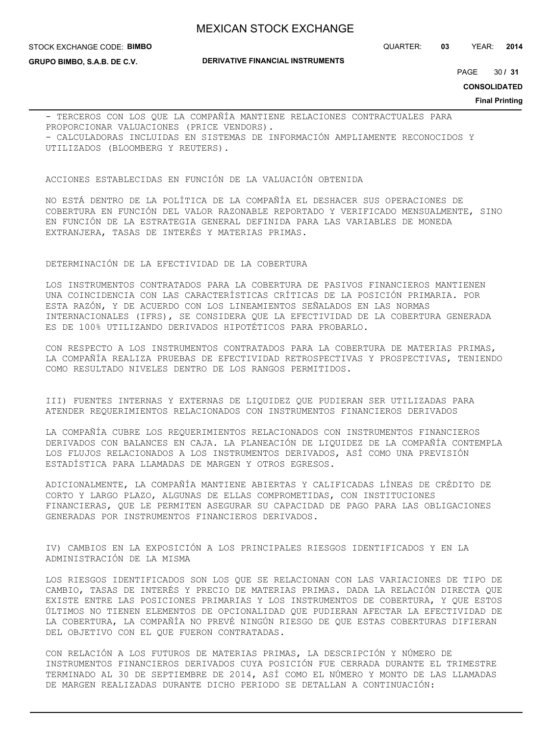- TERCEROS CON LOS QUE LA COMPAÑÍA MANTIENE RELACIONES CONTRACTUALES PARA PROPORCIONAR VALUACIONES (PRICE VENDORS).
- CALCULADORAS INCLUIDAS EN SISTEMAS DE INFORMACIÓN AMPLIAMENTE RECONOCIDOS Y UTILIZADOS (BLOOMBERG Y REUTERS).

ACCIONES ESTABLECIDAS EN FUNCIÓN DE LA VALUACIÓN OBTENIDA

NO ESTÁ DENTRO DE LA POLÍTICA DE LA COMPAÑÍA EL DESHACER SUS OPERACIONES DE COBERTURA EN FUNCIÓN DEL VALOR RAZONABLE REPORTADO Y VERIFICADO MENSUALMENTE, SINO EN FUNCIÓN DE LA ESTRATEGIA GENERAL DEFINIDA PARA LAS VARIABLES DE MONEDA EXTRANJERA, TASAS DE INTERÉS Y MATERIAS PRIMAS.

DETERMINACIÓN DE LA EFECTIVIDAD DE LA COBERTURA

LOS INSTRUMENTOS CONTRATADOS PARA LA COBERTURA DE PASIVOS FINANCIEROS MANTIENEN UNA COINCIDENCIA CON LAS CARACTERÍSTICAS CRÍTICAS DE LA POSICIÓN PRIMARIA. POR ESTA RAZÓN, Y DE ACUERDO CON LOS LINEAMIENTOS SEÑALADOS EN LAS NORMAS INTERNACIONALES (IFRS), SE CONSIDERA QUE LA EFECTIVIDAD DE LA COBERTURA GENERADA ES DE 100% UTILIZANDO DERIVADOS HIPOTÉTICOS PARA PROBARLO.

CON RESPECTO A LOS INSTRUMENTOS CONTRATADOS PARA LA COBERTURA DE MATERIAS PRIMAS, LA COMPAÑÍA REALIZA PRUEBAS DE EFECTIVIDAD RETROSPECTIVAS Y PROSPECTIVAS, TENIENDO COMO RESULTADO NIVELES DENTRO DE LOS RANGOS PERMITIDOS.

III) FUENTES INTERNAS Y EXTERNAS DE LIQUIDEZ QUE PUDIERAN SER UTILIZADAS PARA ATENDER REQUERIMIENTOS RELACIONADOS CON INSTRUMENTOS FINANCIEROS DERIVADOS

LA COMPAÑÍA CUBRE LOS REQUERIMIENTOS RELACIONADOS CON INSTRUMENTOS FINANCIEROS DERIVADOS CON BALANCES EN CAJA. LA PLANEACIÓN DE LIQUIDEZ DE LA COMPAÑÍA CONTEMPLA LOS FLUJOS RELACIONADOS A LOS INSTRUMENTOS DERIVADOS, ASÍ COMO UNA PREVISIÓN ESTADÍSTICA PARA LLAMADAS DE MARGEN Y OTROS EGRESOS.

ADICIONALMENTE, LA COMPAÑÍA MANTIENE ABIERTAS Y CALIFICADAS LÍNEAS DE CRÉDITO DE CORTO Y LARGO PLAZO, ALGUNAS DE ELLAS COMPROMETIDAS, CON INSTITUCIONES FINANCIERAS, QUE LE PERMITEN ASEGURAR SU CAPACIDAD DE PAGO PARA LAS OBLIGACIONES GENERADAS POR INSTRUMENTOS FINANCIEROS DERIVADOS.

IV) CAMBIOS EN LA EXPOSICIÓN A LOS PRINCIPALES RIESGOS IDENTIFICADOS Y EN LA ADMINISTRACIÓN DE LA MISMA

LOS RIESGOS IDENTIFICADOS SON LOS QUE SE RELACIONAN CON LAS VARIACIONES DE TIPO DE CAMBIO, TASAS DE INTERÉS Y PRECIO DE MATERIAS PRIMAS. DADA LA RELACIÓN DIRECTA QUE EXISTE ENTRE LAS POSICIONES PRIMARIAS Y LOS INSTRUMENTOS DE COBERTURA, Y QUE ESTOS ÚLTIMOS NO TIENEN ELEMENTOS DE OPCIONALIDAD QUE PUDIERAN AFECTAR LA EFECTIVIDAD DE LA COBERTURA, LA COMPAÑÍA NO PREVÉ NINGÚN RIESGO DE QUE ESTAS COBERTURAS DIFIERAN DEL OBJETIVO CON EL QUE FUERON CONTRATADAS.

CON RELACIÓN A LOS FUTUROS DE MATERIAS PRIMAS, LA DESCRIPCIÓN Y NÚMERO DE INSTRUMENTOS FINANCIEROS DERIVADOS CUYA POSICIÓN FUE CERRADA DURANTE EL TRIMESTRE TERMINADO AL 30 DE SEPTIEMBRE DE 2014, ASÍ COMO EL NÚMERO Y MONTO DE LAS LLAMADAS DE MARGEN REALIZADAS DURANTE DICHO PERIODO SE DETALLAN A CONTINUACIÓN: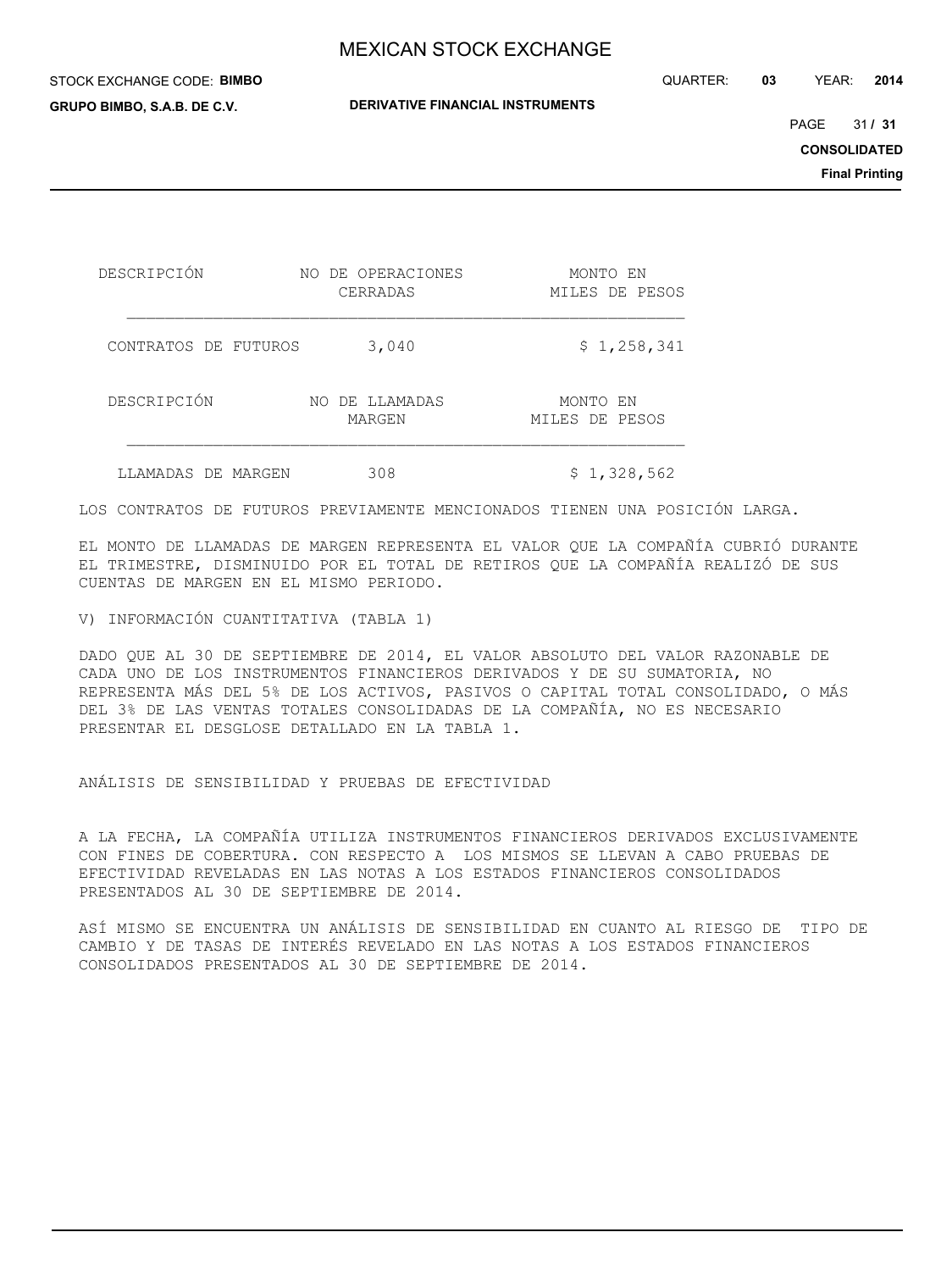| DESCRIPCIÓN | NO DE OPERACIONES CERRADAS | MONTO EN MILES DE PESOS |
|---|---|---|
| CONTRATOS DE FUTUROS | 3,040 | $ 1,258,341 |

| DESCRIPCIÓN | NO DE LLAMADAS MARGEN | MONTO EN MILES DE PESOS |
|---|---|---|
| LLAMADAS DE MARGEN | 308 | $ 1,328,562 |

LOS CONTRATOS DE FUTUROS PREVIAMENTE MENCIONADOS TIENEN UNA POSICIÓN LARGA.

EL MONTO DE LLAMADAS DE MARGEN REPRESENTA EL VALOR QUE LA COMPAÑÍA CUBRIÓ DURANTE EL TRIMESTRE, DISMINUIDO POR EL TOTAL DE RETIROS QUE LA COMPAÑÍA REALIZÓ DE SUS CUENTAS DE MARGEN EN EL MISMO PERIODO.

V) INFORMACIÓN CUANTITATIVA (TABLA 1)

DADO QUE AL 30 DE SEPTIEMBRE DE 2014, EL VALOR ABSOLUTO DEL VALOR RAZONABLE DE CADA UNO DE LOS INSTRUMENTOS FINANCIEROS DERIVADOS Y DE SU SUMATORIA, NO REPRESENTA MÁS DEL 5% DE LOS ACTIVOS, PASIVOS O CAPITAL TOTAL CONSOLIDADO, O MÁS DEL 3% DE LAS VENTAS TOTALES CONSOLIDADAS DE LA COMPAÑÍA, NO ES NECESARIO PRESENTAR EL DESGLOSE DETALLADO EN LA TABLA 1.

ANÁLISIS DE SENSIBILIDAD Y PRUEBAS DE EFECTIVIDAD

A LA FECHA, LA COMPAÑÍA UTILIZA INSTRUMENTOS FINANCIEROS DERIVADOS EXCLUSIVAMENTE CON FINES DE COBERTURA. CON RESPECTO A LOS MISMOS SE LLEVAN A CABO PRUEBAS DE EFECTIVIDAD REVELADAS EN LAS NOTAS A LOS ESTADOS FINANCIEROS CONSOLIDADOS PRESENTADOS AL 30 DE SEPTIEMBRE DE 2014.

ASÍ MISMO SE ENCUENTRA UN ANÁLISIS DE SENSIBILIDAD EN CUANTO AL RIESGO DE TIPO DE CAMBIO Y DE TASAS DE INTERÉS REVELADO EN LAS NOTAS A LOS ESTADOS FINANCIEROS CONSOLIDADOS PRESENTADOS AL 30 DE SEPTIEMBRE DE 2014.